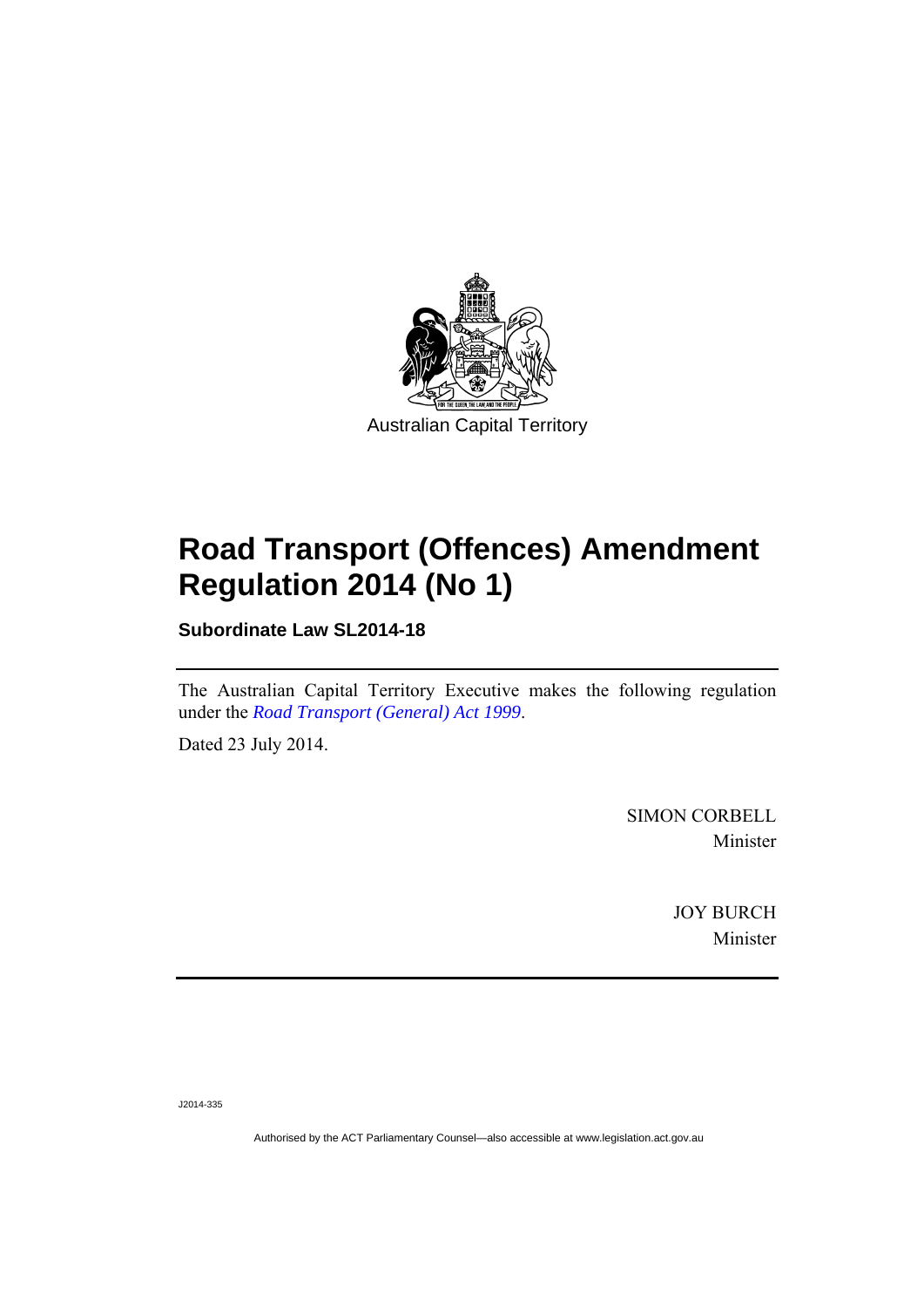Australian Capital Territory

# Road Transport (Offences) Amendment Regulation 2014 (No 1)

**Subordinate Law SL2014-18**

The Australian Capital Territory Executive makes the following regulation under the *Road Transport (General) Act 1999*.

Dated 23 July 2014.

SIMON CORBELL
Minister

JOY BURCH
Minister

J2014-335

Authorised by the ACT Parliamentary Counsel—also accessible at www.legislation.act.gov.au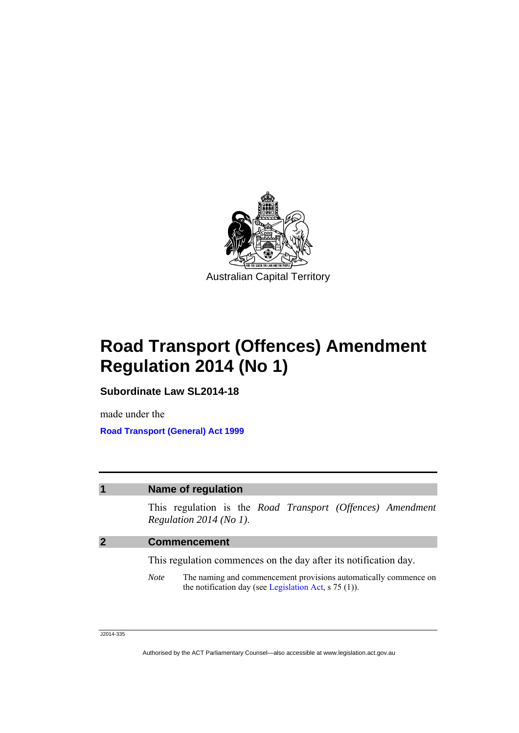Australian Capital Territory

# Road Transport (Offences) Amendment Regulation 2014 (No 1)

**Subordinate Law SL2014-18**

made under the

**Road Transport (General) Act 1999**

## 1 Name of regulation

This regulation is the *Road Transport (Offences) Amendment Regulation 2014 (No 1)*.

## 2 Commencement

This regulation commences on the day after its notification day.

*Note* The naming and commencement provisions automatically commence on the notification day (see Legislation Act, s 75 (1)).

J2014-335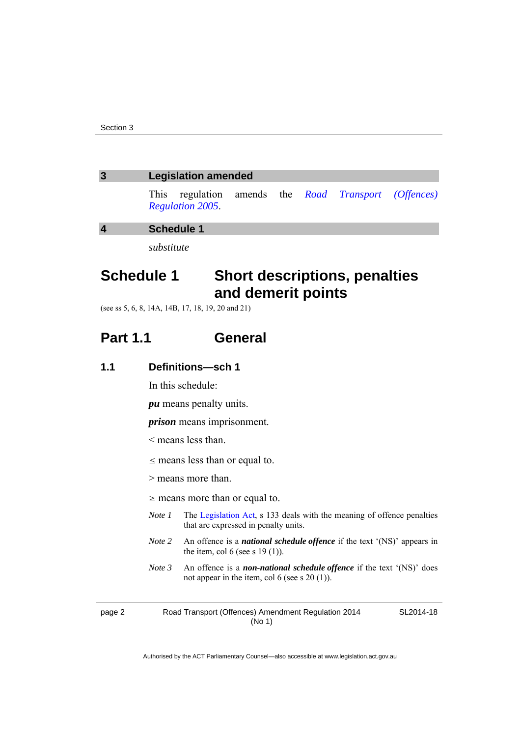## 3 Legislation amended

This regulation amends the *Road Transport (Offences) Regulation 2005*.

## 4 Schedule 1

*substitute*

# Schedule 1 Short descriptions, penalties and demerit points

(see ss 5, 6, 8, 14A, 14B, 17, 18, 19, 20 and 21)

## Part 1.1 General

### 1.1 Definitions—sch 1

In this schedule:

***pu*** means penalty units.

***prison*** means imprisonment.

< means less than.

≤ means less than or equal to.

> means more than.

≥ means more than or equal to.

*Note 1* The Legislation Act, s 133 deals with the meaning of offence penalties that are expressed in penalty units.

*Note 2* An offence is a ***national schedule offence*** if the text '(NS)' appears in the item, col 6 (see s 19 (1)).

*Note 3* An offence is a ***non-national schedule offence*** if the text '(NS)' does not appear in the item, col 6 (see s 20 (1)).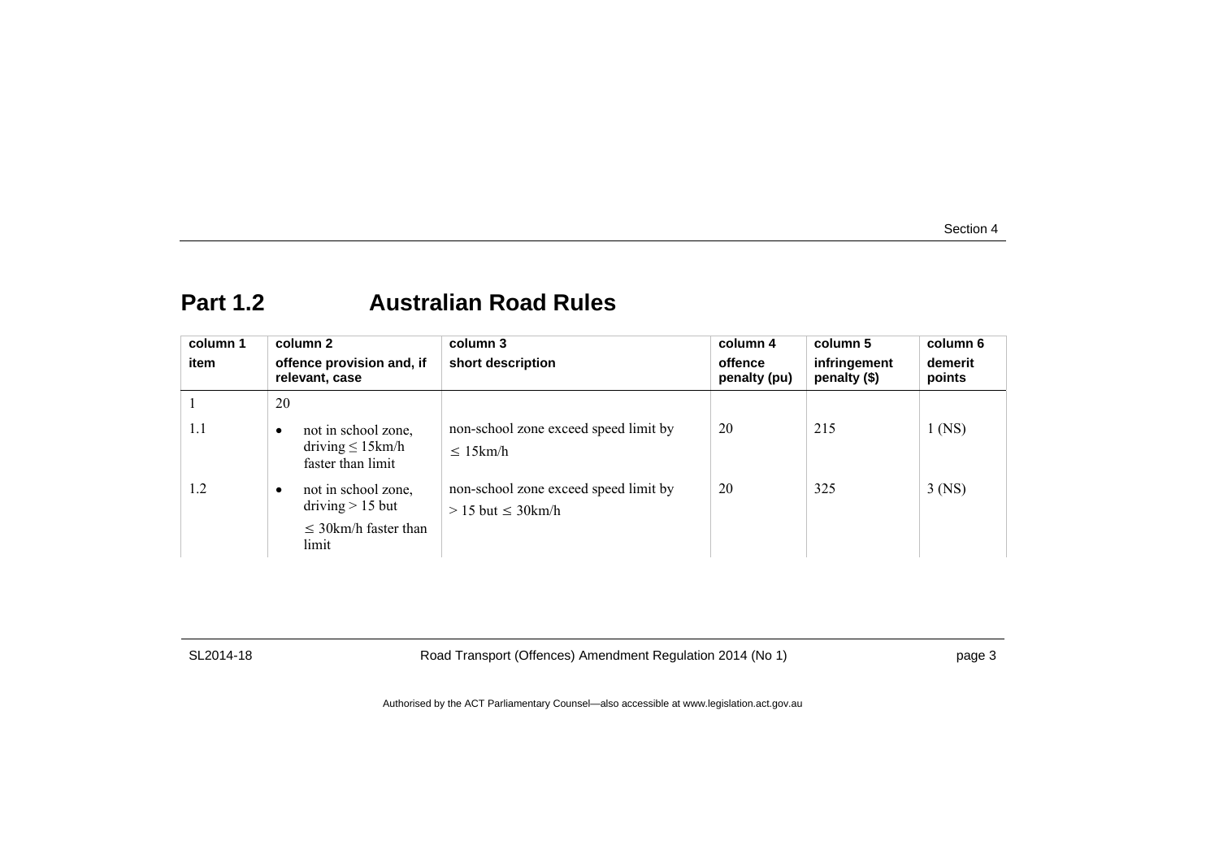## Part 1.2 Australian Road Rules

| column 1<br>item | column 2<br>offence provision and, if relevant, case | column 3<br>short description | column 4<br>offence penalty (pu) | column 5<br>infringement penalty ($) | column 6<br>demerit points |
|---|---|---|---|---|---|
| 1 | 20 | | | | |
| 1.1 | • not in school zone, driving ≤ 15km/h faster than limit | non-school zone exceed speed limit by ≤ 15km/h | 20 | 215 | 1 (NS) |
| 1.2 | • not in school zone, driving > 15 but ≤ 30km/h faster than limit | non-school zone exceed speed limit by > 15 but ≤ 30km/h | 20 | 325 | 3 (NS) |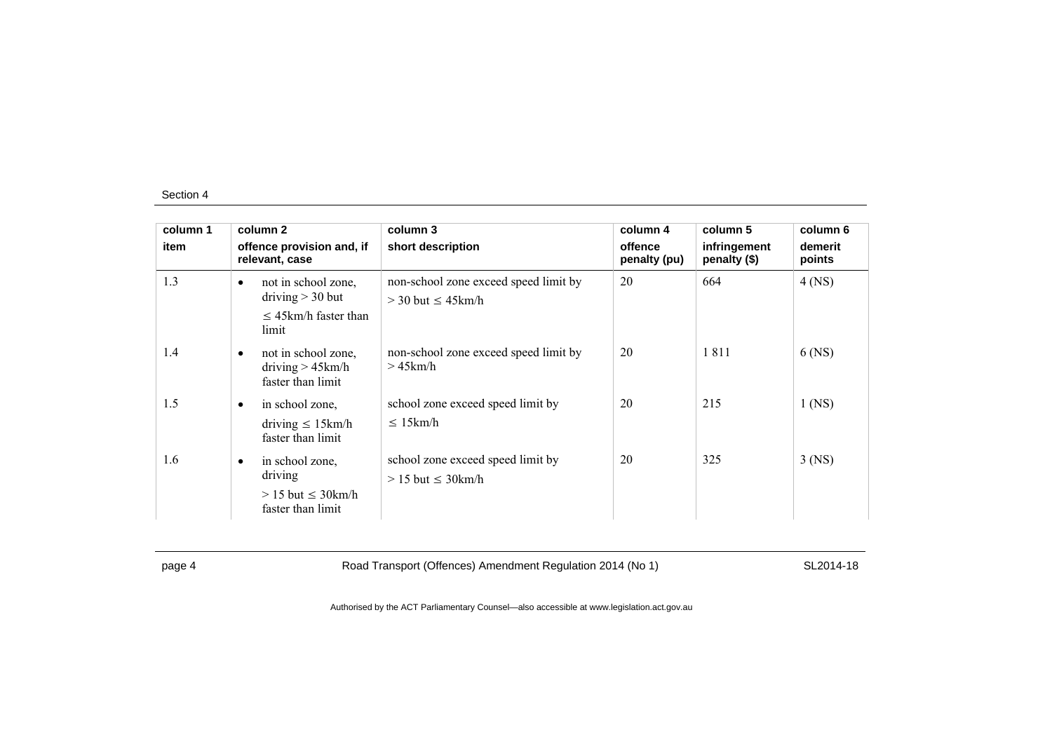Section 4

| column 1<br>item | column 2<br>offence provision and, if relevant, case | column 3<br>short description | column 4<br>offence penalty (pu) | column 5<br>infringement penalty ($) | column 6<br>demerit points |
|---|---|---|---|---|---|
| 1.3 | • not in school zone, driving > 30 but ≤ 45km/h faster than limit | non-school zone exceed speed limit by > 30 but ≤ 45km/h | 20 | 664 | 4 (NS) |
| 1.4 | • not in school zone, driving > 45km/h faster than limit | non-school zone exceed speed limit by > 45km/h | 20 | 1 811 | 6 (NS) |
| 1.5 | • in school zone, driving ≤ 15km/h faster than limit | school zone exceed speed limit by ≤ 15km/h | 20 | 215 | 1 (NS) |
| 1.6 | • in school zone, driving > 15 but ≤ 30km/h faster than limit | school zone exceed speed limit by > 15 but ≤ 30km/h | 20 | 325 | 3 (NS) |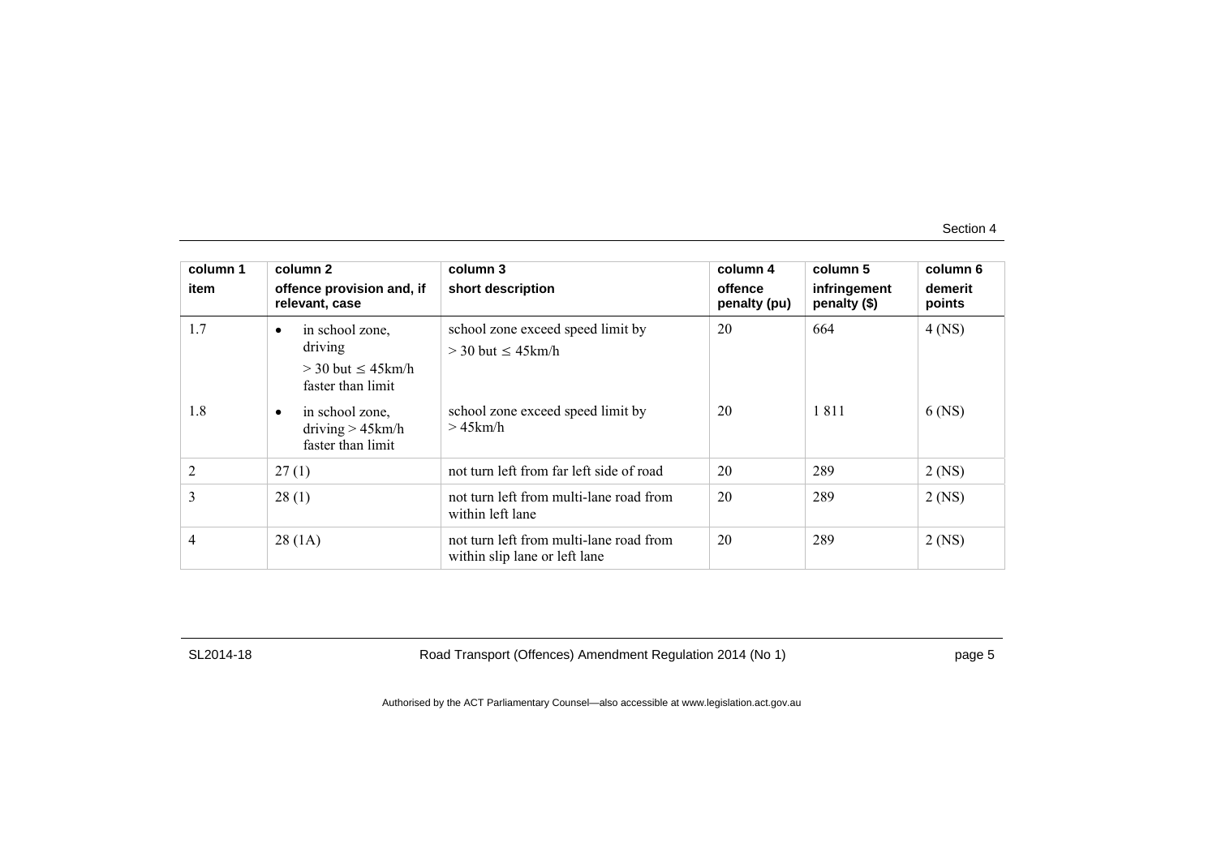| column 1 item | column 2 offence provision and, if relevant, case | column 3 short description | column 4 offence penalty (pu) | column 5 infringement penalty ($) | column 6 demerit points |
|---|---|---|---|---|---|
| 1.7 | • in school zone, driving > 30 but ≤ 45km/h faster than limit | school zone exceed speed limit by > 30 but ≤ 45km/h | 20 | 664 | 4 (NS) |
| 1.8 | • in school zone, driving > 45km/h faster than limit | school zone exceed speed limit by > 45km/h | 20 | 1 811 | 6 (NS) |
| 2 | 27 (1) | not turn left from far left side of road | 20 | 289 | 2 (NS) |
| 3 | 28 (1) | not turn left from multi-lane road from within left lane | 20 | 289 | 2 (NS) |
| 4 | 28 (1A) | not turn left from multi-lane road from within slip lane or left lane | 20 | 289 | 2 (NS) |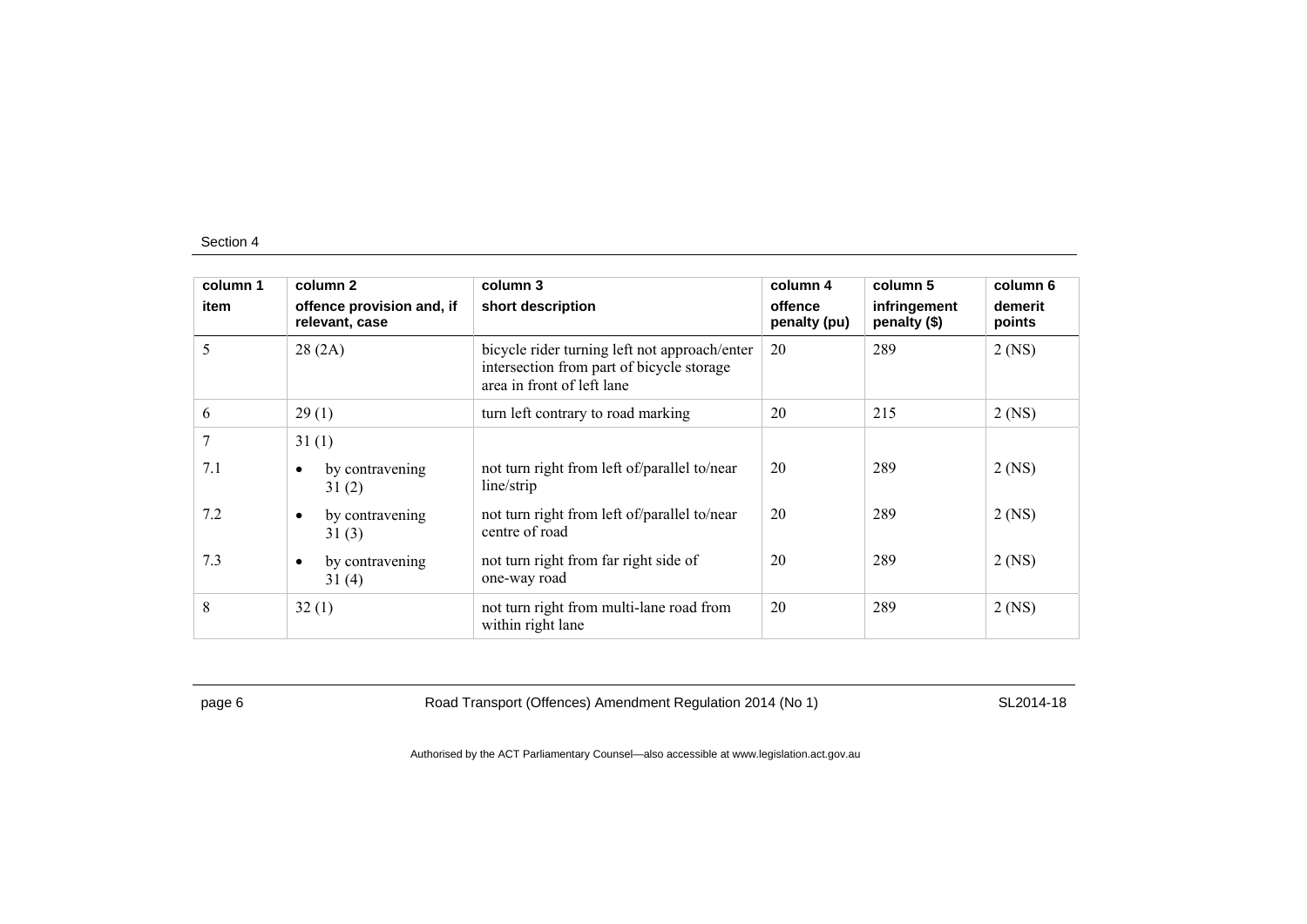| column 1<br>item | column 2<br>offence provision and, if relevant, case | column 3<br>short description | column 4<br>offence penalty (pu) | column 5<br>infringement penalty ($) | column 6<br>demerit points |
|---|---|---|---|---|---|
| 5 | 28 (2A) | bicycle rider turning left not approach/enter intersection from part of bicycle storage area in front of left lane | 20 | 289 | 2 (NS) |
| 6 | 29 (1) | turn left contrary to road marking | 20 | 215 | 2 (NS) |
| 7 | 31 (1) | | | | |
| 7.1 | • by contravening 31 (2) | not turn right from left of/parallel to/near line/strip | 20 | 289 | 2 (NS) |
| 7.2 | • by contravening 31 (3) | not turn right from left of/parallel to/near centre of road | 20 | 289 | 2 (NS) |
| 7.3 | • by contravening 31 (4) | not turn right from far right side of one-way road | 20 | 289 | 2 (NS) |
| 8 | 32 (1) | not turn right from multi-lane road from within right lane | 20 | 289 | 2 (NS) |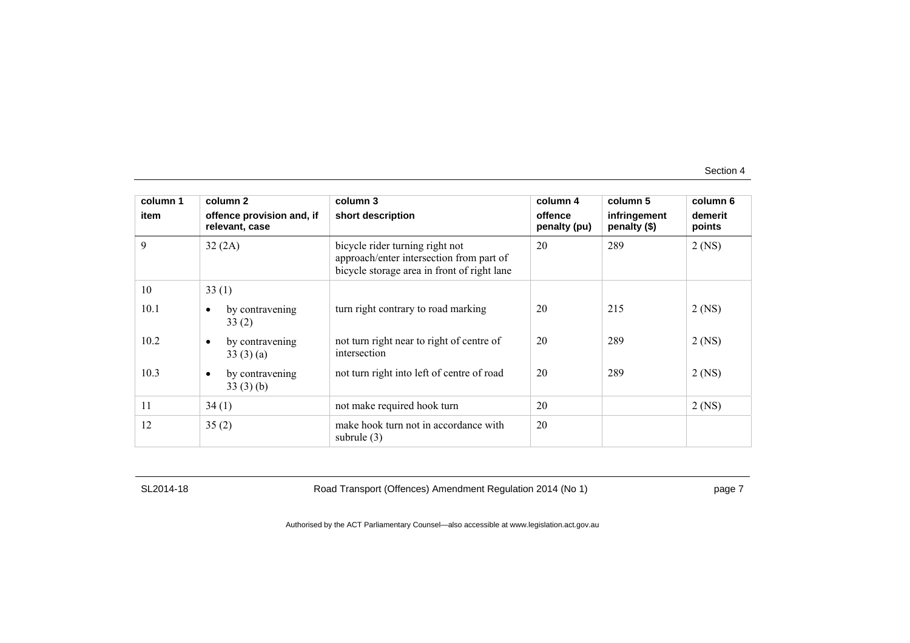| column 1<br>item | column 2<br>offence provision and, if relevant, case | column 3<br>short description | column 4<br>offence penalty (pu) | column 5<br>infringement penalty ($) | column 6<br>demerit points |
|---|---|---|---|---|---|
| 9 | 32 (2A) | bicycle rider turning right not approach/enter intersection from part of bicycle storage area in front of right lane | 20 | 289 | 2 (NS) |
| 10 | 33 (1) | | | | |
| 10.1 | • by contravening 33 (2) | turn right contrary to road marking | 20 | 215 | 2 (NS) |
| 10.2 | • by contravening 33 (3) (a) | not turn right near to right of centre of intersection | 20 | 289 | 2 (NS) |
| 10.3 | • by contravening 33 (3) (b) | not turn right into left of centre of road | 20 | 289 | 2 (NS) |
| 11 | 34 (1) | not make required hook turn | 20 | | 2 (NS) |
| 12 | 35 (2) | make hook turn not in accordance with subrule (3) | 20 | | |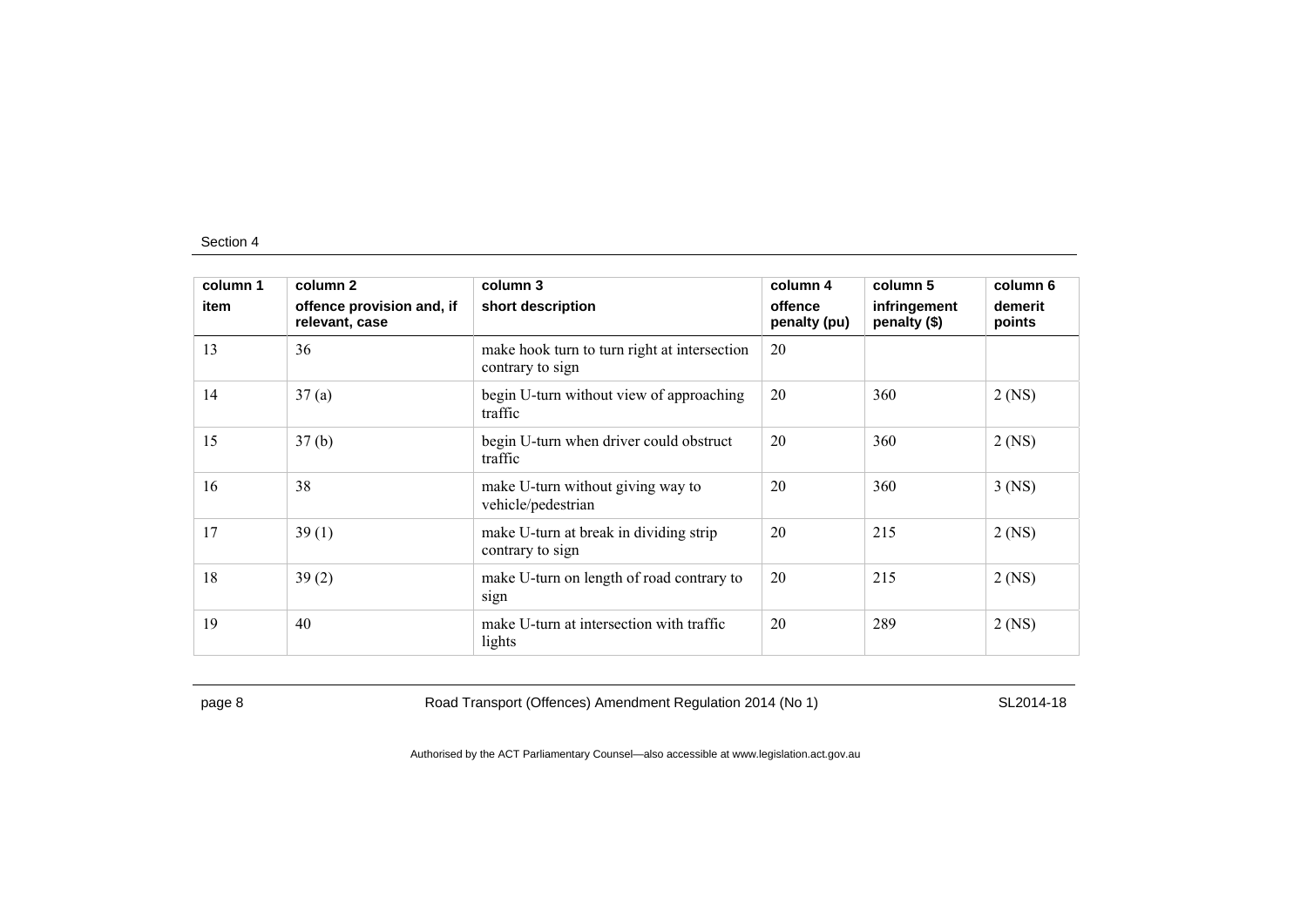Section 4

| column 1<br>item | column 2<br>offence provision and, if relevant, case | column 3<br>short description | column 4<br>offence penalty (pu) | column 5<br>infringement penalty ($) | column 6<br>demerit points |
|---|---|---|---|---|---|
| 13 | 36 | make hook turn to turn right at intersection contrary to sign | 20 | | |
| 14 | 37 (a) | begin U-turn without view of approaching traffic | 20 | 360 | 2 (NS) |
| 15 | 37 (b) | begin U-turn when driver could obstruct traffic | 20 | 360 | 2 (NS) |
| 16 | 38 | make U-turn without giving way to vehicle/pedestrian | 20 | 360 | 3 (NS) |
| 17 | 39 (1) | make U-turn at break in dividing strip contrary to sign | 20 | 215 | 2 (NS) |
| 18 | 39 (2) | make U-turn on length of road contrary to sign | 20 | 215 | 2 (NS) |
| 19 | 40 | make U-turn at intersection with traffic lights | 20 | 289 | 2 (NS) |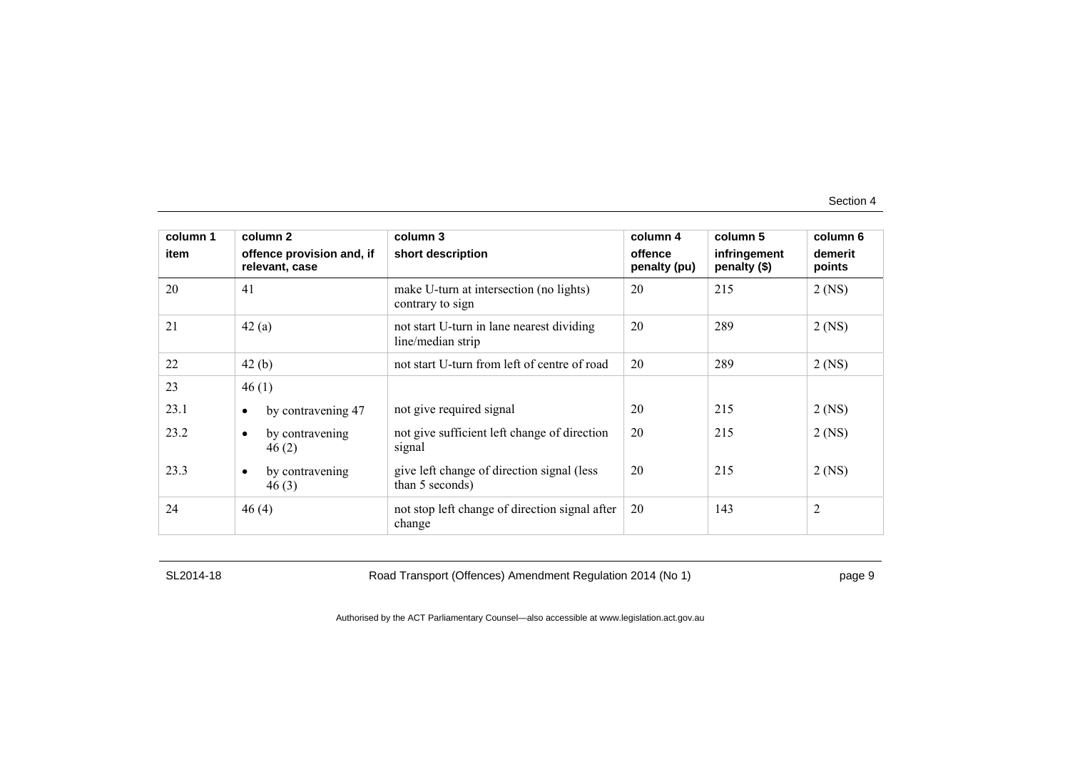| column 1 item | column 2 offence provision and, if relevant, case | column 3 short description | column 4 offence penalty (pu) | column 5 infringement penalty ($) | column 6 demerit points |
|---|---|---|---|---|---|
| 20 | 41 | make U-turn at intersection (no lights) contrary to sign | 20 | 215 | 2 (NS) |
| 21 | 42 (a) | not start U-turn in lane nearest dividing line/median strip | 20 | 289 | 2 (NS) |
| 22 | 42 (b) | not start U-turn from left of centre of road | 20 | 289 | 2 (NS) |
| 23 | 46 (1) | | | | |
| 23.1 | • by contravening 47 | not give required signal | 20 | 215 | 2 (NS) |
| 23.2 | • by contravening 46 (2) | not give sufficient left change of direction signal | 20 | 215 | 2 (NS) |
| 23.3 | • by contravening 46 (3) | give left change of direction signal (less than 5 seconds) | 20 | 215 | 2 (NS) |
| 24 | 46 (4) | not stop left change of direction signal after change | 20 | 143 | 2 |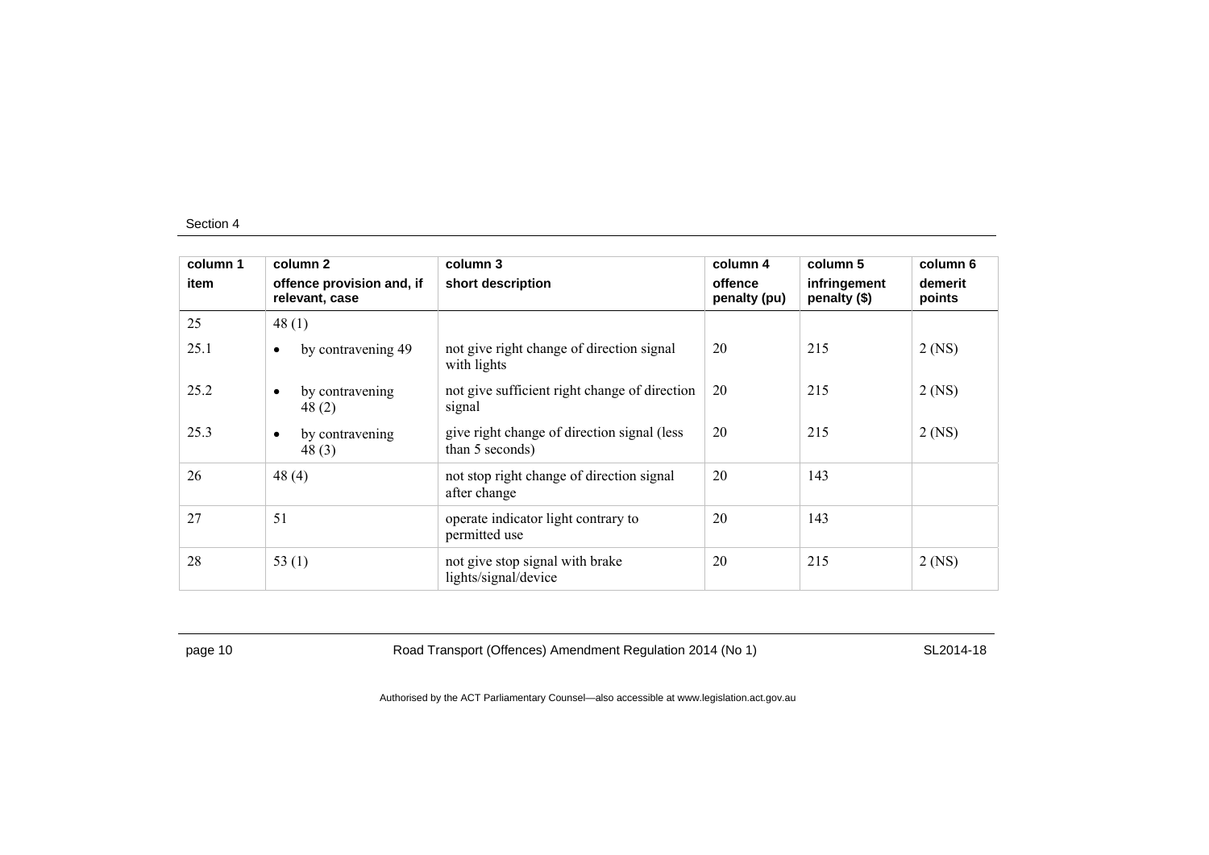| column 1<br>item | column 2<br>offence provision and, if relevant, case | column 3<br>short description | column 4<br>offence penalty (pu) | column 5<br>infringement penalty ($) | column 6<br>demerit points |
|---|---|---|---|---|---|
| 25 | 48 (1) | | | | |
| 25.1 | • by contravening 49 | not give right change of direction signal with lights | 20 | 215 | 2 (NS) |
| 25.2 | • by contravening 48 (2) | not give sufficient right change of direction signal | 20 | 215 | 2 (NS) |
| 25.3 | • by contravening 48 (3) | give right change of direction signal (less than 5 seconds) | 20 | 215 | 2 (NS) |
| 26 | 48 (4) | not stop right change of direction signal after change | 20 | 143 | |
| 27 | 51 | operate indicator light contrary to permitted use | 20 | 143 | |
| 28 | 53 (1) | not give stop signal with brake lights/signal/device | 20 | 215 | 2 (NS) |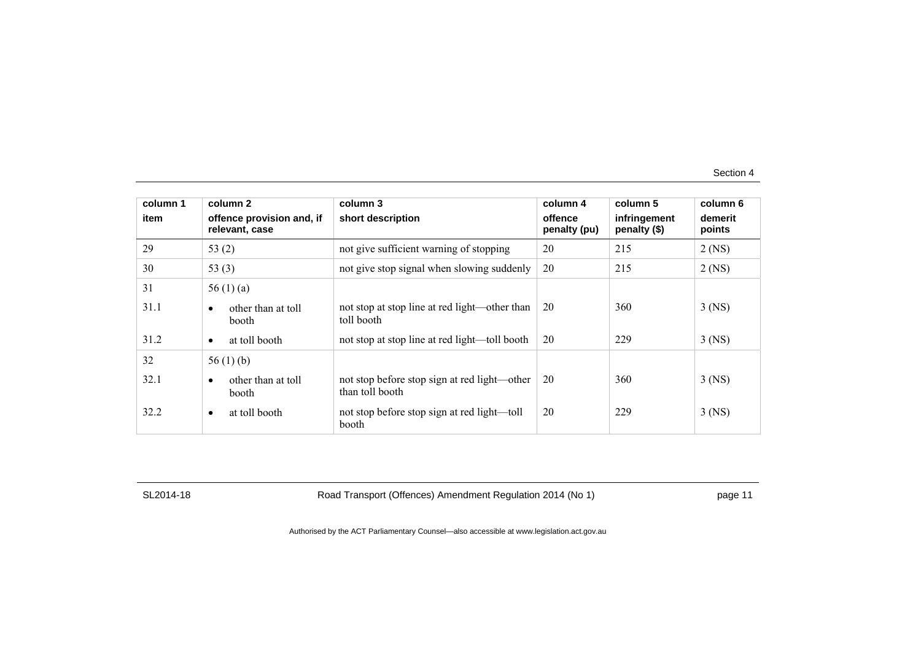| column 1<br>item | column 2<br>offence provision and, if relevant, case | column 3<br>short description | column 4<br>offence penalty (pu) | column 5<br>infringement penalty ($) | column 6<br>demerit points |
|---|---|---|---|---|---|
| 29 | 53 (2) | not give sufficient warning of stopping | 20 | 215 | 2 (NS) |
| 30 | 53 (3) | not give stop signal when slowing suddenly | 20 | 215 | 2 (NS) |
| 31 | 56 (1) (a) | | | | |
| 31.1 | • other than at toll booth | not stop at stop line at red light—other than toll booth | 20 | 360 | 3 (NS) |
| 31.2 | • at toll booth | not stop at stop line at red light—toll booth | 20 | 229 | 3 (NS) |
| 32 | 56 (1) (b) | | | | |
| 32.1 | • other than at toll booth | not stop before stop sign at red light—other than toll booth | 20 | 360 | 3 (NS) |
| 32.2 | • at toll booth | not stop before stop sign at red light—toll booth | 20 | 229 | 3 (NS) |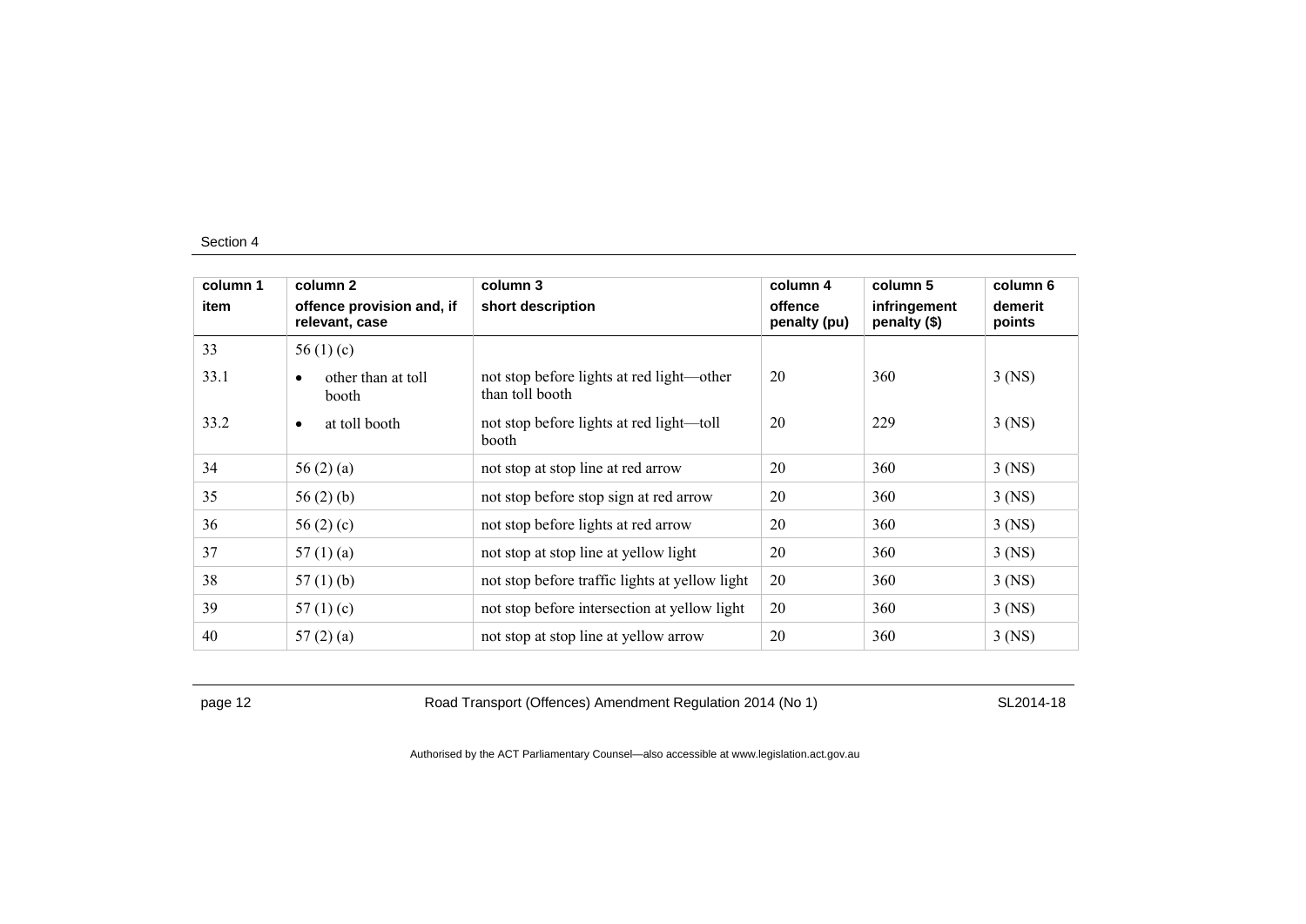Section 4

| column 1<br>item | column 2<br>offence provision and, if relevant, case | column 3<br>short description | column 4<br>offence penalty (pu) | column 5<br>infringement penalty ($) | column 6<br>demerit points |
|---|---|---|---|---|---|
| 33 | 56 (1) (c) | | | | |
| 33.1 | • other than at toll booth | not stop before lights at red light—other than toll booth | 20 | 360 | 3 (NS) |
| 33.2 | • at toll booth | not stop before lights at red light—toll booth | 20 | 229 | 3 (NS) |
| 34 | 56 (2) (a) | not stop at stop line at red arrow | 20 | 360 | 3 (NS) |
| 35 | 56 (2) (b) | not stop before stop sign at red arrow | 20 | 360 | 3 (NS) |
| 36 | 56 (2) (c) | not stop before lights at red arrow | 20 | 360 | 3 (NS) |
| 37 | 57 (1) (a) | not stop at stop line at yellow light | 20 | 360 | 3 (NS) |
| 38 | 57 (1) (b) | not stop before traffic lights at yellow light | 20 | 360 | 3 (NS) |
| 39 | 57 (1) (c) | not stop before intersection at yellow light | 20 | 360 | 3 (NS) |
| 40 | 57 (2) (a) | not stop at stop line at yellow arrow | 20 | 360 | 3 (NS) |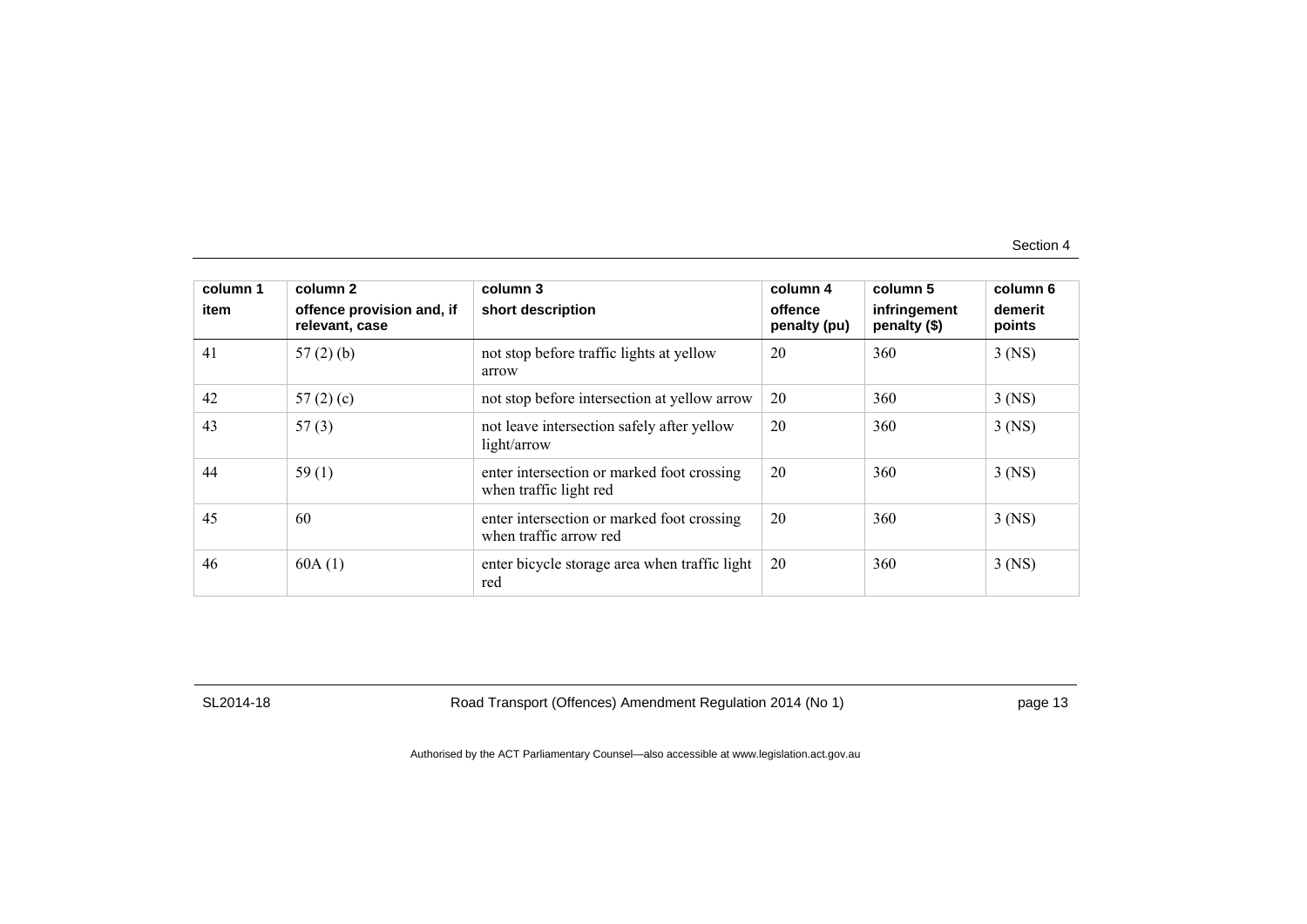| column 1<br>item | column 2<br>offence provision and, if relevant, case | column 3<br>short description | column 4<br>offence penalty (pu) | column 5<br>infringement penalty ($) | column 6<br>demerit points |
|---|---|---|---|---|---|
| 41 | 57 (2) (b) | not stop before traffic lights at yellow arrow | 20 | 360 | 3 (NS) |
| 42 | 57 (2) (c) | not stop before intersection at yellow arrow | 20 | 360 | 3 (NS) |
| 43 | 57 (3) | not leave intersection safely after yellow light/arrow | 20 | 360 | 3 (NS) |
| 44 | 59 (1) | enter intersection or marked foot crossing when traffic light red | 20 | 360 | 3 (NS) |
| 45 | 60 | enter intersection or marked foot crossing when traffic arrow red | 20 | 360 | 3 (NS) |
| 46 | 60A (1) | enter bicycle storage area when traffic light red | 20 | 360 | 3 (NS) |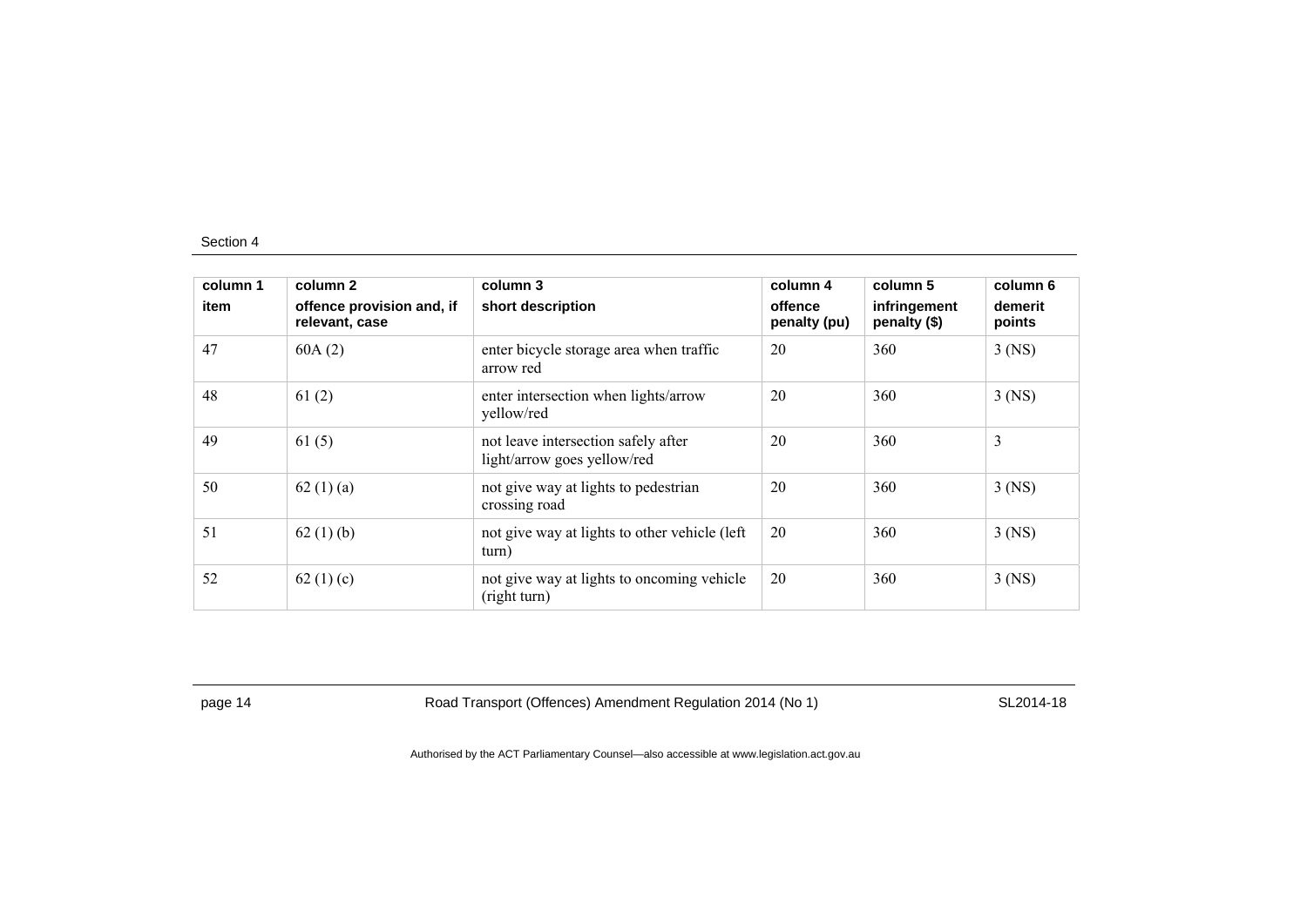Section 4

| column 1 | column 2 | column 3 | column 4 | column 5 | column 6 |
|---|---|---|---|---|---|
| item | offence provision and, if relevant, case | short description | offence penalty (pu) | infringement penalty ($) | demerit points |
| 47 | 60A (2) | enter bicycle storage area when traffic arrow red | 20 | 360 | 3 (NS) |
| 48 | 61 (2) | enter intersection when lights/arrow yellow/red | 20 | 360 | 3 (NS) |
| 49 | 61 (5) | not leave intersection safely after light/arrow goes yellow/red | 20 | 360 | 3 |
| 50 | 62 (1) (a) | not give way at lights to pedestrian crossing road | 20 | 360 | 3 (NS) |
| 51 | 62 (1) (b) | not give way at lights to other vehicle (left turn) | 20 | 360 | 3 (NS) |
| 52 | 62 (1) (c) | not give way at lights to oncoming vehicle (right turn) | 20 | 360 | 3 (NS) |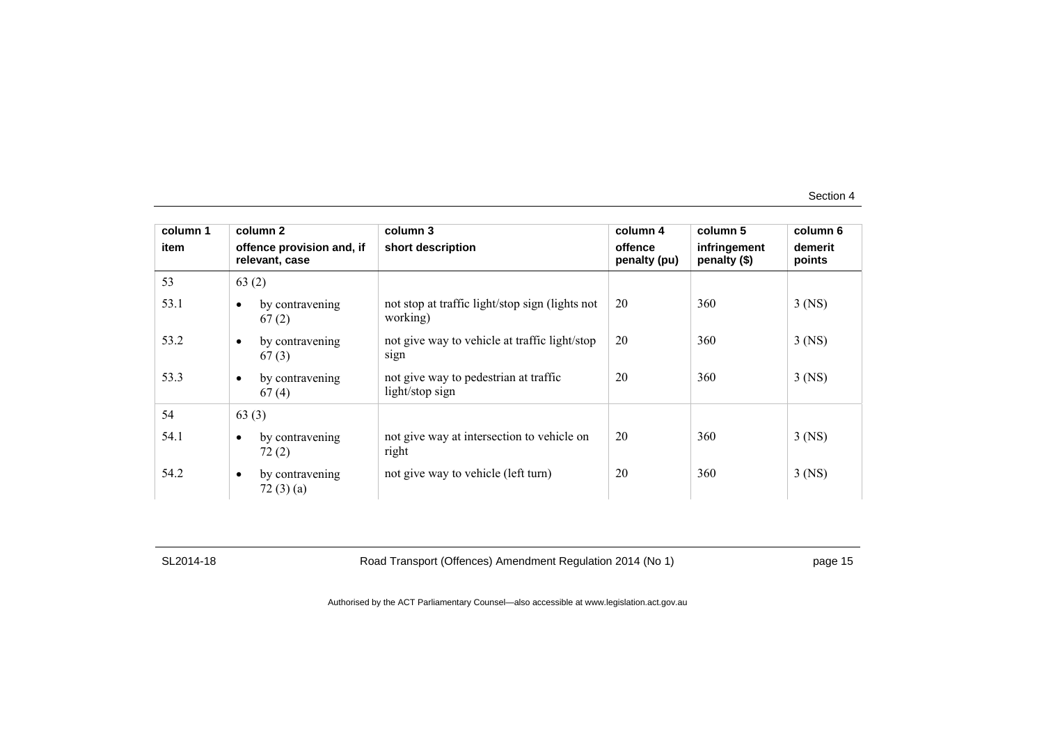| column 1 | column 2 | column 3 | column 4 | column 5 | column 6 |
|---|---|---|---|---|---|
| item | offence provision and, if relevant, case | short description | offence penalty (pu) | infringement penalty ($) | demerit points |
| 53 | 63 (2) | | | | |
| 53.1 | • by contravening 67 (2) | not stop at traffic light/stop sign (lights not working) | 20 | 360 | 3 (NS) |
| 53.2 | • by contravening 67 (3) | not give way to vehicle at traffic light/stop sign | 20 | 360 | 3 (NS) |
| 53.3 | • by contravening 67 (4) | not give way to pedestrian at traffic light/stop sign | 20 | 360 | 3 (NS) |
| 54 | 63 (3) | | | | |
| 54.1 | • by contravening 72 (2) | not give way at intersection to vehicle on right | 20 | 360 | 3 (NS) |
| 54.2 | • by contravening 72 (3) (a) | not give way to vehicle (left turn) | 20 | 360 | 3 (NS) |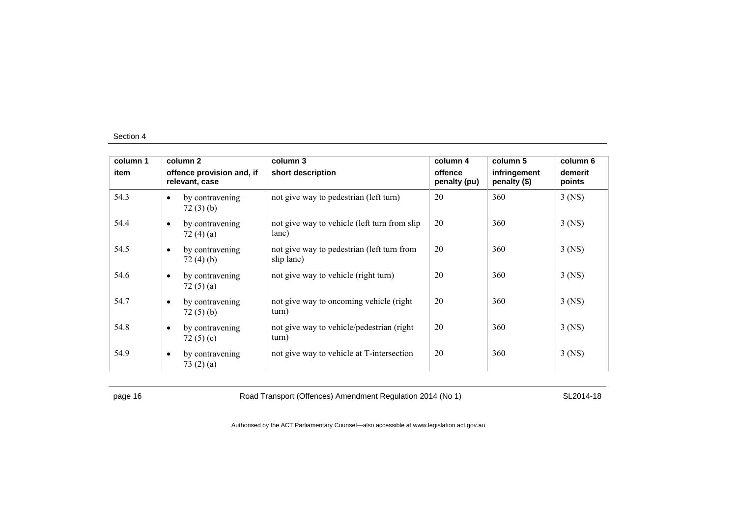| column 1 | column 2 | column 3 | column 4 | column 5 | column 6 |
|---|---|---|---|---|---|
| item | offence provision and, if relevant, case | short description | offence penalty (pu) | infringement penalty ($) | demerit points |
| 54.3 | • by contravening 72 (3) (b) | not give way to pedestrian (left turn) | 20 | 360 | 3 (NS) |
| 54.4 | • by contravening 72 (4) (a) | not give way to vehicle (left turn from slip lane) | 20 | 360 | 3 (NS) |
| 54.5 | • by contravening 72 (4) (b) | not give way to pedestrian (left turn from slip lane) | 20 | 360 | 3 (NS) |
| 54.6 | • by contravening 72 (5) (a) | not give way to vehicle (right turn) | 20 | 360 | 3 (NS) |
| 54.7 | • by contravening 72 (5) (b) | not give way to oncoming vehicle (right turn) | 20 | 360 | 3 (NS) |
| 54.8 | • by contravening 72 (5) (c) | not give way to vehicle/pedestrian (right turn) | 20 | 360 | 3 (NS) |
| 54.9 | • by contravening 73 (2) (a) | not give way to vehicle at T-intersection | 20 | 360 | 3 (NS) |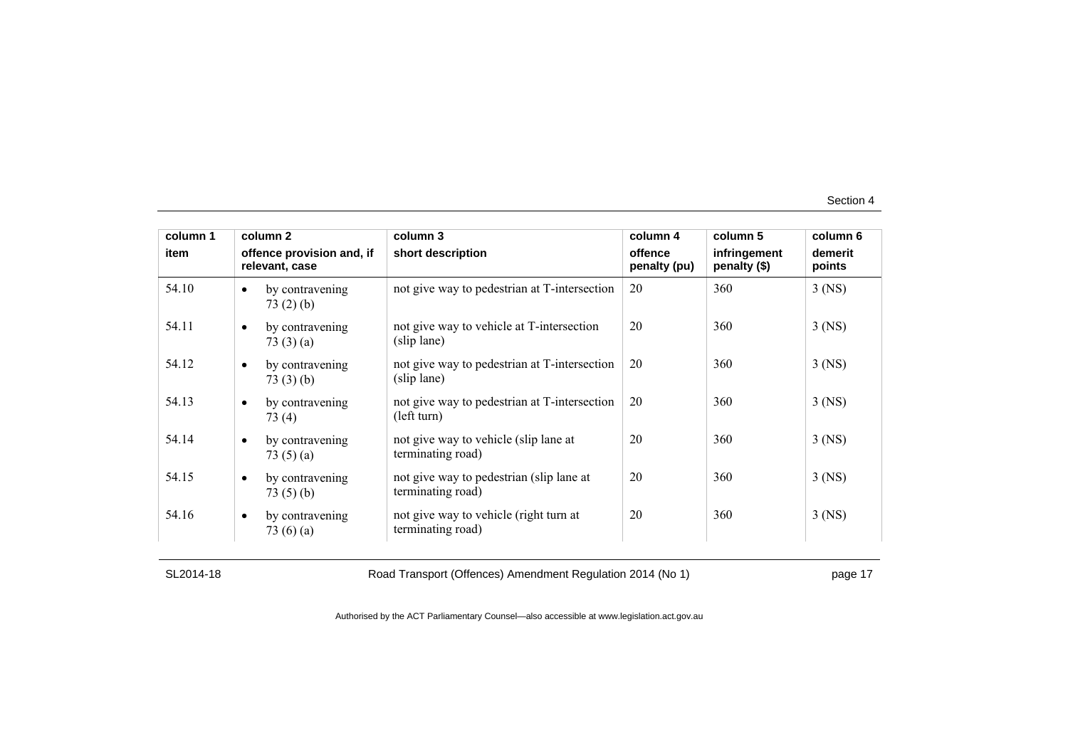| column 1 | column 2 | column 3 | column 4 | column 5 | column 6 |
|---|---|---|---|---|---|
| item | offence provision and, if relevant, case | short description | offence penalty (pu) | infringement penalty ($) | demerit points |
| 54.10 | • by contravening 73 (2) (b) | not give way to pedestrian at T-intersection | 20 | 360 | 3 (NS) |
| 54.11 | • by contravening 73 (3) (a) | not give way to vehicle at T-intersection (slip lane) | 20 | 360 | 3 (NS) |
| 54.12 | • by contravening 73 (3) (b) | not give way to pedestrian at T-intersection (slip lane) | 20 | 360 | 3 (NS) |
| 54.13 | • by contravening 73 (4) | not give way to pedestrian at T-intersection (left turn) | 20 | 360 | 3 (NS) |
| 54.14 | • by contravening 73 (5) (a) | not give way to vehicle (slip lane at terminating road) | 20 | 360 | 3 (NS) |
| 54.15 | • by contravening 73 (5) (b) | not give way to pedestrian (slip lane at terminating road) | 20 | 360 | 3 (NS) |
| 54.16 | • by contravening 73 (6) (a) | not give way to vehicle (right turn at terminating road) | 20 | 360 | 3 (NS) |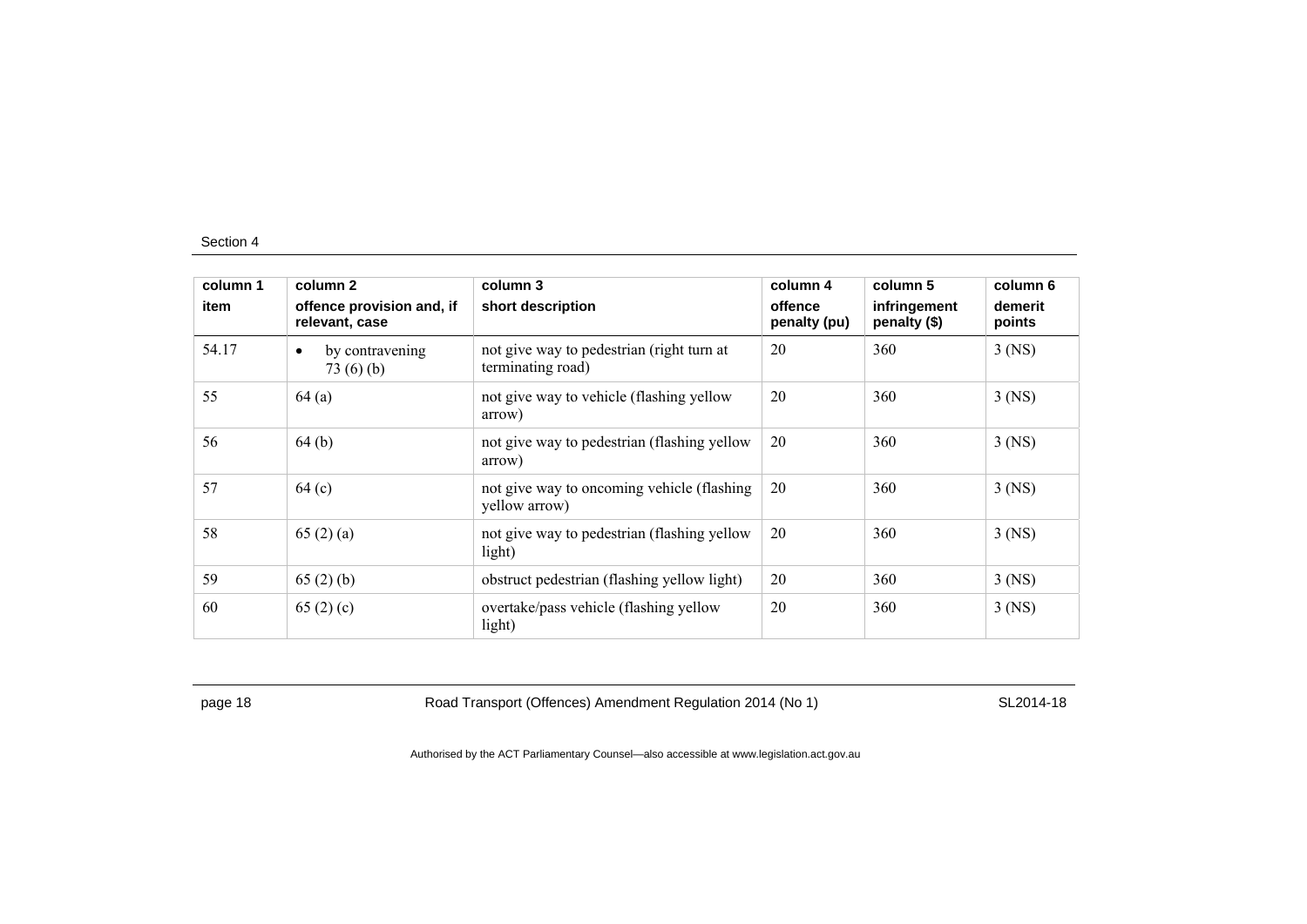| column 1<br>item | column 2<br>offence provision and, if relevant, case | column 3<br>short description | column 4<br>offence penalty (pu) | column 5<br>infringement penalty ($) | column 6<br>demerit points |
|---|---|---|---|---|---|
| 54.17 | • by contravening 73 (6) (b) | not give way to pedestrian (right turn at terminating road) | 20 | 360 | 3 (NS) |
| 55 | 64 (a) | not give way to vehicle (flashing yellow arrow) | 20 | 360 | 3 (NS) |
| 56 | 64 (b) | not give way to pedestrian (flashing yellow arrow) | 20 | 360 | 3 (NS) |
| 57 | 64 (c) | not give way to oncoming vehicle (flashing yellow arrow) | 20 | 360 | 3 (NS) |
| 58 | 65 (2) (a) | not give way to pedestrian (flashing yellow light) | 20 | 360 | 3 (NS) |
| 59 | 65 (2) (b) | obstruct pedestrian (flashing yellow light) | 20 | 360 | 3 (NS) |
| 60 | 65 (2) (c) | overtake/pass vehicle (flashing yellow light) | 20 | 360 | 3 (NS) |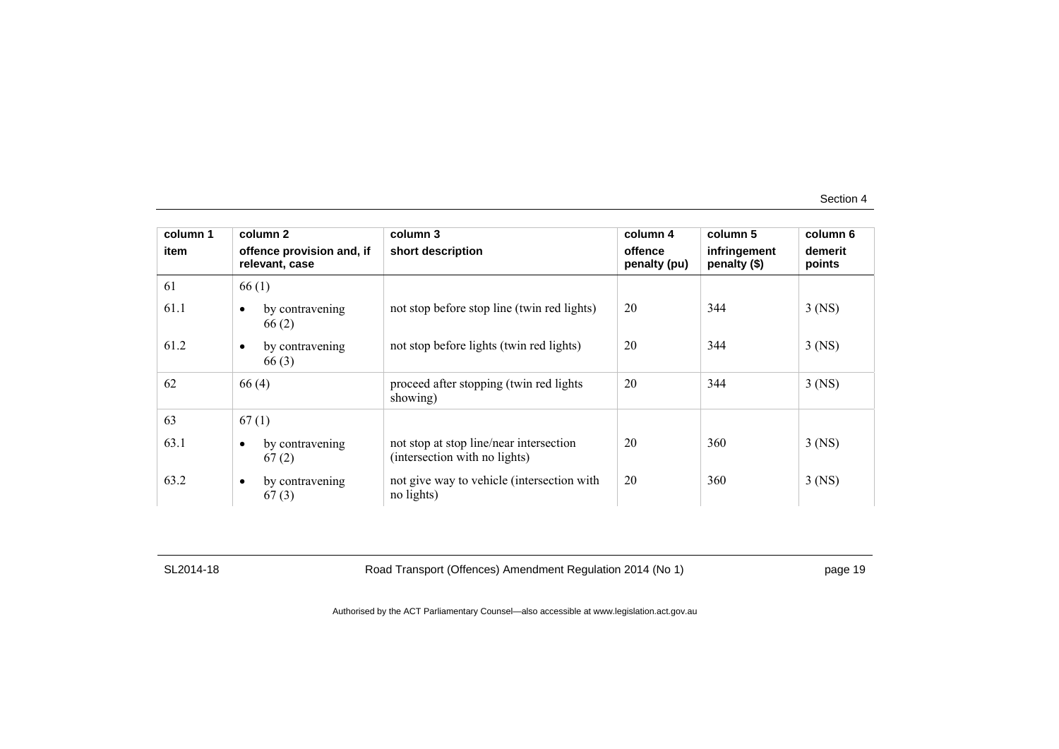| column 1 | column 2 | column 3 | column 4 | column 5 | column 6 |
|---|---|---|---|---|---|
| item | offence provision and, if relevant, case | short description | offence penalty (pu) | infringement penalty ($) | demerit points |
| 61 | 66 (1) | | | | |
| 61.1 | • by contravening 66 (2) | not stop before stop line (twin red lights) | 20 | 344 | 3 (NS) |
| 61.2 | • by contravening 66 (3) | not stop before lights (twin red lights) | 20 | 344 | 3 (NS) |
| 62 | 66 (4) | proceed after stopping (twin red lights showing) | 20 | 344 | 3 (NS) |
| 63 | 67 (1) | | | | |
| 63.1 | • by contravening 67 (2) | not stop at stop line/near intersection (intersection with no lights) | 20 | 360 | 3 (NS) |
| 63.2 | • by contravening 67 (3) | not give way to vehicle (intersection with no lights) | 20 | 360 | 3 (NS) |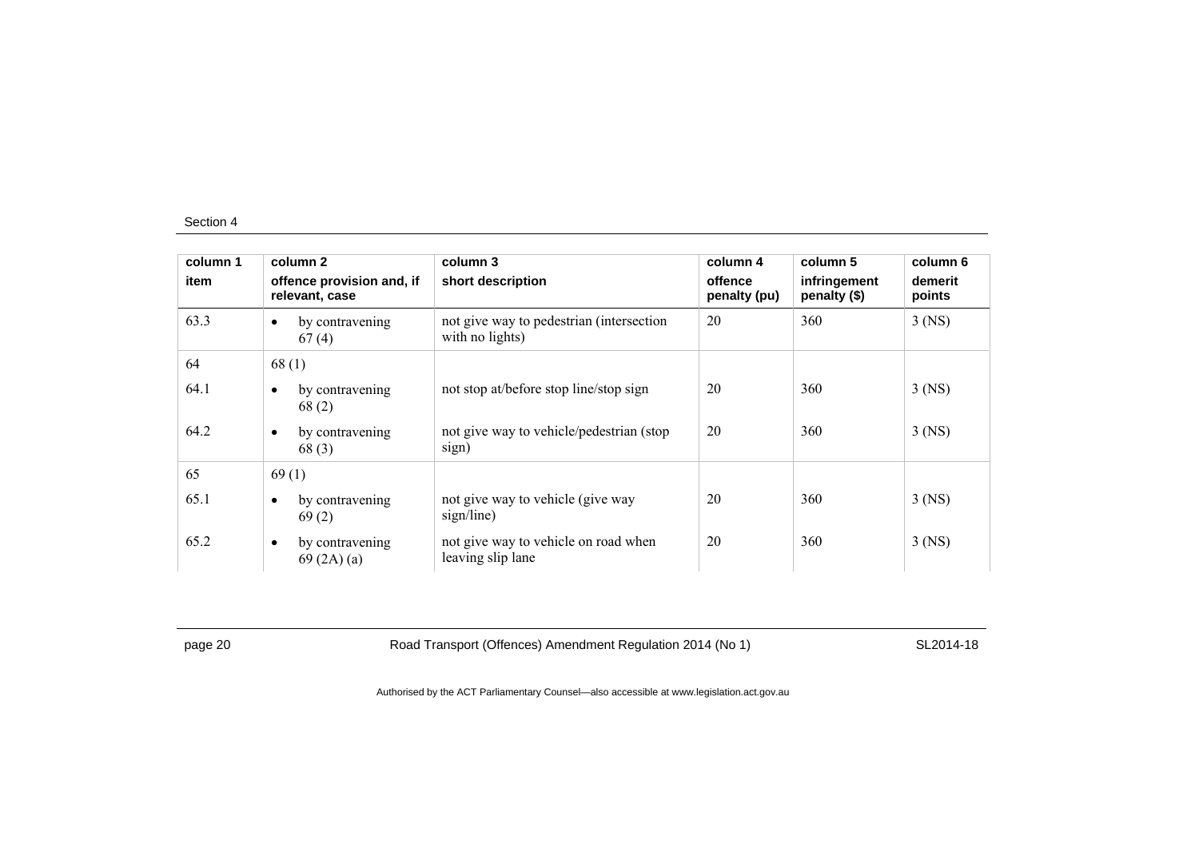| column 1<br>item | column 2<br>offence provision and, if relevant, case | column 3<br>short description | column 4<br>offence penalty (pu) | column 5<br>infringement penalty ($) | column 6<br>demerit points |
|---|---|---|---|---|---|
| 63.3 | • by contravening 67 (4) | not give way to pedestrian (intersection with no lights) | 20 | 360 | 3 (NS) |
| 64 | 68 (1) | | | | |
| 64.1 | • by contravening 68 (2) | not stop at/before stop line/stop sign | 20 | 360 | 3 (NS) |
| 64.2 | • by contravening 68 (3) | not give way to vehicle/pedestrian (stop sign) | 20 | 360 | 3 (NS) |
| 65 | 69 (1) | | | | |
| 65.1 | • by contravening 69 (2) | not give way to vehicle (give way sign/line) | 20 | 360 | 3 (NS) |
| 65.2 | • by contravening 69 (2A) (a) | not give way to vehicle on road when leaving slip lane | 20 | 360 | 3 (NS) |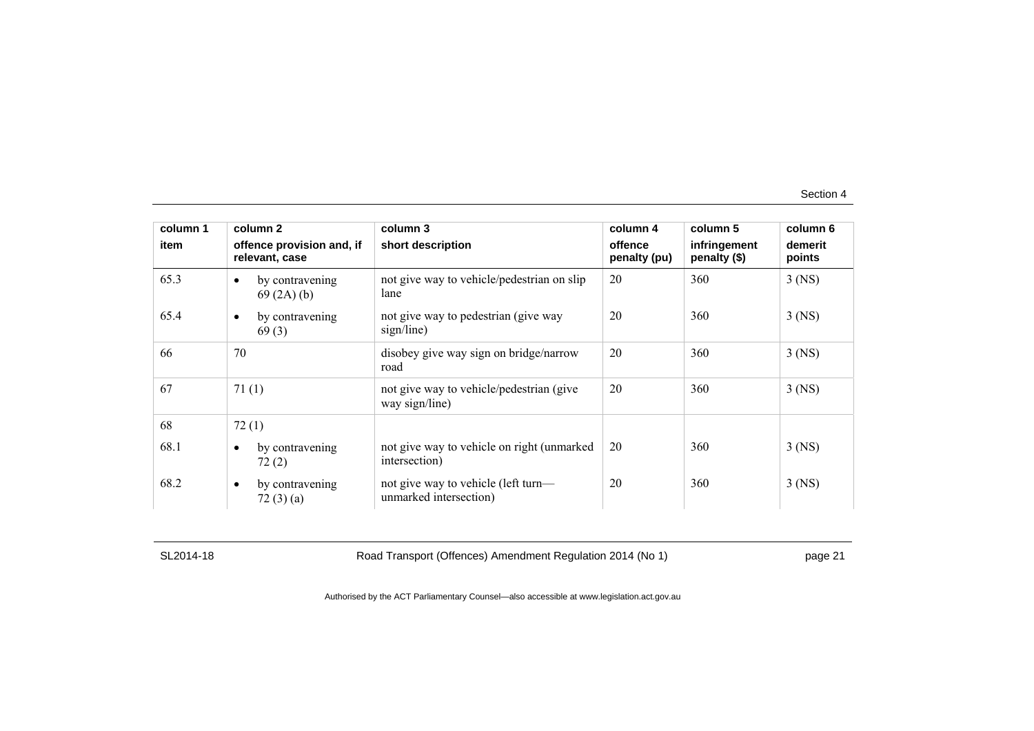| column 1 | column 2 | column 3 | column 4 | column 5 | column 6 |
|---|---|---|---|---|---|
| item | offence provision and, if relevant, case | short description | offence penalty (pu) | infringement penalty ($) | demerit points |
| 65.3 | • by contravening 69 (2A) (b) | not give way to vehicle/pedestrian on slip lane | 20 | 360 | 3 (NS) |
| 65.4 | • by contravening 69 (3) | not give way to pedestrian (give way sign/line) | 20 | 360 | 3 (NS) |
| 66 | 70 | disobey give way sign on bridge/narrow road | 20 | 360 | 3 (NS) |
| 67 | 71 (1) | not give way to vehicle/pedestrian (give way sign/line) | 20 | 360 | 3 (NS) |
| 68 | 72 (1) | | | | |
| 68.1 | • by contravening 72 (2) | not give way to vehicle on right (unmarked intersection) | 20 | 360 | 3 (NS) |
| 68.2 | • by contravening 72 (3) (a) | not give way to vehicle (left turn—unmarked intersection) | 20 | 360 | 3 (NS) |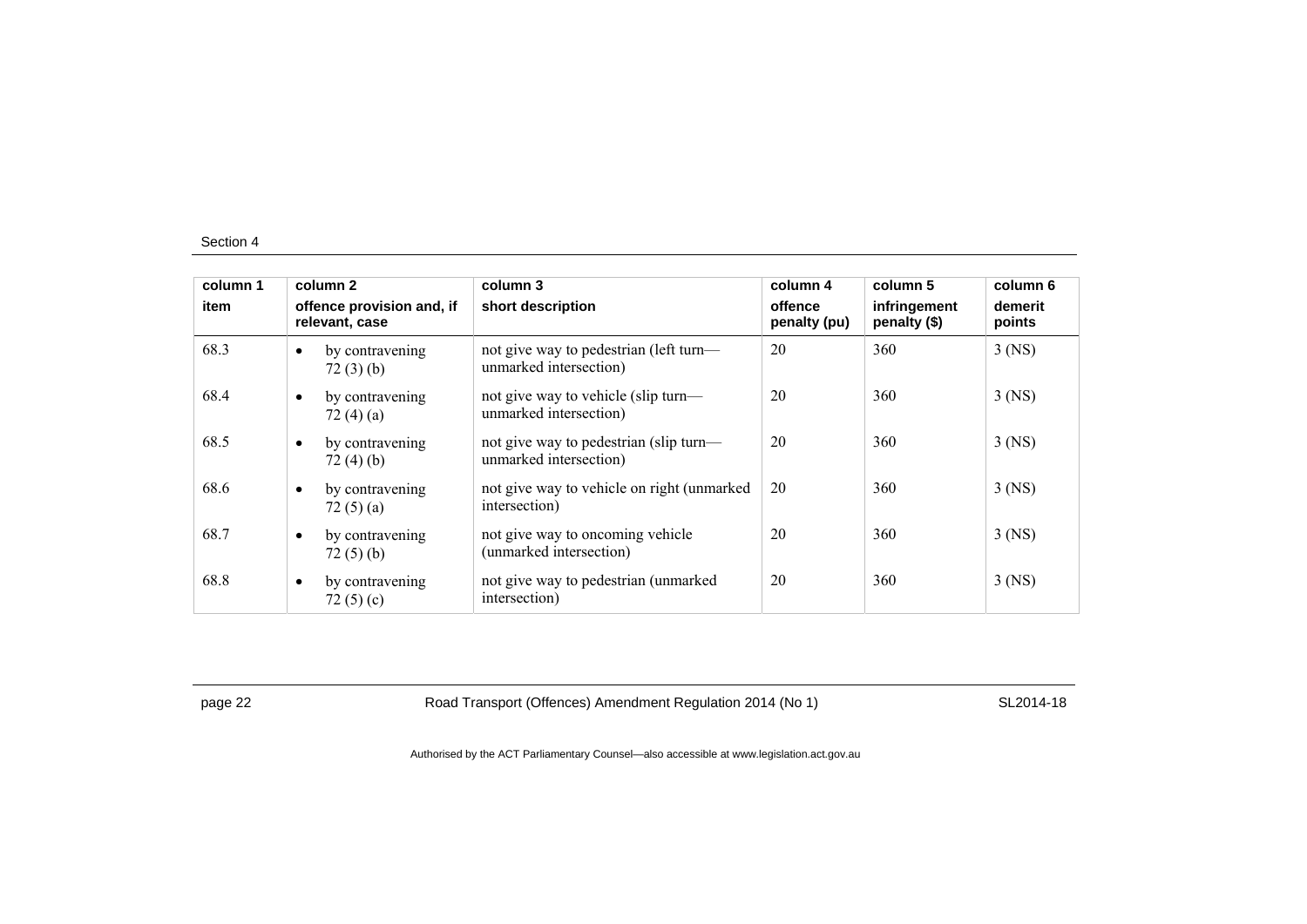| column 1 | column 2 | column 3 | column 4 | column 5 | column 6 |
|---|---|---|---|---|---|
| item | offence provision and, if relevant, case | short description | offence penalty (pu) | infringement penalty ($) | demerit points |
| 68.3 | • by contravening 72 (3) (b) | not give way to pedestrian (left turn—unmarked intersection) | 20 | 360 | 3 (NS) |
| 68.4 | • by contravening 72 (4) (a) | not give way to vehicle (slip turn—unmarked intersection) | 20 | 360 | 3 (NS) |
| 68.5 | • by contravening 72 (4) (b) | not give way to pedestrian (slip turn—unmarked intersection) | 20 | 360 | 3 (NS) |
| 68.6 | • by contravening 72 (5) (a) | not give way to vehicle on right (unmarked intersection) | 20 | 360 | 3 (NS) |
| 68.7 | • by contravening 72 (5) (b) | not give way to oncoming vehicle (unmarked intersection) | 20 | 360 | 3 (NS) |
| 68.8 | • by contravening 72 (5) (c) | not give way to pedestrian (unmarked intersection) | 20 | 360 | 3 (NS) |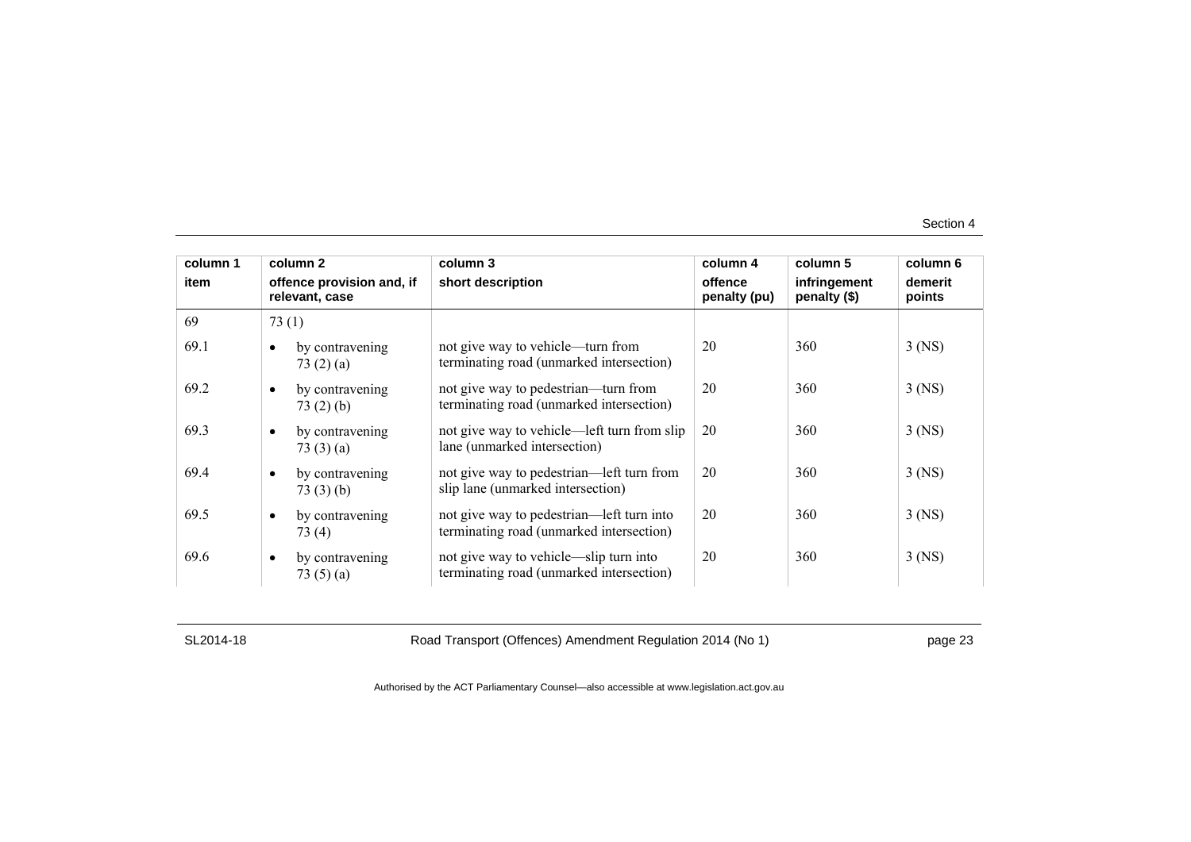| column 1 | column 2 | column 3 | column 4 | column 5 | column 6 |
|---|---|---|---|---|---|
| item | offence provision and, if relevant, case | short description | offence penalty (pu) | infringement penalty ($) | demerit points |
| 69 | 73 (1) | | | | |
| 69.1 | • by contravening 73 (2) (a) | not give way to vehicle—turn from terminating road (unmarked intersection) | 20 | 360 | 3 (NS) |
| 69.2 | • by contravening 73 (2) (b) | not give way to pedestrian—turn from terminating road (unmarked intersection) | 20 | 360 | 3 (NS) |
| 69.3 | • by contravening 73 (3) (a) | not give way to vehicle—left turn from slip lane (unmarked intersection) | 20 | 360 | 3 (NS) |
| 69.4 | • by contravening 73 (3) (b) | not give way to pedestrian—left turn from slip lane (unmarked intersection) | 20 | 360 | 3 (NS) |
| 69.5 | • by contravening 73 (4) | not give way to pedestrian—left turn into terminating road (unmarked intersection) | 20 | 360 | 3 (NS) |
| 69.6 | • by contravening 73 (5) (a) | not give way to vehicle—slip turn into terminating road (unmarked intersection) | 20 | 360 | 3 (NS) |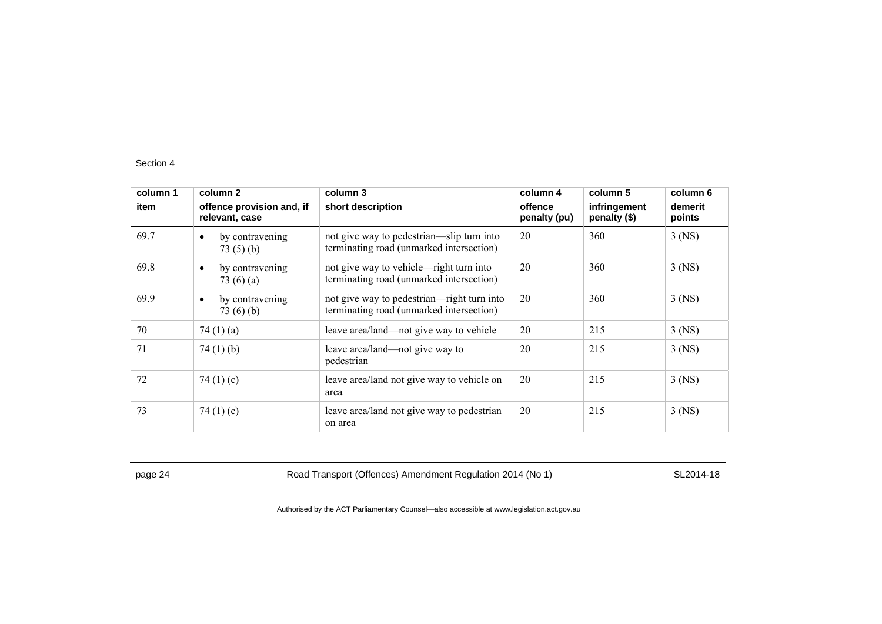Section 4

| column 1<br>item | column 2<br>offence provision and, if relevant, case | column 3<br>short description | column 4<br>offence penalty (pu) | column 5<br>infringement penalty ($) | column 6<br>demerit points |
|---|---|---|---|---|---|
| 69.7 | • by contravening 73 (5) (b) | not give way to pedestrian—slip turn into terminating road (unmarked intersection) | 20 | 360 | 3 (NS) |
| 69.8 | • by contravening 73 (6) (a) | not give way to vehicle—right turn into terminating road (unmarked intersection) | 20 | 360 | 3 (NS) |
| 69.9 | • by contravening 73 (6) (b) | not give way to pedestrian—right turn into terminating road (unmarked intersection) | 20 | 360 | 3 (NS) |
| 70 | 74 (1) (a) | leave area/land—not give way to vehicle | 20 | 215 | 3 (NS) |
| 71 | 74 (1) (b) | leave area/land—not give way to pedestrian | 20 | 215 | 3 (NS) |
| 72 | 74 (1) (c) | leave area/land not give way to vehicle on area | 20 | 215 | 3 (NS) |
| 73 | 74 (1) (c) | leave area/land not give way to pedestrian on area | 20 | 215 | 3 (NS) |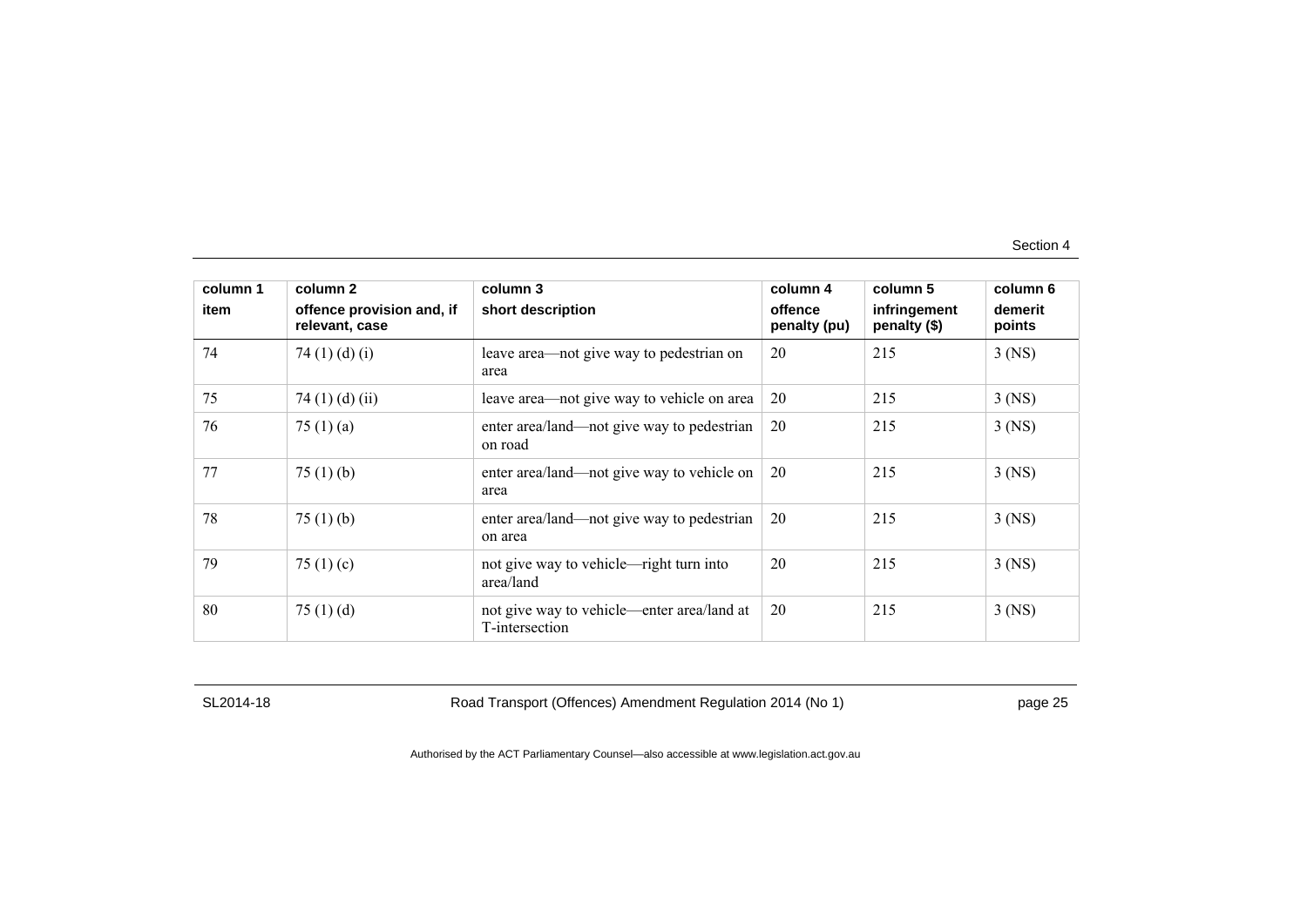| column 1<br>item | column 2<br>offence provision and, if relevant, case | column 3<br>short description | column 4<br>offence penalty (pu) | column 5<br>infringement penalty ($) | column 6<br>demerit points |
|---|---|---|---|---|---|
| 74 | 74 (1) (d) (i) | leave area—not give way to pedestrian on area | 20 | 215 | 3 (NS) |
| 75 | 74 (1) (d) (ii) | leave area—not give way to vehicle on area | 20 | 215 | 3 (NS) |
| 76 | 75 (1) (a) | enter area/land—not give way to pedestrian on road | 20 | 215 | 3 (NS) |
| 77 | 75 (1) (b) | enter area/land—not give way to vehicle on area | 20 | 215 | 3 (NS) |
| 78 | 75 (1) (b) | enter area/land—not give way to pedestrian on area | 20 | 215 | 3 (NS) |
| 79 | 75 (1) (c) | not give way to vehicle—right turn into area/land | 20 | 215 | 3 (NS) |
| 80 | 75 (1) (d) | not give way to vehicle—enter area/land at T-intersection | 20 | 215 | 3 (NS) |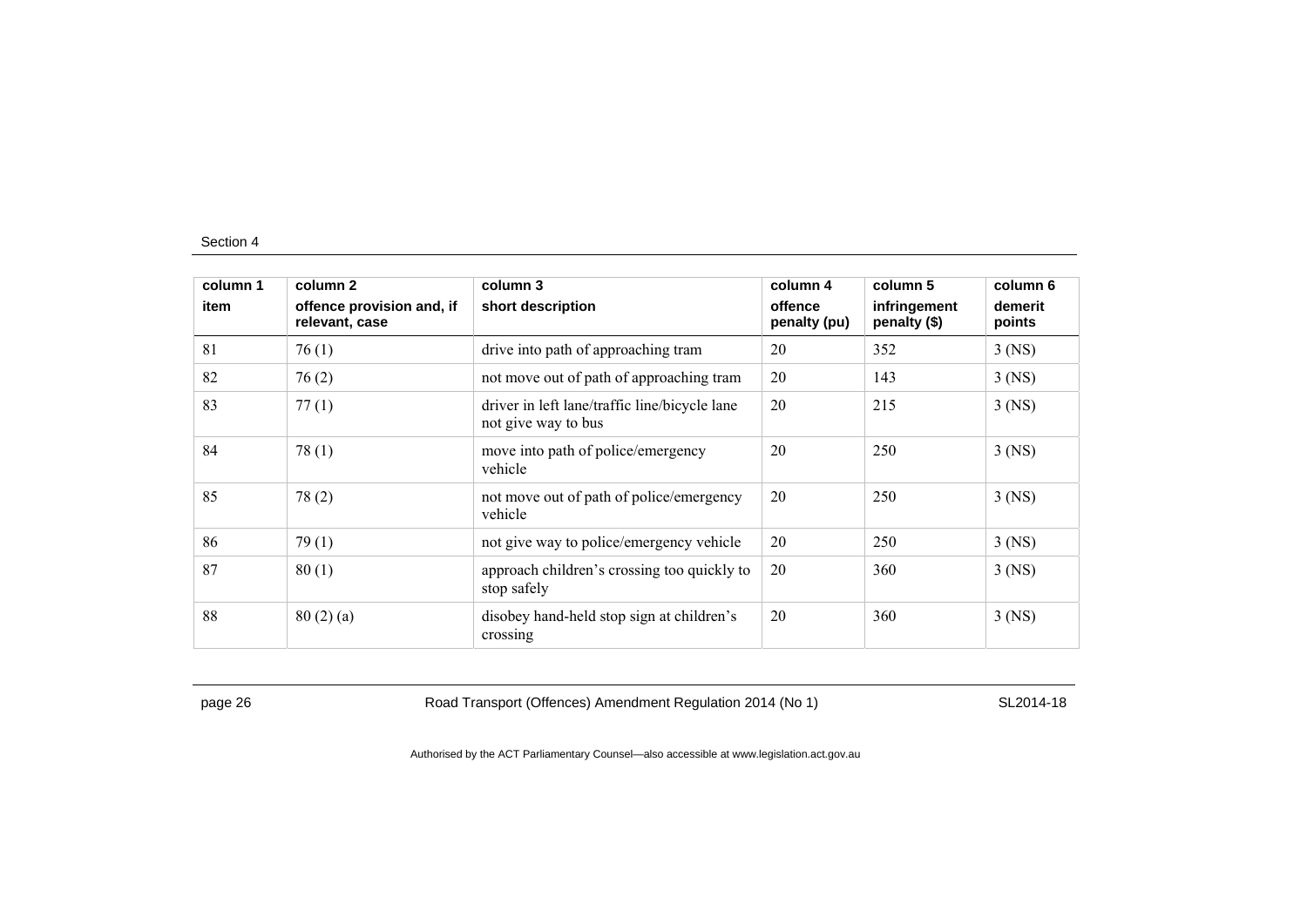| column 1<br>item | column 2<br>offence provision and, if relevant, case | column 3<br>short description | column 4<br>offence penalty (pu) | column 5<br>infringement penalty ($) | column 6<br>demerit points |
|---|---|---|---|---|---|
| 81 | 76 (1) | drive into path of approaching tram | 20 | 352 | 3 (NS) |
| 82 | 76 (2) | not move out of path of approaching tram | 20 | 143 | 3 (NS) |
| 83 | 77 (1) | driver in left lane/traffic line/bicycle lane not give way to bus | 20 | 215 | 3 (NS) |
| 84 | 78 (1) | move into path of police/emergency vehicle | 20 | 250 | 3 (NS) |
| 85 | 78 (2) | not move out of path of police/emergency vehicle | 20 | 250 | 3 (NS) |
| 86 | 79 (1) | not give way to police/emergency vehicle | 20 | 250 | 3 (NS) |
| 87 | 80 (1) | approach children's crossing too quickly to stop safely | 20 | 360 | 3 (NS) |
| 88 | 80 (2) (a) | disobey hand-held stop sign at children's crossing | 20 | 360 | 3 (NS) |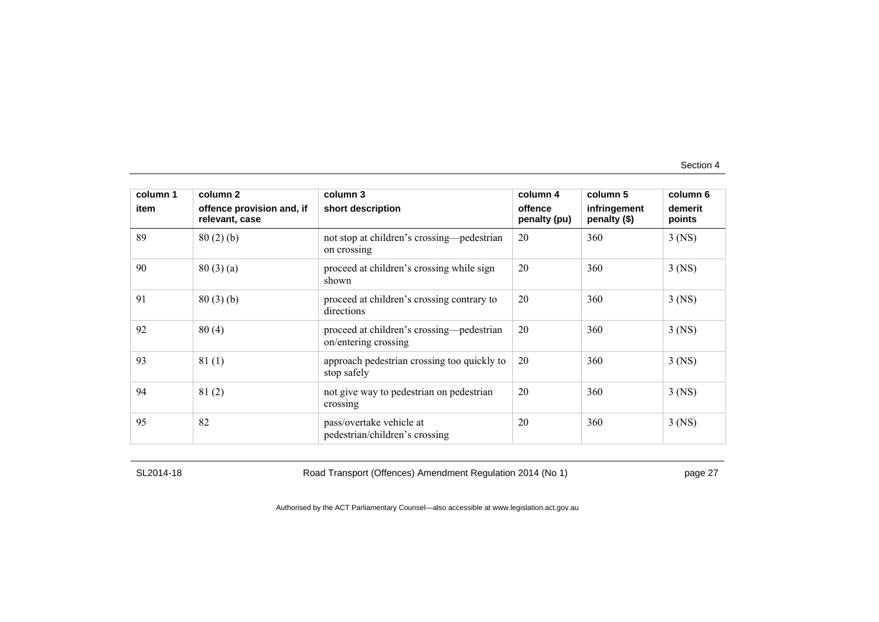| column 1 item | column 2 offence provision and, if relevant, case | column 3 short description | column 4 offence penalty (pu) | column 5 infringement penalty ($) | column 6 demerit points |
|---|---|---|---|---|---|
| 89 | 80 (2) (b) | not stop at children's crossing—pedestrian on crossing | 20 | 360 | 3 (NS) |
| 90 | 80 (3) (a) | proceed at children's crossing while sign shown | 20 | 360 | 3 (NS) |
| 91 | 80 (3) (b) | proceed at children's crossing contrary to directions | 20 | 360 | 3 (NS) |
| 92 | 80 (4) | proceed at children's crossing—pedestrian on/entering crossing | 20 | 360 | 3 (NS) |
| 93 | 81 (1) | approach pedestrian crossing too quickly to stop safely | 20 | 360 | 3 (NS) |
| 94 | 81 (2) | not give way to pedestrian on pedestrian crossing | 20 | 360 | 3 (NS) |
| 95 | 82 | pass/overtake vehicle at pedestrian/children's crossing | 20 | 360 | 3 (NS) |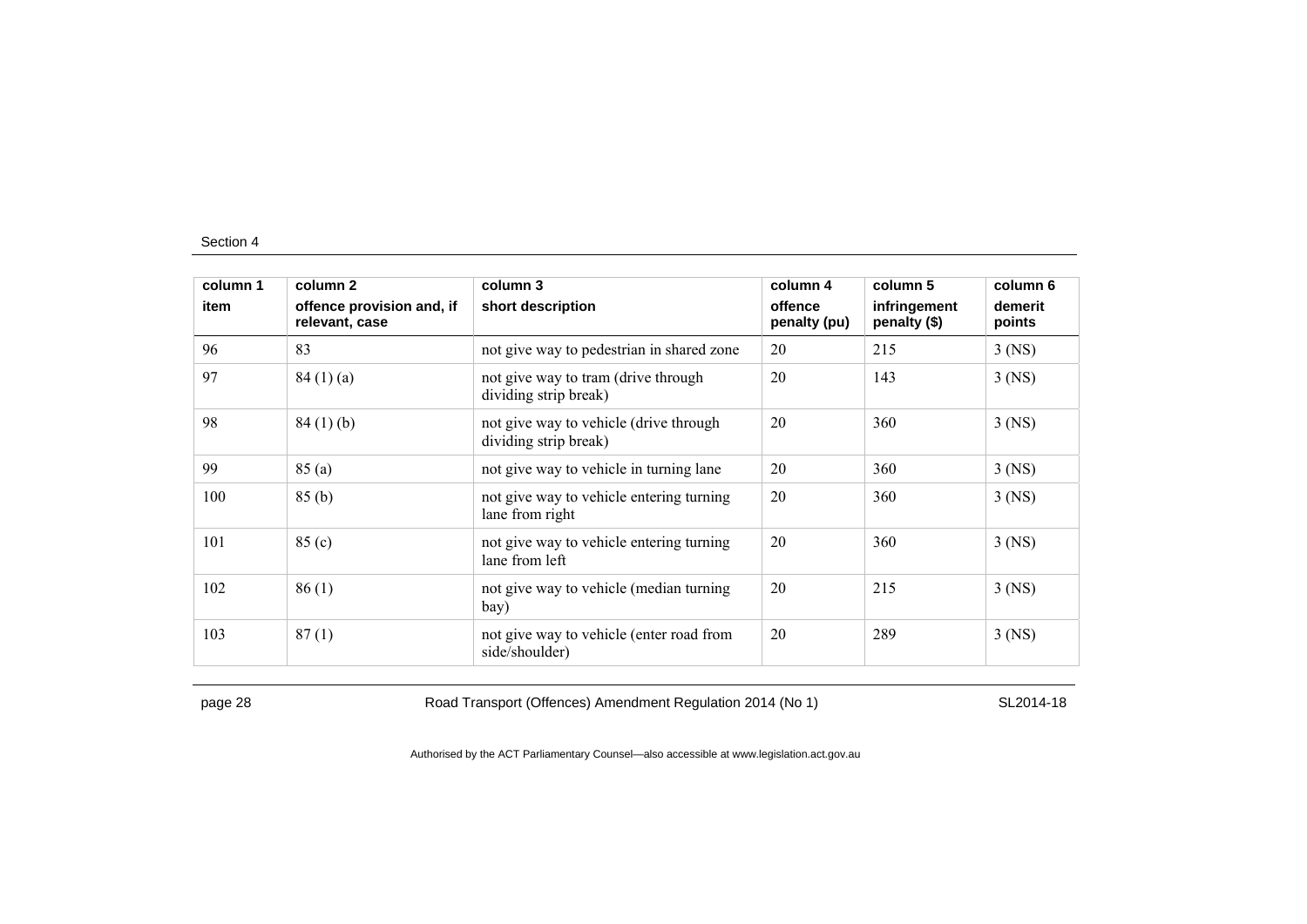| column 1<br>item | column 2<br>offence provision and, if relevant, case | column 3<br>short description | column 4<br>offence penalty (pu) | column 5<br>infringement penalty ($) | column 6<br>demerit points |
|---|---|---|---|---|---|
| 96 | 83 | not give way to pedestrian in shared zone | 20 | 215 | 3 (NS) |
| 97 | 84 (1) (a) | not give way to tram (drive through dividing strip break) | 20 | 143 | 3 (NS) |
| 98 | 84 (1) (b) | not give way to vehicle (drive through dividing strip break) | 20 | 360 | 3 (NS) |
| 99 | 85 (a) | not give way to vehicle in turning lane | 20 | 360 | 3 (NS) |
| 100 | 85 (b) | not give way to vehicle entering turning lane from right | 20 | 360 | 3 (NS) |
| 101 | 85 (c) | not give way to vehicle entering turning lane from left | 20 | 360 | 3 (NS) |
| 102 | 86 (1) | not give way to vehicle (median turning bay) | 20 | 215 | 3 (NS) |
| 103 | 87 (1) | not give way to vehicle (enter road from side/shoulder) | 20 | 289 | 3 (NS) |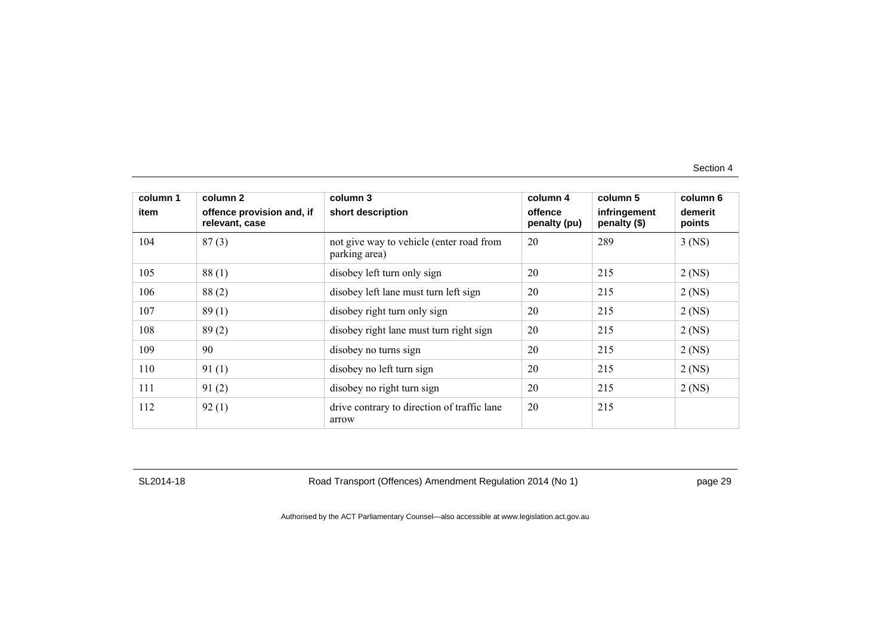| column 1<br>item | column 2<br>offence provision and, if relevant, case | column 3<br>short description | column 4<br>offence penalty (pu) | column 5<br>infringement penalty ($) | column 6<br>demerit points |
|---|---|---|---|---|---|
| 104 | 87 (3) | not give way to vehicle (enter road from parking area) | 20 | 289 | 3 (NS) |
| 105 | 88 (1) | disobey left turn only sign | 20 | 215 | 2 (NS) |
| 106 | 88 (2) | disobey left lane must turn left sign | 20 | 215 | 2 (NS) |
| 107 | 89 (1) | disobey right turn only sign | 20 | 215 | 2 (NS) |
| 108 | 89 (2) | disobey right lane must turn right sign | 20 | 215 | 2 (NS) |
| 109 | 90 | disobey no turns sign | 20 | 215 | 2 (NS) |
| 110 | 91 (1) | disobey no left turn sign | 20 | 215 | 2 (NS) |
| 111 | 91 (2) | disobey no right turn sign | 20 | 215 | 2 (NS) |
| 112 | 92 (1) | drive contrary to direction of traffic lane arrow | 20 | 215 | |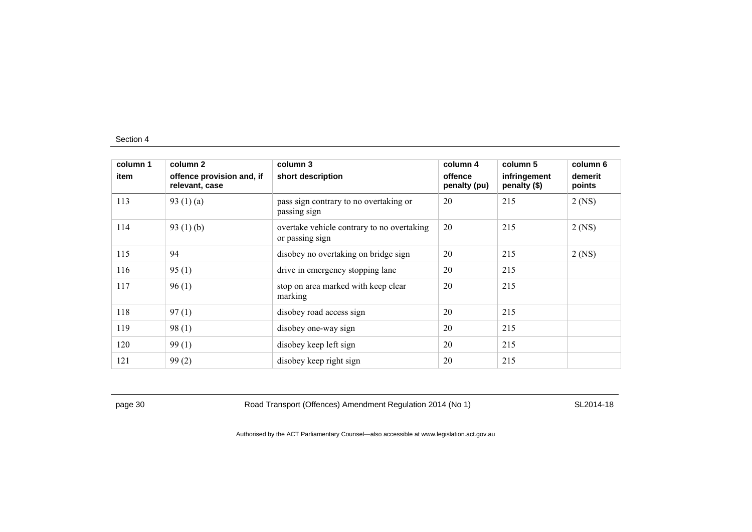| column 1<br>item | column 2<br>offence provision and, if relevant, case | column 3<br>short description | column 4<br>offence penalty (pu) | column 5<br>infringement penalty ($) | column 6<br>demerit points |
|---|---|---|---|---|---|
| 113 | 93 (1) (a) | pass sign contrary to no overtaking or passing sign | 20 | 215 | 2 (NS) |
| 114 | 93 (1) (b) | overtake vehicle contrary to no overtaking or passing sign | 20 | 215 | 2 (NS) |
| 115 | 94 | disobey no overtaking on bridge sign | 20 | 215 | 2 (NS) |
| 116 | 95 (1) | drive in emergency stopping lane | 20 | 215 | |
| 117 | 96 (1) | stop on area marked with keep clear marking | 20 | 215 | |
| 118 | 97 (1) | disobey road access sign | 20 | 215 | |
| 119 | 98 (1) | disobey one-way sign | 20 | 215 | |
| 120 | 99 (1) | disobey keep left sign | 20 | 215 | |
| 121 | 99 (2) | disobey keep right sign | 20 | 215 | |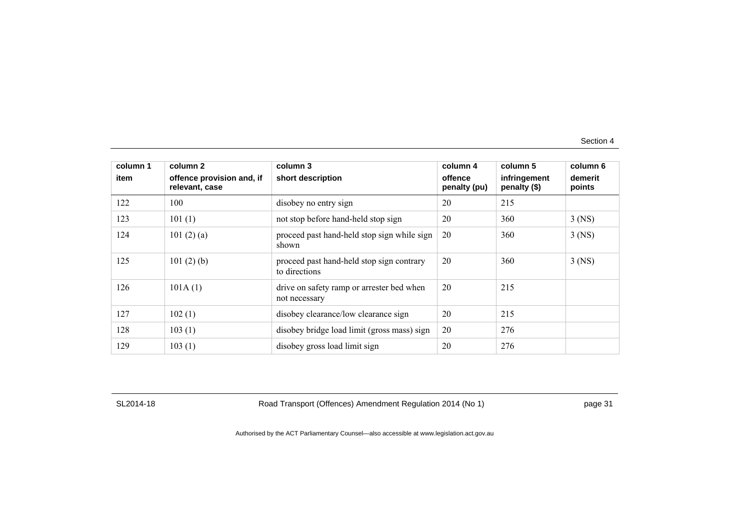| column 1<br>item | column 2<br>offence provision and, if relevant, case | column 3<br>short description | column 4<br>offence penalty (pu) | column 5<br>infringement penalty ($) | column 6<br>demerit points |
|---|---|---|---|---|---|
| 122 | 100 | disobey no entry sign | 20 | 215 | |
| 123 | 101 (1) | not stop before hand-held stop sign | 20 | 360 | 3 (NS) |
| 124 | 101 (2) (a) | proceed past hand-held stop sign while sign shown | 20 | 360 | 3 (NS) |
| 125 | 101 (2) (b) | proceed past hand-held stop sign contrary to directions | 20 | 360 | 3 (NS) |
| 126 | 101A (1) | drive on safety ramp or arrester bed when not necessary | 20 | 215 | |
| 127 | 102 (1) | disobey clearance/low clearance sign | 20 | 215 | |
| 128 | 103 (1) | disobey bridge load limit (gross mass) sign | 20 | 276 | |
| 129 | 103 (1) | disobey gross load limit sign | 20 | 276 | |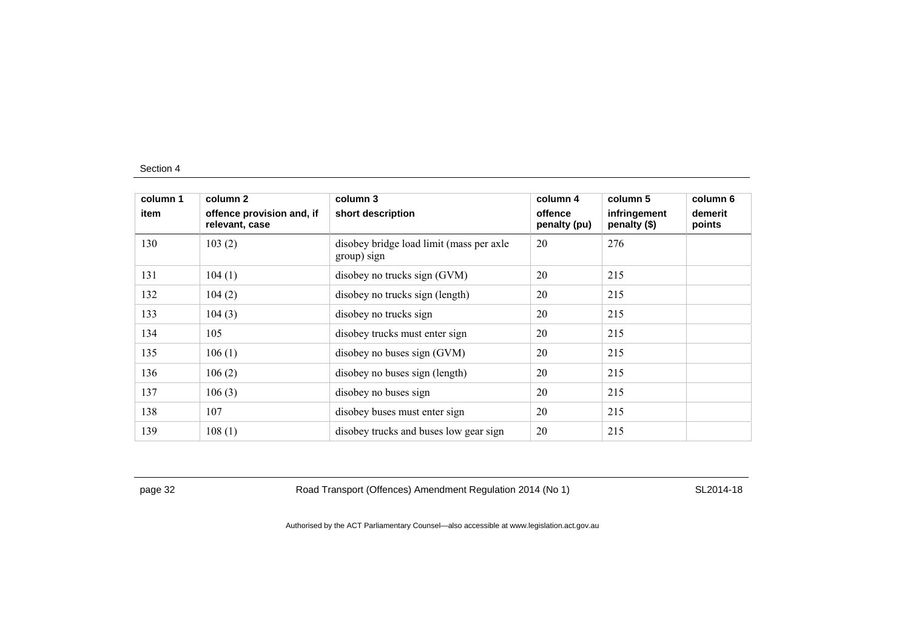| column 1<br>item | column 2<br>offence provision and, if relevant, case | column 3<br>short description | column 4<br>offence penalty (pu) | column 5<br>infringement penalty ($) | column 6<br>demerit points |
|---|---|---|---|---|---|
| 130 | 103 (2) | disobey bridge load limit (mass per axle group) sign | 20 | 276 | |
| 131 | 104 (1) | disobey no trucks sign (GVM) | 20 | 215 | |
| 132 | 104 (2) | disobey no trucks sign (length) | 20 | 215 | |
| 133 | 104 (3) | disobey no trucks sign | 20 | 215 | |
| 134 | 105 | disobey trucks must enter sign | 20 | 215 | |
| 135 | 106 (1) | disobey no buses sign (GVM) | 20 | 215 | |
| 136 | 106 (2) | disobey no buses sign (length) | 20 | 215 | |
| 137 | 106 (3) | disobey no buses sign | 20 | 215 | |
| 138 | 107 | disobey buses must enter sign | 20 | 215 | |
| 139 | 108 (1) | disobey trucks and buses low gear sign | 20 | 215 | |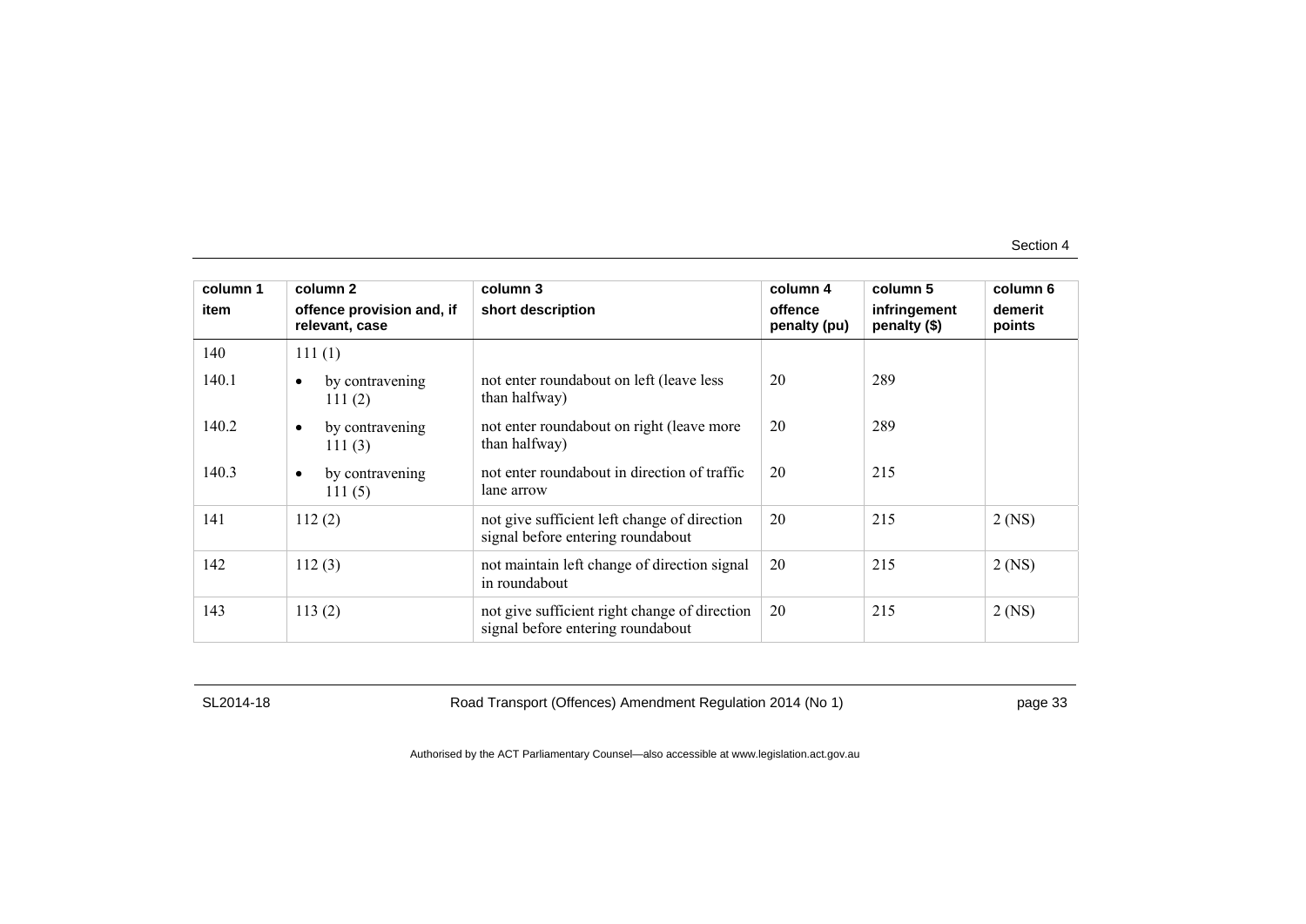| column 1<br>item | column 2<br>offence provision and, if relevant, case | column 3<br>short description | column 4<br>offence penalty (pu) | column 5<br>infringement penalty ($) | column 6<br>demerit points |
|---|---|---|---|---|---|
| 140 | 111 (1) | | | | |
| 140.1 | • by contravening 111 (2) | not enter roundabout on left (leave less than halfway) | 20 | 289 | |
| 140.2 | • by contravening 111 (3) | not enter roundabout on right (leave more than halfway) | 20 | 289 | |
| 140.3 | • by contravening 111 (5) | not enter roundabout in direction of traffic lane arrow | 20 | 215 | |
| 141 | 112 (2) | not give sufficient left change of direction signal before entering roundabout | 20 | 215 | 2 (NS) |
| 142 | 112 (3) | not maintain left change of direction signal in roundabout | 20 | 215 | 2 (NS) |
| 143 | 113 (2) | not give sufficient right change of direction signal before entering roundabout | 20 | 215 | 2 (NS) |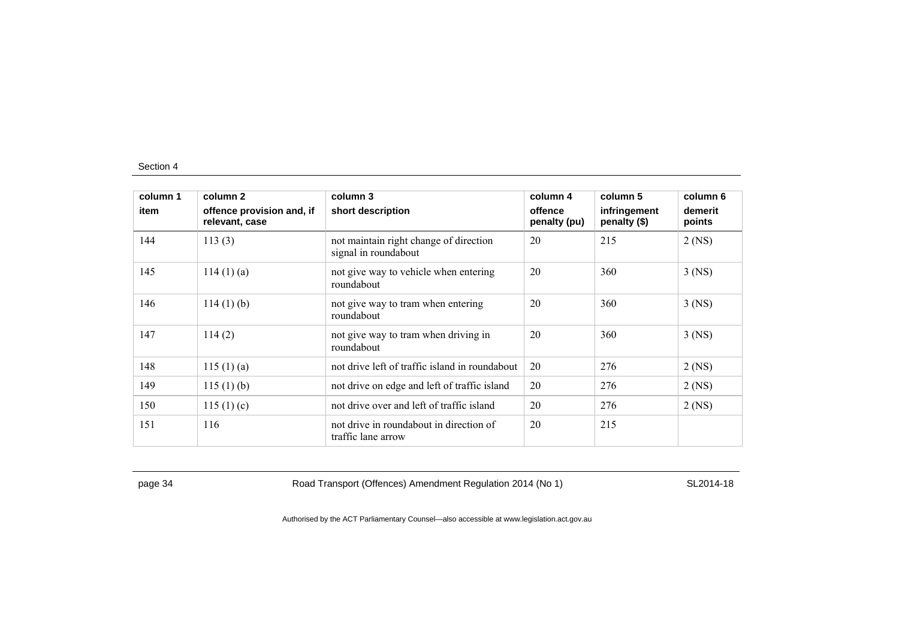| column 1<br>item | column 2<br>offence provision and, if relevant, case | column 3<br>short description | column 4<br>offence penalty (pu) | column 5<br>infringement penalty ($) | column 6<br>demerit points |
|---|---|---|---|---|---|
| 144 | 113 (3) | not maintain right change of direction signal in roundabout | 20 | 215 | 2 (NS) |
| 145 | 114 (1) (a) | not give way to vehicle when entering roundabout | 20 | 360 | 3 (NS) |
| 146 | 114 (1) (b) | not give way to tram when entering roundabout | 20 | 360 | 3 (NS) |
| 147 | 114 (2) | not give way to tram when driving in roundabout | 20 | 360 | 3 (NS) |
| 148 | 115 (1) (a) | not drive left of traffic island in roundabout | 20 | 276 | 2 (NS) |
| 149 | 115 (1) (b) | not drive on edge and left of traffic island | 20 | 276 | 2 (NS) |
| 150 | 115 (1) (c) | not drive over and left of traffic island | 20 | 276 | 2 (NS) |
| 151 | 116 | not drive in roundabout in direction of traffic lane arrow | 20 | 215 | |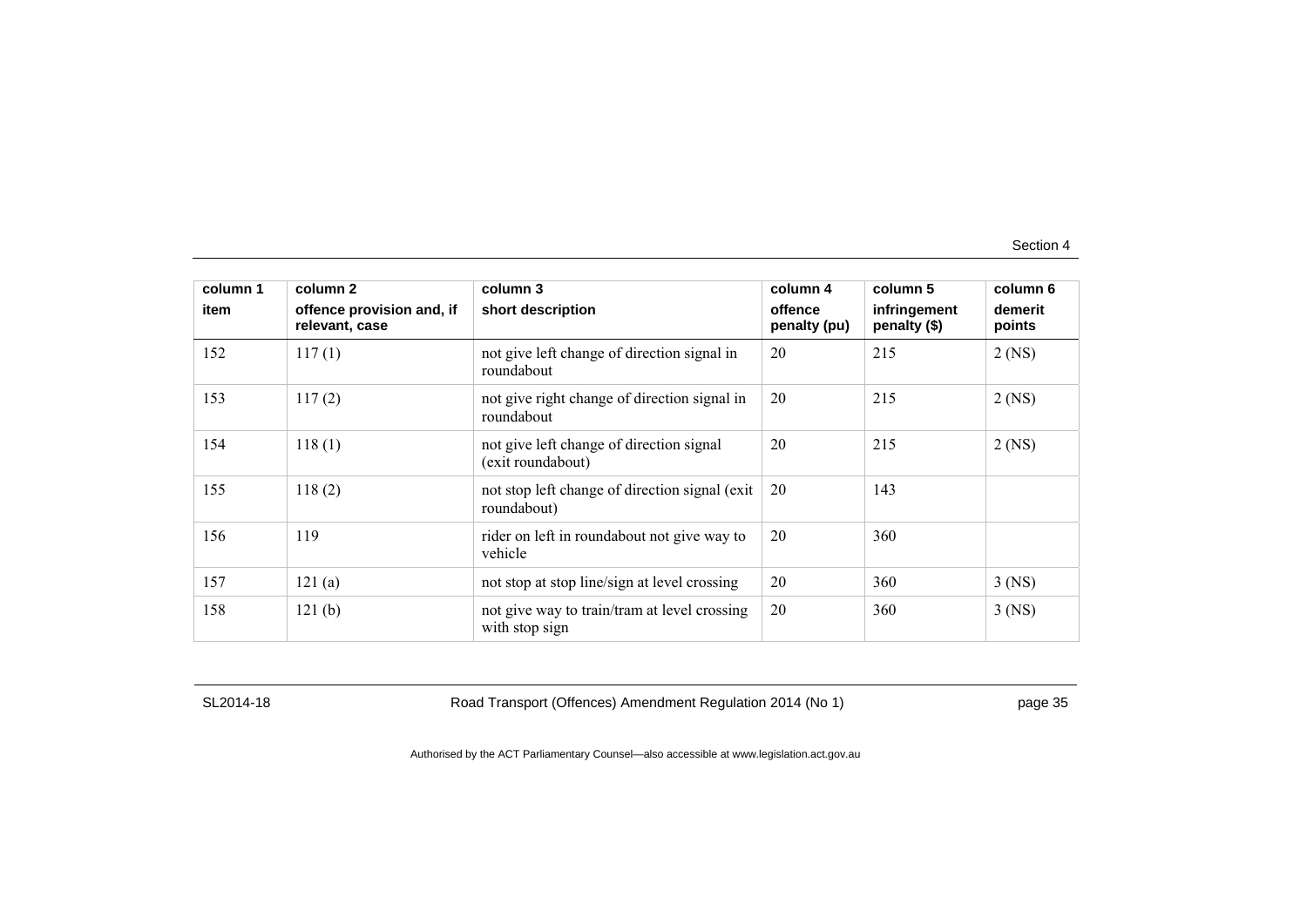| column 1<br>item | column 2<br>offence provision and, if relevant, case | column 3<br>short description | column 4<br>offence penalty (pu) | column 5<br>infringement penalty ($) | column 6<br>demerit points |
|---|---|---|---|---|---|
| 152 | 117 (1) | not give left change of direction signal in roundabout | 20 | 215 | 2 (NS) |
| 153 | 117 (2) | not give right change of direction signal in roundabout | 20 | 215 | 2 (NS) |
| 154 | 118 (1) | not give left change of direction signal (exit roundabout) | 20 | 215 | 2 (NS) |
| 155 | 118 (2) | not stop left change of direction signal (exit roundabout) | 20 | 143 | |
| 156 | 119 | rider on left in roundabout not give way to vehicle | 20 | 360 | |
| 157 | 121 (a) | not stop at stop line/sign at level crossing | 20 | 360 | 3 (NS) |
| 158 | 121 (b) | not give way to train/tram at level crossing with stop sign | 20 | 360 | 3 (NS) |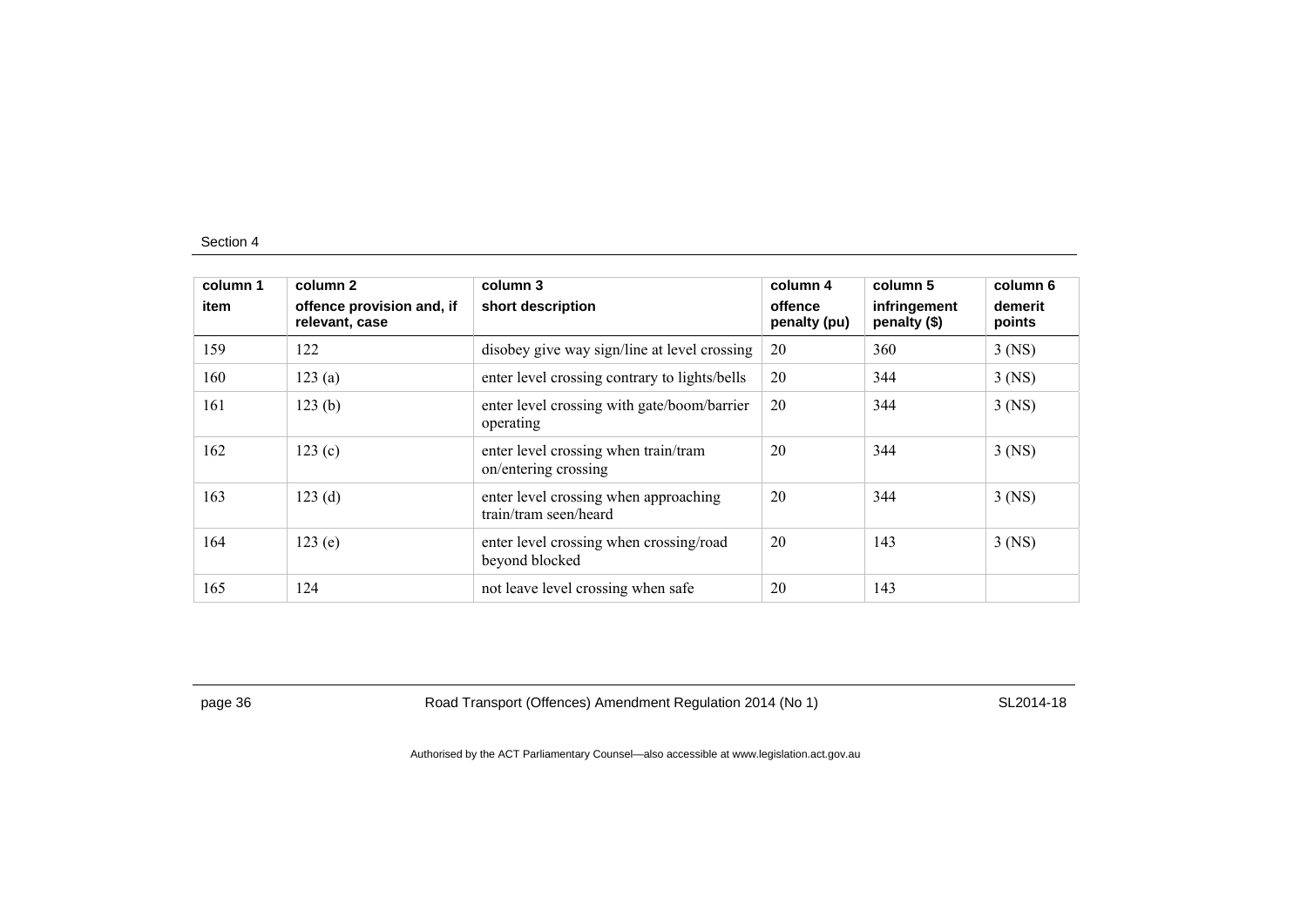Section 4

| column 1<br>item | column 2<br>offence provision and, if relevant, case | column 3<br>short description | column 4<br>offence penalty (pu) | column 5<br>infringement penalty ($) | column 6<br>demerit points |
|---|---|---|---|---|---|
| 159 | 122 | disobey give way sign/line at level crossing | 20 | 360 | 3 (NS) |
| 160 | 123 (a) | enter level crossing contrary to lights/bells | 20 | 344 | 3 (NS) |
| 161 | 123 (b) | enter level crossing with gate/boom/barrier operating | 20 | 344 | 3 (NS) |
| 162 | 123 (c) | enter level crossing when train/tram on/entering crossing | 20 | 344 | 3 (NS) |
| 163 | 123 (d) | enter level crossing when approaching train/tram seen/heard | 20 | 344 | 3 (NS) |
| 164 | 123 (e) | enter level crossing when crossing/road beyond blocked | 20 | 143 | 3 (NS) |
| 165 | 124 | not leave level crossing when safe | 20 | 143 | |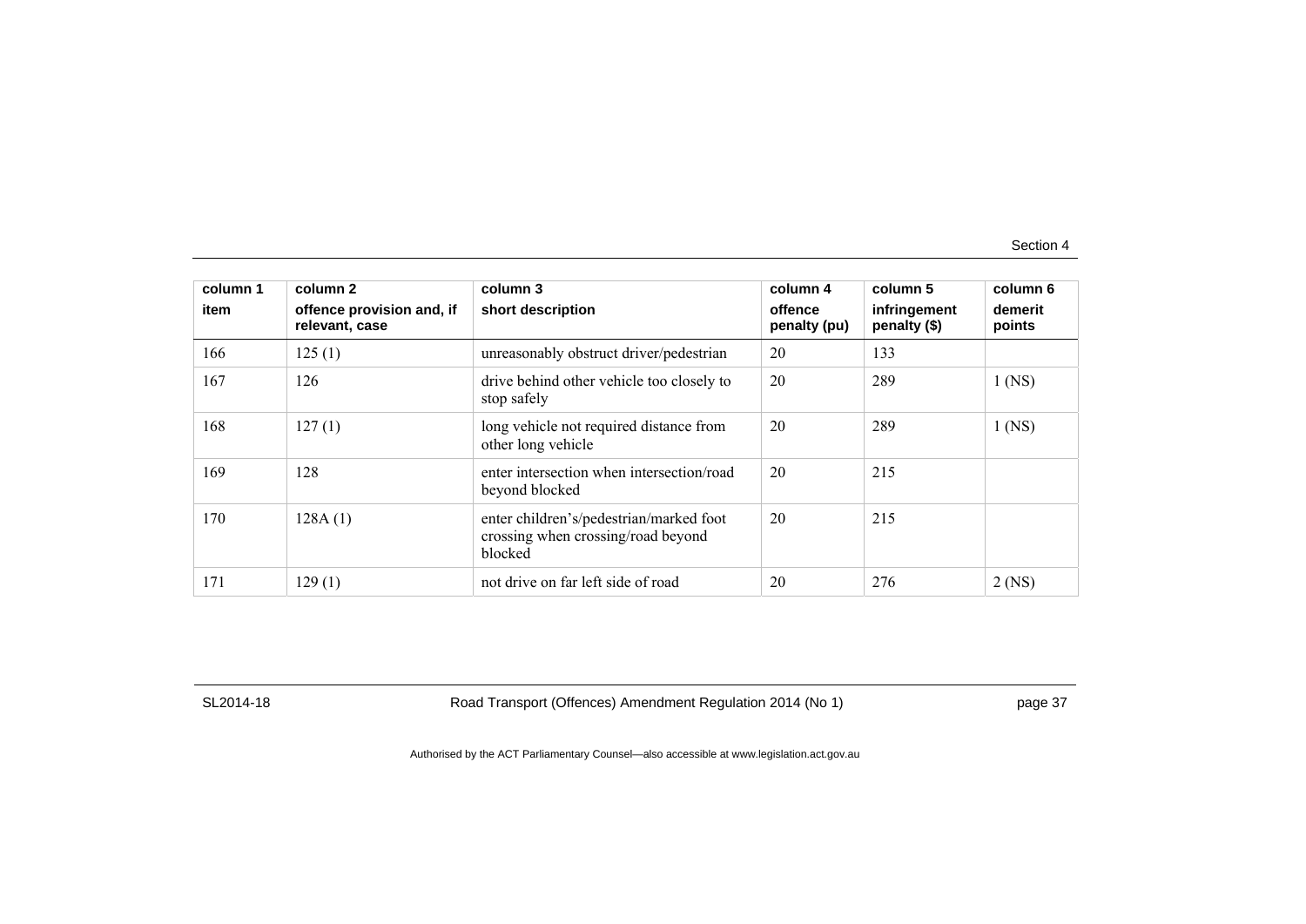| column 1 | column 2 | column 3 | column 4 | column 5 | column 6 |
|---|---|---|---|---|---|
| item | offence provision and, if relevant, case | short description | offence penalty (pu) | infringement penalty ($) | demerit points |
| 166 | 125 (1) | unreasonably obstruct driver/pedestrian | 20 | 133 | |
| 167 | 126 | drive behind other vehicle too closely to stop safely | 20 | 289 | 1 (NS) |
| 168 | 127 (1) | long vehicle not required distance from other long vehicle | 20 | 289 | 1 (NS) |
| 169 | 128 | enter intersection when intersection/road beyond blocked | 20 | 215 | |
| 170 | 128A (1) | enter children's/pedestrian/marked foot crossing when crossing/road beyond blocked | 20 | 215 | |
| 171 | 129 (1) | not drive on far left side of road | 20 | 276 | 2 (NS) |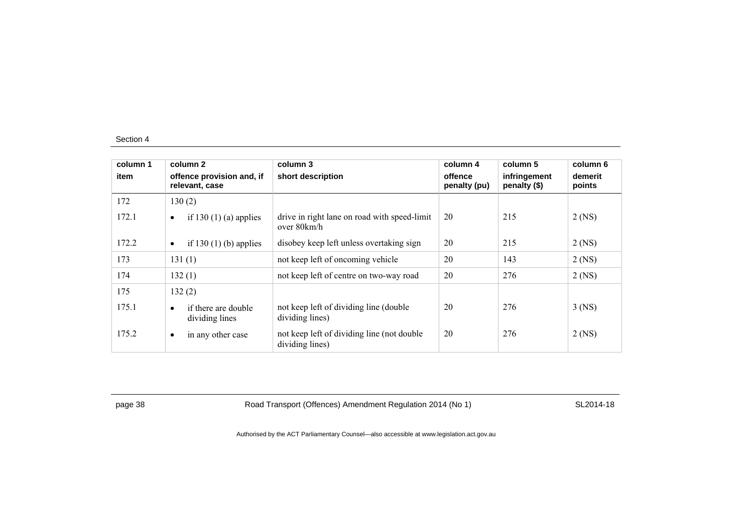Section 4

| column 1<br>item | column 2<br>offence provision and, if relevant, case | column 3<br>short description | column 4<br>offence penalty (pu) | column 5<br>infringement penalty ($) | column 6<br>demerit points |
|---|---|---|---|---|---|
| 172 | 130 (2) | | | | |
| 172.1 | • if 130 (1) (a) applies | drive in right lane on road with speed-limit over 80km/h | 20 | 215 | 2 (NS) |
| 172.2 | • if 130 (1) (b) applies | disobey keep left unless overtaking sign | 20 | 215 | 2 (NS) |
| 173 | 131 (1) | not keep left of oncoming vehicle | 20 | 143 | 2 (NS) |
| 174 | 132 (1) | not keep left of centre on two-way road | 20 | 276 | 2 (NS) |
| 175 | 132 (2) | | | | |
| 175.1 | • if there are double dividing lines | not keep left of dividing line (double dividing lines) | 20 | 276 | 3 (NS) |
| 175.2 | • in any other case | not keep left of dividing line (not double dividing lines) | 20 | 276 | 2 (NS) |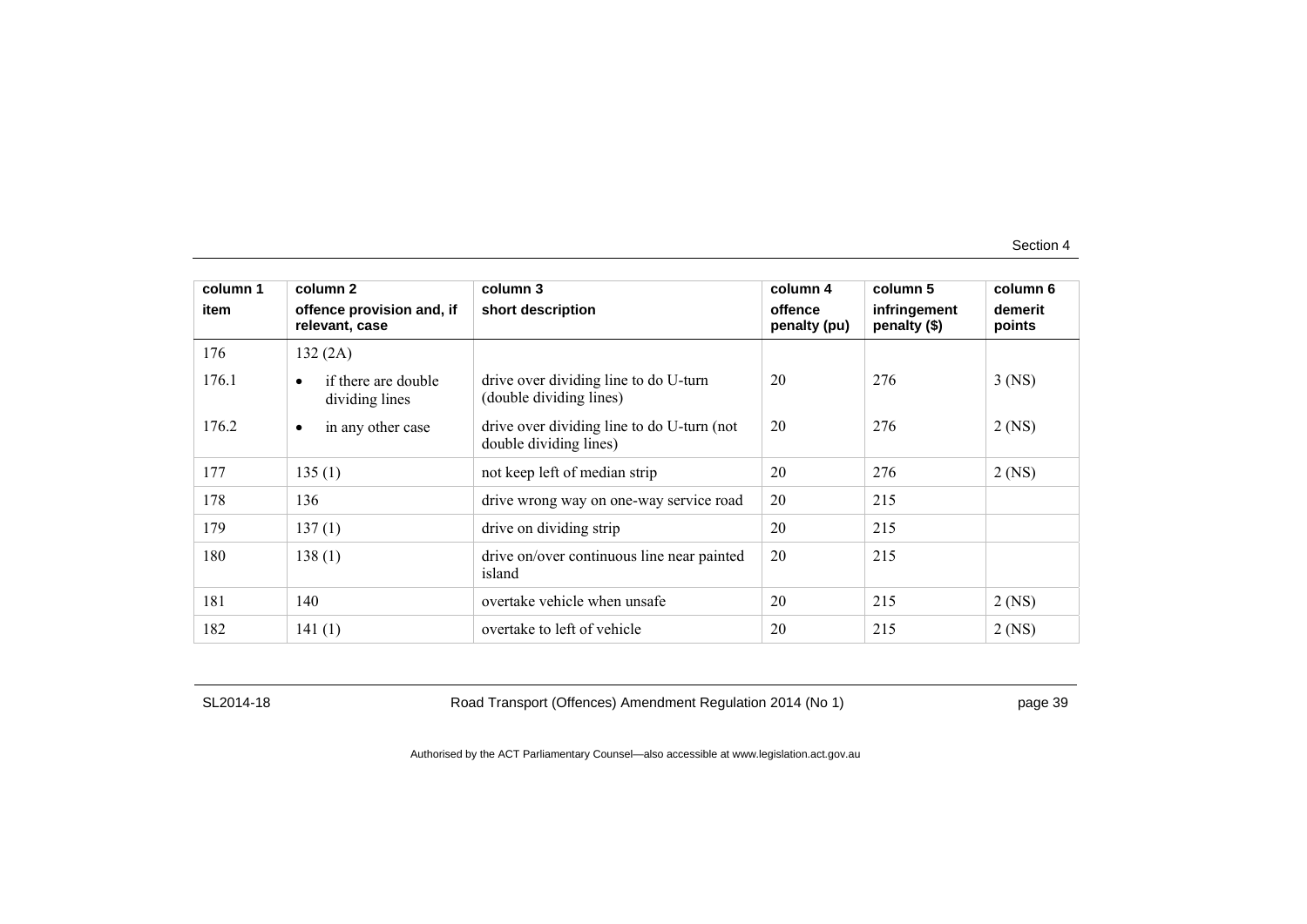| column 1 | column 2 | column 3 | column 4 | column 5 | column 6 |
|---|---|---|---|---|---|
| item | offence provision and, if relevant, case | short description | offence penalty (pu) | infringement penalty ($) | demerit points |
| 176 | 132 (2A) | | | | |
| 176.1 | • if there are double dividing lines | drive over dividing line to do U-turn (double dividing lines) | 20 | 276 | 3 (NS) |
| 176.2 | • in any other case | drive over dividing line to do U-turn (not double dividing lines) | 20 | 276 | 2 (NS) |
| 177 | 135 (1) | not keep left of median strip | 20 | 276 | 2 (NS) |
| 178 | 136 | drive wrong way on one-way service road | 20 | 215 | |
| 179 | 137 (1) | drive on dividing strip | 20 | 215 | |
| 180 | 138 (1) | drive on/over continuous line near painted island | 20 | 215 | |
| 181 | 140 | overtake vehicle when unsafe | 20 | 215 | 2 (NS) |
| 182 | 141 (1) | overtake to left of vehicle | 20 | 215 | 2 (NS) |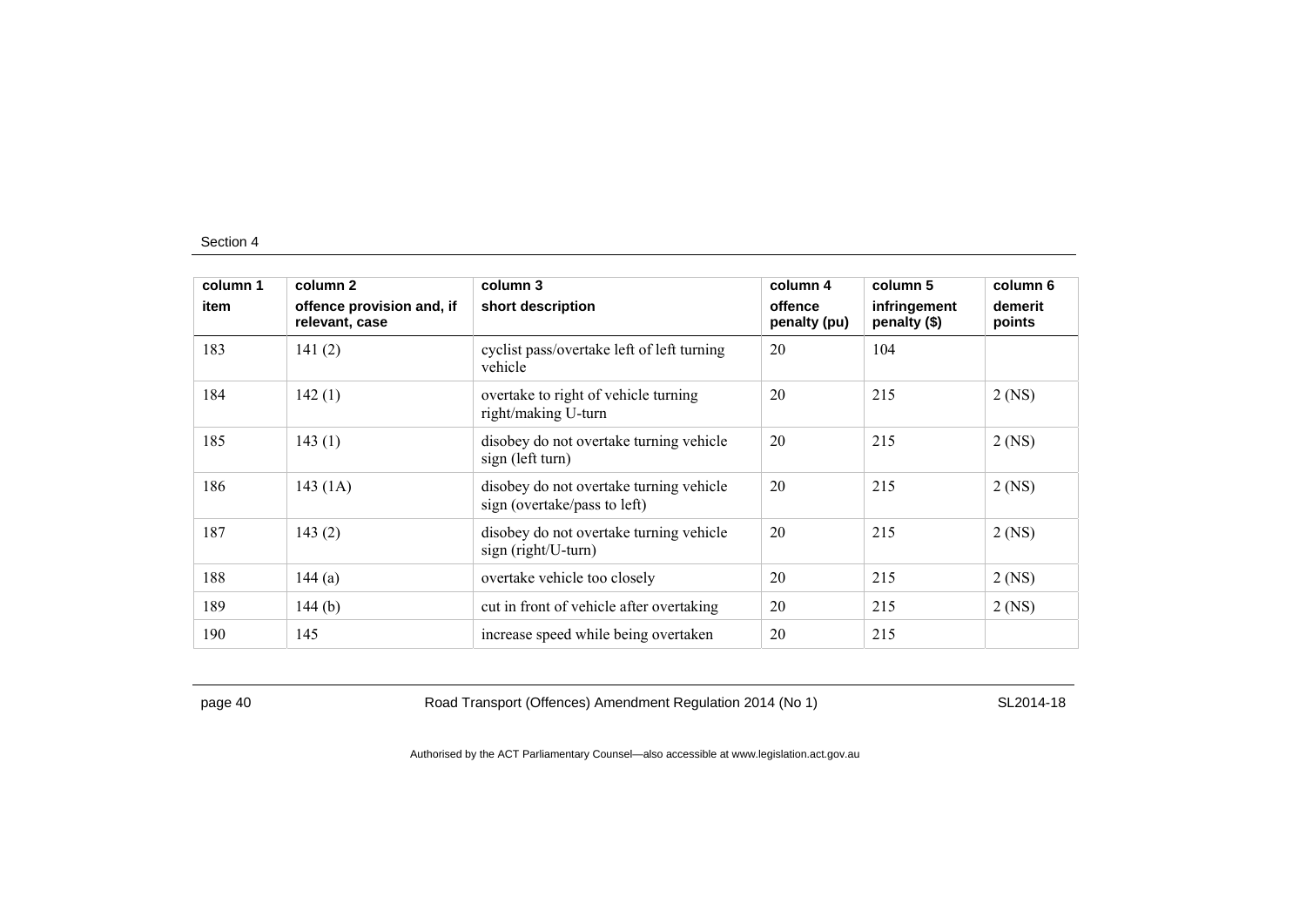| column 1 item | column 2 offence provision and, if relevant, case | column 3 short description | column 4 offence penalty (pu) | column 5 infringement penalty ($) | column 6 demerit points |
|---|---|---|---|---|---|
| 183 | 141 (2) | cyclist pass/overtake left of left turning vehicle | 20 | 104 | |
| 184 | 142 (1) | overtake to right of vehicle turning right/making U-turn | 20 | 215 | 2 (NS) |
| 185 | 143 (1) | disobey do not overtake turning vehicle sign (left turn) | 20 | 215 | 2 (NS) |
| 186 | 143 (1A) | disobey do not overtake turning vehicle sign (overtake/pass to left) | 20 | 215 | 2 (NS) |
| 187 | 143 (2) | disobey do not overtake turning vehicle sign (right/U-turn) | 20 | 215 | 2 (NS) |
| 188 | 144 (a) | overtake vehicle too closely | 20 | 215 | 2 (NS) |
| 189 | 144 (b) | cut in front of vehicle after overtaking | 20 | 215 | 2 (NS) |
| 190 | 145 | increase speed while being overtaken | 20 | 215 | |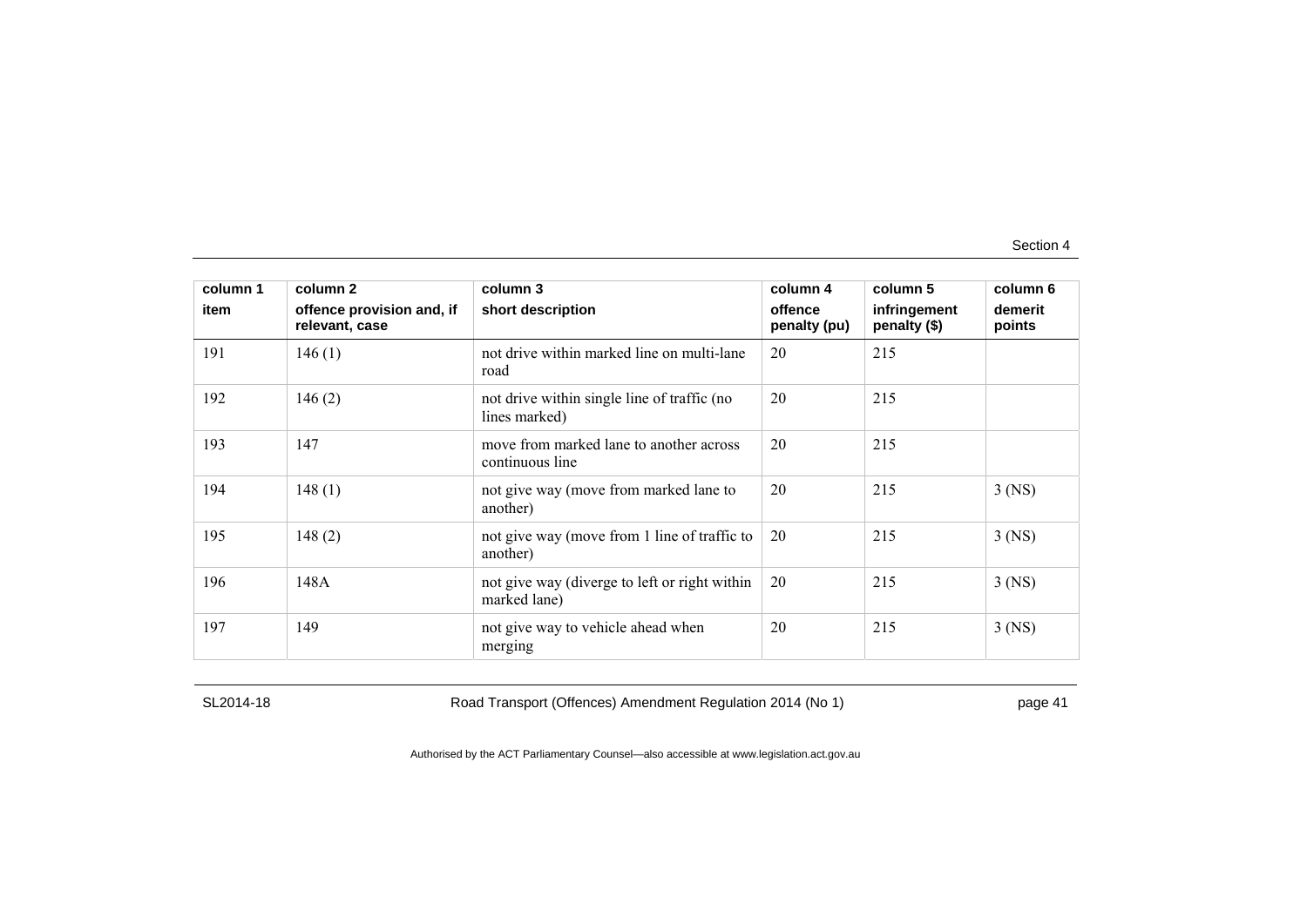| column 1<br>item | column 2<br>offence provision and, if relevant, case | column 3<br>short description | column 4<br>offence penalty (pu) | column 5<br>infringement penalty ($) | column 6<br>demerit points |
|---|---|---|---|---|---|
| 191 | 146 (1) | not drive within marked line on multi-lane road | 20 | 215 | |
| 192 | 146 (2) | not drive within single line of traffic (no lines marked) | 20 | 215 | |
| 193 | 147 | move from marked lane to another across continuous line | 20 | 215 | |
| 194 | 148 (1) | not give way (move from marked lane to another) | 20 | 215 | 3 (NS) |
| 195 | 148 (2) | not give way (move from 1 line of traffic to another) | 20 | 215 | 3 (NS) |
| 196 | 148A | not give way (diverge to left or right within marked lane) | 20 | 215 | 3 (NS) |
| 197 | 149 | not give way to vehicle ahead when merging | 20 | 215 | 3 (NS) |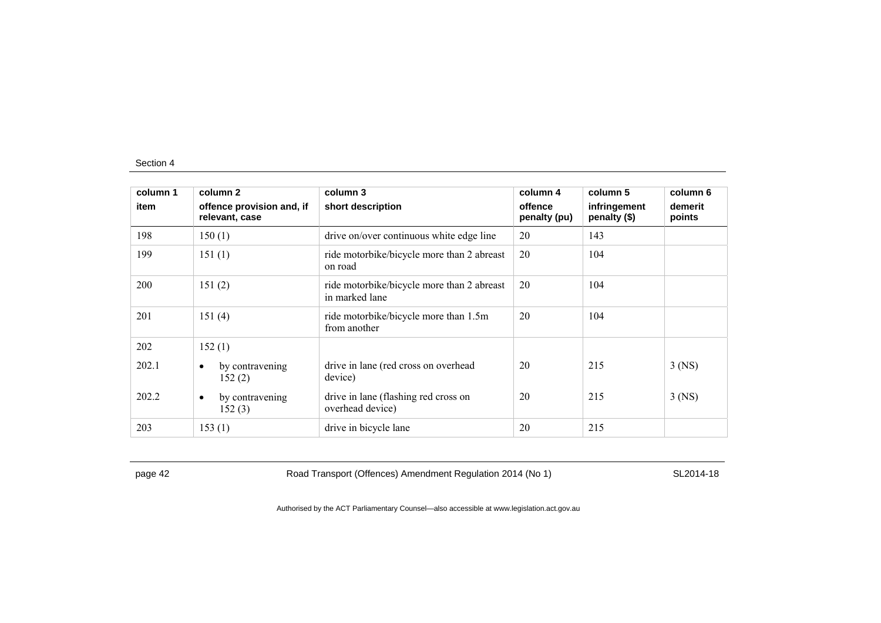| column 1 item | column 2 offence provision and, if relevant, case | column 3 short description | column 4 offence penalty (pu) | column 5 infringement penalty ($) | column 6 demerit points |
|---|---|---|---|---|---|
| 198 | 150 (1) | drive on/over continuous white edge line | 20 | 143 | |
| 199 | 151 (1) | ride motorbike/bicycle more than 2 abreast on road | 20 | 104 | |
| 200 | 151 (2) | ride motorbike/bicycle more than 2 abreast in marked lane | 20 | 104 | |
| 201 | 151 (4) | ride motorbike/bicycle more than 1.5m from another | 20 | 104 | |
| 202 | 152 (1) | | | | |
| 202.1 | • by contravening 152 (2) | drive in lane (red cross on overhead device) | 20 | 215 | 3 (NS) |
| 202.2 | • by contravening 152 (3) | drive in lane (flashing red cross on overhead device) | 20 | 215 | 3 (NS) |
| 203 | 153 (1) | drive in bicycle lane | 20 | 215 | |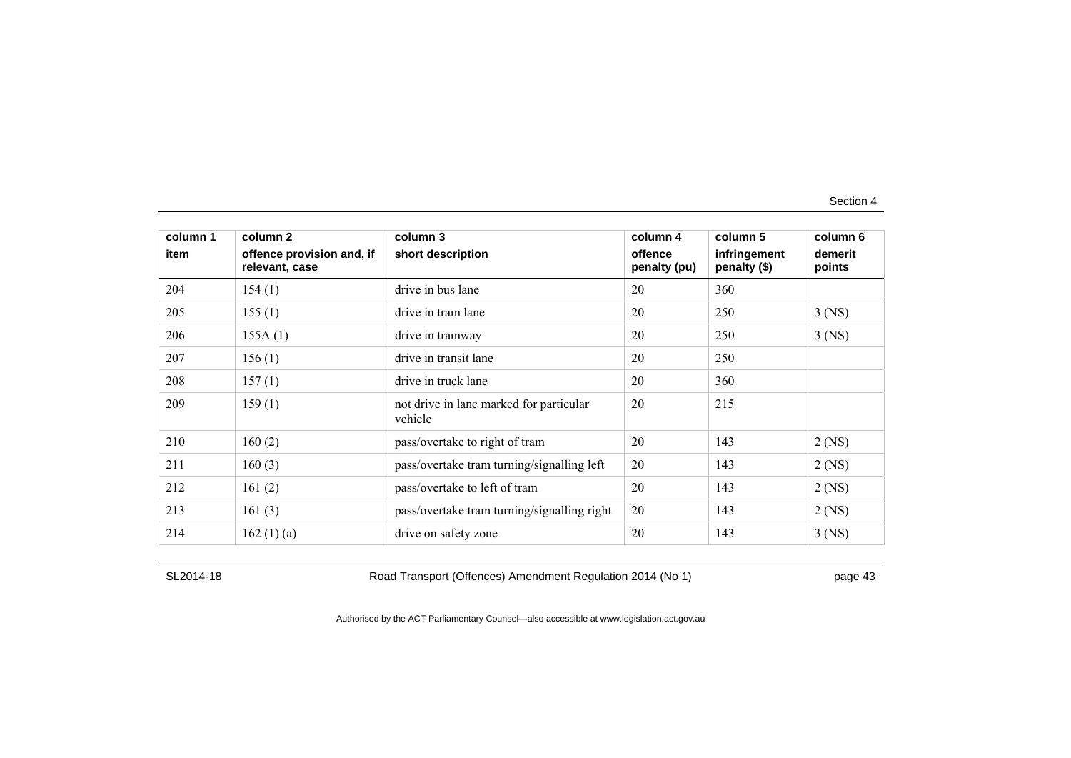| column 1 | column 2 | column 3 | column 4 | column 5 | column 6 |
|---|---|---|---|---|---|
| item | offence provision and, if relevant, case | short description | offence penalty (pu) | infringement penalty ($) | demerit points |
| 204 | 154 (1) | drive in bus lane | 20 | 360 | |
| 205 | 155 (1) | drive in tram lane | 20 | 250 | 3 (NS) |
| 206 | 155A (1) | drive in tramway | 20 | 250 | 3 (NS) |
| 207 | 156 (1) | drive in transit lane | 20 | 250 | |
| 208 | 157 (1) | drive in truck lane | 20 | 360 | |
| 209 | 159 (1) | not drive in lane marked for particular vehicle | 20 | 215 | |
| 210 | 160 (2) | pass/overtake to right of tram | 20 | 143 | 2 (NS) |
| 211 | 160 (3) | pass/overtake tram turning/signalling left | 20 | 143 | 2 (NS) |
| 212 | 161 (2) | pass/overtake to left of tram | 20 | 143 | 2 (NS) |
| 213 | 161 (3) | pass/overtake tram turning/signalling right | 20 | 143 | 2 (NS) |
| 214 | 162 (1) (a) | drive on safety zone | 20 | 143 | 3 (NS) |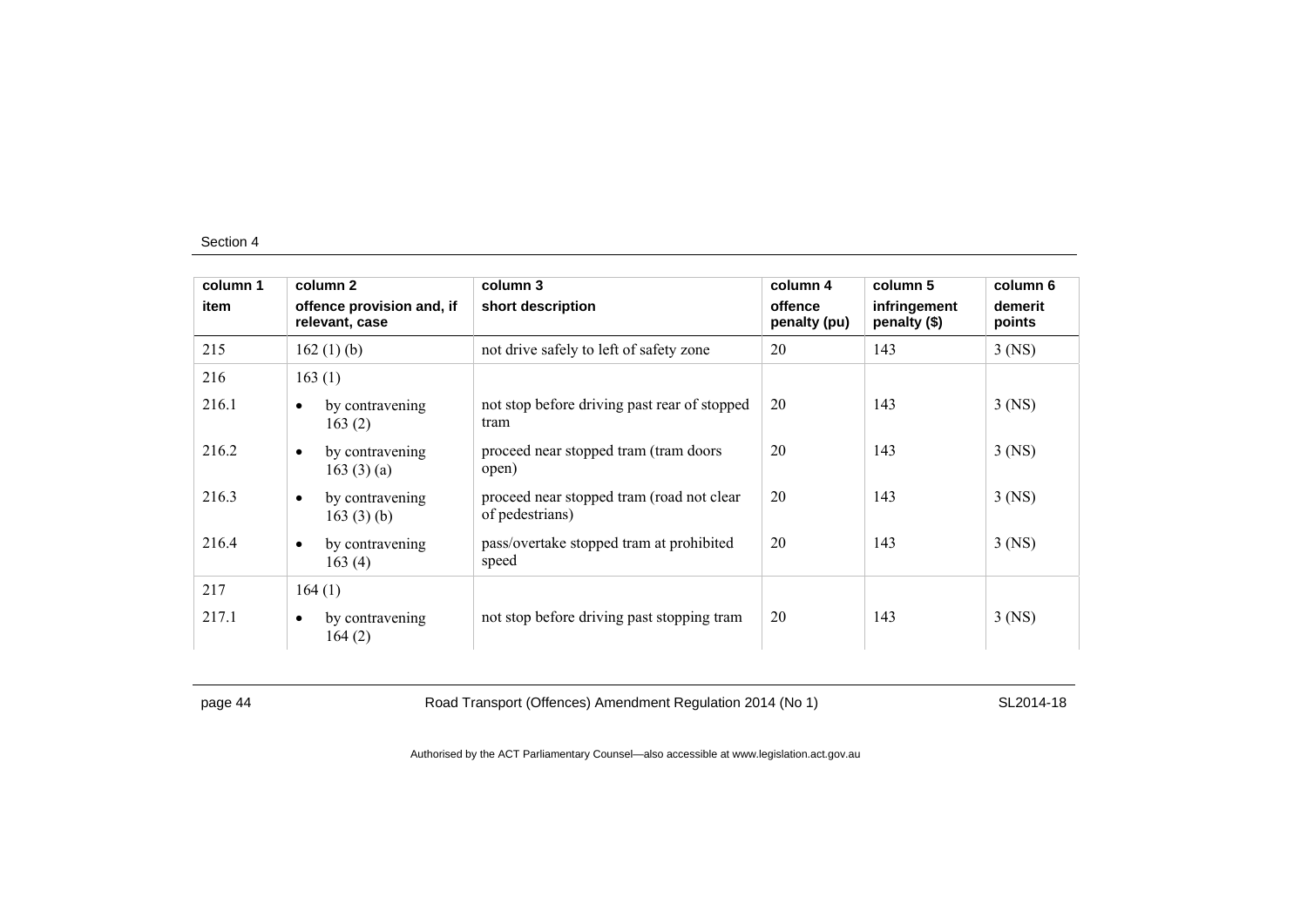| column 1 item | column 2 offence provision and, if relevant, case | column 3 short description | column 4 offence penalty (pu) | column 5 infringement penalty ($) | column 6 demerit points |
|---|---|---|---|---|---|
| 215 | 162 (1) (b) | not drive safely to left of safety zone | 20 | 143 | 3 (NS) |
| 216 | 163 (1) | | | | |
| 216.1 | • by contravening 163 (2) | not stop before driving past rear of stopped tram | 20 | 143 | 3 (NS) |
| 216.2 | • by contravening 163 (3) (a) | proceed near stopped tram (tram doors open) | 20 | 143 | 3 (NS) |
| 216.3 | • by contravening 163 (3) (b) | proceed near stopped tram (road not clear of pedestrians) | 20 | 143 | 3 (NS) |
| 216.4 | • by contravening 163 (4) | pass/overtake stopped tram at prohibited speed | 20 | 143 | 3 (NS) |
| 217 | 164 (1) | | | | |
| 217.1 | • by contravening 164 (2) | not stop before driving past stopping tram | 20 | 143 | 3 (NS) |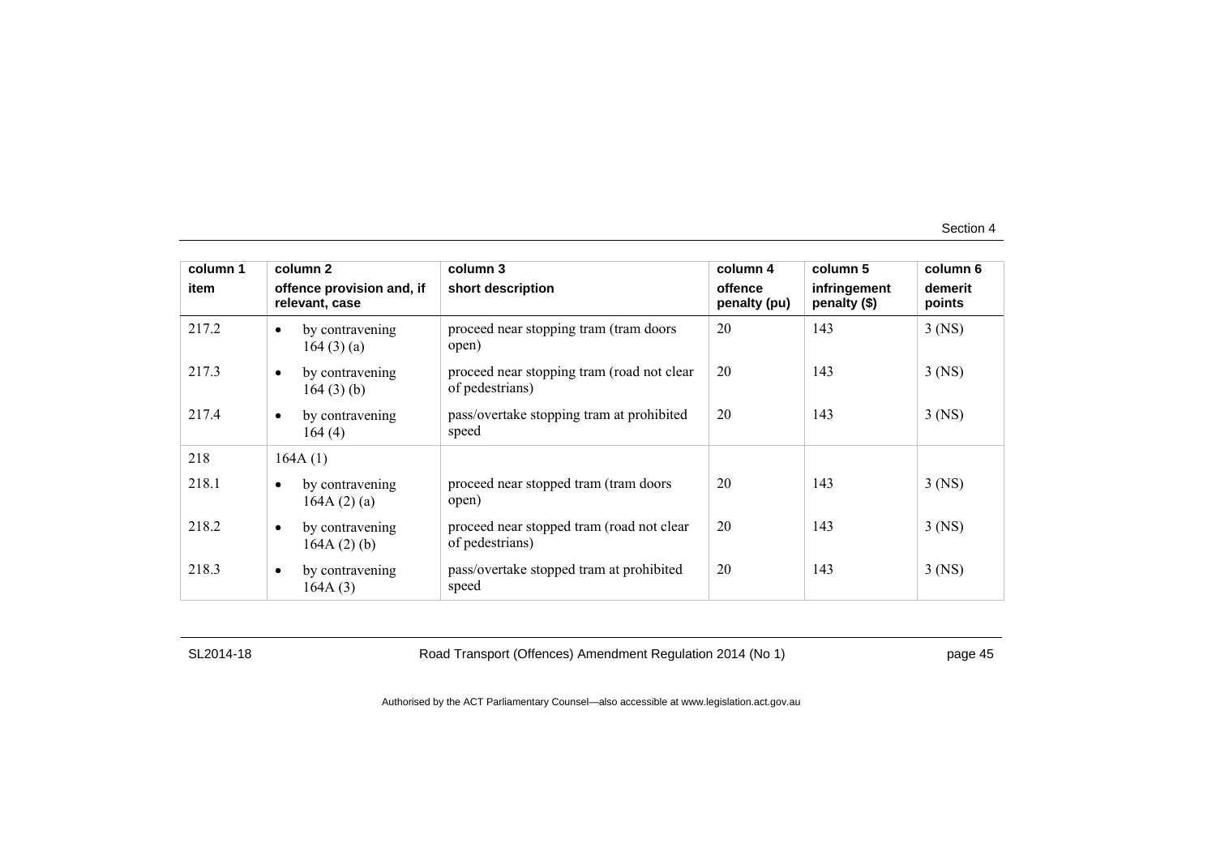| column 1 item | column 2 offence provision and, if relevant, case | column 3 short description | column 4 offence penalty (pu) | column 5 infringement penalty ($) | column 6 demerit points |
|---|---|---|---|---|---|
| 217.2 | • by contravening 164 (3) (a) | proceed near stopping tram (tram doors open) | 20 | 143 | 3 (NS) |
| 217.3 | • by contravening 164 (3) (b) | proceed near stopping tram (road not clear of pedestrians) | 20 | 143 | 3 (NS) |
| 217.4 | • by contravening 164 (4) | pass/overtake stopping tram at prohibited speed | 20 | 143 | 3 (NS) |
| 218 | 164A (1) | | | | |
| 218.1 | • by contravening 164A (2) (a) | proceed near stopped tram (tram doors open) | 20 | 143 | 3 (NS) |
| 218.2 | • by contravening 164A (2) (b) | proceed near stopped tram (road not clear of pedestrians) | 20 | 143 | 3 (NS) |
| 218.3 | • by contravening 164A (3) | pass/overtake stopped tram at prohibited speed | 20 | 143 | 3 (NS) |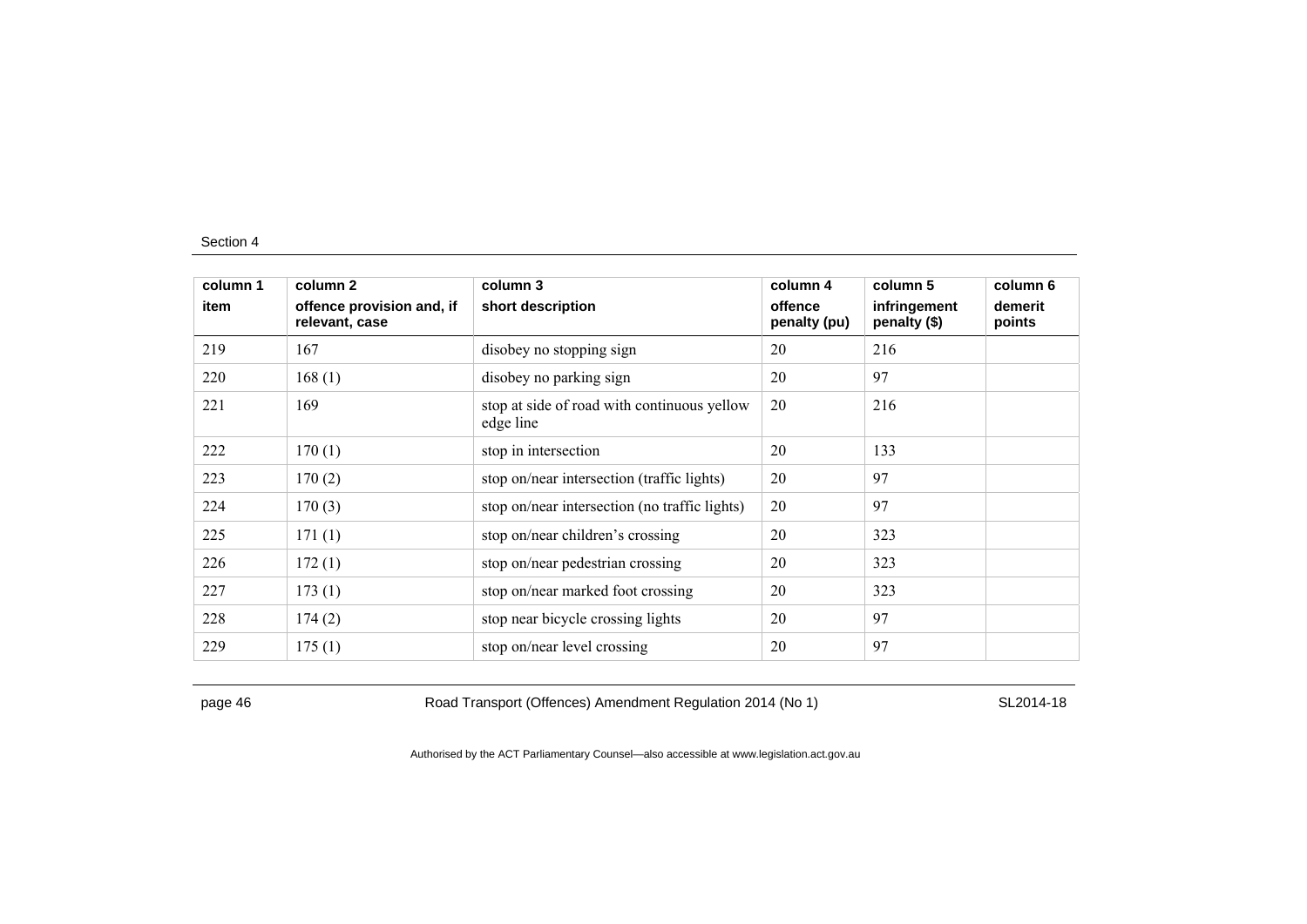| column 1 | column 2 | column 3 | column 4 | column 5 | column 6 |
|---|---|---|---|---|---|
| item | offence provision and, if relevant, case | short description | offence penalty (pu) | infringement penalty ($) | demerit points |
| 219 | 167 | disobey no stopping sign | 20 | 216 | |
| 220 | 168 (1) | disobey no parking sign | 20 | 97 | |
| 221 | 169 | stop at side of road with continuous yellow edge line | 20 | 216 | |
| 222 | 170 (1) | stop in intersection | 20 | 133 | |
| 223 | 170 (2) | stop on/near intersection (traffic lights) | 20 | 97 | |
| 224 | 170 (3) | stop on/near intersection (no traffic lights) | 20 | 97 | |
| 225 | 171 (1) | stop on/near children's crossing | 20 | 323 | |
| 226 | 172 (1) | stop on/near pedestrian crossing | 20 | 323 | |
| 227 | 173 (1) | stop on/near marked foot crossing | 20 | 323 | |
| 228 | 174 (2) | stop near bicycle crossing lights | 20 | 97 | |
| 229 | 175 (1) | stop on/near level crossing | 20 | 97 | |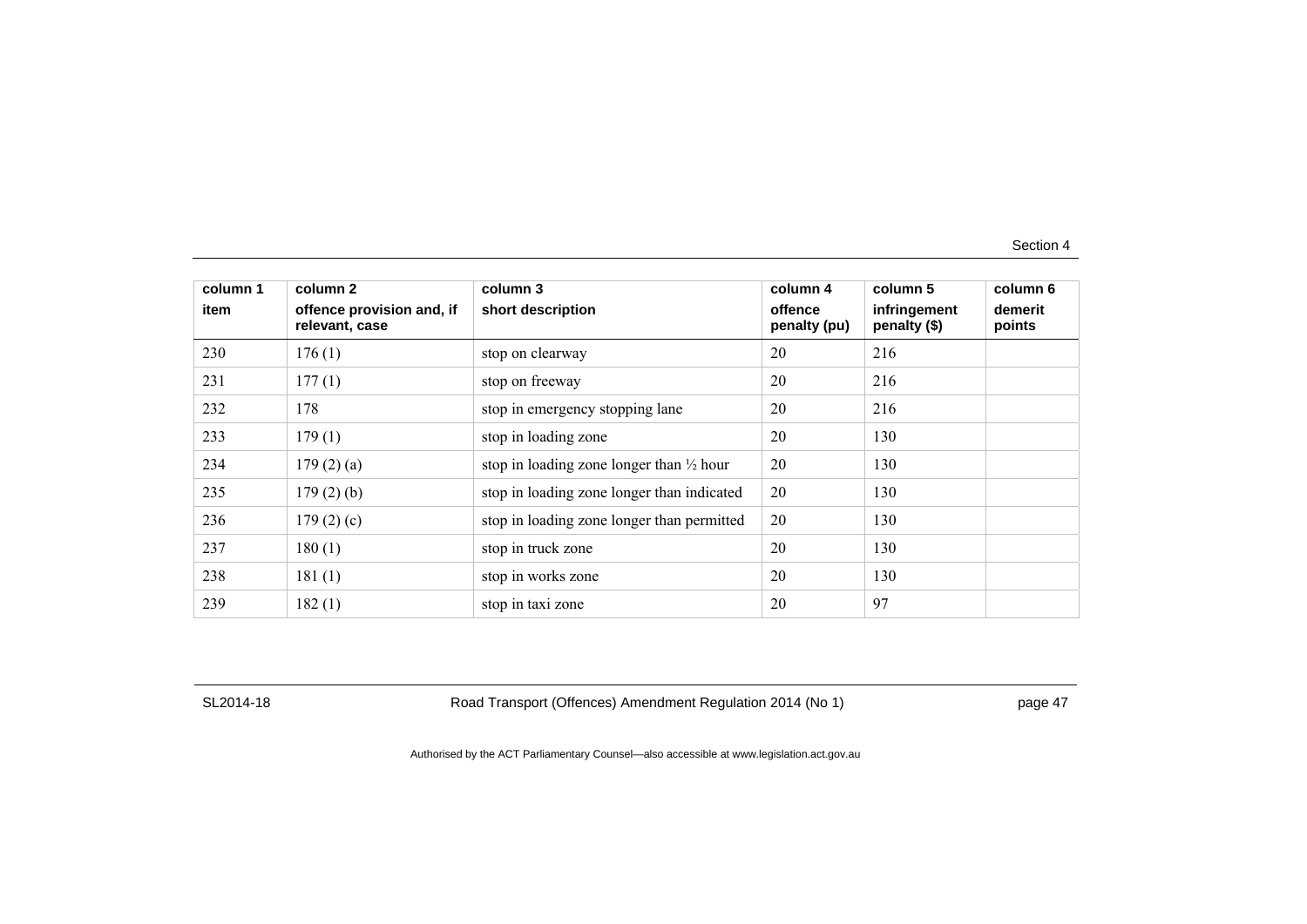| column 1<br>item | column 2<br>offence provision and, if relevant, case | column 3<br>short description | column 4<br>offence penalty (pu) | column 5<br>infringement penalty ($) | column 6<br>demerit points |
|---|---|---|---|---|---|
| 230 | 176 (1) | stop on clearway | 20 | 216 | |
| 231 | 177 (1) | stop on freeway | 20 | 216 | |
| 232 | 178 | stop in emergency stopping lane | 20 | 216 | |
| 233 | 179 (1) | stop in loading zone | 20 | 130 | |
| 234 | 179 (2) (a) | stop in loading zone longer than ½ hour | 20 | 130 | |
| 235 | 179 (2) (b) | stop in loading zone longer than indicated | 20 | 130 | |
| 236 | 179 (2) (c) | stop in loading zone longer than permitted | 20 | 130 | |
| 237 | 180 (1) | stop in truck zone | 20 | 130 | |
| 238 | 181 (1) | stop in works zone | 20 | 130 | |
| 239 | 182 (1) | stop in taxi zone | 20 | 97 | |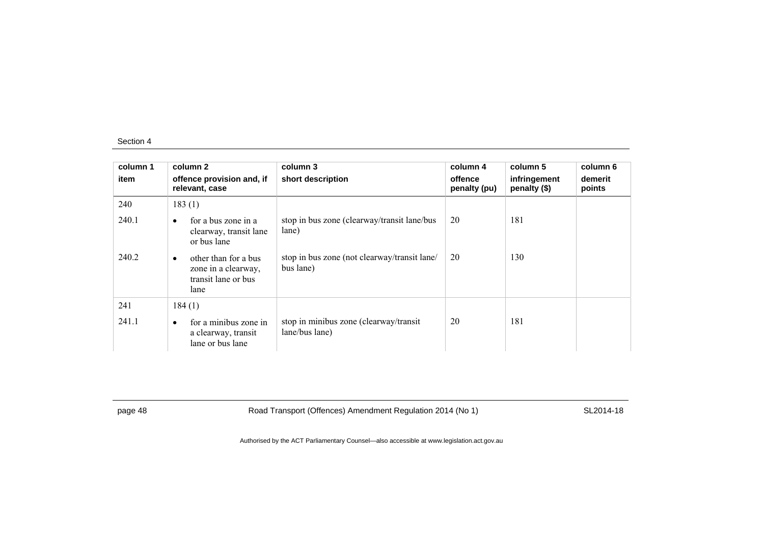| column 1<br>item | column 2<br>offence provision and, if relevant, case | column 3<br>short description | column 4<br>offence penalty (pu) | column 5<br>infringement penalty ($) | column 6<br>demerit points |
|---|---|---|---|---|---|
| 240 | 183 (1) | | | | |
| 240.1 | • for a bus zone in a clearway, transit lane or bus lane | stop in bus zone (clearway/transit lane/bus lane) | 20 | 181 | |
| 240.2 | • other than for a bus zone in a clearway, transit lane or bus lane | stop in bus zone (not clearway/transit lane/ bus lane) | 20 | 130 | |
| 241 | 184 (1) | | | | |
| 241.1 | • for a minibus zone in a clearway, transit lane or bus lane | stop in minibus zone (clearway/transit lane/bus lane) | 20 | 181 | |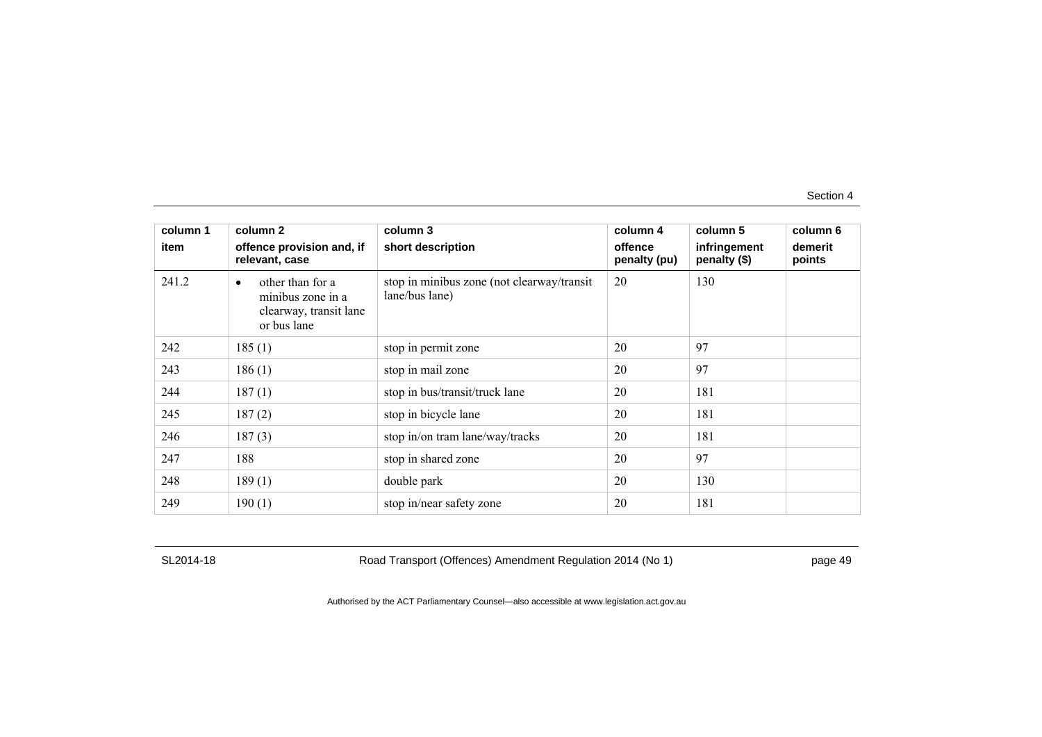| column 1 | column 2 | column 3 | column 4 | column 5 | column 6 |
|---|---|---|---|---|---|
| item | offence provision and, if relevant, case | short description | offence penalty (pu) | infringement penalty ($) | demerit points |
| 241.2 | • other than for a minibus zone in a clearway, transit lane or bus lane | stop in minibus zone (not clearway/transit lane/bus lane) | 20 | 130 | |
| 242 | 185 (1) | stop in permit zone | 20 | 97 | |
| 243 | 186 (1) | stop in mail zone | 20 | 97 | |
| 244 | 187 (1) | stop in bus/transit/truck lane | 20 | 181 | |
| 245 | 187 (2) | stop in bicycle lane | 20 | 181 | |
| 246 | 187 (3) | stop in/on tram lane/way/tracks | 20 | 181 | |
| 247 | 188 | stop in shared zone | 20 | 97 | |
| 248 | 189 (1) | double park | 20 | 130 | |
| 249 | 190 (1) | stop in/near safety zone | 20 | 181 | |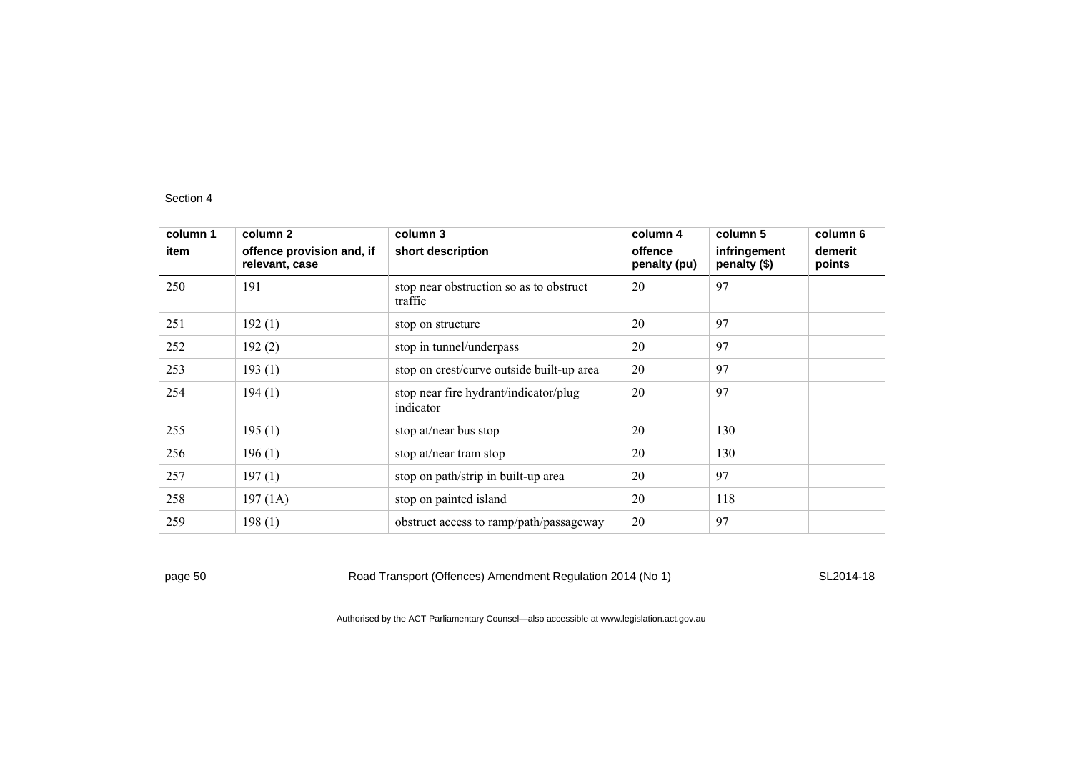| column 1<br>item | column 2<br>offence provision and, if relevant, case | column 3<br>short description | column 4<br>offence penalty (pu) | column 5<br>infringement penalty ($) | column 6<br>demerit points |
|---|---|---|---|---|---|
| 250 | 191 | stop near obstruction so as to obstruct traffic | 20 | 97 | |
| 251 | 192 (1) | stop on structure | 20 | 97 | |
| 252 | 192 (2) | stop in tunnel/underpass | 20 | 97 | |
| 253 | 193 (1) | stop on crest/curve outside built-up area | 20 | 97 | |
| 254 | 194 (1) | stop near fire hydrant/indicator/plug indicator | 20 | 97 | |
| 255 | 195 (1) | stop at/near bus stop | 20 | 130 | |
| 256 | 196 (1) | stop at/near tram stop | 20 | 130 | |
| 257 | 197 (1) | stop on path/strip in built-up area | 20 | 97 | |
| 258 | 197 (1A) | stop on painted island | 20 | 118 | |
| 259 | 198 (1) | obstruct access to ramp/path/passageway | 20 | 97 | |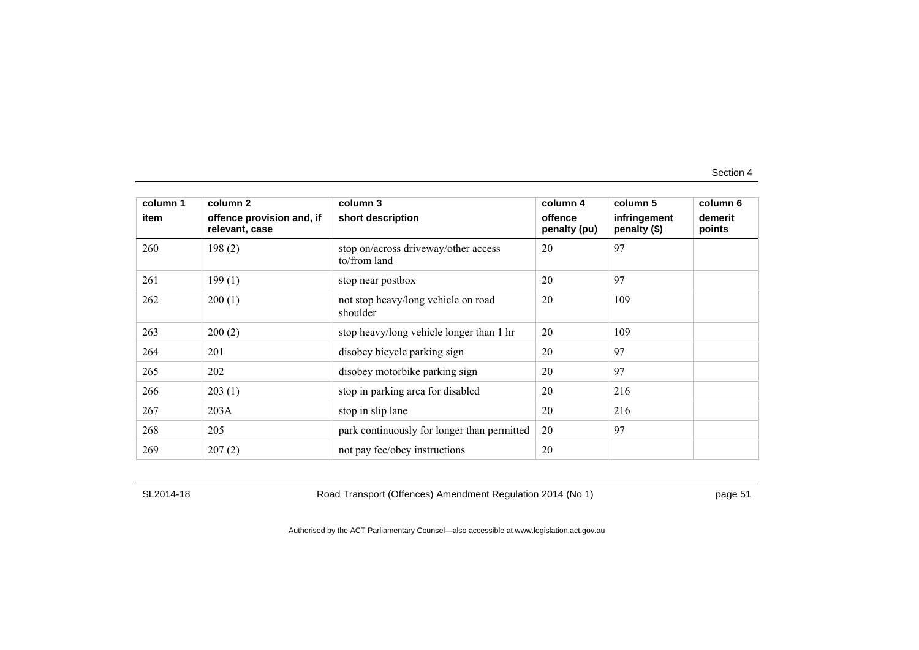| column 1<br>item | column 2<br>offence provision and, if relevant, case | column 3<br>short description | column 4<br>offence penalty (pu) | column 5<br>infringement penalty ($) | column 6<br>demerit points |
|---|---|---|---|---|---|
| 260 | 198 (2) | stop on/across driveway/other access to/from land | 20 | 97 | |
| 261 | 199 (1) | stop near postbox | 20 | 97 | |
| 262 | 200 (1) | not stop heavy/long vehicle on road shoulder | 20 | 109 | |
| 263 | 200 (2) | stop heavy/long vehicle longer than 1 hr | 20 | 109 | |
| 264 | 201 | disobey bicycle parking sign | 20 | 97 | |
| 265 | 202 | disobey motorbike parking sign | 20 | 97 | |
| 266 | 203 (1) | stop in parking area for disabled | 20 | 216 | |
| 267 | 203A | stop in slip lane | 20 | 216 | |
| 268 | 205 | park continuously for longer than permitted | 20 | 97 | |
| 269 | 207 (2) | not pay fee/obey instructions | 20 | | |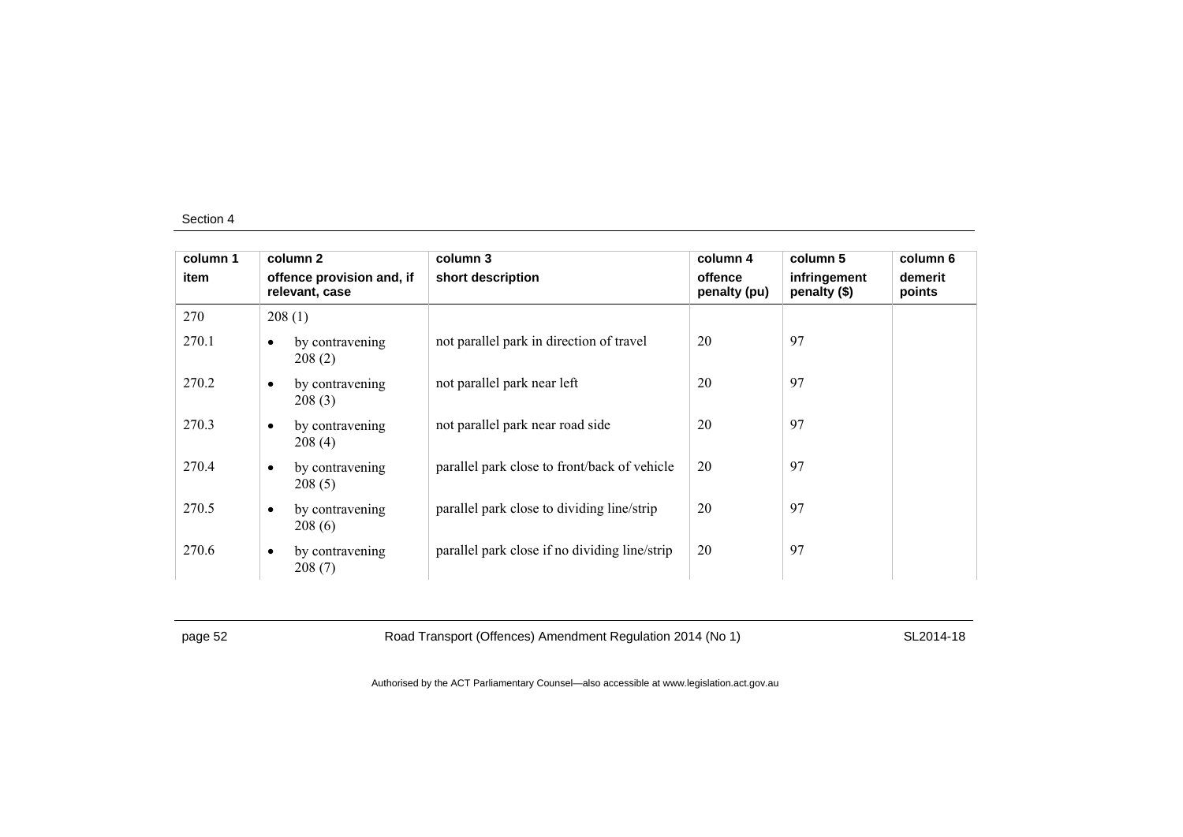| column 1 item | column 2 offence provision and, if relevant, case | column 3 short description | column 4 offence penalty (pu) | column 5 infringement penalty ($) | column 6 demerit points |
|---|---|---|---|---|---|
| 270 | 208 (1) | | | | |
| 270.1 | • by contravening 208 (2) | not parallel park in direction of travel | 20 | 97 | |
| 270.2 | • by contravening 208 (3) | not parallel park near left | 20 | 97 | |
| 270.3 | • by contravening 208 (4) | not parallel park near road side | 20 | 97 | |
| 270.4 | • by contravening 208 (5) | parallel park close to front/back of vehicle | 20 | 97 | |
| 270.5 | • by contravening 208 (6) | parallel park close to dividing line/strip | 20 | 97 | |
| 270.6 | • by contravening 208 (7) | parallel park close if no dividing line/strip | 20 | 97 | |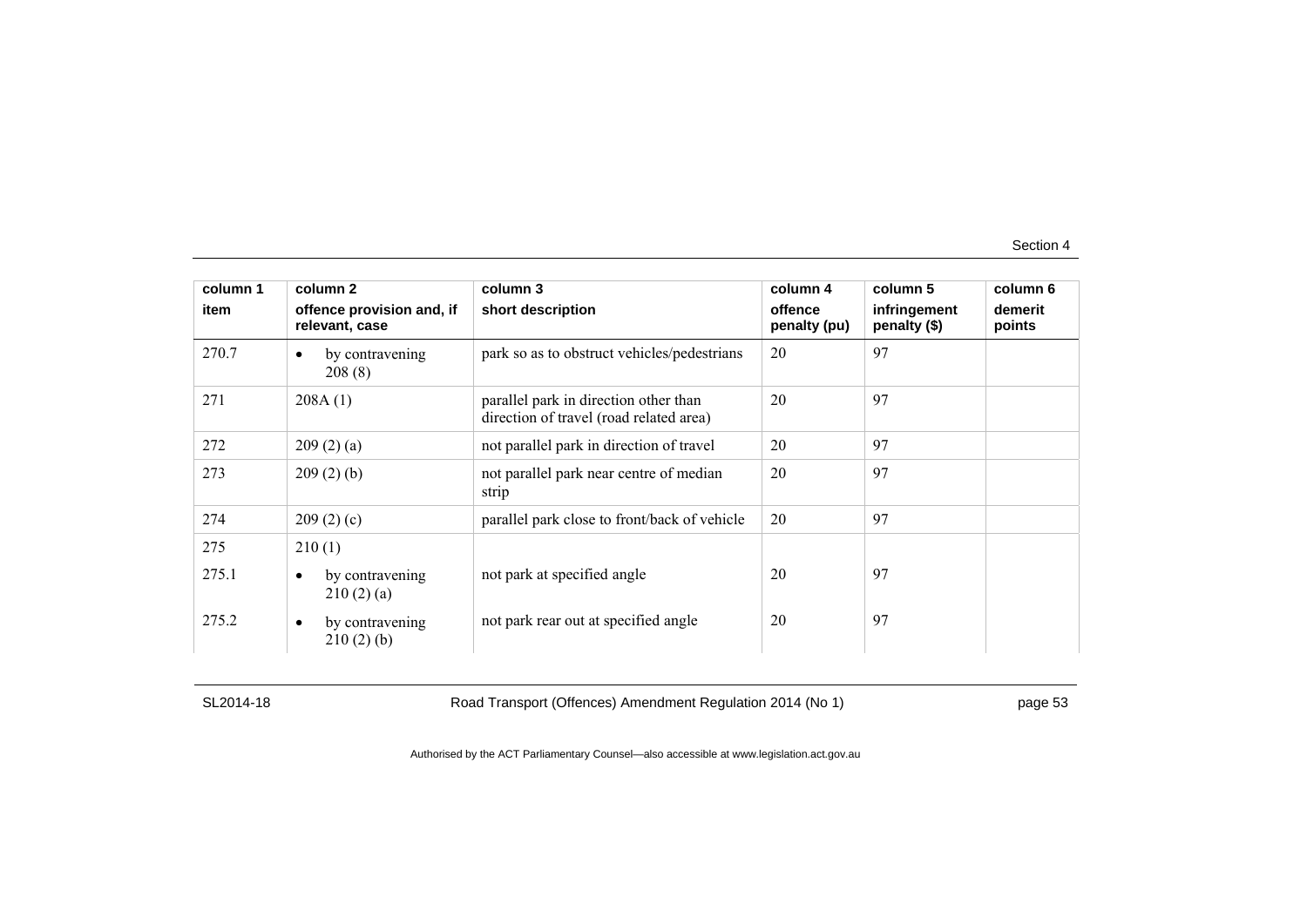| column 1<br>item | column 2<br>offence provision and, if relevant, case | column 3<br>short description | column 4<br>offence penalty (pu) | column 5<br>infringement penalty ($) | column 6<br>demerit points |
|---|---|---|---|---|---|
| 270.7 | • by contravening 208 (8) | park so as to obstruct vehicles/pedestrians | 20 | 97 | |
| 271 | 208A (1) | parallel park in direction other than direction of travel (road related area) | 20 | 97 | |
| 272 | 209 (2) (a) | not parallel park in direction of travel | 20 | 97 | |
| 273 | 209 (2) (b) | not parallel park near centre of median strip | 20 | 97 | |
| 274 | 209 (2) (c) | parallel park close to front/back of vehicle | 20 | 97 | |
| 275 | 210 (1) | | | | |
| 275.1 | • by contravening 210 (2) (a) | not park at specified angle | 20 | 97 | |
| 275.2 | • by contravening 210 (2) (b) | not park rear out at specified angle | 20 | 97 | |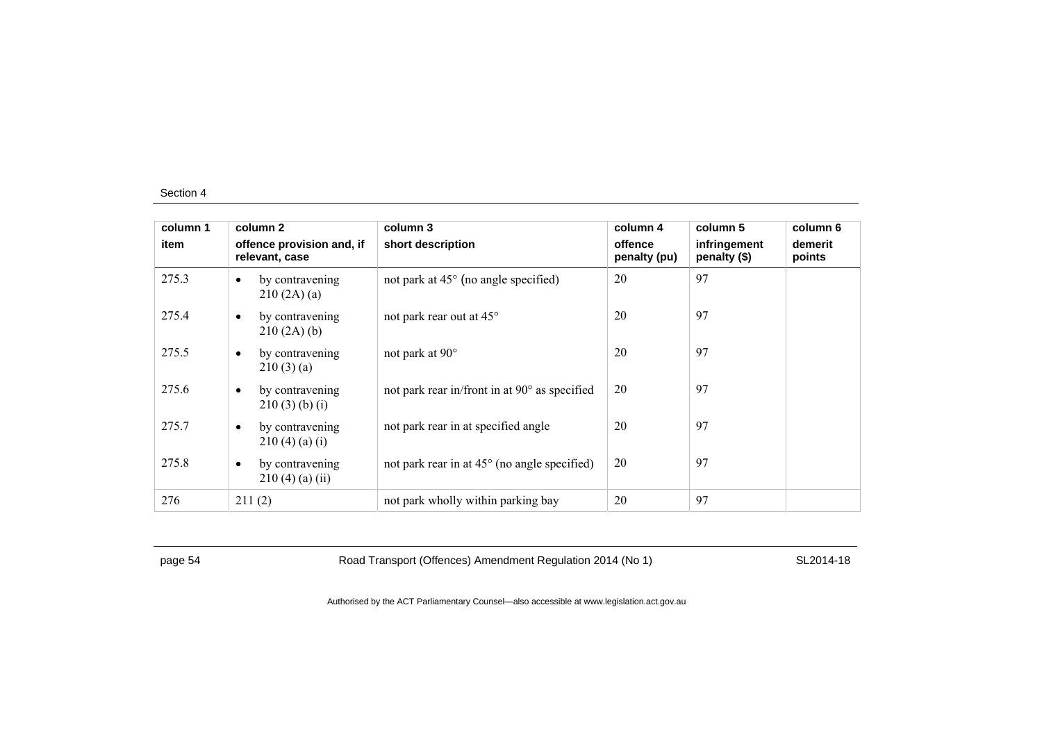| column 1 item | column 2 offence provision and, if relevant, case | column 3 short description | column 4 offence penalty (pu) | column 5 infringement penalty ($) | column 6 demerit points |
|---|---|---|---|---|---|
| 275.3 | • by contravening 210 (2A) (a) | not park at 45° (no angle specified) | 20 | 97 | |
| 275.4 | • by contravening 210 (2A) (b) | not park rear out at 45° | 20 | 97 | |
| 275.5 | • by contravening 210 (3) (a) | not park at 90° | 20 | 97 | |
| 275.6 | • by contravening 210 (3) (b) (i) | not park rear in/front in at 90° as specified | 20 | 97 | |
| 275.7 | • by contravening 210 (4) (a) (i) | not park rear in at specified angle | 20 | 97 | |
| 275.8 | • by contravening 210 (4) (a) (ii) | not park rear in at 45° (no angle specified) | 20 | 97 | |
| 276 | 211 (2) | not park wholly within parking bay | 20 | 97 | |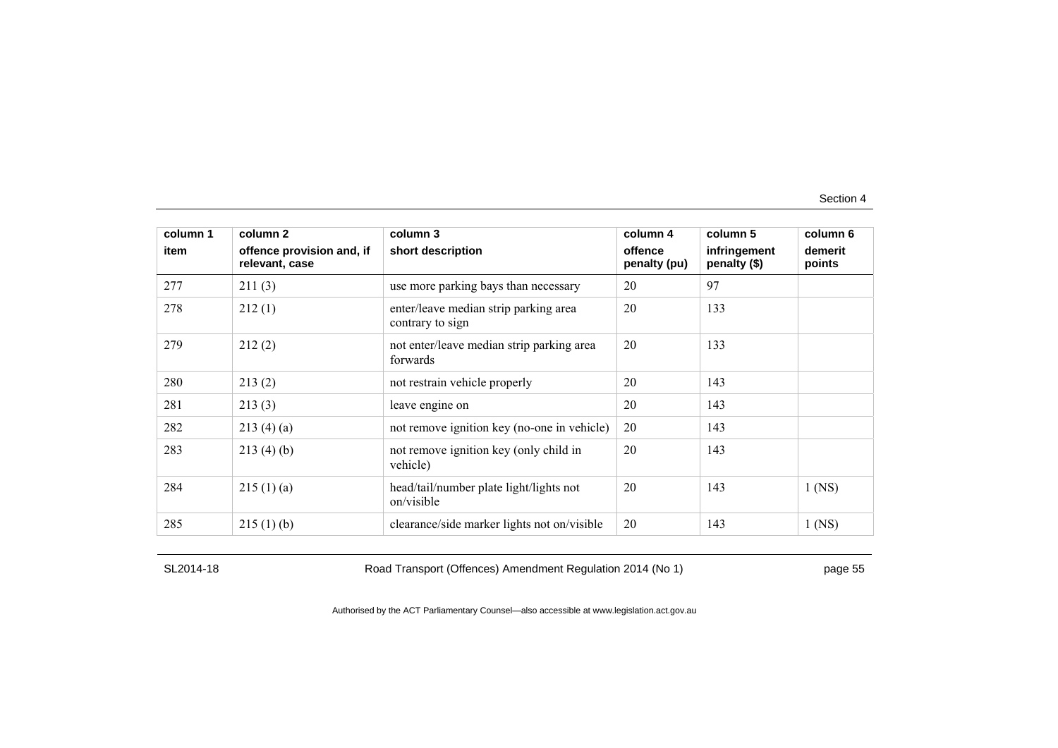| column 1 item | column 2 offence provision and, if relevant, case | column 3 short description | column 4 offence penalty (pu) | column 5 infringement penalty ($) | column 6 demerit points |
|---|---|---|---|---|---|
| 277 | 211 (3) | use more parking bays than necessary | 20 | 97 | |
| 278 | 212 (1) | enter/leave median strip parking area contrary to sign | 20 | 133 | |
| 279 | 212 (2) | not enter/leave median strip parking area forwards | 20 | 133 | |
| 280 | 213 (2) | not restrain vehicle properly | 20 | 143 | |
| 281 | 213 (3) | leave engine on | 20 | 143 | |
| 282 | 213 (4) (a) | not remove ignition key (no-one in vehicle) | 20 | 143 | |
| 283 | 213 (4) (b) | not remove ignition key (only child in vehicle) | 20 | 143 | |
| 284 | 215 (1) (a) | head/tail/number plate light/lights not on/visible | 20 | 143 | 1 (NS) |
| 285 | 215 (1) (b) | clearance/side marker lights not on/visible | 20 | 143 | 1 (NS) |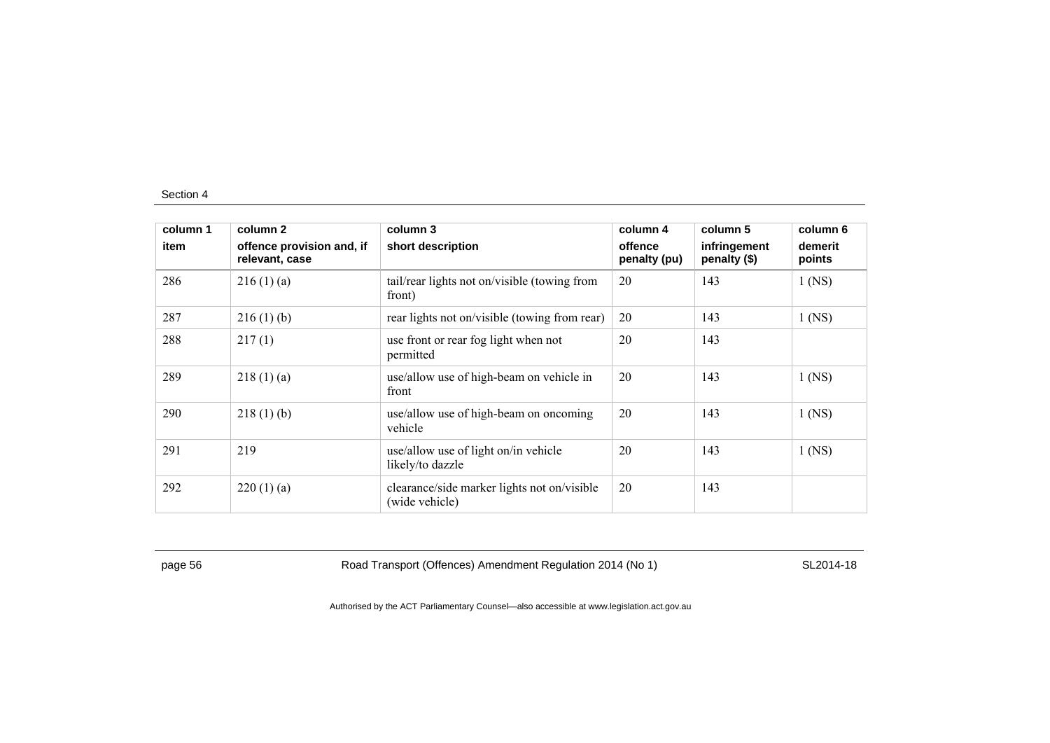| column 1 item | column 2 offence provision and, if relevant, case | column 3 short description | column 4 offence penalty (pu) | column 5 infringement penalty ($) | column 6 demerit points |
|---|---|---|---|---|---|
| 286 | 216 (1) (a) | tail/rear lights not on/visible (towing from front) | 20 | 143 | 1 (NS) |
| 287 | 216 (1) (b) | rear lights not on/visible (towing from rear) | 20 | 143 | 1 (NS) |
| 288 | 217 (1) | use front or rear fog light when not permitted | 20 | 143 | |
| 289 | 218 (1) (a) | use/allow use of high-beam on vehicle in front | 20 | 143 | 1 (NS) |
| 290 | 218 (1) (b) | use/allow use of high-beam on oncoming vehicle | 20 | 143 | 1 (NS) |
| 291 | 219 | use/allow use of light on/in vehicle likely/to dazzle | 20 | 143 | 1 (NS) |
| 292 | 220 (1) (a) | clearance/side marker lights not on/visible (wide vehicle) | 20 | 143 | |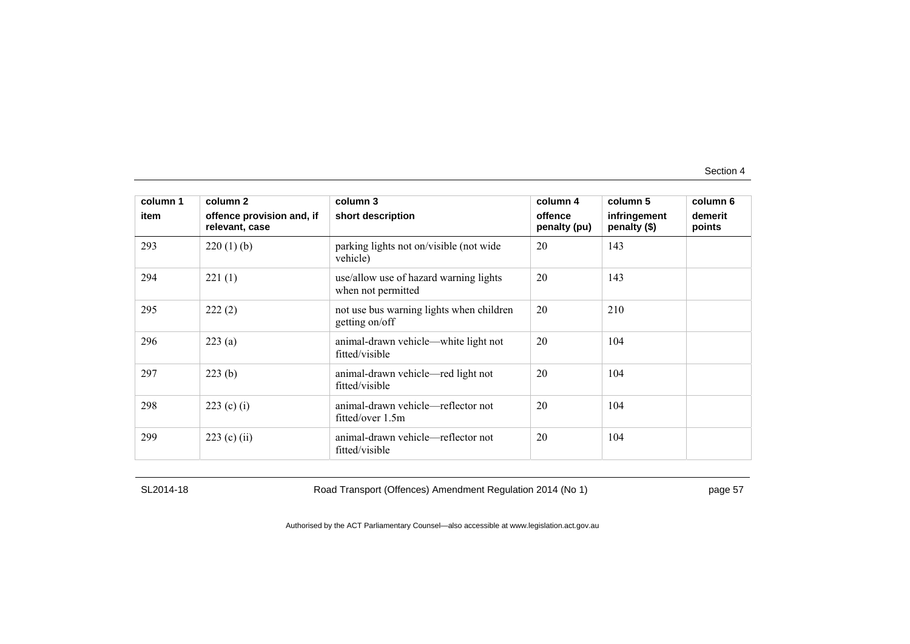| column 1<br>item | column 2<br>offence provision and, if relevant, case | column 3<br>short description | column 4<br>offence penalty (pu) | column 5<br>infringement penalty ($) | column 6<br>demerit points |
|---|---|---|---|---|---|
| 293 | 220 (1) (b) | parking lights not on/visible (not wide vehicle) | 20 | 143 | |
| 294 | 221 (1) | use/allow use of hazard warning lights when not permitted | 20 | 143 | |
| 295 | 222 (2) | not use bus warning lights when children getting on/off | 20 | 210 | |
| 296 | 223 (a) | animal-drawn vehicle—white light not fitted/visible | 20 | 104 | |
| 297 | 223 (b) | animal-drawn vehicle—red light not fitted/visible | 20 | 104 | |
| 298 | 223 (c) (i) | animal-drawn vehicle—reflector not fitted/over 1.5m | 20 | 104 | |
| 299 | 223 (c) (ii) | animal-drawn vehicle—reflector not fitted/visible | 20 | 104 | |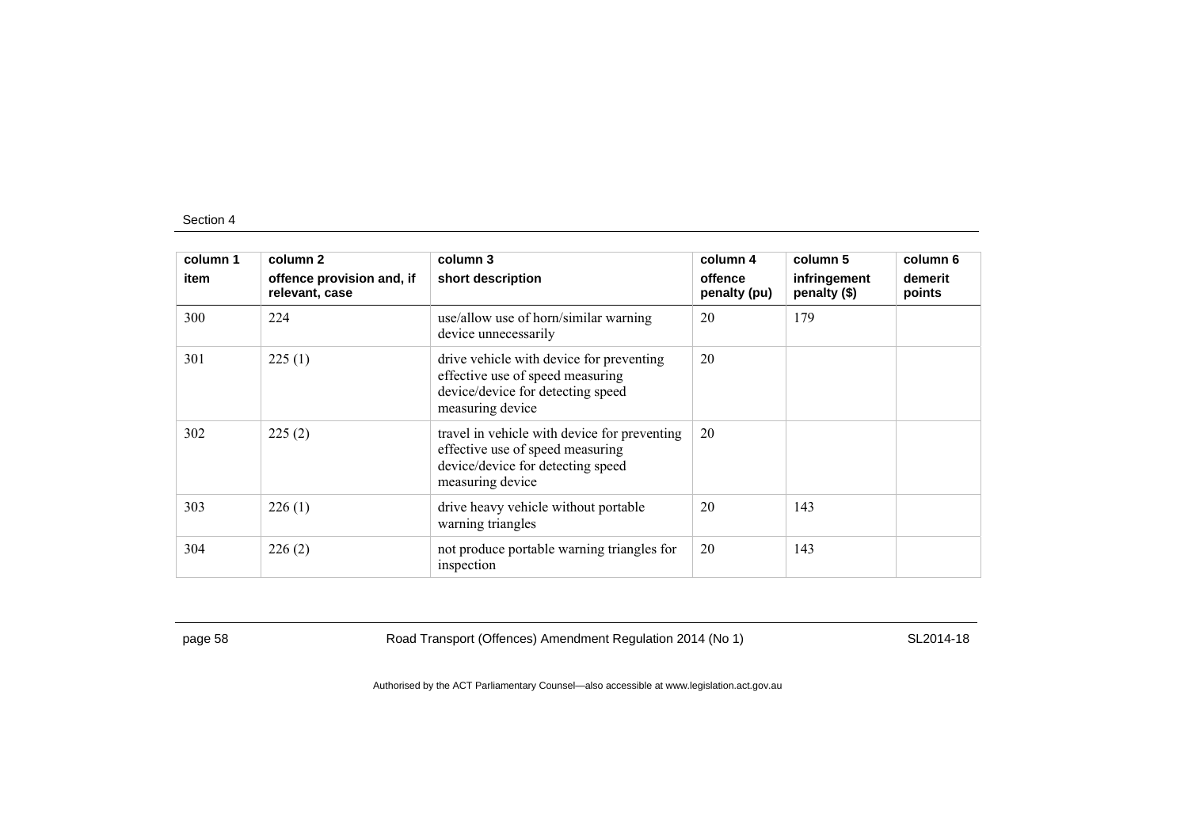| column 1 | column 2 | column 3 | column 4 | column 5 | column 6 |
|---|---|---|---|---|---|
| item | offence provision and, if relevant, case | short description | offence penalty (pu) | infringement penalty ($) | demerit points |
| 300 | 224 | use/allow use of horn/similar warning device unnecessarily | 20 | 179 | |
| 301 | 225 (1) | drive vehicle with device for preventing effective use of speed measuring device/device for detecting speed measuring device | 20 | | |
| 302 | 225 (2) | travel in vehicle with device for preventing effective use of speed measuring device/device for detecting speed measuring device | 20 | | |
| 303 | 226 (1) | drive heavy vehicle without portable warning triangles | 20 | 143 | |
| 304 | 226 (2) | not produce portable warning triangles for inspection | 20 | 143 | |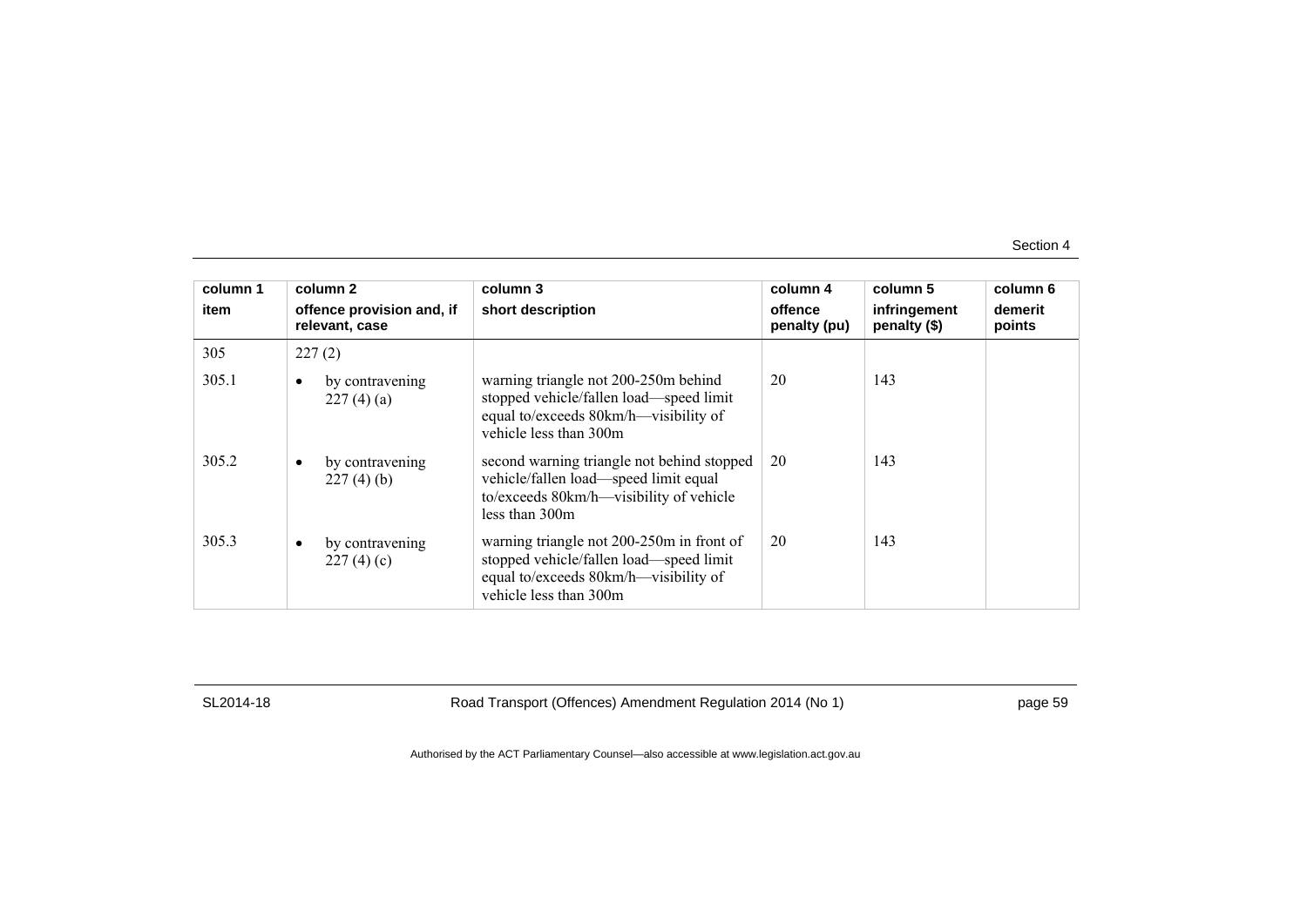| column 1<br>item | column 2<br>offence provision and, if relevant, case | column 3<br>short description | column 4<br>offence penalty (pu) | column 5<br>infringement penalty ($) | column 6<br>demerit points |
|---|---|---|---|---|---|
| 305 | 227 (2) | | | | |
| 305.1 | • by contravening 227 (4) (a) | warning triangle not 200-250m behind stopped vehicle/fallen load—speed limit equal to/exceeds 80km/h—visibility of vehicle less than 300m | 20 | 143 | |
| 305.2 | • by contravening 227 (4) (b) | second warning triangle not behind stopped vehicle/fallen load—speed limit equal to/exceeds 80km/h—visibility of vehicle less than 300m | 20 | 143 | |
| 305.3 | • by contravening 227 (4) (c) | warning triangle not 200-250m in front of stopped vehicle/fallen load—speed limit equal to/exceeds 80km/h—visibility of vehicle less than 300m | 20 | 143 | |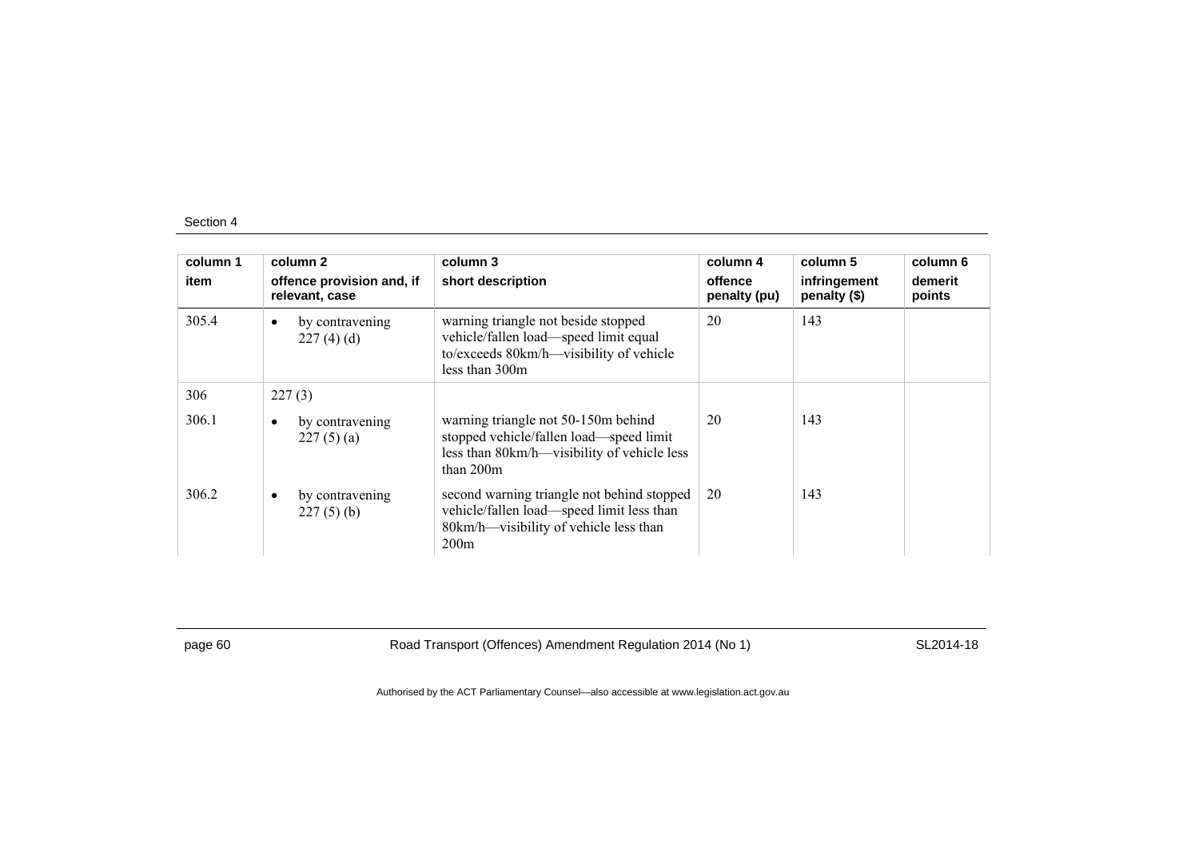| column 1<br>item | column 2<br>offence provision and, if relevant, case | column 3<br>short description | column 4<br>offence penalty (pu) | column 5<br>infringement penalty ($) | column 6<br>demerit points |
|---|---|---|---|---|---|
| 305.4 | • by contravening 227 (4) (d) | warning triangle not beside stopped vehicle/fallen load—speed limit equal to/exceeds 80km/h—visibility of vehicle less than 300m | 20 | 143 | |
| 306 | 227 (3) | | | | |
| 306.1 | • by contravening 227 (5) (a) | warning triangle not 50-150m behind stopped vehicle/fallen load—speed limit less than 80km/h—visibility of vehicle less than 200m | 20 | 143 | |
| 306.2 | • by contravening 227 (5) (b) | second warning triangle not behind stopped vehicle/fallen load—speed limit less than 80km/h—visibility of vehicle less than 200m | 20 | 143 | |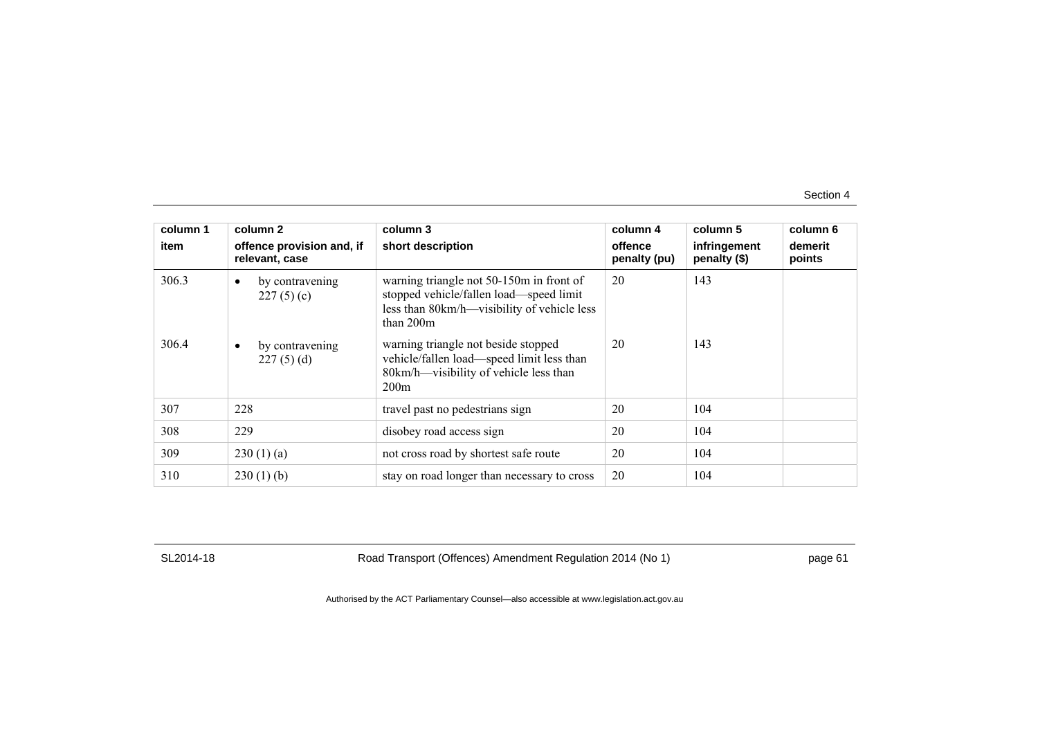| column 1 | column 2 | column 3 | column 4 | column 5 | column 6 |
|---|---|---|---|---|---|
| item | offence provision and, if relevant, case | short description | offence penalty (pu) | infringement penalty ($) | demerit points |
| 306.3 | • by contravening 227 (5) (c) | warning triangle not 50-150m in front of stopped vehicle/fallen load—speed limit less than 80km/h—visibility of vehicle less than 200m | 20 | 143 | |
| 306.4 | • by contravening 227 (5) (d) | warning triangle not beside stopped vehicle/fallen load—speed limit less than 80km/h—visibility of vehicle less than 200m | 20 | 143 | |
| 307 | 228 | travel past no pedestrians sign | 20 | 104 | |
| 308 | 229 | disobey road access sign | 20 | 104 | |
| 309 | 230 (1) (a) | not cross road by shortest safe route | 20 | 104 | |
| 310 | 230 (1) (b) | stay on road longer than necessary to cross | 20 | 104 | |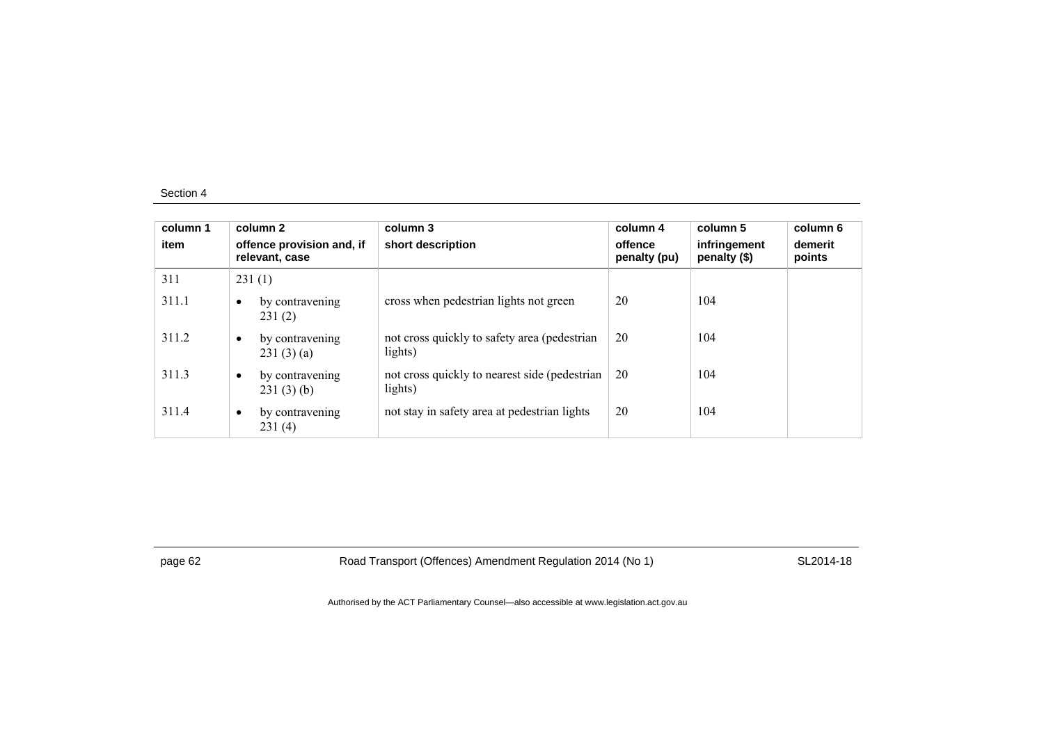Section 4

| column 1<br>item | column 2<br>offence provision and, if relevant, case | column 3<br>short description | column 4<br>offence penalty (pu) | column 5<br>infringement penalty ($) | column 6<br>demerit points |
|---|---|---|---|---|---|
| 311 | 231 (1) | | | | |
| 311.1 | • by contravening 231 (2) | cross when pedestrian lights not green | 20 | 104 | |
| 311.2 | • by contravening 231 (3) (a) | not cross quickly to safety area (pedestrian lights) | 20 | 104 | |
| 311.3 | • by contravening 231 (3) (b) | not cross quickly to nearest side (pedestrian lights) | 20 | 104 | |
| 311.4 | • by contravening 231 (4) | not stay in safety area at pedestrian lights | 20 | 104 | |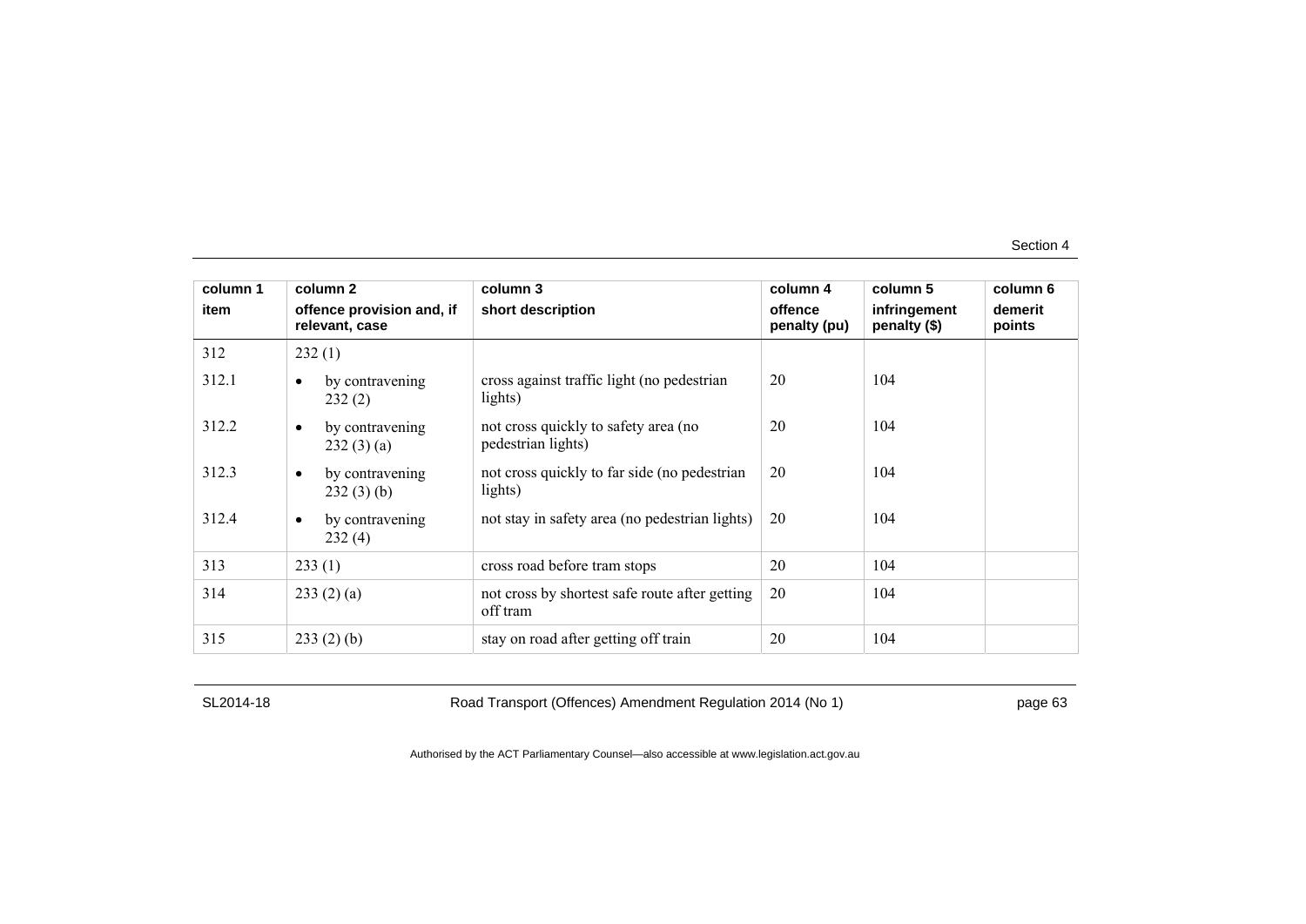| column 1 item | column 2 offence provision and, if relevant, case | column 3 short description | column 4 offence penalty (pu) | column 5 infringement penalty ($) | column 6 demerit points |
|---|---|---|---|---|---|
| 312 | 232 (1) | | | | |
| 312.1 | • by contravening 232 (2) | cross against traffic light (no pedestrian lights) | 20 | 104 | |
| 312.2 | • by contravening 232 (3) (a) | not cross quickly to safety area (no pedestrian lights) | 20 | 104 | |
| 312.3 | • by contravening 232 (3) (b) | not cross quickly to far side (no pedestrian lights) | 20 | 104 | |
| 312.4 | • by contravening 232 (4) | not stay in safety area (no pedestrian lights) | 20 | 104 | |
| 313 | 233 (1) | cross road before tram stops | 20 | 104 | |
| 314 | 233 (2) (a) | not cross by shortest safe route after getting off tram | 20 | 104 | |
| 315 | 233 (2) (b) | stay on road after getting off train | 20 | 104 | |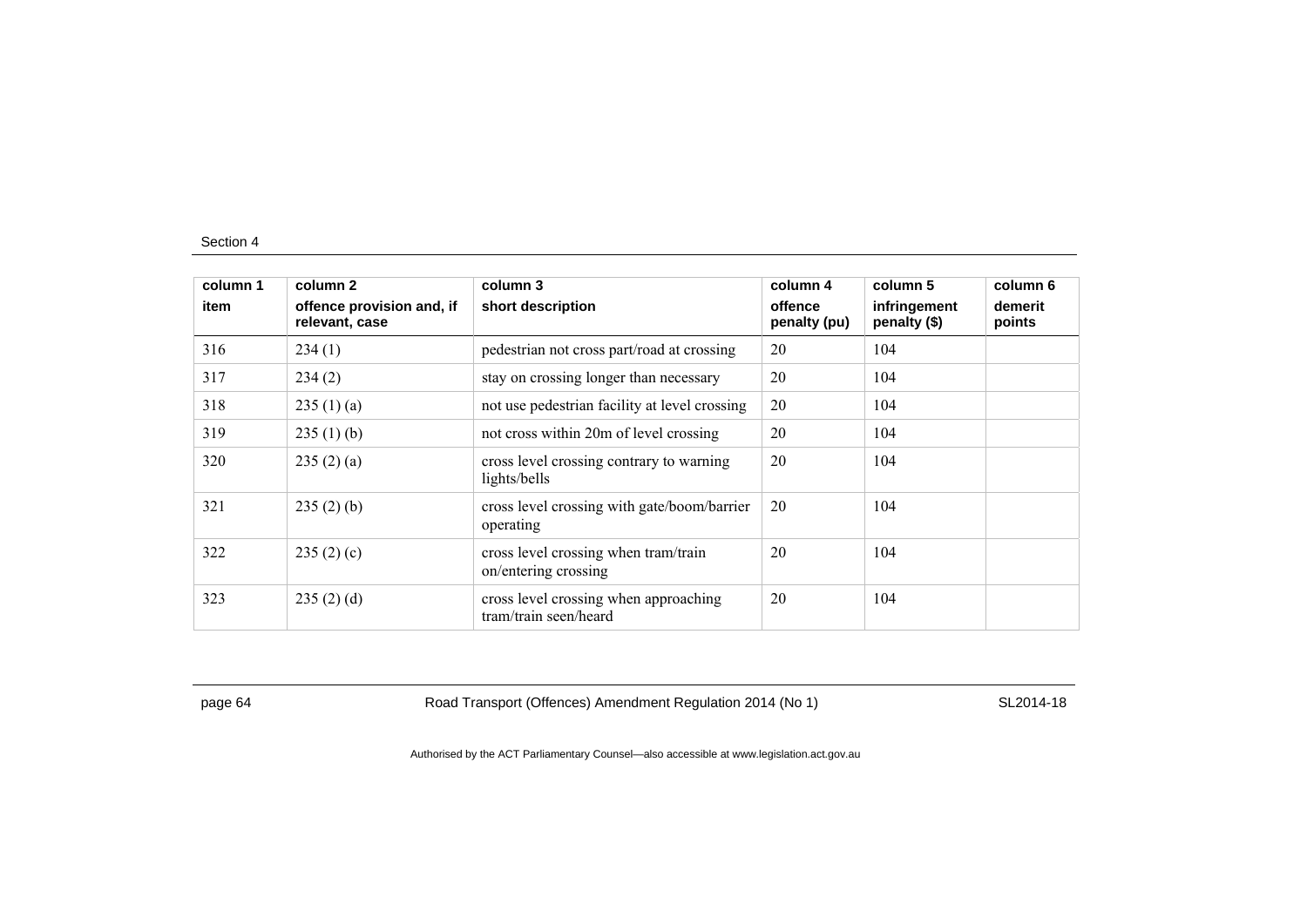| column 1<br>item | column 2<br>offence provision and, if relevant, case | column 3<br>short description | column 4<br>offence penalty (pu) | column 5<br>infringement penalty ($) | column 6<br>demerit points |
|---|---|---|---|---|---|
| 316 | 234 (1) | pedestrian not cross part/road at crossing | 20 | 104 | |
| 317 | 234 (2) | stay on crossing longer than necessary | 20 | 104 | |
| 318 | 235 (1) (a) | not use pedestrian facility at level crossing | 20 | 104 | |
| 319 | 235 (1) (b) | not cross within 20m of level crossing | 20 | 104 | |
| 320 | 235 (2) (a) | cross level crossing contrary to warning lights/bells | 20 | 104 | |
| 321 | 235 (2) (b) | cross level crossing with gate/boom/barrier operating | 20 | 104 | |
| 322 | 235 (2) (c) | cross level crossing when tram/train on/entering crossing | 20 | 104 | |
| 323 | 235 (2) (d) | cross level crossing when approaching tram/train seen/heard | 20 | 104 | |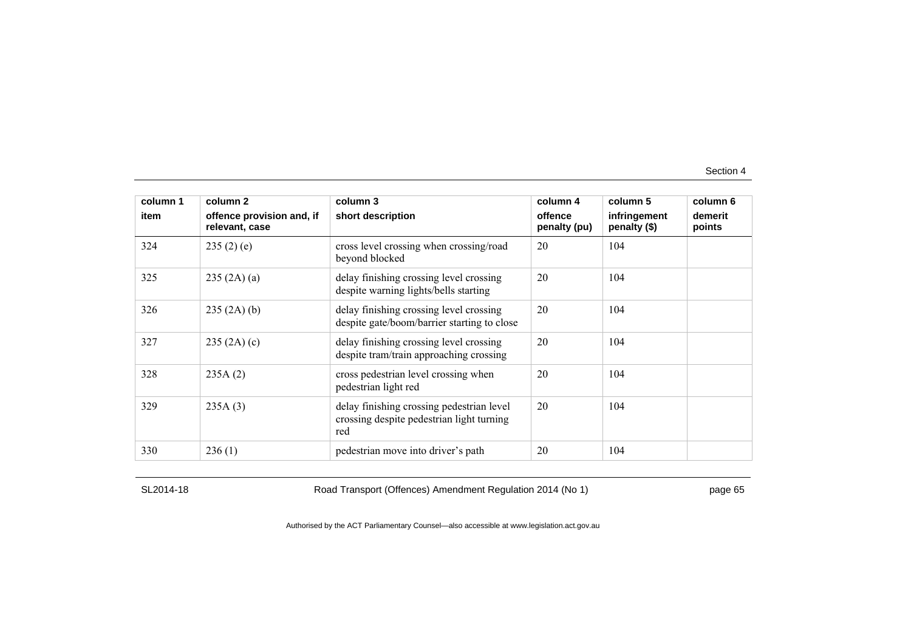| column 1<br>item | column 2<br>offence provision and, if relevant, case | column 3<br>short description | column 4<br>offence penalty (pu) | column 5<br>infringement penalty ($) | column 6<br>demerit points |
|---|---|---|---|---|---|
| 324 | 235 (2) (e) | cross level crossing when crossing/road beyond blocked | 20 | 104 | |
| 325 | 235 (2A) (a) | delay finishing crossing level crossing despite warning lights/bells starting | 20 | 104 | |
| 326 | 235 (2A) (b) | delay finishing crossing level crossing despite gate/boom/barrier starting to close | 20 | 104 | |
| 327 | 235 (2A) (c) | delay finishing crossing level crossing despite tram/train approaching crossing | 20 | 104 | |
| 328 | 235A (2) | cross pedestrian level crossing when pedestrian light red | 20 | 104 | |
| 329 | 235A (3) | delay finishing crossing pedestrian level crossing despite pedestrian light turning red | 20 | 104 | |
| 330 | 236 (1) | pedestrian move into driver's path | 20 | 104 | |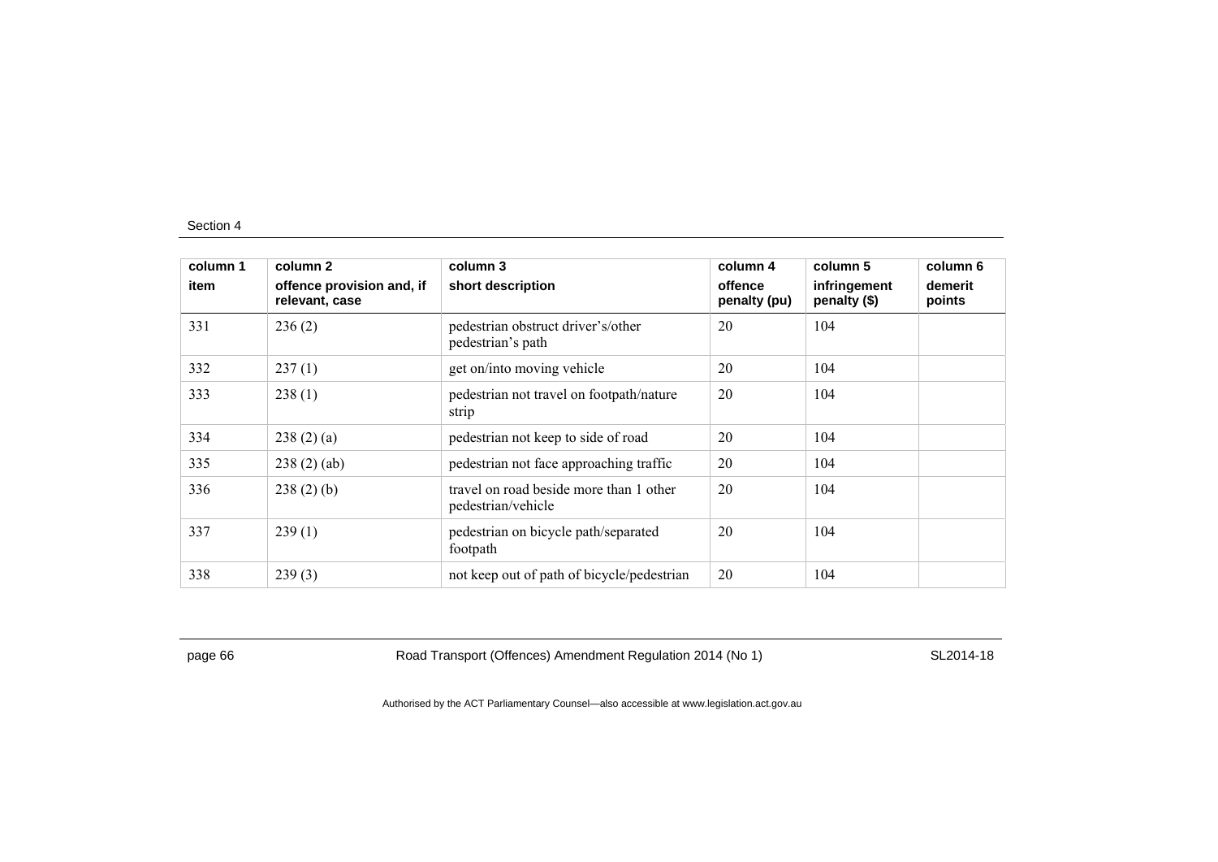| column 1<br>item | column 2<br>offence provision and, if relevant, case | column 3<br>short description | column 4<br>offence penalty (pu) | column 5<br>infringement penalty ($) | column 6<br>demerit points |
|---|---|---|---|---|---|
| 331 | 236 (2) | pedestrian obstruct driver's/other pedestrian's path | 20 | 104 | |
| 332 | 237 (1) | get on/into moving vehicle | 20 | 104 | |
| 333 | 238 (1) | pedestrian not travel on footpath/nature strip | 20 | 104 | |
| 334 | 238 (2) (a) | pedestrian not keep to side of road | 20 | 104 | |
| 335 | 238 (2) (ab) | pedestrian not face approaching traffic | 20 | 104 | |
| 336 | 238 (2) (b) | travel on road beside more than 1 other pedestrian/vehicle | 20 | 104 | |
| 337 | 239 (1) | pedestrian on bicycle path/separated footpath | 20 | 104 | |
| 338 | 239 (3) | not keep out of path of bicycle/pedestrian | 20 | 104 | |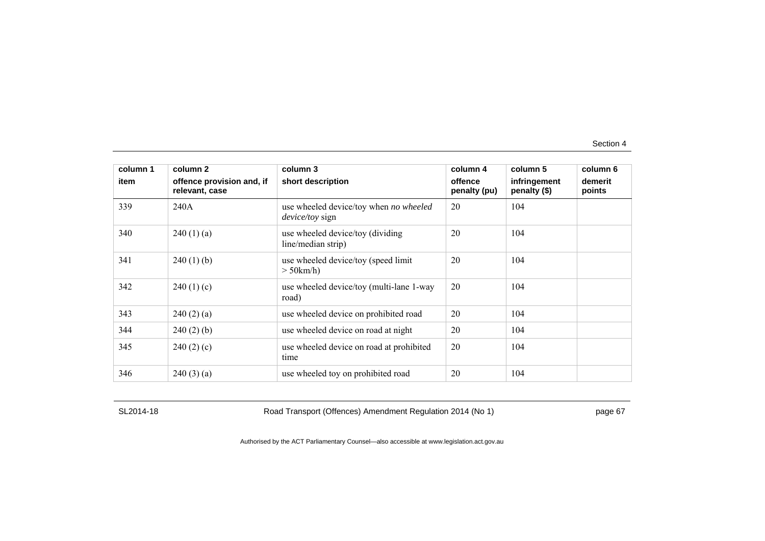| column 1<br>item | column 2<br>offence provision and, if relevant, case | column 3<br>short description | column 4<br>offence penalty (pu) | column 5<br>infringement penalty ($) | column 6<br>demerit points |
|---|---|---|---|---|---|
| 339 | 240A | use wheeled device/toy when *no wheeled device/toy* sign | 20 | 104 | |
| 340 | 240 (1) (a) | use wheeled device/toy (dividing line/median strip) | 20 | 104 | |
| 341 | 240 (1) (b) | use wheeled device/toy (speed limit > 50km/h) | 20 | 104 | |
| 342 | 240 (1) (c) | use wheeled device/toy (multi-lane 1-way road) | 20 | 104 | |
| 343 | 240 (2) (a) | use wheeled device on prohibited road | 20 | 104 | |
| 344 | 240 (2) (b) | use wheeled device on road at night | 20 | 104 | |
| 345 | 240 (2) (c) | use wheeled device on road at prohibited time | 20 | 104 | |
| 346 | 240 (3) (a) | use wheeled toy on prohibited road | 20 | 104 | |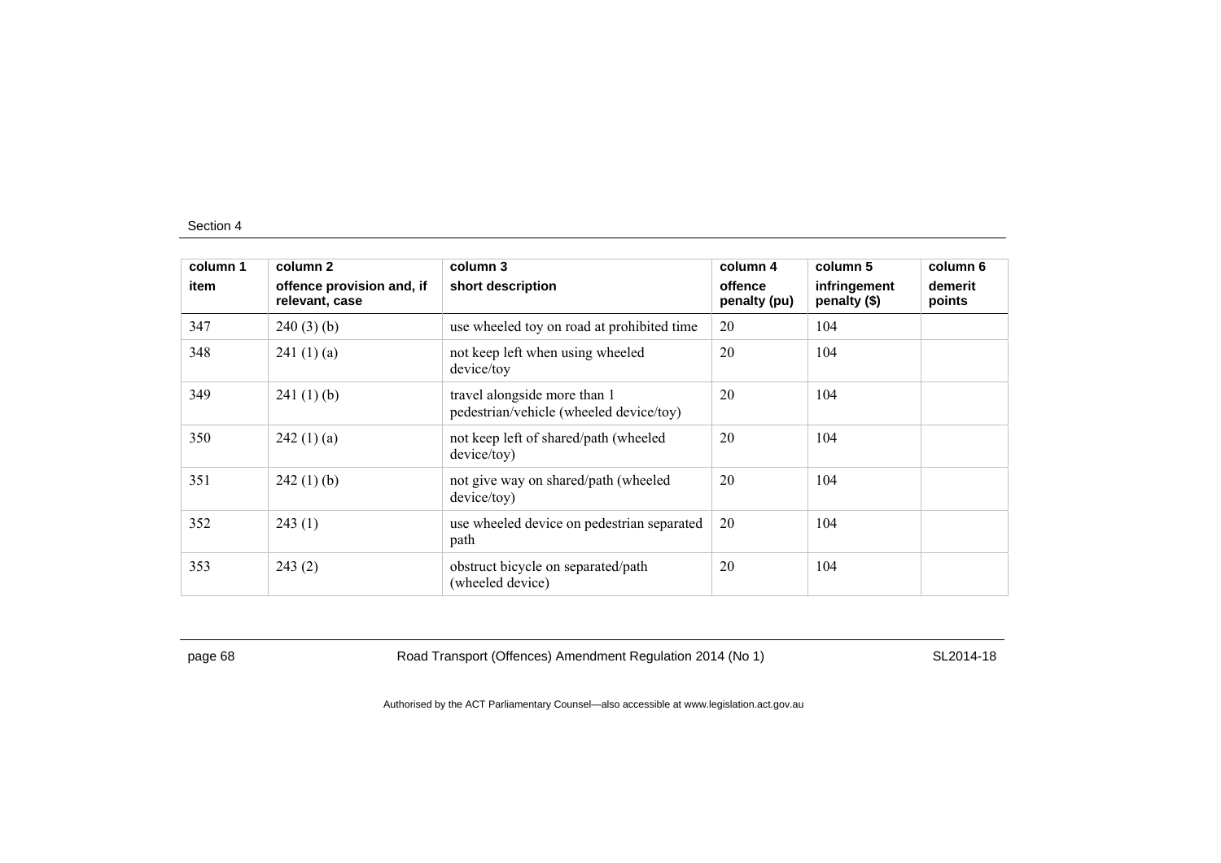| column 1<br>item | column 2<br>offence provision and, if relevant, case | column 3<br>short description | column 4<br>offence penalty (pu) | column 5<br>infringement penalty ($) | column 6<br>demerit points |
|---|---|---|---|---|---|
| 347 | 240 (3) (b) | use wheeled toy on road at prohibited time | 20 | 104 | |
| 348 | 241 (1) (a) | not keep left when using wheeled device/toy | 20 | 104 | |
| 349 | 241 (1) (b) | travel alongside more than 1 pedestrian/vehicle (wheeled device/toy) | 20 | 104 | |
| 350 | 242 (1) (a) | not keep left of shared/path (wheeled device/toy) | 20 | 104 | |
| 351 | 242 (1) (b) | not give way on shared/path (wheeled device/toy) | 20 | 104 | |
| 352 | 243 (1) | use wheeled device on pedestrian separated path | 20 | 104 | |
| 353 | 243 (2) | obstruct bicycle on separated/path (wheeled device) | 20 | 104 | |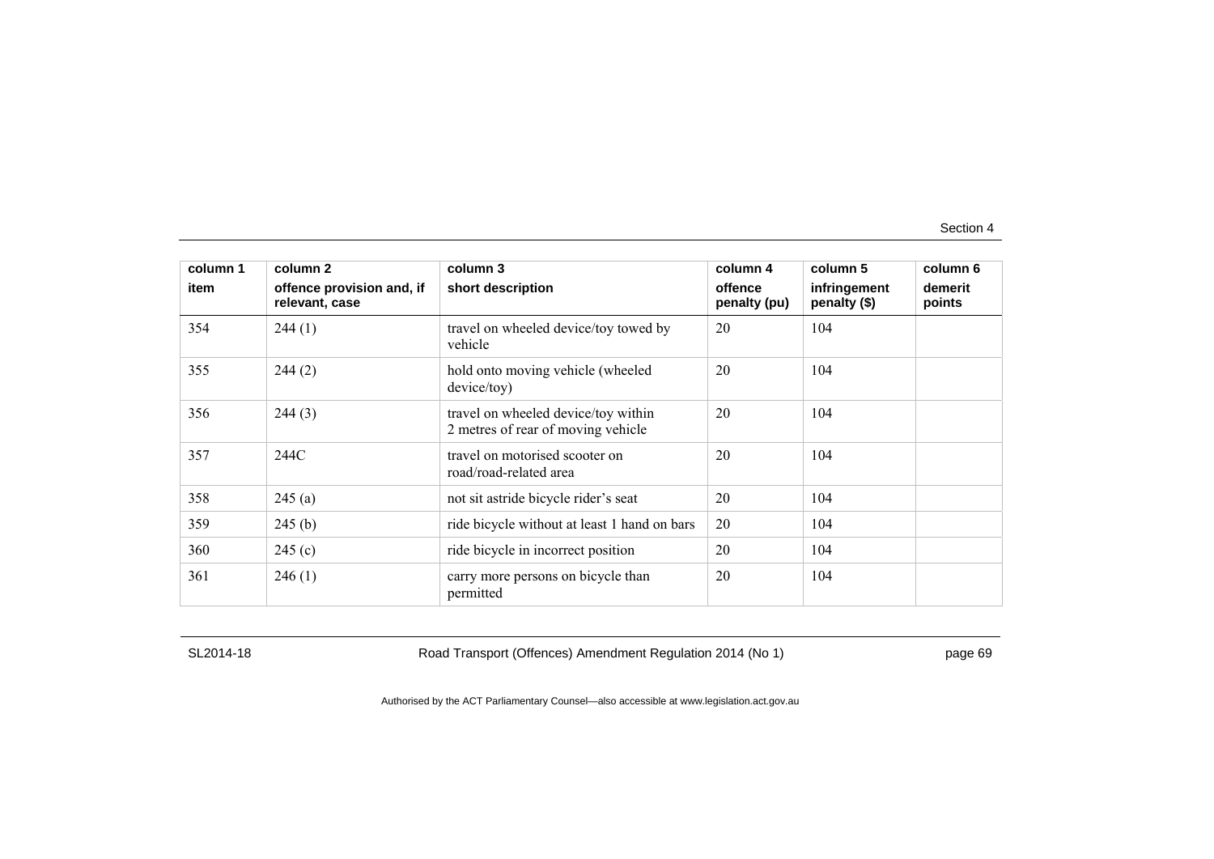| column 1 | column 2 | column 3 | column 4 | column 5 | column 6 |
|---|---|---|---|---|---|
| item | offence provision and, if relevant, case | short description | offence penalty (pu) | infringement penalty ($) | demerit points |
| 354 | 244 (1) | travel on wheeled device/toy towed by vehicle | 20 | 104 | |
| 355 | 244 (2) | hold onto moving vehicle (wheeled device/toy) | 20 | 104 | |
| 356 | 244 (3) | travel on wheeled device/toy within 2 metres of rear of moving vehicle | 20 | 104 | |
| 357 | 244C | travel on motorised scooter on road/road-related area | 20 | 104 | |
| 358 | 245 (a) | not sit astride bicycle rider's seat | 20 | 104 | |
| 359 | 245 (b) | ride bicycle without at least 1 hand on bars | 20 | 104 | |
| 360 | 245 (c) | ride bicycle in incorrect position | 20 | 104 | |
| 361 | 246 (1) | carry more persons on bicycle than permitted | 20 | 104 | |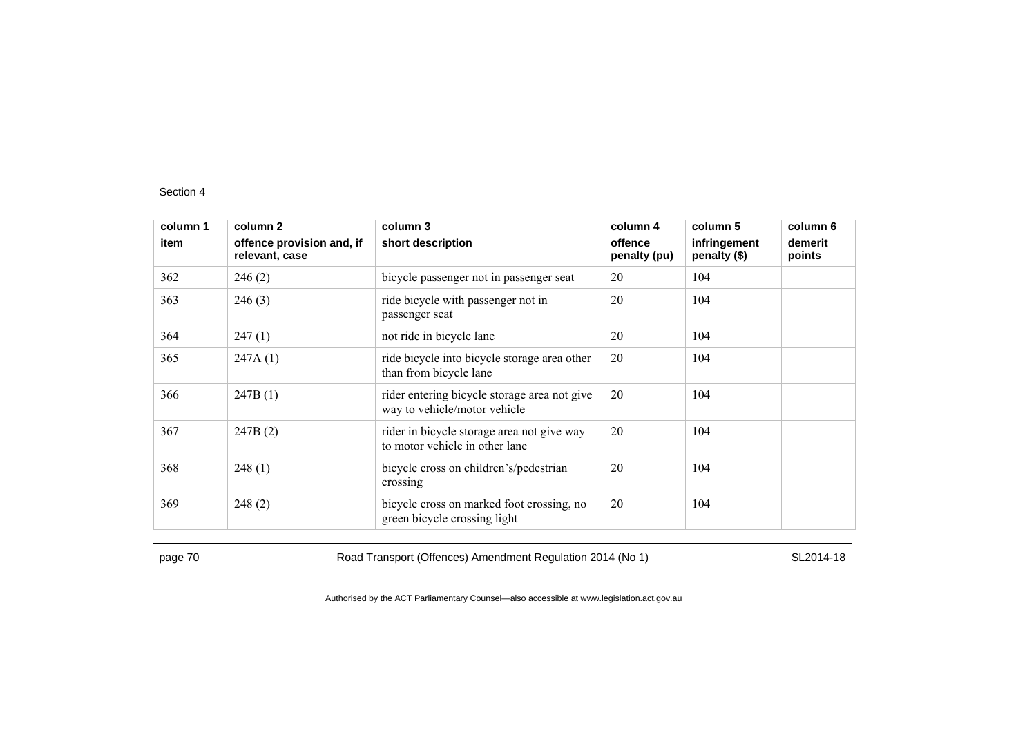| column 1<br>item | column 2<br>offence provision and, if relevant, case | column 3<br>short description | column 4<br>offence penalty (pu) | column 5<br>infringement penalty ($) | column 6<br>demerit points |
|---|---|---|---|---|---|
| 362 | 246 (2) | bicycle passenger not in passenger seat | 20 | 104 | |
| 363 | 246 (3) | ride bicycle with passenger not in passenger seat | 20 | 104 | |
| 364 | 247 (1) | not ride in bicycle lane | 20 | 104 | |
| 365 | 247A (1) | ride bicycle into bicycle storage area other than from bicycle lane | 20 | 104 | |
| 366 | 247B (1) | rider entering bicycle storage area not give way to vehicle/motor vehicle | 20 | 104 | |
| 367 | 247B (2) | rider in bicycle storage area not give way to motor vehicle in other lane | 20 | 104 | |
| 368 | 248 (1) | bicycle cross on children's/pedestrian crossing | 20 | 104 | |
| 369 | 248 (2) | bicycle cross on marked foot crossing, no green bicycle crossing light | 20 | 104 | |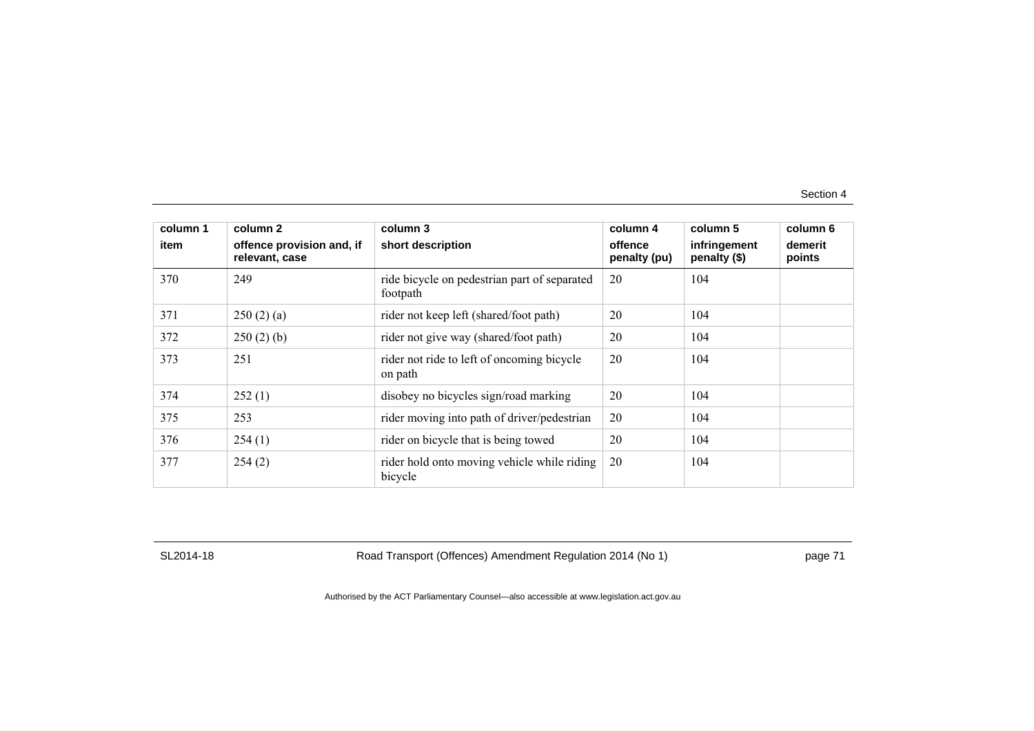| column 1 | column 2 | column 3 | column 4 | column 5 | column 6 |
|---|---|---|---|---|---|
| item | offence provision and, if relevant, case | short description | offence penalty (pu) | infringement penalty ($) | demerit points |
| 370 | 249 | ride bicycle on pedestrian part of separated footpath | 20 | 104 | |
| 371 | 250 (2) (a) | rider not keep left (shared/foot path) | 20 | 104 | |
| 372 | 250 (2) (b) | rider not give way (shared/foot path) | 20 | 104 | |
| 373 | 251 | rider not ride to left of oncoming bicycle on path | 20 | 104 | |
| 374 | 252 (1) | disobey no bicycles sign/road marking | 20 | 104 | |
| 375 | 253 | rider moving into path of driver/pedestrian | 20 | 104 | |
| 376 | 254 (1) | rider on bicycle that is being towed | 20 | 104 | |
| 377 | 254 (2) | rider hold onto moving vehicle while riding bicycle | 20 | 104 | |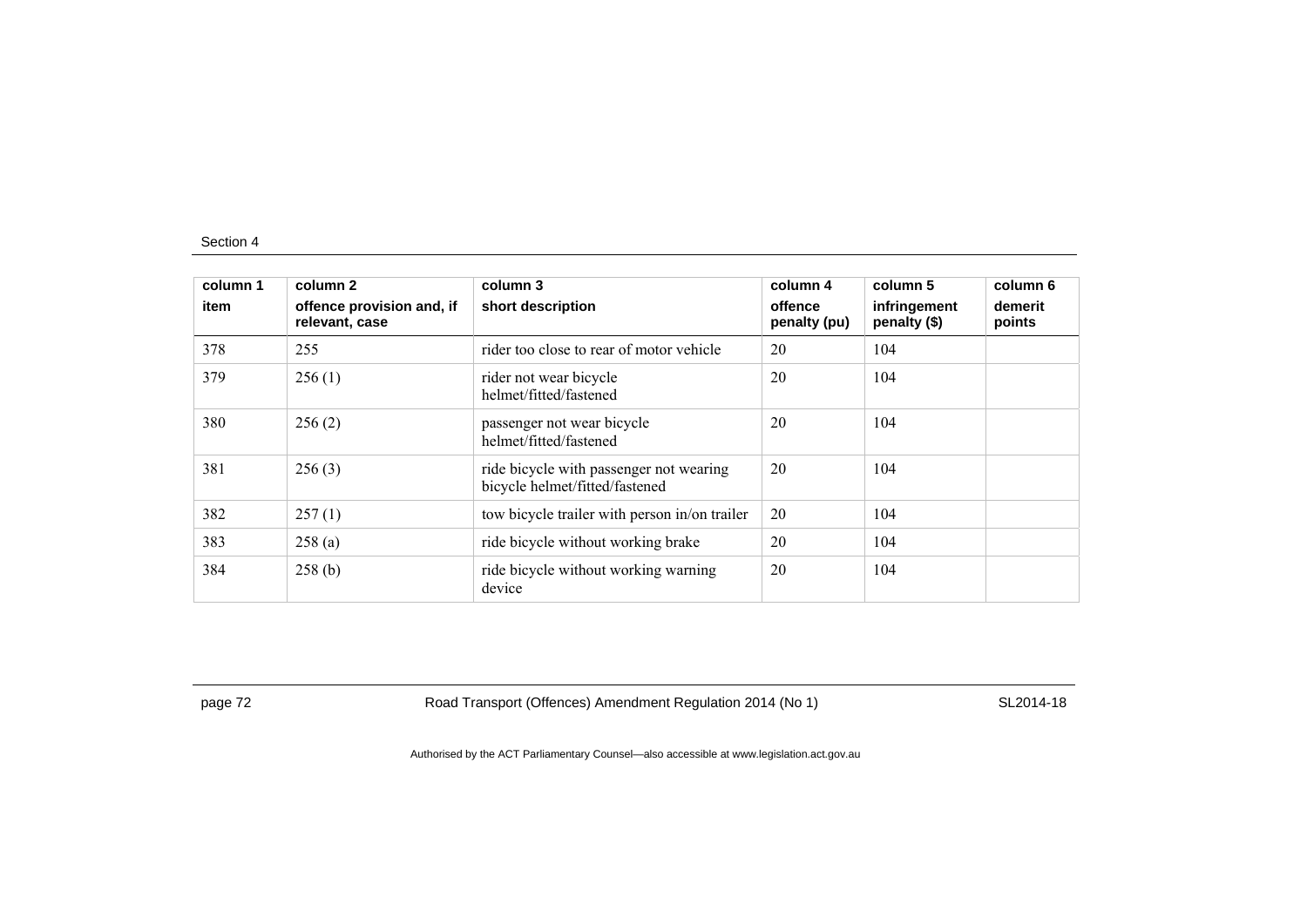| column 1 item | column 2 offence provision and, if relevant, case | column 3 short description | column 4 offence penalty (pu) | column 5 infringement penalty ($) | column 6 demerit points |
|---|---|---|---|---|---|
| 378 | 255 | rider too close to rear of motor vehicle | 20 | 104 | |
| 379 | 256 (1) | rider not wear bicycle helmet/fitted/fastened | 20 | 104 | |
| 380 | 256 (2) | passenger not wear bicycle helmet/fitted/fastened | 20 | 104 | |
| 381 | 256 (3) | ride bicycle with passenger not wearing bicycle helmet/fitted/fastened | 20 | 104 | |
| 382 | 257 (1) | tow bicycle trailer with person in/on trailer | 20 | 104 | |
| 383 | 258 (a) | ride bicycle without working brake | 20 | 104 | |
| 384 | 258 (b) | ride bicycle without working warning device | 20 | 104 | |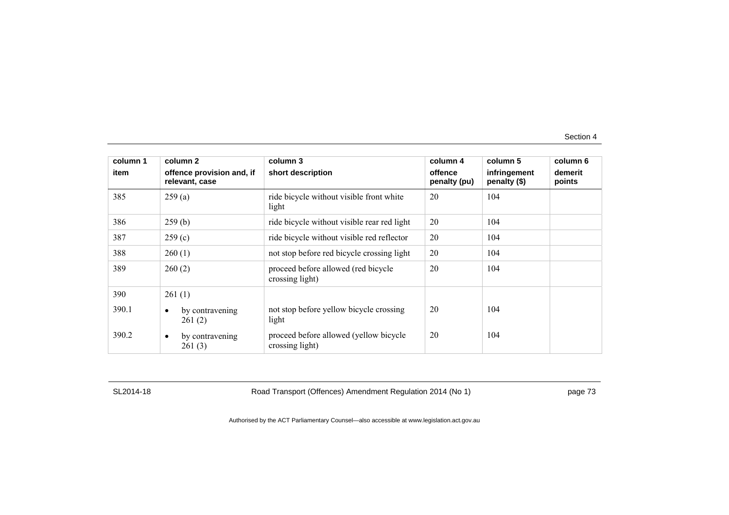| column 1<br>item | column 2<br>offence provision and, if relevant, case | column 3<br>short description | column 4<br>offence penalty (pu) | column 5<br>infringement penalty ($) | column 6<br>demerit points |
|---|---|---|---|---|---|
| 385 | 259 (a) | ride bicycle without visible front white light | 20 | 104 | |
| 386 | 259 (b) | ride bicycle without visible rear red light | 20 | 104 | |
| 387 | 259 (c) | ride bicycle without visible red reflector | 20 | 104 | |
| 388 | 260 (1) | not stop before red bicycle crossing light | 20 | 104 | |
| 389 | 260 (2) | proceed before allowed (red bicycle crossing light) | 20 | 104 | |
| 390 | 261 (1) | | | | |
| 390.1 | • by contravening 261 (2) | not stop before yellow bicycle crossing light | 20 | 104 | |
| 390.2 | • by contravening 261 (3) | proceed before allowed (yellow bicycle crossing light) | 20 | 104 | |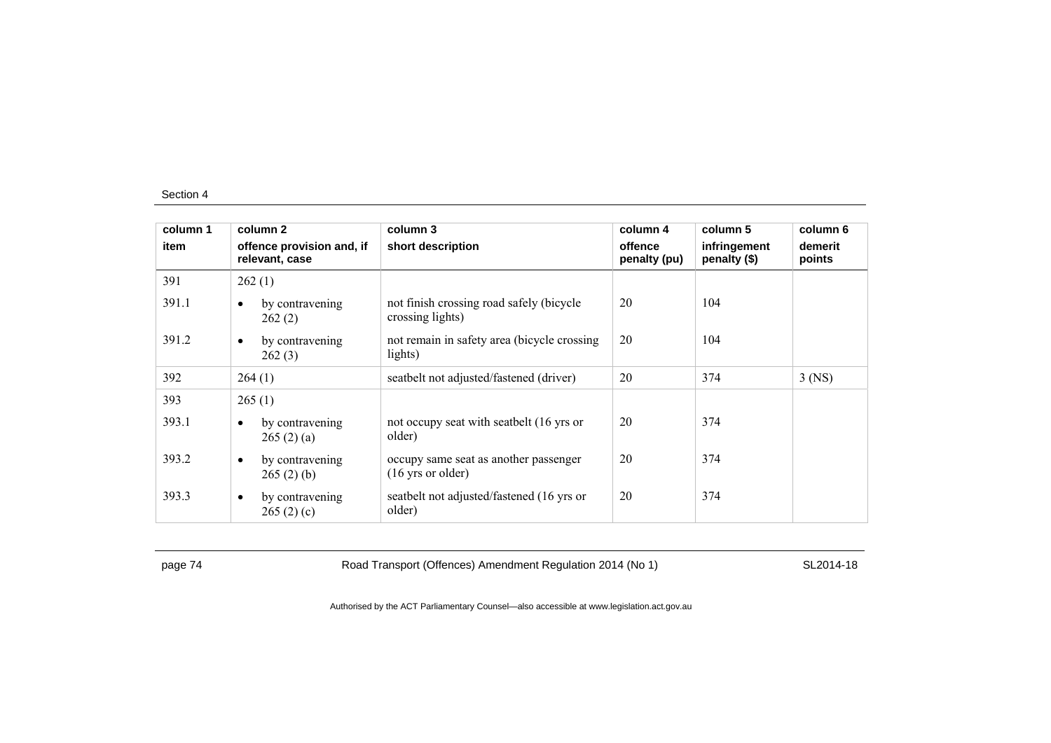| column 1<br>item | column 2<br>offence provision and, if relevant, case | column 3<br>short description | column 4<br>offence penalty (pu) | column 5<br>infringement penalty ($) | column 6<br>demerit points |
|---|---|---|---|---|---|
| 391 | 262 (1) | | | | |
| 391.1 | • by contravening 262 (2) | not finish crossing road safely (bicycle crossing lights) | 20 | 104 | |
| 391.2 | • by contravening 262 (3) | not remain in safety area (bicycle crossing lights) | 20 | 104 | |
| 392 | 264 (1) | seatbelt not adjusted/fastened (driver) | 20 | 374 | 3 (NS) |
| 393 | 265 (1) | | | | |
| 393.1 | • by contravening 265 (2) (a) | not occupy seat with seatbelt (16 yrs or older) | 20 | 374 | |
| 393.2 | • by contravening 265 (2) (b) | occupy same seat as another passenger (16 yrs or older) | 20 | 374 | |
| 393.3 | • by contravening 265 (2) (c) | seatbelt not adjusted/fastened (16 yrs or older) | 20 | 374 | |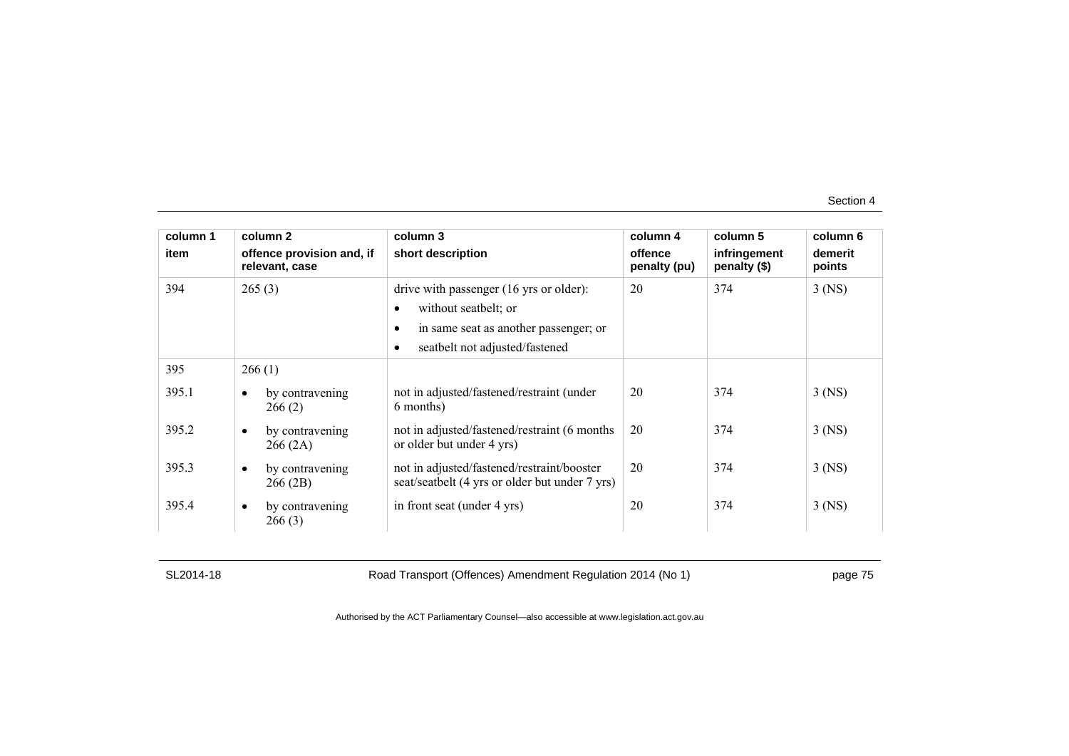| column 1<br>item | column 2<br>offence provision and, if relevant, case | column 3<br>short description | column 4<br>offence penalty (pu) | column 5<br>infringement penalty ($) | column 6<br>demerit points |
|---|---|---|---|---|---|
| 394 | 265 (3) | drive with passenger (16 yrs or older):<br>• without seatbelt; or<br>• in same seat as another passenger; or<br>• seatbelt not adjusted/fastened | 20 | 374 | 3 (NS) |
| 395 | 266 (1) | | | | |
| 395.1 | • by contravening 266 (2) | not in adjusted/fastened/restraint (under 6 months) | 20 | 374 | 3 (NS) |
| 395.2 | • by contravening 266 (2A) | not in adjusted/fastened/restraint (6 months or older but under 4 yrs) | 20 | 374 | 3 (NS) |
| 395.3 | • by contravening 266 (2B) | not in adjusted/fastened/restraint/booster seat/seatbelt (4 yrs or older but under 7 yrs) | 20 | 374 | 3 (NS) |
| 395.4 | • by contravening 266 (3) | in front seat (under 4 yrs) | 20 | 374 | 3 (NS) |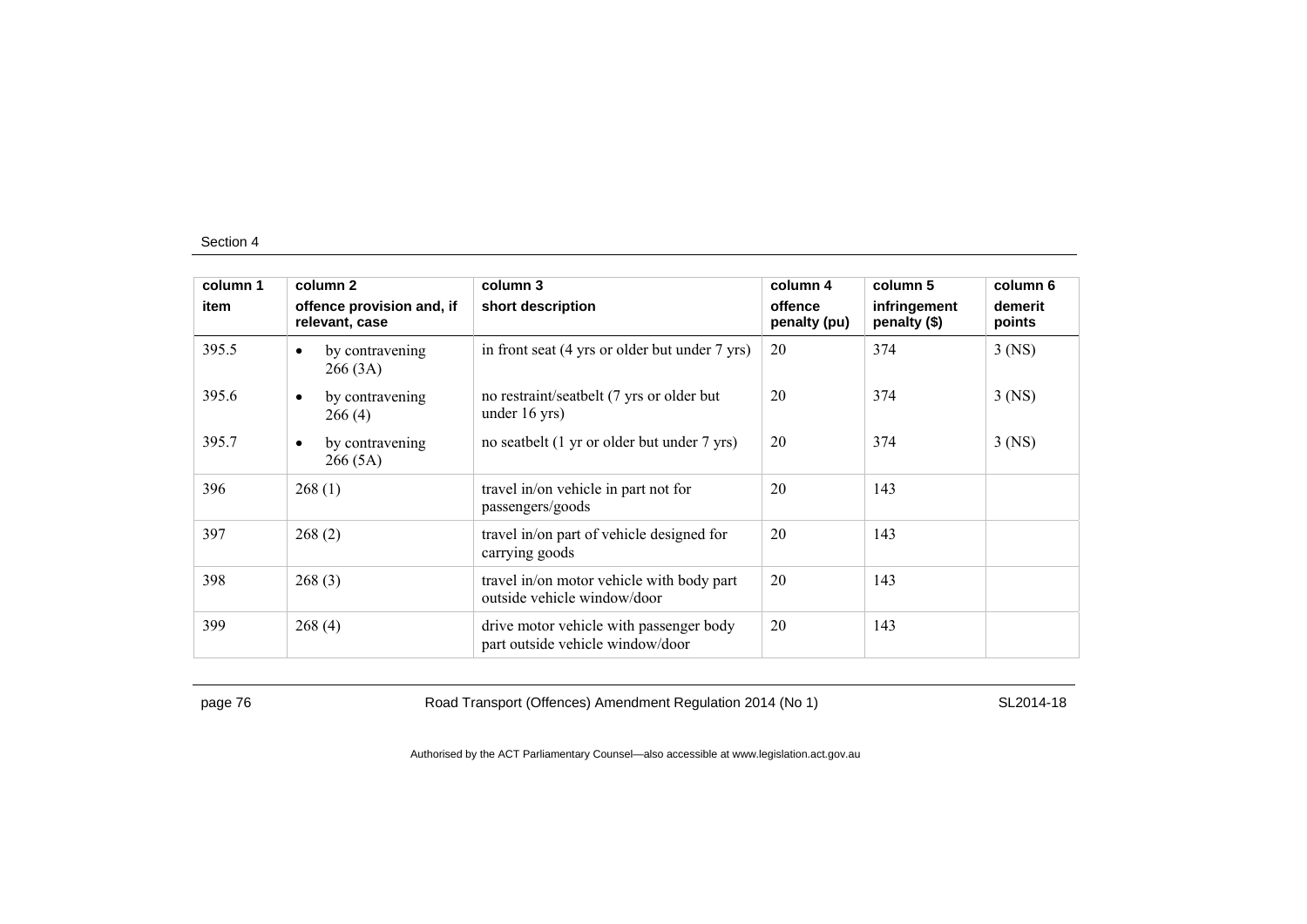| column 1 item | column 2 offence provision and, if relevant, case | column 3 short description | column 4 offence penalty (pu) | column 5 infringement penalty ($) | column 6 demerit points |
|---|---|---|---|---|---|
| 395.5 | • by contravening 266 (3A) | in front seat (4 yrs or older but under 7 yrs) | 20 | 374 | 3 (NS) |
| 395.6 | • by contravening 266 (4) | no restraint/seatbelt (7 yrs or older but under 16 yrs) | 20 | 374 | 3 (NS) |
| 395.7 | • by contravening 266 (5A) | no seatbelt (1 yr or older but under 7 yrs) | 20 | 374 | 3 (NS) |
| 396 | 268 (1) | travel in/on vehicle in part not for passengers/goods | 20 | 143 | |
| 397 | 268 (2) | travel in/on part of vehicle designed for carrying goods | 20 | 143 | |
| 398 | 268 (3) | travel in/on motor vehicle with body part outside vehicle window/door | 20 | 143 | |
| 399 | 268 (4) | drive motor vehicle with passenger body part outside vehicle window/door | 20 | 143 | |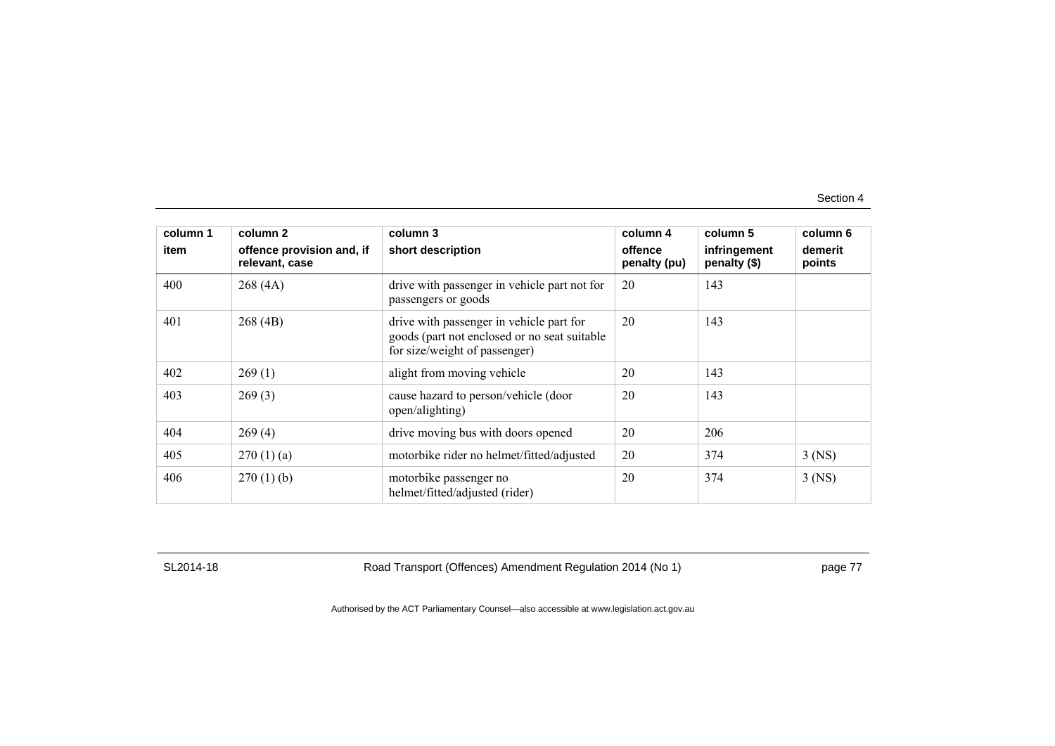| column 1<br>item | column 2<br>offence provision and, if relevant, case | column 3<br>short description | column 4<br>offence penalty (pu) | column 5<br>infringement penalty ($) | column 6<br>demerit points |
|---|---|---|---|---|---|
| 400 | 268 (4A) | drive with passenger in vehicle part not for passengers or goods | 20 | 143 | |
| 401 | 268 (4B) | drive with passenger in vehicle part for goods (part not enclosed or no seat suitable for size/weight of passenger) | 20 | 143 | |
| 402 | 269 (1) | alight from moving vehicle | 20 | 143 | |
| 403 | 269 (3) | cause hazard to person/vehicle (door open/alighting) | 20 | 143 | |
| 404 | 269 (4) | drive moving bus with doors opened | 20 | 206 | |
| 405 | 270 (1) (a) | motorbike rider no helmet/fitted/adjusted | 20 | 374 | 3 (NS) |
| 406 | 270 (1) (b) | motorbike passenger no helmet/fitted/adjusted (rider) | 20 | 374 | 3 (NS) |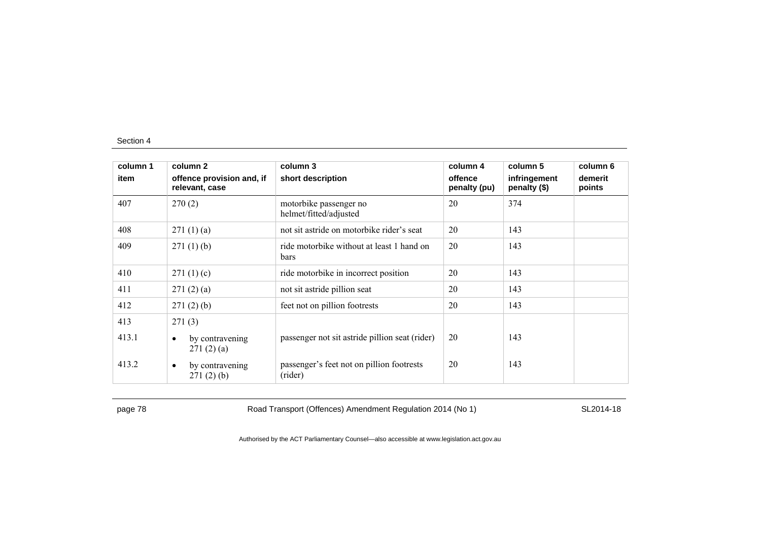| column 1<br>item | column 2<br>offence provision and, if relevant, case | column 3<br>short description | column 4<br>offence penalty (pu) | column 5<br>infringement penalty ($) | column 6<br>demerit points |
|---|---|---|---|---|---|
| 407 | 270 (2) | motorbike passenger no helmet/fitted/adjusted | 20 | 374 | |
| 408 | 271 (1) (a) | not sit astride on motorbike rider's seat | 20 | 143 | |
| 409 | 271 (1) (b) | ride motorbike without at least 1 hand on bars | 20 | 143 | |
| 410 | 271 (1) (c) | ride motorbike in incorrect position | 20 | 143 | |
| 411 | 271 (2) (a) | not sit astride pillion seat | 20 | 143 | |
| 412 | 271 (2) (b) | feet not on pillion footrests | 20 | 143 | |
| 413 | 271 (3) | | | | |
| 413.1 | • by contravening 271 (2) (a) | passenger not sit astride pillion seat (rider) | 20 | 143 | |
| 413.2 | • by contravening 271 (2) (b) | passenger's feet not on pillion footrests (rider) | 20 | 143 | |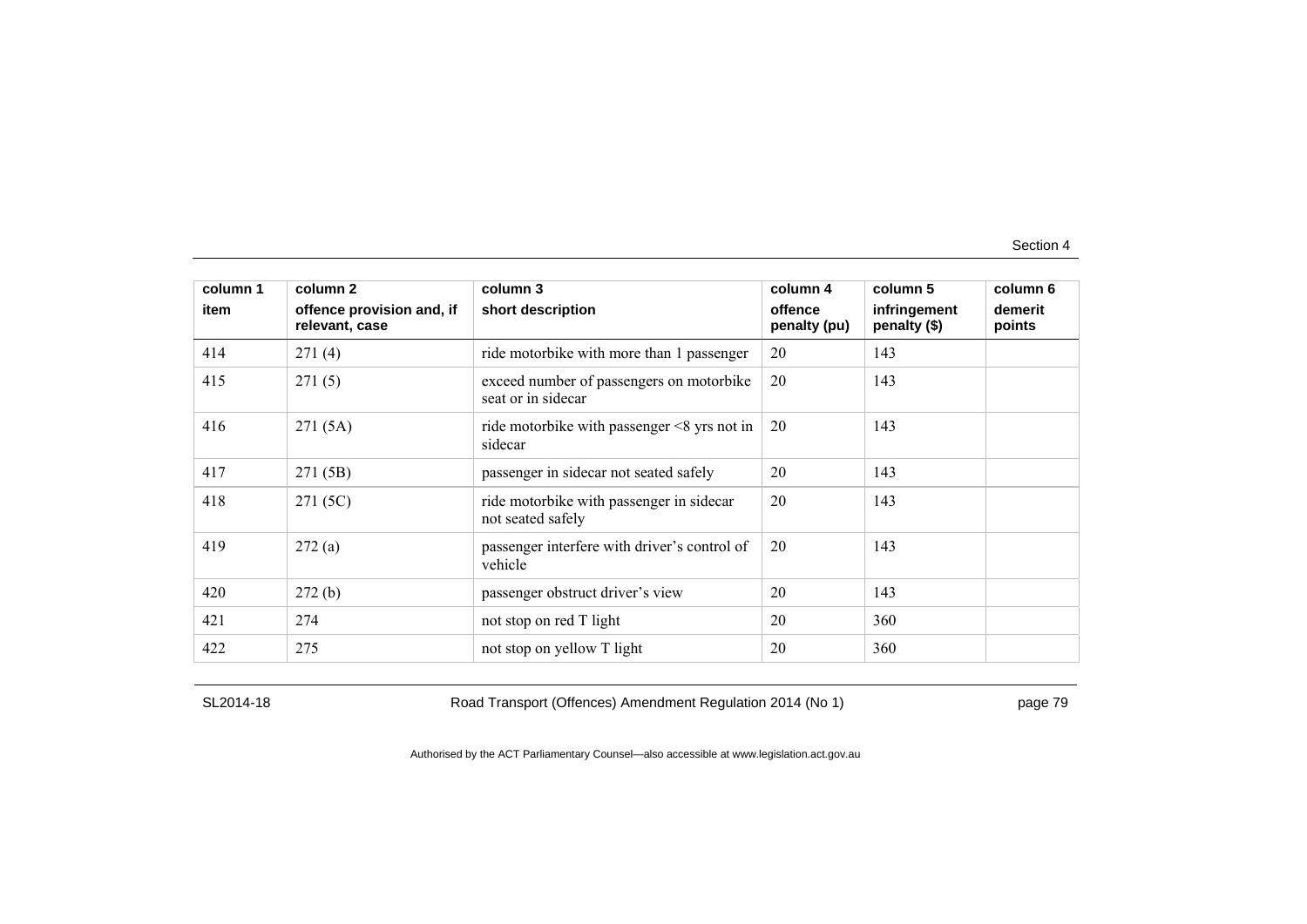| column 1 | column 2 | column 3 | column 4 | column 5 | column 6 |
|---|---|---|---|---|---|
| item | offence provision and, if relevant, case | short description | offence penalty (pu) | infringement penalty ($) | demerit points |
| 414 | 271 (4) | ride motorbike with more than 1 passenger | 20 | 143 | |
| 415 | 271 (5) | exceed number of passengers on motorbike seat or in sidecar | 20 | 143 | |
| 416 | 271 (5A) | ride motorbike with passenger <8 yrs not in sidecar | 20 | 143 | |
| 417 | 271 (5B) | passenger in sidecar not seated safely | 20 | 143 | |
| 418 | 271 (5C) | ride motorbike with passenger in sidecar not seated safely | 20 | 143 | |
| 419 | 272 (a) | passenger interfere with driver's control of vehicle | 20 | 143 | |
| 420 | 272 (b) | passenger obstruct driver's view | 20 | 143 | |
| 421 | 274 | not stop on red T light | 20 | 360 | |
| 422 | 275 | not stop on yellow T light | 20 | 360 | |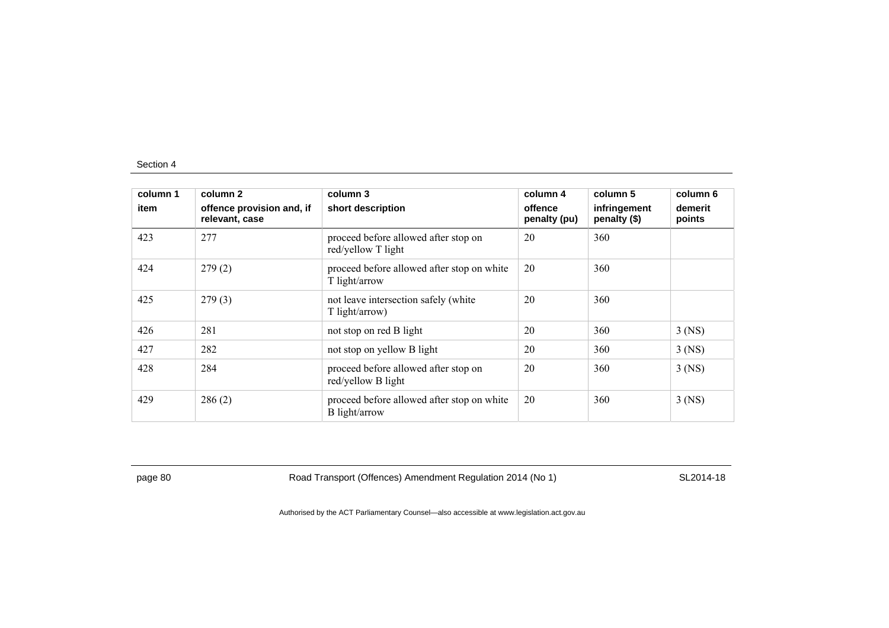Section 4

| column 1<br>item | column 2<br>offence provision and, if relevant, case | column 3<br>short description | column 4<br>offence penalty (pu) | column 5<br>infringement penalty ($) | column 6<br>demerit points |
|---|---|---|---|---|---|
| 423 | 277 | proceed before allowed after stop on red/yellow T light | 20 | 360 | |
| 424 | 279 (2) | proceed before allowed after stop on white T light/arrow | 20 | 360 | |
| 425 | 279 (3) | not leave intersection safely (white T light/arrow) | 20 | 360 | |
| 426 | 281 | not stop on red B light | 20 | 360 | 3 (NS) |
| 427 | 282 | not stop on yellow B light | 20 | 360 | 3 (NS) |
| 428 | 284 | proceed before allowed after stop on red/yellow B light | 20 | 360 | 3 (NS) |
| 429 | 286 (2) | proceed before allowed after stop on white B light/arrow | 20 | 360 | 3 (NS) |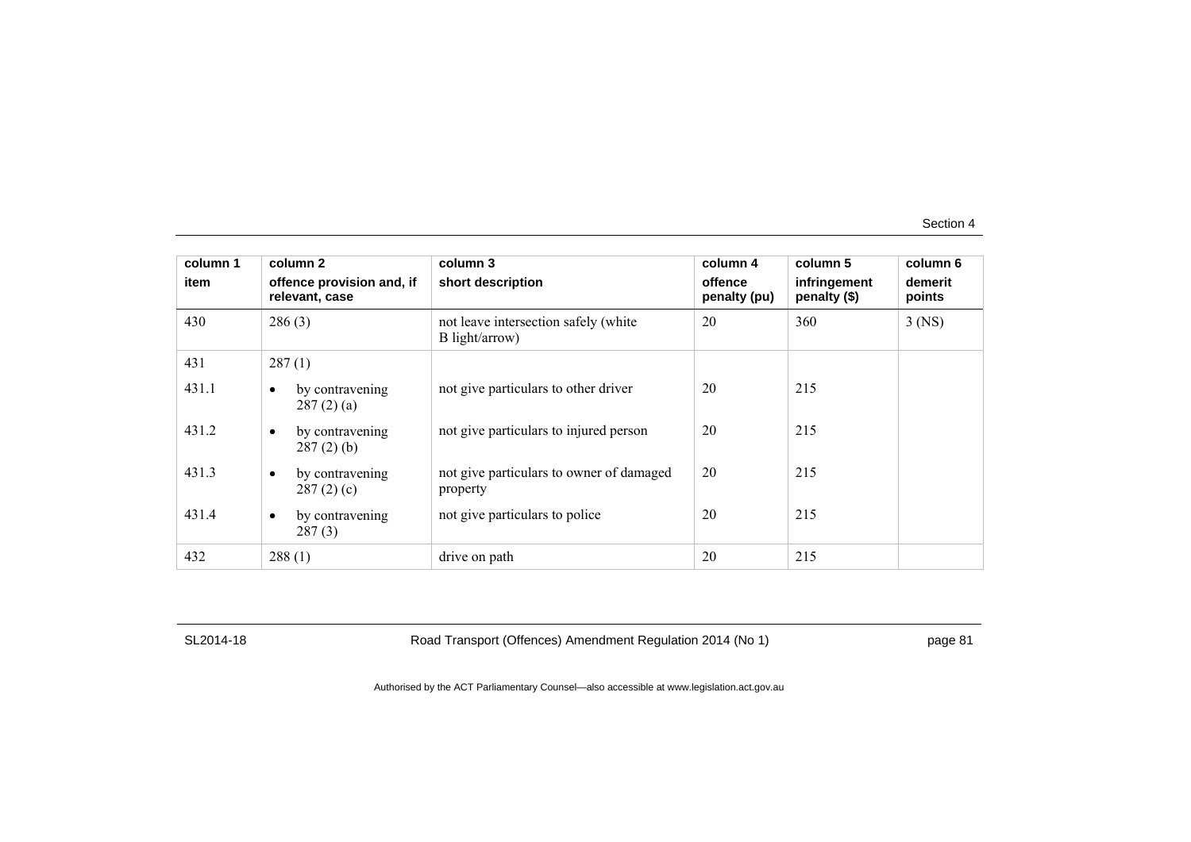| column 1 | column 2 | column 3 | column 4 | column 5 | column 6 |
|---|---|---|---|---|---|
| item | offence provision and, if relevant, case | short description | offence penalty (pu) | infringement penalty ($) | demerit points |
| 430 | 286 (3) | not leave intersection safely (white B light/arrow) | 20 | 360 | 3 (NS) |
| 431 | 287 (1) | | | | |
| 431.1 | • by contravening 287 (2) (a) | not give particulars to other driver | 20 | 215 | |
| 431.2 | • by contravening 287 (2) (b) | not give particulars to injured person | 20 | 215 | |
| 431.3 | • by contravening 287 (2) (c) | not give particulars to owner of damaged property | 20 | 215 | |
| 431.4 | • by contravening 287 (3) | not give particulars to police | 20 | 215 | |
| 432 | 288 (1) | drive on path | 20 | 215 | |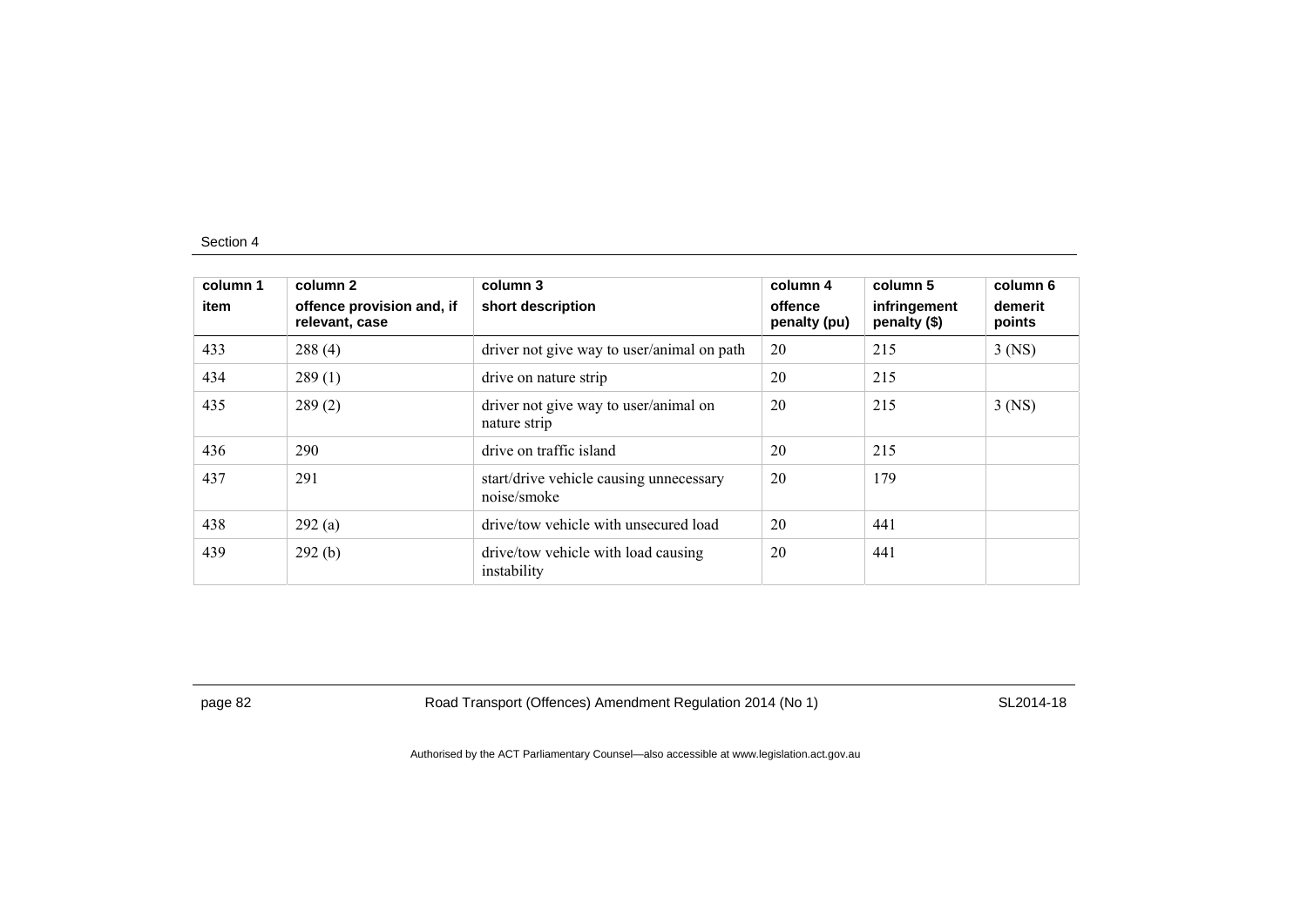| column 1 | column 2 | column 3 | column 4 | column 5 | column 6 |
|---|---|---|---|---|---|
| item | offence provision and, if relevant, case | short description | offence penalty (pu) | infringement penalty ($) | demerit points |
| 433 | 288 (4) | driver not give way to user/animal on path | 20 | 215 | 3 (NS) |
| 434 | 289 (1) | drive on nature strip | 20 | 215 | |
| 435 | 289 (2) | driver not give way to user/animal on nature strip | 20 | 215 | 3 (NS) |
| 436 | 290 | drive on traffic island | 20 | 215 | |
| 437 | 291 | start/drive vehicle causing unnecessary noise/smoke | 20 | 179 | |
| 438 | 292 (a) | drive/tow vehicle with unsecured load | 20 | 441 | |
| 439 | 292 (b) | drive/tow vehicle with load causing instability | 20 | 441 | |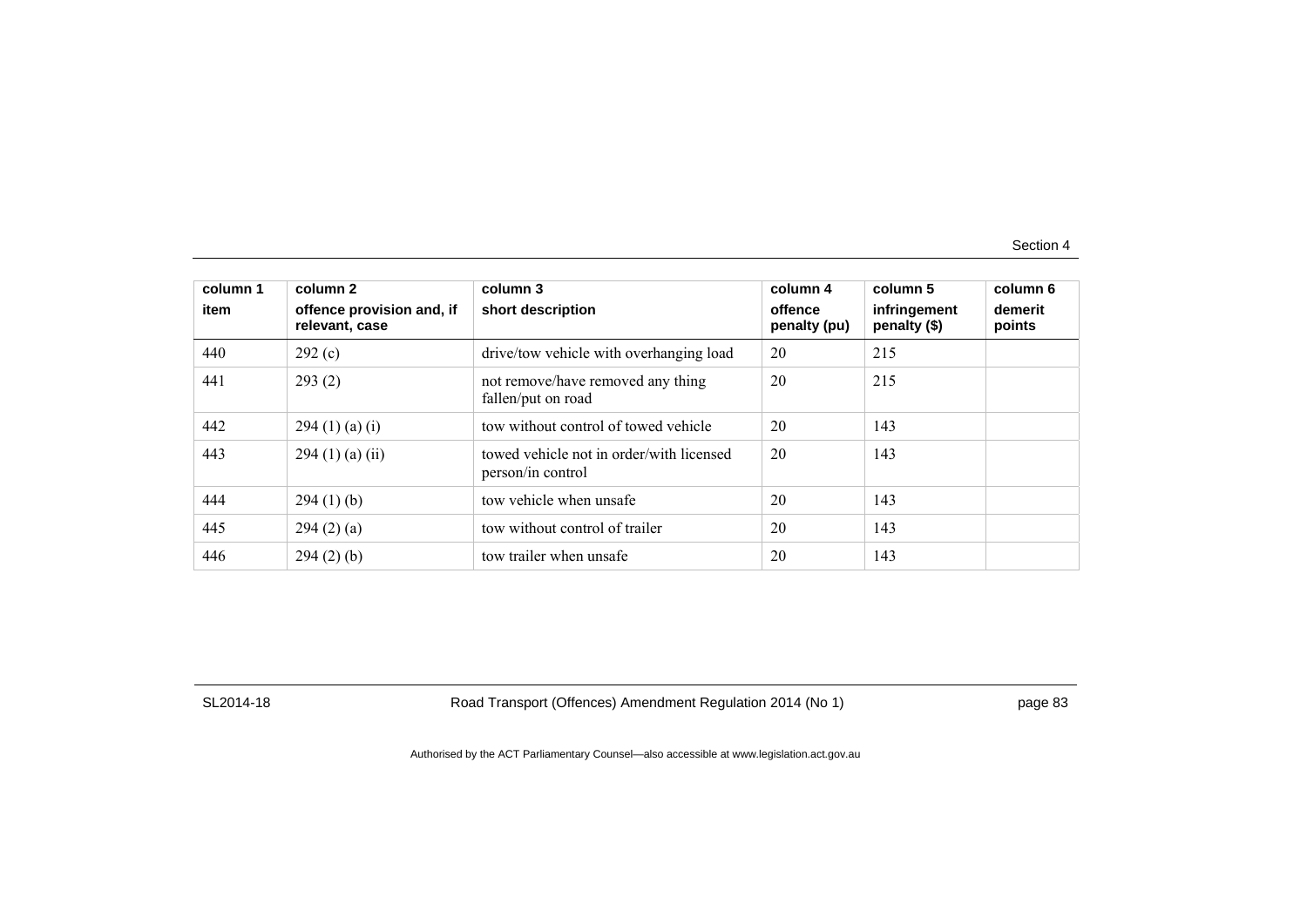| column 1<br>item | column 2<br>offence provision and, if relevant, case | column 3<br>short description | column 4<br>offence penalty (pu) | column 5<br>infringement penalty ($) | column 6<br>demerit points |
|---|---|---|---|---|---|
| 440 | 292 (c) | drive/tow vehicle with overhanging load | 20 | 215 | |
| 441 | 293 (2) | not remove/have removed any thing fallen/put on road | 20 | 215 | |
| 442 | 294 (1) (a) (i) | tow without control of towed vehicle | 20 | 143 | |
| 443 | 294 (1) (a) (ii) | towed vehicle not in order/with licensed person/in control | 20 | 143 | |
| 444 | 294 (1) (b) | tow vehicle when unsafe | 20 | 143 | |
| 445 | 294 (2) (a) | tow without control of trailer | 20 | 143 | |
| 446 | 294 (2) (b) | tow trailer when unsafe | 20 | 143 | |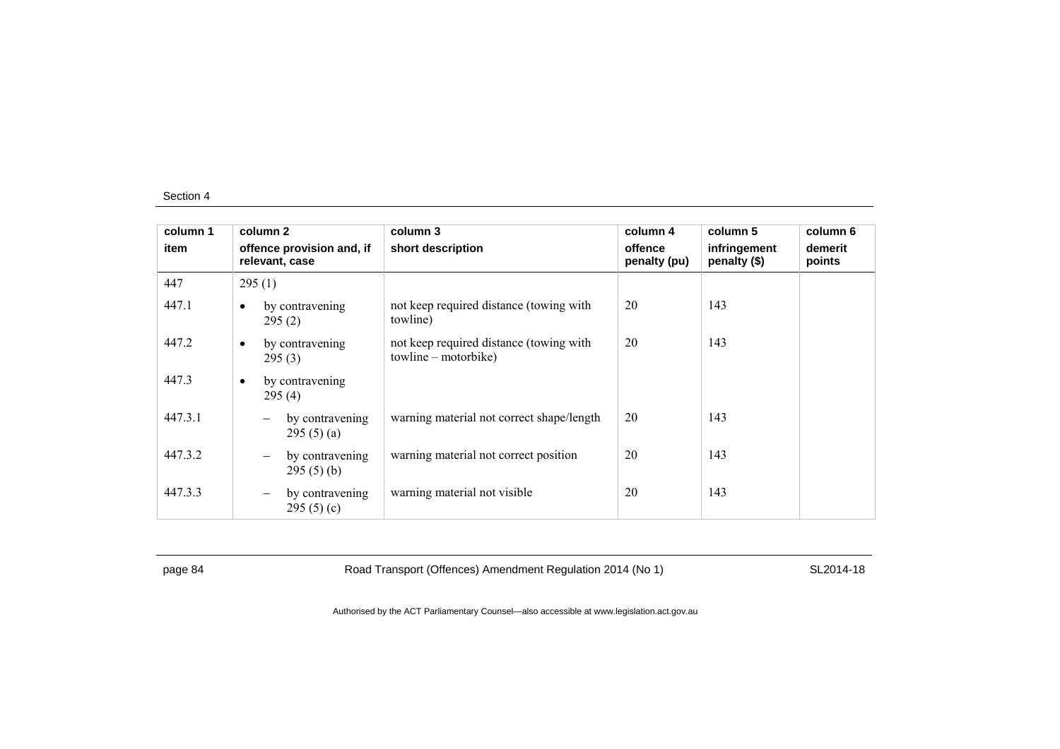| column 1<br>item | column 2<br>offence provision and, if relevant, case | column 3<br>short description | column 4<br>offence penalty (pu) | column 5<br>infringement penalty ($) | column 6<br>demerit points |
|---|---|---|---|---|---|
| 447 | 295 (1) | | | | |
| 447.1 | • by contravening 295 (2) | not keep required distance (towing with towline) | 20 | 143 | |
| 447.2 | • by contravening 295 (3) | not keep required distance (towing with towline – motorbike) | 20 | 143 | |
| 447.3 | • by contravening 295 (4) | | | | |
| 447.3.1 | – by contravening 295 (5) (a) | warning material not correct shape/length | 20 | 143 | |
| 447.3.2 | – by contravening 295 (5) (b) | warning material not correct position | 20 | 143 | |
| 447.3.3 | – by contravening 295 (5) (c) | warning material not visible | 20 | 143 | |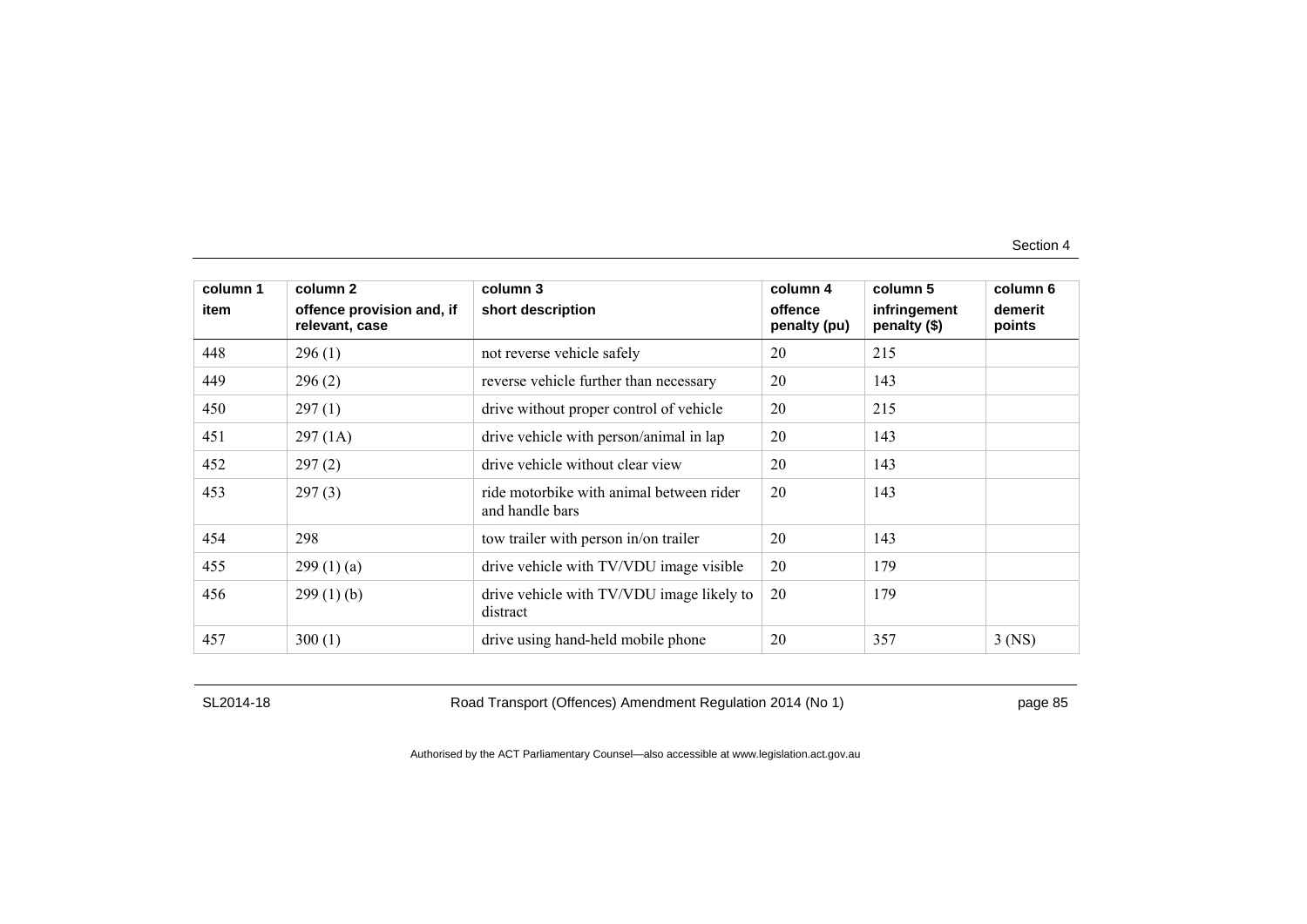| column 1<br>item | column 2<br>offence provision and, if relevant, case | column 3<br>short description | column 4<br>offence penalty (pu) | column 5<br>infringement penalty ($) | column 6<br>demerit points |
|---|---|---|---|---|---|
| 448 | 296 (1) | not reverse vehicle safely | 20 | 215 | |
| 449 | 296 (2) | reverse vehicle further than necessary | 20 | 143 | |
| 450 | 297 (1) | drive without proper control of vehicle | 20 | 215 | |
| 451 | 297 (1A) | drive vehicle with person/animal in lap | 20 | 143 | |
| 452 | 297 (2) | drive vehicle without clear view | 20 | 143 | |
| 453 | 297 (3) | ride motorbike with animal between rider and handle bars | 20 | 143 | |
| 454 | 298 | tow trailer with person in/on trailer | 20 | 143 | |
| 455 | 299 (1) (a) | drive vehicle with TV/VDU image visible | 20 | 179 | |
| 456 | 299 (1) (b) | drive vehicle with TV/VDU image likely to distract | 20 | 179 | |
| 457 | 300 (1) | drive using hand-held mobile phone | 20 | 357 | 3 (NS) |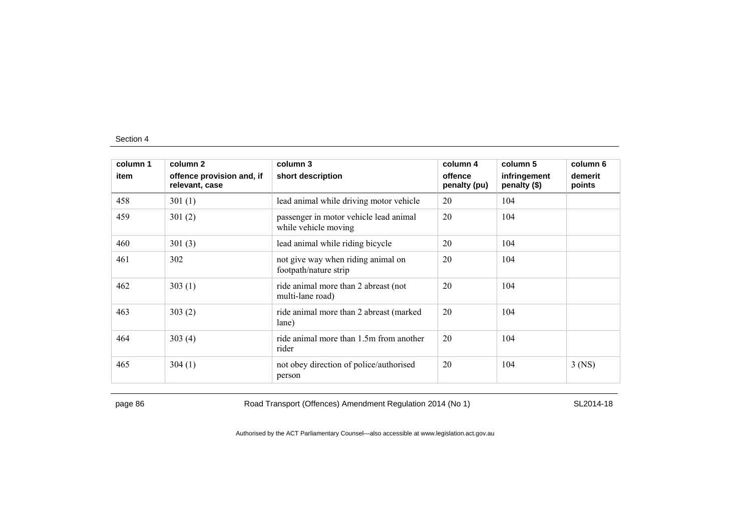Section 4

| column 1<br>item | column 2<br>offence provision and, if relevant, case | column 3<br>short description | column 4<br>offence penalty (pu) | column 5<br>infringement penalty ($) | column 6<br>demerit points |
|---|---|---|---|---|---|
| 458 | 301 (1) | lead animal while driving motor vehicle | 20 | 104 | |
| 459 | 301 (2) | passenger in motor vehicle lead animal while vehicle moving | 20 | 104 | |
| 460 | 301 (3) | lead animal while riding bicycle | 20 | 104 | |
| 461 | 302 | not give way when riding animal on footpath/nature strip | 20 | 104 | |
| 462 | 303 (1) | ride animal more than 2 abreast (not multi-lane road) | 20 | 104 | |
| 463 | 303 (2) | ride animal more than 2 abreast (marked lane) | 20 | 104 | |
| 464 | 303 (4) | ride animal more than 1.5m from another rider | 20 | 104 | |
| 465 | 304 (1) | not obey direction of police/authorised person | 20 | 104 | 3 (NS) |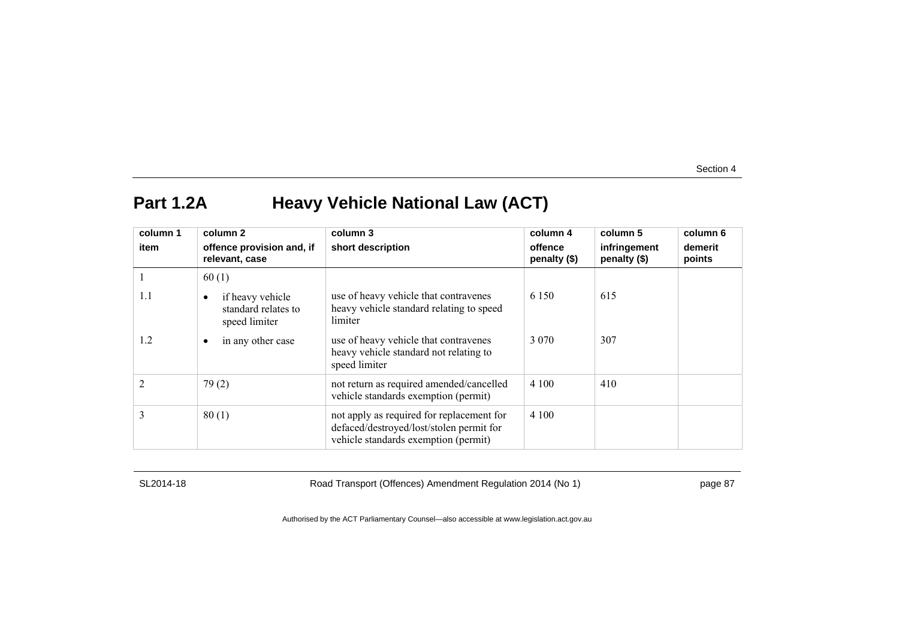## Part 1.2A Heavy Vehicle National Law (ACT)

| column 1<br>item | column 2<br>offence provision and, if relevant, case | column 3<br>short description | column 4<br>offence penalty ($) | column 5<br>infringement penalty ($) | column 6<br>demerit points |
|---|---|---|---|---|---|
| 1 | 60 (1) | | | | |
| 1.1 | • if heavy vehicle standard relates to speed limiter | use of heavy vehicle that contravenes heavy vehicle standard relating to speed limiter | 6 150 | 615 | |
| 1.2 | • in any other case | use of heavy vehicle that contravenes heavy vehicle standard not relating to speed limiter | 3 070 | 307 | |
| 2 | 79 (2) | not return as required amended/cancelled vehicle standards exemption (permit) | 4 100 | 410 | |
| 3 | 80 (1) | not apply as required for replacement for defaced/destroyed/lost/stolen permit for vehicle standards exemption (permit) | 4 100 | | |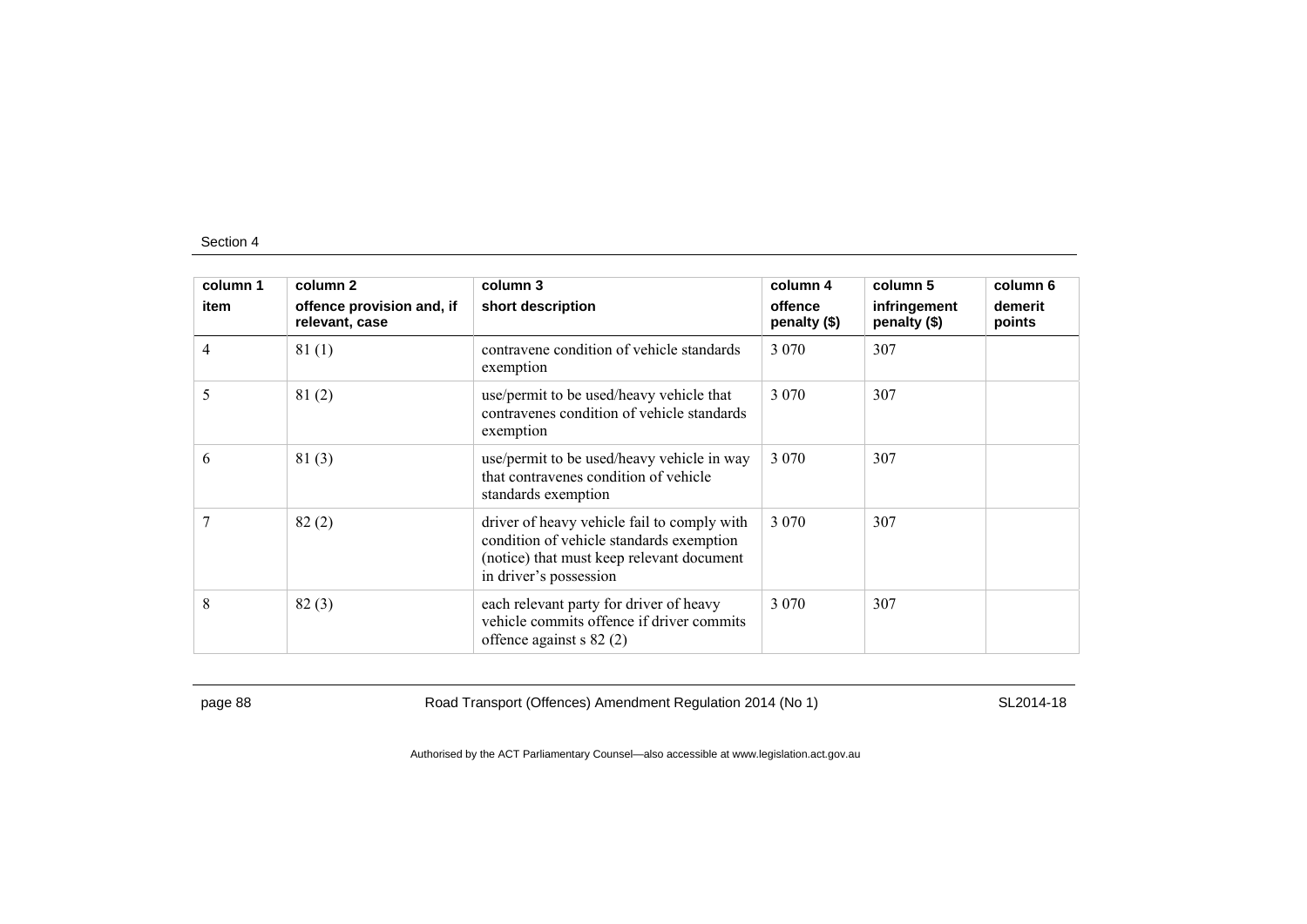| column 1<br>item | column 2<br>offence provision and, if relevant, case | column 3<br>short description | column 4<br>offence penalty ($) | column 5<br>infringement penalty ($) | column 6<br>demerit points |
|---|---|---|---|---|---|
| 4 | 81 (1) | contravene condition of vehicle standards exemption | 3 070 | 307 | |
| 5 | 81 (2) | use/permit to be used/heavy vehicle that contravenes condition of vehicle standards exemption | 3 070 | 307 | |
| 6 | 81 (3) | use/permit to be used/heavy vehicle in way that contravenes condition of vehicle standards exemption | 3 070 | 307 | |
| 7 | 82 (2) | driver of heavy vehicle fail to comply with condition of vehicle standards exemption (notice) that must keep relevant document in driver's possession | 3 070 | 307 | |
| 8 | 82 (3) | each relevant party for driver of heavy vehicle commits offence if driver commits offence against s 82 (2) | 3 070 | 307 | |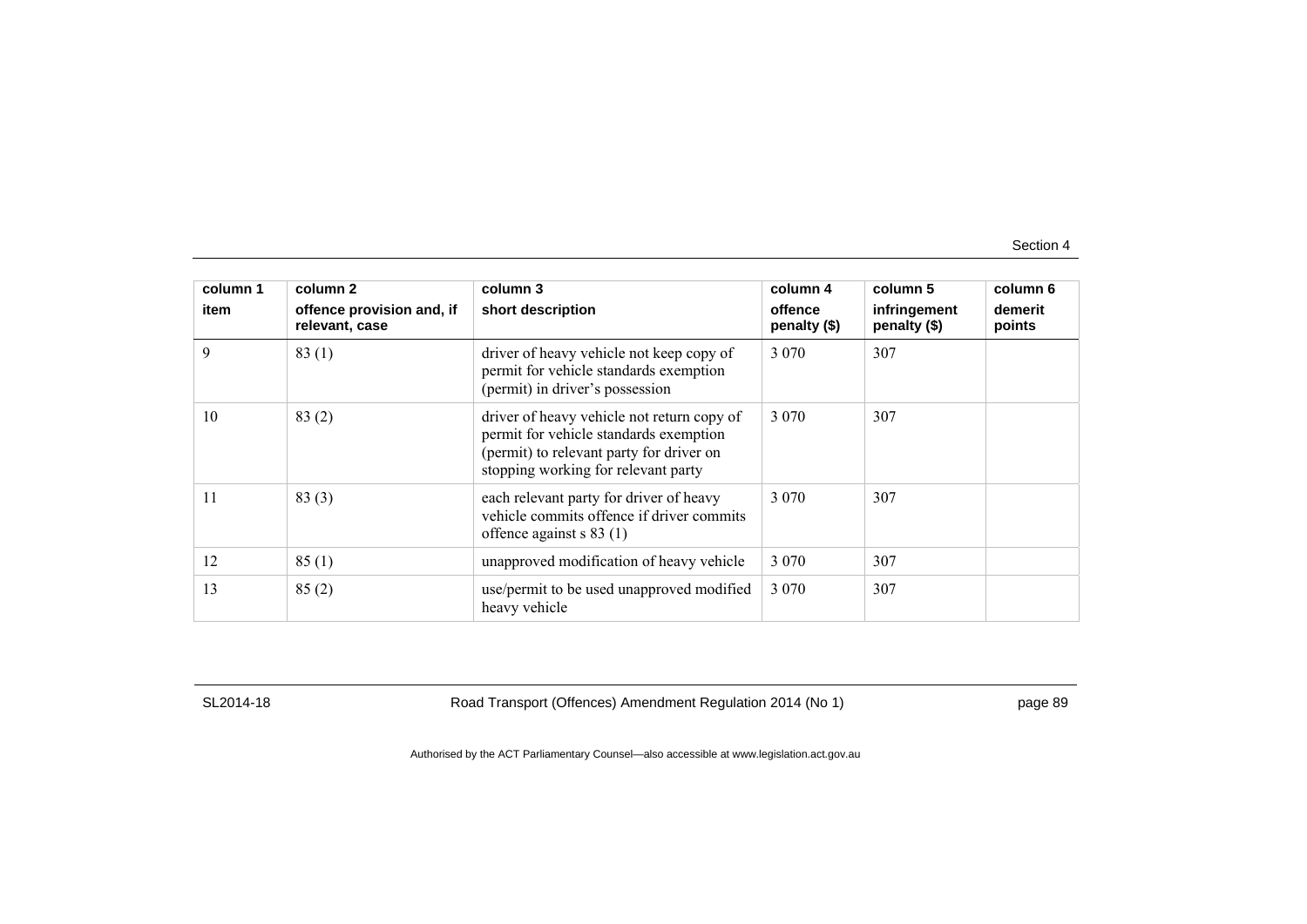| column 1<br>item | column 2<br>offence provision and, if relevant, case | column 3<br>short description | column 4<br>offence penalty ($) | column 5<br>infringement penalty ($) | column 6<br>demerit points |
|---|---|---|---|---|---|
| 9 | 83 (1) | driver of heavy vehicle not keep copy of permit for vehicle standards exemption (permit) in driver's possession | 3 070 | 307 | |
| 10 | 83 (2) | driver of heavy vehicle not return copy of permit for vehicle standards exemption (permit) to relevant party for driver on stopping working for relevant party | 3 070 | 307 | |
| 11 | 83 (3) | each relevant party for driver of heavy vehicle commits offence if driver commits offence against s 83 (1) | 3 070 | 307 | |
| 12 | 85 (1) | unapproved modification of heavy vehicle | 3 070 | 307 | |
| 13 | 85 (2) | use/permit to be used unapproved modified heavy vehicle | 3 070 | 307 | |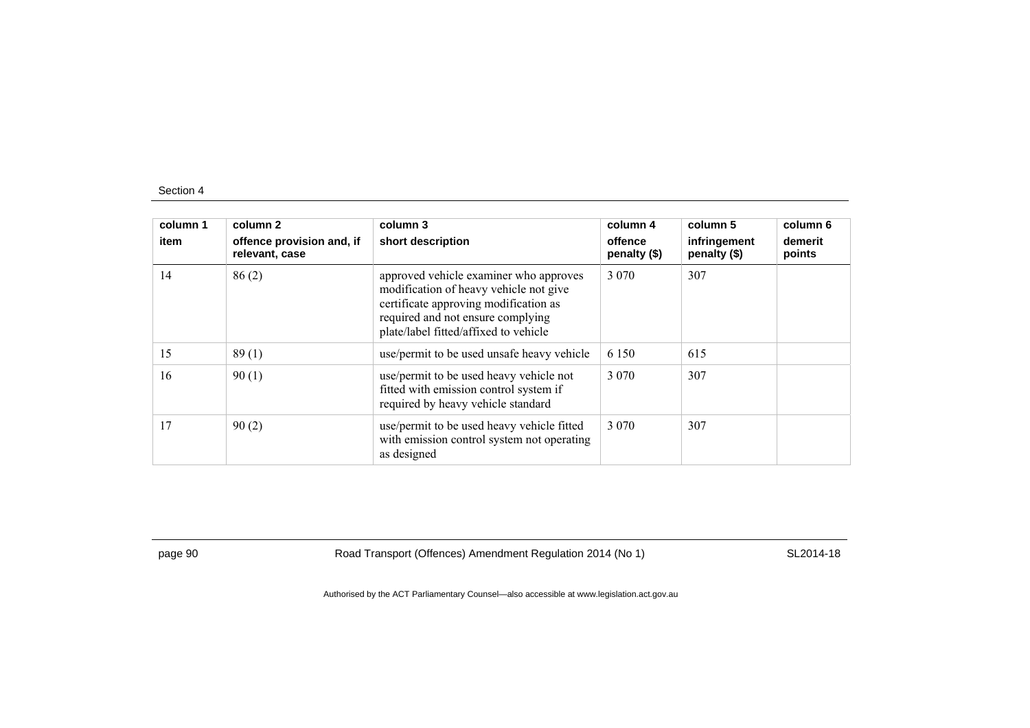| column 1<br>item | column 2<br>offence provision and, if relevant, case | column 3<br>short description | column 4<br>offence penalty ($) | column 5<br>infringement penalty ($) | column 6<br>demerit points |
|---|---|---|---|---|---|
| 14 | 86 (2) | approved vehicle examiner who approves modification of heavy vehicle not give certificate approving modification as required and not ensure complying plate/label fitted/affixed to vehicle | 3 070 | 307 | |
| 15 | 89 (1) | use/permit to be used unsafe heavy vehicle | 6 150 | 615 | |
| 16 | 90 (1) | use/permit to be used heavy vehicle not fitted with emission control system if required by heavy vehicle standard | 3 070 | 307 | |
| 17 | 90 (2) | use/permit to be used heavy vehicle fitted with emission control system not operating as designed | 3 070 | 307 | |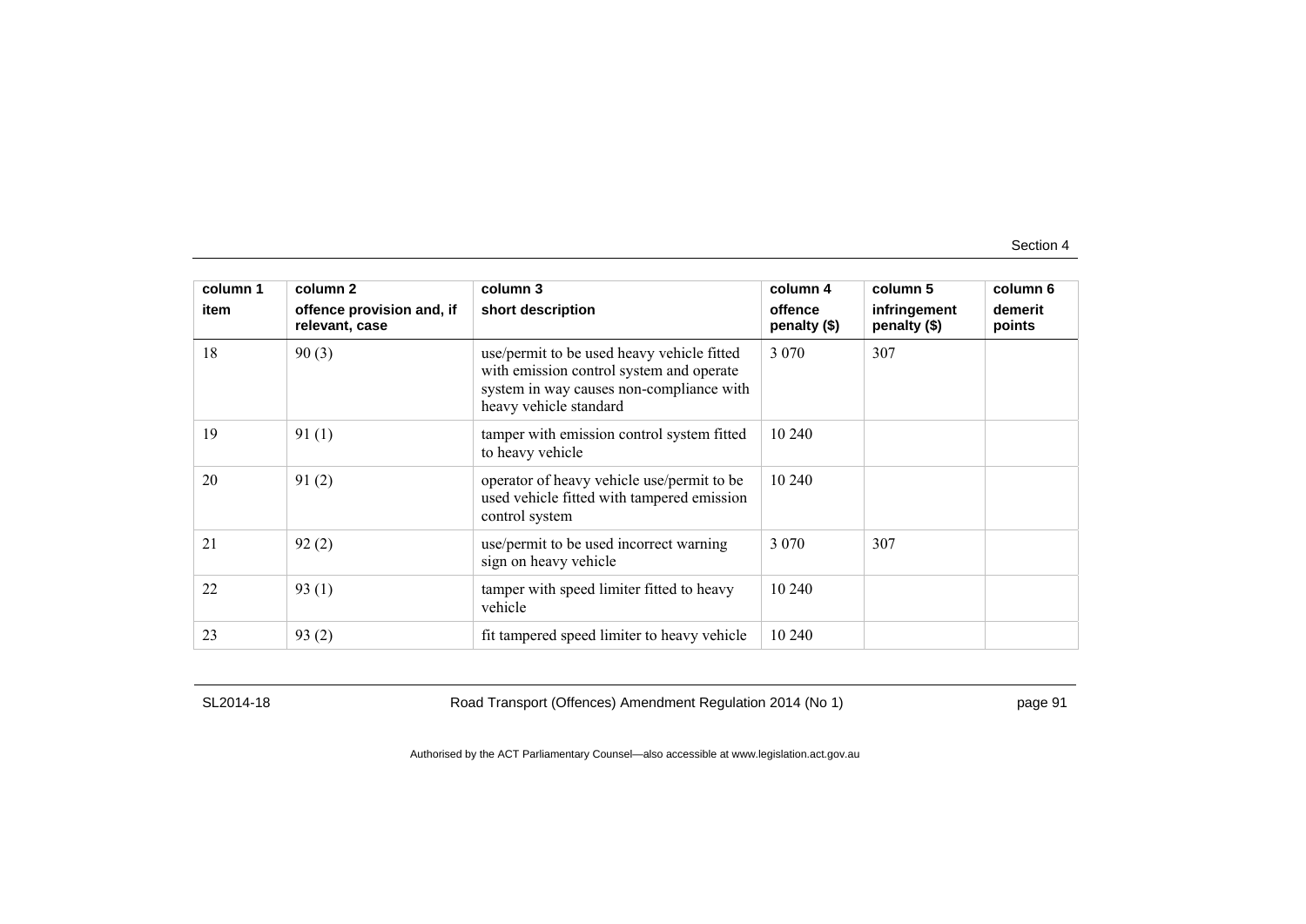| column 1 item | column 2 offence provision and, if relevant, case | column 3 short description | column 4 offence penalty ($) | column 5 infringement penalty ($) | column 6 demerit points |
|---|---|---|---|---|---|
| 18 | 90 (3) | use/permit to be used heavy vehicle fitted with emission control system and operate system in way causes non-compliance with heavy vehicle standard | 3 070 | 307 | |
| 19 | 91 (1) | tamper with emission control system fitted to heavy vehicle | 10 240 | | |
| 20 | 91 (2) | operator of heavy vehicle use/permit to be used vehicle fitted with tampered emission control system | 10 240 | | |
| 21 | 92 (2) | use/permit to be used incorrect warning sign on heavy vehicle | 3 070 | 307 | |
| 22 | 93 (1) | tamper with speed limiter fitted to heavy vehicle | 10 240 | | |
| 23 | 93 (2) | fit tampered speed limiter to heavy vehicle | 10 240 | | |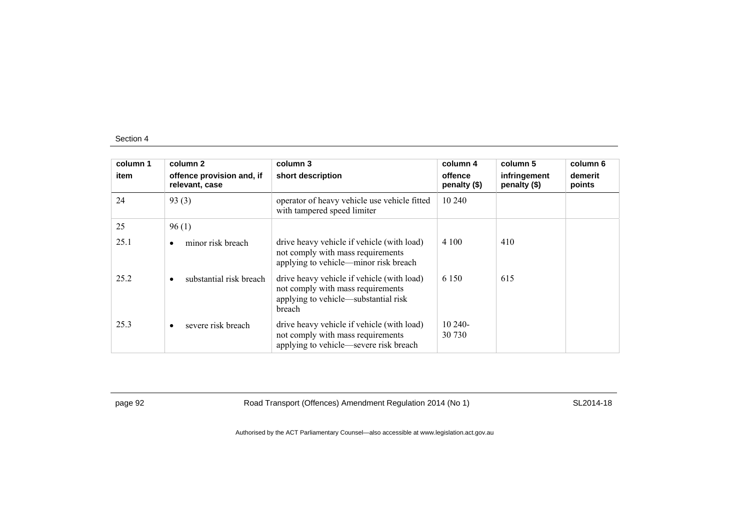| column 1 | column 2 | column 3 | column 4 | column 5 | column 6 |
|---|---|---|---|---|---|
| item | offence provision and, if relevant, case | short description | offence penalty ($) | infringement penalty ($) | demerit points |
| 24 | 93 (3) | operator of heavy vehicle use vehicle fitted with tampered speed limiter | 10 240 | | |
| 25 | 96 (1) | | | | |
| 25.1 | • minor risk breach | drive heavy vehicle if vehicle (with load) not comply with mass requirements applying to vehicle—minor risk breach | 4 100 | 410 | |
| 25.2 | • substantial risk breach | drive heavy vehicle if vehicle (with load) not comply with mass requirements applying to vehicle—substantial risk breach | 6 150 | 615 | |
| 25.3 | • severe risk breach | drive heavy vehicle if vehicle (with load) not comply with mass requirements applying to vehicle—severe risk breach | 10 240-30 730 | | |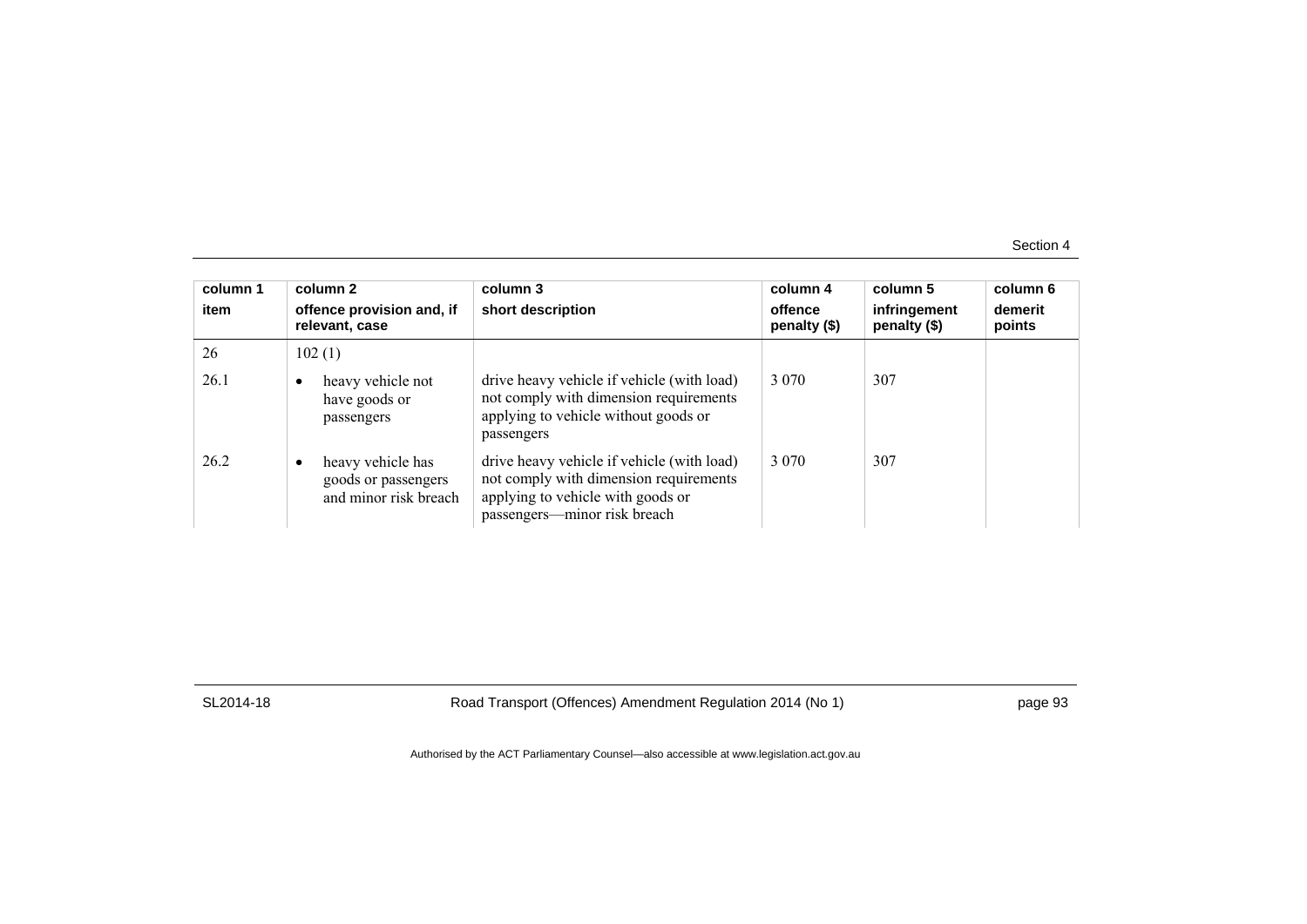| column 1 item | column 2 offence provision and, if relevant, case | column 3 short description | column 4 offence penalty ($) | column 5 infringement penalty ($) | column 6 demerit points |
|---|---|---|---|---|---|
| 26 | 102 (1) | | | | |
| 26.1 | • heavy vehicle not have goods or passengers | drive heavy vehicle if vehicle (with load) not comply with dimension requirements applying to vehicle without goods or passengers | 3 070 | 307 | |
| 26.2 | • heavy vehicle has goods or passengers and minor risk breach | drive heavy vehicle if vehicle (with load) not comply with dimension requirements applying to vehicle with goods or passengers—minor risk breach | 3 070 | 307 | |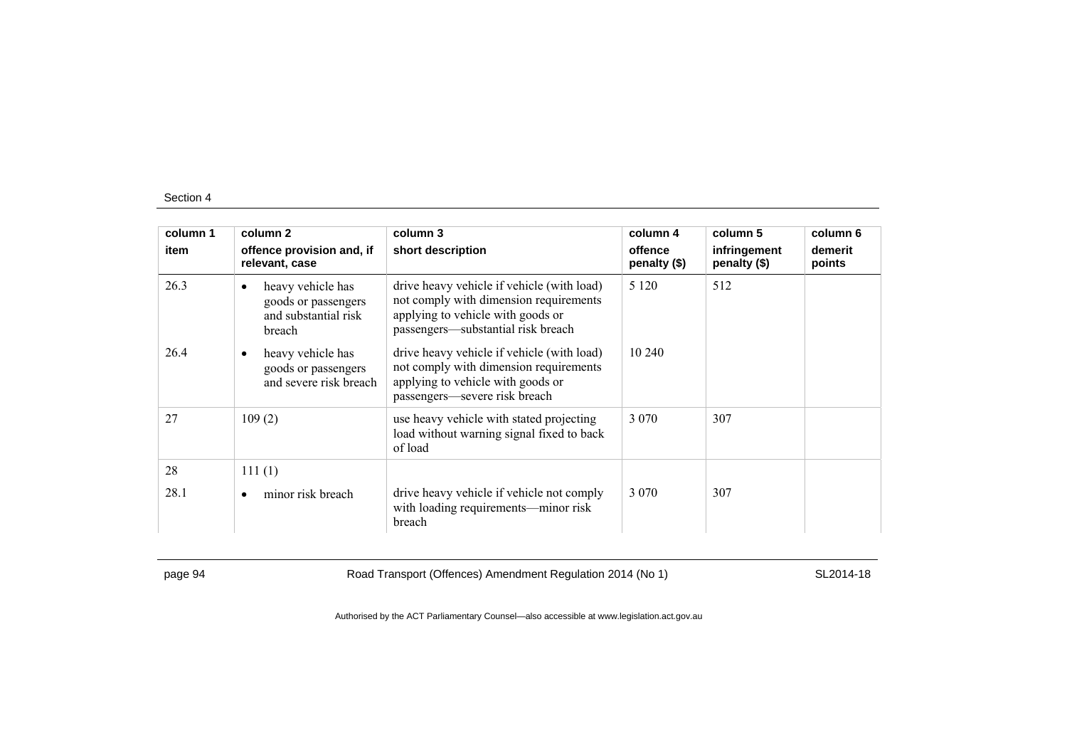| column 1<br>item | column 2<br>offence provision and, if relevant, case | column 3<br>short description | column 4<br>offence penalty ($) | column 5<br>infringement penalty ($) | column 6<br>demerit points |
|---|---|---|---|---|---|
| 26.3 | • heavy vehicle has goods or passengers and substantial risk breach | drive heavy vehicle if vehicle (with load) not comply with dimension requirements applying to vehicle with goods or passengers—substantial risk breach | 5 120 | 512 | |
| 26.4 | • heavy vehicle has goods or passengers and severe risk breach | drive heavy vehicle if vehicle (with load) not comply with dimension requirements applying to vehicle with goods or passengers—severe risk breach | 10 240 | | |
| 27 | 109 (2) | use heavy vehicle with stated projecting load without warning signal fixed to back of load | 3 070 | 307 | |
| 28 | 111 (1) | | | | |
| 28.1 | • minor risk breach | drive heavy vehicle if vehicle not comply with loading requirements—minor risk breach | 3 070 | 307 | |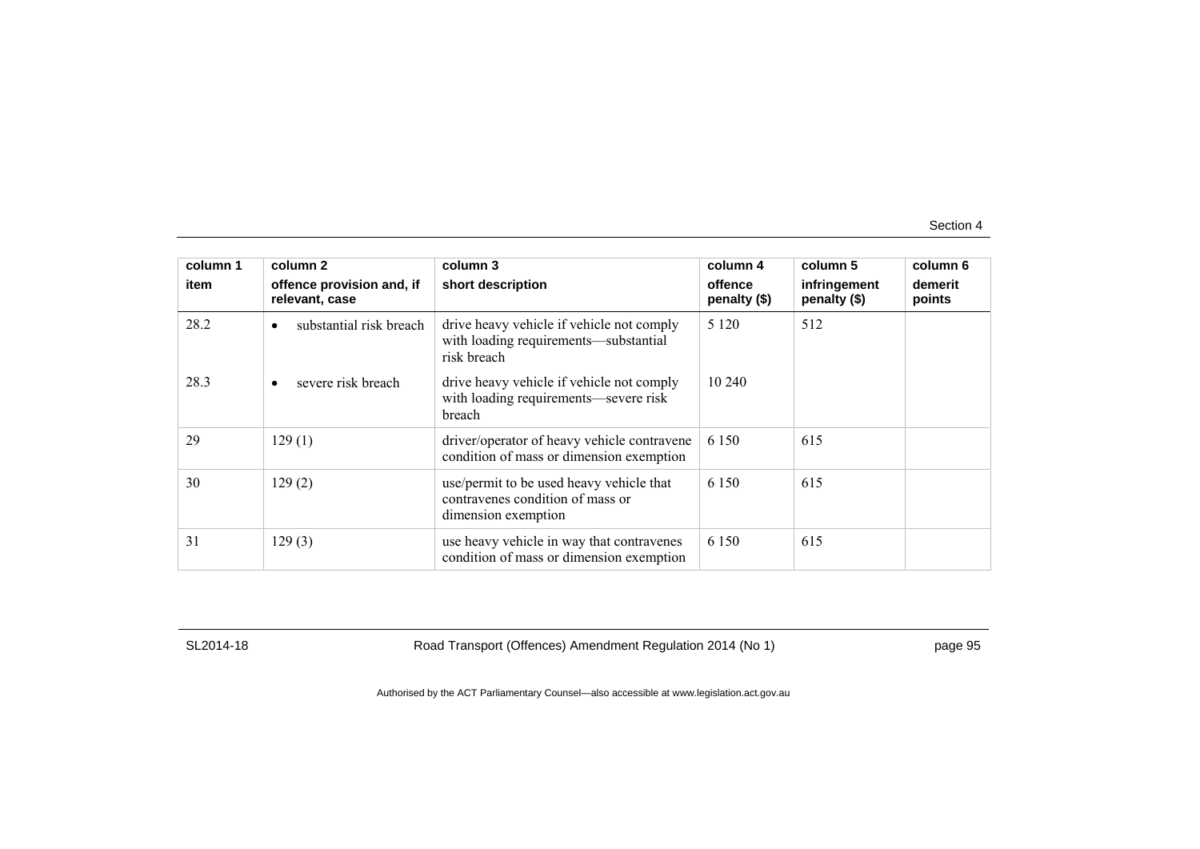| column 1<br>item | column 2<br>offence provision and, if relevant, case | column 3<br>short description | column 4<br>offence penalty ($) | column 5<br>infringement penalty ($) | column 6<br>demerit points |
|---|---|---|---|---|---|
| 28.2 | • substantial risk breach | drive heavy vehicle if vehicle not comply with loading requirements—substantial risk breach | 5 120 | 512 | |
| 28.3 | • severe risk breach | drive heavy vehicle if vehicle not comply with loading requirements—severe risk breach | 10 240 | | |
| 29 | 129 (1) | driver/operator of heavy vehicle contravene condition of mass or dimension exemption | 6 150 | 615 | |
| 30 | 129 (2) | use/permit to be used heavy vehicle that contravenes condition of mass or dimension exemption | 6 150 | 615 | |
| 31 | 129 (3) | use heavy vehicle in way that contravenes condition of mass or dimension exemption | 6 150 | 615 | |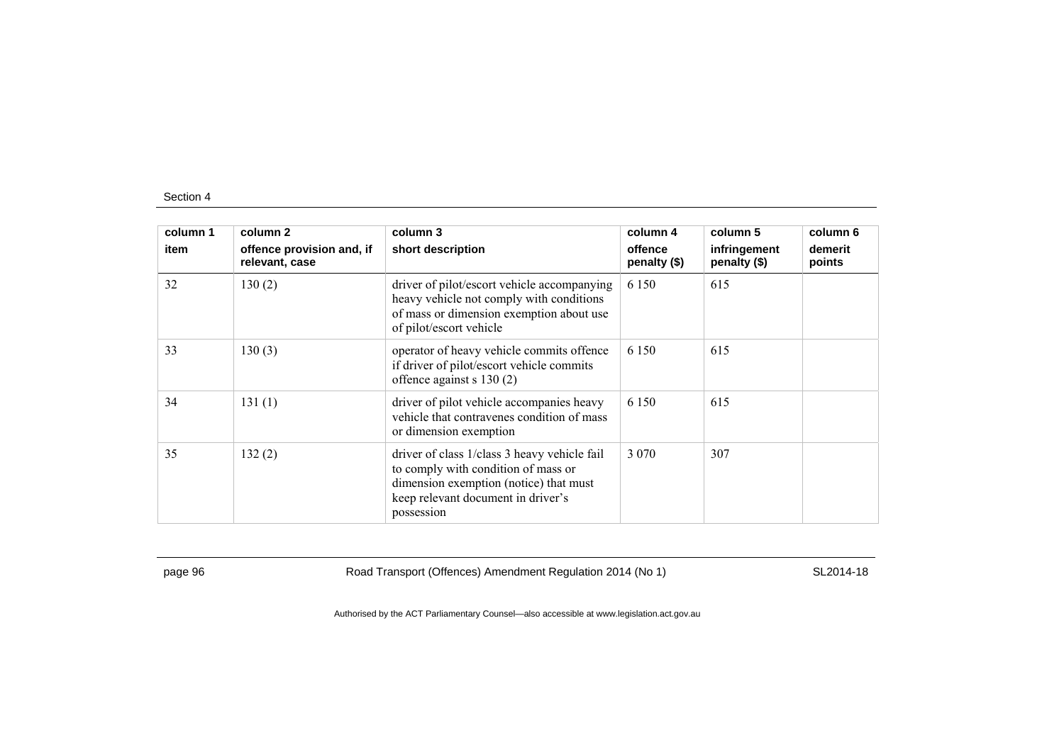| column 1 item | column 2 offence provision and, if relevant, case | column 3 short description | column 4 offence penalty ($) | column 5 infringement penalty ($) | column 6 demerit points |
|---|---|---|---|---|---|
| 32 | 130 (2) | driver of pilot/escort vehicle accompanying heavy vehicle not comply with conditions of mass or dimension exemption about use of pilot/escort vehicle | 6 150 | 615 | |
| 33 | 130 (3) | operator of heavy vehicle commits offence if driver of pilot/escort vehicle commits offence against s 130 (2) | 6 150 | 615 | |
| 34 | 131 (1) | driver of pilot vehicle accompanies heavy vehicle that contravenes condition of mass or dimension exemption | 6 150 | 615 | |
| 35 | 132 (2) | driver of class 1/class 3 heavy vehicle fail to comply with condition of mass or dimension exemption (notice) that must keep relevant document in driver's possession | 3 070 | 307 | |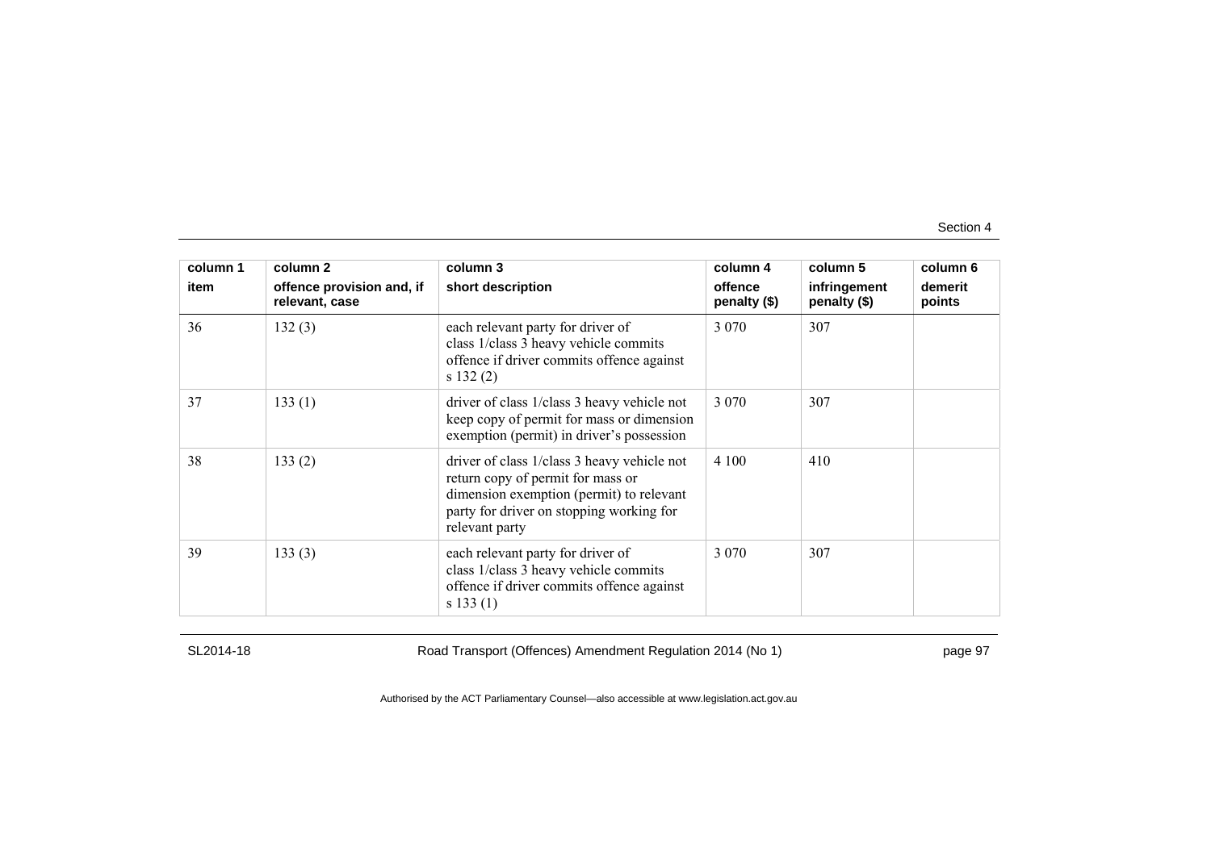| column 1<br>item | column 2<br>offence provision and, if relevant, case | column 3<br>short description | column 4<br>offence penalty ($) | column 5<br>infringement penalty ($) | column 6<br>demerit points |
|---|---|---|---|---|---|
| 36 | 132 (3) | each relevant party for driver of class 1/class 3 heavy vehicle commits offence if driver commits offence against s 132 (2) | 3 070 | 307 | |
| 37 | 133 (1) | driver of class 1/class 3 heavy vehicle not keep copy of permit for mass or dimension exemption (permit) in driver's possession | 3 070 | 307 | |
| 38 | 133 (2) | driver of class 1/class 3 heavy vehicle not return copy of permit for mass or dimension exemption (permit) to relevant party for driver on stopping working for relevant party | 4 100 | 410 | |
| 39 | 133 (3) | each relevant party for driver of class 1/class 3 heavy vehicle commits offence if driver commits offence against s 133 (1) | 3 070 | 307 | |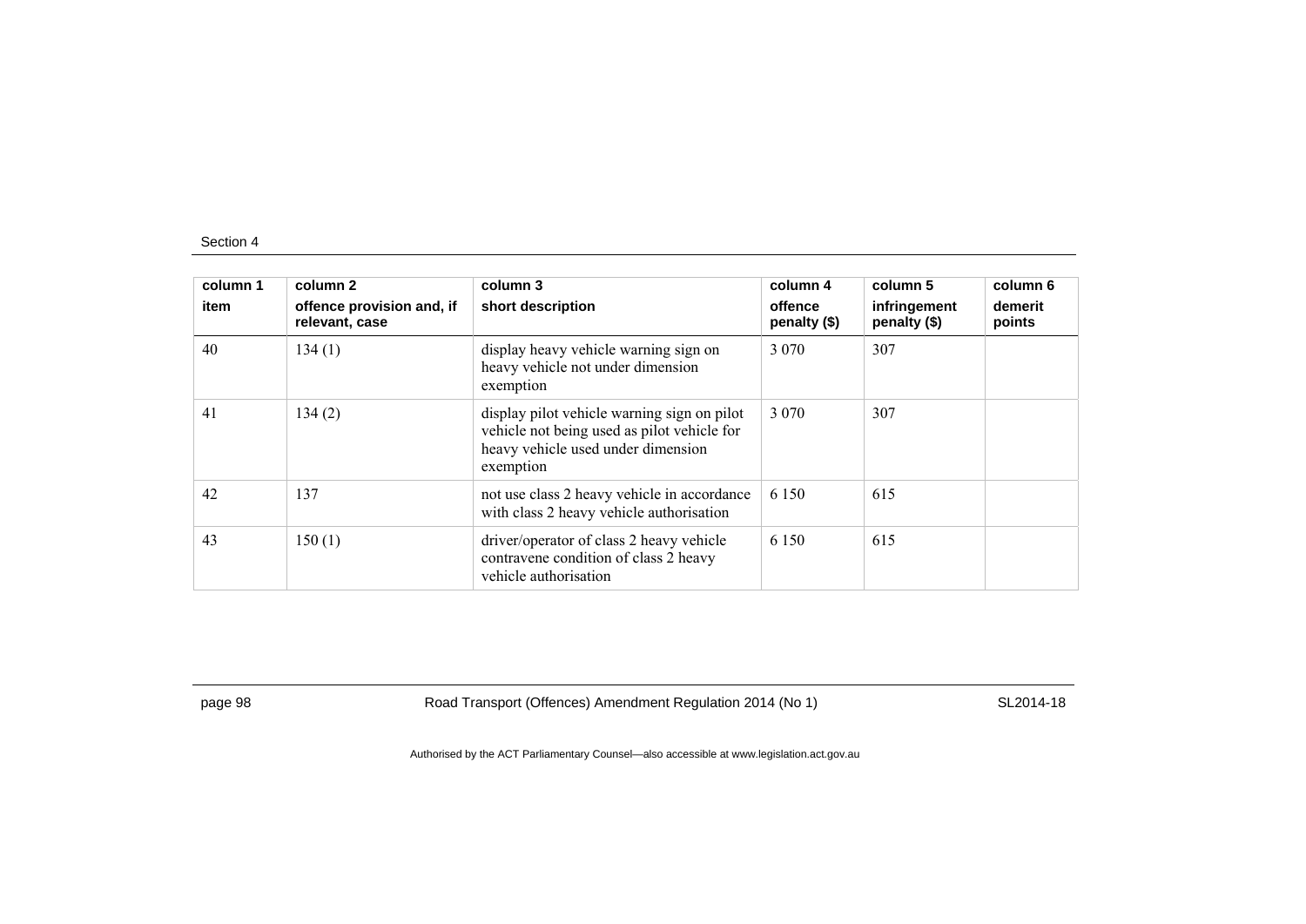| column 1 | column 2 | column 3 | column 4 | column 5 | column 6 |
|---|---|---|---|---|---|
| item | offence provision and, if relevant, case | short description | offence penalty ($) | infringement penalty ($) | demerit points |
| 40 | 134 (1) | display heavy vehicle warning sign on heavy vehicle not under dimension exemption | 3 070 | 307 | |
| 41 | 134 (2) | display pilot vehicle warning sign on pilot vehicle not being used as pilot vehicle for heavy vehicle used under dimension exemption | 3 070 | 307 | |
| 42 | 137 | not use class 2 heavy vehicle in accordance with class 2 heavy vehicle authorisation | 6 150 | 615 | |
| 43 | 150 (1) | driver/operator of class 2 heavy vehicle contravene condition of class 2 heavy vehicle authorisation | 6 150 | 615 | |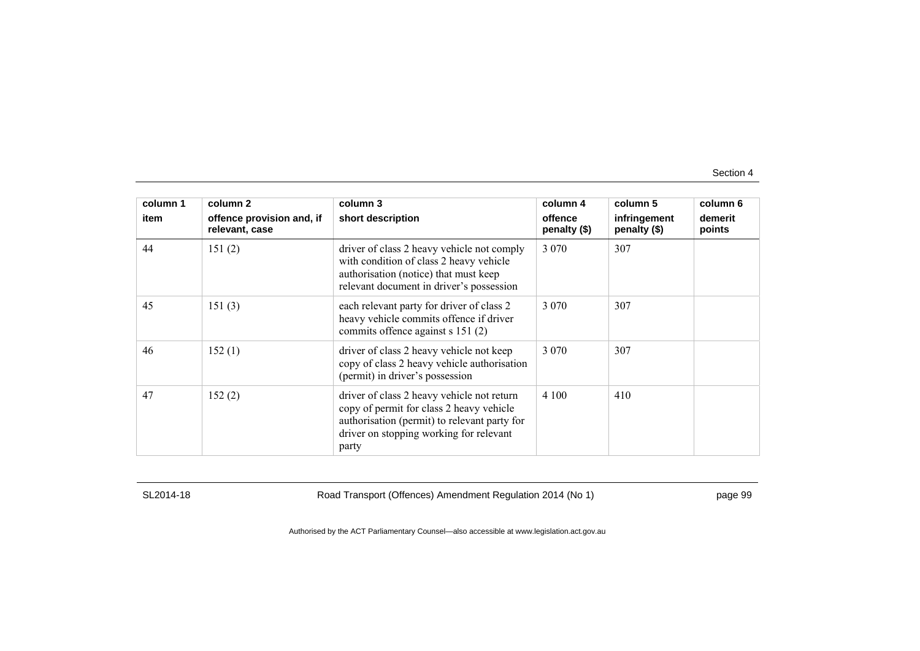| column 1<br>item | column 2<br>offence provision and, if relevant, case | column 3<br>short description | column 4<br>offence penalty ($) | column 5<br>infringement penalty ($) | column 6<br>demerit points |
|---|---|---|---|---|---|
| 44 | 151 (2) | driver of class 2 heavy vehicle not comply with condition of class 2 heavy vehicle authorisation (notice) that must keep relevant document in driver's possession | 3 070 | 307 | |
| 45 | 151 (3) | each relevant party for driver of class 2 heavy vehicle commits offence if driver commits offence against s 151 (2) | 3 070 | 307 | |
| 46 | 152 (1) | driver of class 2 heavy vehicle not keep copy of class 2 heavy vehicle authorisation (permit) in driver's possession | 3 070 | 307 | |
| 47 | 152 (2) | driver of class 2 heavy vehicle not return copy of permit for class 2 heavy vehicle authorisation (permit) to relevant party for driver on stopping working for relevant party | 4 100 | 410 | |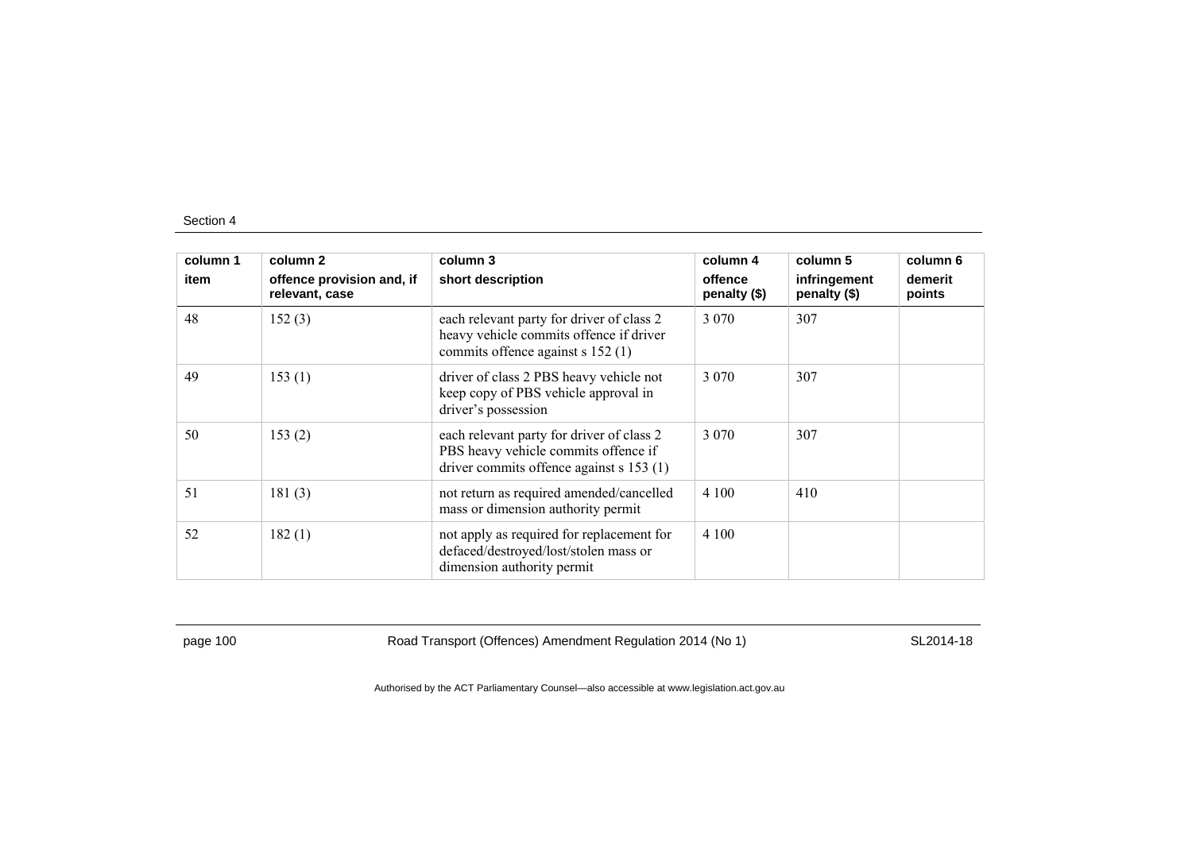| column 1 | column 2 | column 3 | column 4 | column 5 | column 6 |
|---|---|---|---|---|---|
| item | offence provision and, if relevant, case | short description | offence penalty ($) | infringement penalty ($) | demerit points |
| 48 | 152 (3) | each relevant party for driver of class 2 heavy vehicle commits offence if driver commits offence against s 152 (1) | 3 070 | 307 | |
| 49 | 153 (1) | driver of class 2 PBS heavy vehicle not keep copy of PBS vehicle approval in driver's possession | 3 070 | 307 | |
| 50 | 153 (2) | each relevant party for driver of class 2 PBS heavy vehicle commits offence if driver commits offence against s 153 (1) | 3 070 | 307 | |
| 51 | 181 (3) | not return as required amended/cancelled mass or dimension authority permit | 4 100 | 410 | |
| 52 | 182 (1) | not apply as required for replacement for defaced/destroyed/lost/stolen mass or dimension authority permit | 4 100 | | |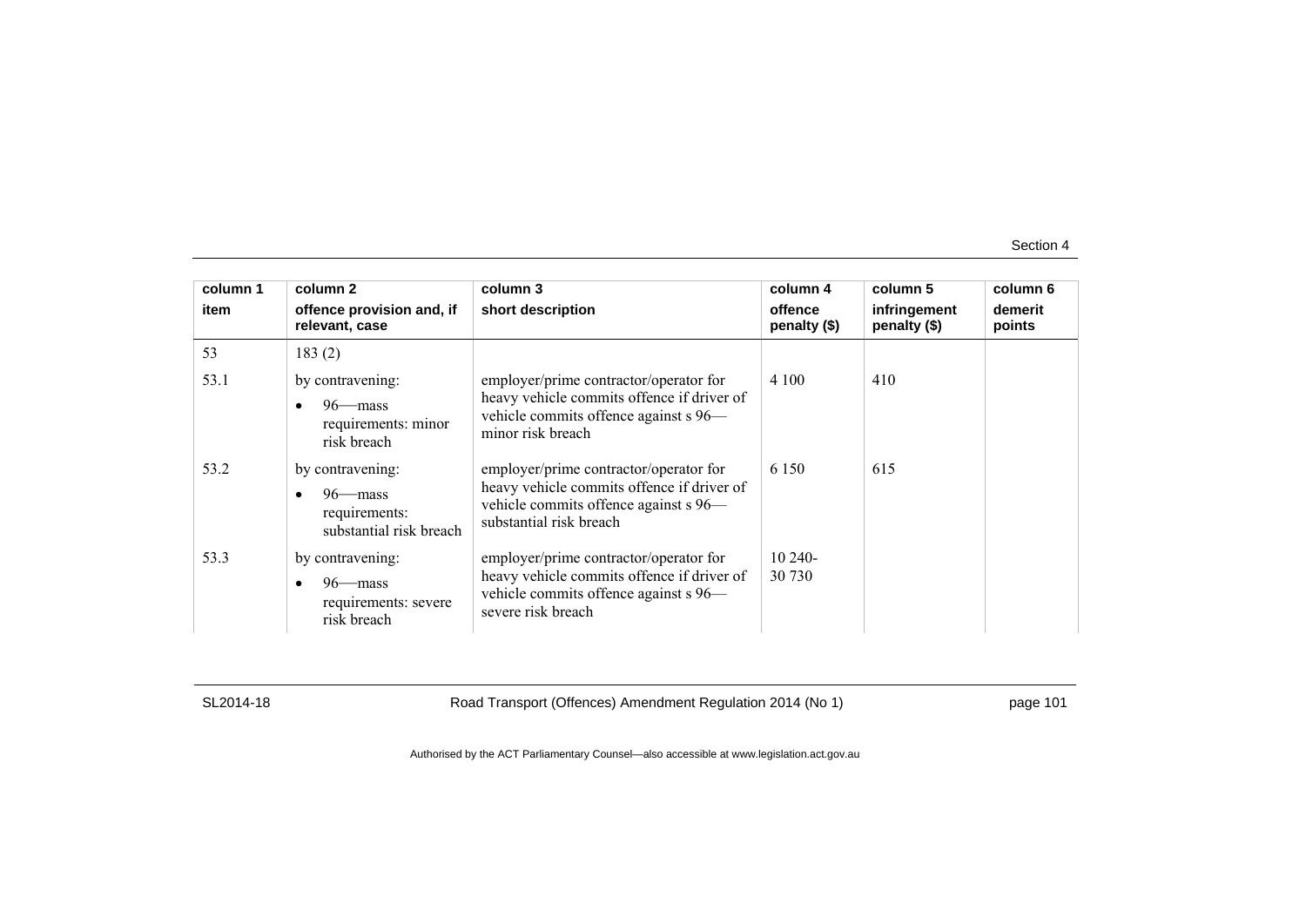| column 1 item | column 2 offence provision and, if relevant, case | column 3 short description | column 4 offence penalty ($) | column 5 infringement penalty ($) | column 6 demerit points |
|---|---|---|---|---|---|
| 53 | 183 (2) | | | | |
| 53.1 | by contravening: • 96—mass requirements: minor risk breach | employer/prime contractor/operator for heavy vehicle commits offence if driver of vehicle commits offence against s 96—minor risk breach | 4 100 | 410 | |
| 53.2 | by contravening: • 96—mass requirements: substantial risk breach | employer/prime contractor/operator for heavy vehicle commits offence if driver of vehicle commits offence against s 96—substantial risk breach | 6 150 | 615 | |
| 53.3 | by contravening: • 96—mass requirements: severe risk breach | employer/prime contractor/operator for heavy vehicle commits offence if driver of vehicle commits offence against s 96—severe risk breach | 10 240-30 730 | | |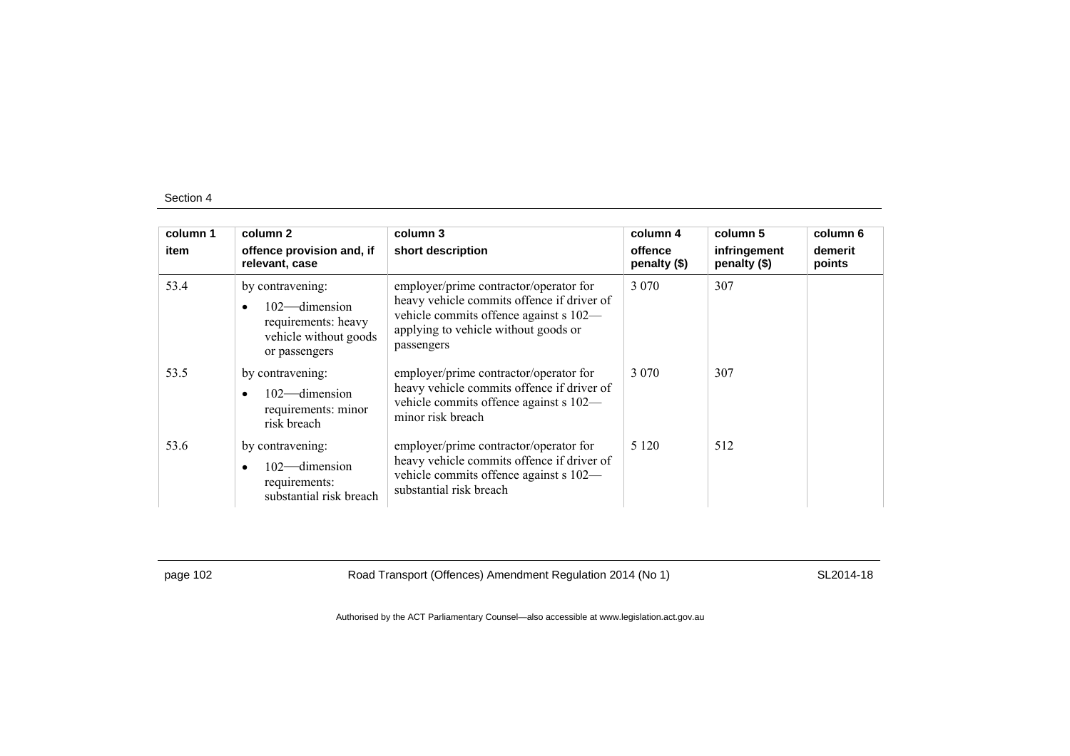| column 1 | column 2 | column 3 | column 4 | column 5 | column 6 |
|---|---|---|---|---|---|
| item | offence provision and, if relevant, case | short description | offence penalty ($) | infringement penalty ($) | demerit points |
| 53.4 | by contravening:<br>• 102—dimension requirements: heavy vehicle without goods or passengers | employer/prime contractor/operator for heavy vehicle commits offence if driver of vehicle commits offence against s 102—applying to vehicle without goods or passengers | 3 070 | 307 | |
| 53.5 | by contravening:<br>• 102—dimension requirements: minor risk breach | employer/prime contractor/operator for heavy vehicle commits offence if driver of vehicle commits offence against s 102—minor risk breach | 3 070 | 307 | |
| 53.6 | by contravening:<br>• 102—dimension requirements: substantial risk breach | employer/prime contractor/operator for heavy vehicle commits offence if driver of vehicle commits offence against s 102—substantial risk breach | 5 120 | 512 | |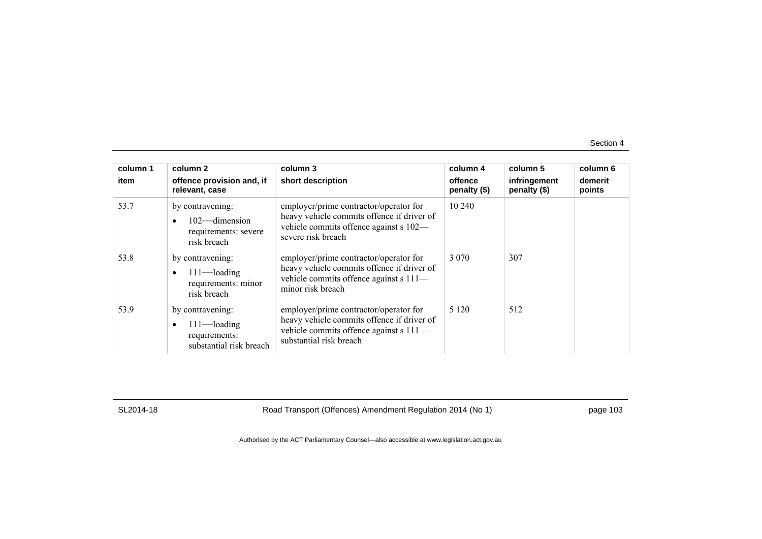| column 1 item | column 2 offence provision and, if relevant, case | column 3 short description | column 4 offence penalty ($) | column 5 infringement penalty ($) | column 6 demerit points |
|---|---|---|---|---|---|
| 53.7 | by contravening: • 102—dimension requirements: severe risk breach | employer/prime contractor/operator for heavy vehicle commits offence if driver of vehicle commits offence against s 102—severe risk breach | 10 240 | | |
| 53.8 | by contravening: • 111—loading requirements: minor risk breach | employer/prime contractor/operator for heavy vehicle commits offence if driver of vehicle commits offence against s 111—minor risk breach | 3 070 | 307 | |
| 53.9 | by contravening: • 111—loading requirements: substantial risk breach | employer/prime contractor/operator for heavy vehicle commits offence if driver of vehicle commits offence against s 111—substantial risk breach | 5 120 | 512 | |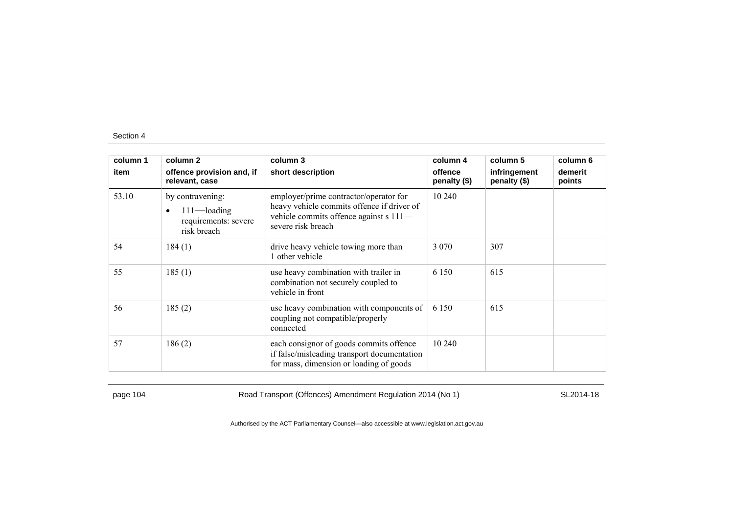| column 1 | column 2 | column 3 | column 4 | column 5 | column 6 |
|---|---|---|---|---|---|
| item | offence provision and, if relevant, case | short description | offence penalty ($) | infringement penalty ($) | demerit points |
| 53.10 | by contravening: • 111—loading requirements: severe risk breach | employer/prime contractor/operator for heavy vehicle commits offence if driver of vehicle commits offence against s 111—severe risk breach | 10 240 | | |
| 54 | 184 (1) | drive heavy vehicle towing more than 1 other vehicle | 3 070 | 307 | |
| 55 | 185 (1) | use heavy combination with trailer in combination not securely coupled to vehicle in front | 6 150 | 615 | |
| 56 | 185 (2) | use heavy combination with components of coupling not compatible/properly connected | 6 150 | 615 | |
| 57 | 186 (2) | each consignor of goods commits offence if false/misleading transport documentation for mass, dimension or loading of goods | 10 240 | | |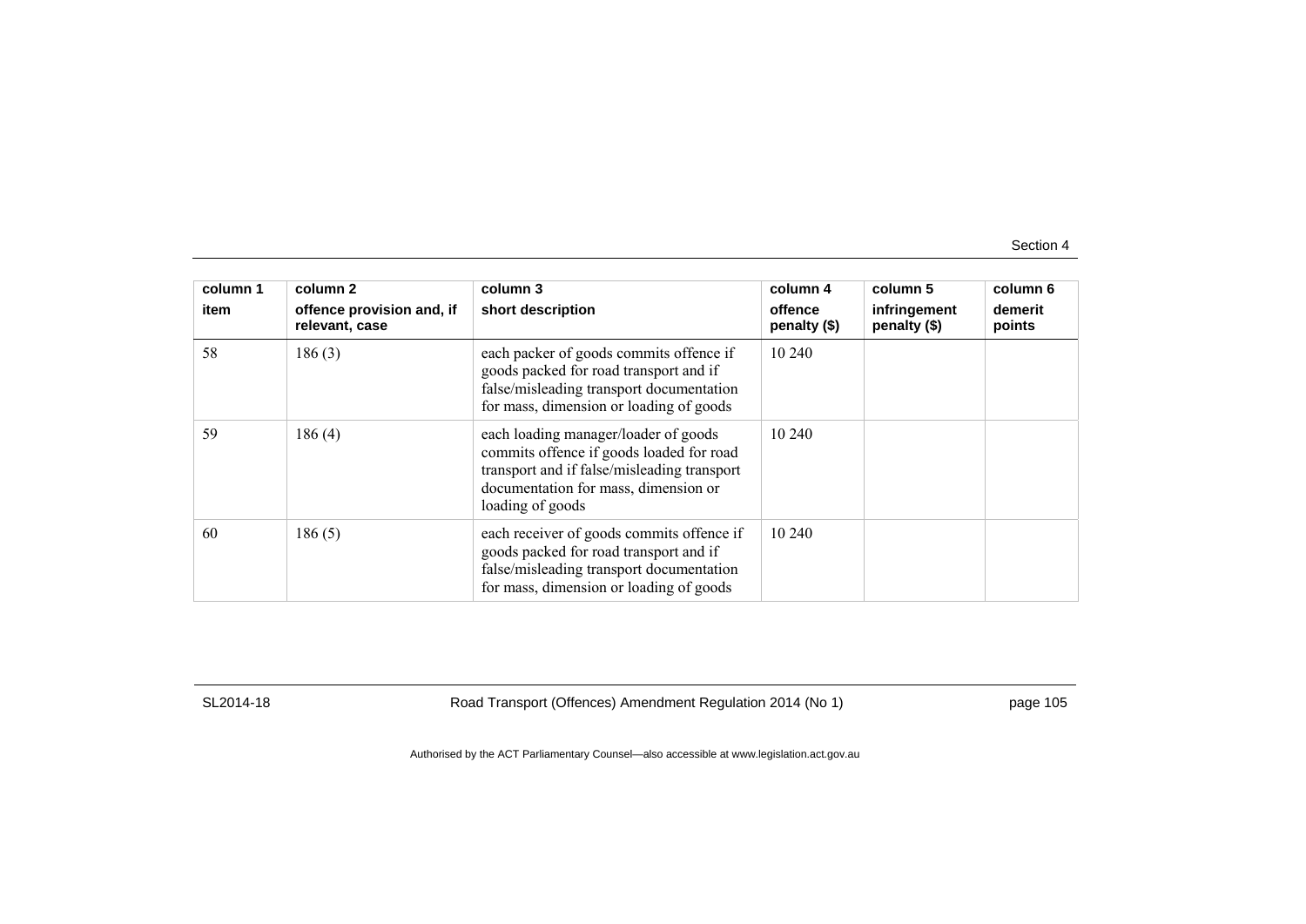| column 1 item | column 2 offence provision and, if relevant, case | column 3 short description | column 4 offence penalty ($) | column 5 infringement penalty ($) | column 6 demerit points |
|---|---|---|---|---|---|
| 58 | 186 (3) | each packer of goods commits offence if goods packed for road transport and if false/misleading transport documentation for mass, dimension or loading of goods | 10 240 | | |
| 59 | 186 (4) | each loading manager/loader of goods commits offence if goods loaded for road transport and if false/misleading transport documentation for mass, dimension or loading of goods | 10 240 | | |
| 60 | 186 (5) | each receiver of goods commits offence if goods packed for road transport and if false/misleading transport documentation for mass, dimension or loading of goods | 10 240 | | |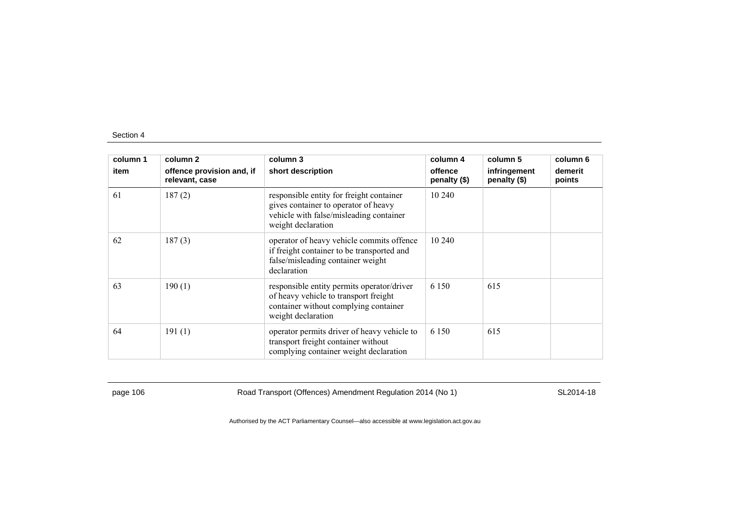| column 1 | column 2 | column 3 | column 4 | column 5 | column 6 |
|---|---|---|---|---|---|
| item | offence provision and, if relevant, case | short description | offence penalty ($) | infringement penalty ($) | demerit points |
| 61 | 187 (2) | responsible entity for freight container gives container to operator of heavy vehicle with false/misleading container weight declaration | 10 240 | | |
| 62 | 187 (3) | operator of heavy vehicle commits offence if freight container to be transported and false/misleading container weight declaration | 10 240 | | |
| 63 | 190 (1) | responsible entity permits operator/driver of heavy vehicle to transport freight container without complying container weight declaration | 6 150 | 615 | |
| 64 | 191 (1) | operator permits driver of heavy vehicle to transport freight container without complying container weight declaration | 6 150 | 615 | |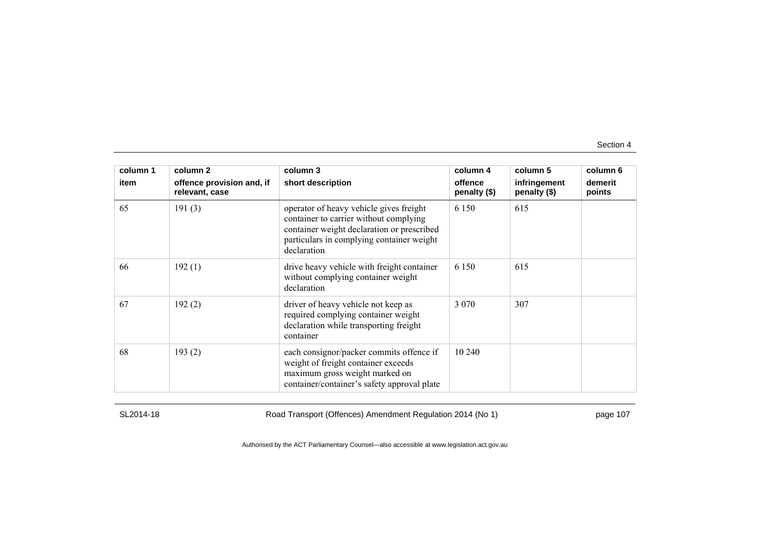| column 1<br>item | column 2<br>offence provision and, if relevant, case | column 3<br>short description | column 4<br>offence penalty ($) | column 5<br>infringement penalty ($) | column 6<br>demerit points |
|---|---|---|---|---|---|
| 65 | 191 (3) | operator of heavy vehicle gives freight container to carrier without complying container weight declaration or prescribed particulars in complying container weight declaration | 6 150 | 615 | |
| 66 | 192 (1) | drive heavy vehicle with freight container without complying container weight declaration | 6 150 | 615 | |
| 67 | 192 (2) | driver of heavy vehicle not keep as required complying container weight declaration while transporting freight container | 3 070 | 307 | |
| 68 | 193 (2) | each consignor/packer commits offence if weight of freight container exceeds maximum gross weight marked on container/container's safety approval plate | 10 240 | | |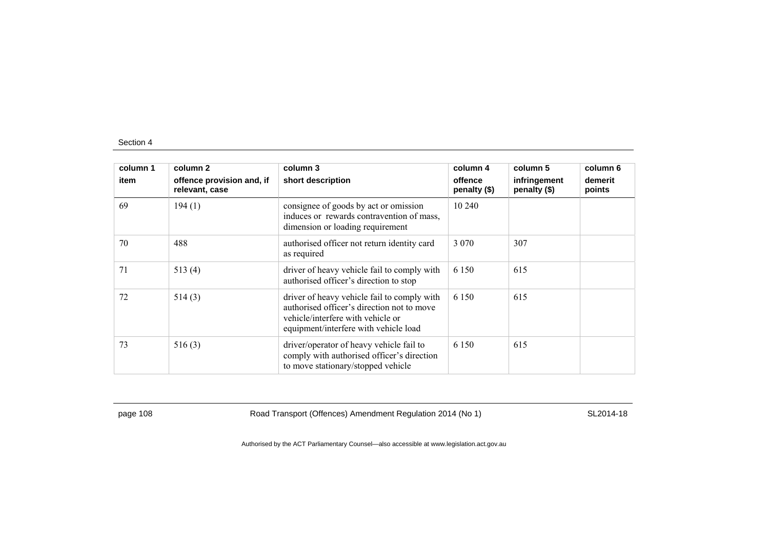| column 1 item | column 2 offence provision and, if relevant, case | column 3 short description | column 4 offence penalty ($) | column 5 infringement penalty ($) | column 6 demerit points |
|---|---|---|---|---|---|
| 69 | 194 (1) | consignee of goods by act or omission induces or rewards contravention of mass, dimension or loading requirement | 10 240 | | |
| 70 | 488 | authorised officer not return identity card as required | 3 070 | 307 | |
| 71 | 513 (4) | driver of heavy vehicle fail to comply with authorised officer's direction to stop | 6 150 | 615 | |
| 72 | 514 (3) | driver of heavy vehicle fail to comply with authorised officer's direction not to move vehicle/interfere with vehicle or equipment/interfere with vehicle load | 6 150 | 615 | |
| 73 | 516 (3) | driver/operator of heavy vehicle fail to comply with authorised officer's direction to move stationary/stopped vehicle | 6 150 | 615 | |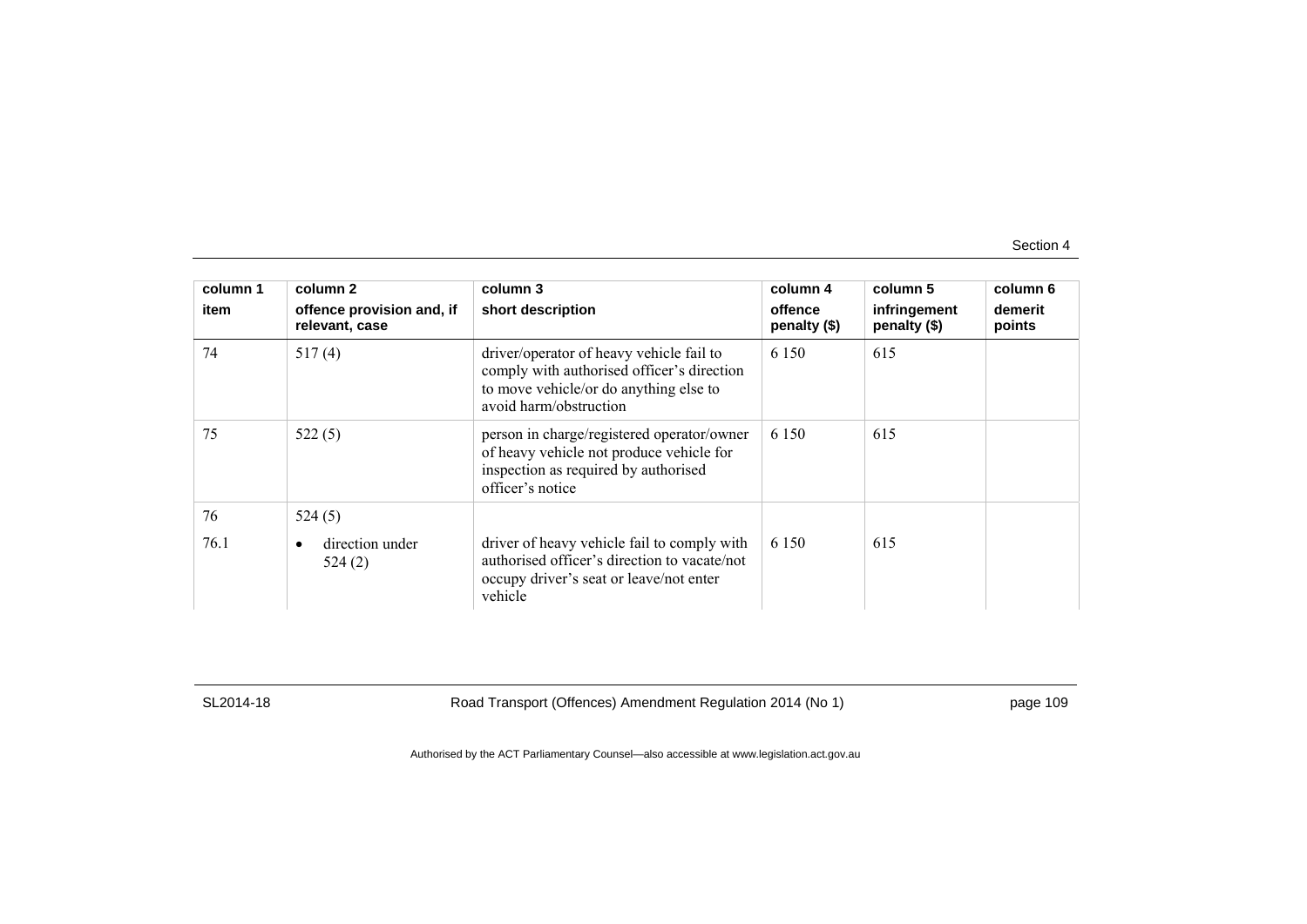| column 1<br>item | column 2<br>offence provision and, if relevant, case | column 3<br>short description | column 4<br>offence penalty ($) | column 5<br>infringement penalty ($) | column 6<br>demerit points |
|---|---|---|---|---|---|
| 74 | 517 (4) | driver/operator of heavy vehicle fail to comply with authorised officer's direction to move vehicle/or do anything else to avoid harm/obstruction | 6 150 | 615 | |
| 75 | 522 (5) | person in charge/registered operator/owner of heavy vehicle not produce vehicle for inspection as required by authorised officer's notice | 6 150 | 615 | |
| 76 | 524 (5) | | | | |
| 76.1 | • direction under 524 (2) | driver of heavy vehicle fail to comply with authorised officer's direction to vacate/not occupy driver's seat or leave/not enter vehicle | 6 150 | 615 | |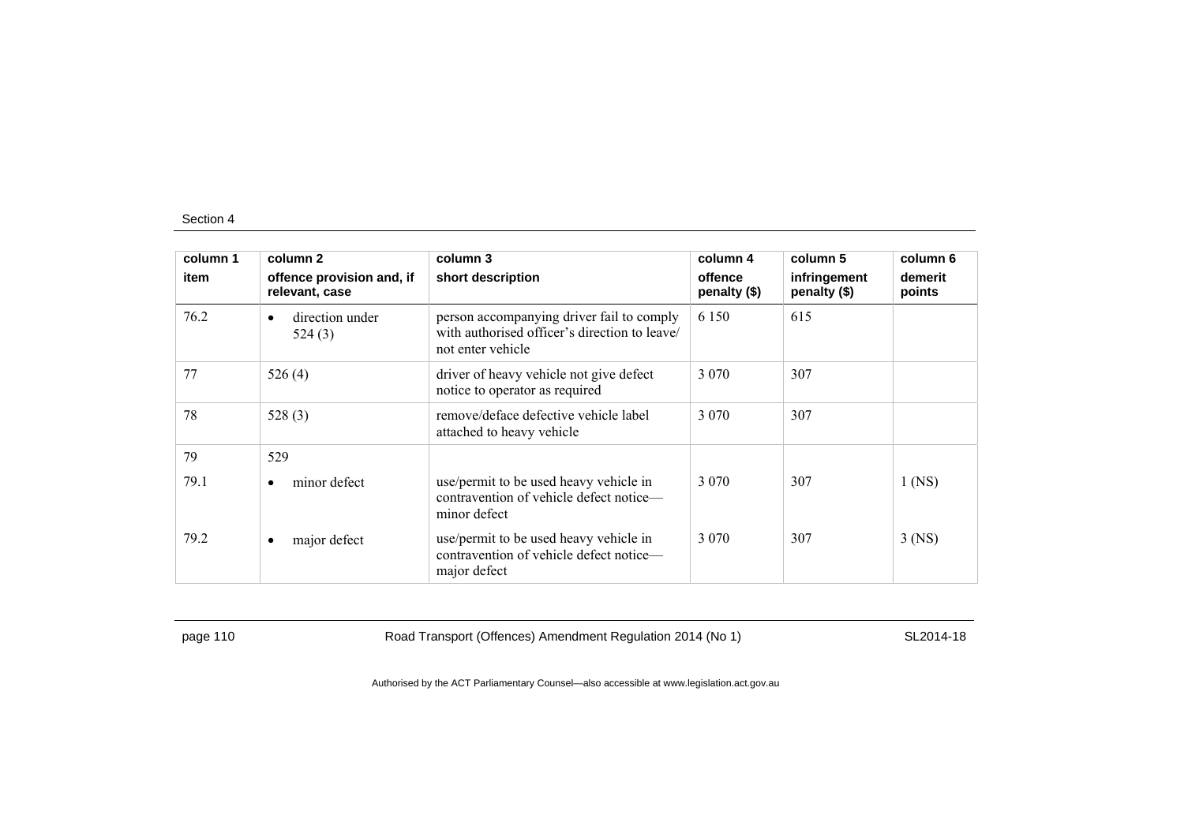| column 1 item | column 2 offence provision and, if relevant, case | column 3 short description | column 4 offence penalty ($) | column 5 infringement penalty ($) | column 6 demerit points |
|---|---|---|---|---|---|
| 76.2 | • direction under 524 (3) | person accompanying driver fail to comply with authorised officer's direction to leave/ not enter vehicle | 6 150 | 615 | |
| 77 | 526 (4) | driver of heavy vehicle not give defect notice to operator as required | 3 070 | 307 | |
| 78 | 528 (3) | remove/deface defective vehicle label attached to heavy vehicle | 3 070 | 307 | |
| 79 | 529 | | | | |
| 79.1 | • minor defect | use/permit to be used heavy vehicle in contravention of vehicle defect notice—minor defect | 3 070 | 307 | 1 (NS) |
| 79.2 | • major defect | use/permit to be used heavy vehicle in contravention of vehicle defect notice—major defect | 3 070 | 307 | 3 (NS) |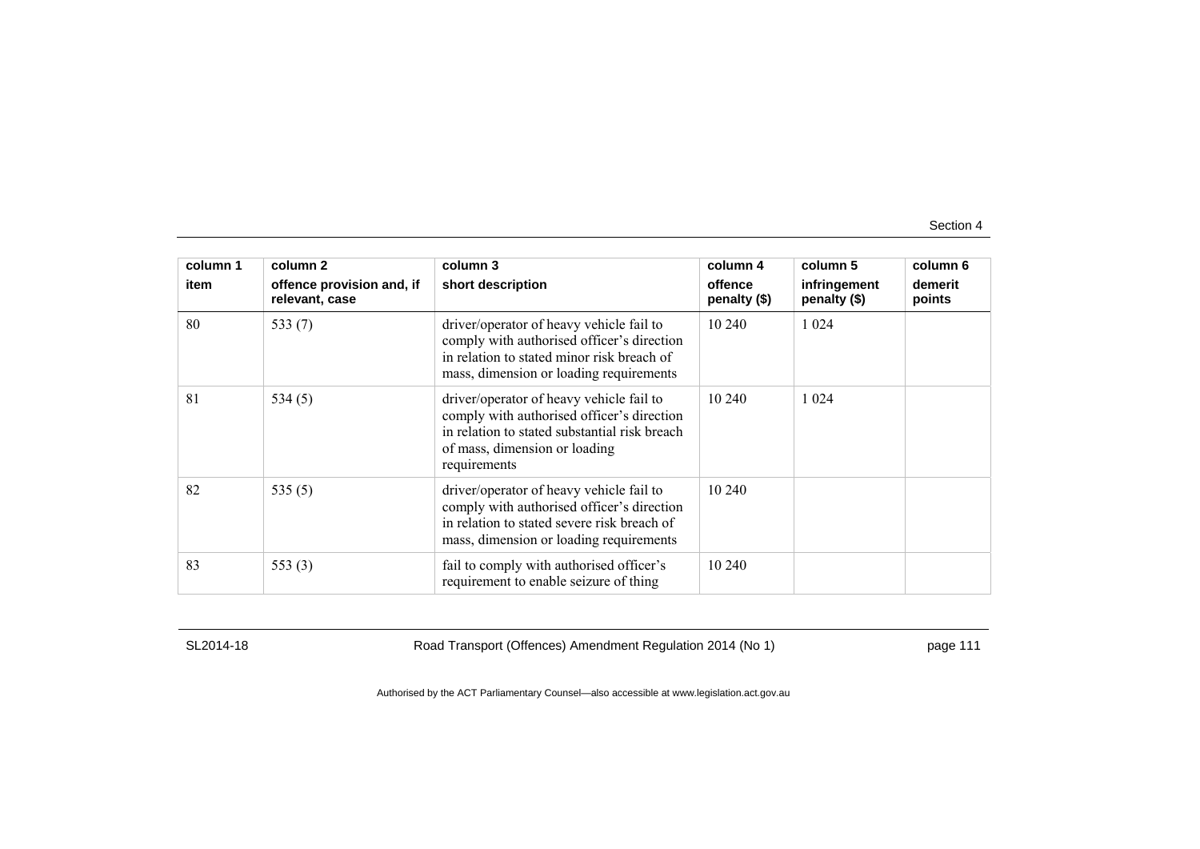| column 1 | column 2 | column 3 | column 4 | column 5 | column 6 |
|---|---|---|---|---|---|
| item | offence provision and, if relevant, case | short description | offence penalty ($) | infringement penalty ($) | demerit points |
| 80 | 533 (7) | driver/operator of heavy vehicle fail to comply with authorised officer's direction in relation to stated minor risk breach of mass, dimension or loading requirements | 10 240 | 1 024 | |
| 81 | 534 (5) | driver/operator of heavy vehicle fail to comply with authorised officer's direction in relation to stated substantial risk breach of mass, dimension or loading requirements | 10 240 | 1 024 | |
| 82 | 535 (5) | driver/operator of heavy vehicle fail to comply with authorised officer's direction in relation to stated severe risk breach of mass, dimension or loading requirements | 10 240 | | |
| 83 | 553 (3) | fail to comply with authorised officer's requirement to enable seizure of thing | 10 240 | | |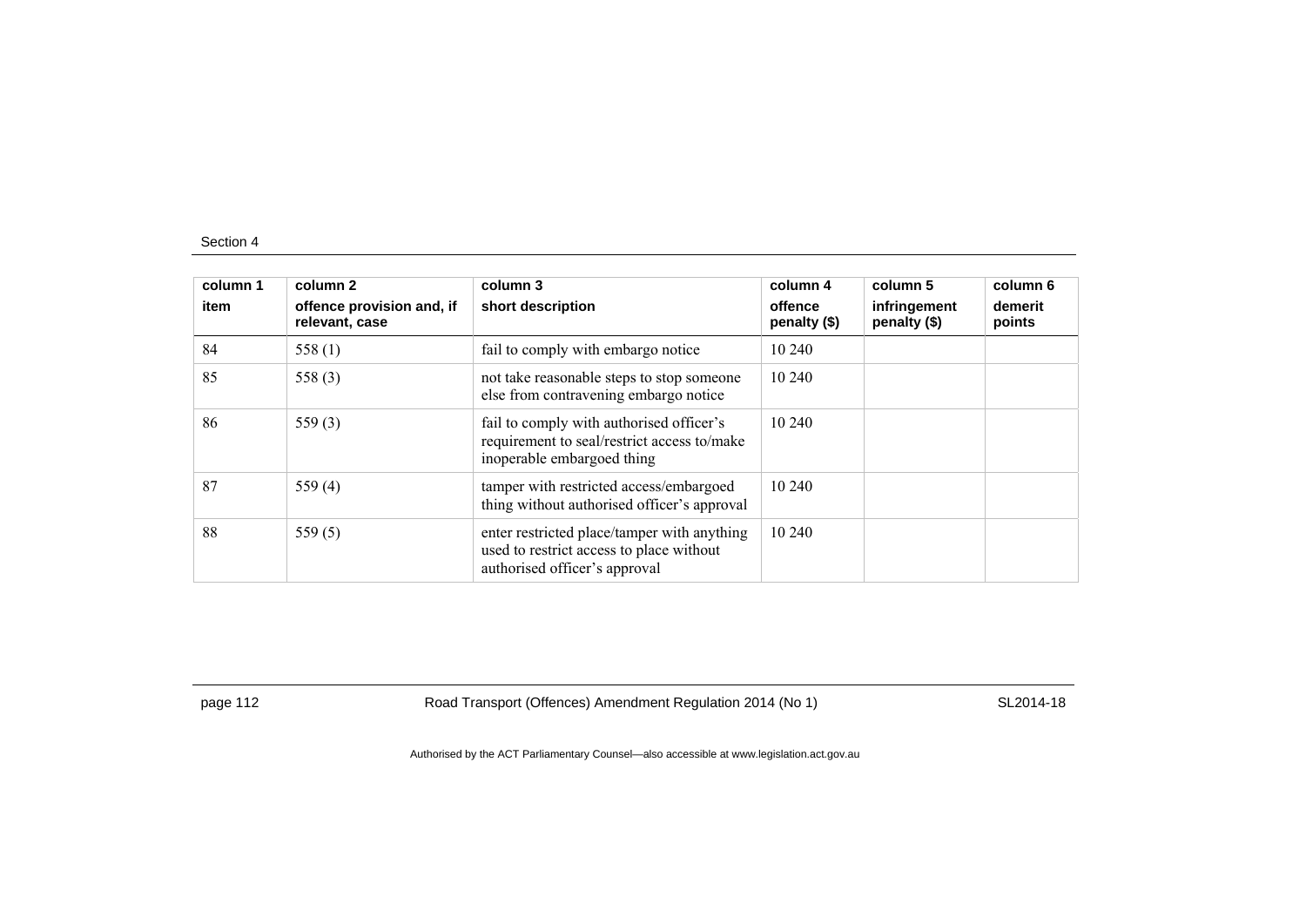| column 1 | column 2 | column 3 | column 4 | column 5 | column 6 |
|---|---|---|---|---|---|
| item | offence provision and, if relevant, case | short description | offence penalty ($) | infringement penalty ($) | demerit points |
| 84 | 558 (1) | fail to comply with embargo notice | 10 240 | | |
| 85 | 558 (3) | not take reasonable steps to stop someone else from contravening embargo notice | 10 240 | | |
| 86 | 559 (3) | fail to comply with authorised officer's requirement to seal/restrict access to/make inoperable embargoed thing | 10 240 | | |
| 87 | 559 (4) | tamper with restricted access/embargoed thing without authorised officer's approval | 10 240 | | |
| 88 | 559 (5) | enter restricted place/tamper with anything used to restrict access to place without authorised officer's approval | 10 240 | | |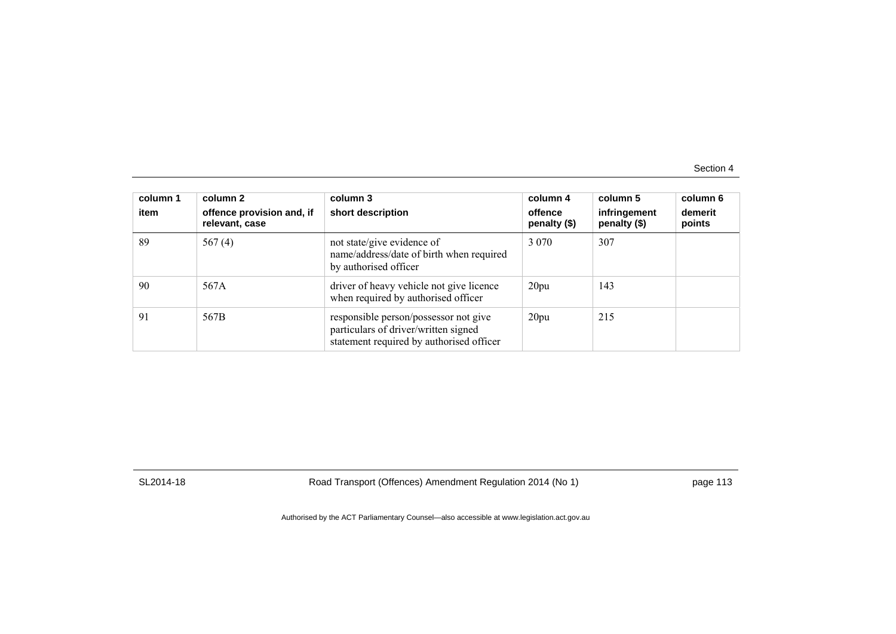| column 1 item | column 2 offence provision and, if relevant, case | column 3 short description | column 4 offence penalty ($) | column 5 infringement penalty ($) | column 6 demerit points |
|---|---|---|---|---|---|
| 89 | 567 (4) | not state/give evidence of name/address/date of birth when required by authorised officer | 3 070 | 307 | |
| 90 | 567A | driver of heavy vehicle not give licence when required by authorised officer | 20pu | 143 | |
| 91 | 567B | responsible person/possessor not give particulars of driver/written signed statement required by authorised officer | 20pu | 215 | |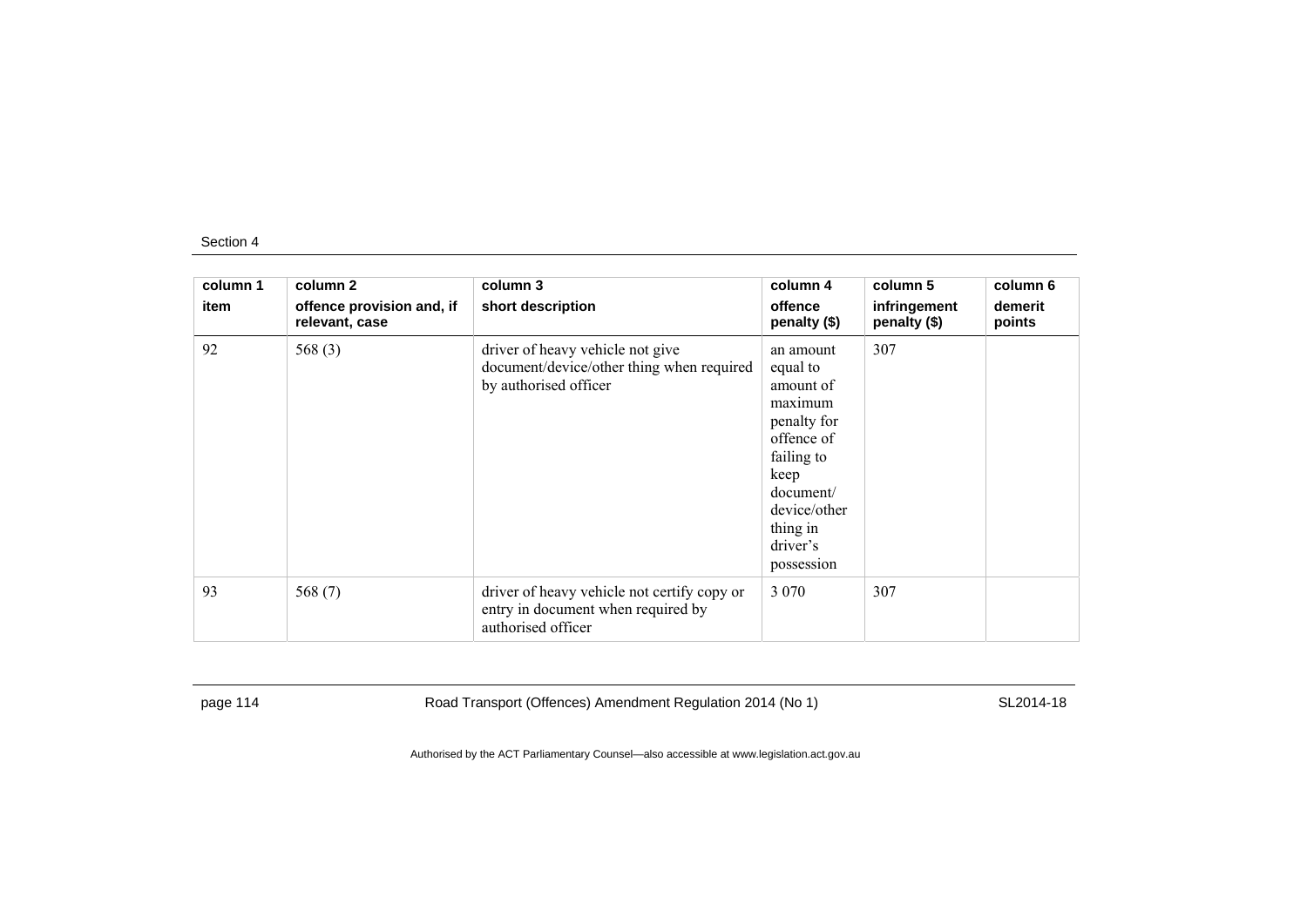| column 1<br>item | column 2<br>offence provision and, if relevant, case | column 3<br>short description | column 4<br>offence penalty ($) | column 5<br>infringement penalty ($) | column 6<br>demerit points |
|---|---|---|---|---|---|
| 92 | 568 (3) | driver of heavy vehicle not give document/device/other thing when required by authorised officer | an amount equal to amount of maximum penalty for offence of failing to keep document/ device/other thing in driver's possession | 307 | |
| 93 | 568 (7) | driver of heavy vehicle not certify copy or entry in document when required by authorised officer | 3 070 | 307 | |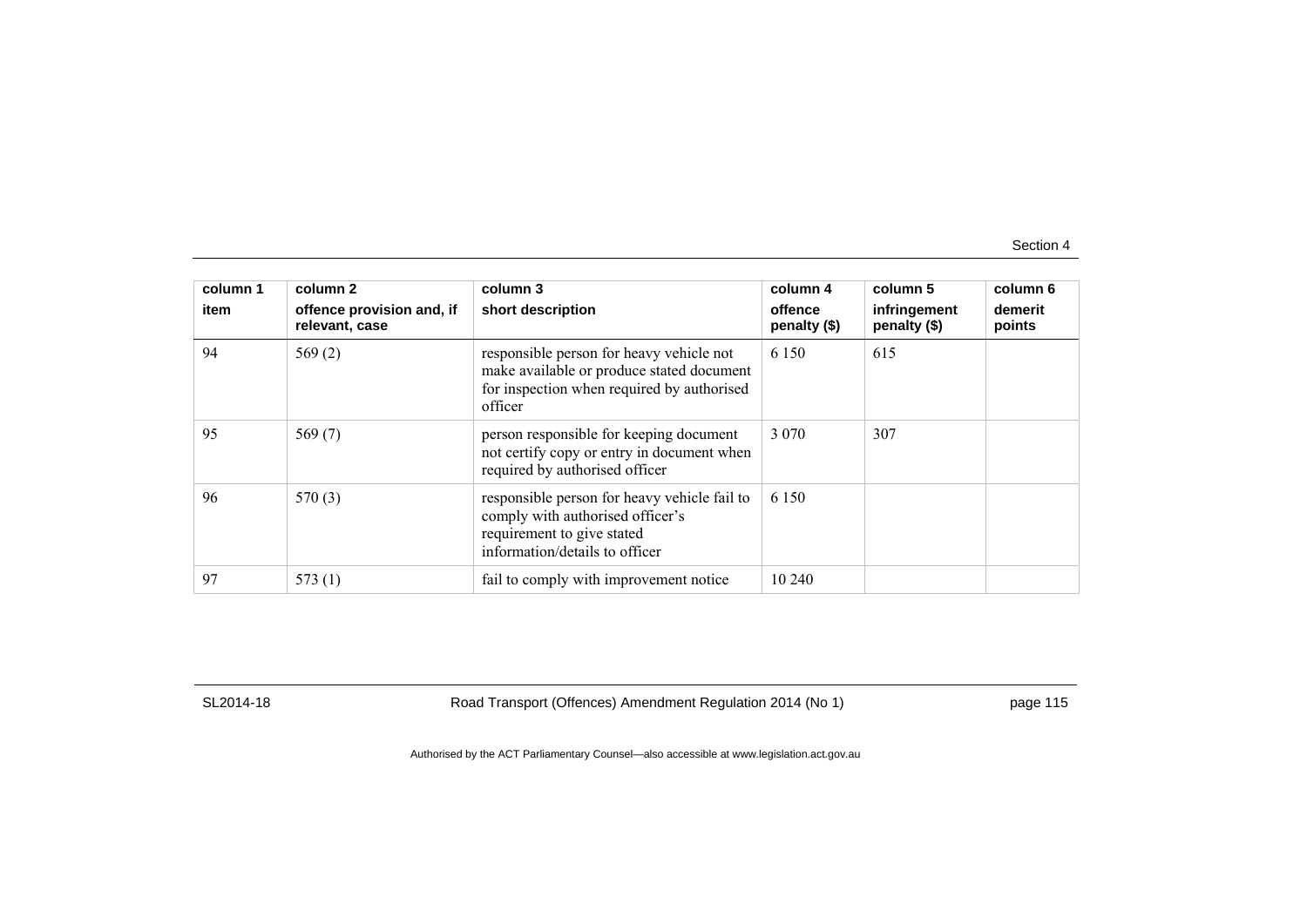| column 1 item | column 2 offence provision and, if relevant, case | column 3 short description | column 4 offence penalty ($) | column 5 infringement penalty ($) | column 6 demerit points |
|---|---|---|---|---|---|
| 94 | 569 (2) | responsible person for heavy vehicle not make available or produce stated document for inspection when required by authorised officer | 6 150 | 615 | |
| 95 | 569 (7) | person responsible for keeping document not certify copy or entry in document when required by authorised officer | 3 070 | 307 | |
| 96 | 570 (3) | responsible person for heavy vehicle fail to comply with authorised officer's requirement to give stated information/details to officer | 6 150 | | |
| 97 | 573 (1) | fail to comply with improvement notice | 10 240 | | |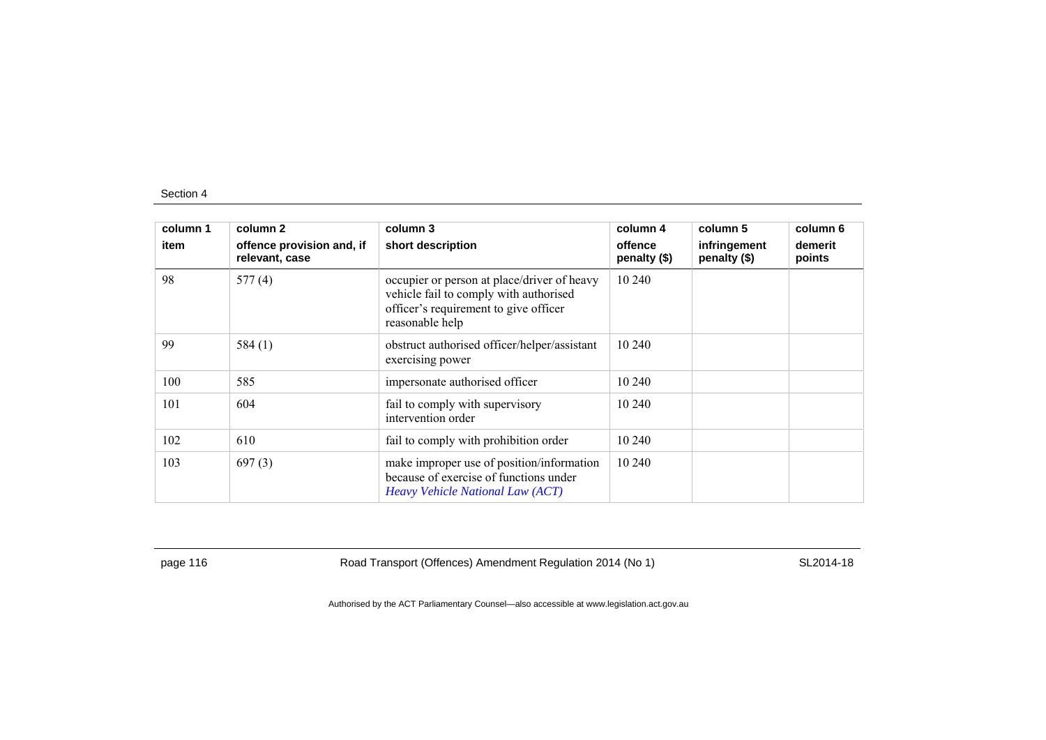| column 1 | column 2 | column 3 | column 4 | column 5 | column 6 |
|---|---|---|---|---|---|
| item | offence provision and, if relevant, case | short description | offence penalty ($) | infringement penalty ($) | demerit points |
| 98 | 577 (4) | occupier or person at place/driver of heavy vehicle fail to comply with authorised officer's requirement to give officer reasonable help | 10 240 | | |
| 99 | 584 (1) | obstruct authorised officer/helper/assistant exercising power | 10 240 | | |
| 100 | 585 | impersonate authorised officer | 10 240 | | |
| 101 | 604 | fail to comply with supervisory intervention order | 10 240 | | |
| 102 | 610 | fail to comply with prohibition order | 10 240 | | |
| 103 | 697 (3) | make improper use of position/information because of exercise of functions under *Heavy Vehicle National Law (ACT)* | 10 240 | | |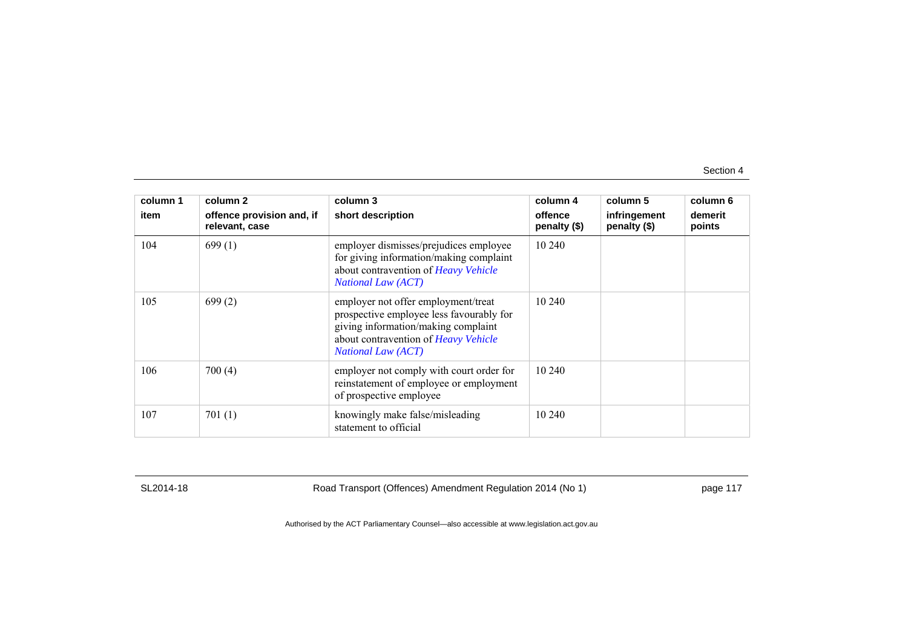| column 1 | column 2 | column 3 | column 4 | column 5 | column 6 |
|---|---|---|---|---|---|
| item | offence provision and, if relevant, case | short description | offence penalty ($) | infringement penalty ($) | demerit points |
| 104 | 699 (1) | employer dismisses/prejudices employee for giving information/making complaint about contravention of *Heavy Vehicle National Law (ACT)* | 10 240 | | |
| 105 | 699 (2) | employer not offer employment/treat prospective employee less favourably for giving information/making complaint about contravention of *Heavy Vehicle National Law (ACT)* | 10 240 | | |
| 106 | 700 (4) | employer not comply with court order for reinstatement of employee or employment of prospective employee | 10 240 | | |
| 107 | 701 (1) | knowingly make false/misleading statement to official | 10 240 | | |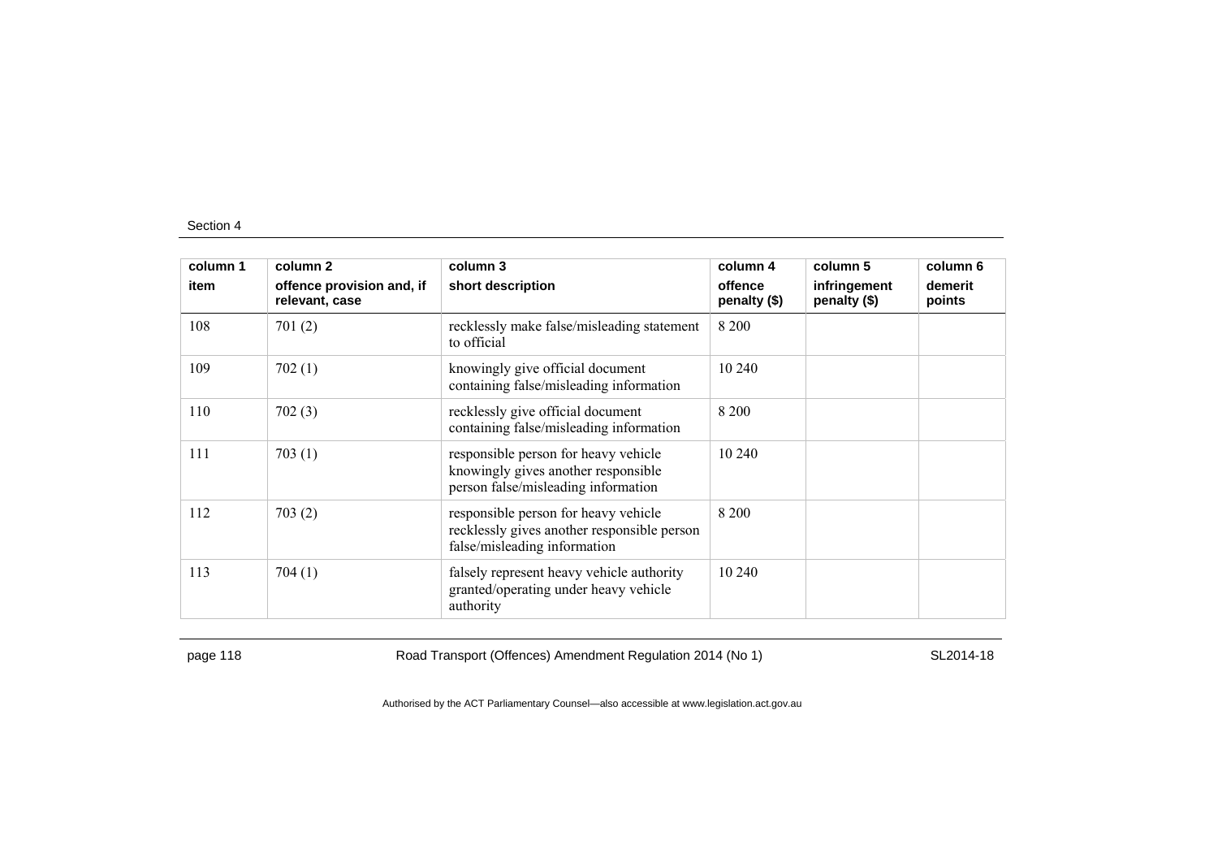Section 4

| column 1<br>item | column 2<br>offence provision and, if relevant, case | column 3<br>short description | column 4<br>offence penalty ($) | column 5<br>infringement penalty ($) | column 6<br>demerit points |
|---|---|---|---|---|---|
| 108 | 701 (2) | recklessly make false/misleading statement to official | 8 200 | | |
| 109 | 702 (1) | knowingly give official document containing false/misleading information | 10 240 | | |
| 110 | 702 (3) | recklessly give official document containing false/misleading information | 8 200 | | |
| 111 | 703 (1) | responsible person for heavy vehicle knowingly gives another responsible person false/misleading information | 10 240 | | |
| 112 | 703 (2) | responsible person for heavy vehicle recklessly gives another responsible person false/misleading information | 8 200 | | |
| 113 | 704 (1) | falsely represent heavy vehicle authority granted/operating under heavy vehicle authority | 10 240 | | |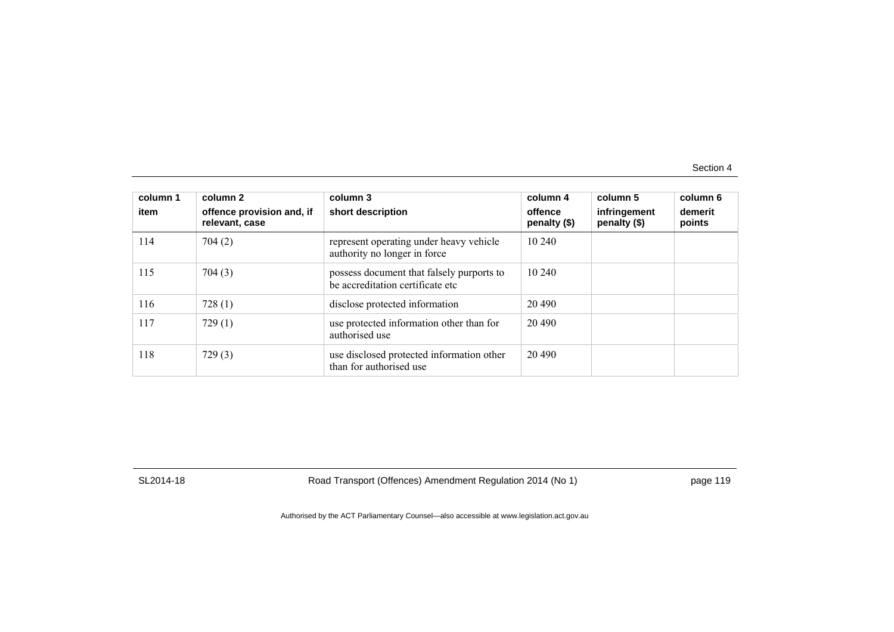| column 1 item | column 2 offence provision and, if relevant, case | column 3 short description | column 4 offence penalty ($) | column 5 infringement penalty ($) | column 6 demerit points |
|---|---|---|---|---|---|
| 114 | 704 (2) | represent operating under heavy vehicle authority no longer in force | 10 240 | | |
| 115 | 704 (3) | possess document that falsely purports to be accreditation certificate etc | 10 240 | | |
| 116 | 728 (1) | disclose protected information | 20 490 | | |
| 117 | 729 (1) | use protected information other than for authorised use | 20 490 | | |
| 118 | 729 (3) | use disclosed protected information other than for authorised use | 20 490 | | |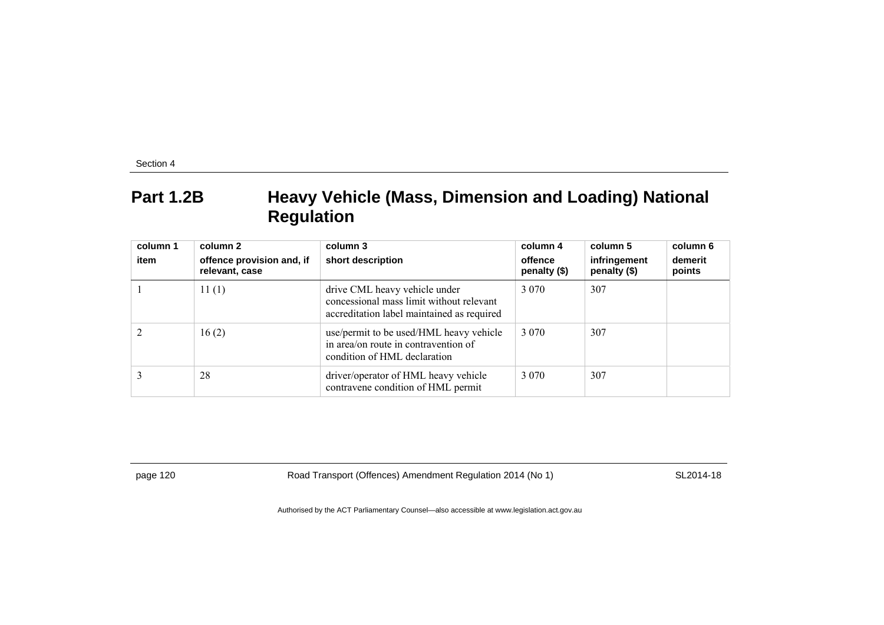## Part 1.2B Heavy Vehicle (Mass, Dimension and Loading) National Regulation

| column 1<br>item | column 2<br>offence provision and, if relevant, case | column 3<br>short description | column 4<br>offence penalty ($) | column 5<br>infringement penalty ($) | column 6<br>demerit points |
|---|---|---|---|---|---|
| 1 | 11 (1) | drive CML heavy vehicle under concessional mass limit without relevant accreditation label maintained as required | 3 070 | 307 | |
| 2 | 16 (2) | use/permit to be used/HML heavy vehicle in area/on route in contravention of condition of HML declaration | 3 070 | 307 | |
| 3 | 28 | driver/operator of HML heavy vehicle contravene condition of HML permit | 3 070 | 307 | |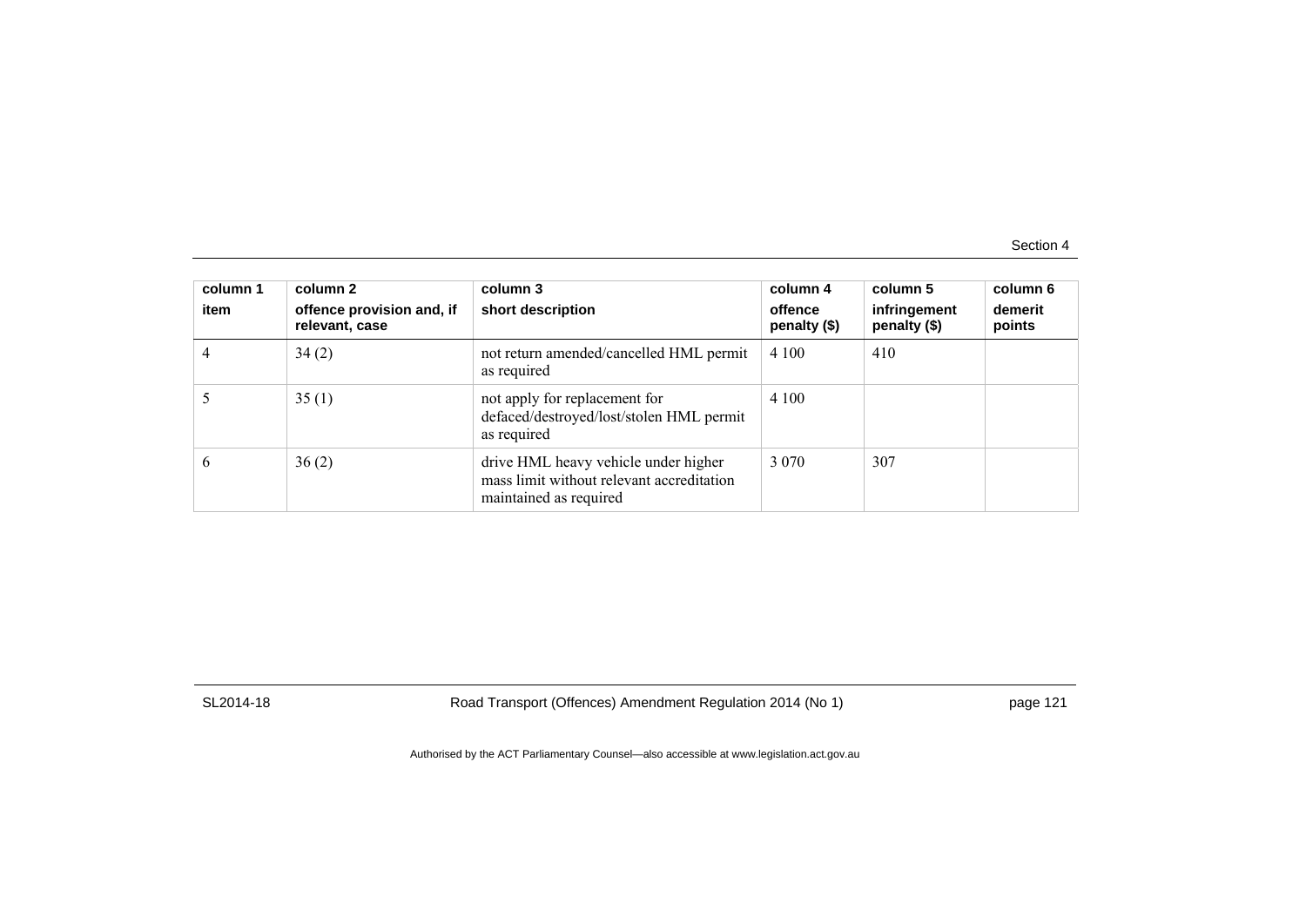| column 1<br>item | column 2<br>offence provision and, if relevant, case | column 3<br>short description | column 4<br>offence penalty ($) | column 5<br>infringement penalty ($) | column 6<br>demerit points |
|---|---|---|---|---|---|
| 4 | 34 (2) | not return amended/cancelled HML permit as required | 4 100 | 410 | |
| 5 | 35 (1) | not apply for replacement for defaced/destroyed/lost/stolen HML permit as required | 4 100 | | |
| 6 | 36 (2) | drive HML heavy vehicle under higher mass limit without relevant accreditation maintained as required | 3 070 | 307 | |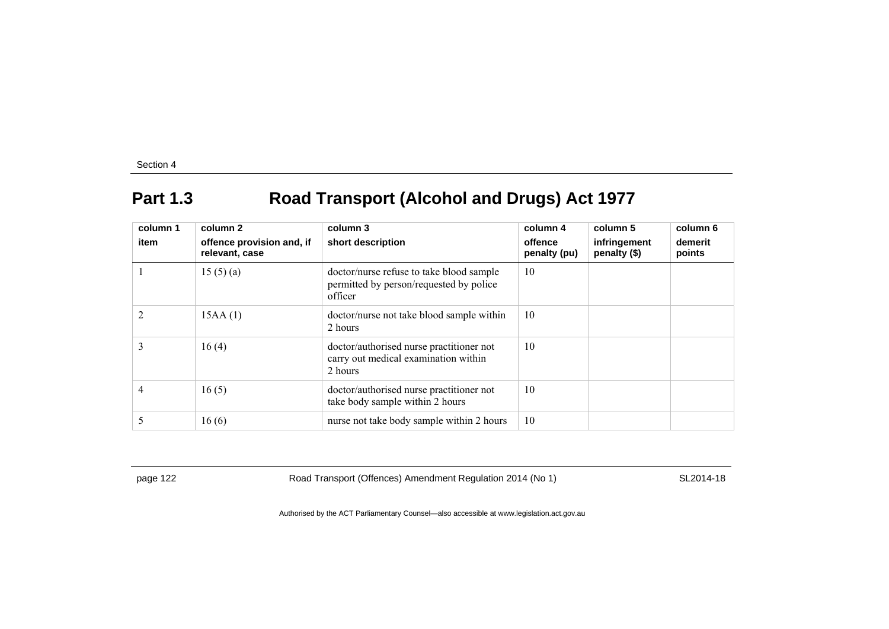## Part 1.3 Road Transport (Alcohol and Drugs) Act 1977

| column 1<br>item | column 2<br>offence provision and, if relevant, case | column 3<br>short description | column 4<br>offence penalty (pu) | column 5<br>infringement penalty ($) | column 6<br>demerit points |
|---|---|---|---|---|---|
| 1 | 15 (5) (a) | doctor/nurse refuse to take blood sample permitted by person/requested by police officer | 10 | | |
| 2 | 15AA (1) | doctor/nurse not take blood sample within 2 hours | 10 | | |
| 3 | 16 (4) | doctor/authorised nurse practitioner not carry out medical examination within 2 hours | 10 | | |
| 4 | 16 (5) | doctor/authorised nurse practitioner not take body sample within 2 hours | 10 | | |
| 5 | 16 (6) | nurse not take body sample within 2 hours | 10 | | |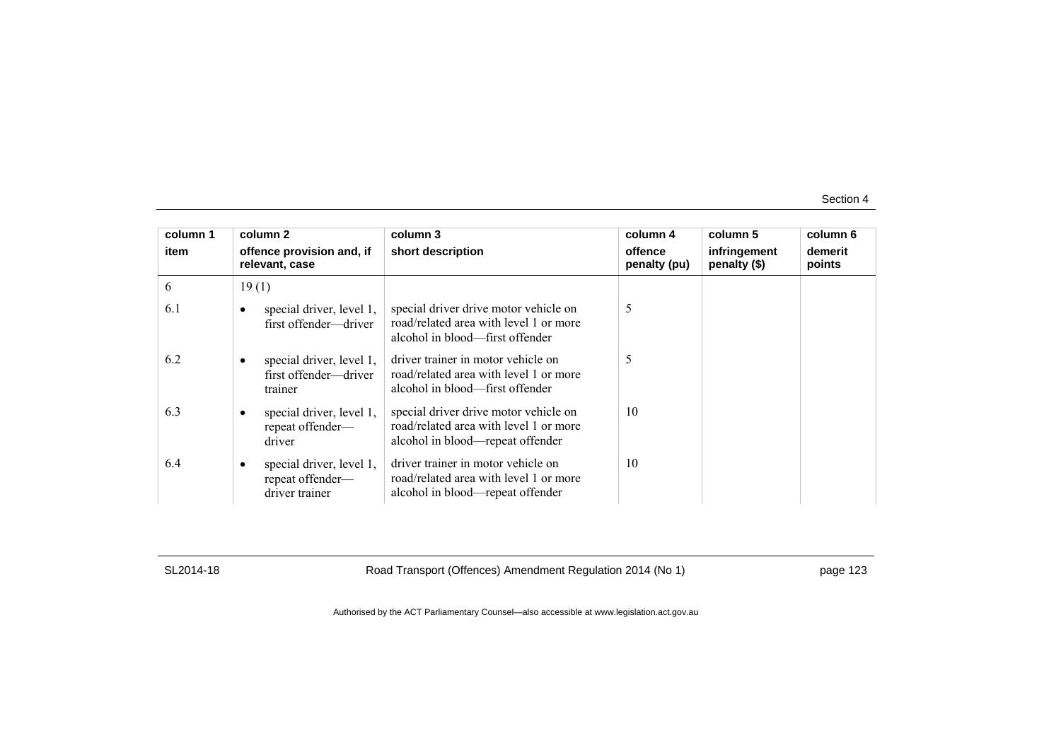| column 1 item | column 2 offence provision and, if relevant, case | column 3 short description | column 4 offence penalty (pu) | column 5 infringement penalty ($) | column 6 demerit points |
|---|---|---|---|---|---|
| 6 | 19 (1) | | | | |
| 6.1 | • special driver, level 1, first offender—driver | special driver drive motor vehicle on road/related area with level 1 or more alcohol in blood—first offender | 5 | | |
| 6.2 | • special driver, level 1, first offender—driver trainer | driver trainer in motor vehicle on road/related area with level 1 or more alcohol in blood—first offender | 5 | | |
| 6.3 | • special driver, level 1, repeat offender—driver | special driver drive motor vehicle on road/related area with level 1 or more alcohol in blood—repeat offender | 10 | | |
| 6.4 | • special driver, level 1, repeat offender—driver trainer | driver trainer in motor vehicle on road/related area with level 1 or more alcohol in blood—repeat offender | 10 | | |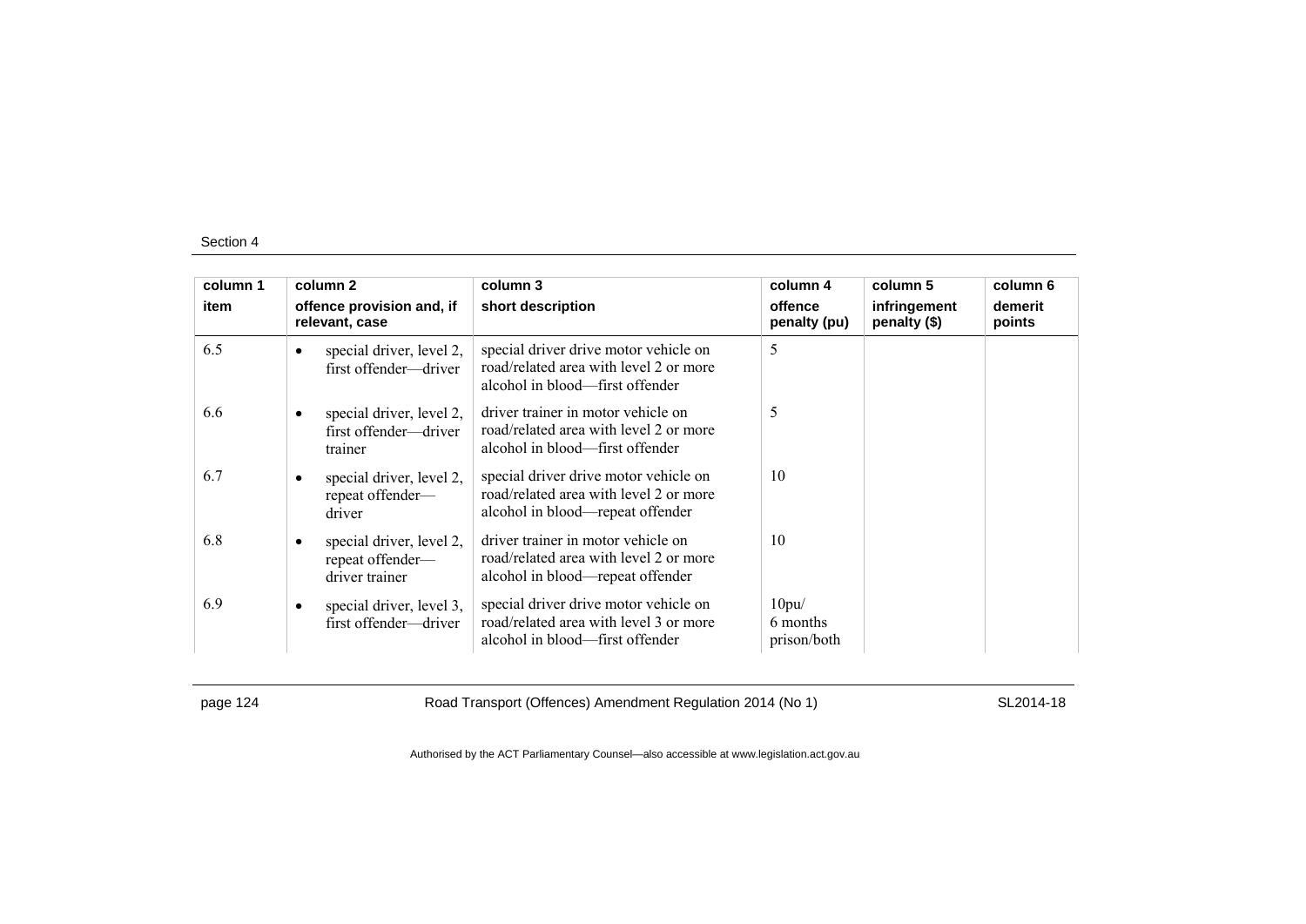| column 1 | column 2 | column 3 | column 4 | column 5 | column 6 |
|---|---|---|---|---|---|
| item | offence provision and, if relevant, case | short description | offence penalty (pu) | infringement penalty ($) | demerit points |
| 6.5 | • special driver, level 2, first offender—driver | special driver drive motor vehicle on road/related area with level 2 or more alcohol in blood—first offender | 5 | | |
| 6.6 | • special driver, level 2, first offender—driver trainer | driver trainer in motor vehicle on road/related area with level 2 or more alcohol in blood—first offender | 5 | | |
| 6.7 | • special driver, level 2, repeat offender—driver | special driver drive motor vehicle on road/related area with level 2 or more alcohol in blood—repeat offender | 10 | | |
| 6.8 | • special driver, level 2, repeat offender—driver trainer | driver trainer in motor vehicle on road/related area with level 2 or more alcohol in blood—repeat offender | 10 | | |
| 6.9 | • special driver, level 3, first offender—driver | special driver drive motor vehicle on road/related area with level 3 or more alcohol in blood—first offender | 10pu/ 6 months prison/both | | |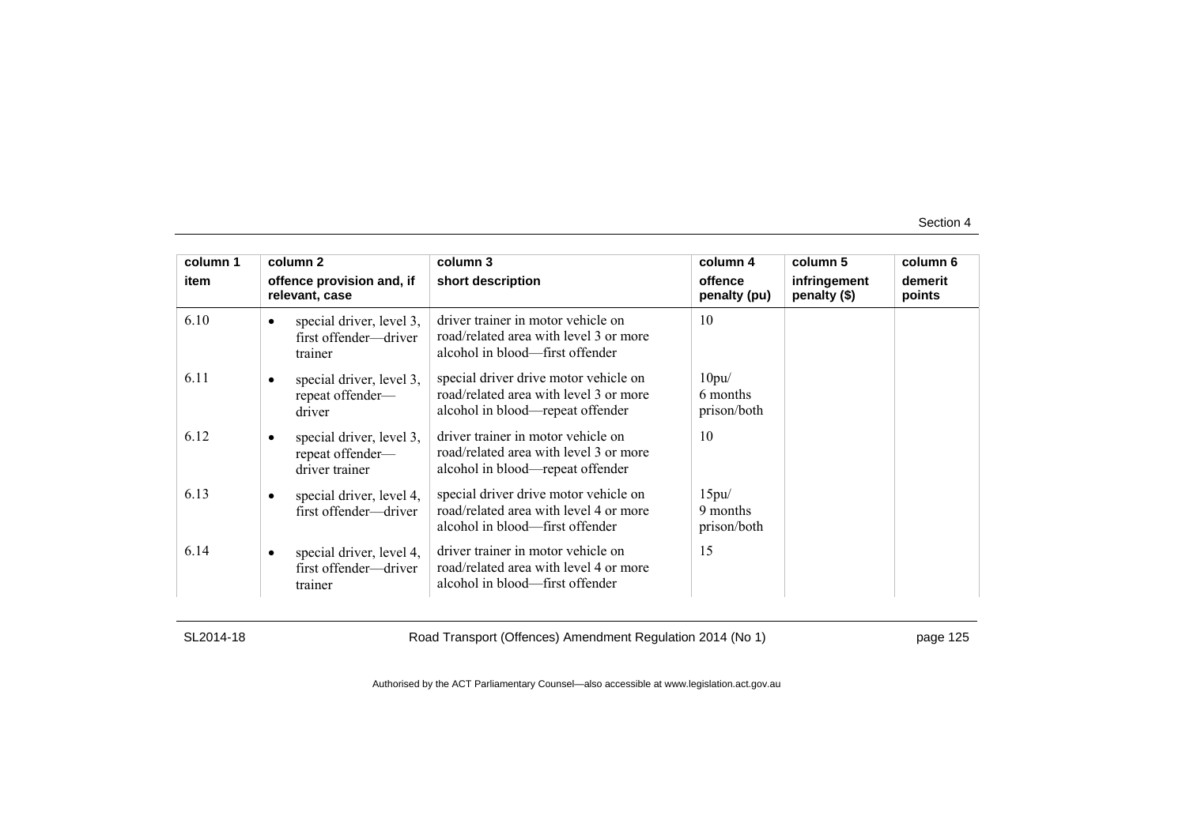| column 1 item | column 2 offence provision and, if relevant, case | column 3 short description | column 4 offence penalty (pu) | column 5 infringement penalty ($) | column 6 demerit points |
|---|---|---|---|---|---|
| 6.10 | • special driver, level 3, first offender—driver trainer | driver trainer in motor vehicle on road/related area with level 3 or more alcohol in blood—first offender | 10 | | |
| 6.11 | • special driver, level 3, repeat offender—driver | special driver drive motor vehicle on road/related area with level 3 or more alcohol in blood—repeat offender | 10pu/ 6 months prison/both | | |
| 6.12 | • special driver, level 3, repeat offender—driver trainer | driver trainer in motor vehicle on road/related area with level 3 or more alcohol in blood—repeat offender | 10 | | |
| 6.13 | • special driver, level 4, first offender—driver | special driver drive motor vehicle on road/related area with level 4 or more alcohol in blood—first offender | 15pu/ 9 months prison/both | | |
| 6.14 | • special driver, level 4, first offender—driver trainer | driver trainer in motor vehicle on road/related area with level 4 or more alcohol in blood—first offender | 15 | | |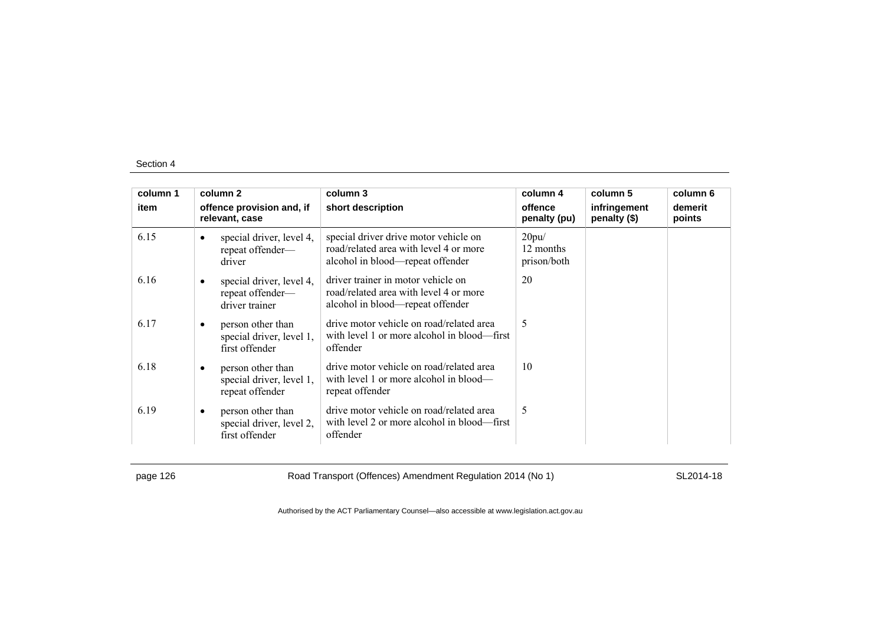| column 1 | column 2 | column 3 | column 4 | column 5 | column 6 |
|---|---|---|---|---|---|
| item | offence provision and, if relevant, case | short description | offence penalty (pu) | infringement penalty ($) | demerit points |
| 6.15 | • special driver, level 4, repeat offender—driver | special driver drive motor vehicle on road/related area with level 4 or more alcohol in blood—repeat offender | 20pu/ 12 months prison/both | | |
| 6.16 | • special driver, level 4, repeat offender—driver trainer | driver trainer in motor vehicle on road/related area with level 4 or more alcohol in blood—repeat offender | 20 | | |
| 6.17 | • person other than special driver, level 1, first offender | drive motor vehicle on road/related area with level 1 or more alcohol in blood—first offender | 5 | | |
| 6.18 | • person other than special driver, level 1, repeat offender | drive motor vehicle on road/related area with level 1 or more alcohol in blood—repeat offender | 10 | | |
| 6.19 | • person other than special driver, level 2, first offender | drive motor vehicle on road/related area with level 2 or more alcohol in blood—first offender | 5 | | |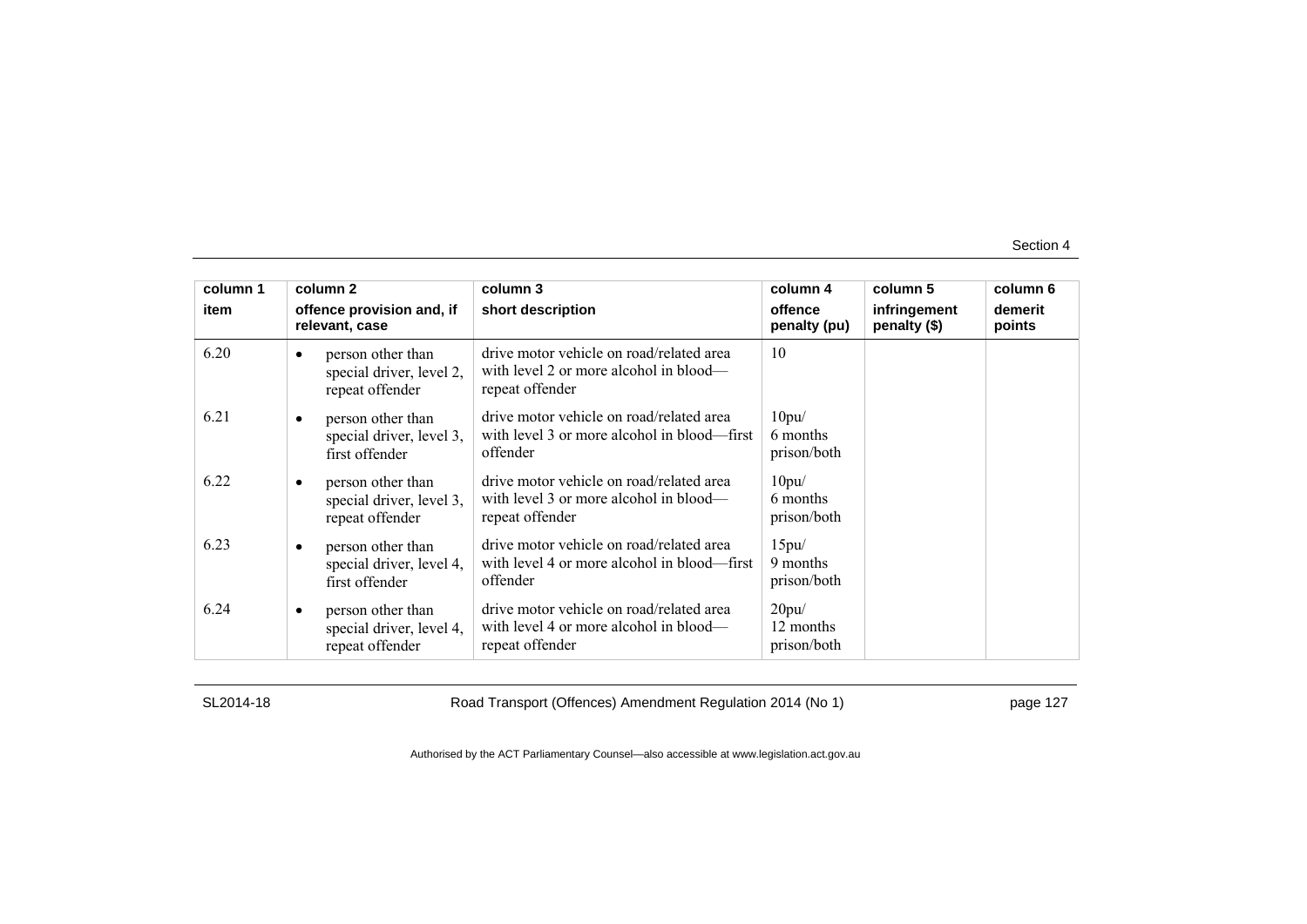| column 1 | column 2 | column 3 | column 4 | column 5 | column 6 |
|---|---|---|---|---|---|
| **item** | **offence provision and, if relevant, case** | **short description** | **offence penalty (pu)** | **infringement penalty ($)** | **demerit points** |
| 6.20 | • person other than special driver, level 2, repeat offender | drive motor vehicle on road/related area with level 2 or more alcohol in blood—repeat offender | 10 | | |
| 6.21 | • person other than special driver, level 3, first offender | drive motor vehicle on road/related area with level 3 or more alcohol in blood—first offender | 10pu/ 6 months prison/both | | |
| 6.22 | • person other than special driver, level 3, repeat offender | drive motor vehicle on road/related area with level 3 or more alcohol in blood—repeat offender | 10pu/ 6 months prison/both | | |
| 6.23 | • person other than special driver, level 4, first offender | drive motor vehicle on road/related area with level 4 or more alcohol in blood—first offender | 15pu/ 9 months prison/both | | |
| 6.24 | • person other than special driver, level 4, repeat offender | drive motor vehicle on road/related area with level 4 or more alcohol in blood—repeat offender | 20pu/ 12 months prison/both | | |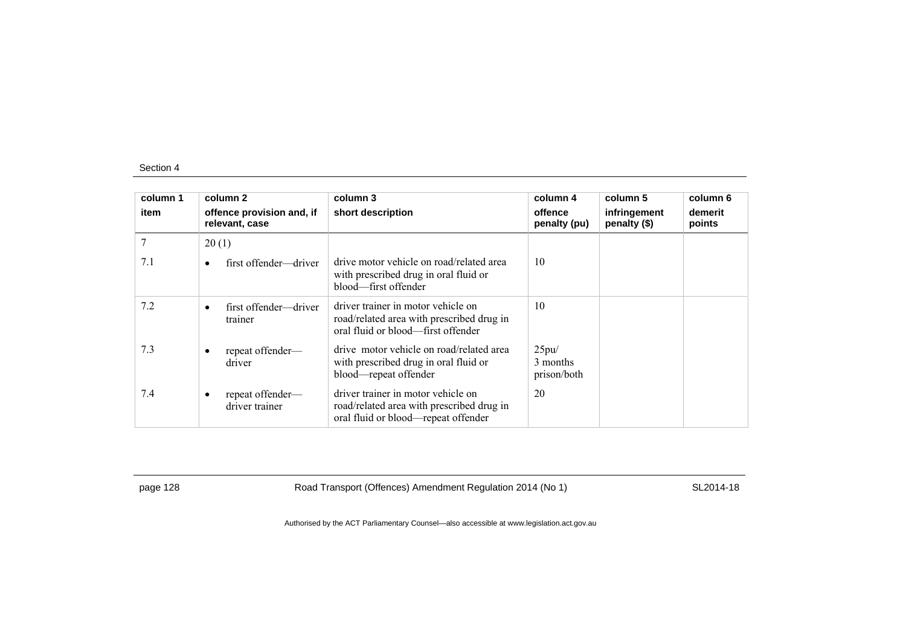| column 1 item | column 2 offence provision and, if relevant, case | column 3 short description | column 4 offence penalty (pu) | column 5 infringement penalty ($) | column 6 demerit points |
|---|---|---|---|---|---|
| 7 | 20 (1) | | | | |
| 7.1 | • first offender—driver | drive motor vehicle on road/related area with prescribed drug in oral fluid or blood—first offender | 10 | | |
| 7.2 | • first offender—driver trainer | driver trainer in motor vehicle on road/related area with prescribed drug in oral fluid or blood—first offender | 10 | | |
| 7.3 | • repeat offender—driver | drive motor vehicle on road/related area with prescribed drug in oral fluid or blood—repeat offender | 25pu/ 3 months prison/both | | |
| 7.4 | • repeat offender—driver trainer | driver trainer in motor vehicle on road/related area with prescribed drug in oral fluid or blood—repeat offender | 20 | | |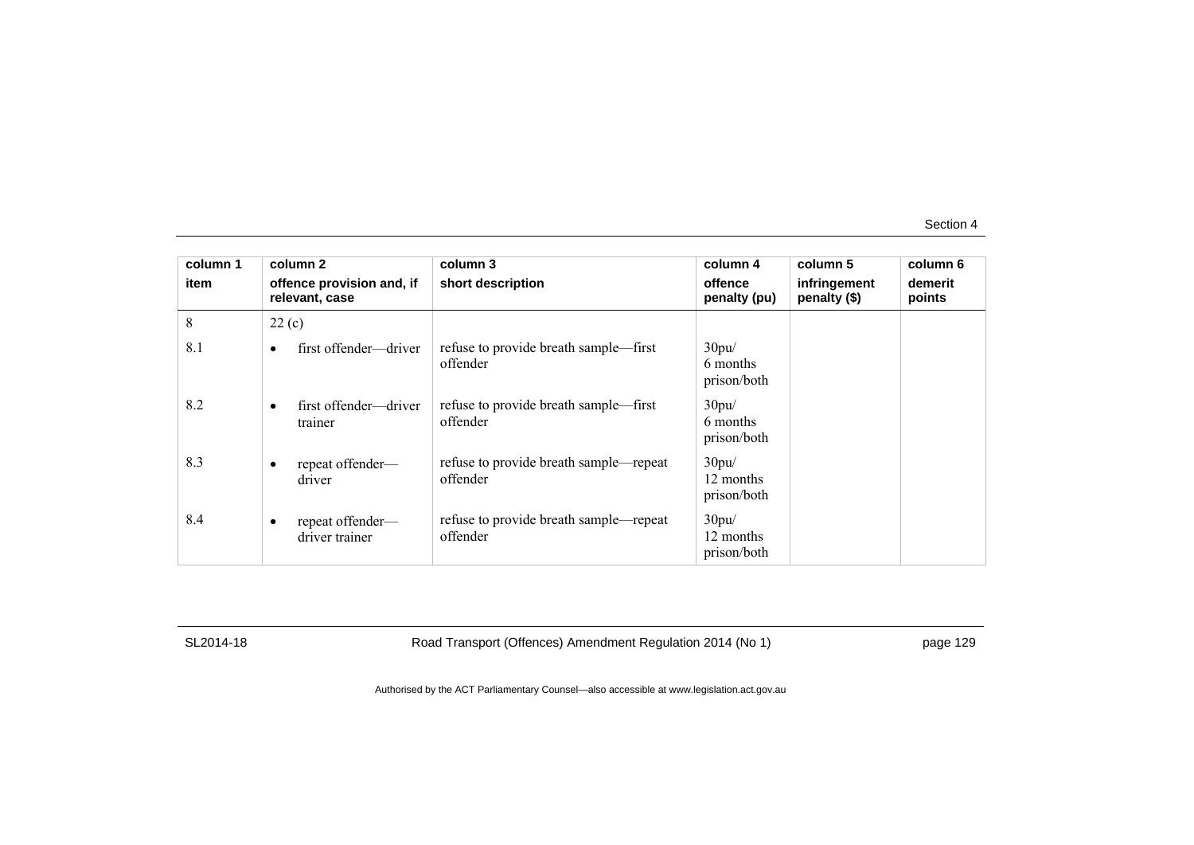| column 1 item | column 2 offence provision and, if relevant, case | column 3 short description | column 4 offence penalty (pu) | column 5 infringement penalty ($) | column 6 demerit points |
|---|---|---|---|---|---|
| 8 | 22 (c) | | | | |
| 8.1 | • first offender—driver | refuse to provide breath sample—first offender | 30pu/ 6 months prison/both | | |
| 8.2 | • first offender—driver trainer | refuse to provide breath sample—first offender | 30pu/ 6 months prison/both | | |
| 8.3 | • repeat offender—driver | refuse to provide breath sample—repeat offender | 30pu/ 12 months prison/both | | |
| 8.4 | • repeat offender—driver trainer | refuse to provide breath sample—repeat offender | 30pu/ 12 months prison/both | | |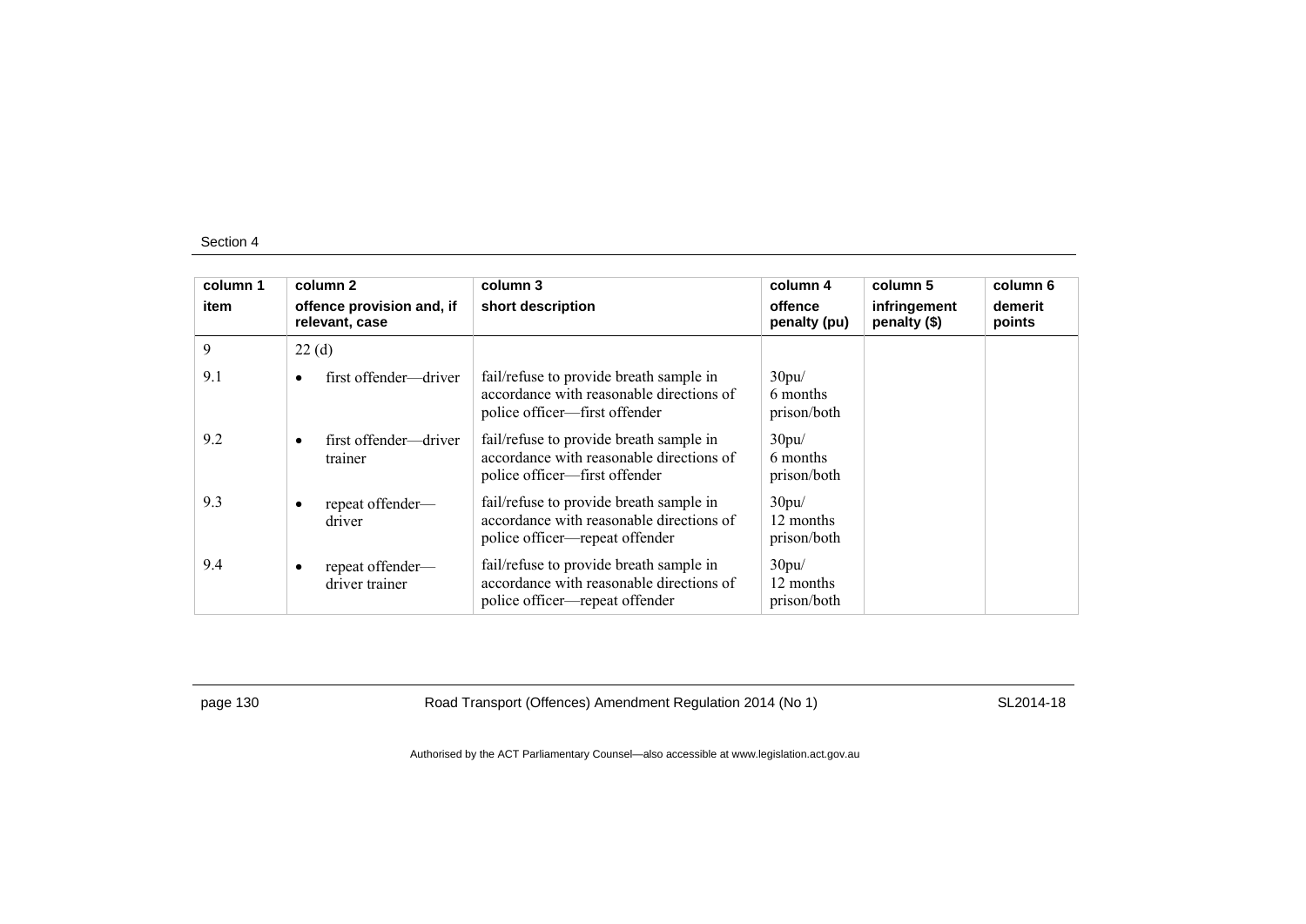| column 1 | column 2 | column 3 | column 4 | column 5 | column 6 |
|---|---|---|---|---|---|
| item | offence provision and, if relevant, case | short description | offence penalty (pu) | infringement penalty ($) | demerit points |
| 9 | 22 (d) | | | | |
| 9.1 | • first offender—driver | fail/refuse to provide breath sample in accordance with reasonable directions of police officer—first offender | 30pu/ 6 months prison/both | | |
| 9.2 | • first offender—driver trainer | fail/refuse to provide breath sample in accordance with reasonable directions of police officer—first offender | 30pu/ 6 months prison/both | | |
| 9.3 | • repeat offender—driver | fail/refuse to provide breath sample in accordance with reasonable directions of police officer—repeat offender | 30pu/ 12 months prison/both | | |
| 9.4 | • repeat offender—driver trainer | fail/refuse to provide breath sample in accordance with reasonable directions of police officer—repeat offender | 30pu/ 12 months prison/both | | |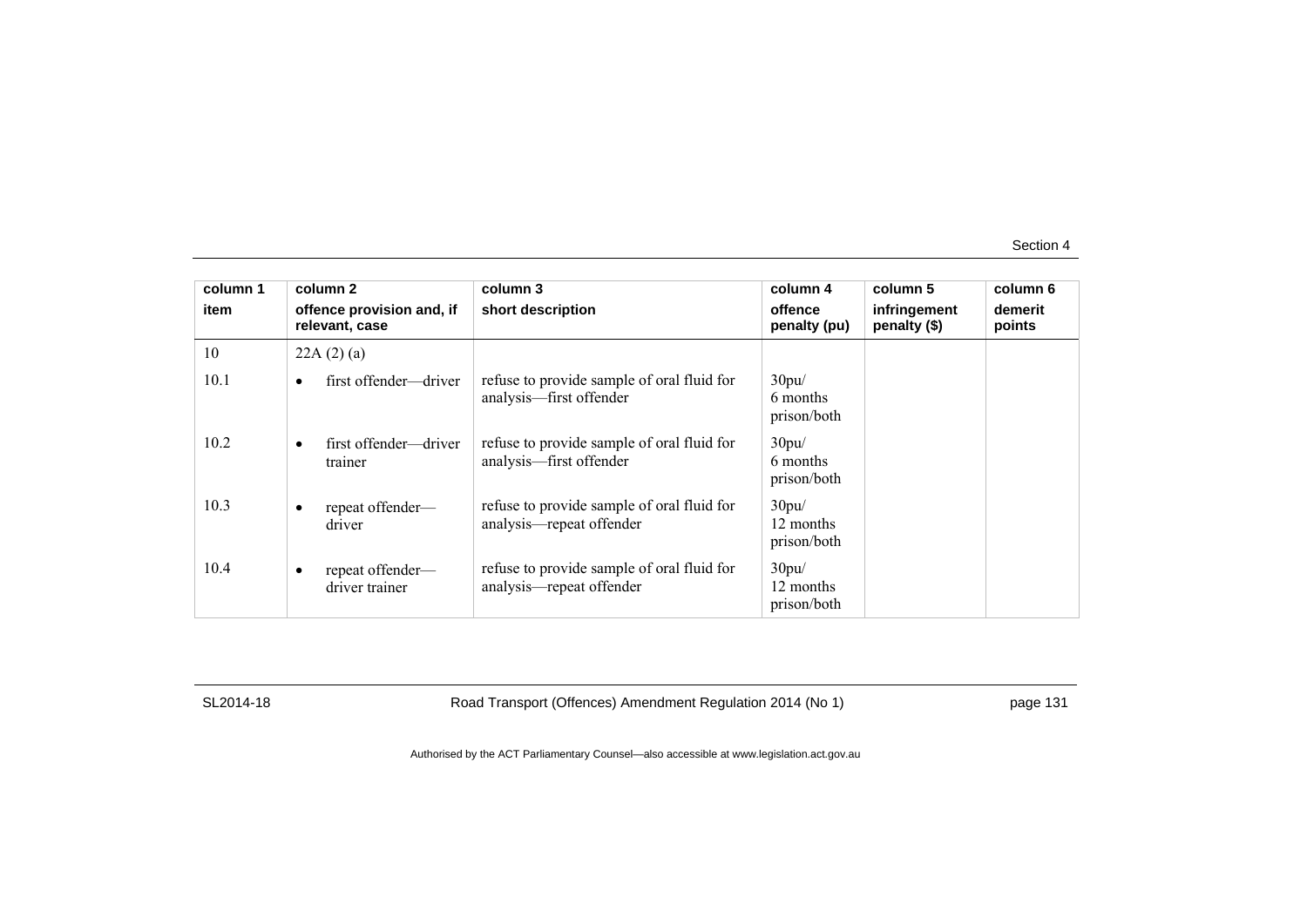| column 1 | column 2 | column 3 | column 4 | column 5 | column 6 |
|---|---|---|---|---|---|
| item | offence provision and, if relevant, case | short description | offence penalty (pu) | infringement penalty ($) | demerit points |
| 10 | 22A (2) (a) | | | | |
| 10.1 | • first offender—driver | refuse to provide sample of oral fluid for analysis—first offender | 30pu/ 6 months prison/both | | |
| 10.2 | • first offender—driver trainer | refuse to provide sample of oral fluid for analysis—first offender | 30pu/ 6 months prison/both | | |
| 10.3 | • repeat offender—driver | refuse to provide sample of oral fluid for analysis—repeat offender | 30pu/ 12 months prison/both | | |
| 10.4 | • repeat offender—driver trainer | refuse to provide sample of oral fluid for analysis—repeat offender | 30pu/ 12 months prison/both | | |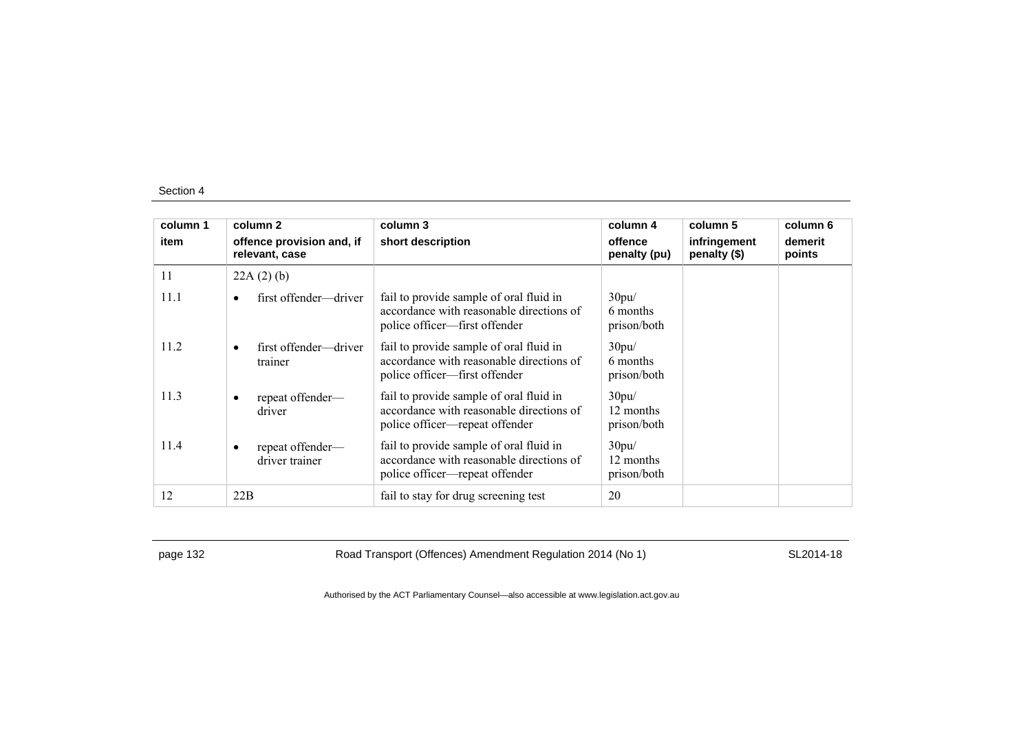Section 4

| column 1 | column 2 | column 3 | column 4 | column 5 | column 6 |
|---|---|---|---|---|---|
| item | offence provision and, if relevant, case | short description | offence penalty (pu) | infringement penalty ($) | demerit points |
| 11 | 22A (2) (b) | | | | |
| 11.1 | • first offender—driver | fail to provide sample of oral fluid in accordance with reasonable directions of police officer—first offender | 30pu/ 6 months prison/both | | |
| 11.2 | • first offender—driver trainer | fail to provide sample of oral fluid in accordance with reasonable directions of police officer—first offender | 30pu/ 6 months prison/both | | |
| 11.3 | • repeat offender—driver | fail to provide sample of oral fluid in accordance with reasonable directions of police officer—repeat offender | 30pu/ 12 months prison/both | | |
| 11.4 | • repeat offender—driver trainer | fail to provide sample of oral fluid in accordance with reasonable directions of police officer—repeat offender | 30pu/ 12 months prison/both | | |
| 12 | 22B | fail to stay for drug screening test | 20 | | |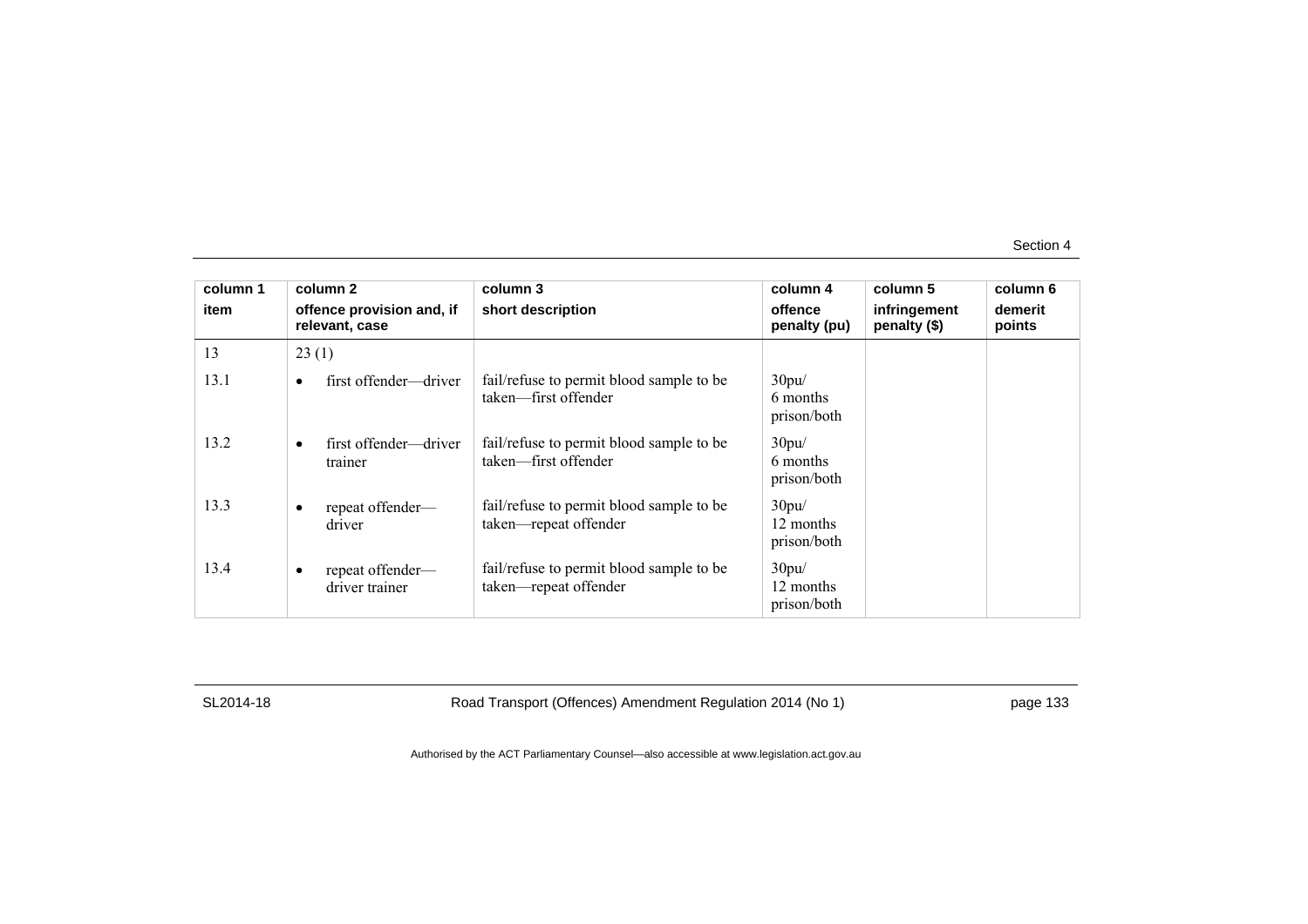| column 1 | column 2 | column 3 | column 4 | column 5 | column 6 |
|---|---|---|---|---|---|
| item | offence provision and, if relevant, case | short description | offence penalty (pu) | infringement penalty ($) | demerit points |
| 13 | 23 (1) | | | | |
| 13.1 | • first offender—driver | fail/refuse to permit blood sample to be taken—first offender | 30pu/ 6 months prison/both | | |
| 13.2 | • first offender—driver trainer | fail/refuse to permit blood sample to be taken—first offender | 30pu/ 6 months prison/both | | |
| 13.3 | • repeat offender—driver | fail/refuse to permit blood sample to be taken—repeat offender | 30pu/ 12 months prison/both | | |
| 13.4 | • repeat offender—driver trainer | fail/refuse to permit blood sample to be taken—repeat offender | 30pu/ 12 months prison/both | | |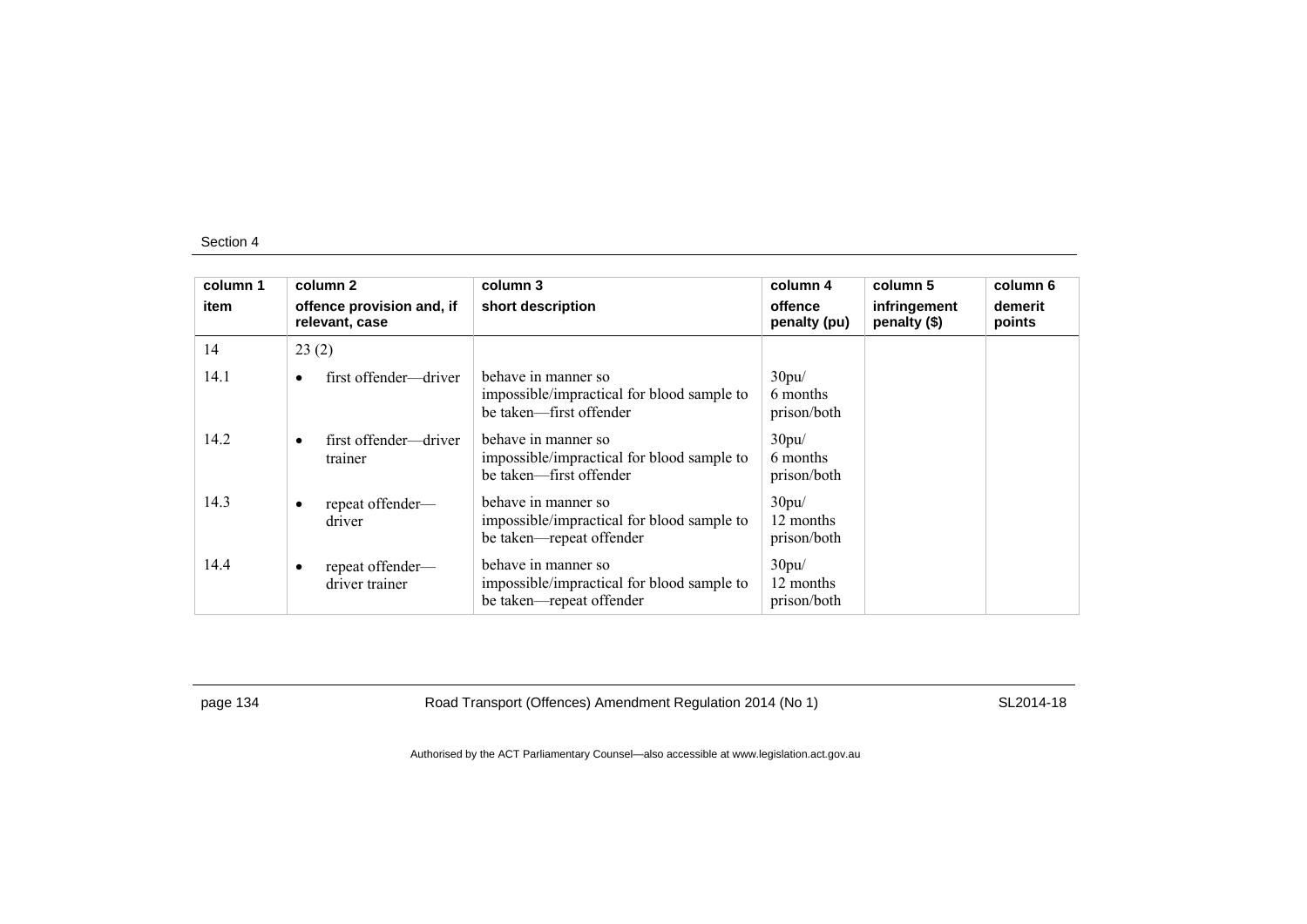| column 1 item | column 2 offence provision and, if relevant, case | column 3 short description | column 4 offence penalty (pu) | column 5 infringement penalty ($) | column 6 demerit points |
|---|---|---|---|---|---|
| 14 | 23 (2) | | | | |
| 14.1 | • first offender—driver | behave in manner so impossible/impractical for blood sample to be taken—first offender | 30pu/ 6 months prison/both | | |
| 14.2 | • first offender—driver trainer | behave in manner so impossible/impractical for blood sample to be taken—first offender | 30pu/ 6 months prison/both | | |
| 14.3 | • repeat offender—driver | behave in manner so impossible/impractical for blood sample to be taken—repeat offender | 30pu/ 12 months prison/both | | |
| 14.4 | • repeat offender—driver trainer | behave in manner so impossible/impractical for blood sample to be taken—repeat offender | 30pu/ 12 months prison/both | | |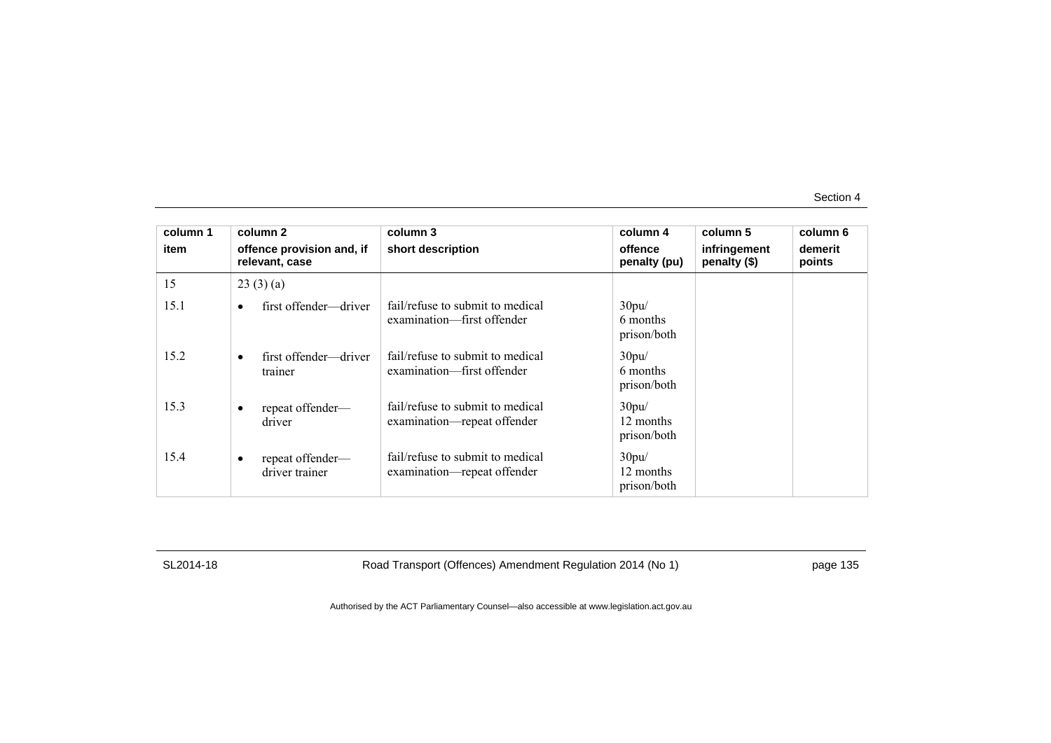| column 1 | column 2 | column 3 | column 4 | column 5 | column 6 |
|---|---|---|---|---|---|
| item | offence provision and, if relevant, case | short description | offence penalty (pu) | infringement penalty ($) | demerit points |
| 15 | 23 (3) (a) | | | | |
| 15.1 | • first offender—driver | fail/refuse to submit to medical examination—first offender | 30pu/ 6 months prison/both | | |
| 15.2 | • first offender—driver trainer | fail/refuse to submit to medical examination—first offender | 30pu/ 6 months prison/both | | |
| 15.3 | • repeat offender—driver | fail/refuse to submit to medical examination—repeat offender | 30pu/ 12 months prison/both | | |
| 15.4 | • repeat offender—driver trainer | fail/refuse to submit to medical examination—repeat offender | 30pu/ 12 months prison/both | | |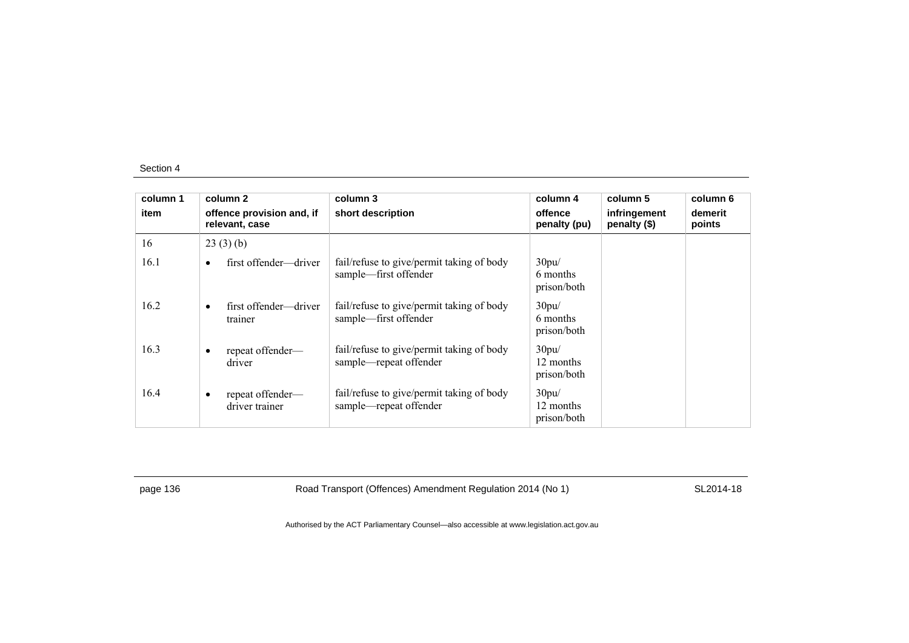| column 1 item | column 2 offence provision and, if relevant, case | column 3 short description | column 4 offence penalty (pu) | column 5 infringement penalty ($) | column 6 demerit points |
|---|---|---|---|---|---|
| 16 | 23 (3) (b) | | | | |
| 16.1 | • first offender—driver | fail/refuse to give/permit taking of body sample—first offender | 30pu/ 6 months prison/both | | |
| 16.2 | • first offender—driver trainer | fail/refuse to give/permit taking of body sample—first offender | 30pu/ 6 months prison/both | | |
| 16.3 | • repeat offender—driver | fail/refuse to give/permit taking of body sample—repeat offender | 30pu/ 12 months prison/both | | |
| 16.4 | • repeat offender—driver trainer | fail/refuse to give/permit taking of body sample—repeat offender | 30pu/ 12 months prison/both | | |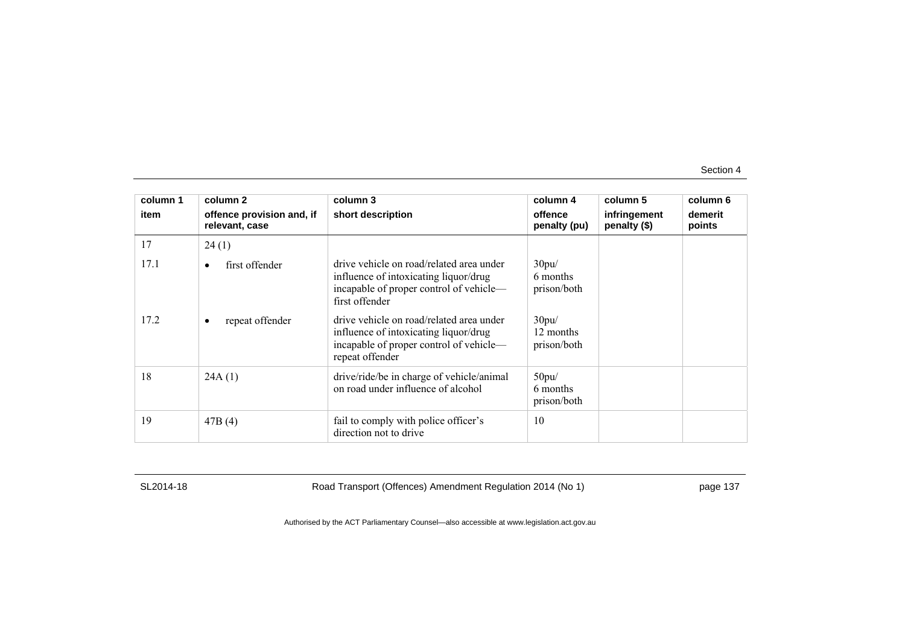| column 1<br>item | column 2<br>offence provision and, if relevant, case | column 3<br>short description | column 4<br>offence penalty (pu) | column 5<br>infringement penalty ($) | column 6<br>demerit points |
|---|---|---|---|---|---|
| 17 | 24 (1) | | | | |
| 17.1 | • first offender | drive vehicle on road/related area under influence of intoxicating liquor/drug incapable of proper control of vehicle—first offender | 30pu/ 6 months prison/both | | |
| 17.2 | • repeat offender | drive vehicle on road/related area under influence of intoxicating liquor/drug incapable of proper control of vehicle—repeat offender | 30pu/ 12 months prison/both | | |
| 18 | 24A (1) | drive/ride/be in charge of vehicle/animal on road under influence of alcohol | 50pu/ 6 months prison/both | | |
| 19 | 47B (4) | fail to comply with police officer's direction not to drive | 10 | | |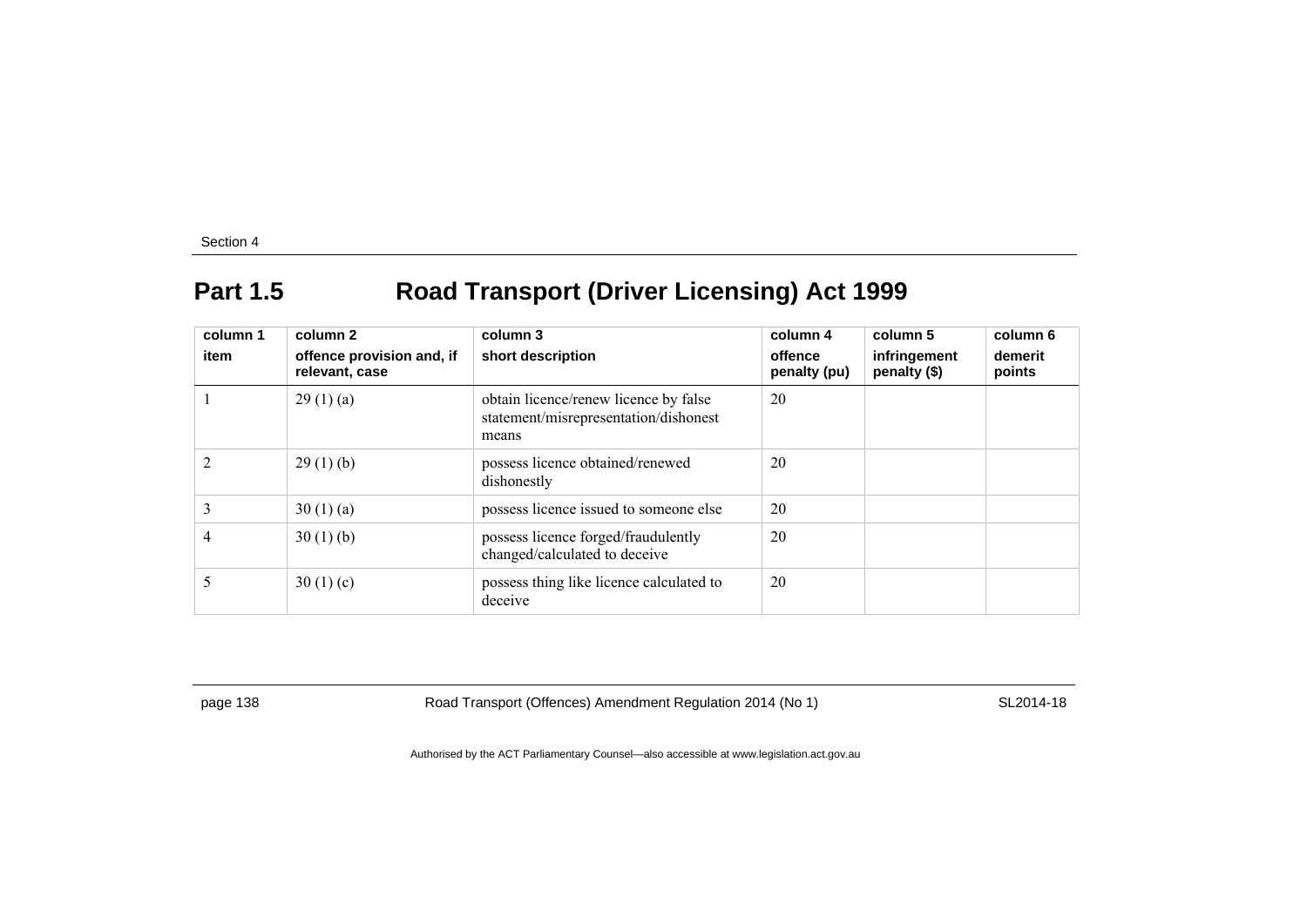## Part 1.5 Road Transport (Driver Licensing) Act 1999

| column 1<br>item | column 2<br>offence provision and, if relevant, case | column 3<br>short description | column 4<br>offence penalty (pu) | column 5<br>infringement penalty ($) | column 6<br>demerit points |
|---|---|---|---|---|---|
| 1 | 29 (1) (a) | obtain licence/renew licence by false statement/misrepresentation/dishonest means | 20 | | |
| 2 | 29 (1) (b) | possess licence obtained/renewed dishonestly | 20 | | |
| 3 | 30 (1) (a) | possess licence issued to someone else | 20 | | |
| 4 | 30 (1) (b) | possess licence forged/fraudulently changed/calculated to deceive | 20 | | |
| 5 | 30 (1) (c) | possess thing like licence calculated to deceive | 20 | | |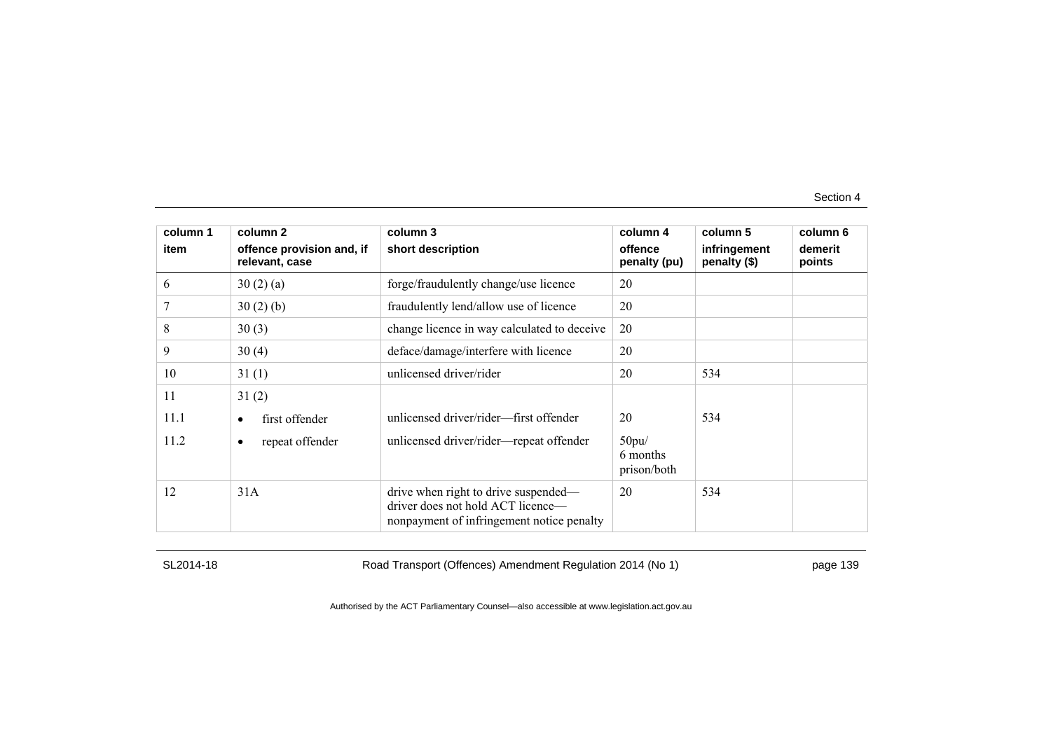| column 1<br>item | column 2<br>offence provision and, if relevant, case | column 3<br>short description | column 4<br>offence penalty (pu) | column 5<br>infringement penalty ($) | column 6<br>demerit points |
|---|---|---|---|---|---|
| 6 | 30 (2) (a) | forge/fraudulently change/use licence | 20 | | |
| 7 | 30 (2) (b) | fraudulently lend/allow use of licence | 20 | | |
| 8 | 30 (3) | change licence in way calculated to deceive | 20 | | |
| 9 | 30 (4) | deface/damage/interfere with licence | 20 | | |
| 10 | 31 (1) | unlicensed driver/rider | 20 | 534 | |
| 11 | 31 (2) | | | | |
| 11.1 | • first offender | unlicensed driver/rider—first offender | 20 | 534 | |
| 11.2 | • repeat offender | unlicensed driver/rider—repeat offender | 50pu/ 6 months prison/both | | |
| 12 | 31A | drive when right to drive suspended—driver does not hold ACT licence—nonpayment of infringement notice penalty | 20 | 534 | |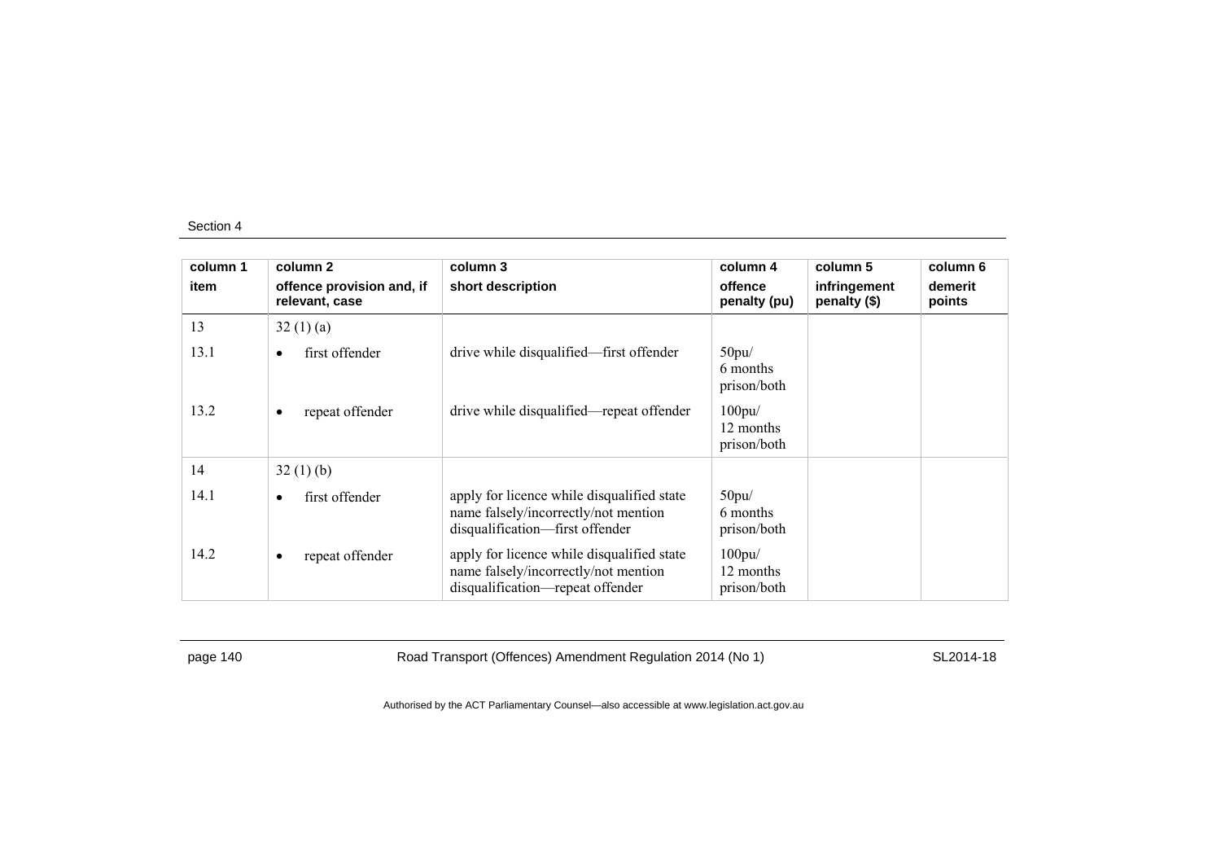| column 1 item | column 2 offence provision and, if relevant, case | column 3 short description | column 4 offence penalty (pu) | column 5 infringement penalty ($) | column 6 demerit points |
|---|---|---|---|---|---|
| 13 | 32 (1) (a) | | | | |
| 13.1 | • first offender | drive while disqualified—first offender | 50pu/ 6 months prison/both | | |
| 13.2 | • repeat offender | drive while disqualified—repeat offender | 100pu/ 12 months prison/both | | |
| 14 | 32 (1) (b) | | | | |
| 14.1 | • first offender | apply for licence while disqualified state name falsely/incorrectly/not mention disqualification—first offender | 50pu/ 6 months prison/both | | |
| 14.2 | • repeat offender | apply for licence while disqualified state name falsely/incorrectly/not mention disqualification—repeat offender | 100pu/ 12 months prison/both | | |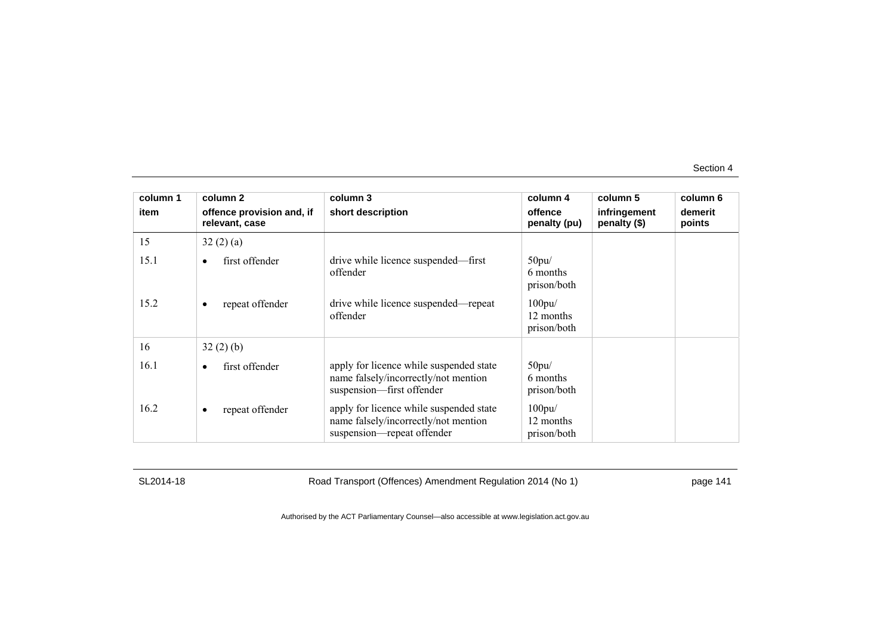| column 1 item | column 2 offence provision and, if relevant, case | column 3 short description | column 4 offence penalty (pu) | column 5 infringement penalty ($) | column 6 demerit points |
|---|---|---|---|---|---|
| 15 | 32 (2) (a) | | | | |
| 15.1 | • first offender | drive while licence suspended—first offender | 50pu/ 6 months prison/both | | |
| 15.2 | • repeat offender | drive while licence suspended—repeat offender | 100pu/ 12 months prison/both | | |
| 16 | 32 (2) (b) | | | | |
| 16.1 | • first offender | apply for licence while suspended state name falsely/incorrectly/not mention suspension—first offender | 50pu/ 6 months prison/both | | |
| 16.2 | • repeat offender | apply for licence while suspended state name falsely/incorrectly/not mention suspension—repeat offender | 100pu/ 12 months prison/both | | |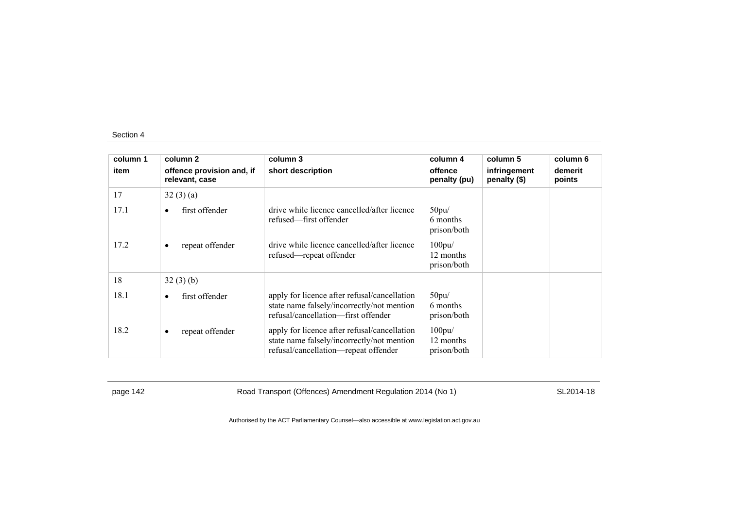| column 1<br>item | column 2<br>offence provision and, if relevant, case | column 3<br>short description | column 4<br>offence penalty (pu) | column 5<br>infringement penalty ($) | column 6<br>demerit points |
|---|---|---|---|---|---|
| 17 | 32 (3) (a) | | | | |
| 17.1 | • first offender | drive while licence cancelled/after licence refused—first offender | 50pu/ 6 months prison/both | | |
| 17.2 | • repeat offender | drive while licence cancelled/after licence refused—repeat offender | 100pu/ 12 months prison/both | | |
| 18 | 32 (3) (b) | | | | |
| 18.1 | • first offender | apply for licence after refusal/cancellation state name falsely/incorrectly/not mention refusal/cancellation—first offender | 50pu/ 6 months prison/both | | |
| 18.2 | • repeat offender | apply for licence after refusal/cancellation state name falsely/incorrectly/not mention refusal/cancellation—repeat offender | 100pu/ 12 months prison/both | | |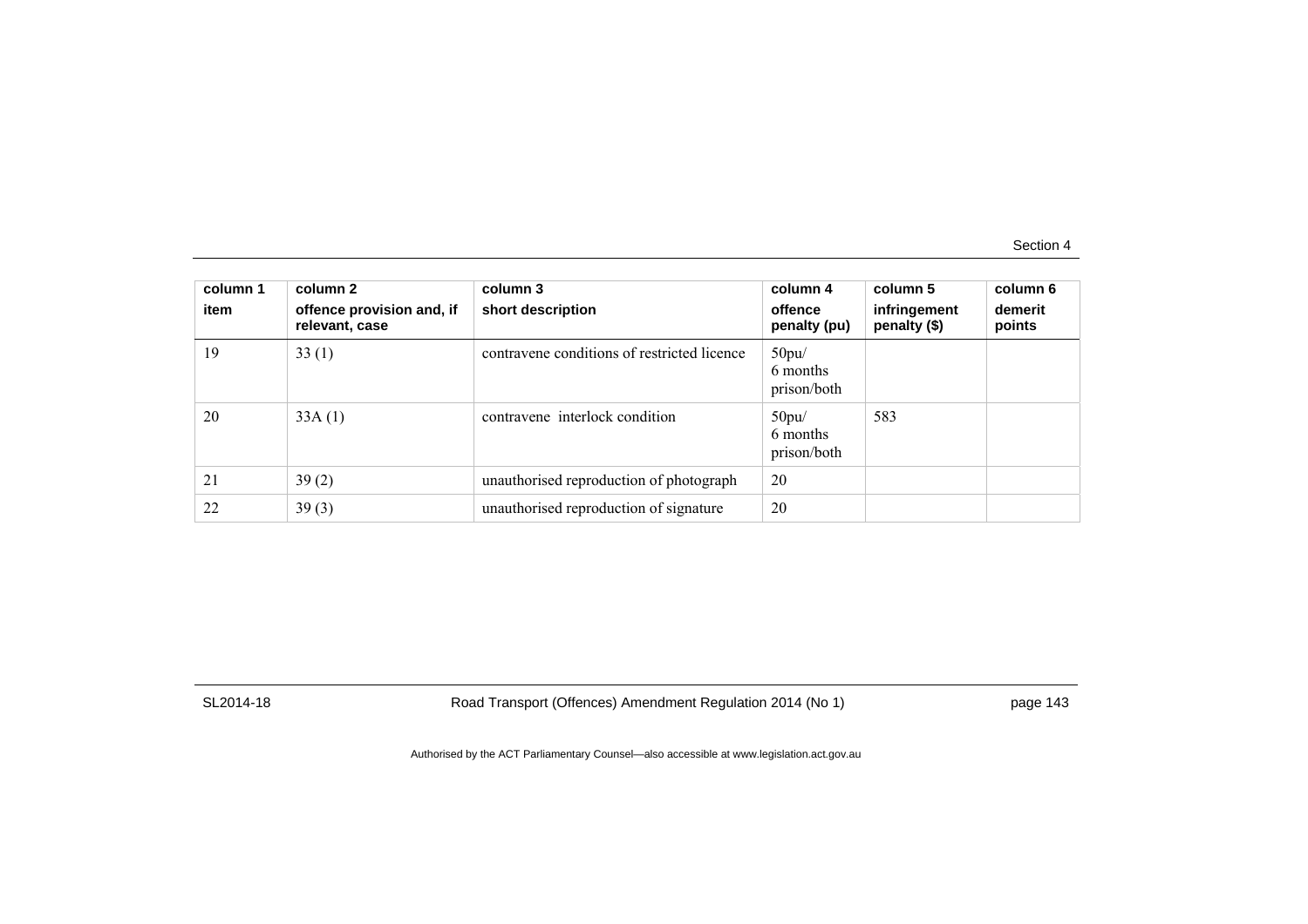| column 1 item | column 2 offence provision and, if relevant, case | column 3 short description | column 4 offence penalty (pu) | column 5 infringement penalty ($) | column 6 demerit points |
|---|---|---|---|---|---|
| 19 | 33 (1) | contravene conditions of restricted licence | 50pu/ 6 months prison/both | | |
| 20 | 33A (1) | contravene interlock condition | 50pu/ 6 months prison/both | 583 | |
| 21 | 39 (2) | unauthorised reproduction of photograph | 20 | | |
| 22 | 39 (3) | unauthorised reproduction of signature | 20 | | |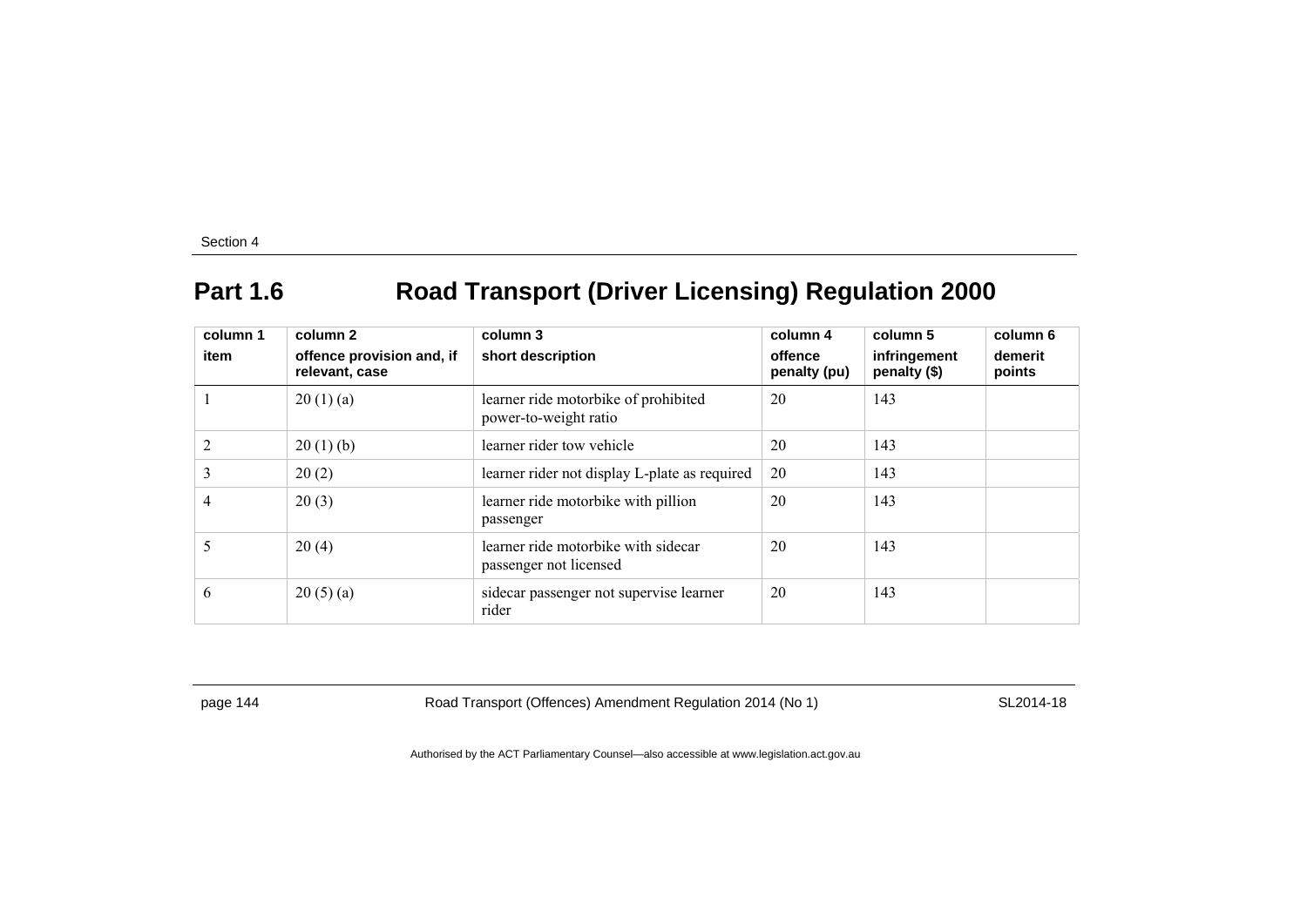## Part 1.6 Road Transport (Driver Licensing) Regulation 2000

| column 1<br>item | column 2<br>offence provision and, if relevant, case | column 3<br>short description | column 4<br>offence penalty (pu) | column 5<br>infringement penalty ($) | column 6<br>demerit points |
|---|---|---|---|---|---|
| 1 | 20 (1) (a) | learner ride motorbike of prohibited power-to-weight ratio | 20 | 143 | |
| 2 | 20 (1) (b) | learner rider tow vehicle | 20 | 143 | |
| 3 | 20 (2) | learner rider not display L-plate as required | 20 | 143 | |
| 4 | 20 (3) | learner ride motorbike with pillion passenger | 20 | 143 | |
| 5 | 20 (4) | learner ride motorbike with sidecar passenger not licensed | 20 | 143 | |
| 6 | 20 (5) (a) | sidecar passenger not supervise learner rider | 20 | 143 | |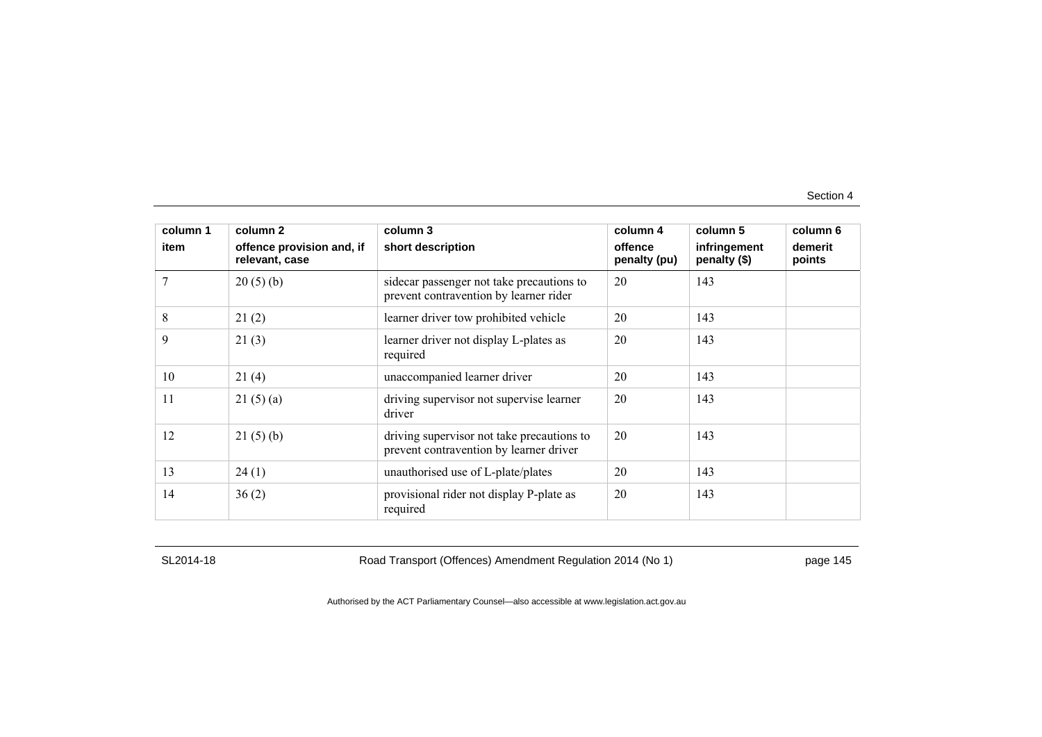| column 1 item | column 2 offence provision and, if relevant, case | column 3 short description | column 4 offence penalty (pu) | column 5 infringement penalty ($) | column 6 demerit points |
|---|---|---|---|---|---|
| 7 | 20 (5) (b) | sidecar passenger not take precautions to prevent contravention by learner rider | 20 | 143 | |
| 8 | 21 (2) | learner driver tow prohibited vehicle | 20 | 143 | |
| 9 | 21 (3) | learner driver not display L-plates as required | 20 | 143 | |
| 10 | 21 (4) | unaccompanied learner driver | 20 | 143 | |
| 11 | 21 (5) (a) | driving supervisor not supervise learner driver | 20 | 143 | |
| 12 | 21 (5) (b) | driving supervisor not take precautions to prevent contravention by learner driver | 20 | 143 | |
| 13 | 24 (1) | unauthorised use of L-plate/plates | 20 | 143 | |
| 14 | 36 (2) | provisional rider not display P-plate as required | 20 | 143 | |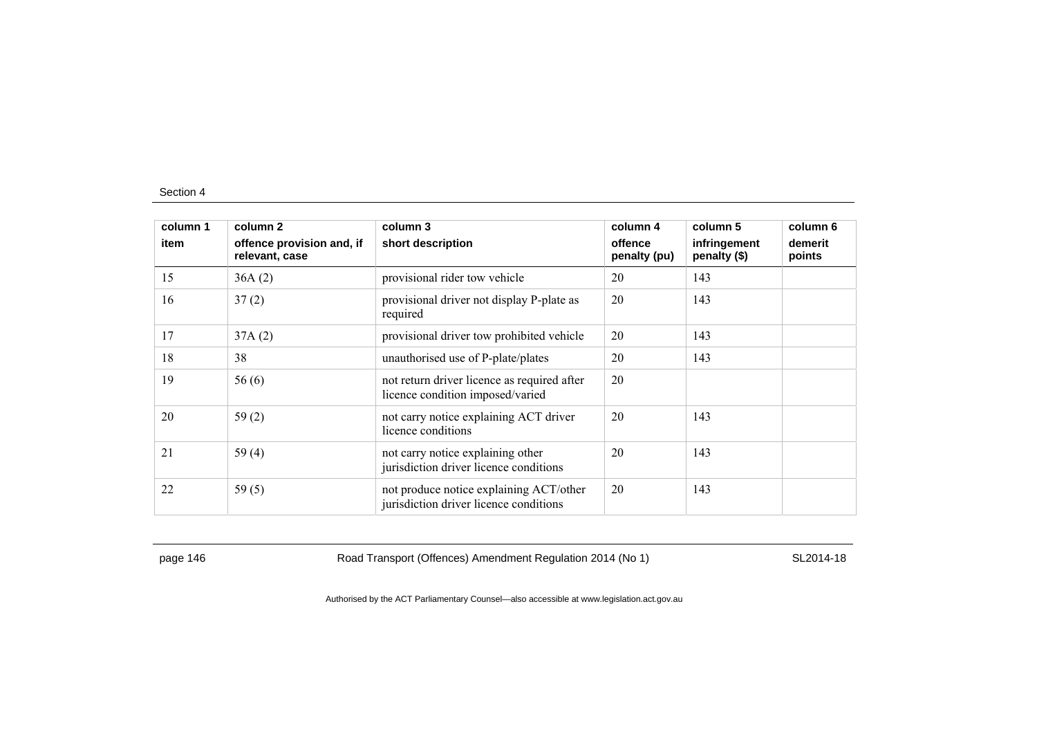| column 1 | column 2 | column 3 | column 4 | column 5 | column 6 |
|---|---|---|---|---|---|
| item | offence provision and, if relevant, case | short description | offence penalty (pu) | infringement penalty ($) | demerit points |
| 15 | 36A (2) | provisional rider tow vehicle | 20 | 143 | |
| 16 | 37 (2) | provisional driver not display P-plate as required | 20 | 143 | |
| 17 | 37A (2) | provisional driver tow prohibited vehicle | 20 | 143 | |
| 18 | 38 | unauthorised use of P-plate/plates | 20 | 143 | |
| 19 | 56 (6) | not return driver licence as required after licence condition imposed/varied | 20 | | |
| 20 | 59 (2) | not carry notice explaining ACT driver licence conditions | 20 | 143 | |
| 21 | 59 (4) | not carry notice explaining other jurisdiction driver licence conditions | 20 | 143 | |
| 22 | 59 (5) | not produce notice explaining ACT/other jurisdiction driver licence conditions | 20 | 143 | |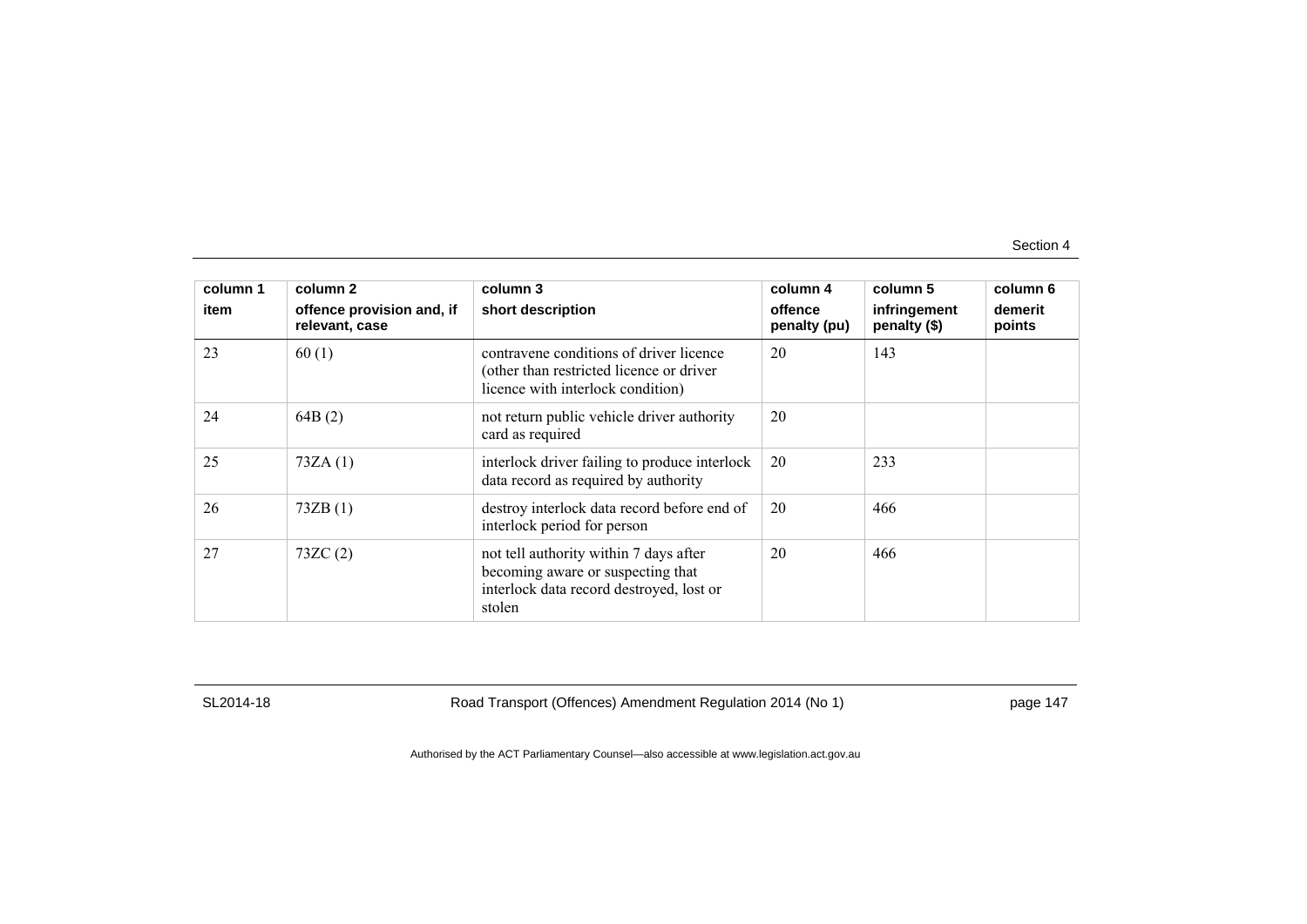| column 1<br>item | column 2<br>offence provision and, if relevant, case | column 3<br>short description | column 4<br>offence penalty (pu) | column 5<br>infringement penalty ($) | column 6<br>demerit points |
|---|---|---|---|---|---|
| 23 | 60 (1) | contravene conditions of driver licence (other than restricted licence or driver licence with interlock condition) | 20 | 143 | |
| 24 | 64B (2) | not return public vehicle driver authority card as required | 20 | | |
| 25 | 73ZA (1) | interlock driver failing to produce interlock data record as required by authority | 20 | 233 | |
| 26 | 73ZB (1) | destroy interlock data record before end of interlock period for person | 20 | 466 | |
| 27 | 73ZC (2) | not tell authority within 7 days after becoming aware or suspecting that interlock data record destroyed, lost or stolen | 20 | 466 | |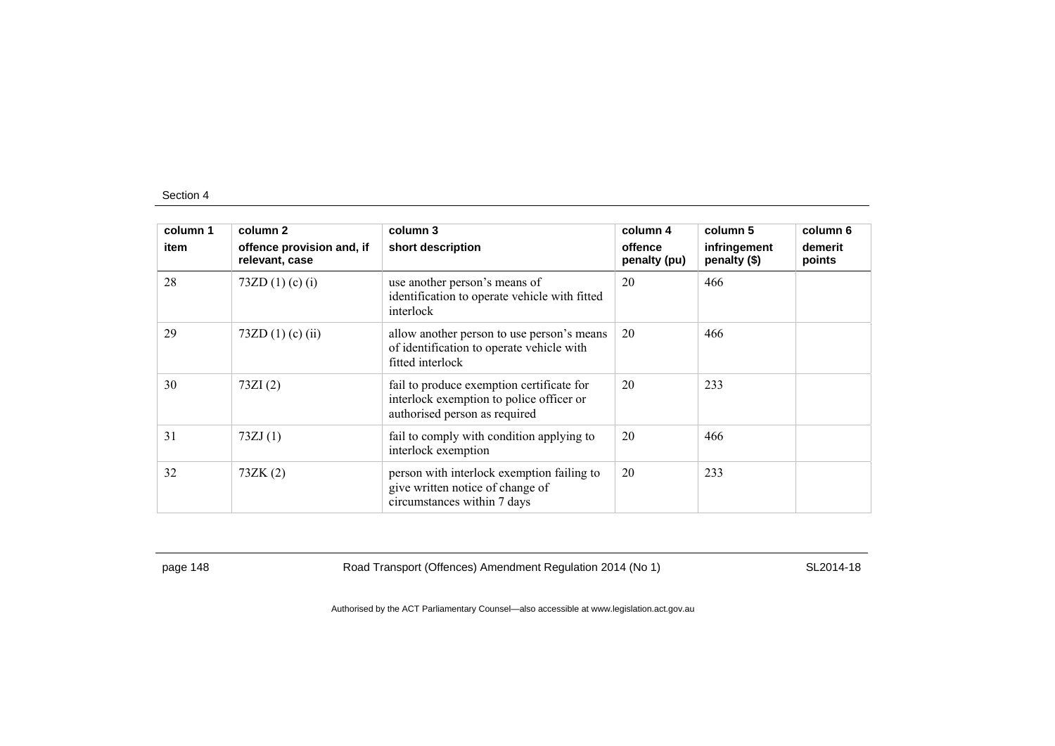| column 1 item | column 2 offence provision and, if relevant, case | column 3 short description | column 4 offence penalty (pu) | column 5 infringement penalty ($) | column 6 demerit points |
|---|---|---|---|---|---|
| 28 | 73ZD (1) (c) (i) | use another person's means of identification to operate vehicle with fitted interlock | 20 | 466 | |
| 29 | 73ZD (1) (c) (ii) | allow another person to use person's means of identification to operate vehicle with fitted interlock | 20 | 466 | |
| 30 | 73ZI (2) | fail to produce exemption certificate for interlock exemption to police officer or authorised person as required | 20 | 233 | |
| 31 | 73ZJ (1) | fail to comply with condition applying to interlock exemption | 20 | 466 | |
| 32 | 73ZK (2) | person with interlock exemption failing to give written notice of change of circumstances within 7 days | 20 | 233 | |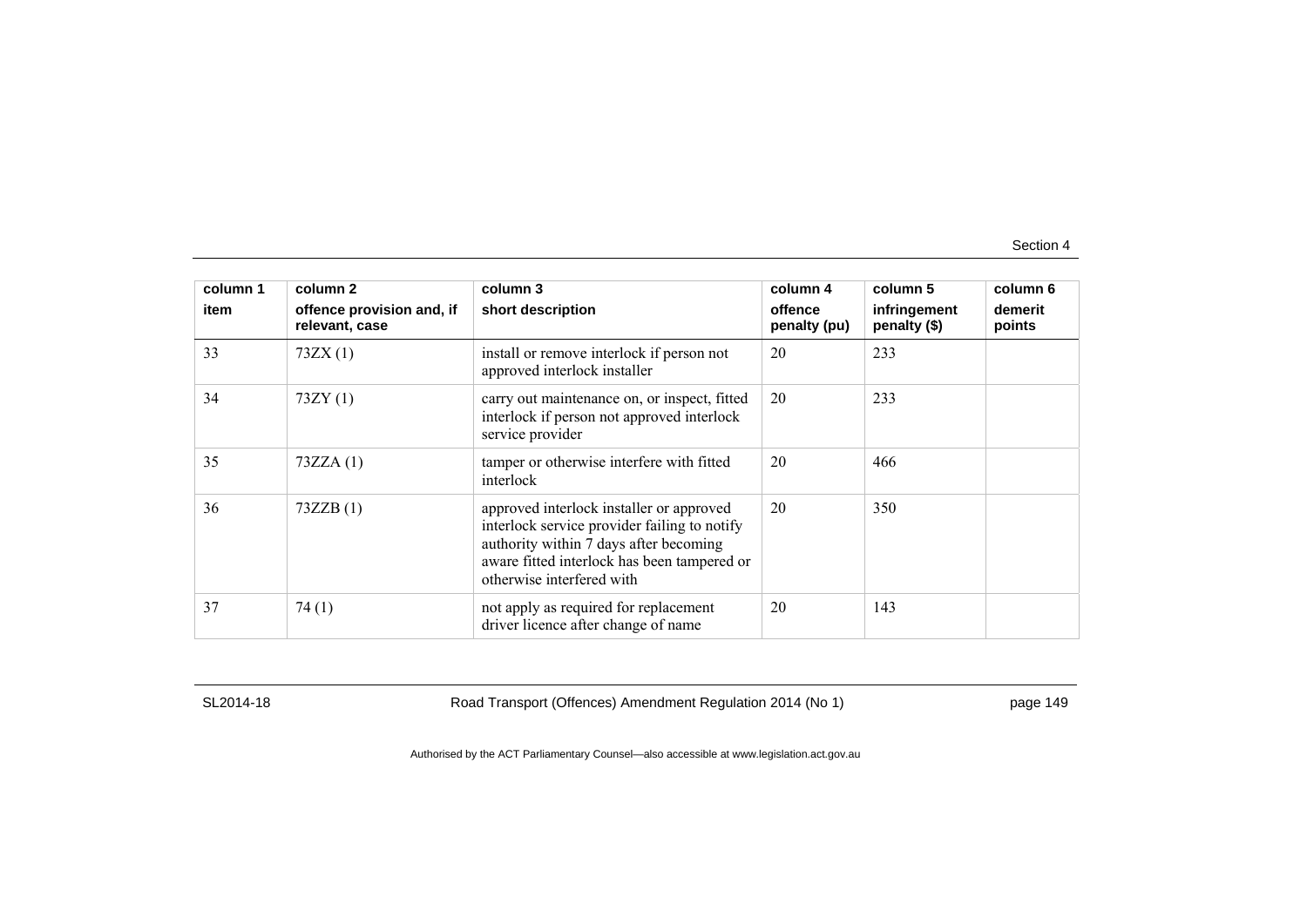| column 1 item | column 2 offence provision and, if relevant, case | column 3 short description | column 4 offence penalty (pu) | column 5 infringement penalty ($) | column 6 demerit points |
|---|---|---|---|---|---|
| 33 | 73ZX (1) | install or remove interlock if person not approved interlock installer | 20 | 233 | |
| 34 | 73ZY (1) | carry out maintenance on, or inspect, fitted interlock if person not approved interlock service provider | 20 | 233 | |
| 35 | 73ZZA (1) | tamper or otherwise interfere with fitted interlock | 20 | 466 | |
| 36 | 73ZZB (1) | approved interlock installer or approved interlock service provider failing to notify authority within 7 days after becoming aware fitted interlock has been tampered or otherwise interfered with | 20 | 350 | |
| 37 | 74 (1) | not apply as required for replacement driver licence after change of name | 20 | 143 | |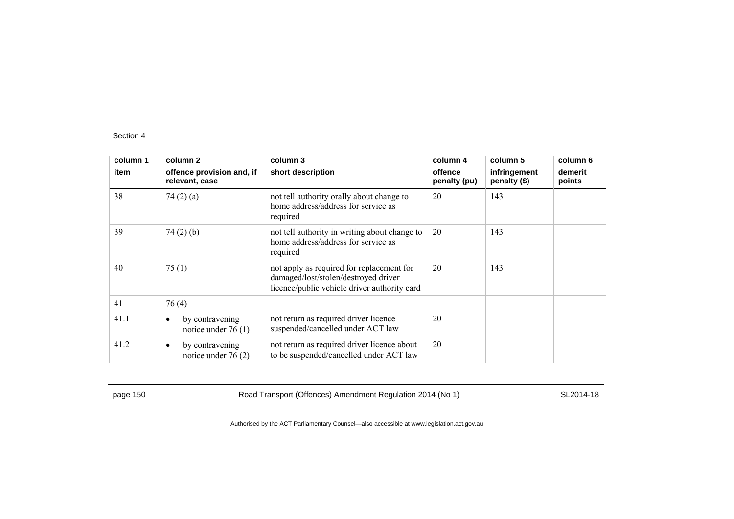| column 1 item | column 2 offence provision and, if relevant, case | column 3 short description | column 4 offence penalty (pu) | column 5 infringement penalty ($) | column 6 demerit points |
|---|---|---|---|---|---|
| 38 | 74 (2) (a) | not tell authority orally about change to home address/address for service as required | 20 | 143 | |
| 39 | 74 (2) (b) | not tell authority in writing about change to home address/address for service as required | 20 | 143 | |
| 40 | 75 (1) | not apply as required for replacement for damaged/lost/stolen/destroyed driver licence/public vehicle driver authority card | 20 | 143 | |
| 41 | 76 (4) | | | | |
| 41.1 | • by contravening notice under 76 (1) | not return as required driver licence suspended/cancelled under ACT law | 20 | | |
| 41.2 | • by contravening notice under 76 (2) | not return as required driver licence about to be suspended/cancelled under ACT law | 20 | | |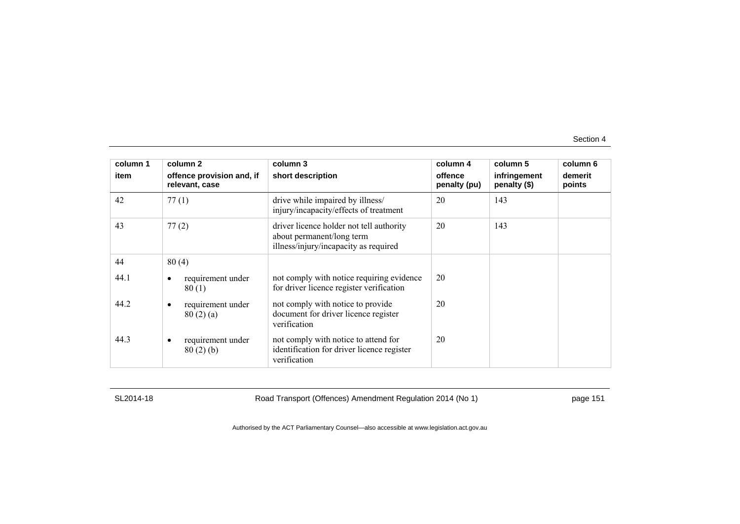| column 1 item | column 2 offence provision and, if relevant, case | column 3 short description | column 4 offence penalty (pu) | column 5 infringement penalty ($) | column 6 demerit points |
|---|---|---|---|---|---|
| 42 | 77 (1) | drive while impaired by illness/ injury/incapacity/effects of treatment | 20 | 143 | |
| 43 | 77 (2) | driver licence holder not tell authority about permanent/long term illness/injury/incapacity as required | 20 | 143 | |
| 44 | 80 (4) | | | | |
| 44.1 | • requirement under 80 (1) | not comply with notice requiring evidence for driver licence register verification | 20 | | |
| 44.2 | • requirement under 80 (2) (a) | not comply with notice to provide document for driver licence register verification | 20 | | |
| 44.3 | • requirement under 80 (2) (b) | not comply with notice to attend for identification for driver licence register verification | 20 | | |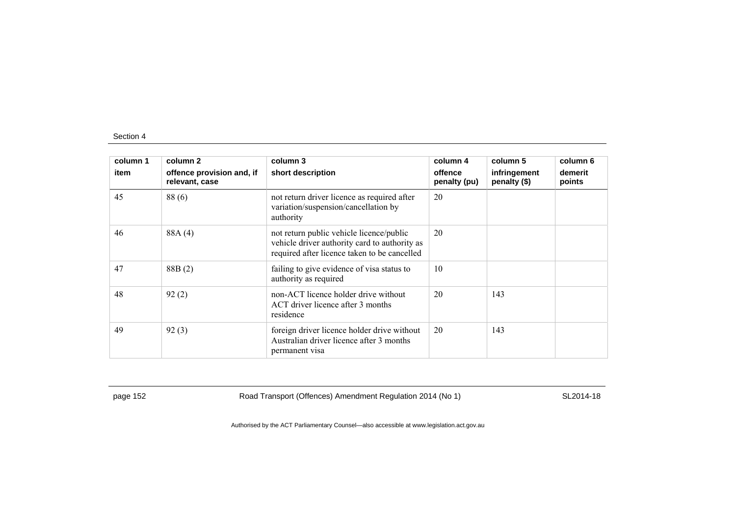| column 1 item | column 2 offence provision and, if relevant, case | column 3 short description | column 4 offence penalty (pu) | column 5 infringement penalty ($) | column 6 demerit points |
|---|---|---|---|---|---|
| 45 | 88 (6) | not return driver licence as required after variation/suspension/cancellation by authority | 20 | | |
| 46 | 88A (4) | not return public vehicle licence/public vehicle driver authority card to authority as required after licence taken to be cancelled | 20 | | |
| 47 | 88B (2) | failing to give evidence of visa status to authority as required | 10 | | |
| 48 | 92 (2) | non-ACT licence holder drive without ACT driver licence after 3 months residence | 20 | 143 | |
| 49 | 92 (3) | foreign driver licence holder drive without Australian driver licence after 3 months permanent visa | 20 | 143 | |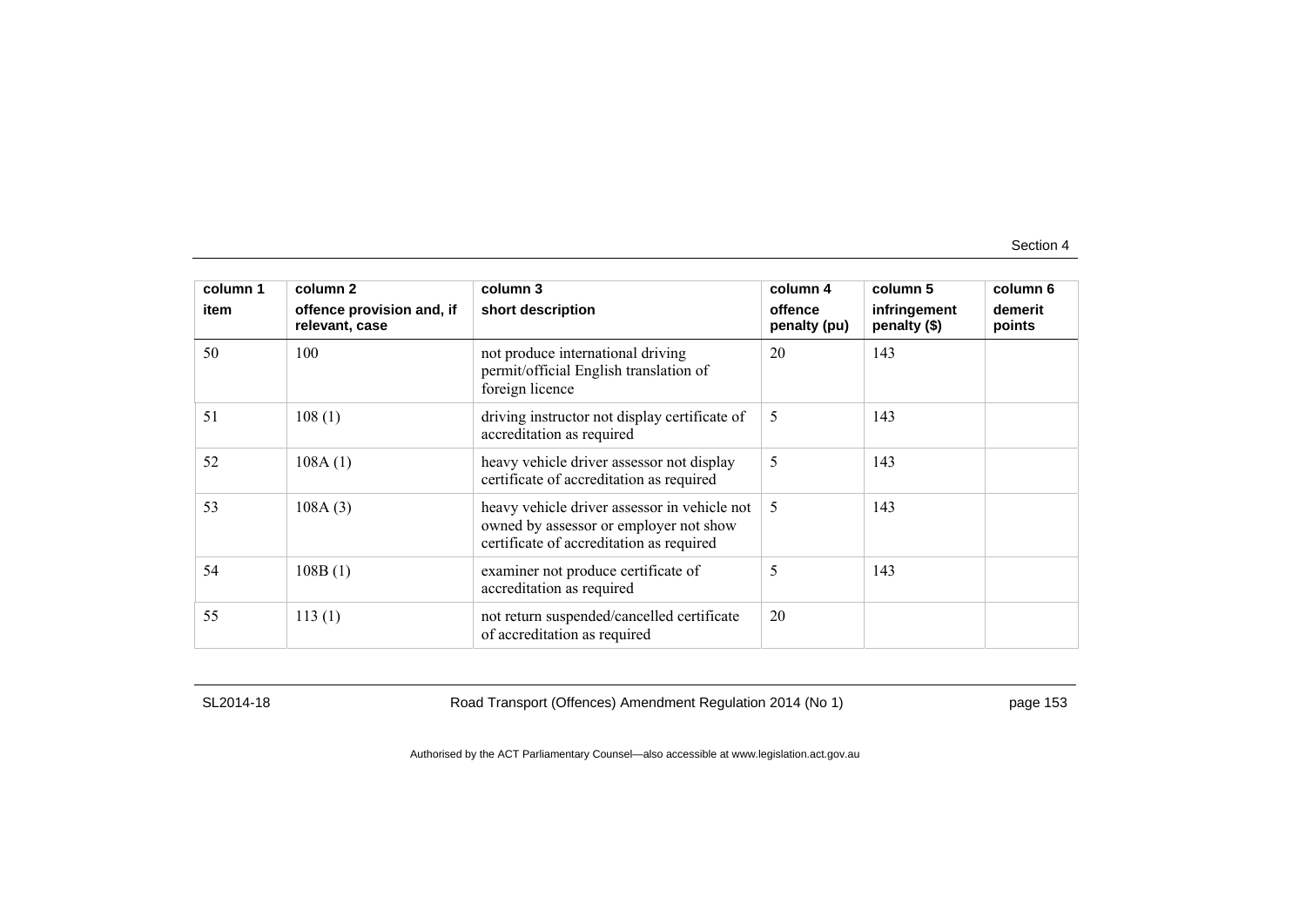| column 1 item | column 2 offence provision and, if relevant, case | column 3 short description | column 4 offence penalty (pu) | column 5 infringement penalty ($) | column 6 demerit points |
|---|---|---|---|---|---|
| 50 | 100 | not produce international driving permit/official English translation of foreign licence | 20 | 143 | |
| 51 | 108 (1) | driving instructor not display certificate of accreditation as required | 5 | 143 | |
| 52 | 108A (1) | heavy vehicle driver assessor not display certificate of accreditation as required | 5 | 143 | |
| 53 | 108A (3) | heavy vehicle driver assessor in vehicle not owned by assessor or employer not show certificate of accreditation as required | 5 | 143 | |
| 54 | 108B (1) | examiner not produce certificate of accreditation as required | 5 | 143 | |
| 55 | 113 (1) | not return suspended/cancelled certificate of accreditation as required | 20 | | |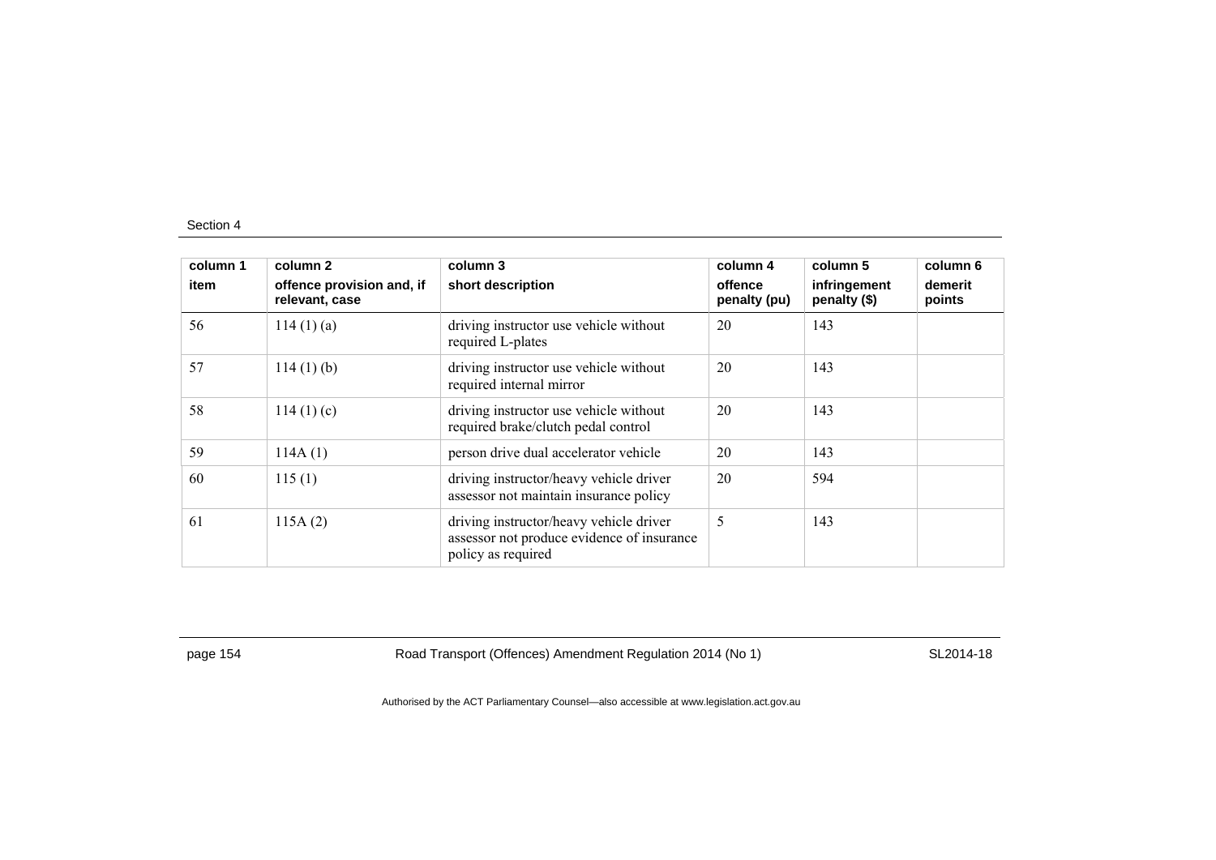| column 1 | column 2 | column 3 | column 4 | column 5 | column 6 |
|---|---|---|---|---|---|
| item | offence provision and, if relevant, case | short description | offence penalty (pu) | infringement penalty ($) | demerit points |
| 56 | 114 (1) (a) | driving instructor use vehicle without required L-plates | 20 | 143 | |
| 57 | 114 (1) (b) | driving instructor use vehicle without required internal mirror | 20 | 143 | |
| 58 | 114 (1) (c) | driving instructor use vehicle without required brake/clutch pedal control | 20 | 143 | |
| 59 | 114A (1) | person drive dual accelerator vehicle | 20 | 143 | |
| 60 | 115 (1) | driving instructor/heavy vehicle driver assessor not maintain insurance policy | 20 | 594 | |
| 61 | 115A (2) | driving instructor/heavy vehicle driver assessor not produce evidence of insurance policy as required | 5 | 143 | |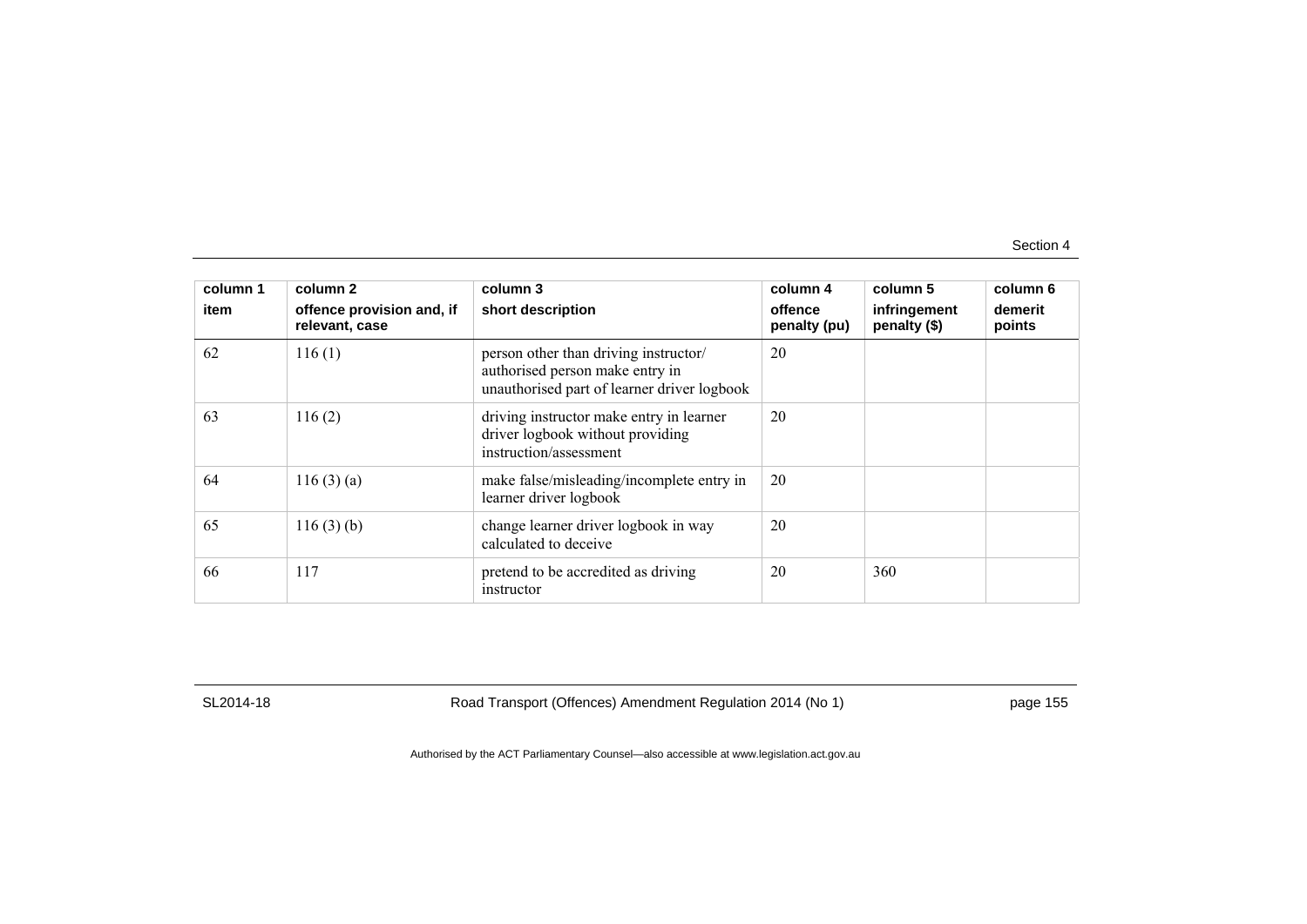| column 1<br>item | column 2<br>offence provision and, if relevant, case | column 3<br>short description | column 4<br>offence penalty (pu) | column 5<br>infringement penalty ($) | column 6<br>demerit points |
|---|---|---|---|---|---|
| 62 | 116 (1) | person other than driving instructor/ authorised person make entry in unauthorised part of learner driver logbook | 20 | | |
| 63 | 116 (2) | driving instructor make entry in learner driver logbook without providing instruction/assessment | 20 | | |
| 64 | 116 (3) (a) | make false/misleading/incomplete entry in learner driver logbook | 20 | | |
| 65 | 116 (3) (b) | change learner driver logbook in way calculated to deceive | 20 | | |
| 66 | 117 | pretend to be accredited as driving instructor | 20 | 360 | |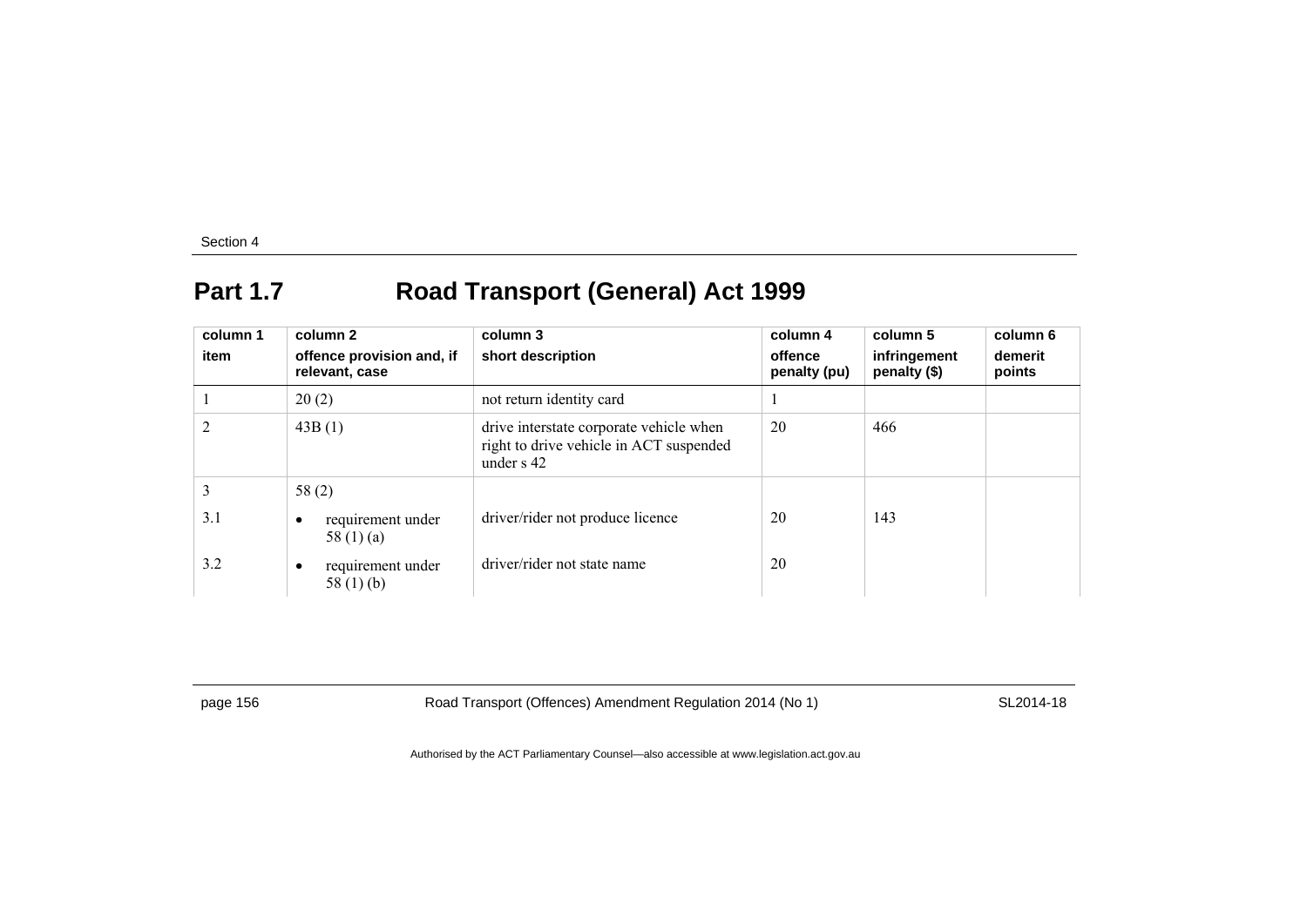## Part 1.7 Road Transport (General) Act 1999

| column 1<br>item | column 2<br>offence provision and, if relevant, case | column 3<br>short description | column 4<br>offence penalty (pu) | column 5<br>infringement penalty ($) | column 6<br>demerit points |
|---|---|---|---|---|---|
| 1 | 20 (2) | not return identity card | 1 | | |
| 2 | 43B (1) | drive interstate corporate vehicle when right to drive vehicle in ACT suspended under s 42 | 20 | 466 | |
| 3 | 58 (2) | | | | |
| 3.1 | • requirement under 58 (1) (a) | driver/rider not produce licence | 20 | 143 | |
| 3.2 | • requirement under 58 (1) (b) | driver/rider not state name | 20 | | |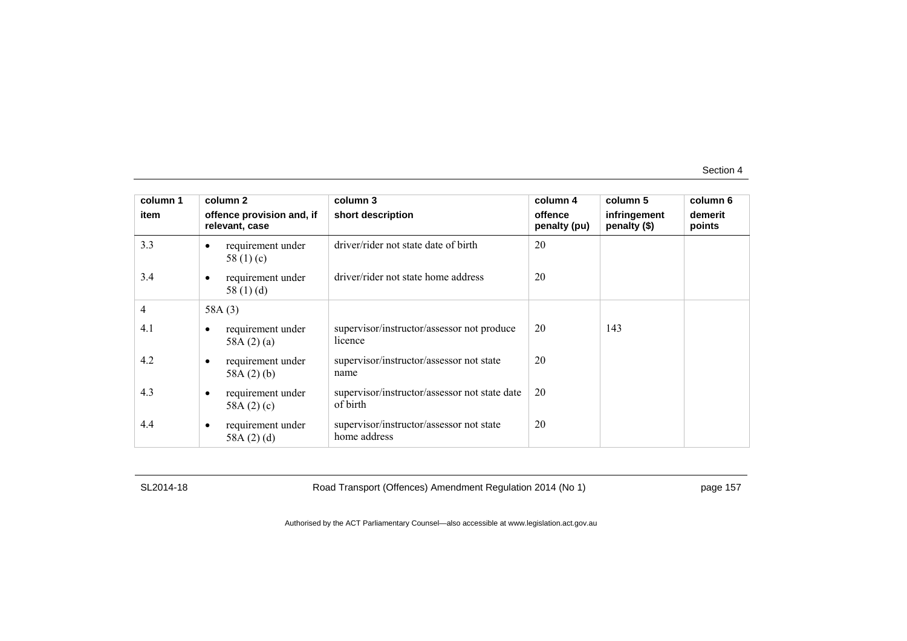| column 1 item | column 2 offence provision and, if relevant, case | column 3 short description | column 4 offence penalty (pu) | column 5 infringement penalty ($) | column 6 demerit points |
|---|---|---|---|---|---|
| 3.3 | • requirement under 58 (1) (c) | driver/rider not state date of birth | 20 | | |
| 3.4 | • requirement under 58 (1) (d) | driver/rider not state home address | 20 | | |
| 4 | 58A (3) | | | | |
| 4.1 | • requirement under 58A (2) (a) | supervisor/instructor/assessor not produce licence | 20 | 143 | |
| 4.2 | • requirement under 58A (2) (b) | supervisor/instructor/assessor not state name | 20 | | |
| 4.3 | • requirement under 58A (2) (c) | supervisor/instructor/assessor not state date of birth | 20 | | |
| 4.4 | • requirement under 58A (2) (d) | supervisor/instructor/assessor not state home address | 20 | | |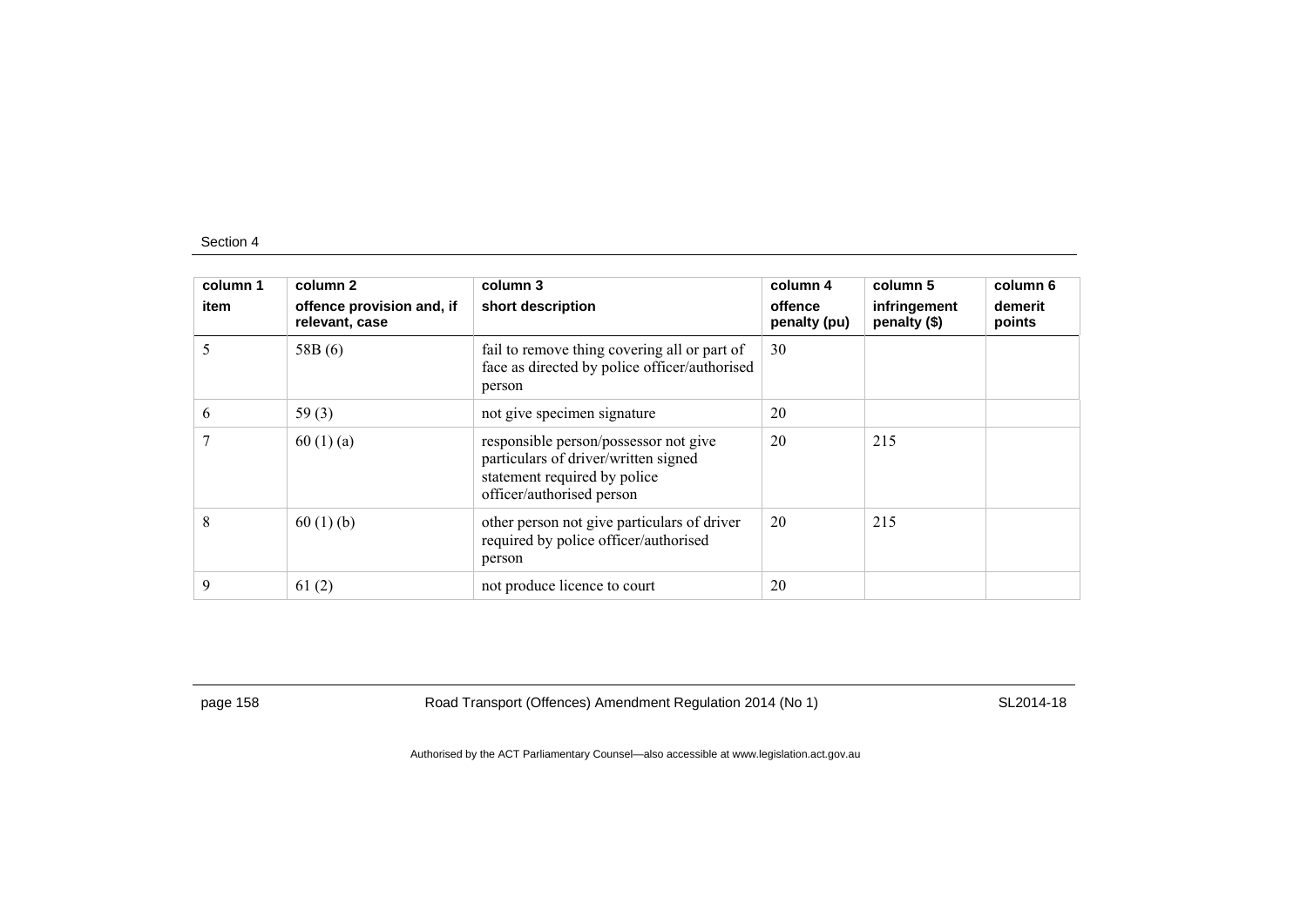| column 1<br>item | column 2<br>offence provision and, if relevant, case | column 3<br>short description | column 4<br>offence penalty (pu) | column 5<br>infringement penalty ($) | column 6<br>demerit points |
|---|---|---|---|---|---|
| 5 | 58B (6) | fail to remove thing covering all or part of face as directed by police officer/authorised person | 30 | | |
| 6 | 59 (3) | not give specimen signature | 20 | | |
| 7 | 60 (1) (a) | responsible person/possessor not give particulars of driver/written signed statement required by police officer/authorised person | 20 | 215 | |
| 8 | 60 (1) (b) | other person not give particulars of driver required by police officer/authorised person | 20 | 215 | |
| 9 | 61 (2) | not produce licence to court | 20 | | |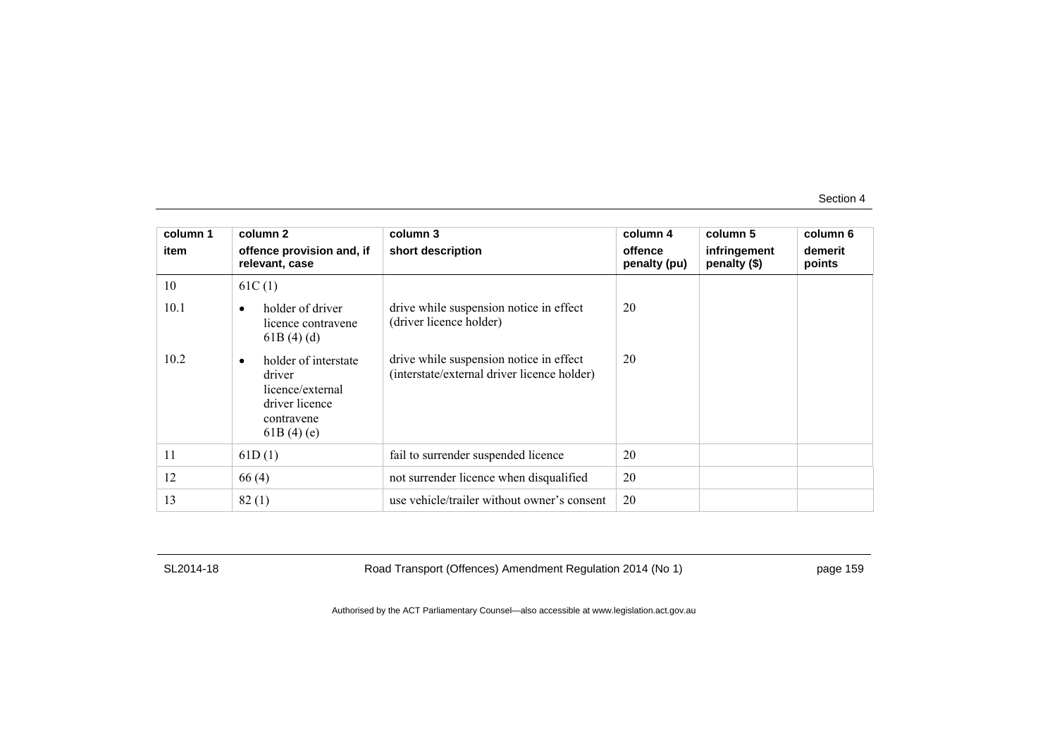| column 1 item | column 2 offence provision and, if relevant, case | column 3 short description | column 4 offence penalty (pu) | column 5 infringement penalty ($) | column 6 demerit points |
|---|---|---|---|---|---|
| 10 | 61C (1) | | | | |
| 10.1 | • holder of driver licence contravene 61B (4) (d) | drive while suspension notice in effect (driver licence holder) | 20 | | |
| 10.2 | • holder of interstate driver licence/external driver licence contravene 61B (4) (e) | drive while suspension notice in effect (interstate/external driver licence holder) | 20 | | |
| 11 | 61D (1) | fail to surrender suspended licence | 20 | | |
| 12 | 66 (4) | not surrender licence when disqualified | 20 | | |
| 13 | 82 (1) | use vehicle/trailer without owner's consent | 20 | | |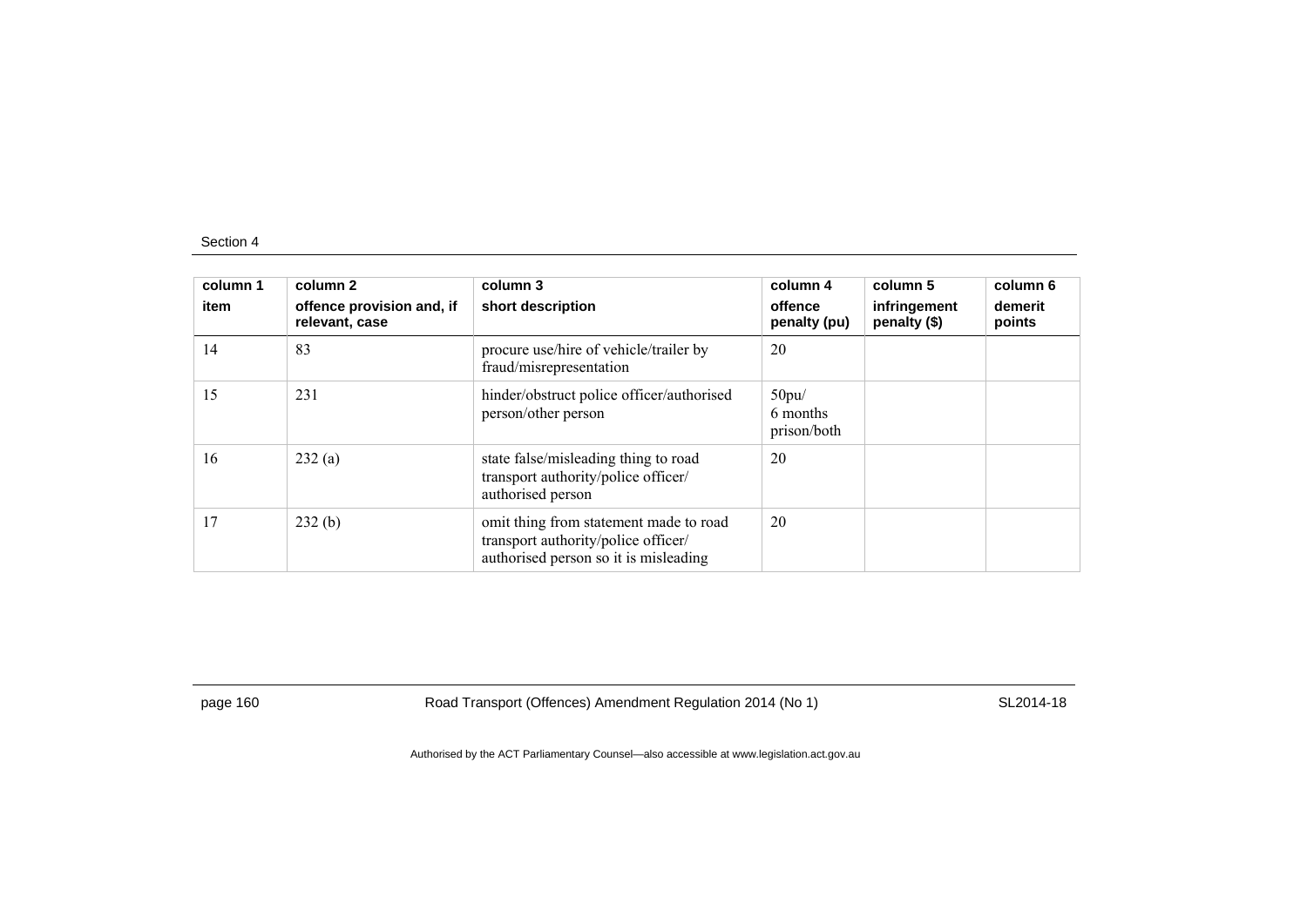| column 1 | column 2 | column 3 | column 4 | column 5 | column 6 |
|---|---|---|---|---|---|
| item | offence provision and, if relevant, case | short description | offence penalty (pu) | infringement penalty ($) | demerit points |
| 14 | 83 | procure use/hire of vehicle/trailer by fraud/misrepresentation | 20 | | |
| 15 | 231 | hinder/obstruct police officer/authorised person/other person | 50pu/ 6 months prison/both | | |
| 16 | 232 (a) | state false/misleading thing to road transport authority/police officer/ authorised person | 20 | | |
| 17 | 232 (b) | omit thing from statement made to road transport authority/police officer/ authorised person so it is misleading | 20 | | |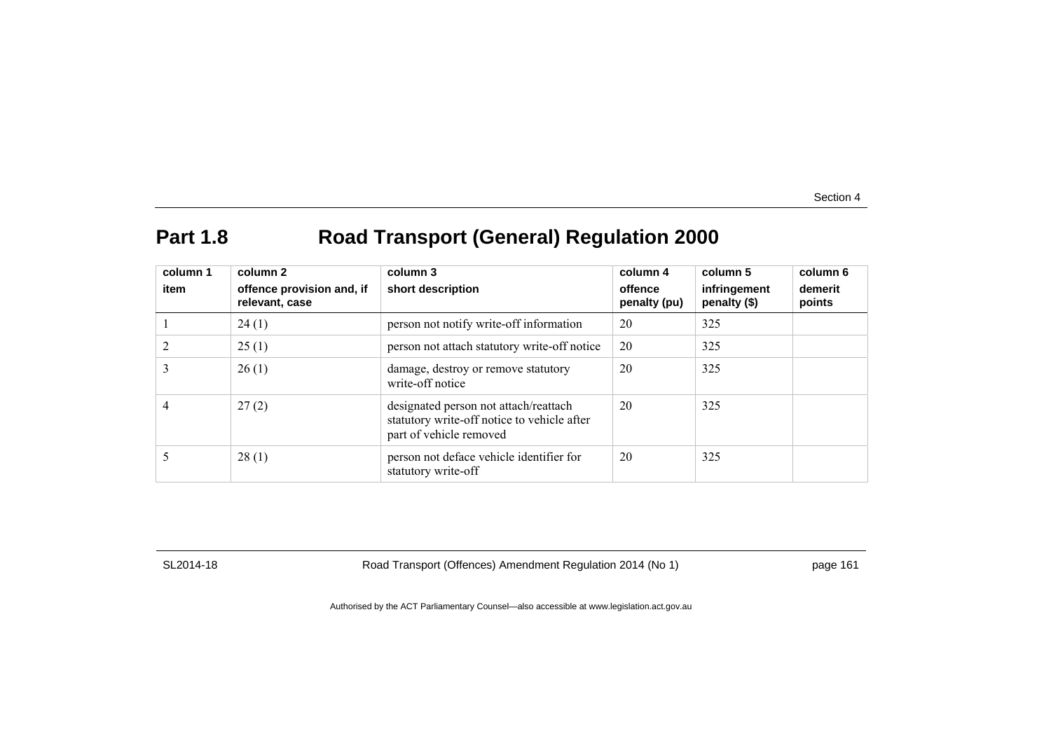## Part 1.8 Road Transport (General) Regulation 2000

| column 1<br>item | column 2<br>offence provision and, if relevant, case | column 3<br>short description | column 4<br>offence penalty (pu) | column 5<br>infringement penalty ($) | column 6<br>demerit points |
|---|---|---|---|---|---|
| 1 | 24 (1) | person not notify write-off information | 20 | 325 | |
| 2 | 25 (1) | person not attach statutory write-off notice | 20 | 325 | |
| 3 | 26 (1) | damage, destroy or remove statutory write-off notice | 20 | 325 | |
| 4 | 27 (2) | designated person not attach/reattach statutory write-off notice to vehicle after part of vehicle removed | 20 | 325 | |
| 5 | 28 (1) | person not deface vehicle identifier for statutory write-off | 20 | 325 | |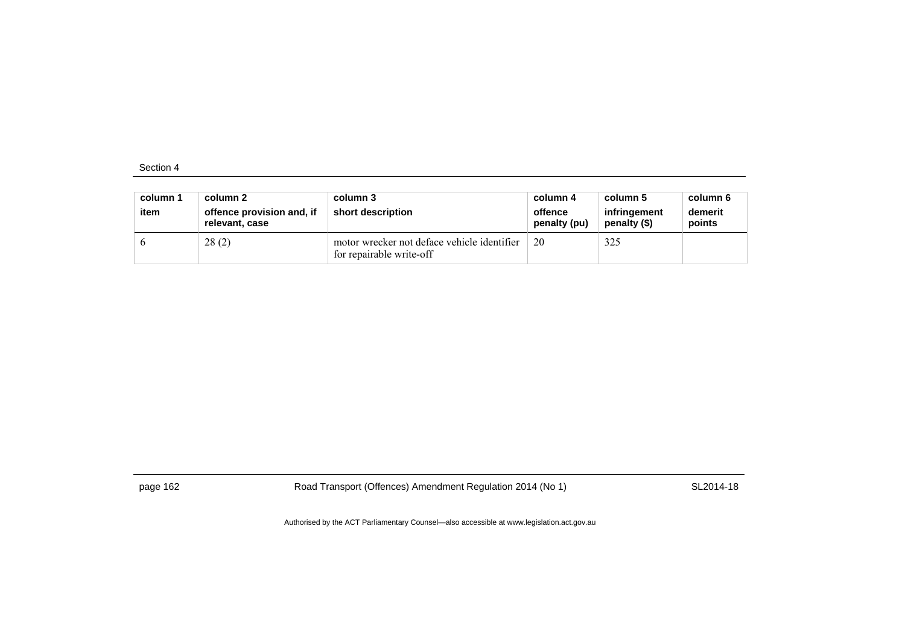| column 1<br>item | column 2<br>offence provision and, if relevant, case | column 3<br>short description | column 4<br>offence penalty (pu) | column 5<br>infringement penalty ($) | column 6<br>demerit points |
|---|---|---|---|---|---|
| 6 | 28 (2) | motor wrecker not deface vehicle identifier for repairable write-off | 20 | 325 | |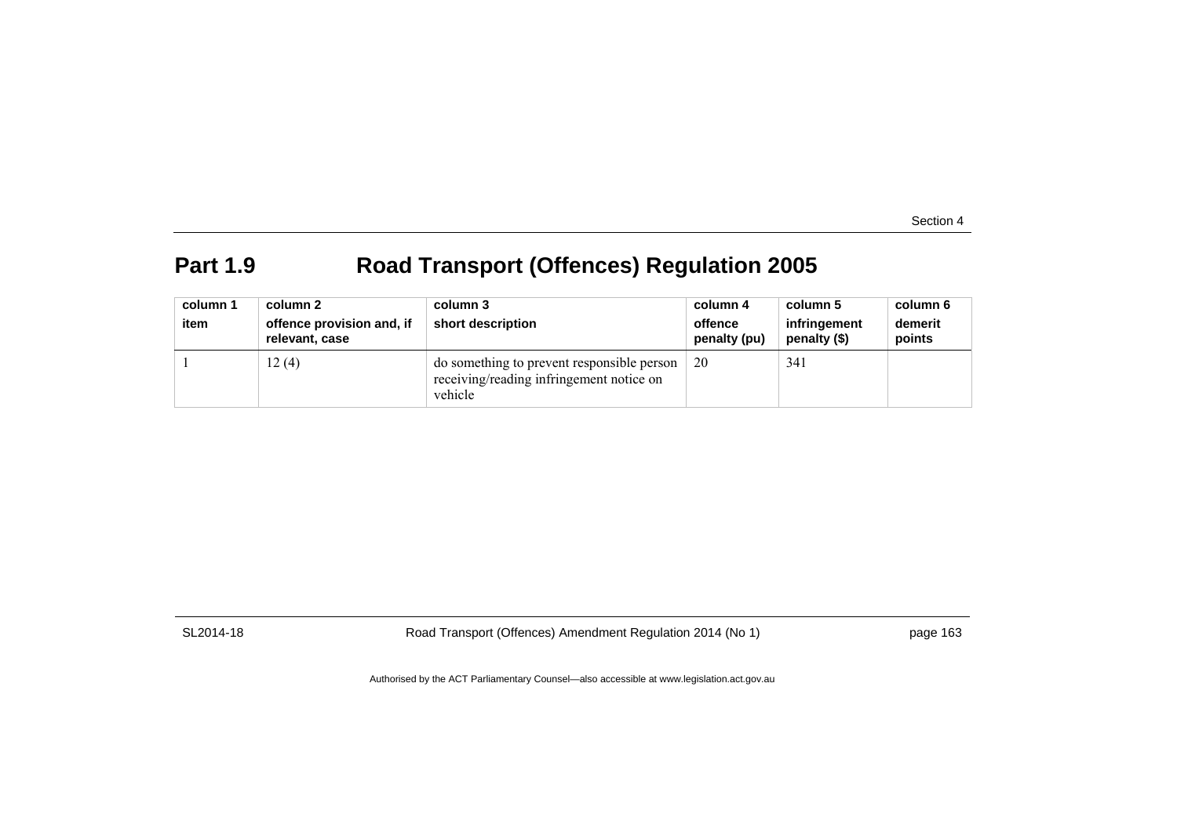## Part 1.9 Road Transport (Offences) Regulation 2005

| column 1<br>item | column 2<br>offence provision and, if relevant, case | column 3<br>short description | column 4<br>offence penalty (pu) | column 5<br>infringement penalty ($) | column 6<br>demerit points |
|---|---|---|---|---|---|
| 1 | 12 (4) | do something to prevent responsible person receiving/reading infringement notice on vehicle | 20 | 341 | |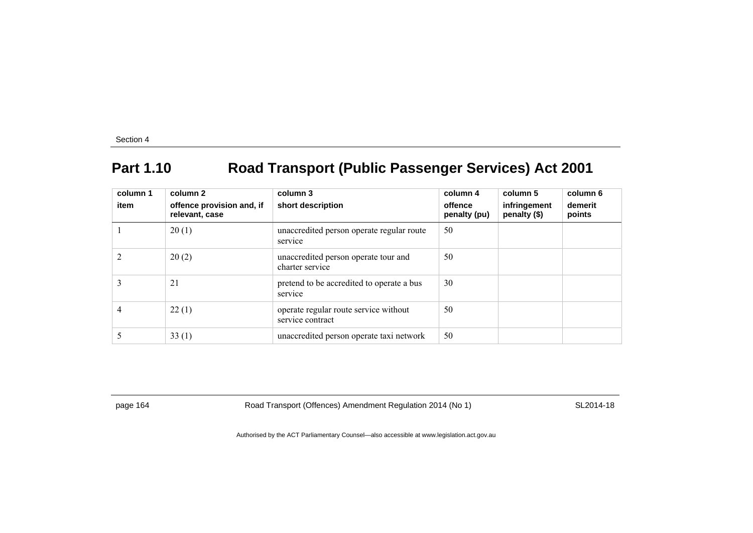## Part 1.10 Road Transport (Public Passenger Services) Act 2001

| column 1<br>item | column 2<br>offence provision and, if relevant, case | column 3<br>short description | column 4<br>offence penalty (pu) | column 5<br>infringement penalty ($) | column 6<br>demerit points |
|---|---|---|---|---|---|
| 1 | 20 (1) | unaccredited person operate regular route service | 50 | | |
| 2 | 20 (2) | unaccredited person operate tour and charter service | 50 | | |
| 3 | 21 | pretend to be accredited to operate a bus service | 30 | | |
| 4 | 22 (1) | operate regular route service without service contract | 50 | | |
| 5 | 33 (1) | unaccredited person operate taxi network | 50 | | |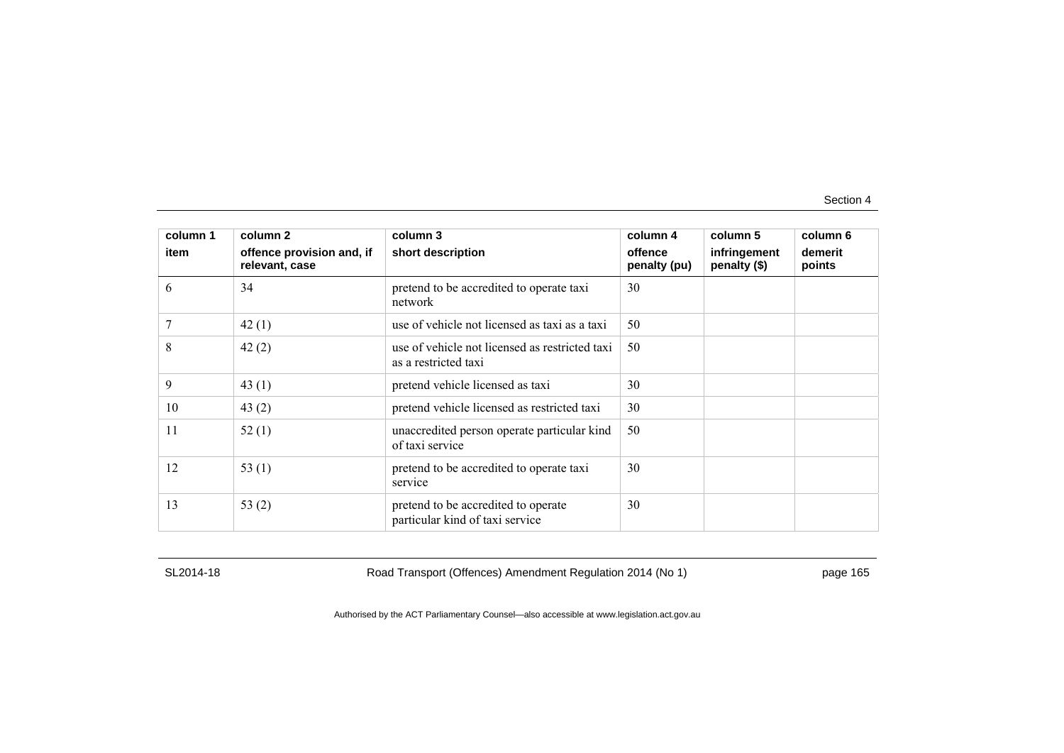| column 1<br>item | column 2<br>offence provision and, if relevant, case | column 3<br>short description | column 4<br>offence penalty (pu) | column 5<br>infringement penalty ($) | column 6<br>demerit points |
|---|---|---|---|---|---|
| 6 | 34 | pretend to be accredited to operate taxi network | 30 | | |
| 7 | 42 (1) | use of vehicle not licensed as taxi as a taxi | 50 | | |
| 8 | 42 (2) | use of vehicle not licensed as restricted taxi as a restricted taxi | 50 | | |
| 9 | 43 (1) | pretend vehicle licensed as taxi | 30 | | |
| 10 | 43 (2) | pretend vehicle licensed as restricted taxi | 30 | | |
| 11 | 52 (1) | unaccredited person operate particular kind of taxi service | 50 | | |
| 12 | 53 (1) | pretend to be accredited to operate taxi service | 30 | | |
| 13 | 53 (2) | pretend to be accredited to operate particular kind of taxi service | 30 | | |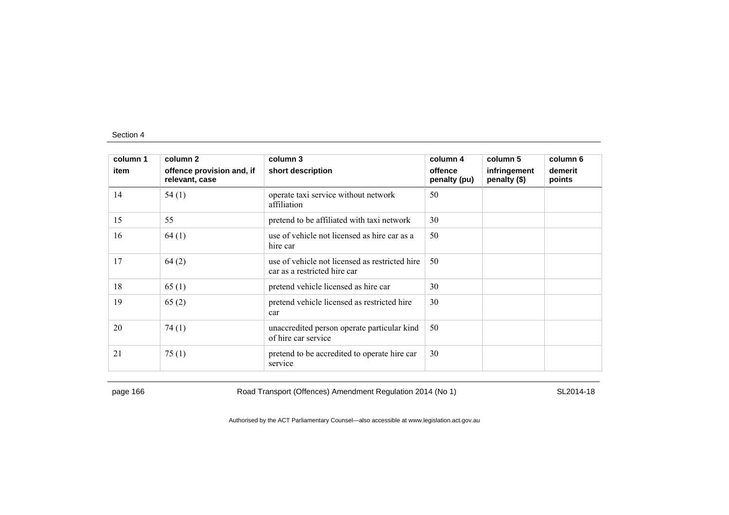| column 1 item | column 2 offence provision and, if relevant, case | column 3 short description | column 4 offence penalty (pu) | column 5 infringement penalty ($) | column 6 demerit points |
|---|---|---|---|---|---|
| 14 | 54 (1) | operate taxi service without network affiliation | 50 | | |
| 15 | 55 | pretend to be affiliated with taxi network | 30 | | |
| 16 | 64 (1) | use of vehicle not licensed as hire car as a hire car | 50 | | |
| 17 | 64 (2) | use of vehicle not licensed as restricted hire car as a restricted hire car | 50 | | |
| 18 | 65 (1) | pretend vehicle licensed as hire car | 30 | | |
| 19 | 65 (2) | pretend vehicle licensed as restricted hire car | 30 | | |
| 20 | 74 (1) | unaccredited person operate particular kind of hire car service | 50 | | |
| 21 | 75 (1) | pretend to be accredited to operate hire car service | 30 | | |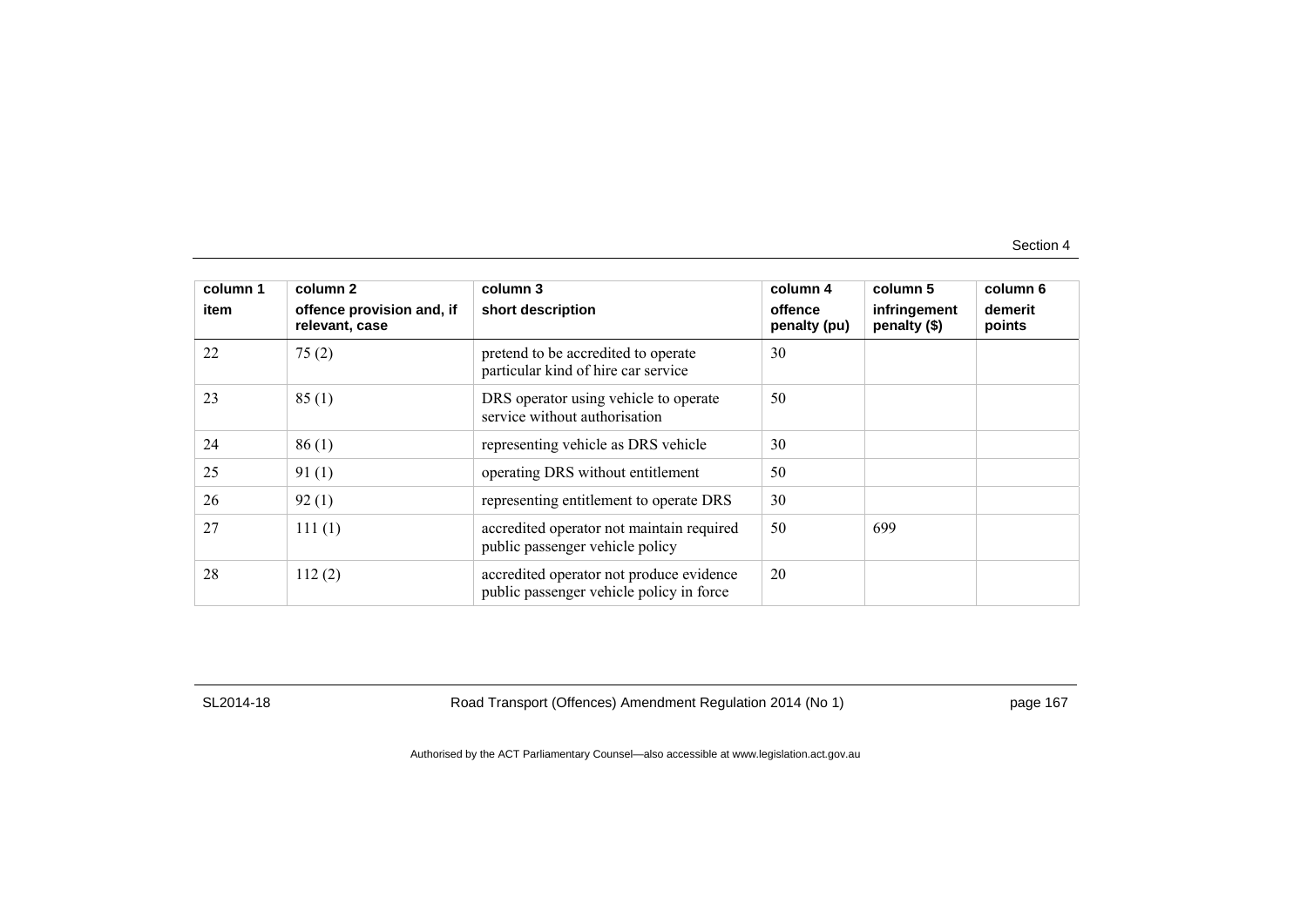| column 1 item | column 2 offence provision and, if relevant, case | column 3 short description | column 4 offence penalty (pu) | column 5 infringement penalty ($) | column 6 demerit points |
|---|---|---|---|---|---|
| 22 | 75 (2) | pretend to be accredited to operate particular kind of hire car service | 30 | | |
| 23 | 85 (1) | DRS operator using vehicle to operate service without authorisation | 50 | | |
| 24 | 86 (1) | representing vehicle as DRS vehicle | 30 | | |
| 25 | 91 (1) | operating DRS without entitlement | 50 | | |
| 26 | 92 (1) | representing entitlement to operate DRS | 30 | | |
| 27 | 111 (1) | accredited operator not maintain required public passenger vehicle policy | 50 | 699 | |
| 28 | 112 (2) | accredited operator not produce evidence public passenger vehicle policy in force | 20 | | |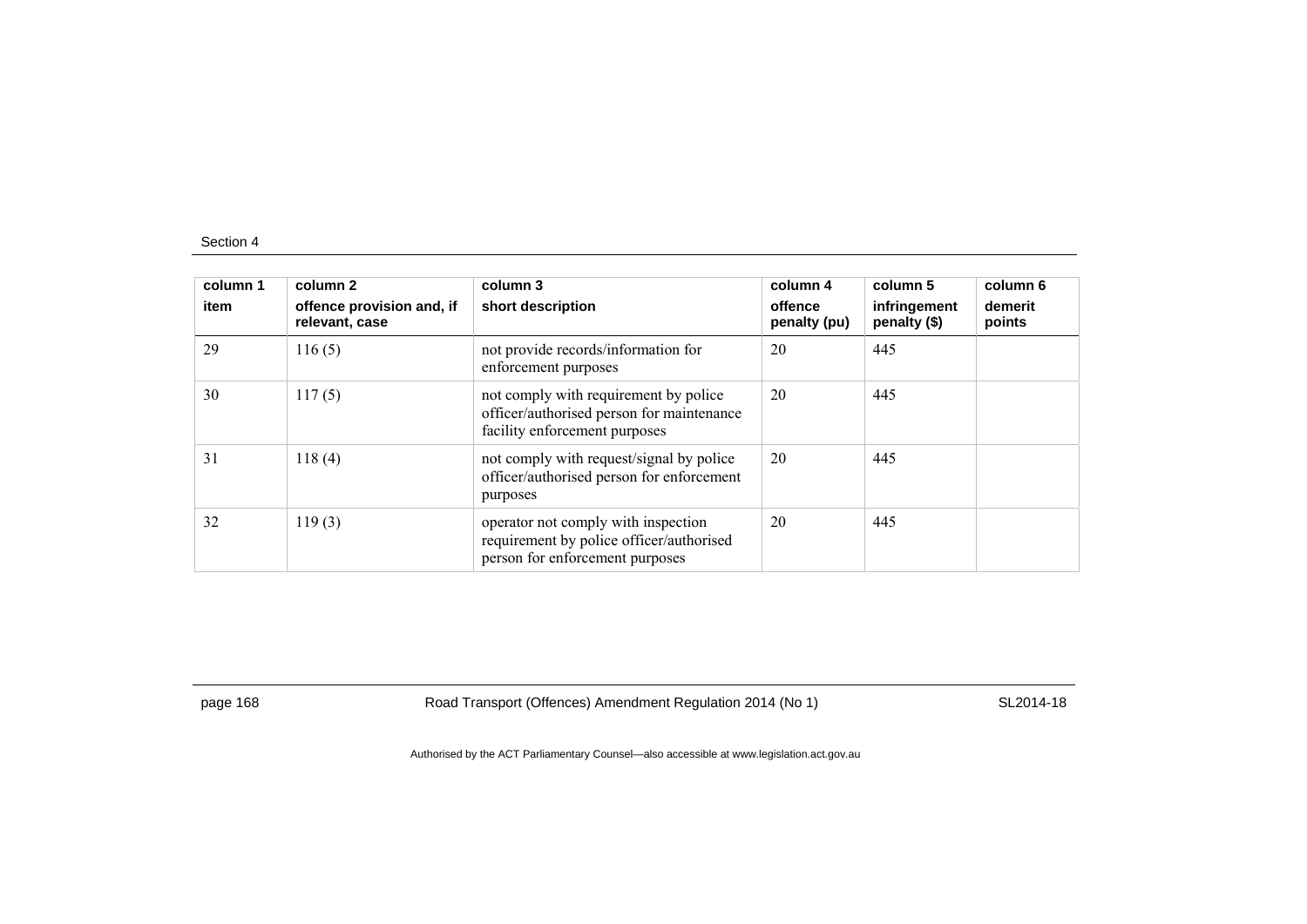| column 1<br>item | column 2<br>offence provision and, if relevant, case | column 3<br>short description | column 4<br>offence penalty (pu) | column 5<br>infringement penalty ($) | column 6<br>demerit points |
|---|---|---|---|---|---|
| 29 | 116 (5) | not provide records/information for enforcement purposes | 20 | 445 | |
| 30 | 117 (5) | not comply with requirement by police officer/authorised person for maintenance facility enforcement purposes | 20 | 445 | |
| 31 | 118 (4) | not comply with request/signal by police officer/authorised person for enforcement purposes | 20 | 445 | |
| 32 | 119 (3) | operator not comply with inspection requirement by police officer/authorised person for enforcement purposes | 20 | 445 | |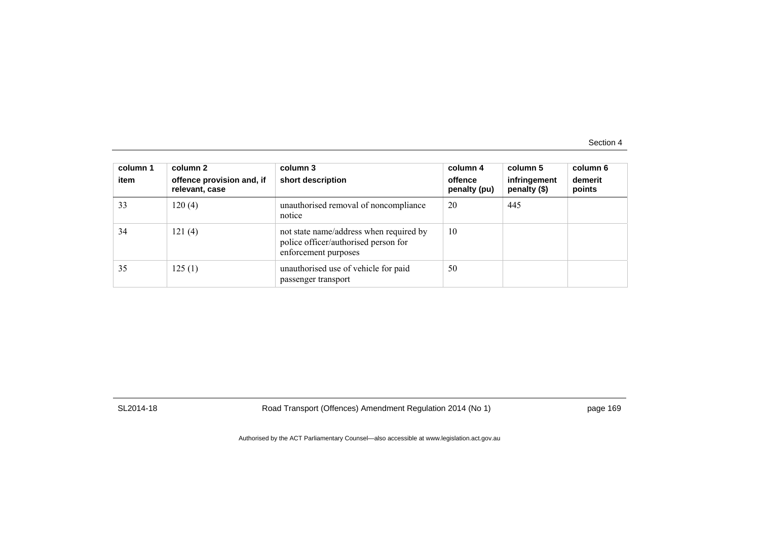| column 1<br>item | column 2<br>offence provision and, if relevant, case | column 3<br>short description | column 4<br>offence penalty (pu) | column 5<br>infringement penalty ($) | column 6<br>demerit points |
|---|---|---|---|---|---|
| 33 | 120 (4) | unauthorised removal of noncompliance notice | 20 | 445 | |
| 34 | 121 (4) | not state name/address when required by police officer/authorised person for enforcement purposes | 10 | | |
| 35 | 125 (1) | unauthorised use of vehicle for paid passenger transport | 50 | | |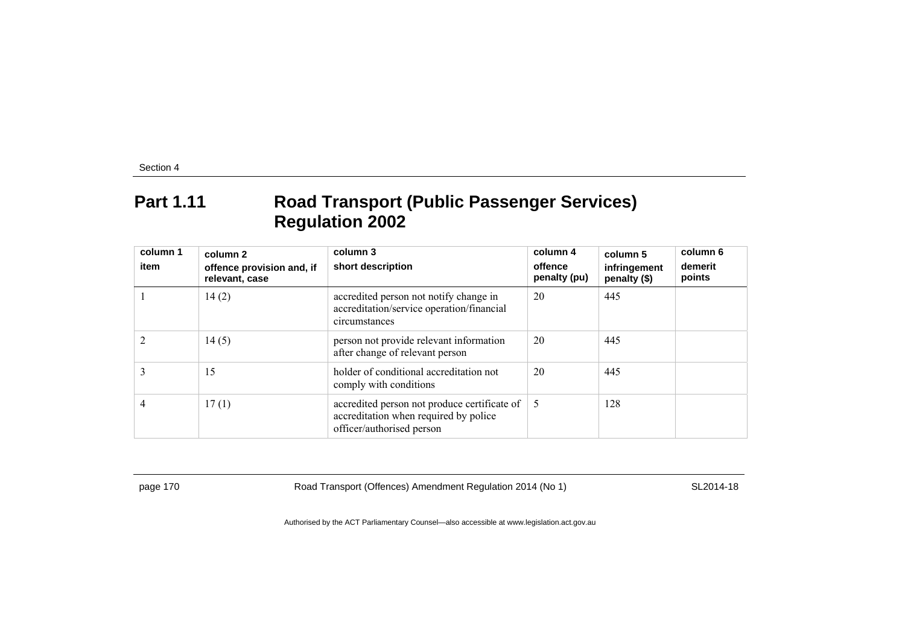## Part 1.11 Road Transport (Public Passenger Services) Regulation 2002

| column 1<br>item | column 2<br>offence provision and, if relevant, case | column 3<br>short description | column 4<br>offence penalty (pu) | column 5<br>infringement penalty ($) | column 6<br>demerit points |
|---|---|---|---|---|---|
| 1 | 14 (2) | accredited person not notify change in accreditation/service operation/financial circumstances | 20 | 445 | |
| 2 | 14 (5) | person not provide relevant information after change of relevant person | 20 | 445 | |
| 3 | 15 | holder of conditional accreditation not comply with conditions | 20 | 445 | |
| 4 | 17 (1) | accredited person not produce certificate of accreditation when required by police officer/authorised person | 5 | 128 | |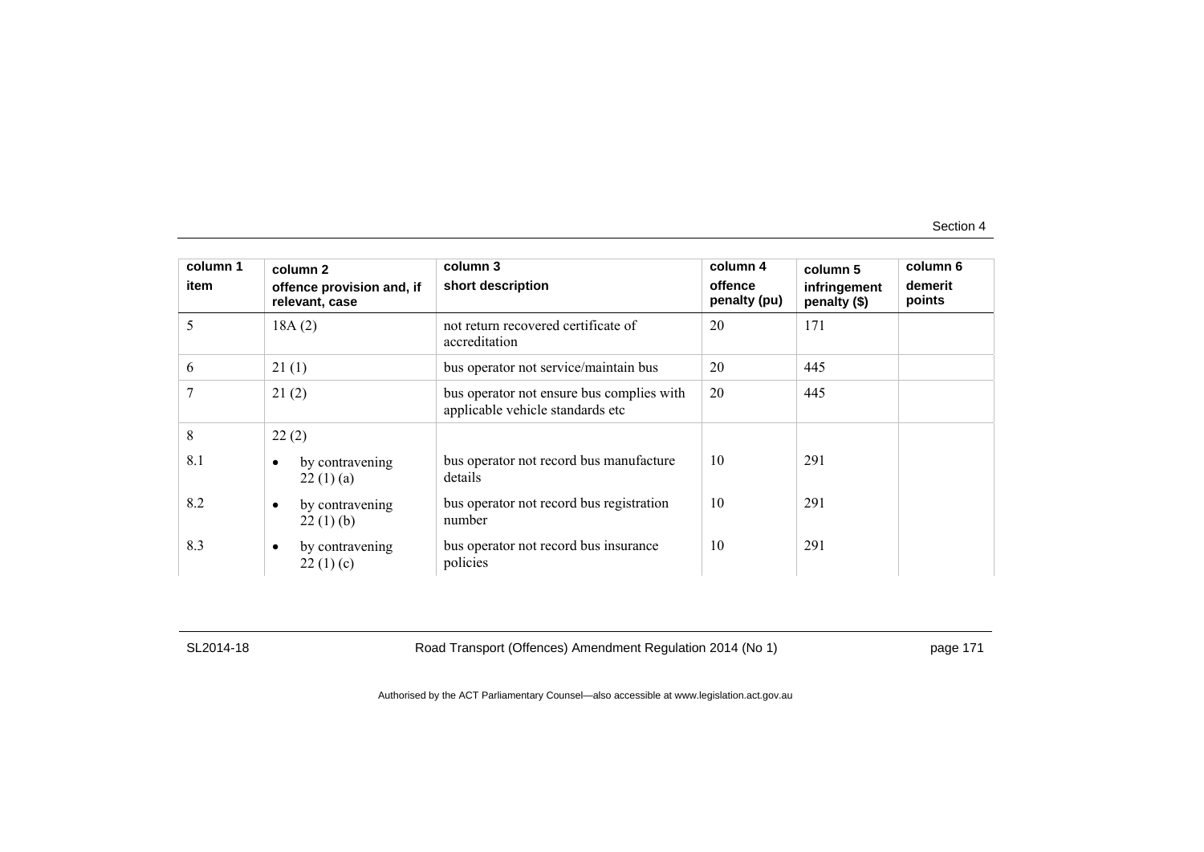| column 1<br>item | column 2<br>offence provision and, if relevant, case | column 3<br>short description | column 4<br>offence penalty (pu) | column 5<br>infringement penalty ($) | column 6<br>demerit points |
|---|---|---|---|---|---|
| 5 | 18A (2) | not return recovered certificate of accreditation | 20 | 171 | |
| 6 | 21 (1) | bus operator not service/maintain bus | 20 | 445 | |
| 7 | 21 (2) | bus operator not ensure bus complies with applicable vehicle standards etc | 20 | 445 | |
| 8 | 22 (2) | | | | |
| 8.1 | • by contravening 22 (1) (a) | bus operator not record bus manufacture details | 10 | 291 | |
| 8.2 | • by contravening 22 (1) (b) | bus operator not record bus registration number | 10 | 291 | |
| 8.3 | • by contravening 22 (1) (c) | bus operator not record bus insurance policies | 10 | 291 | |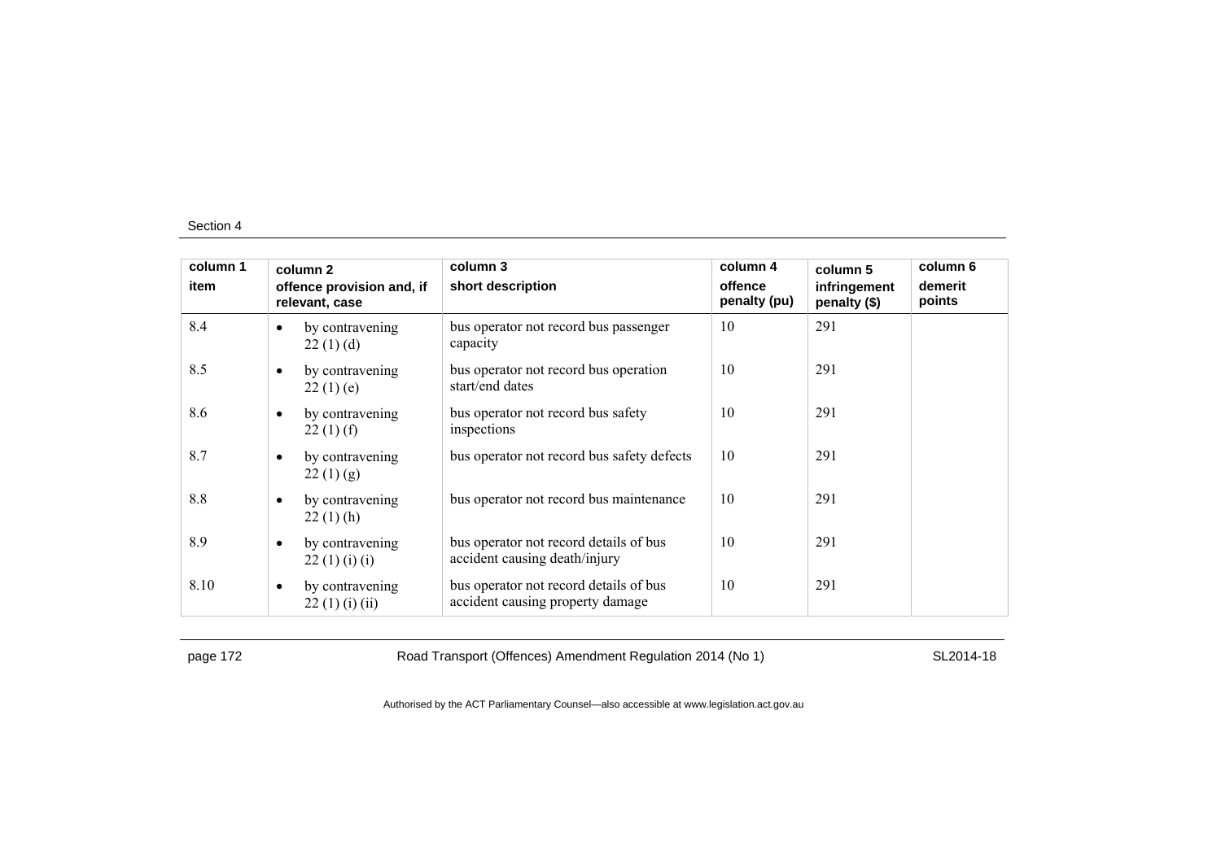| column 1 item | column 2 offence provision and, if relevant, case | column 3 short description | column 4 offence penalty (pu) | column 5 infringement penalty ($) | column 6 demerit points |
|---|---|---|---|---|---|
| 8.4 | • by contravening 22 (1) (d) | bus operator not record bus passenger capacity | 10 | 291 | |
| 8.5 | • by contravening 22 (1) (e) | bus operator not record bus operation start/end dates | 10 | 291 | |
| 8.6 | • by contravening 22 (1) (f) | bus operator not record bus safety inspections | 10 | 291 | |
| 8.7 | • by contravening 22 (1) (g) | bus operator not record bus safety defects | 10 | 291 | |
| 8.8 | • by contravening 22 (1) (h) | bus operator not record bus maintenance | 10 | 291 | |
| 8.9 | • by contravening 22 (1) (i) (i) | bus operator not record details of bus accident causing death/injury | 10 | 291 | |
| 8.10 | • by contravening 22 (1) (i) (ii) | bus operator not record details of bus accident causing property damage | 10 | 291 | |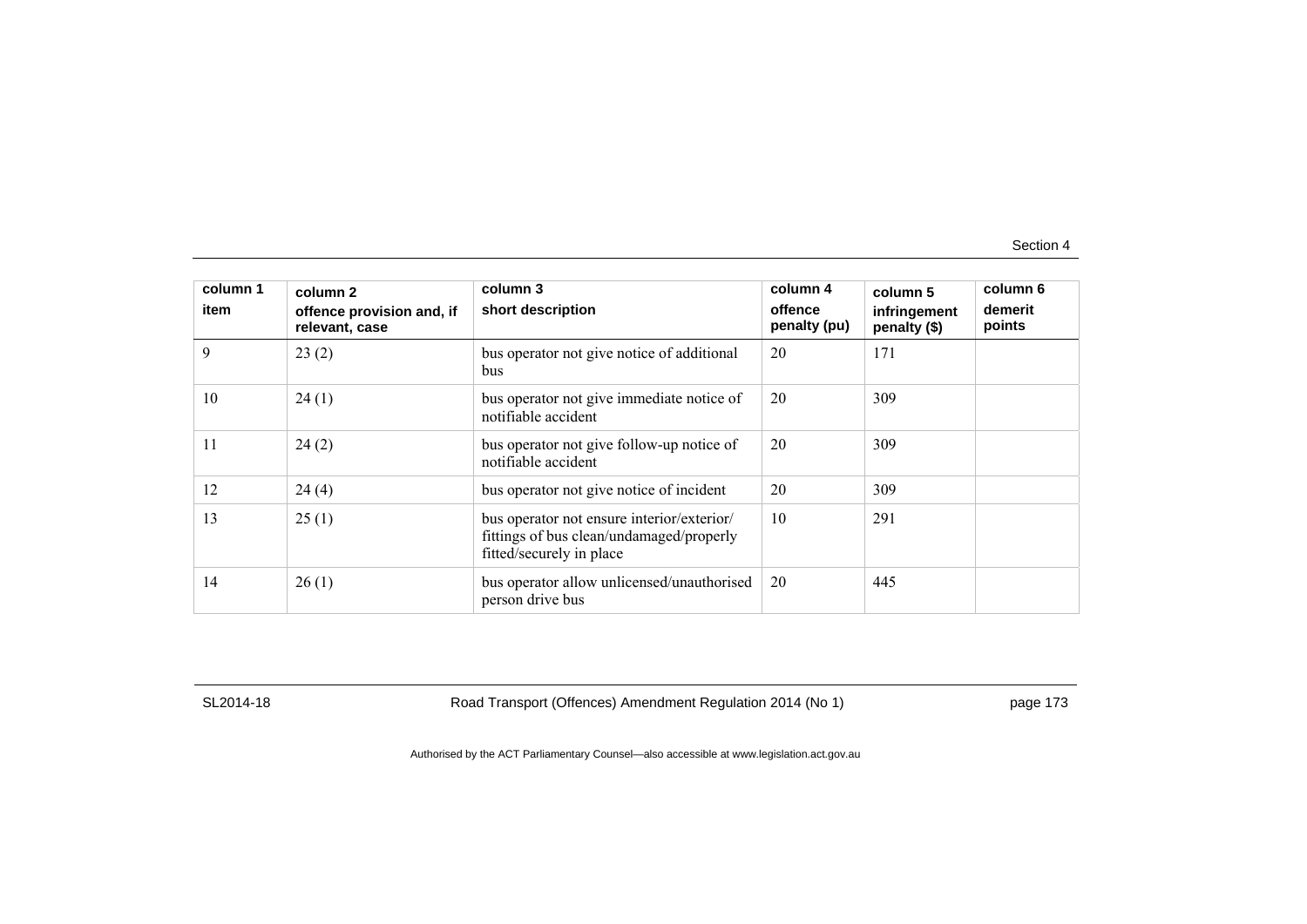| column 1<br>item | column 2<br>offence provision and, if relevant, case | column 3<br>short description | column 4<br>offence penalty (pu) | column 5<br>infringement penalty ($) | column 6<br>demerit points |
|---|---|---|---|---|---|
| 9 | 23 (2) | bus operator not give notice of additional bus | 20 | 171 | |
| 10 | 24 (1) | bus operator not give immediate notice of notifiable accident | 20 | 309 | |
| 11 | 24 (2) | bus operator not give follow-up notice of notifiable accident | 20 | 309 | |
| 12 | 24 (4) | bus operator not give notice of incident | 20 | 309 | |
| 13 | 25 (1) | bus operator not ensure interior/exterior/ fittings of bus clean/undamaged/properly fitted/securely in place | 10 | 291 | |
| 14 | 26 (1) | bus operator allow unlicensed/unauthorised person drive bus | 20 | 445 | |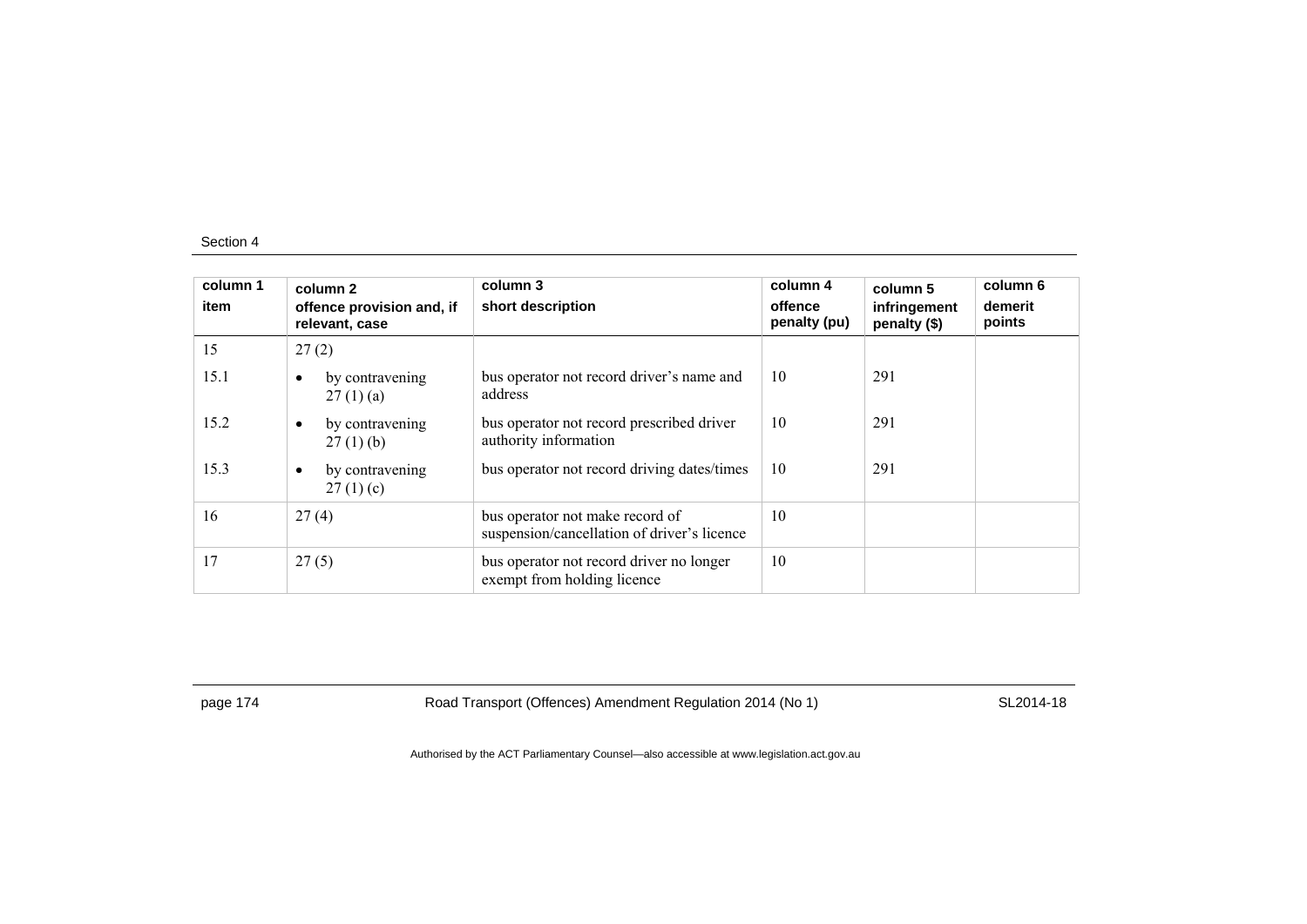| column 1<br>item | column 2<br>offence provision and, if relevant, case | column 3<br>short description | column 4<br>offence penalty (pu) | column 5<br>infringement penalty ($) | column 6<br>demerit points |
|---|---|---|---|---|---|
| 15 | 27 (2) | | | | |
| 15.1 | • by contravening 27 (1) (a) | bus operator not record driver's name and address | 10 | 291 | |
| 15.2 | • by contravening 27 (1) (b) | bus operator not record prescribed driver authority information | 10 | 291 | |
| 15.3 | • by contravening 27 (1) (c) | bus operator not record driving dates/times | 10 | 291 | |
| 16 | 27 (4) | bus operator not make record of suspension/cancellation of driver's licence | 10 | | |
| 17 | 27 (5) | bus operator not record driver no longer exempt from holding licence | 10 | | |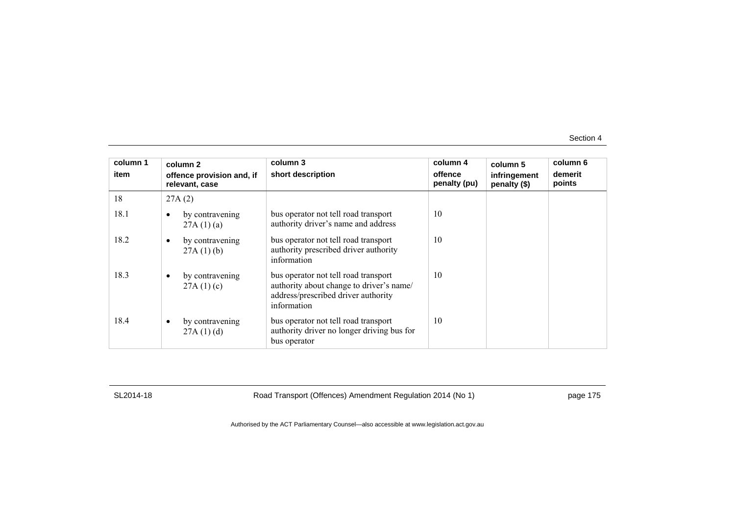| column 1 item | column 2 offence provision and, if relevant, case | column 3 short description | column 4 offence penalty (pu) | column 5 infringement penalty ($) | column 6 demerit points |
|---|---|---|---|---|---|
| 18 | 27A (2) | | | | |
| 18.1 | • by contravening 27A (1) (a) | bus operator not tell road transport authority driver's name and address | 10 | | |
| 18.2 | • by contravening 27A (1) (b) | bus operator not tell road transport authority prescribed driver authority information | 10 | | |
| 18.3 | • by contravening 27A (1) (c) | bus operator not tell road transport authority about change to driver's name/ address/prescribed driver authority information | 10 | | |
| 18.4 | • by contravening 27A (1) (d) | bus operator not tell road transport authority driver no longer driving bus for bus operator | 10 | | |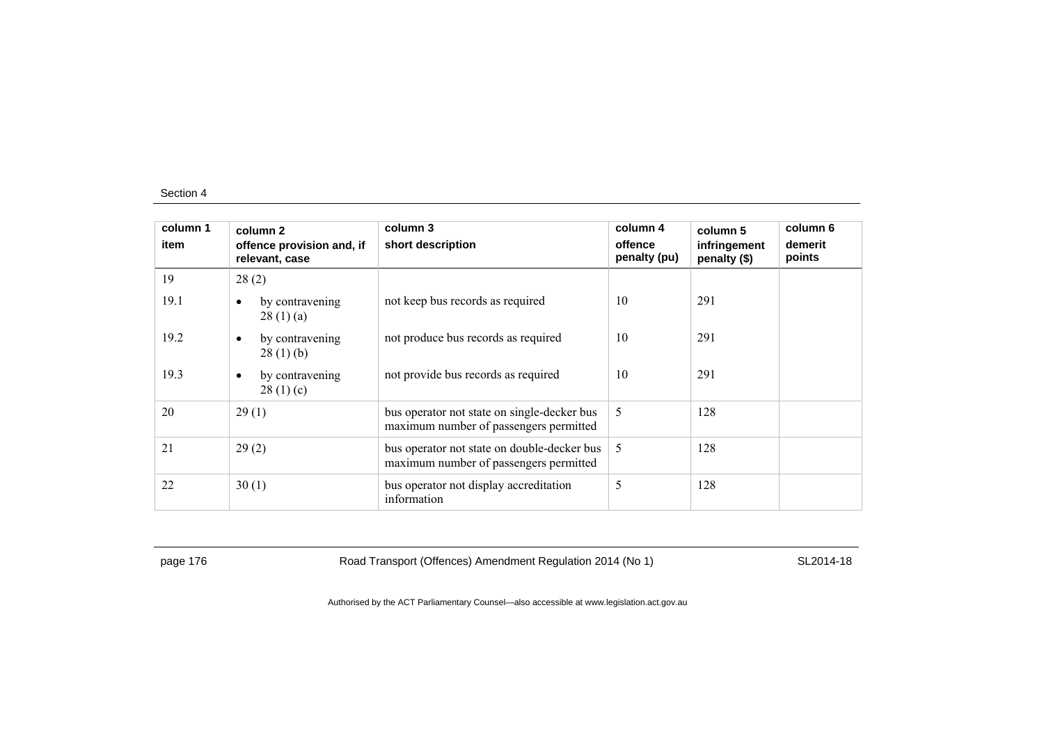| column 1<br>item | column 2<br>offence provision and, if relevant, case | column 3<br>short description | column 4<br>offence penalty (pu) | column 5<br>infringement penalty ($) | column 6<br>demerit points |
|---|---|---|---|---|---|
| 19 | 28 (2) | | | | |
| 19.1 | • by contravening 28 (1) (a) | not keep bus records as required | 10 | 291 | |
| 19.2 | • by contravening 28 (1) (b) | not produce bus records as required | 10 | 291 | |
| 19.3 | • by contravening 28 (1) (c) | not provide bus records as required | 10 | 291 | |
| 20 | 29 (1) | bus operator not state on single-decker bus maximum number of passengers permitted | 5 | 128 | |
| 21 | 29 (2) | bus operator not state on double-decker bus maximum number of passengers permitted | 5 | 128 | |
| 22 | 30 (1) | bus operator not display accreditation information | 5 | 128 | |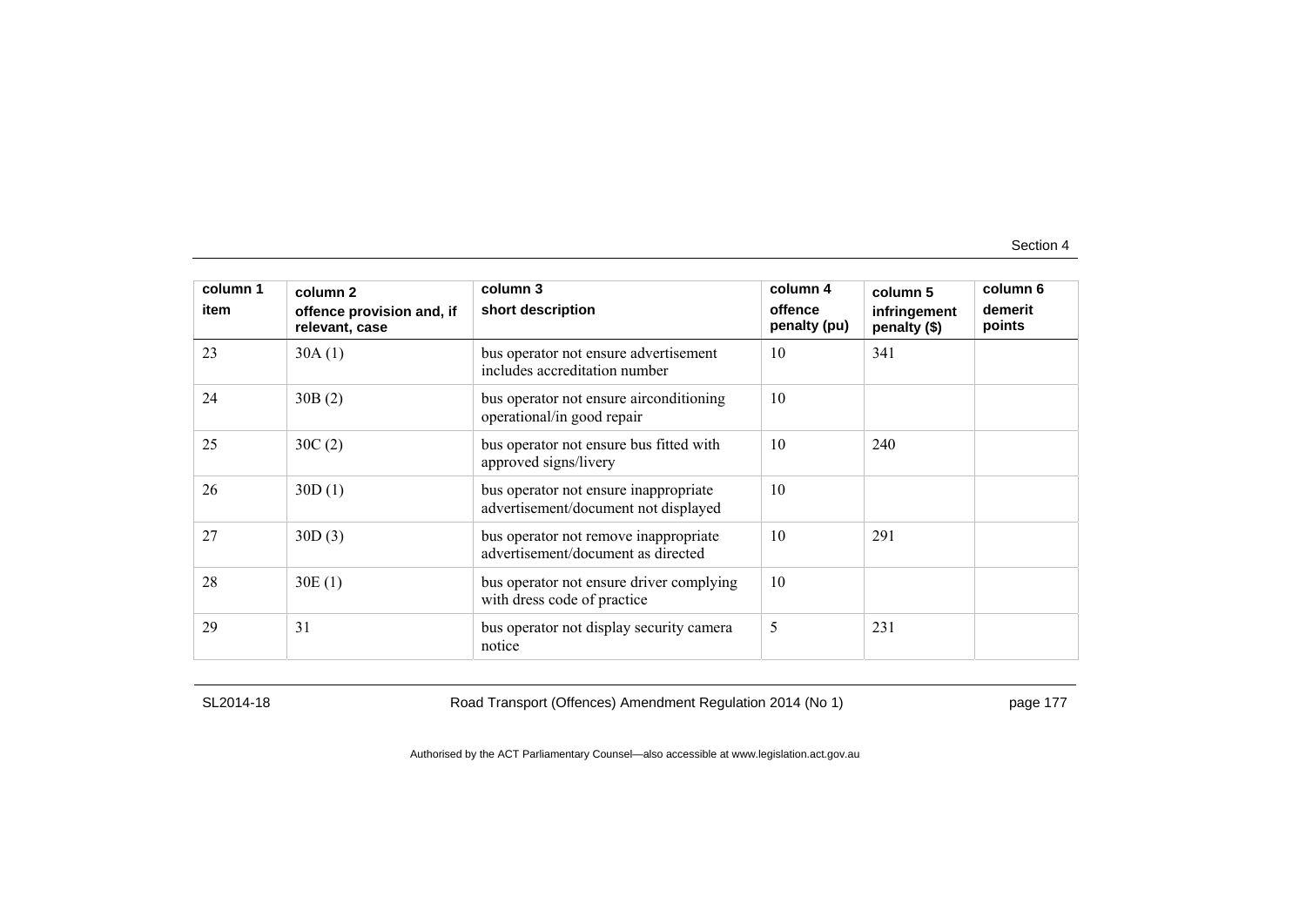| column 1<br>item | column 2<br>offence provision and, if relevant, case | column 3<br>short description | column 4<br>offence penalty (pu) | column 5<br>infringement penalty ($) | column 6<br>demerit points |
|---|---|---|---|---|---|
| 23 | 30A (1) | bus operator not ensure advertisement includes accreditation number | 10 | 341 | |
| 24 | 30B (2) | bus operator not ensure airconditioning operational/in good repair | 10 | | |
| 25 | 30C (2) | bus operator not ensure bus fitted with approved signs/livery | 10 | 240 | |
| 26 | 30D (1) | bus operator not ensure inappropriate advertisement/document not displayed | 10 | | |
| 27 | 30D (3) | bus operator not remove inappropriate advertisement/document as directed | 10 | 291 | |
| 28 | 30E (1) | bus operator not ensure driver complying with dress code of practice | 10 | | |
| 29 | 31 | bus operator not display security camera notice | 5 | 231 | |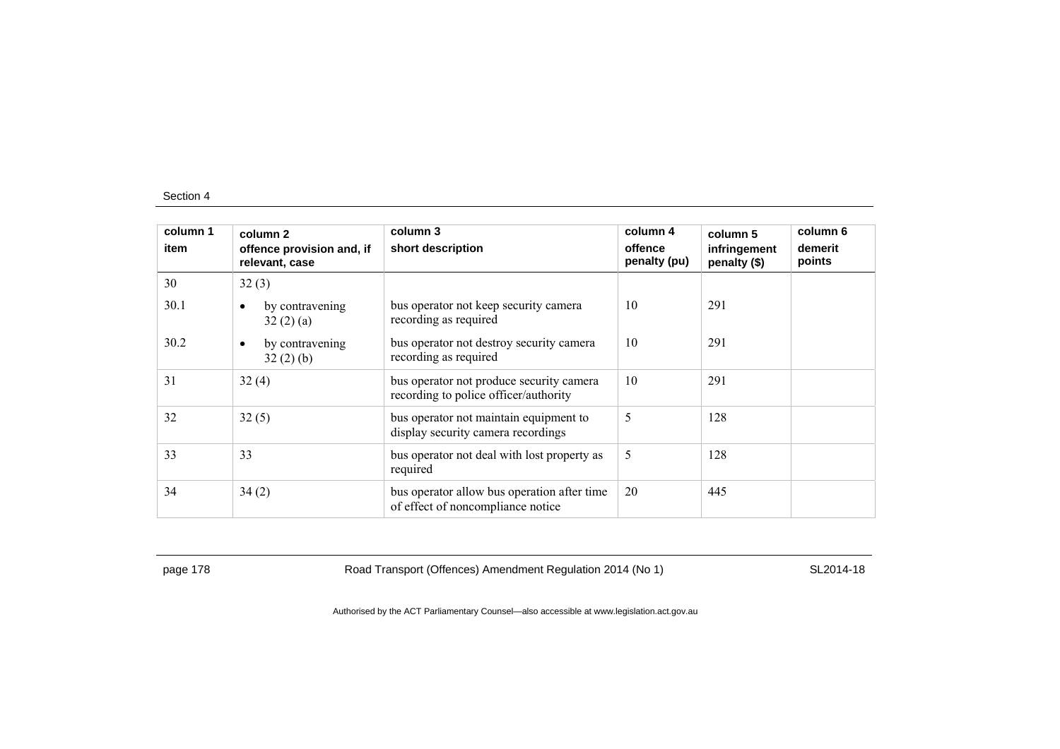| column 1<br>item | column 2<br>offence provision and, if relevant, case | column 3<br>short description | column 4<br>offence penalty (pu) | column 5<br>infringement penalty ($) | column 6<br>demerit points |
|---|---|---|---|---|---|
| 30 | 32 (3) | | | | |
| 30.1 | • by contravening 32 (2) (a) | bus operator not keep security camera recording as required | 10 | 291 | |
| 30.2 | • by contravening 32 (2) (b) | bus operator not destroy security camera recording as required | 10 | 291 | |
| 31 | 32 (4) | bus operator not produce security camera recording to police officer/authority | 10 | 291 | |
| 32 | 32 (5) | bus operator not maintain equipment to display security camera recordings | 5 | 128 | |
| 33 | 33 | bus operator not deal with lost property as required | 5 | 128 | |
| 34 | 34 (2) | bus operator allow bus operation after time of effect of noncompliance notice | 20 | 445 | |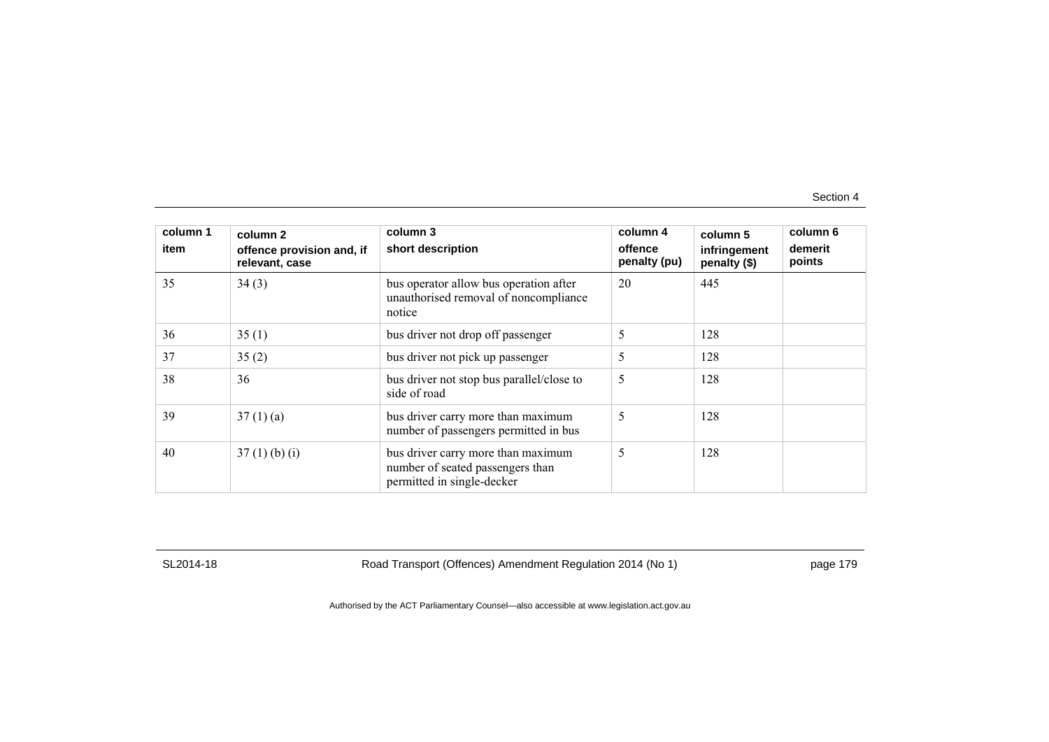| column 1 item | column 2 offence provision and, if relevant, case | column 3 short description | column 4 offence penalty (pu) | column 5 infringement penalty ($) | column 6 demerit points |
|---|---|---|---|---|---|
| 35 | 34 (3) | bus operator allow bus operation after unauthorised removal of noncompliance notice | 20 | 445 | |
| 36 | 35 (1) | bus driver not drop off passenger | 5 | 128 | |
| 37 | 35 (2) | bus driver not pick up passenger | 5 | 128 | |
| 38 | 36 | bus driver not stop bus parallel/close to side of road | 5 | 128 | |
| 39 | 37 (1) (a) | bus driver carry more than maximum number of passengers permitted in bus | 5 | 128 | |
| 40 | 37 (1) (b) (i) | bus driver carry more than maximum number of seated passengers than permitted in single-decker | 5 | 128 | |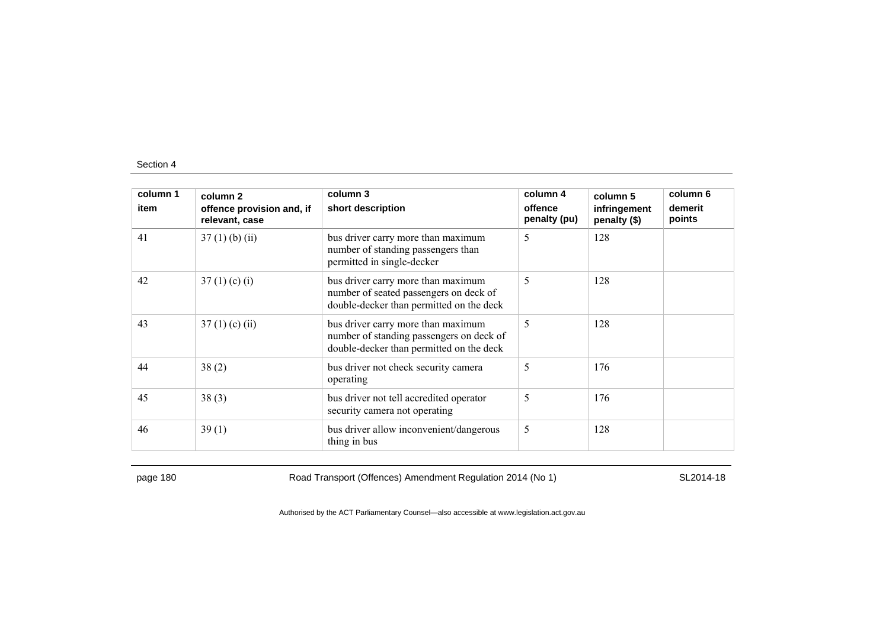| column 1<br>item | column 2<br>offence provision and, if relevant, case | column 3<br>short description | column 4<br>offence penalty (pu) | column 5<br>infringement penalty ($) | column 6<br>demerit points |
|---|---|---|---|---|---|
| 41 | 37 (1) (b) (ii) | bus driver carry more than maximum number of standing passengers than permitted in single-decker | 5 | 128 | |
| 42 | 37 (1) (c) (i) | bus driver carry more than maximum number of seated passengers on deck of double-decker than permitted on the deck | 5 | 128 | |
| 43 | 37 (1) (c) (ii) | bus driver carry more than maximum number of standing passengers on deck of double-decker than permitted on the deck | 5 | 128 | |
| 44 | 38 (2) | bus driver not check security camera operating | 5 | 176 | |
| 45 | 38 (3) | bus driver not tell accredited operator security camera not operating | 5 | 176 | |
| 46 | 39 (1) | bus driver allow inconvenient/dangerous thing in bus | 5 | 128 | |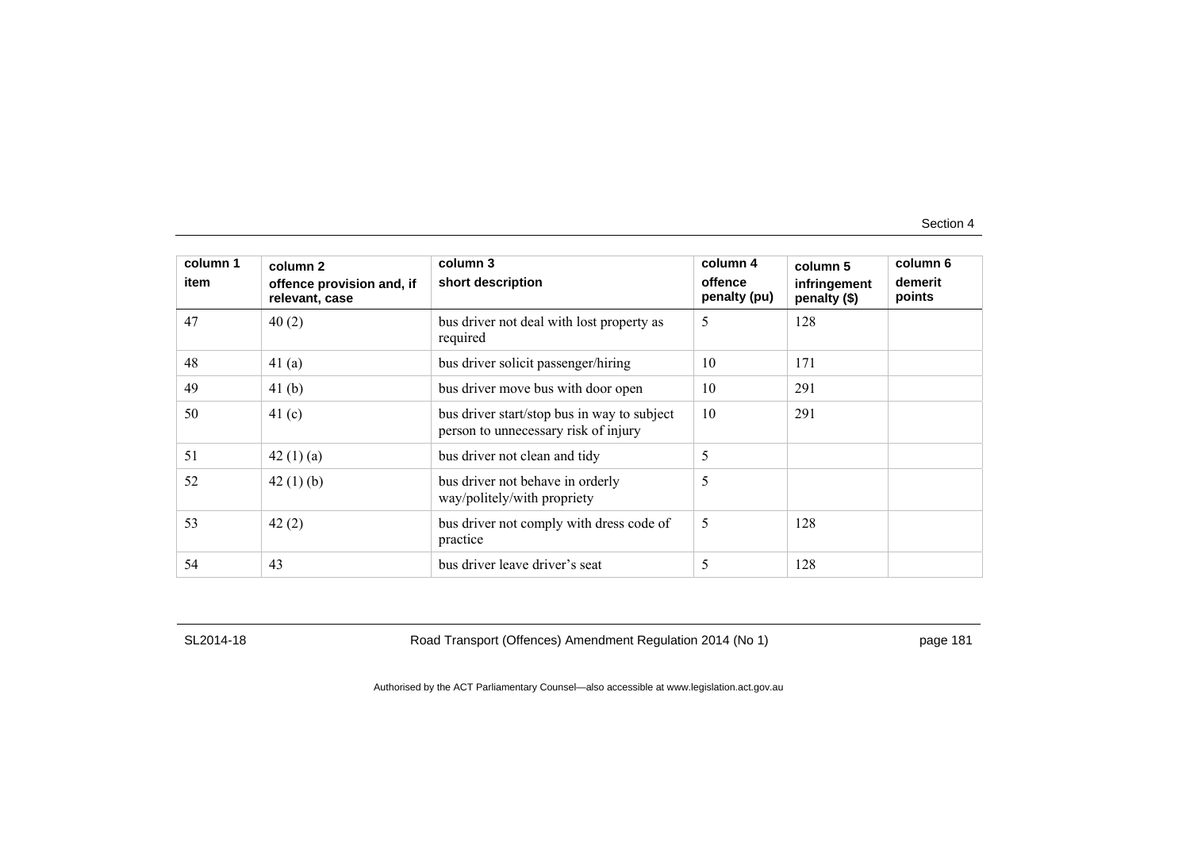| column 1<br>item | column 2<br>offence provision and, if relevant, case | column 3<br>short description | column 4<br>offence penalty (pu) | column 5<br>infringement penalty ($) | column 6<br>demerit points |
|---|---|---|---|---|---|
| 47 | 40 (2) | bus driver not deal with lost property as required | 5 | 128 | |
| 48 | 41 (a) | bus driver solicit passenger/hiring | 10 | 171 | |
| 49 | 41 (b) | bus driver move bus with door open | 10 | 291 | |
| 50 | 41 (c) | bus driver start/stop bus in way to subject person to unnecessary risk of injury | 10 | 291 | |
| 51 | 42 (1) (a) | bus driver not clean and tidy | 5 | | |
| 52 | 42 (1) (b) | bus driver not behave in orderly way/politely/with propriety | 5 | | |
| 53 | 42 (2) | bus driver not comply with dress code of practice | 5 | 128 | |
| 54 | 43 | bus driver leave driver's seat | 5 | 128 | |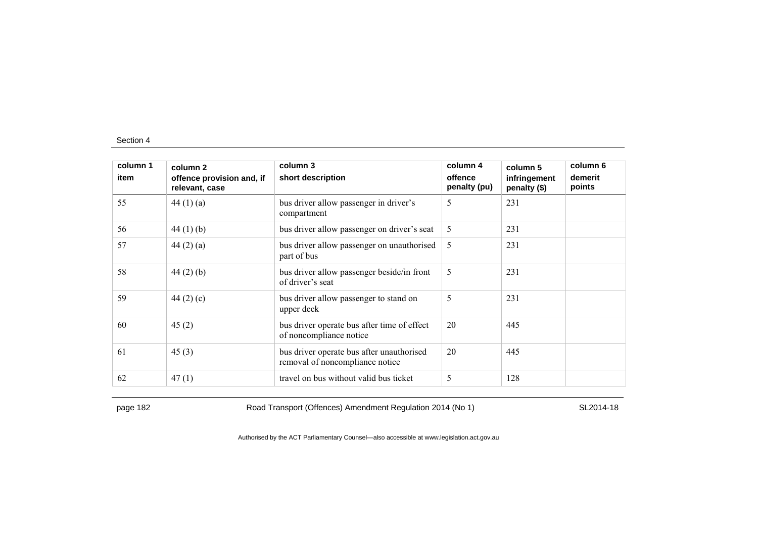| column 1 item | column 2 offence provision and, if relevant, case | column 3 short description | column 4 offence penalty (pu) | column 5 infringement penalty ($) | column 6 demerit points |
|---|---|---|---|---|---|
| 55 | 44 (1) (a) | bus driver allow passenger in driver's compartment | 5 | 231 | |
| 56 | 44 (1) (b) | bus driver allow passenger on driver's seat | 5 | 231 | |
| 57 | 44 (2) (a) | bus driver allow passenger on unauthorised part of bus | 5 | 231 | |
| 58 | 44 (2) (b) | bus driver allow passenger beside/in front of driver's seat | 5 | 231 | |
| 59 | 44 (2) (c) | bus driver allow passenger to stand on upper deck | 5 | 231 | |
| 60 | 45 (2) | bus driver operate bus after time of effect of noncompliance notice | 20 | 445 | |
| 61 | 45 (3) | bus driver operate bus after unauthorised removal of noncompliance notice | 20 | 445 | |
| 62 | 47 (1) | travel on bus without valid bus ticket | 5 | 128 | |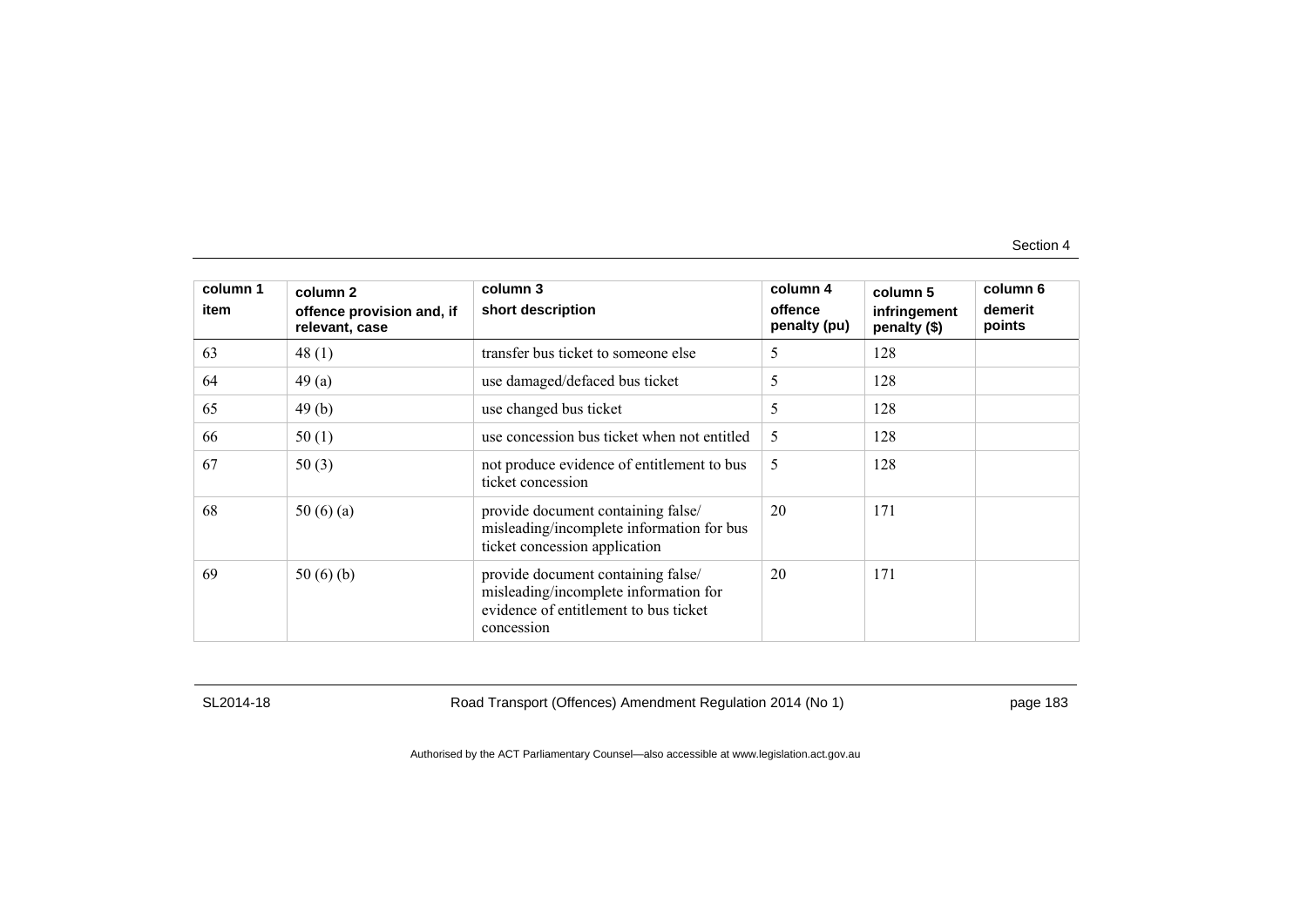| column 1<br>item | column 2<br>offence provision and, if relevant, case | column 3<br>short description | column 4<br>offence penalty (pu) | column 5<br>infringement penalty ($) | column 6<br>demerit points |
|---|---|---|---|---|---|
| 63 | 48 (1) | transfer bus ticket to someone else | 5 | 128 | |
| 64 | 49 (a) | use damaged/defaced bus ticket | 5 | 128 | |
| 65 | 49 (b) | use changed bus ticket | 5 | 128 | |
| 66 | 50 (1) | use concession bus ticket when not entitled | 5 | 128 | |
| 67 | 50 (3) | not produce evidence of entitlement to bus ticket concession | 5 | 128 | |
| 68 | 50 (6) (a) | provide document containing false/ misleading/incomplete information for bus ticket concession application | 20 | 171 | |
| 69 | 50 (6) (b) | provide document containing false/ misleading/incomplete information for evidence of entitlement to bus ticket concession | 20 | 171 | |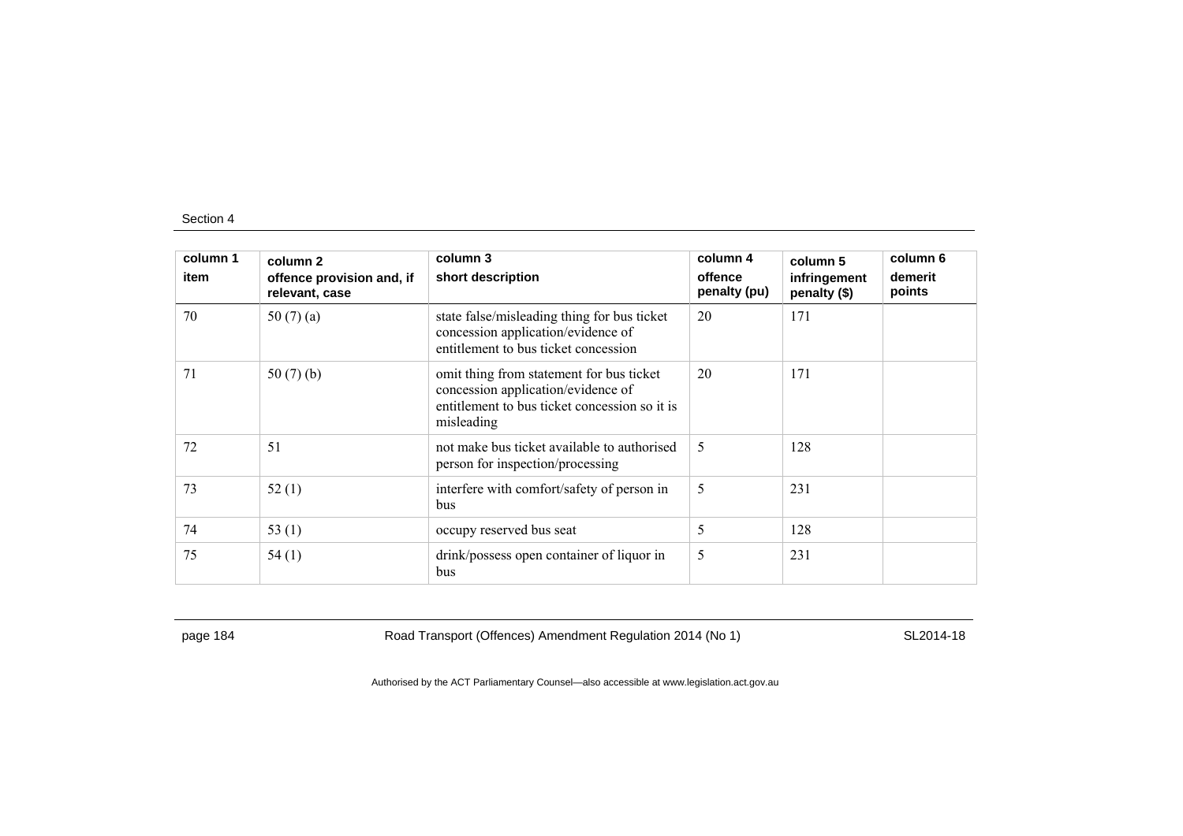| column 1<br>item | column 2<br>offence provision and, if relevant, case | column 3<br>short description | column 4<br>offence penalty (pu) | column 5<br>infringement penalty ($) | column 6<br>demerit points |
|---|---|---|---|---|---|
| 70 | 50 (7) (a) | state false/misleading thing for bus ticket concession application/evidence of entitlement to bus ticket concession | 20 | 171 | |
| 71 | 50 (7) (b) | omit thing from statement for bus ticket concession application/evidence of entitlement to bus ticket concession so it is misleading | 20 | 171 | |
| 72 | 51 | not make bus ticket available to authorised person for inspection/processing | 5 | 128 | |
| 73 | 52 (1) | interfere with comfort/safety of person in bus | 5 | 231 | |
| 74 | 53 (1) | occupy reserved bus seat | 5 | 128 | |
| 75 | 54 (1) | drink/possess open container of liquor in bus | 5 | 231 | |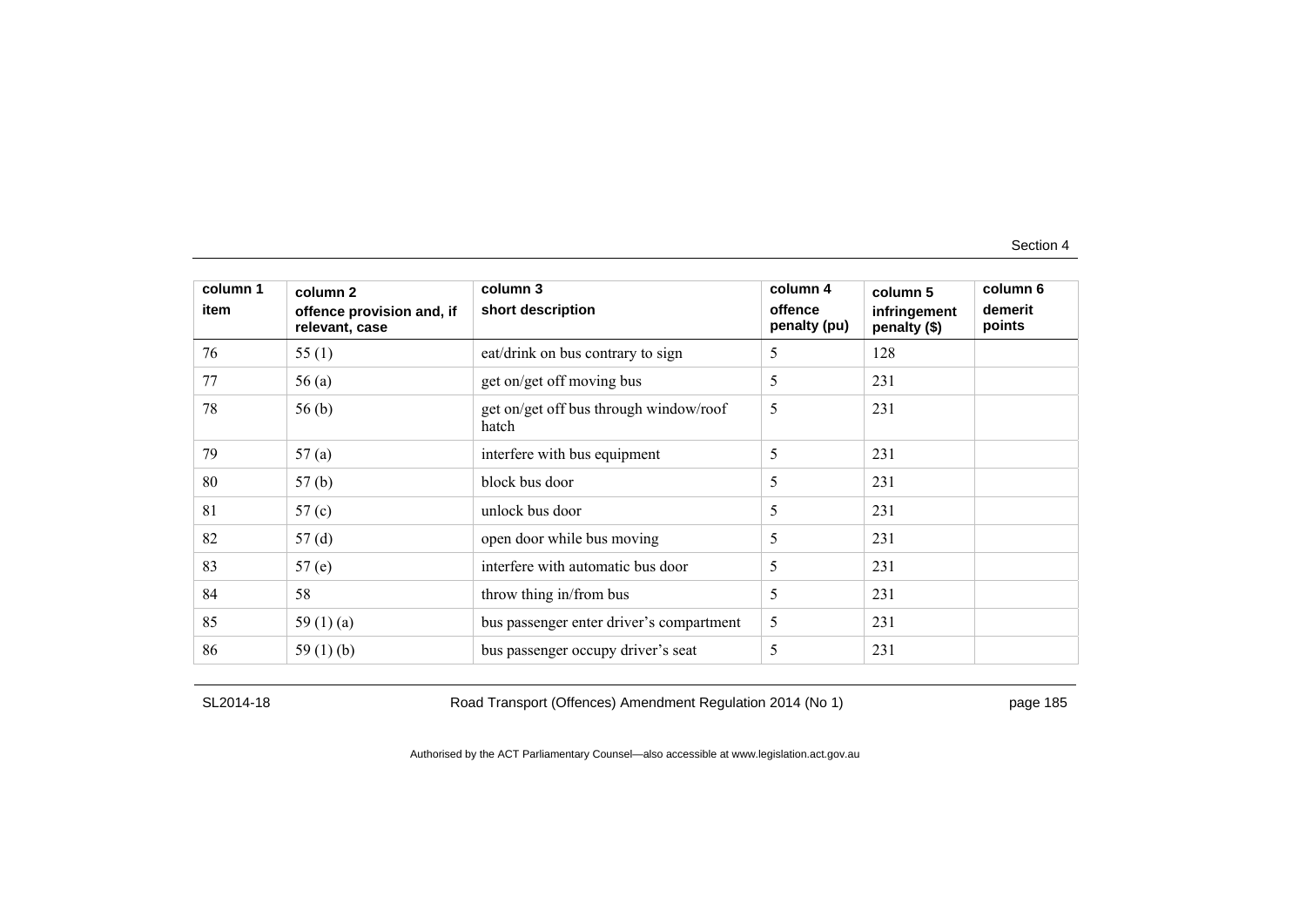| column 1 item | column 2 offence provision and, if relevant, case | column 3 short description | column 4 offence penalty (pu) | column 5 infringement penalty ($) | column 6 demerit points |
|---|---|---|---|---|---|
| 76 | 55 (1) | eat/drink on bus contrary to sign | 5 | 128 | |
| 77 | 56 (a) | get on/get off moving bus | 5 | 231 | |
| 78 | 56 (b) | get on/get off bus through window/roof hatch | 5 | 231 | |
| 79 | 57 (a) | interfere with bus equipment | 5 | 231 | |
| 80 | 57 (b) | block bus door | 5 | 231 | |
| 81 | 57 (c) | unlock bus door | 5 | 231 | |
| 82 | 57 (d) | open door while bus moving | 5 | 231 | |
| 83 | 57 (e) | interfere with automatic bus door | 5 | 231 | |
| 84 | 58 | throw thing in/from bus | 5 | 231 | |
| 85 | 59 (1) (a) | bus passenger enter driver's compartment | 5 | 231 | |
| 86 | 59 (1) (b) | bus passenger occupy driver's seat | 5 | 231 | |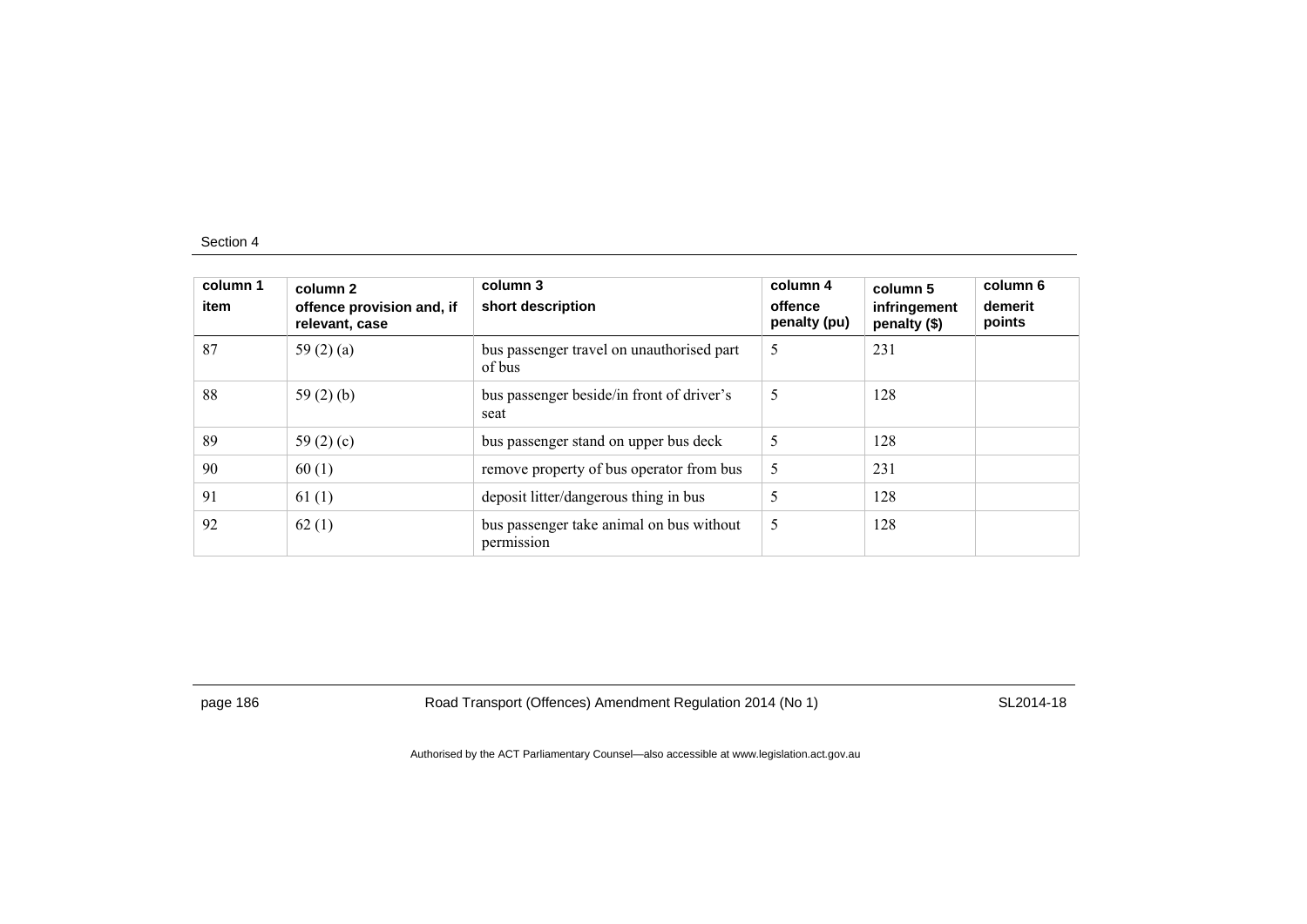| column 1 item | column 2 offence provision and, if relevant, case | column 3 short description | column 4 offence penalty (pu) | column 5 infringement penalty ($) | column 6 demerit points |
|---|---|---|---|---|---|
| 87 | 59 (2) (a) | bus passenger travel on unauthorised part of bus | 5 | 231 | |
| 88 | 59 (2) (b) | bus passenger beside/in front of driver's seat | 5 | 128 | |
| 89 | 59 (2) (c) | bus passenger stand on upper bus deck | 5 | 128 | |
| 90 | 60 (1) | remove property of bus operator from bus | 5 | 231 | |
| 91 | 61 (1) | deposit litter/dangerous thing in bus | 5 | 128 | |
| 92 | 62 (1) | bus passenger take animal on bus without permission | 5 | 128 | |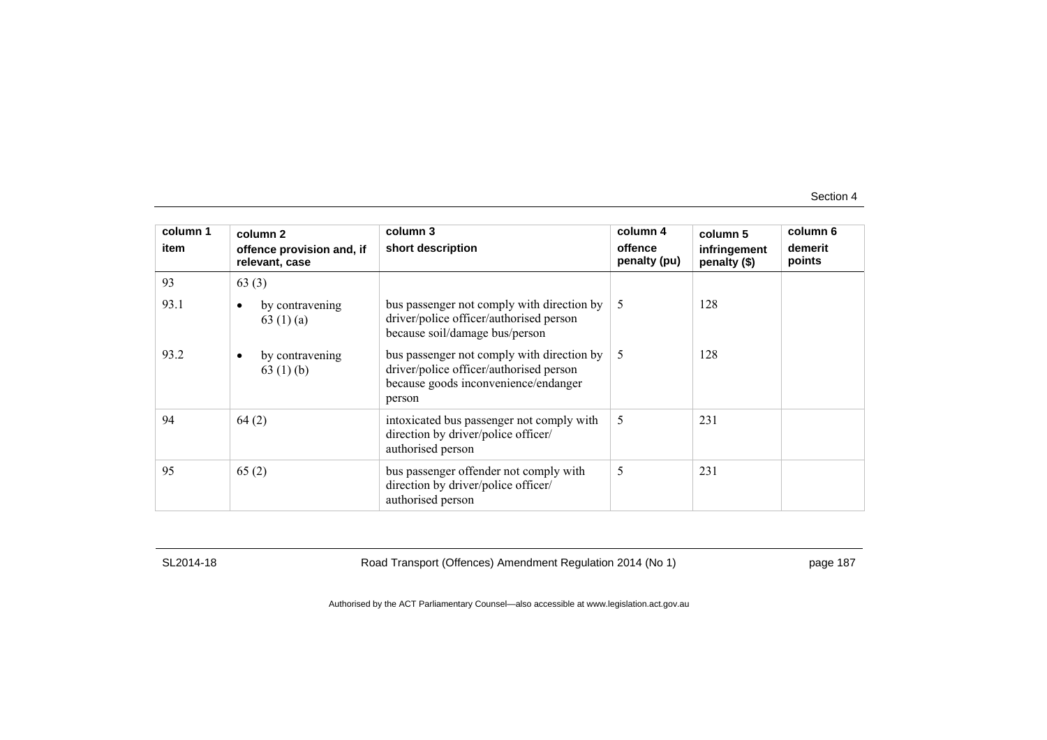| column 1 item | column 2 offence provision and, if relevant, case | column 3 short description | column 4 offence penalty (pu) | column 5 infringement penalty ($) | column 6 demerit points |
|---|---|---|---|---|---|
| 93 | 63 (3) | | | | |
| 93.1 | • by contravening 63 (1) (a) | bus passenger not comply with direction by driver/police officer/authorised person because soil/damage bus/person | 5 | 128 | |
| 93.2 | • by contravening 63 (1) (b) | bus passenger not comply with direction by driver/police officer/authorised person because goods inconvenience/endanger person | 5 | 128 | |
| 94 | 64 (2) | intoxicated bus passenger not comply with direction by driver/police officer/ authorised person | 5 | 231 | |
| 95 | 65 (2) | bus passenger offender not comply with direction by driver/police officer/ authorised person | 5 | 231 | |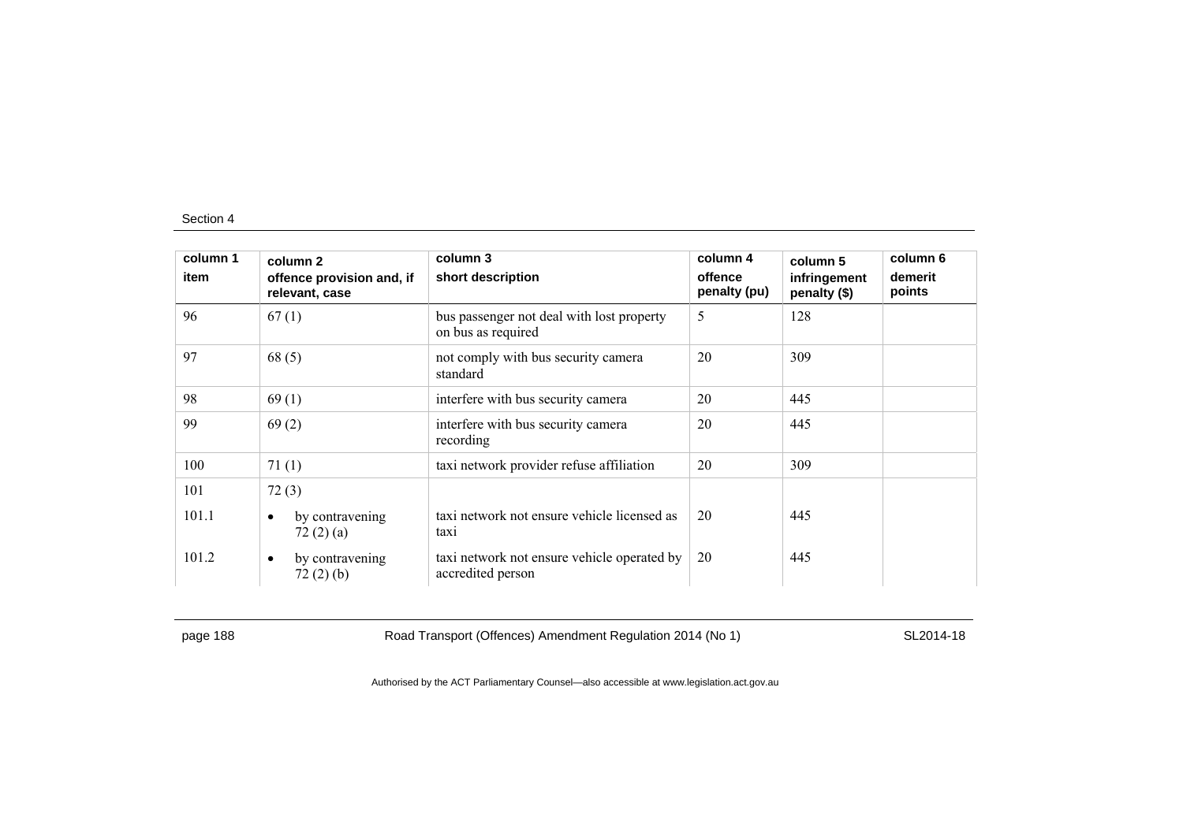| column 1<br>item | column 2<br>offence provision and, if relevant, case | column 3<br>short description | column 4<br>offence penalty (pu) | column 5<br>infringement penalty ($) | column 6<br>demerit points |
|---|---|---|---|---|---|
| 96 | 67 (1) | bus passenger not deal with lost property on bus as required | 5 | 128 | |
| 97 | 68 (5) | not comply with bus security camera standard | 20 | 309 | |
| 98 | 69 (1) | interfere with bus security camera | 20 | 445 | |
| 99 | 69 (2) | interfere with bus security camera recording | 20 | 445 | |
| 100 | 71 (1) | taxi network provider refuse affiliation | 20 | 309 | |
| 101 | 72 (3) | | | | |
| 101.1 | • by contravening 72 (2) (a) | taxi network not ensure vehicle licensed as taxi | 20 | 445 | |
| 101.2 | • by contravening 72 (2) (b) | taxi network not ensure vehicle operated by accredited person | 20 | 445 | |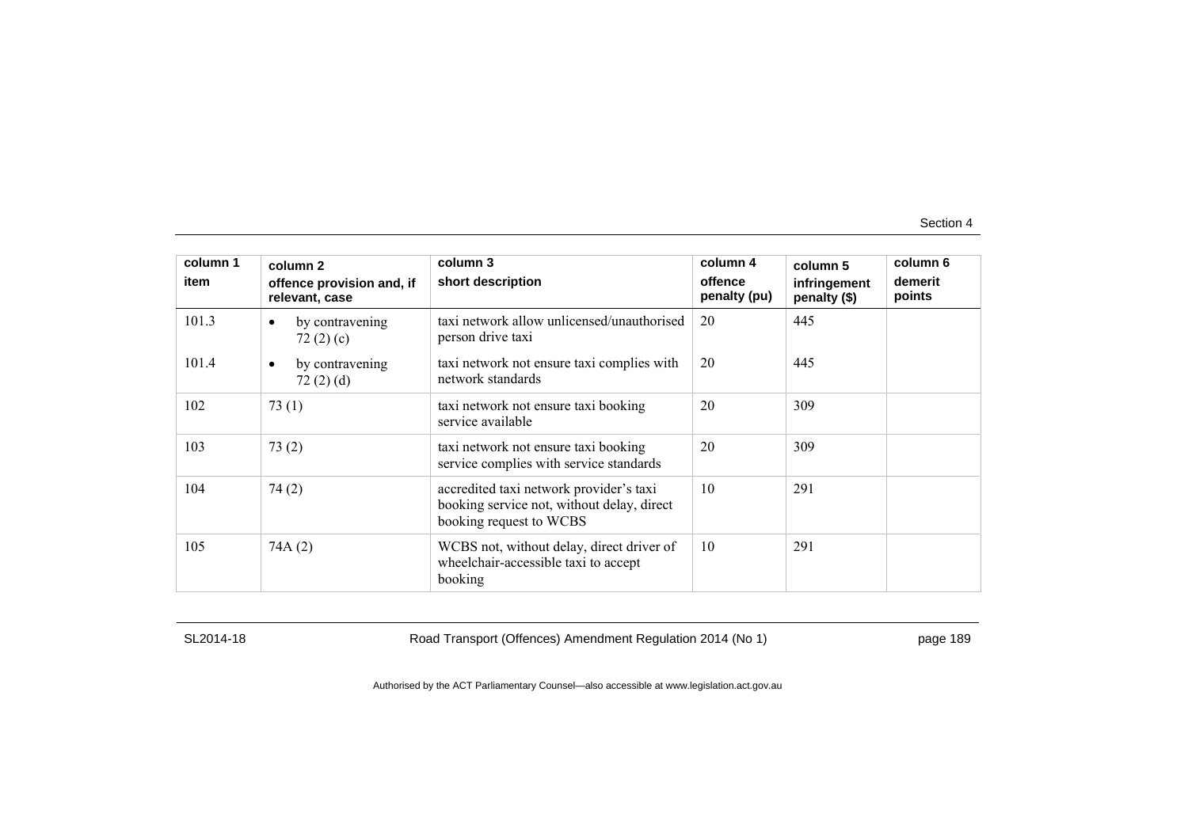| column 1<br>item | column 2<br>offence provision and, if relevant, case | column 3<br>short description | column 4<br>offence penalty (pu) | column 5<br>infringement penalty ($) | column 6<br>demerit points |
|---|---|---|---|---|---|
| 101.3 | • by contravening 72 (2) (c) | taxi network allow unlicensed/unauthorised person drive taxi | 20 | 445 | |
| 101.4 | • by contravening 72 (2) (d) | taxi network not ensure taxi complies with network standards | 20 | 445 | |
| 102 | 73 (1) | taxi network not ensure taxi booking service available | 20 | 309 | |
| 103 | 73 (2) | taxi network not ensure taxi booking service complies with service standards | 20 | 309 | |
| 104 | 74 (2) | accredited taxi network provider's taxi booking service not, without delay, direct booking request to WCBS | 10 | 291 | |
| 105 | 74A (2) | WCBS not, without delay, direct driver of wheelchair-accessible taxi to accept booking | 10 | 291 | |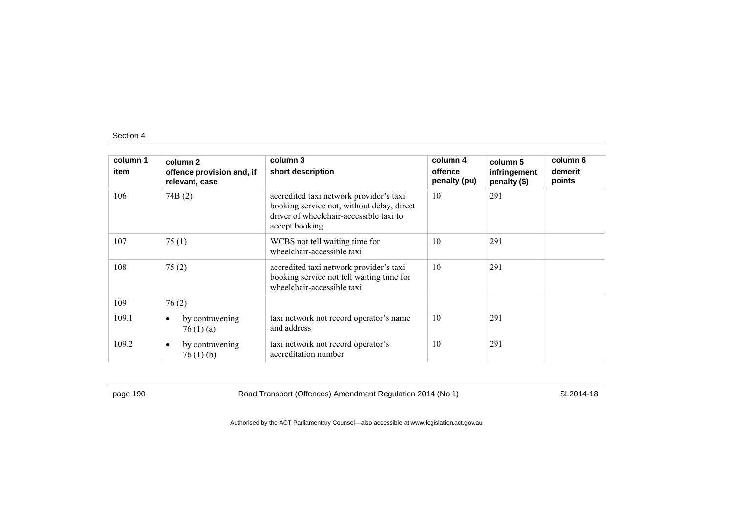| column 1 item | column 2 offence provision and, if relevant, case | column 3 short description | column 4 offence penalty (pu) | column 5 infringement penalty ($) | column 6 demerit points |
|---|---|---|---|---|---|
| 106 | 74B (2) | accredited taxi network provider's taxi booking service not, without delay, direct driver of wheelchair-accessible taxi to accept booking | 10 | 291 | |
| 107 | 75 (1) | WCBS not tell waiting time for wheelchair-accessible taxi | 10 | 291 | |
| 108 | 75 (2) | accredited taxi network provider's taxi booking service not tell waiting time for wheelchair-accessible taxi | 10 | 291 | |
| 109 | 76 (2) | | | | |
| 109.1 | • by contravening 76 (1) (a) | taxi network not record operator's name and address | 10 | 291 | |
| 109.2 | • by contravening 76 (1) (b) | taxi network not record operator's accreditation number | 10 | 291 | |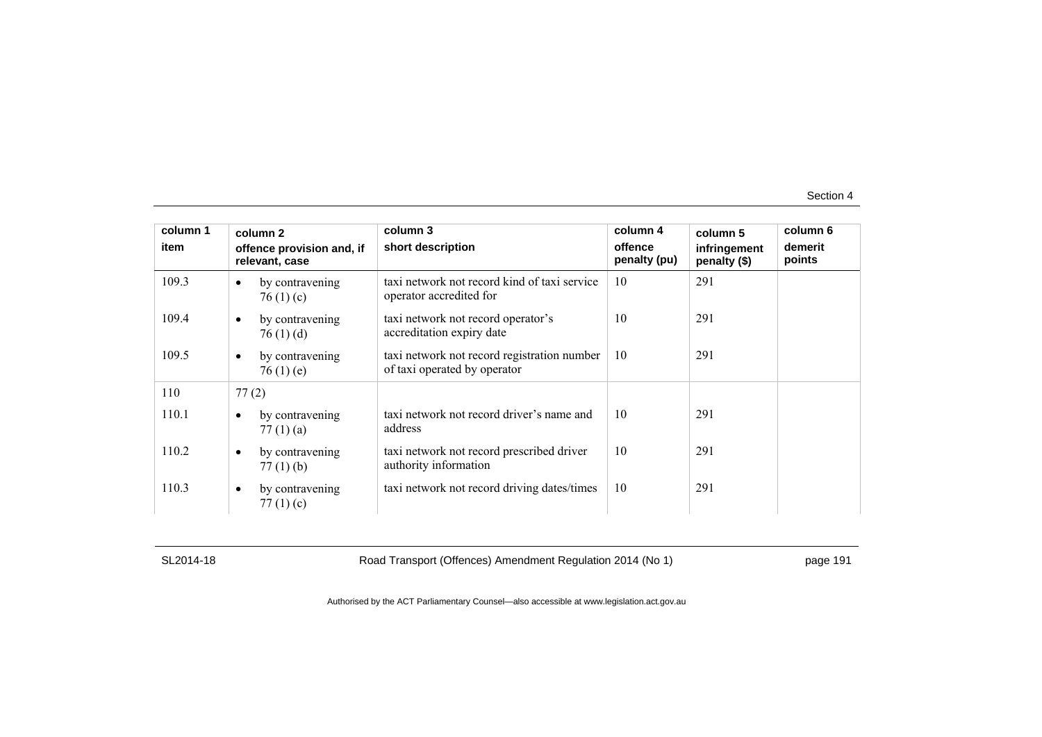| column 1<br>item | column 2<br>offence provision and, if relevant, case | column 3<br>short description | column 4<br>offence penalty (pu) | column 5<br>infringement penalty ($) | column 6<br>demerit points |
|---|---|---|---|---|---|
| 109.3 | • by contravening 76 (1) (c) | taxi network not record kind of taxi service operator accredited for | 10 | 291 | |
| 109.4 | • by contravening 76 (1) (d) | taxi network not record operator's accreditation expiry date | 10 | 291 | |
| 109.5 | • by contravening 76 (1) (e) | taxi network not record registration number of taxi operated by operator | 10 | 291 | |
| 110 | 77 (2) | | | | |
| 110.1 | • by contravening 77 (1) (a) | taxi network not record driver's name and address | 10 | 291 | |
| 110.2 | • by contravening 77 (1) (b) | taxi network not record prescribed driver authority information | 10 | 291 | |
| 110.3 | • by contravening 77 (1) (c) | taxi network not record driving dates/times | 10 | 291 | |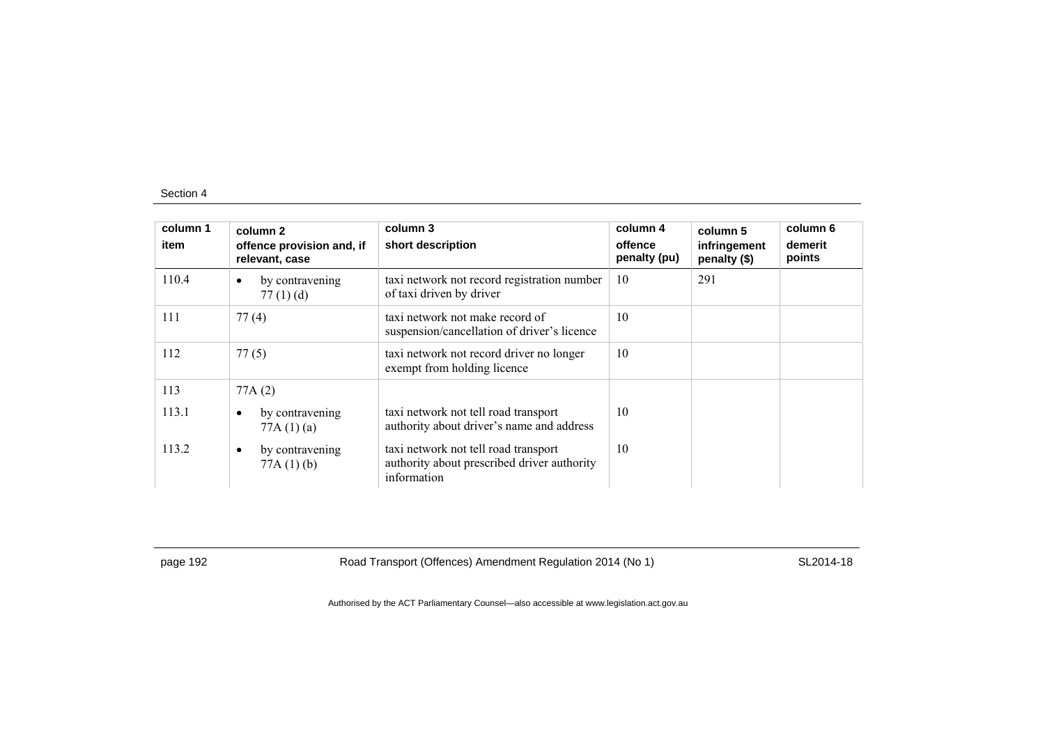| column 1<br>item | column 2<br>offence provision and, if relevant, case | column 3<br>short description | column 4<br>offence penalty (pu) | column 5<br>infringement penalty ($) | column 6<br>demerit points |
|---|---|---|---|---|---|
| 110.4 | • by contravening 77 (1) (d) | taxi network not record registration number of taxi driven by driver | 10 | 291 | |
| 111 | 77 (4) | taxi network not make record of suspension/cancellation of driver's licence | 10 | | |
| 112 | 77 (5) | taxi network not record driver no longer exempt from holding licence | 10 | | |
| 113 | 77A (2) | | | | |
| 113.1 | • by contravening 77A (1) (a) | taxi network not tell road transport authority about driver's name and address | 10 | | |
| 113.2 | • by contravening 77A (1) (b) | taxi network not tell road transport authority about prescribed driver authority information | 10 | | |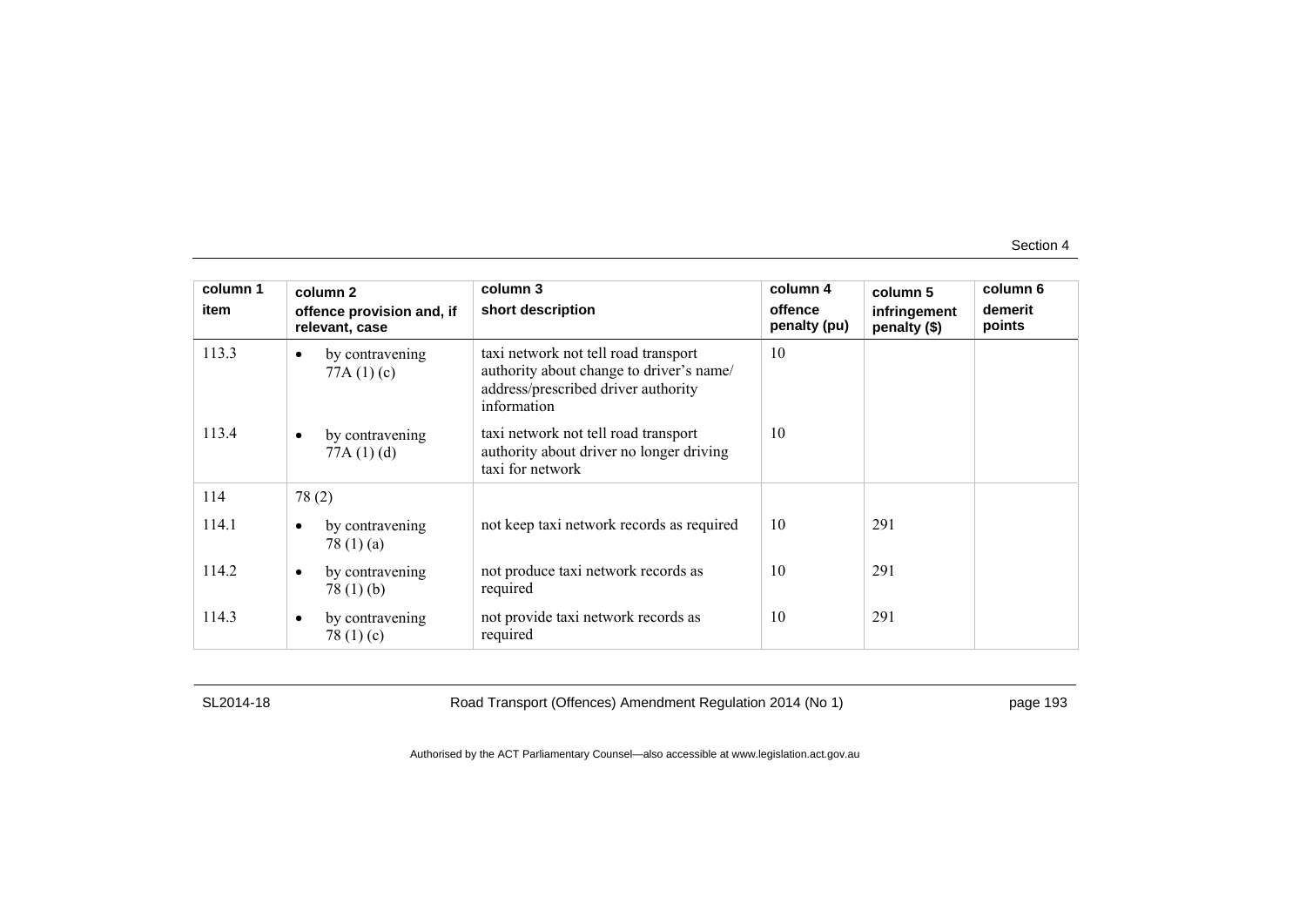| column 1 item | column 2 offence provision and, if relevant, case | column 3 short description | column 4 offence penalty (pu) | column 5 infringement penalty ($) | column 6 demerit points |
|---|---|---|---|---|---|
| 113.3 | • by contravening 77A (1) (c) | taxi network not tell road transport authority about change to driver's name/ address/prescribed driver authority information | 10 | | |
| 113.4 | • by contravening 77A (1) (d) | taxi network not tell road transport authority about driver no longer driving taxi for network | 10 | | |
| 114 | 78 (2) | | | | |
| 114.1 | • by contravening 78 (1) (a) | not keep taxi network records as required | 10 | 291 | |
| 114.2 | • by contravening 78 (1) (b) | not produce taxi network records as required | 10 | 291 | |
| 114.3 | • by contravening 78 (1) (c) | not provide taxi network records as required | 10 | 291 | |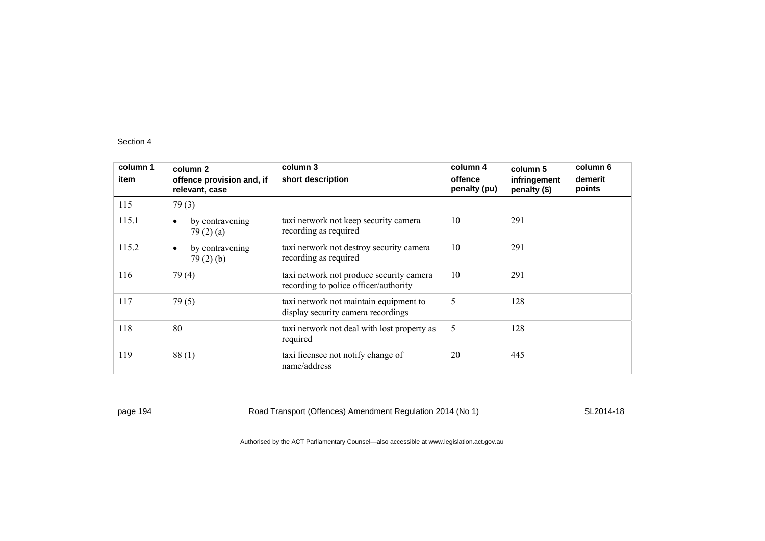| column 1<br>item | column 2<br>offence provision and, if relevant, case | column 3<br>short description | column 4<br>offence penalty (pu) | column 5<br>infringement penalty ($) | column 6<br>demerit points |
|---|---|---|---|---|---|
| 115 | 79 (3) | | | | |
| 115.1 | • by contravening 79 (2) (a) | taxi network not keep security camera recording as required | 10 | 291 | |
| 115.2 | • by contravening 79 (2) (b) | taxi network not destroy security camera recording as required | 10 | 291 | |
| 116 | 79 (4) | taxi network not produce security camera recording to police officer/authority | 10 | 291 | |
| 117 | 79 (5) | taxi network not maintain equipment to display security camera recordings | 5 | 128 | |
| 118 | 80 | taxi network not deal with lost property as required | 5 | 128 | |
| 119 | 88 (1) | taxi licensee not notify change of name/address | 20 | 445 | |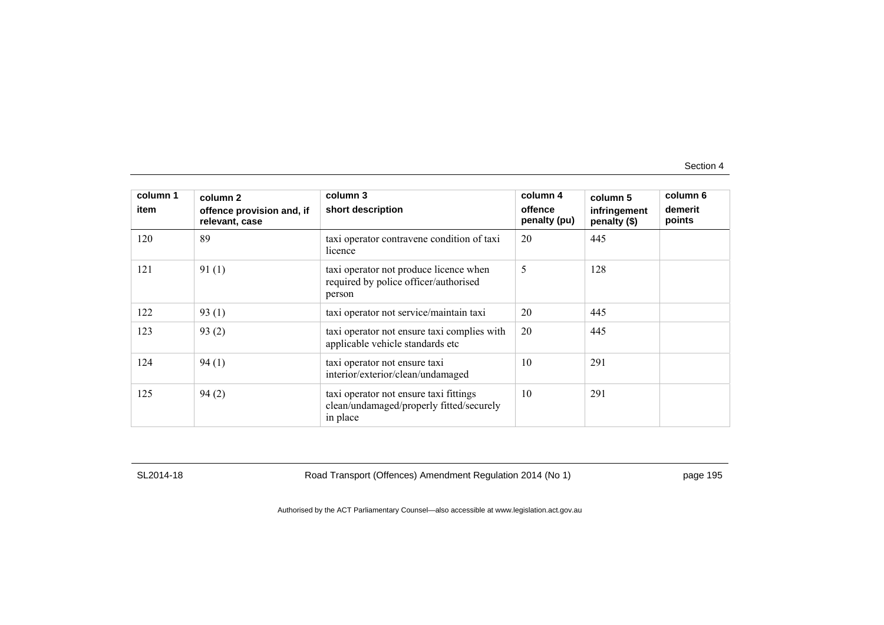| column 1<br>item | column 2<br>offence provision and, if relevant, case | column 3<br>short description | column 4<br>offence penalty (pu) | column 5<br>infringement penalty ($) | column 6<br>demerit points |
|---|---|---|---|---|---|
| 120 | 89 | taxi operator contravene condition of taxi licence | 20 | 445 | |
| 121 | 91 (1) | taxi operator not produce licence when required by police officer/authorised person | 5 | 128 | |
| 122 | 93 (1) | taxi operator not service/maintain taxi | 20 | 445 | |
| 123 | 93 (2) | taxi operator not ensure taxi complies with applicable vehicle standards etc | 20 | 445 | |
| 124 | 94 (1) | taxi operator not ensure taxi interior/exterior/clean/undamaged | 10 | 291 | |
| 125 | 94 (2) | taxi operator not ensure taxi fittings clean/undamaged/properly fitted/securely in place | 10 | 291 | |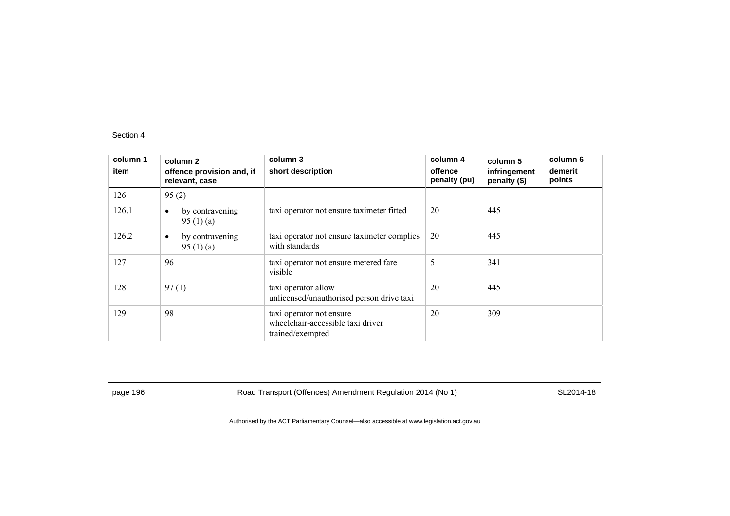| column 1 item | column 2 offence provision and, if relevant, case | column 3 short description | column 4 offence penalty (pu) | column 5 infringement penalty ($) | column 6 demerit points |
|---|---|---|---|---|---|
| 126 | 95 (2) | | | | |
| 126.1 | • by contravening 95 (1) (a) | taxi operator not ensure taximeter fitted | 20 | 445 | |
| 126.2 | • by contravening 95 (1) (a) | taxi operator not ensure taximeter complies with standards | 20 | 445 | |
| 127 | 96 | taxi operator not ensure metered fare visible | 5 | 341 | |
| 128 | 97 (1) | taxi operator allow unlicensed/unauthorised person drive taxi | 20 | 445 | |
| 129 | 98 | taxi operator not ensure wheelchair-accessible taxi driver trained/exempted | 20 | 309 | |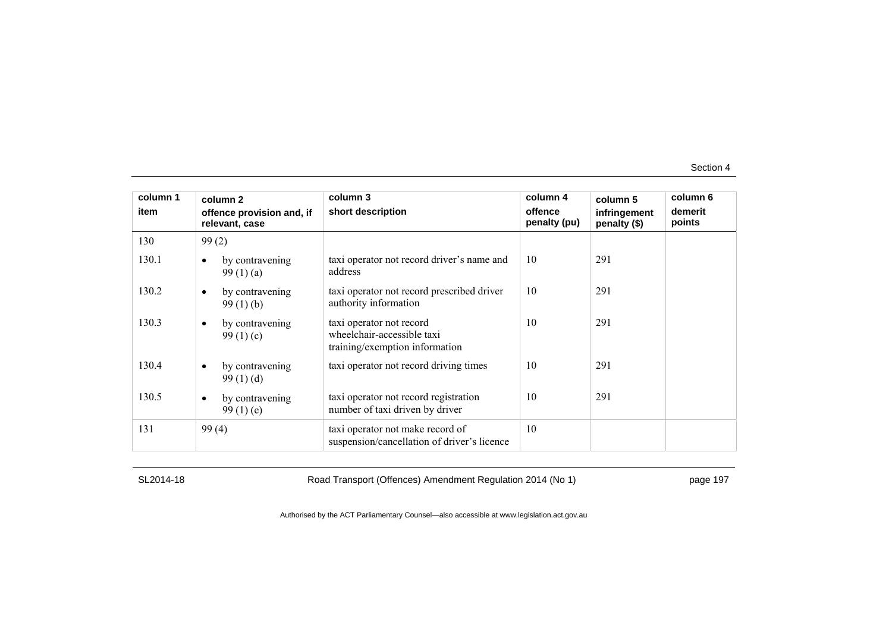| column 1<br>item | column 2<br>offence provision and, if relevant, case | column 3<br>short description | column 4<br>offence penalty (pu) | column 5<br>infringement penalty ($) | column 6<br>demerit points |
|---|---|---|---|---|---|
| 130 | 99 (2) | | | | |
| 130.1 | • by contravening 99 (1) (a) | taxi operator not record driver's name and address | 10 | 291 | |
| 130.2 | • by contravening 99 (1) (b) | taxi operator not record prescribed driver authority information | 10 | 291 | |
| 130.3 | • by contravening 99 (1) (c) | taxi operator not record wheelchair-accessible taxi training/exemption information | 10 | 291 | |
| 130.4 | • by contravening 99 (1) (d) | taxi operator not record driving times | 10 | 291 | |
| 130.5 | • by contravening 99 (1) (e) | taxi operator not record registration number of taxi driven by driver | 10 | 291 | |
| 131 | 99 (4) | taxi operator not make record of suspension/cancellation of driver's licence | 10 | | |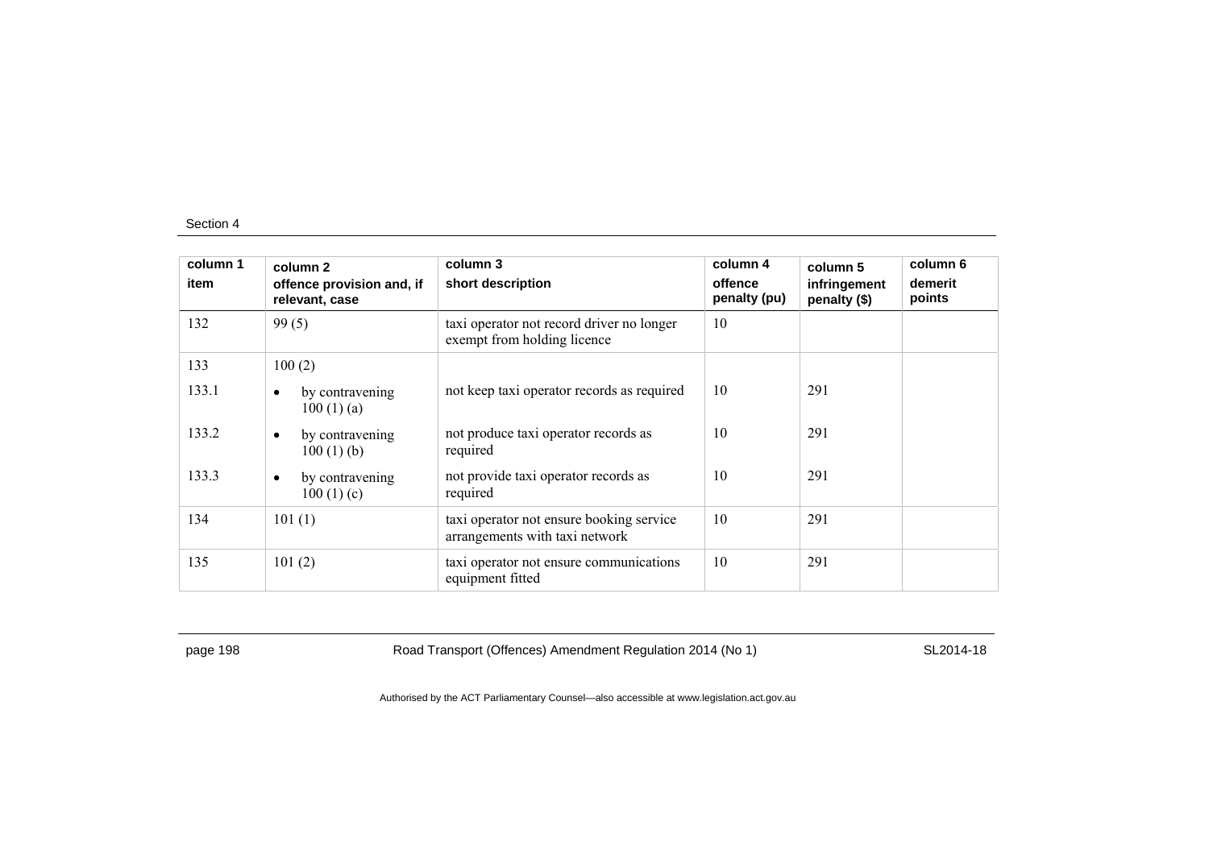| column 1 item | column 2 offence provision and, if relevant, case | column 3 short description | column 4 offence penalty (pu) | column 5 infringement penalty ($) | column 6 demerit points |
|---|---|---|---|---|---|
| 132 | 99 (5) | taxi operator not record driver no longer exempt from holding licence | 10 | | |
| 133 | 100 (2) | | | | |
| 133.1 | • by contravening 100 (1) (a) | not keep taxi operator records as required | 10 | 291 | |
| 133.2 | • by contravening 100 (1) (b) | not produce taxi operator records as required | 10 | 291 | |
| 133.3 | • by contravening 100 (1) (c) | not provide taxi operator records as required | 10 | 291 | |
| 134 | 101 (1) | taxi operator not ensure booking service arrangements with taxi network | 10 | 291 | |
| 135 | 101 (2) | taxi operator not ensure communications equipment fitted | 10 | 291 | |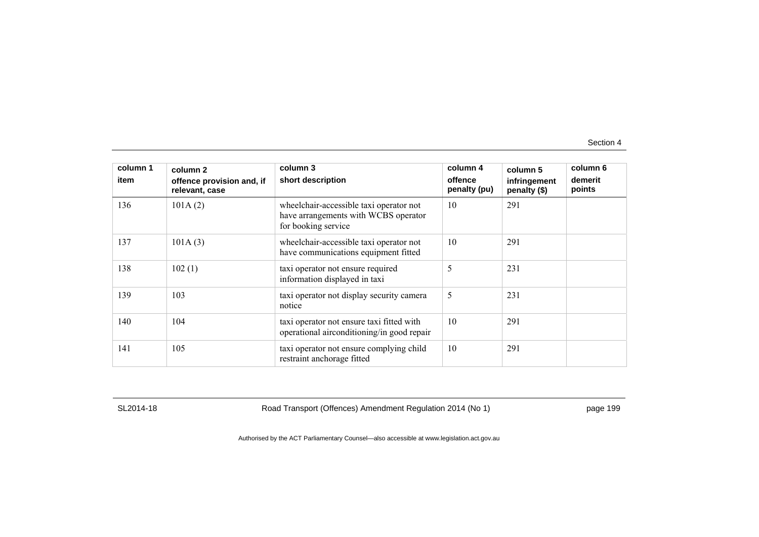| column 1<br>item | column 2<br>offence provision and, if relevant, case | column 3<br>short description | column 4<br>offence penalty (pu) | column 5<br>infringement penalty ($) | column 6<br>demerit points |
|---|---|---|---|---|---|
| 136 | 101A (2) | wheelchair-accessible taxi operator not have arrangements with WCBS operator for booking service | 10 | 291 | |
| 137 | 101A (3) | wheelchair-accessible taxi operator not have communications equipment fitted | 10 | 291 | |
| 138 | 102 (1) | taxi operator not ensure required information displayed in taxi | 5 | 231 | |
| 139 | 103 | taxi operator not display security camera notice | 5 | 231 | |
| 140 | 104 | taxi operator not ensure taxi fitted with operational airconditioning/in good repair | 10 | 291 | |
| 141 | 105 | taxi operator not ensure complying child restraint anchorage fitted | 10 | 291 | |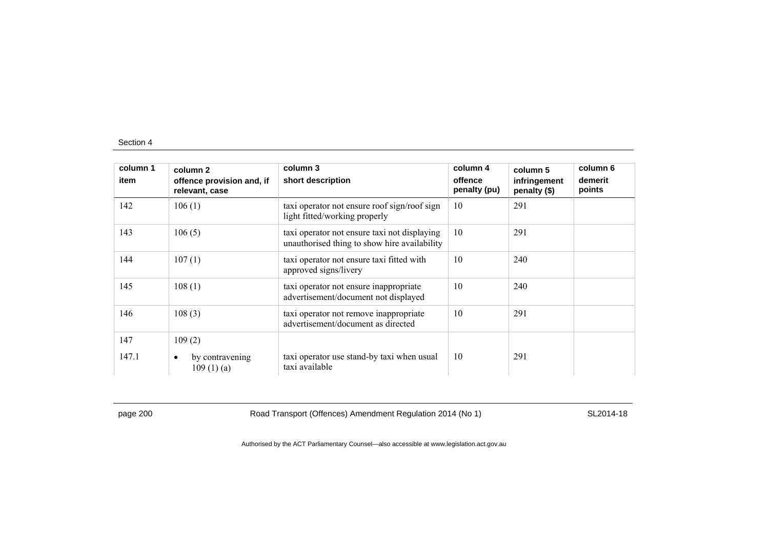| column 1 item | column 2 offence provision and, if relevant, case | column 3 short description | column 4 offence penalty (pu) | column 5 infringement penalty ($) | column 6 demerit points |
|---|---|---|---|---|---|
| 142 | 106 (1) | taxi operator not ensure roof sign/roof sign light fitted/working properly | 10 | 291 | |
| 143 | 106 (5) | taxi operator not ensure taxi not displaying unauthorised thing to show hire availability | 10 | 291 | |
| 144 | 107 (1) | taxi operator not ensure taxi fitted with approved signs/livery | 10 | 240 | |
| 145 | 108 (1) | taxi operator not ensure inappropriate advertisement/document not displayed | 10 | 240 | |
| 146 | 108 (3) | taxi operator not remove inappropriate advertisement/document as directed | 10 | 291 | |
| 147 | 109 (2) | | | | |
| 147.1 | • by contravening 109 (1) (a) | taxi operator use stand-by taxi when usual taxi available | 10 | 291 | |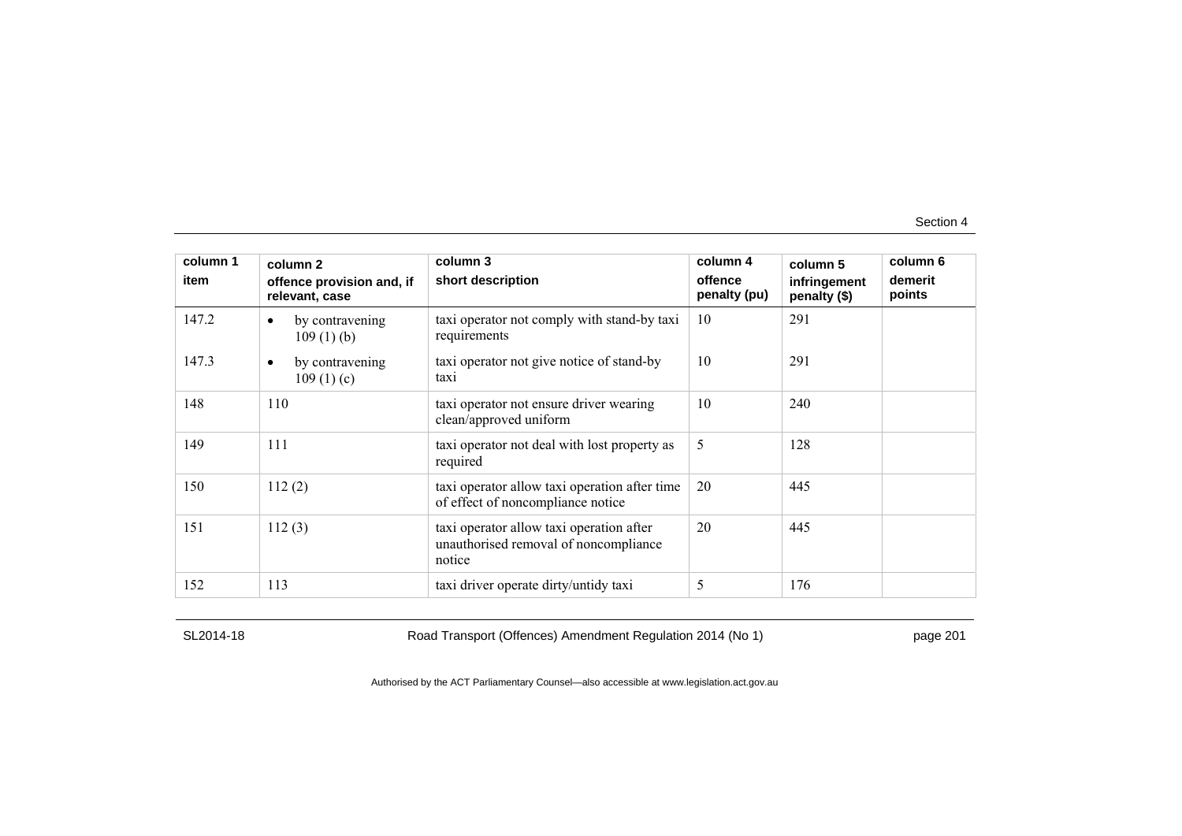| column 1 item | column 2 offence provision and, if relevant, case | column 3 short description | column 4 offence penalty (pu) | column 5 infringement penalty ($) | column 6 demerit points |
|---|---|---|---|---|---|
| 147.2 | • by contravening 109 (1) (b) | taxi operator not comply with stand-by taxi requirements | 10 | 291 | |
| 147.3 | • by contravening 109 (1) (c) | taxi operator not give notice of stand-by taxi | 10 | 291 | |
| 148 | 110 | taxi operator not ensure driver wearing clean/approved uniform | 10 | 240 | |
| 149 | 111 | taxi operator not deal with lost property as required | 5 | 128 | |
| 150 | 112 (2) | taxi operator allow taxi operation after time of effect of noncompliance notice | 20 | 445 | |
| 151 | 112 (3) | taxi operator allow taxi operation after unauthorised removal of noncompliance notice | 20 | 445 | |
| 152 | 113 | taxi driver operate dirty/untidy taxi | 5 | 176 | |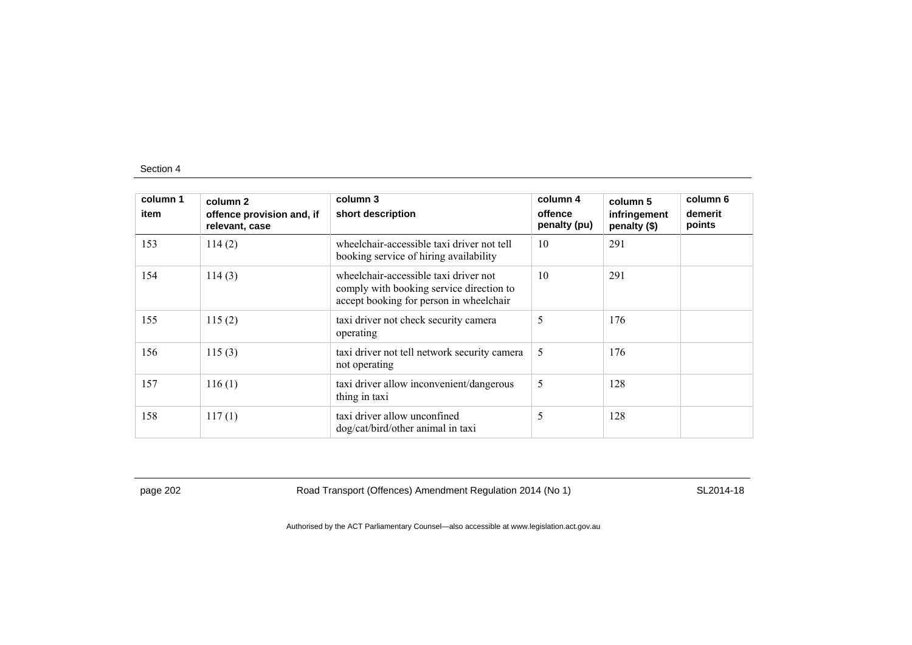Section 4

| column 1<br>item | column 2<br>offence provision and, if relevant, case | column 3<br>short description | column 4<br>offence penalty (pu) | column 5<br>infringement penalty ($) | column 6<br>demerit points |
|---|---|---|---|---|---|
| 153 | 114 (2) | wheelchair-accessible taxi driver not tell booking service of hiring availability | 10 | 291 | |
| 154 | 114 (3) | wheelchair-accessible taxi driver not comply with booking service direction to accept booking for person in wheelchair | 10 | 291 | |
| 155 | 115 (2) | taxi driver not check security camera operating | 5 | 176 | |
| 156 | 115 (3) | taxi driver not tell network security camera not operating | 5 | 176 | |
| 157 | 116 (1) | taxi driver allow inconvenient/dangerous thing in taxi | 5 | 128 | |
| 158 | 117 (1) | taxi driver allow unconfined dog/cat/bird/other animal in taxi | 5 | 128 | |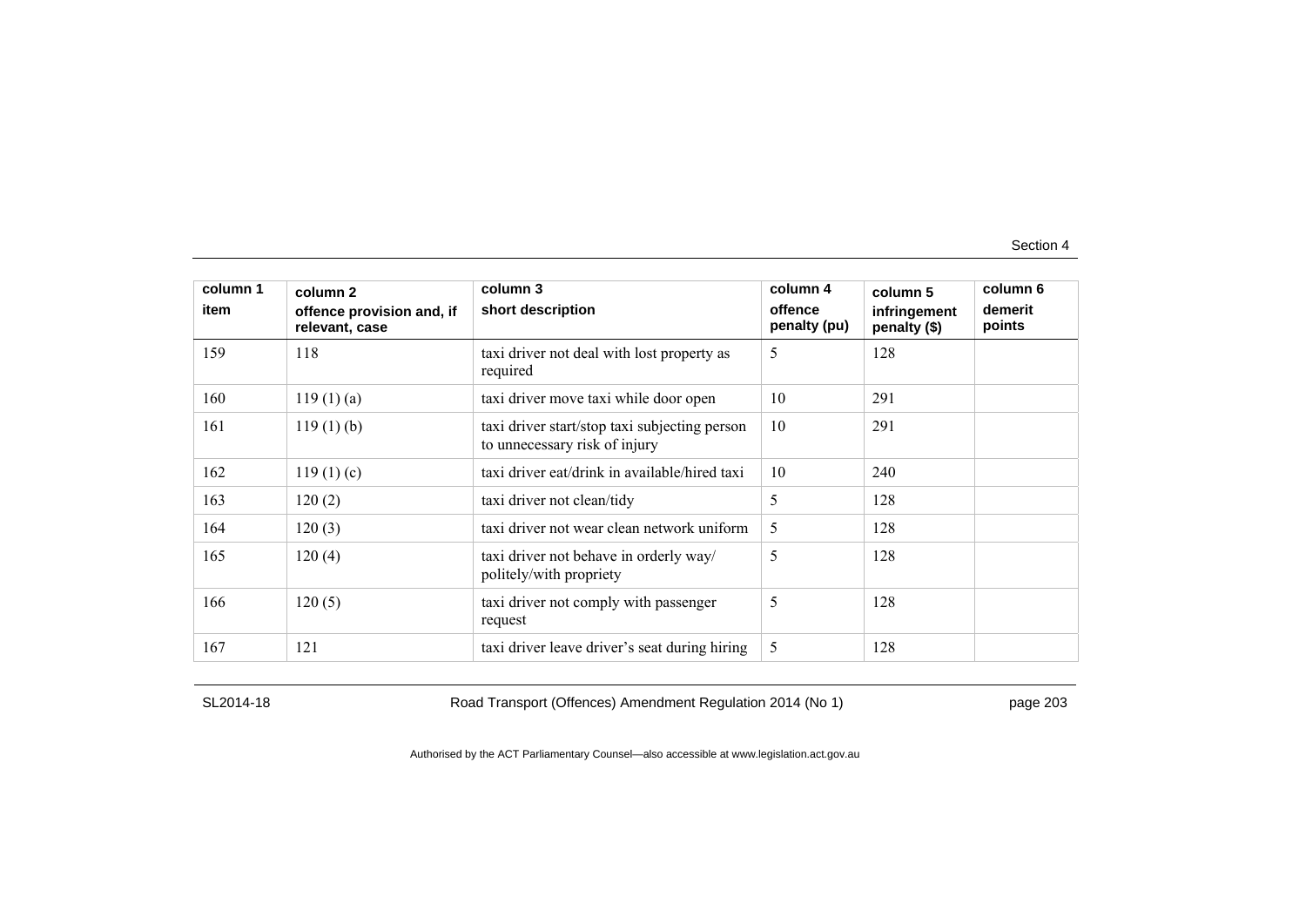| column 1<br>item | column 2<br>offence provision and, if relevant, case | column 3<br>short description | column 4<br>offence penalty (pu) | column 5<br>infringement penalty ($) | column 6<br>demerit points |
|---|---|---|---|---|---|
| 159 | 118 | taxi driver not deal with lost property as required | 5 | 128 | |
| 160 | 119 (1) (a) | taxi driver move taxi while door open | 10 | 291 | |
| 161 | 119 (1) (b) | taxi driver start/stop taxi subjecting person to unnecessary risk of injury | 10 | 291 | |
| 162 | 119 (1) (c) | taxi driver eat/drink in available/hired taxi | 10 | 240 | |
| 163 | 120 (2) | taxi driver not clean/tidy | 5 | 128 | |
| 164 | 120 (3) | taxi driver not wear clean network uniform | 5 | 128 | |
| 165 | 120 (4) | taxi driver not behave in orderly way/ politely/with propriety | 5 | 128 | |
| 166 | 120 (5) | taxi driver not comply with passenger request | 5 | 128 | |
| 167 | 121 | taxi driver leave driver's seat during hiring | 5 | 128 | |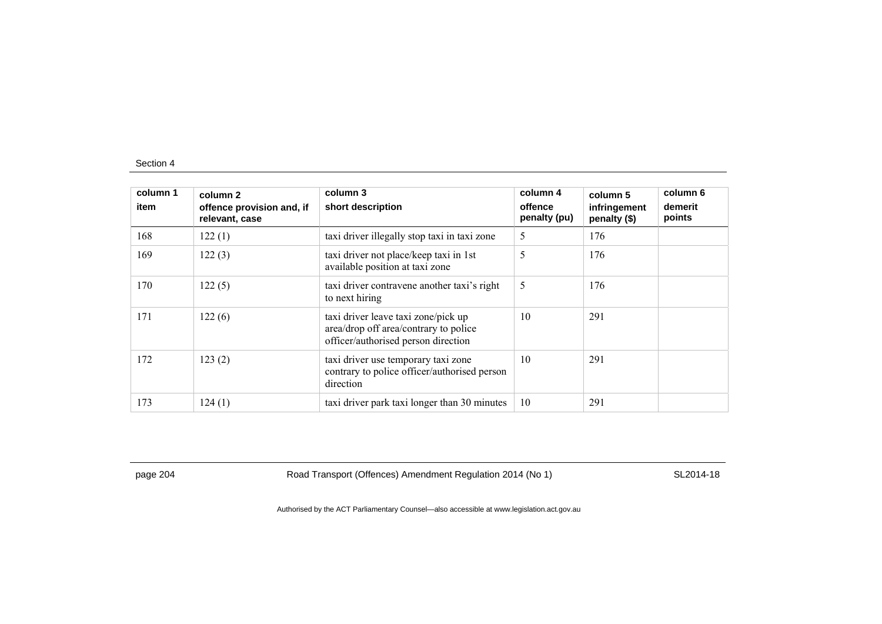| column 1<br>item | column 2<br>offence provision and, if relevant, case | column 3<br>short description | column 4<br>offence penalty (pu) | column 5<br>infringement penalty ($) | column 6<br>demerit points |
|---|---|---|---|---|---|
| 168 | 122 (1) | taxi driver illegally stop taxi in taxi zone | 5 | 176 | |
| 169 | 122 (3) | taxi driver not place/keep taxi in 1st available position at taxi zone | 5 | 176 | |
| 170 | 122 (5) | taxi driver contravene another taxi's right to next hiring | 5 | 176 | |
| 171 | 122 (6) | taxi driver leave taxi zone/pick up area/drop off area/contrary to police officer/authorised person direction | 10 | 291 | |
| 172 | 123 (2) | taxi driver use temporary taxi zone contrary to police officer/authorised person direction | 10 | 291 | |
| 173 | 124 (1) | taxi driver park taxi longer than 30 minutes | 10 | 291 | |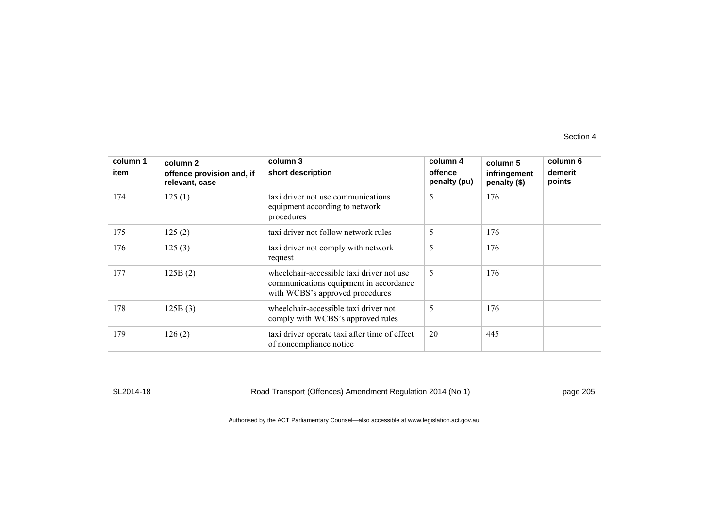| column 1<br>item | column 2<br>offence provision and, if relevant, case | column 3<br>short description | column 4<br>offence penalty (pu) | column 5<br>infringement penalty ($) | column 6<br>demerit points |
|---|---|---|---|---|---|
| 174 | 125 (1) | taxi driver not use communications equipment according to network procedures | 5 | 176 | |
| 175 | 125 (2) | taxi driver not follow network rules | 5 | 176 | |
| 176 | 125 (3) | taxi driver not comply with network request | 5 | 176 | |
| 177 | 125B (2) | wheelchair-accessible taxi driver not use communications equipment in accordance with WCBS's approved procedures | 5 | 176 | |
| 178 | 125B (3) | wheelchair-accessible taxi driver not comply with WCBS's approved rules | 5 | 176 | |
| 179 | 126 (2) | taxi driver operate taxi after time of effect of noncompliance notice | 20 | 445 | |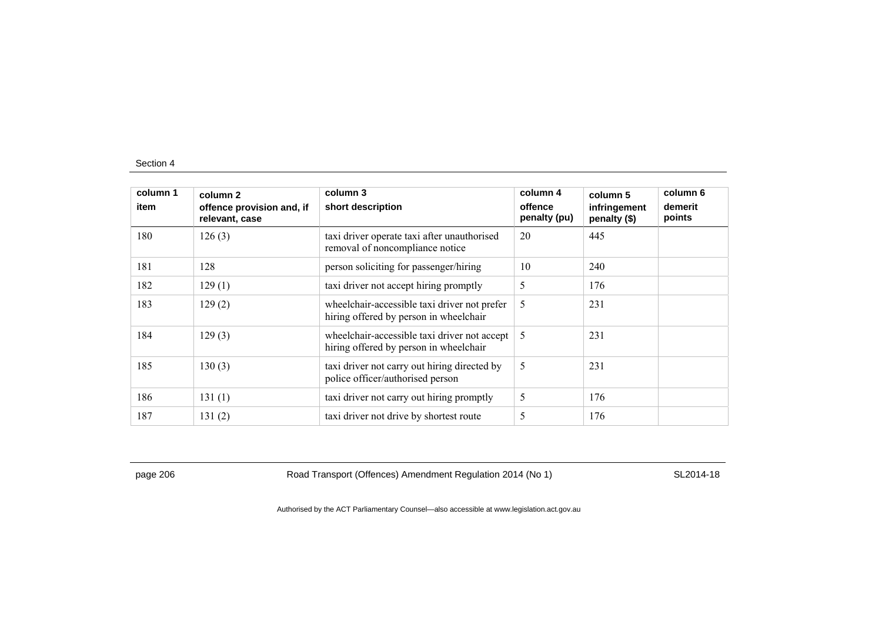| column 1<br>item | column 2<br>offence provision and, if relevant, case | column 3<br>short description | column 4<br>offence penalty (pu) | column 5<br>infringement penalty ($) | column 6<br>demerit points |
|---|---|---|---|---|---|
| 180 | 126 (3) | taxi driver operate taxi after unauthorised removal of noncompliance notice | 20 | 445 | |
| 181 | 128 | person soliciting for passenger/hiring | 10 | 240 | |
| 182 | 129 (1) | taxi driver not accept hiring promptly | 5 | 176 | |
| 183 | 129 (2) | wheelchair-accessible taxi driver not prefer hiring offered by person in wheelchair | 5 | 231 | |
| 184 | 129 (3) | wheelchair-accessible taxi driver not accept hiring offered by person in wheelchair | 5 | 231 | |
| 185 | 130 (3) | taxi driver not carry out hiring directed by police officer/authorised person | 5 | 231 | |
| 186 | 131 (1) | taxi driver not carry out hiring promptly | 5 | 176 | |
| 187 | 131 (2) | taxi driver not drive by shortest route | 5 | 176 | |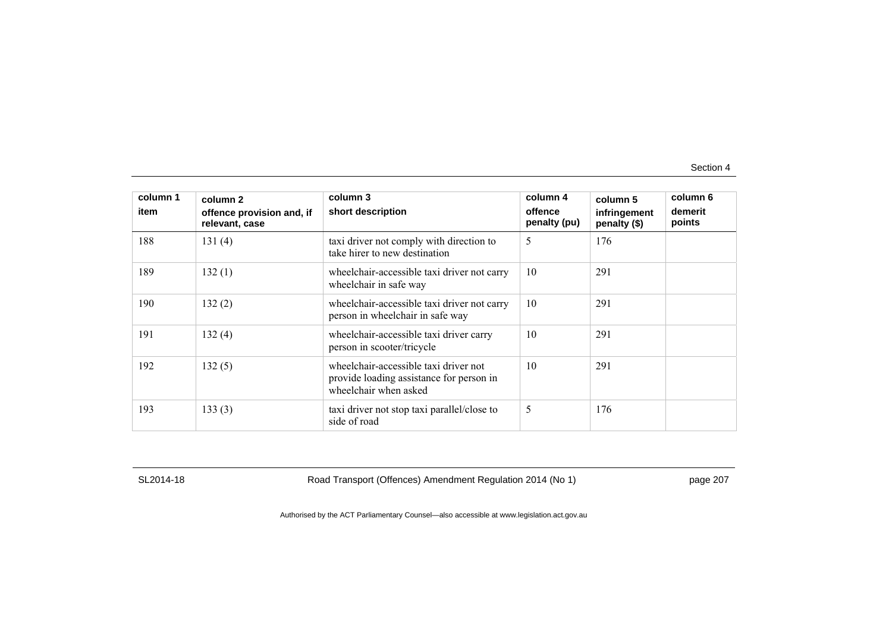| column 1<br>item | column 2<br>offence provision and, if relevant, case | column 3<br>short description | column 4<br>offence penalty (pu) | column 5<br>infringement penalty ($) | column 6<br>demerit points |
|---|---|---|---|---|---|
| 188 | 131 (4) | taxi driver not comply with direction to take hirer to new destination | 5 | 176 | |
| 189 | 132 (1) | wheelchair-accessible taxi driver not carry wheelchair in safe way | 10 | 291 | |
| 190 | 132 (2) | wheelchair-accessible taxi driver not carry person in wheelchair in safe way | 10 | 291 | |
| 191 | 132 (4) | wheelchair-accessible taxi driver carry person in scooter/tricycle | 10 | 291 | |
| 192 | 132 (5) | wheelchair-accessible taxi driver not provide loading assistance for person in wheelchair when asked | 10 | 291 | |
| 193 | 133 (3) | taxi driver not stop taxi parallel/close to side of road | 5 | 176 | |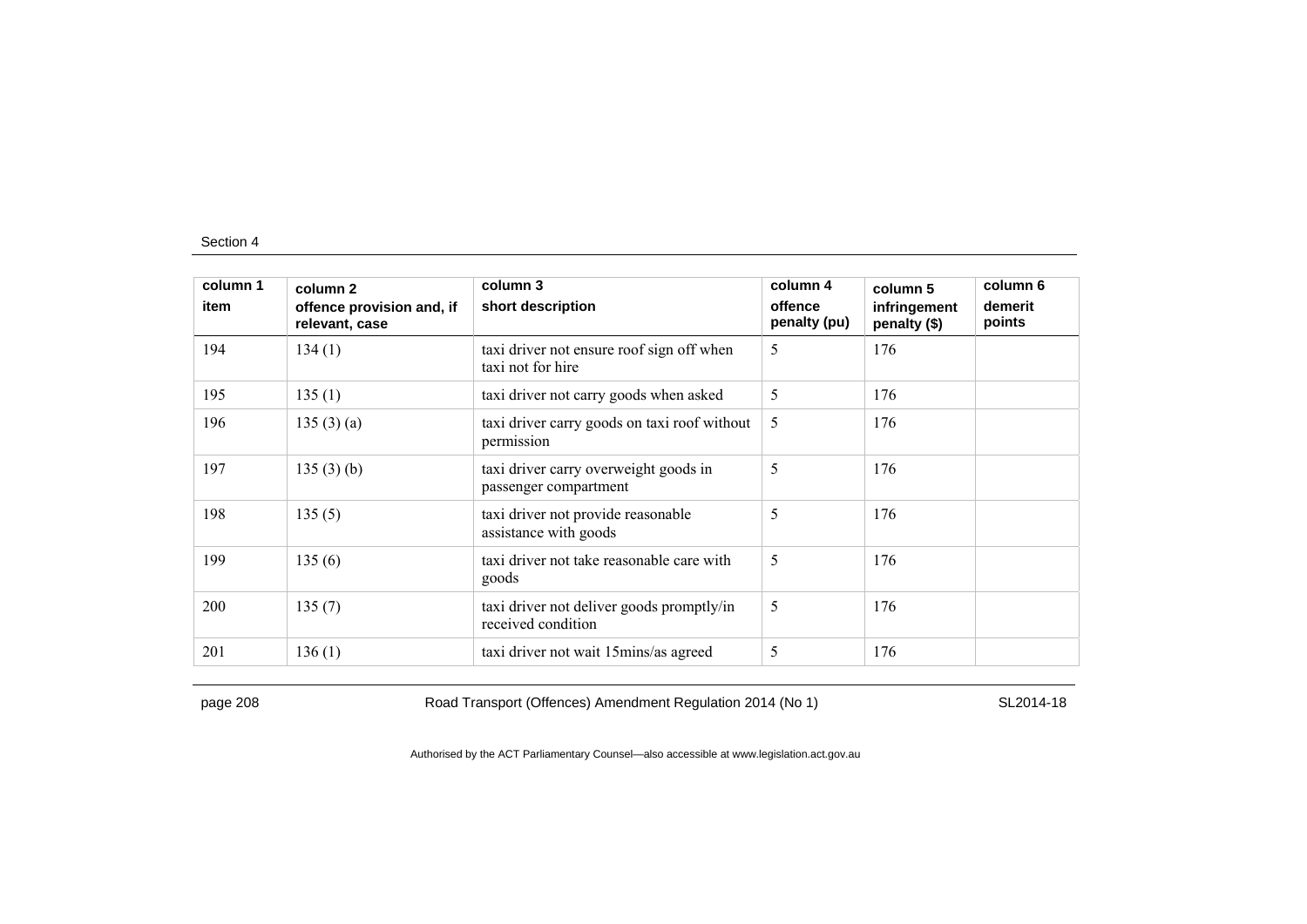| column 1<br>item | column 2<br>offence provision and, if relevant, case | column 3<br>short description | column 4<br>offence penalty (pu) | column 5<br>infringement penalty ($) | column 6<br>demerit points |
|---|---|---|---|---|---|
| 194 | 134 (1) | taxi driver not ensure roof sign off when taxi not for hire | 5 | 176 | |
| 195 | 135 (1) | taxi driver not carry goods when asked | 5 | 176 | |
| 196 | 135 (3) (a) | taxi driver carry goods on taxi roof without permission | 5 | 176 | |
| 197 | 135 (3) (b) | taxi driver carry overweight goods in passenger compartment | 5 | 176 | |
| 198 | 135 (5) | taxi driver not provide reasonable assistance with goods | 5 | 176 | |
| 199 | 135 (6) | taxi driver not take reasonable care with goods | 5 | 176 | |
| 200 | 135 (7) | taxi driver not deliver goods promptly/in received condition | 5 | 176 | |
| 201 | 136 (1) | taxi driver not wait 15mins/as agreed | 5 | 176 | |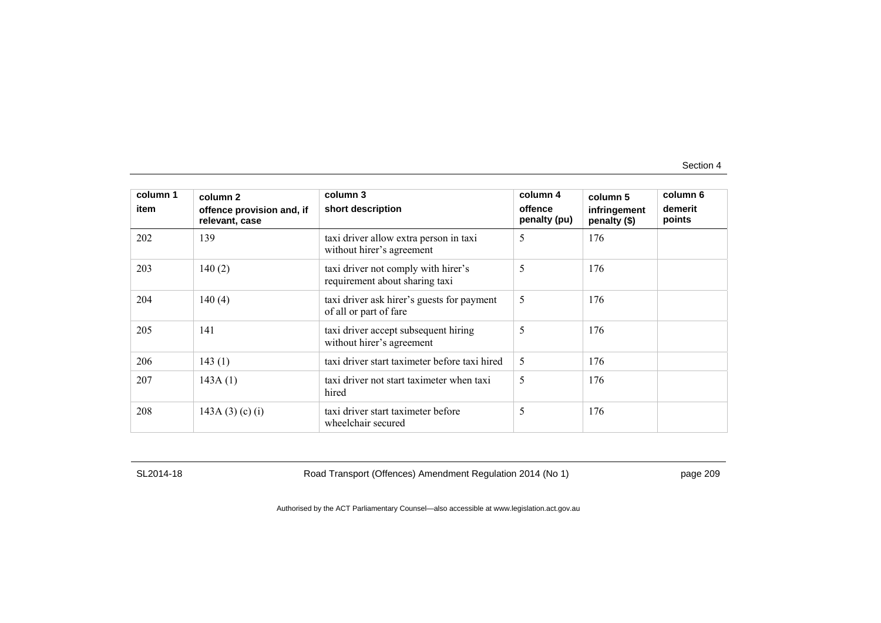| column 1<br>item | column 2<br>offence provision and, if relevant, case | column 3<br>short description | column 4<br>offence penalty (pu) | column 5<br>infringement penalty ($) | column 6<br>demerit points |
|---|---|---|---|---|---|
| 202 | 139 | taxi driver allow extra person in taxi without hirer's agreement | 5 | 176 | |
| 203 | 140 (2) | taxi driver not comply with hirer's requirement about sharing taxi | 5 | 176 | |
| 204 | 140 (4) | taxi driver ask hirer's guests for payment of all or part of fare | 5 | 176 | |
| 205 | 141 | taxi driver accept subsequent hiring without hirer's agreement | 5 | 176 | |
| 206 | 143 (1) | taxi driver start taximeter before taxi hired | 5 | 176 | |
| 207 | 143A (1) | taxi driver not start taximeter when taxi hired | 5 | 176 | |
| 208 | 143A (3) (c) (i) | taxi driver start taximeter before wheelchair secured | 5 | 176 | |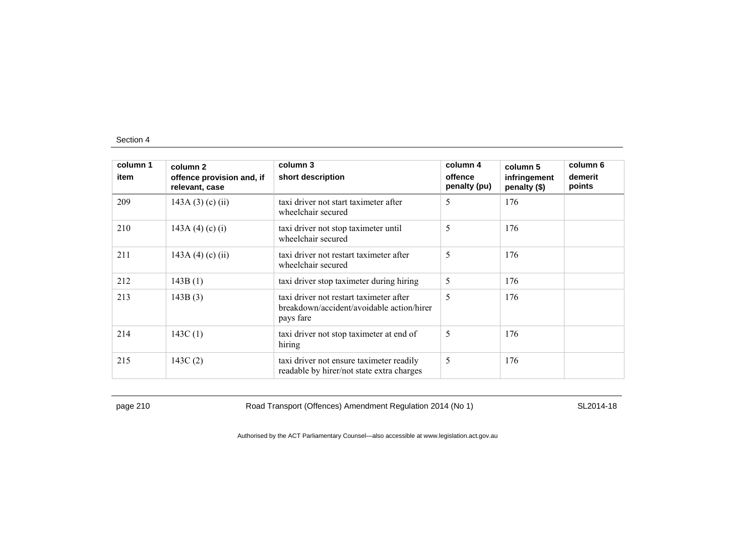| column 1 item | column 2 offence provision and, if relevant, case | column 3 short description | column 4 offence penalty (pu) | column 5 infringement penalty ($) | column 6 demerit points |
|---|---|---|---|---|---|
| 209 | 143A (3) (c) (ii) | taxi driver not start taximeter after wheelchair secured | 5 | 176 | |
| 210 | 143A (4) (c) (i) | taxi driver not stop taximeter until wheelchair secured | 5 | 176 | |
| 211 | 143A (4) (c) (ii) | taxi driver not restart taximeter after wheelchair secured | 5 | 176 | |
| 212 | 143B (1) | taxi driver stop taximeter during hiring | 5 | 176 | |
| 213 | 143B (3) | taxi driver not restart taximeter after breakdown/accident/avoidable action/hirer pays fare | 5 | 176 | |
| 214 | 143C (1) | taxi driver not stop taximeter at end of hiring | 5 | 176 | |
| 215 | 143C (2) | taxi driver not ensure taximeter readily readable by hirer/not state extra charges | 5 | 176 | |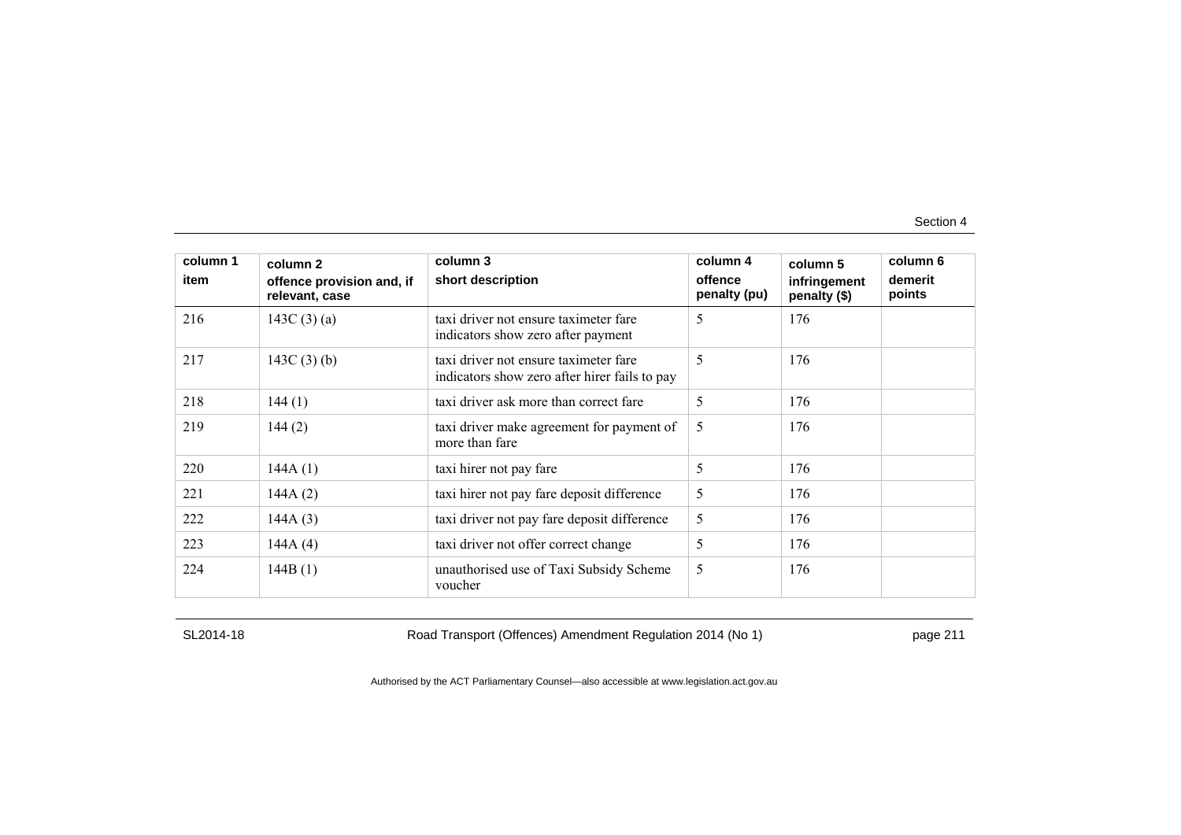| column 1<br>item | column 2<br>offence provision and, if relevant, case | column 3<br>short description | column 4<br>offence penalty (pu) | column 5<br>infringement penalty ($) | column 6<br>demerit points |
|---|---|---|---|---|---|
| 216 | 143C (3) (a) | taxi driver not ensure taximeter fare indicators show zero after payment | 5 | 176 | |
| 217 | 143C (3) (b) | taxi driver not ensure taximeter fare indicators show zero after hirer fails to pay | 5 | 176 | |
| 218 | 144 (1) | taxi driver ask more than correct fare | 5 | 176 | |
| 219 | 144 (2) | taxi driver make agreement for payment of more than fare | 5 | 176 | |
| 220 | 144A (1) | taxi hirer not pay fare | 5 | 176 | |
| 221 | 144A (2) | taxi hirer not pay fare deposit difference | 5 | 176 | |
| 222 | 144A (3) | taxi driver not pay fare deposit difference | 5 | 176 | |
| 223 | 144A (4) | taxi driver not offer correct change | 5 | 176 | |
| 224 | 144B (1) | unauthorised use of Taxi Subsidy Scheme voucher | 5 | 176 | |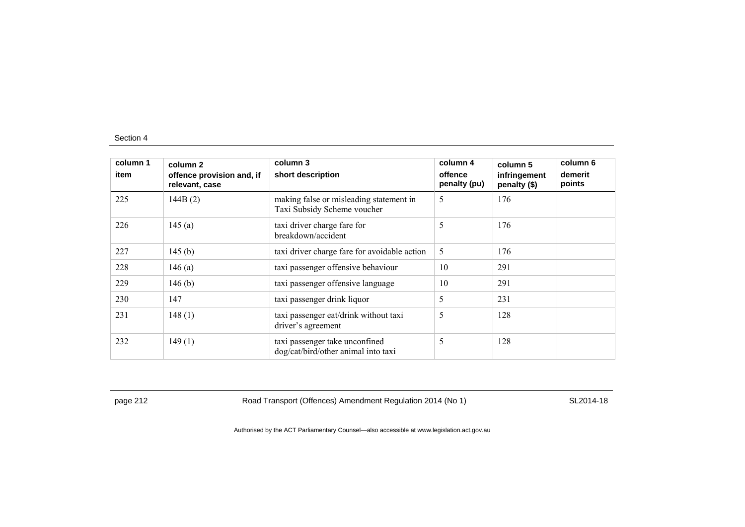| column 1<br>item | column 2<br>offence provision and, if relevant, case | column 3<br>short description | column 4<br>offence penalty (pu) | column 5<br>infringement penalty ($) | column 6<br>demerit points |
|---|---|---|---|---|---|
| 225 | 144B (2) | making false or misleading statement in Taxi Subsidy Scheme voucher | 5 | 176 | |
| 226 | 145 (a) | taxi driver charge fare for breakdown/accident | 5 | 176 | |
| 227 | 145 (b) | taxi driver charge fare for avoidable action | 5 | 176 | |
| 228 | 146 (a) | taxi passenger offensive behaviour | 10 | 291 | |
| 229 | 146 (b) | taxi passenger offensive language | 10 | 291 | |
| 230 | 147 | taxi passenger drink liquor | 5 | 231 | |
| 231 | 148 (1) | taxi passenger eat/drink without taxi driver's agreement | 5 | 128 | |
| 232 | 149 (1) | taxi passenger take unconfined dog/cat/bird/other animal into taxi | 5 | 128 | |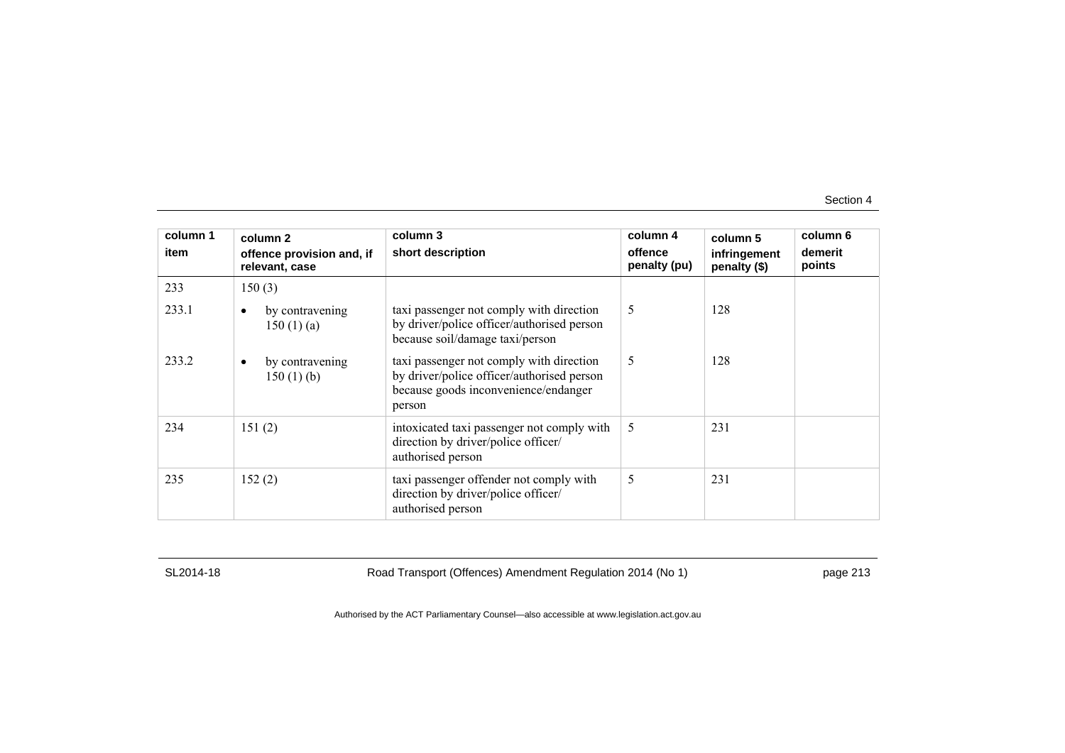| column 1 item | column 2 offence provision and, if relevant, case | column 3 short description | column 4 offence penalty (pu) | column 5 infringement penalty ($) | column 6 demerit points |
|---|---|---|---|---|---|
| 233 | 150 (3) | | | | |
| 233.1 | • by contravening 150 (1) (a) | taxi passenger not comply with direction by driver/police officer/authorised person because soil/damage taxi/person | 5 | 128 | |
| 233.2 | • by contravening 150 (1) (b) | taxi passenger not comply with direction by driver/police officer/authorised person because goods inconvenience/endanger person | 5 | 128 | |
| 234 | 151 (2) | intoxicated taxi passenger not comply with direction by driver/police officer/ authorised person | 5 | 231 | |
| 235 | 152 (2) | taxi passenger offender not comply with direction by driver/police officer/ authorised person | 5 | 231 | |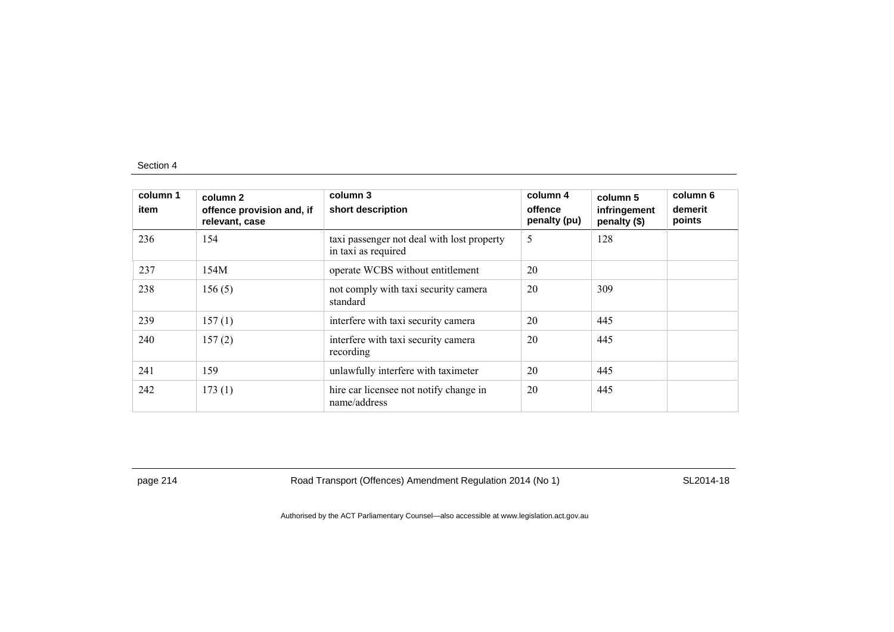| column 1<br>item | column 2<br>offence provision and, if relevant, case | column 3<br>short description | column 4<br>offence penalty (pu) | column 5<br>infringement penalty ($) | column 6<br>demerit points |
|---|---|---|---|---|---|
| 236 | 154 | taxi passenger not deal with lost property in taxi as required | 5 | 128 | |
| 237 | 154M | operate WCBS without entitlement | 20 | | |
| 238 | 156 (5) | not comply with taxi security camera standard | 20 | 309 | |
| 239 | 157 (1) | interfere with taxi security camera | 20 | 445 | |
| 240 | 157 (2) | interfere with taxi security camera recording | 20 | 445 | |
| 241 | 159 | unlawfully interfere with taximeter | 20 | 445 | |
| 242 | 173 (1) | hire car licensee not notify change in name/address | 20 | 445 | |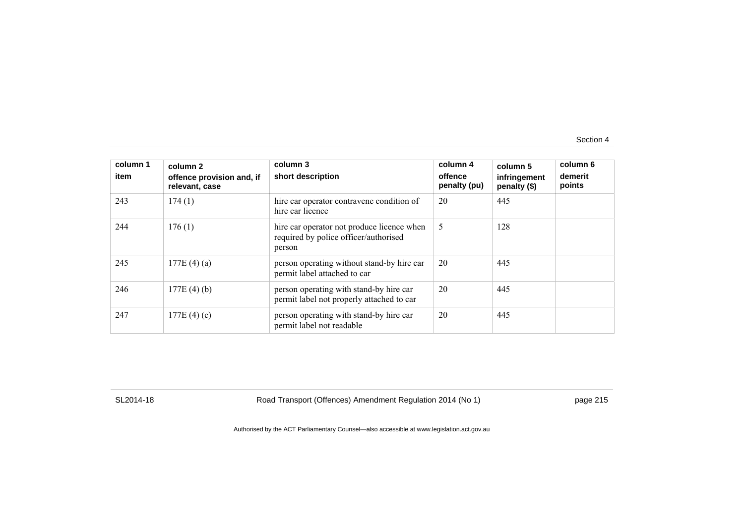| column 1<br>item | column 2<br>offence provision and, if relevant, case | column 3<br>short description | column 4<br>offence penalty (pu) | column 5<br>infringement penalty ($) | column 6<br>demerit points |
|---|---|---|---|---|---|
| 243 | 174 (1) | hire car operator contravene condition of hire car licence | 20 | 445 | |
| 244 | 176 (1) | hire car operator not produce licence when required by police officer/authorised person | 5 | 128 | |
| 245 | 177E (4) (a) | person operating without stand-by hire car permit label attached to car | 20 | 445 | |
| 246 | 177E (4) (b) | person operating with stand-by hire car permit label not properly attached to car | 20 | 445 | |
| 247 | 177E (4) (c) | person operating with stand-by hire car permit label not readable | 20 | 445 | |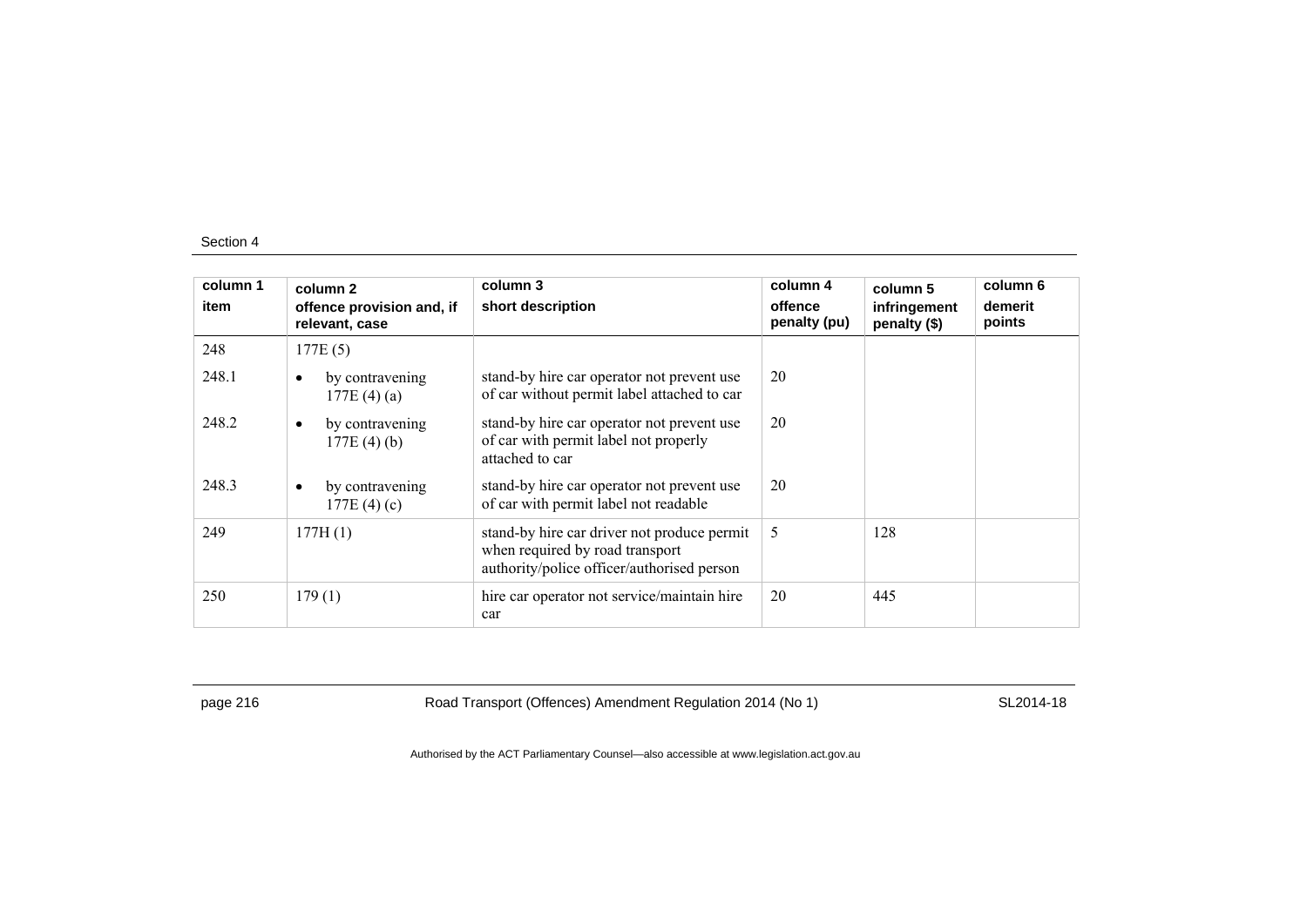| column 1<br>item | column 2<br>offence provision and, if relevant, case | column 3<br>short description | column 4<br>offence penalty (pu) | column 5<br>infringement penalty ($) | column 6<br>demerit points |
|---|---|---|---|---|---|
| 248 | 177E (5) | | | | |
| 248.1 | • by contravening 177E (4) (a) | stand-by hire car operator not prevent use of car without permit label attached to car | 20 | | |
| 248.2 | • by contravening 177E (4) (b) | stand-by hire car operator not prevent use of car with permit label not properly attached to car | 20 | | |
| 248.3 | • by contravening 177E (4) (c) | stand-by hire car operator not prevent use of car with permit label not readable | 20 | | |
| 249 | 177H (1) | stand-by hire car driver not produce permit when required by road transport authority/police officer/authorised person | 5 | 128 | |
| 250 | 179 (1) | hire car operator not service/maintain hire car | 20 | 445 | |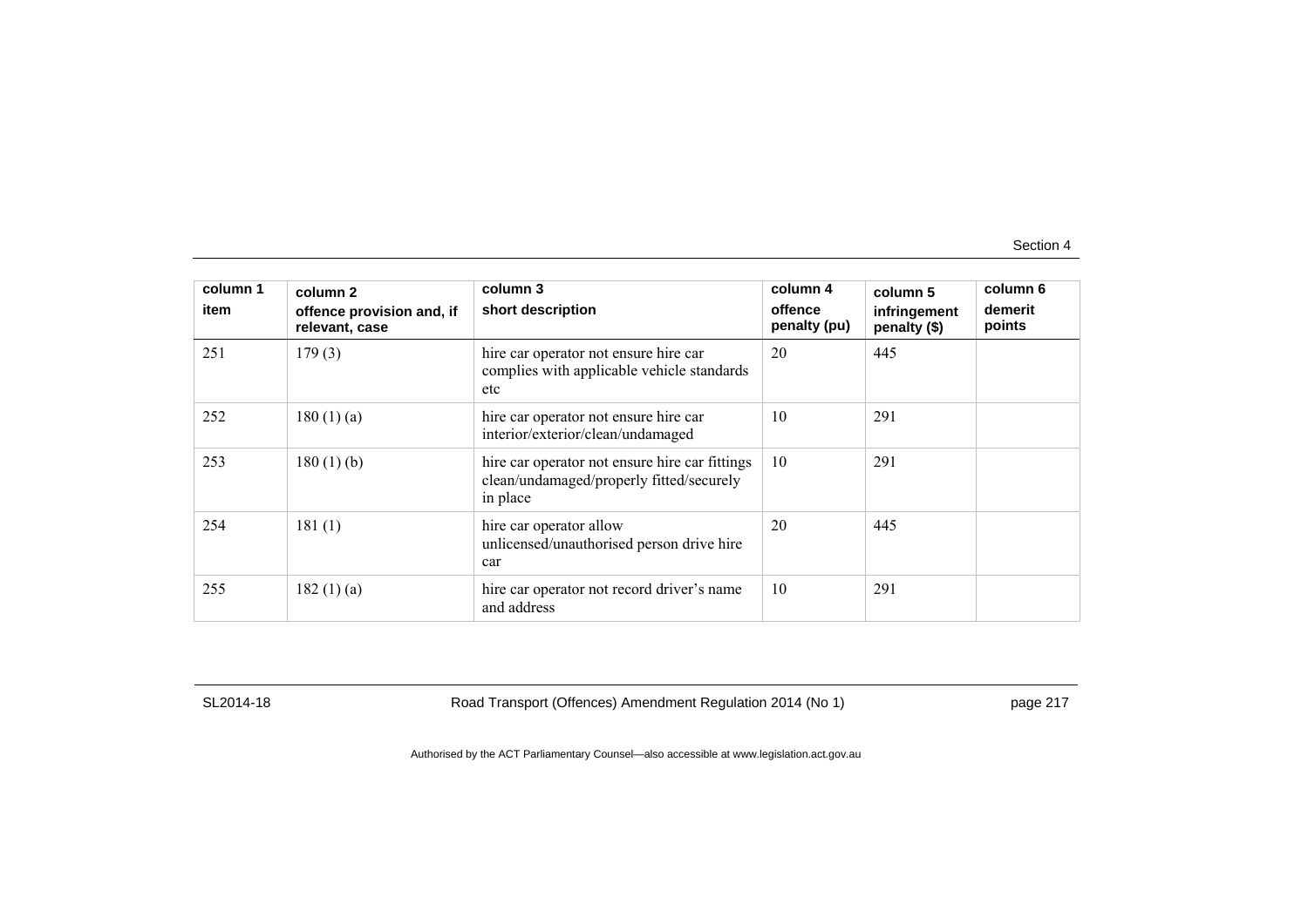| column 1<br>item | column 2<br>offence provision and, if relevant, case | column 3<br>short description | column 4<br>offence penalty (pu) | column 5<br>infringement penalty ($) | column 6<br>demerit points |
|---|---|---|---|---|---|
| 251 | 179 (3) | hire car operator not ensure hire car complies with applicable vehicle standards etc | 20 | 445 | |
| 252 | 180 (1) (a) | hire car operator not ensure hire car interior/exterior/clean/undamaged | 10 | 291 | |
| 253 | 180 (1) (b) | hire car operator not ensure hire car fittings clean/undamaged/properly fitted/securely in place | 10 | 291 | |
| 254 | 181 (1) | hire car operator allow unlicensed/unauthorised person drive hire car | 20 | 445 | |
| 255 | 182 (1) (a) | hire car operator not record driver's name and address | 10 | 291 | |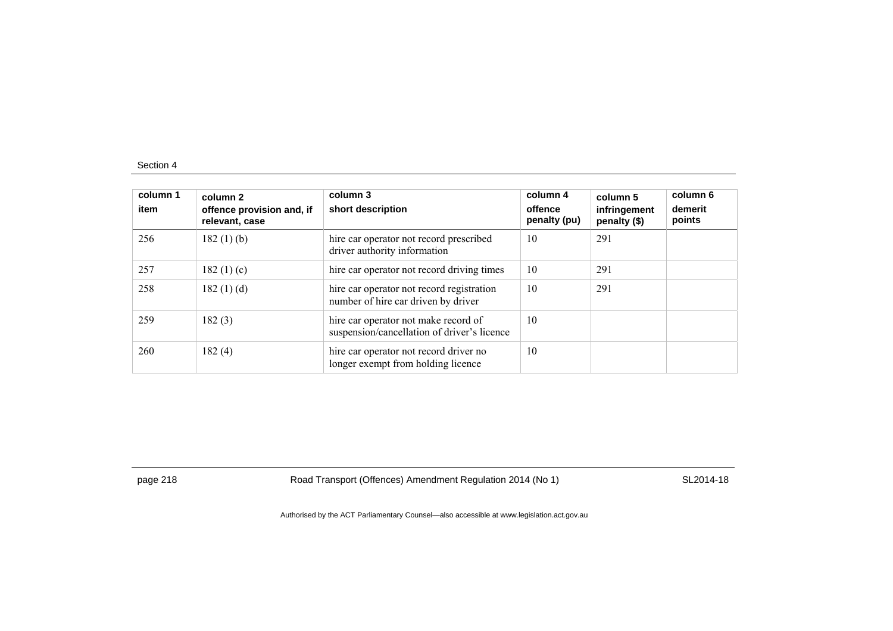| column 1 item | column 2 offence provision and, if relevant, case | column 3 short description | column 4 offence penalty (pu) | column 5 infringement penalty ($) | column 6 demerit points |
|---|---|---|---|---|---|
| 256 | 182 (1) (b) | hire car operator not record prescribed driver authority information | 10 | 291 | |
| 257 | 182 (1) (c) | hire car operator not record driving times | 10 | 291 | |
| 258 | 182 (1) (d) | hire car operator not record registration number of hire car driven by driver | 10 | 291 | |
| 259 | 182 (3) | hire car operator not make record of suspension/cancellation of driver's licence | 10 | | |
| 260 | 182 (4) | hire car operator not record driver no longer exempt from holding licence | 10 | | |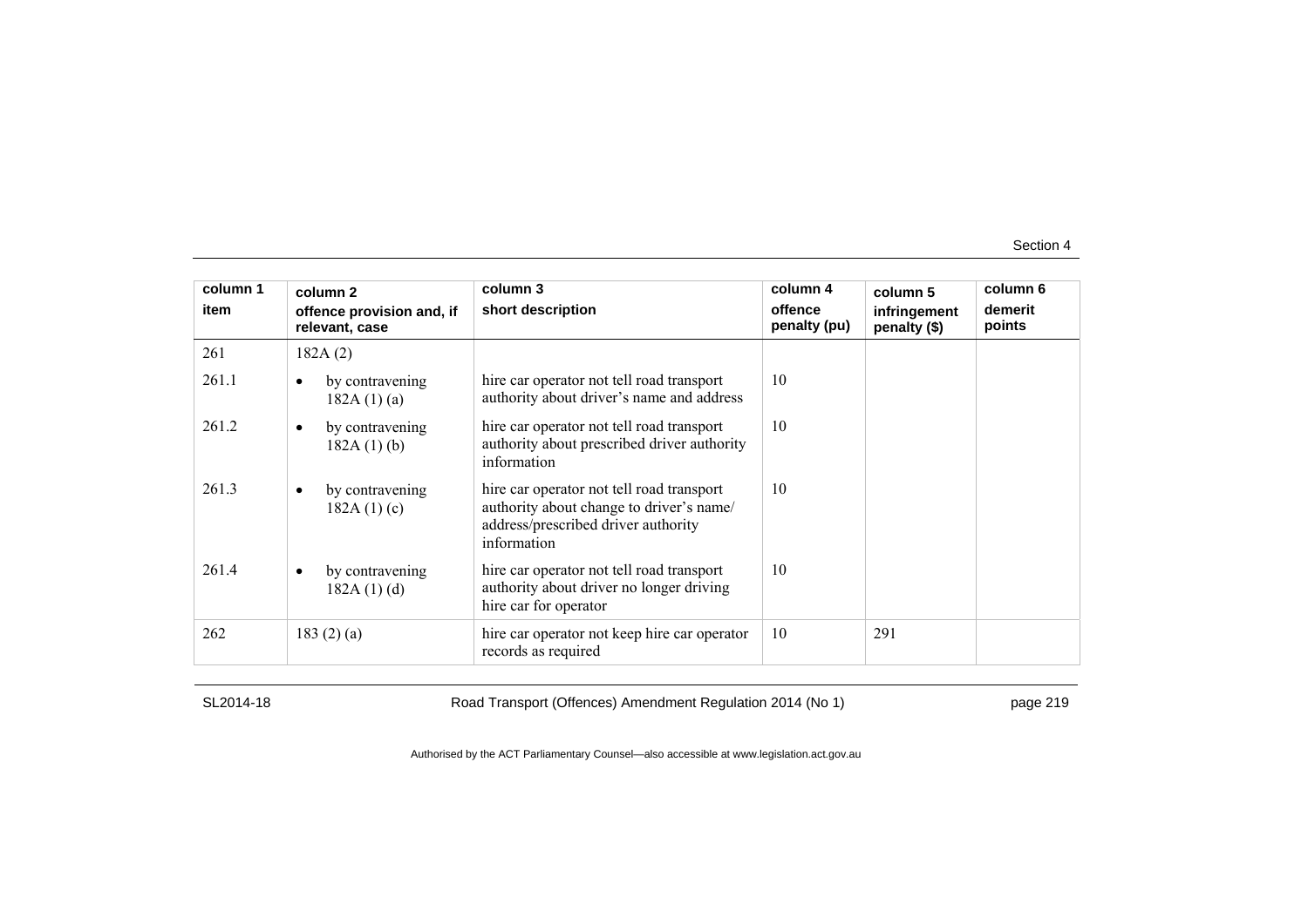| column 1 item | column 2 offence provision and, if relevant, case | column 3 short description | column 4 offence penalty (pu) | column 5 infringement penalty ($) | column 6 demerit points |
|---|---|---|---|---|---|
| 261 | 182A (2) | | | | |
| 261.1 | • by contravening 182A (1) (a) | hire car operator not tell road transport authority about driver's name and address | 10 | | |
| 261.2 | • by contravening 182A (1) (b) | hire car operator not tell road transport authority about prescribed driver authority information | 10 | | |
| 261.3 | • by contravening 182A (1) (c) | hire car operator not tell road transport authority about change to driver's name/ address/prescribed driver authority information | 10 | | |
| 261.4 | • by contravening 182A (1) (d) | hire car operator not tell road transport authority about driver no longer driving hire car for operator | 10 | | |
| 262 | 183 (2) (a) | hire car operator not keep hire car operator records as required | 10 | 291 | |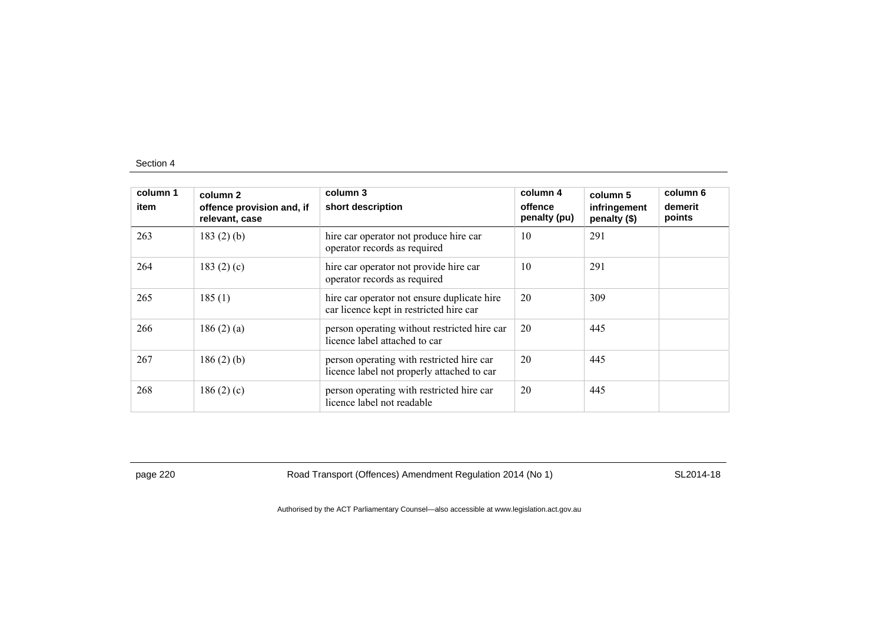| column 1 item | column 2 offence provision and, if relevant, case | column 3 short description | column 4 offence penalty (pu) | column 5 infringement penalty ($) | column 6 demerit points |
|---|---|---|---|---|---|
| 263 | 183 (2) (b) | hire car operator not produce hire car operator records as required | 10 | 291 | |
| 264 | 183 (2) (c) | hire car operator not provide hire car operator records as required | 10 | 291 | |
| 265 | 185 (1) | hire car operator not ensure duplicate hire car licence kept in restricted hire car | 20 | 309 | |
| 266 | 186 (2) (a) | person operating without restricted hire car licence label attached to car | 20 | 445 | |
| 267 | 186 (2) (b) | person operating with restricted hire car licence label not properly attached to car | 20 | 445 | |
| 268 | 186 (2) (c) | person operating with restricted hire car licence label not readable | 20 | 445 | |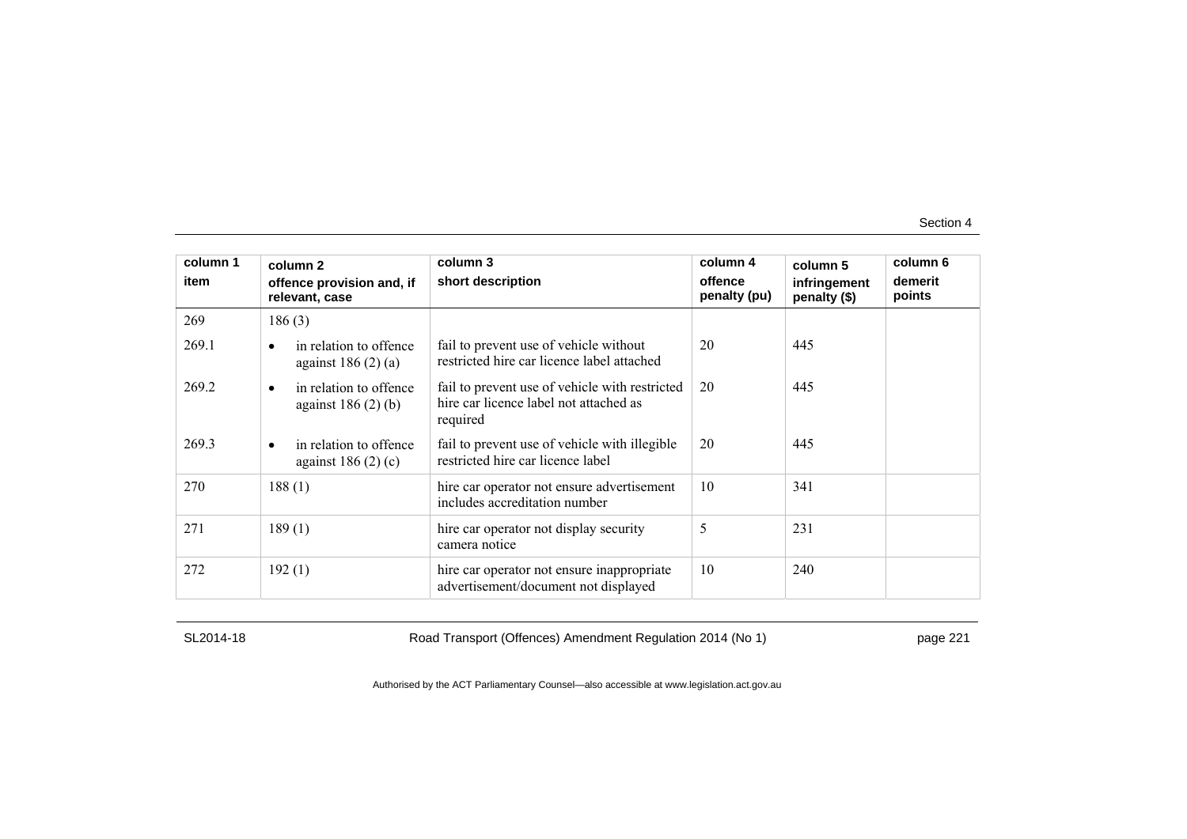| column 1 item | column 2 offence provision and, if relevant, case | column 3 short description | column 4 offence penalty (pu) | column 5 infringement penalty ($) | column 6 demerit points |
|---|---|---|---|---|---|
| 269 | 186 (3) | | | | |
| 269.1 | • in relation to offence against 186 (2) (a) | fail to prevent use of vehicle without restricted hire car licence label attached | 20 | 445 | |
| 269.2 | • in relation to offence against 186 (2) (b) | fail to prevent use of vehicle with restricted hire car licence label not attached as required | 20 | 445 | |
| 269.3 | • in relation to offence against 186 (2) (c) | fail to prevent use of vehicle with illegible restricted hire car licence label | 20 | 445 | |
| 270 | 188 (1) | hire car operator not ensure advertisement includes accreditation number | 10 | 341 | |
| 271 | 189 (1) | hire car operator not display security camera notice | 5 | 231 | |
| 272 | 192 (1) | hire car operator not ensure inappropriate advertisement/document not displayed | 10 | 240 | |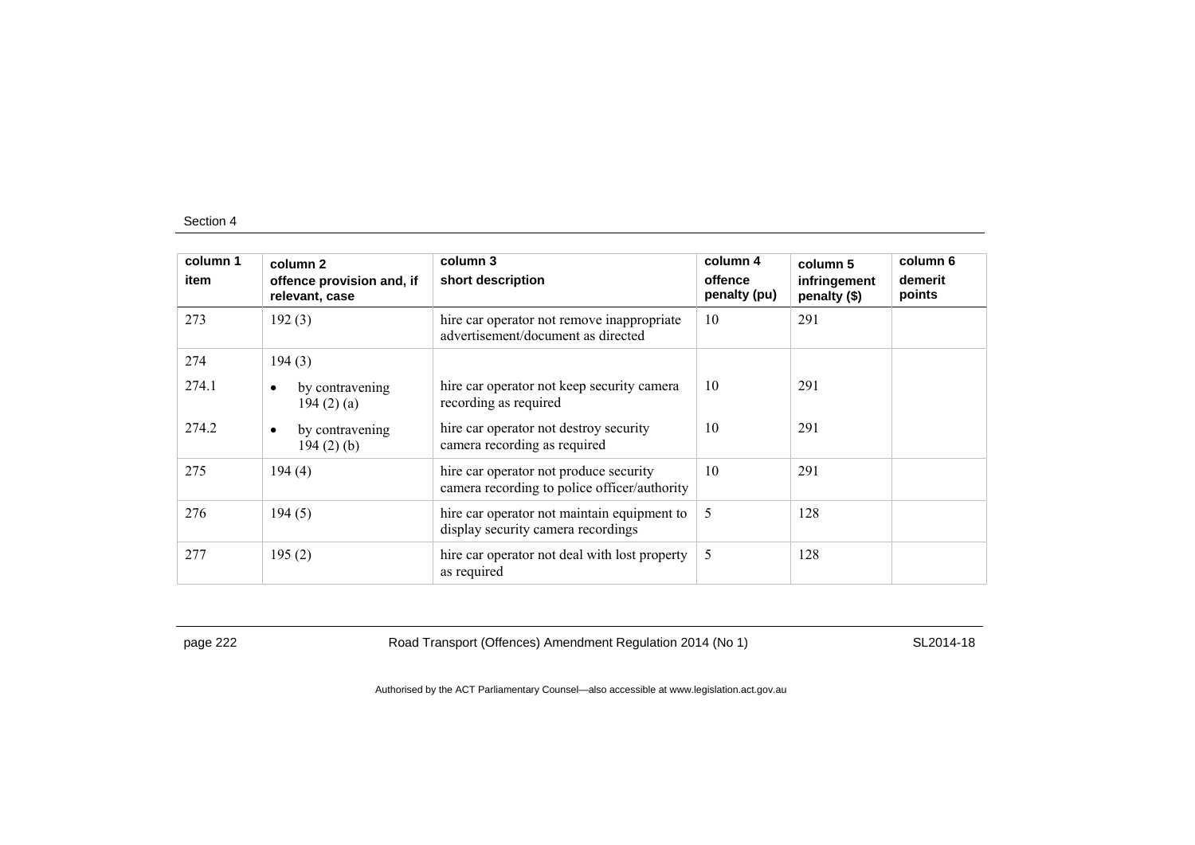| column 1 item | column 2 offence provision and, if relevant, case | column 3 short description | column 4 offence penalty (pu) | column 5 infringement penalty ($) | column 6 demerit points |
|---|---|---|---|---|---|
| 273 | 192 (3) | hire car operator not remove inappropriate advertisement/document as directed | 10 | 291 | |
| 274 | 194 (3) | | | | |
| 274.1 | • by contravening 194 (2) (a) | hire car operator not keep security camera recording as required | 10 | 291 | |
| 274.2 | • by contravening 194 (2) (b) | hire car operator not destroy security camera recording as required | 10 | 291 | |
| 275 | 194 (4) | hire car operator not produce security camera recording to police officer/authority | 10 | 291 | |
| 276 | 194 (5) | hire car operator not maintain equipment to display security camera recordings | 5 | 128 | |
| 277 | 195 (2) | hire car operator not deal with lost property as required | 5 | 128 | |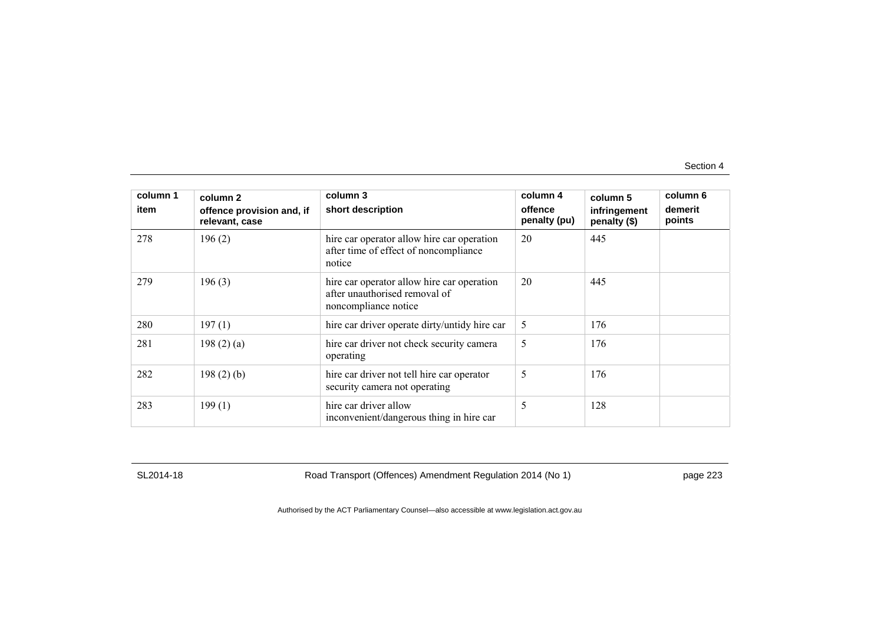| column 1<br>item | column 2<br>offence provision and, if relevant, case | column 3<br>short description | column 4<br>offence penalty (pu) | column 5<br>infringement penalty ($) | column 6<br>demerit points |
|---|---|---|---|---|---|
| 278 | 196 (2) | hire car operator allow hire car operation after time of effect of noncompliance notice | 20 | 445 | |
| 279 | 196 (3) | hire car operator allow hire car operation after unauthorised removal of noncompliance notice | 20 | 445 | |
| 280 | 197 (1) | hire car driver operate dirty/untidy hire car | 5 | 176 | |
| 281 | 198 (2) (a) | hire car driver not check security camera operating | 5 | 176 | |
| 282 | 198 (2) (b) | hire car driver not tell hire car operator security camera not operating | 5 | 176 | |
| 283 | 199 (1) | hire car driver allow inconvenient/dangerous thing in hire car | 5 | 128 | |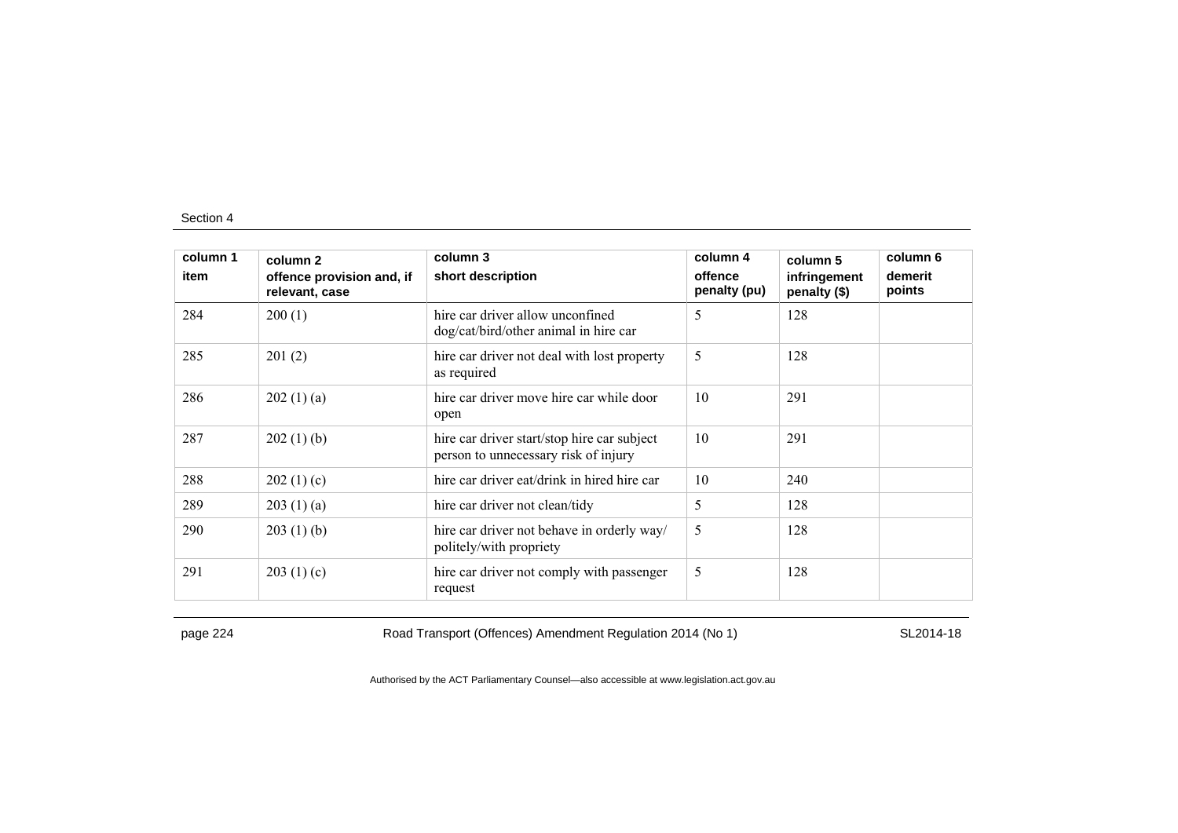| column 1<br>item | column 2<br>offence provision and, if relevant, case | column 3<br>short description | column 4<br>offence penalty (pu) | column 5<br>infringement penalty ($) | column 6<br>demerit points |
|---|---|---|---|---|---|
| 284 | 200 (1) | hire car driver allow unconfined dog/cat/bird/other animal in hire car | 5 | 128 | |
| 285 | 201 (2) | hire car driver not deal with lost property as required | 5 | 128 | |
| 286 | 202 (1) (a) | hire car driver move hire car while door open | 10 | 291 | |
| 287 | 202 (1) (b) | hire car driver start/stop hire car subject person to unnecessary risk of injury | 10 | 291 | |
| 288 | 202 (1) (c) | hire car driver eat/drink in hired hire car | 10 | 240 | |
| 289 | 203 (1) (a) | hire car driver not clean/tidy | 5 | 128 | |
| 290 | 203 (1) (b) | hire car driver not behave in orderly way/ politely/with propriety | 5 | 128 | |
| 291 | 203 (1) (c) | hire car driver not comply with passenger request | 5 | 128 | |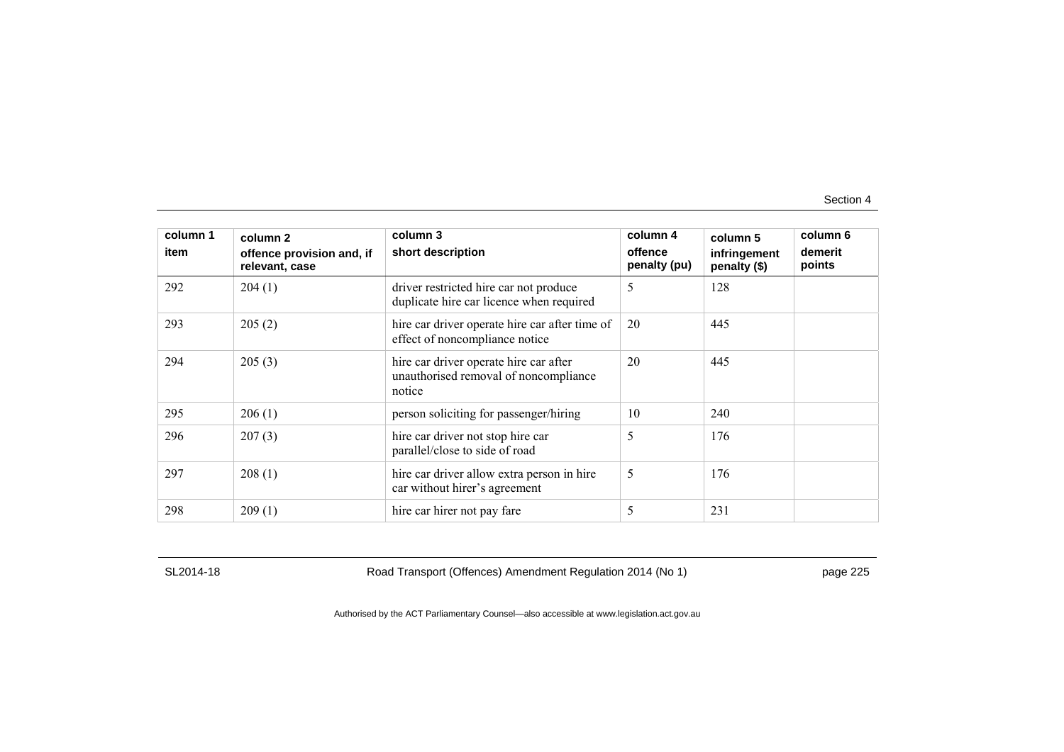| column 1 item | column 2 offence provision and, if relevant, case | column 3 short description | column 4 offence penalty (pu) | column 5 infringement penalty ($) | column 6 demerit points |
|---|---|---|---|---|---|
| 292 | 204 (1) | driver restricted hire car not produce duplicate hire car licence when required | 5 | 128 | |
| 293 | 205 (2) | hire car driver operate hire car after time of effect of noncompliance notice | 20 | 445 | |
| 294 | 205 (3) | hire car driver operate hire car after unauthorised removal of noncompliance notice | 20 | 445 | |
| 295 | 206 (1) | person soliciting for passenger/hiring | 10 | 240 | |
| 296 | 207 (3) | hire car driver not stop hire car parallel/close to side of road | 5 | 176 | |
| 297 | 208 (1) | hire car driver allow extra person in hire car without hirer's agreement | 5 | 176 | |
| 298 | 209 (1) | hire car hirer not pay fare | 5 | 231 | |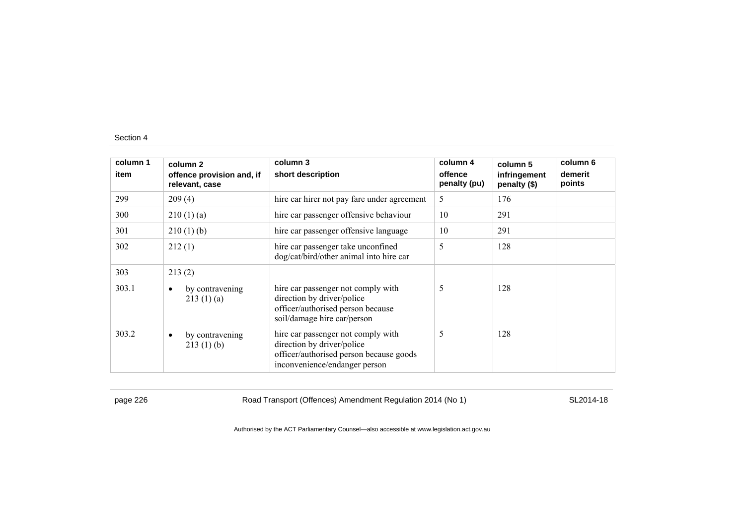| column 1 item | column 2 offence provision and, if relevant, case | column 3 short description | column 4 offence penalty (pu) | column 5 infringement penalty ($) | column 6 demerit points |
|---|---|---|---|---|---|
| 299 | 209 (4) | hire car hirer not pay fare under agreement | 5 | 176 | |
| 300 | 210 (1) (a) | hire car passenger offensive behaviour | 10 | 291 | |
| 301 | 210 (1) (b) | hire car passenger offensive language | 10 | 291 | |
| 302 | 212 (1) | hire car passenger take unconfined dog/cat/bird/other animal into hire car | 5 | 128 | |
| 303 | 213 (2) | | | | |
| 303.1 | • by contravening 213 (1) (a) | hire car passenger not comply with direction by driver/police officer/authorised person because soil/damage hire car/person | 5 | 128 | |
| 303.2 | • by contravening 213 (1) (b) | hire car passenger not comply with direction by driver/police officer/authorised person because goods inconvenience/endanger person | 5 | 128 | |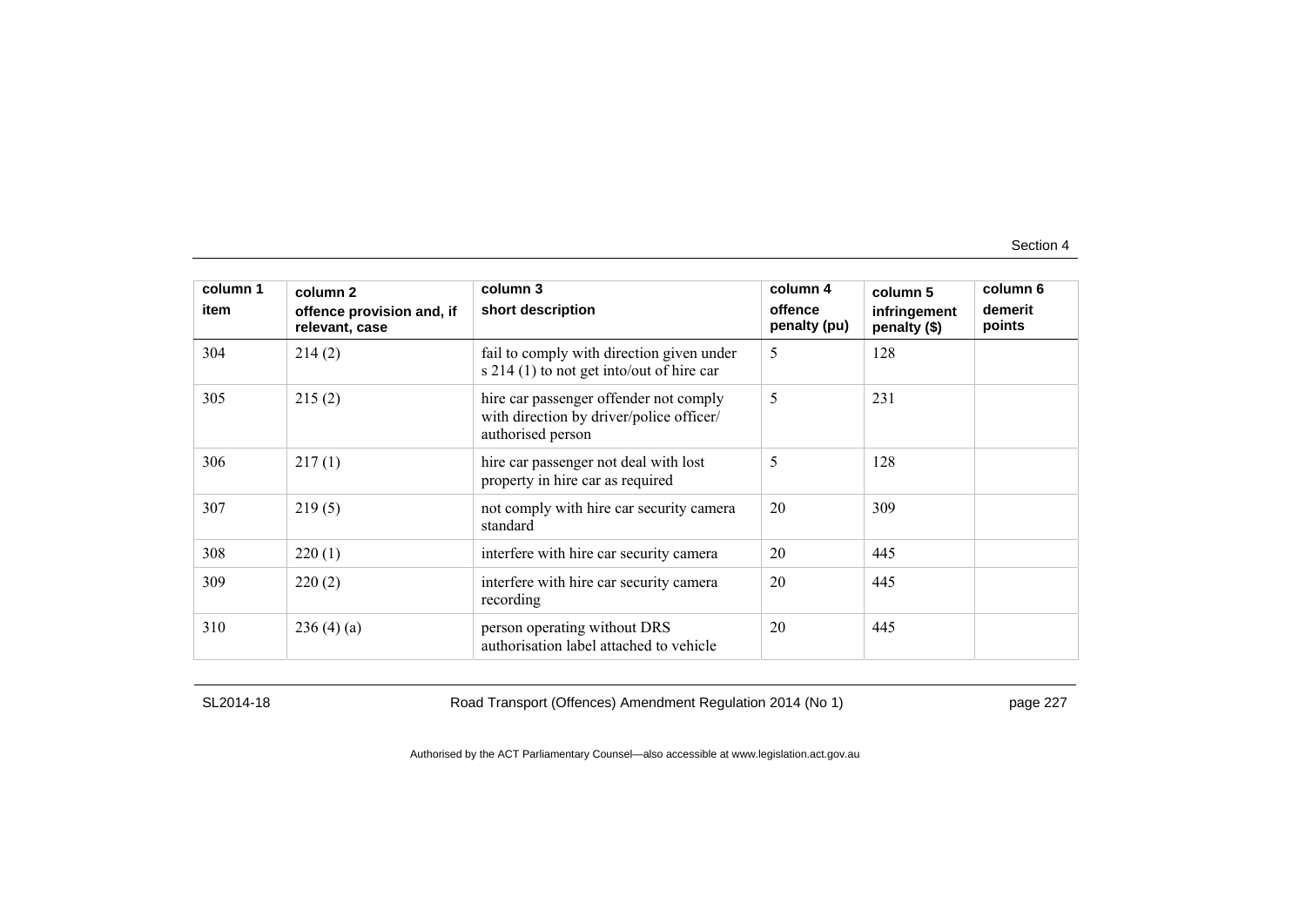| column 1<br>item | column 2<br>offence provision and, if relevant, case | column 3<br>short description | column 4<br>offence penalty (pu) | column 5<br>infringement penalty ($) | column 6<br>demerit points |
|---|---|---|---|---|---|
| 304 | 214 (2) | fail to comply with direction given under s 214 (1) to not get into/out of hire car | 5 | 128 | |
| 305 | 215 (2) | hire car passenger offender not comply with direction by driver/police officer/ authorised person | 5 | 231 | |
| 306 | 217 (1) | hire car passenger not deal with lost property in hire car as required | 5 | 128 | |
| 307 | 219 (5) | not comply with hire car security camera standard | 20 | 309 | |
| 308 | 220 (1) | interfere with hire car security camera | 20 | 445 | |
| 309 | 220 (2) | interfere with hire car security camera recording | 20 | 445 | |
| 310 | 236 (4) (a) | person operating without DRS authorisation label attached to vehicle | 20 | 445 | |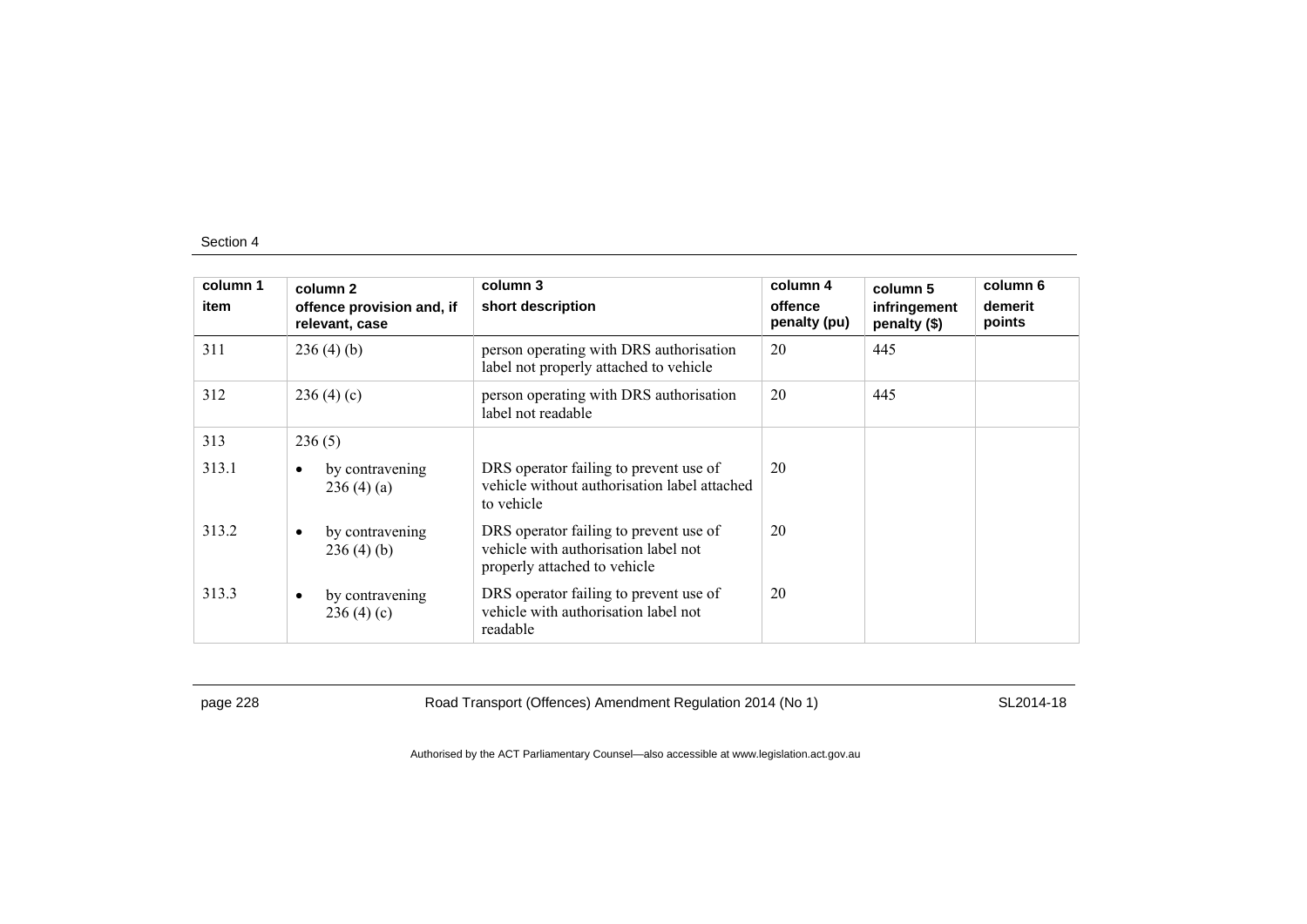| column 1 item | column 2 offence provision and, if relevant, case | column 3 short description | column 4 offence penalty (pu) | column 5 infringement penalty ($) | column 6 demerit points |
|---|---|---|---|---|---|
| 311 | 236 (4) (b) | person operating with DRS authorisation label not properly attached to vehicle | 20 | 445 | |
| 312 | 236 (4) (c) | person operating with DRS authorisation label not readable | 20 | 445 | |
| 313 | 236 (5) | | | | |
| 313.1 | • by contravening 236 (4) (a) | DRS operator failing to prevent use of vehicle without authorisation label attached to vehicle | 20 | | |
| 313.2 | • by contravening 236 (4) (b) | DRS operator failing to prevent use of vehicle with authorisation label not properly attached to vehicle | 20 | | |
| 313.3 | • by contravening 236 (4) (c) | DRS operator failing to prevent use of vehicle with authorisation label not readable | 20 | | |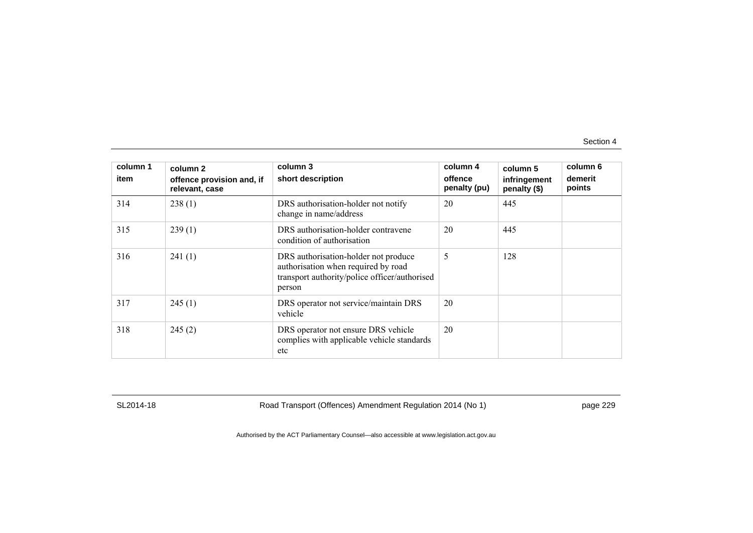| column 1<br>item | column 2<br>offence provision and, if relevant, case | column 3<br>short description | column 4<br>offence penalty (pu) | column 5<br>infringement penalty ($) | column 6<br>demerit points |
|---|---|---|---|---|---|
| 314 | 238 (1) | DRS authorisation-holder not notify change in name/address | 20 | 445 | |
| 315 | 239 (1) | DRS authorisation-holder contravene condition of authorisation | 20 | 445 | |
| 316 | 241 (1) | DRS authorisation-holder not produce authorisation when required by road transport authority/police officer/authorised person | 5 | 128 | |
| 317 | 245 (1) | DRS operator not service/maintain DRS vehicle | 20 | | |
| 318 | 245 (2) | DRS operator not ensure DRS vehicle complies with applicable vehicle standards etc | 20 | | |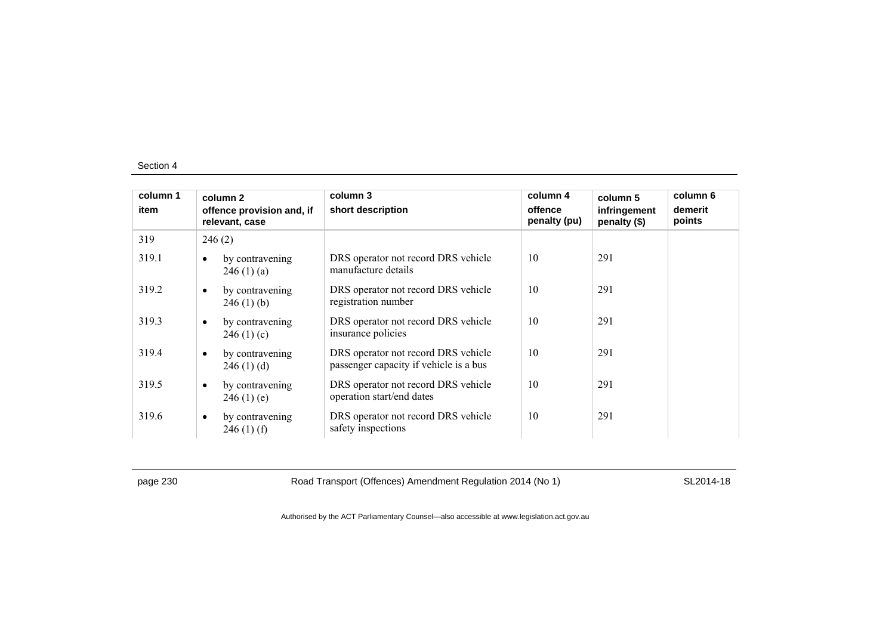| column 1 item | column 2 offence provision and, if relevant, case | column 3 short description | column 4 offence penalty (pu) | column 5 infringement penalty ($) | column 6 demerit points |
|---|---|---|---|---|---|
| 319 | 246 (2) | | | | |
| 319.1 | • by contravening 246 (1) (a) | DRS operator not record DRS vehicle manufacture details | 10 | 291 | |
| 319.2 | • by contravening 246 (1) (b) | DRS operator not record DRS vehicle registration number | 10 | 291 | |
| 319.3 | • by contravening 246 (1) (c) | DRS operator not record DRS vehicle insurance policies | 10 | 291 | |
| 319.4 | • by contravening 246 (1) (d) | DRS operator not record DRS vehicle passenger capacity if vehicle is a bus | 10 | 291 | |
| 319.5 | • by contravening 246 (1) (e) | DRS operator not record DRS vehicle operation start/end dates | 10 | 291 | |
| 319.6 | • by contravening 246 (1) (f) | DRS operator not record DRS vehicle safety inspections | 10 | 291 | |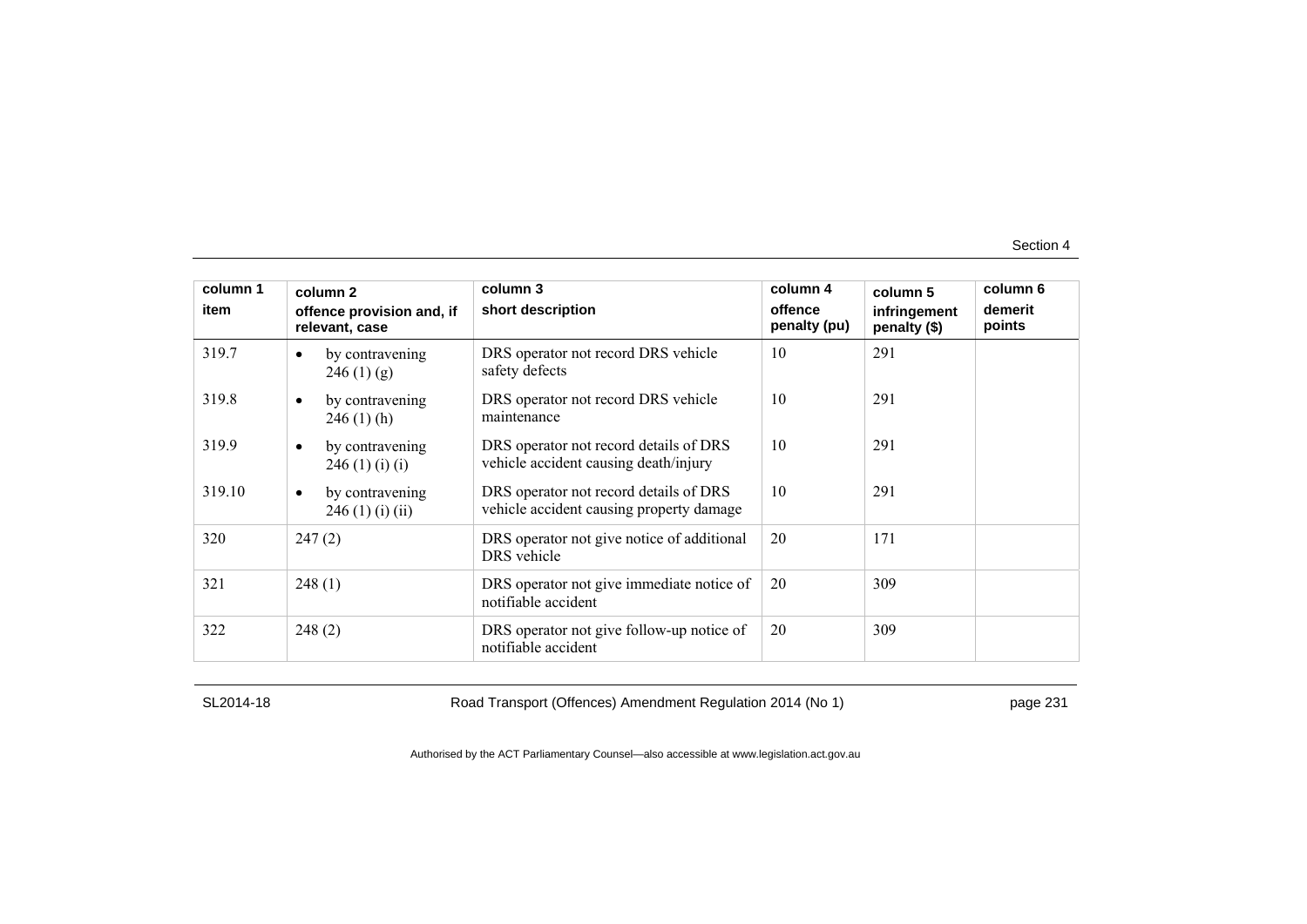| column 1 item | column 2 offence provision and, if relevant, case | column 3 short description | column 4 offence penalty (pu) | column 5 infringement penalty ($) | column 6 demerit points |
|---|---|---|---|---|---|
| 319.7 | • by contravening 246 (1) (g) | DRS operator not record DRS vehicle safety defects | 10 | 291 | |
| 319.8 | • by contravening 246 (1) (h) | DRS operator not record DRS vehicle maintenance | 10 | 291 | |
| 319.9 | • by contravening 246 (1) (i) (i) | DRS operator not record details of DRS vehicle accident causing death/injury | 10 | 291 | |
| 319.10 | • by contravening 246 (1) (i) (ii) | DRS operator not record details of DRS vehicle accident causing property damage | 10 | 291 | |
| 320 | 247 (2) | DRS operator not give notice of additional DRS vehicle | 20 | 171 | |
| 321 | 248 (1) | DRS operator not give immediate notice of notifiable accident | 20 | 309 | |
| 322 | 248 (2) | DRS operator not give follow-up notice of notifiable accident | 20 | 309 | |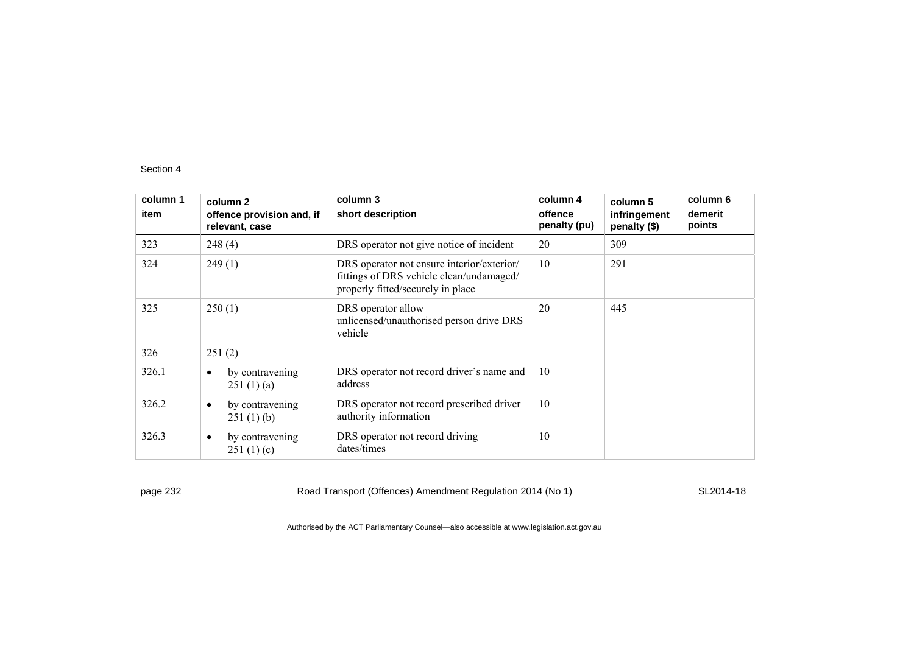| column 1<br>item | column 2<br>offence provision and, if relevant, case | column 3<br>short description | column 4<br>offence penalty (pu) | column 5<br>infringement penalty ($) | column 6<br>demerit points |
|---|---|---|---|---|---|
| 323 | 248 (4) | DRS operator not give notice of incident | 20 | 309 | |
| 324 | 249 (1) | DRS operator not ensure interior/exterior/ fittings of DRS vehicle clean/undamaged/ properly fitted/securely in place | 10 | 291 | |
| 325 | 250 (1) | DRS operator allow unlicensed/unauthorised person drive DRS vehicle | 20 | 445 | |
| 326 | 251 (2) | | | | |
| 326.1 | • by contravening 251 (1) (a) | DRS operator not record driver's name and address | 10 | | |
| 326.2 | • by contravening 251 (1) (b) | DRS operator not record prescribed driver authority information | 10 | | |
| 326.3 | • by contravening 251 (1) (c) | DRS operator not record driving dates/times | 10 | | |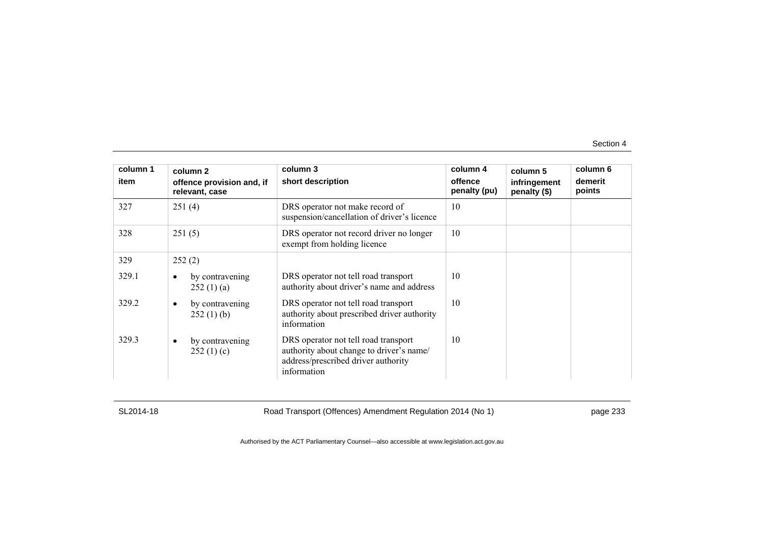| column 1<br>item | column 2<br>offence provision and, if relevant, case | column 3<br>short description | column 4<br>offence penalty (pu) | column 5<br>infringement penalty ($) | column 6<br>demerit points |
|---|---|---|---|---|---|
| 327 | 251 (4) | DRS operator not make record of suspension/cancellation of driver's licence | 10 | | |
| 328 | 251 (5) | DRS operator not record driver no longer exempt from holding licence | 10 | | |
| 329 | 252 (2) | | | | |
| 329.1 | • by contravening 252 (1) (a) | DRS operator not tell road transport authority about driver's name and address | 10 | | |
| 329.2 | • by contravening 252 (1) (b) | DRS operator not tell road transport authority about prescribed driver authority information | 10 | | |
| 329.3 | • by contravening 252 (1) (c) | DRS operator not tell road transport authority about change to driver's name/ address/prescribed driver authority information | 10 | | |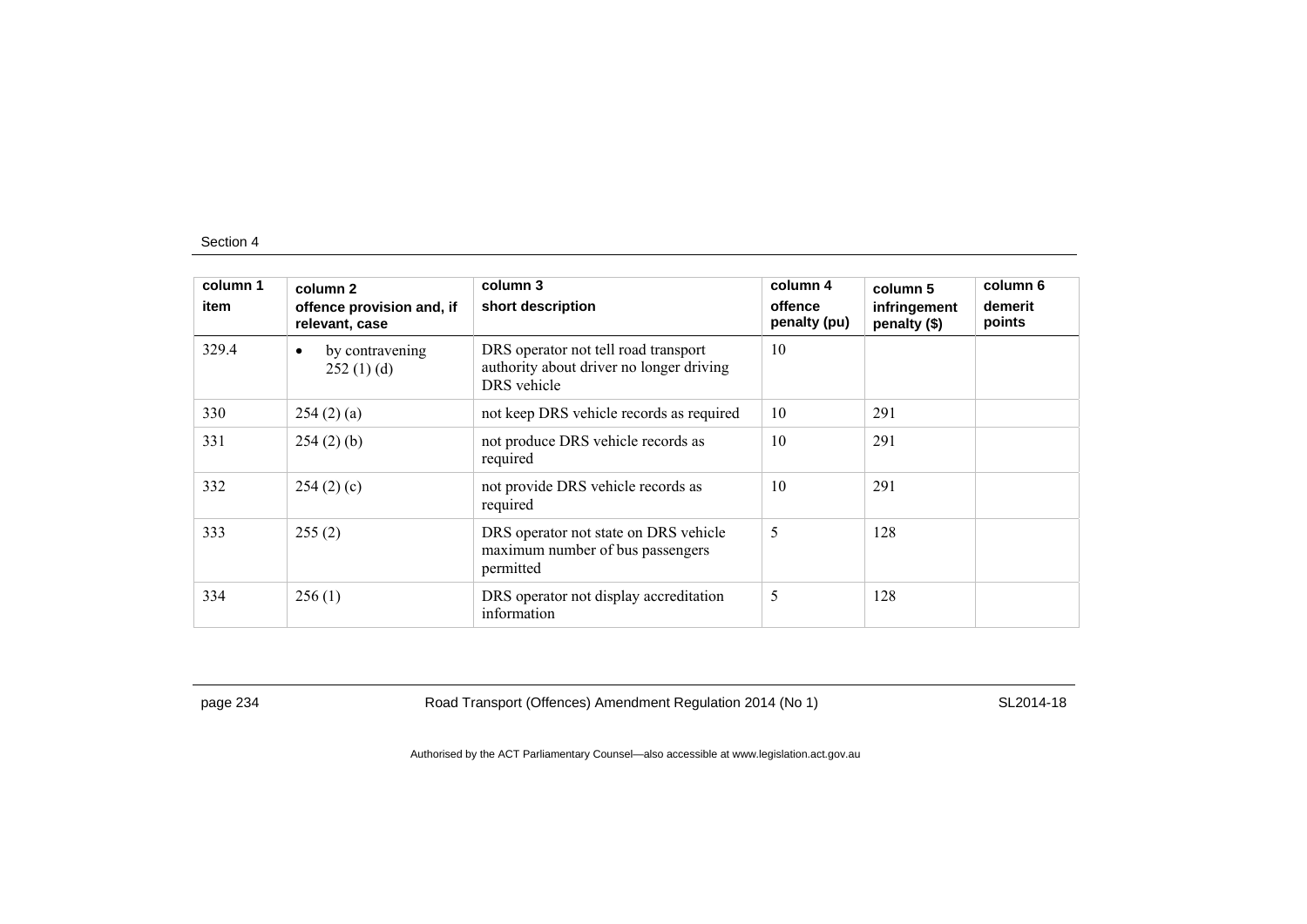| column 1<br>item | column 2<br>offence provision and, if relevant, case | column 3<br>short description | column 4<br>offence penalty (pu) | column 5<br>infringement penalty ($) | column 6<br>demerit points |
|---|---|---|---|---|---|
| 329.4 | • by contravening 252 (1) (d) | DRS operator not tell road transport authority about driver no longer driving DRS vehicle | 10 | | |
| 330 | 254 (2) (a) | not keep DRS vehicle records as required | 10 | 291 | |
| 331 | 254 (2) (b) | not produce DRS vehicle records as required | 10 | 291 | |
| 332 | 254 (2) (c) | not provide DRS vehicle records as required | 10 | 291 | |
| 333 | 255 (2) | DRS operator not state on DRS vehicle maximum number of bus passengers permitted | 5 | 128 | |
| 334 | 256 (1) | DRS operator not display accreditation information | 5 | 128 | |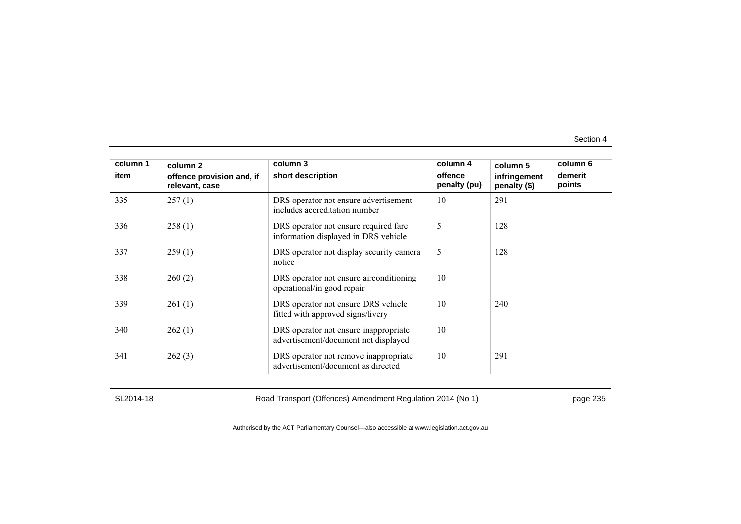| column 1<br>item | column 2<br>offence provision and, if relevant, case | column 3<br>short description | column 4<br>offence penalty (pu) | column 5<br>infringement penalty ($) | column 6<br>demerit points |
|---|---|---|---|---|---|
| 335 | 257 (1) | DRS operator not ensure advertisement includes accreditation number | 10 | 291 | |
| 336 | 258 (1) | DRS operator not ensure required fare information displayed in DRS vehicle | 5 | 128 | |
| 337 | 259 (1) | DRS operator not display security camera notice | 5 | 128 | |
| 338 | 260 (2) | DRS operator not ensure airconditioning operational/in good repair | 10 | | |
| 339 | 261 (1) | DRS operator not ensure DRS vehicle fitted with approved signs/livery | 10 | 240 | |
| 340 | 262 (1) | DRS operator not ensure inappropriate advertisement/document not displayed | 10 | | |
| 341 | 262 (3) | DRS operator not remove inappropriate advertisement/document as directed | 10 | 291 | |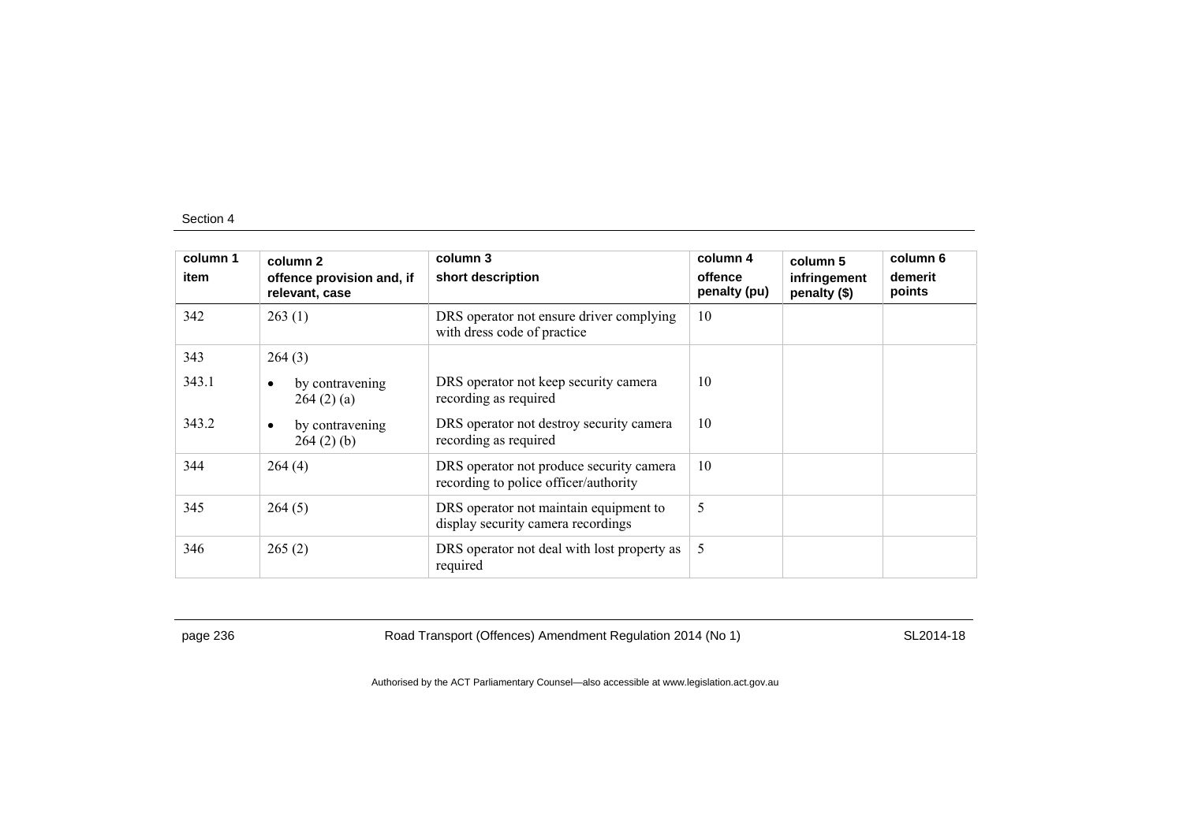| column 1<br>item | column 2<br>offence provision and, if relevant, case | column 3<br>short description | column 4<br>offence penalty (pu) | column 5<br>infringement penalty ($) | column 6<br>demerit points |
|---|---|---|---|---|---|
| 342 | 263 (1) | DRS operator not ensure driver complying with dress code of practice | 10 | | |
| 343 | 264 (3) | | | | |
| 343.1 | • by contravening 264 (2) (a) | DRS operator not keep security camera recording as required | 10 | | |
| 343.2 | • by contravening 264 (2) (b) | DRS operator not destroy security camera recording as required | 10 | | |
| 344 | 264 (4) | DRS operator not produce security camera recording to police officer/authority | 10 | | |
| 345 | 264 (5) | DRS operator not maintain equipment to display security camera recordings | 5 | | |
| 346 | 265 (2) | DRS operator not deal with lost property as required | 5 | | |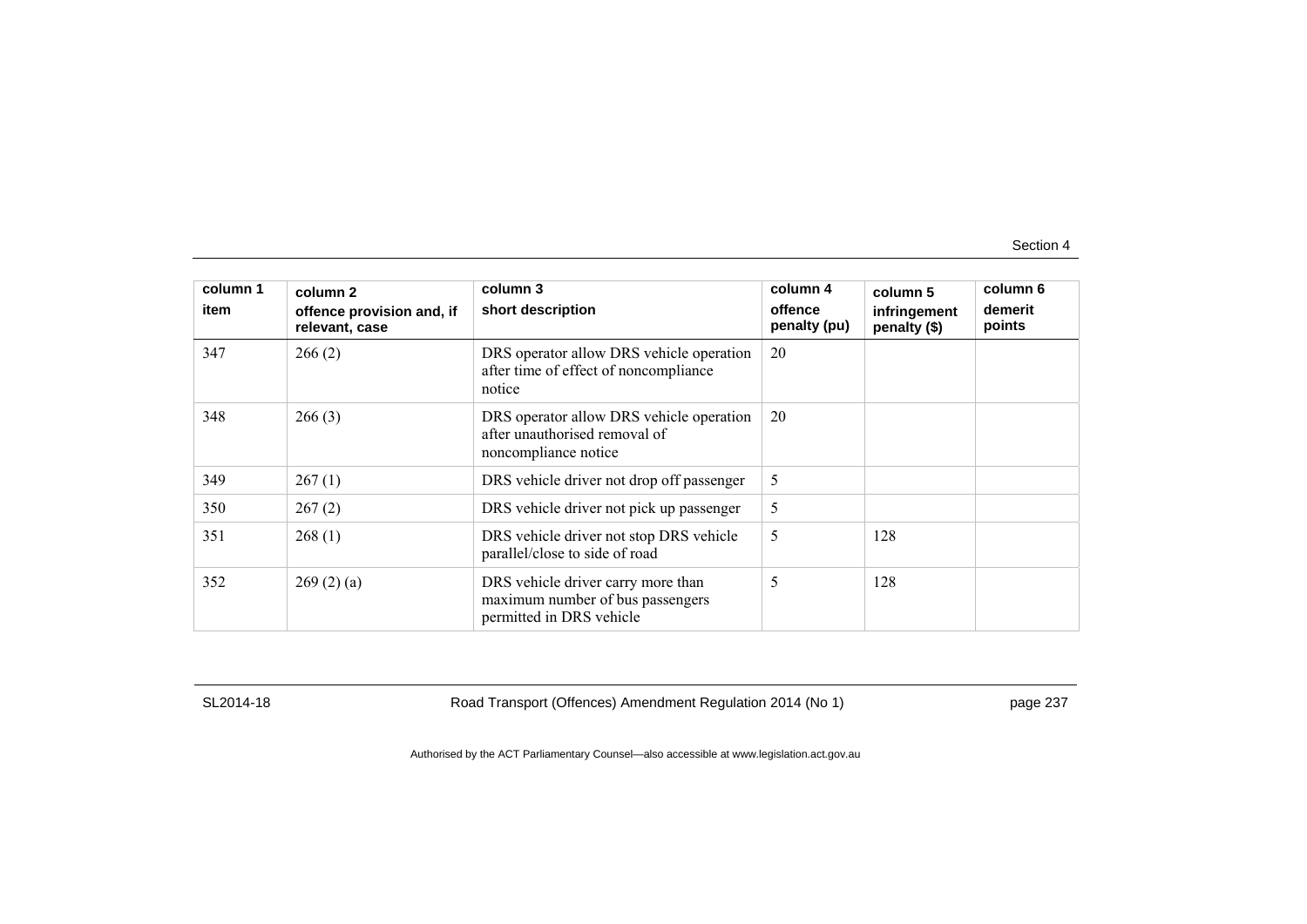| column 1<br>item | column 2<br>offence provision and, if relevant, case | column 3<br>short description | column 4<br>offence penalty (pu) | column 5<br>infringement penalty ($) | column 6<br>demerit points |
|---|---|---|---|---|---|
| 347 | 266 (2) | DRS operator allow DRS vehicle operation after time of effect of noncompliance notice | 20 | | |
| 348 | 266 (3) | DRS operator allow DRS vehicle operation after unauthorised removal of noncompliance notice | 20 | | |
| 349 | 267 (1) | DRS vehicle driver not drop off passenger | 5 | | |
| 350 | 267 (2) | DRS vehicle driver not pick up passenger | 5 | | |
| 351 | 268 (1) | DRS vehicle driver not stop DRS vehicle parallel/close to side of road | 5 | 128 | |
| 352 | 269 (2) (a) | DRS vehicle driver carry more than maximum number of bus passengers permitted in DRS vehicle | 5 | 128 | |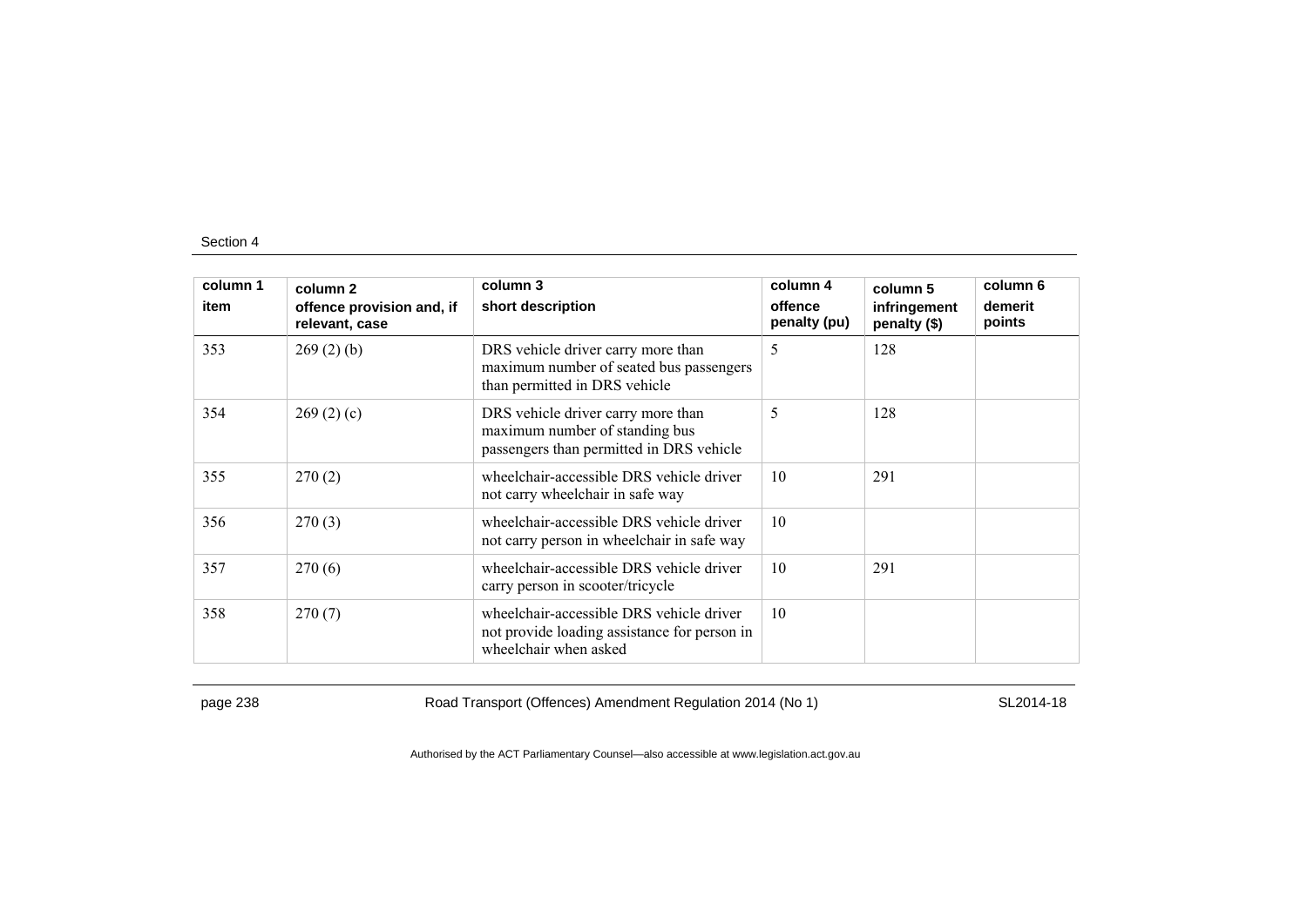| column 1 item | column 2 offence provision and, if relevant, case | column 3 short description | column 4 offence penalty (pu) | column 5 infringement penalty ($) | column 6 demerit points |
|---|---|---|---|---|---|
| 353 | 269 (2) (b) | DRS vehicle driver carry more than maximum number of seated bus passengers than permitted in DRS vehicle | 5 | 128 | |
| 354 | 269 (2) (c) | DRS vehicle driver carry more than maximum number of standing bus passengers than permitted in DRS vehicle | 5 | 128 | |
| 355 | 270 (2) | wheelchair-accessible DRS vehicle driver not carry wheelchair in safe way | 10 | 291 | |
| 356 | 270 (3) | wheelchair-accessible DRS vehicle driver not carry person in wheelchair in safe way | 10 | | |
| 357 | 270 (6) | wheelchair-accessible DRS vehicle driver carry person in scooter/tricycle | 10 | 291 | |
| 358 | 270 (7) | wheelchair-accessible DRS vehicle driver not provide loading assistance for person in wheelchair when asked | 10 | | |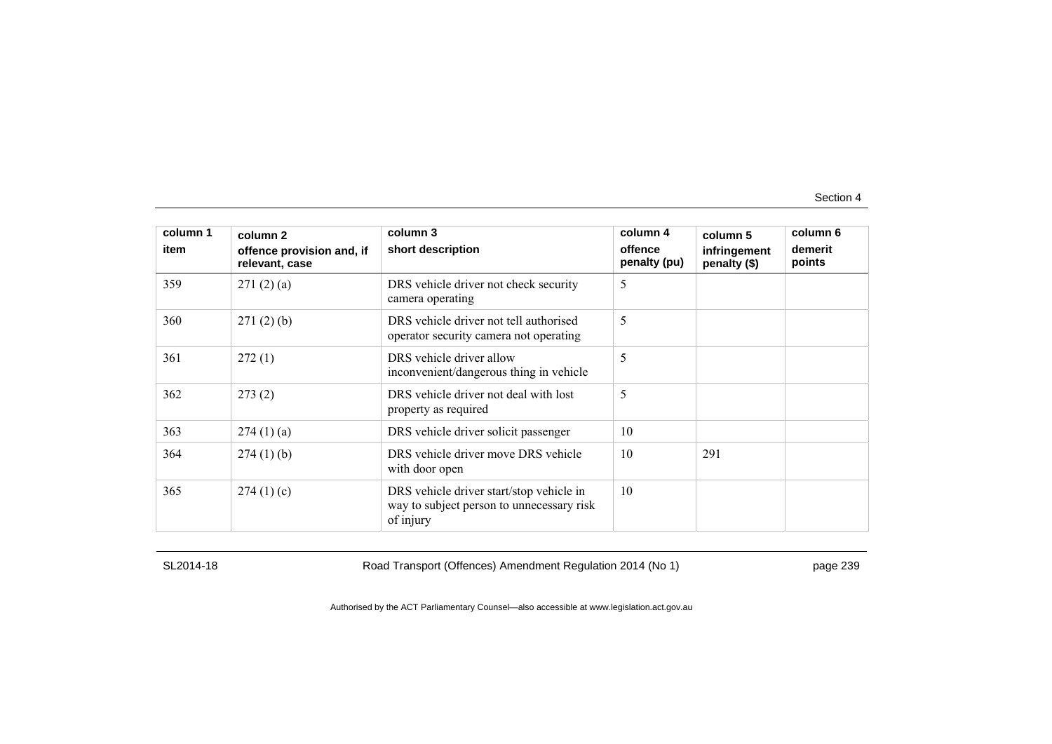| column 1<br>item | column 2<br>offence provision and, if relevant, case | column 3<br>short description | column 4<br>offence penalty (pu) | column 5<br>infringement penalty ($) | column 6<br>demerit points |
|---|---|---|---|---|---|
| 359 | 271 (2) (a) | DRS vehicle driver not check security camera operating | 5 | | |
| 360 | 271 (2) (b) | DRS vehicle driver not tell authorised operator security camera not operating | 5 | | |
| 361 | 272 (1) | DRS vehicle driver allow inconvenient/dangerous thing in vehicle | 5 | | |
| 362 | 273 (2) | DRS vehicle driver not deal with lost property as required | 5 | | |
| 363 | 274 (1) (a) | DRS vehicle driver solicit passenger | 10 | | |
| 364 | 274 (1) (b) | DRS vehicle driver move DRS vehicle with door open | 10 | 291 | |
| 365 | 274 (1) (c) | DRS vehicle driver start/stop vehicle in way to subject person to unnecessary risk of injury | 10 | | |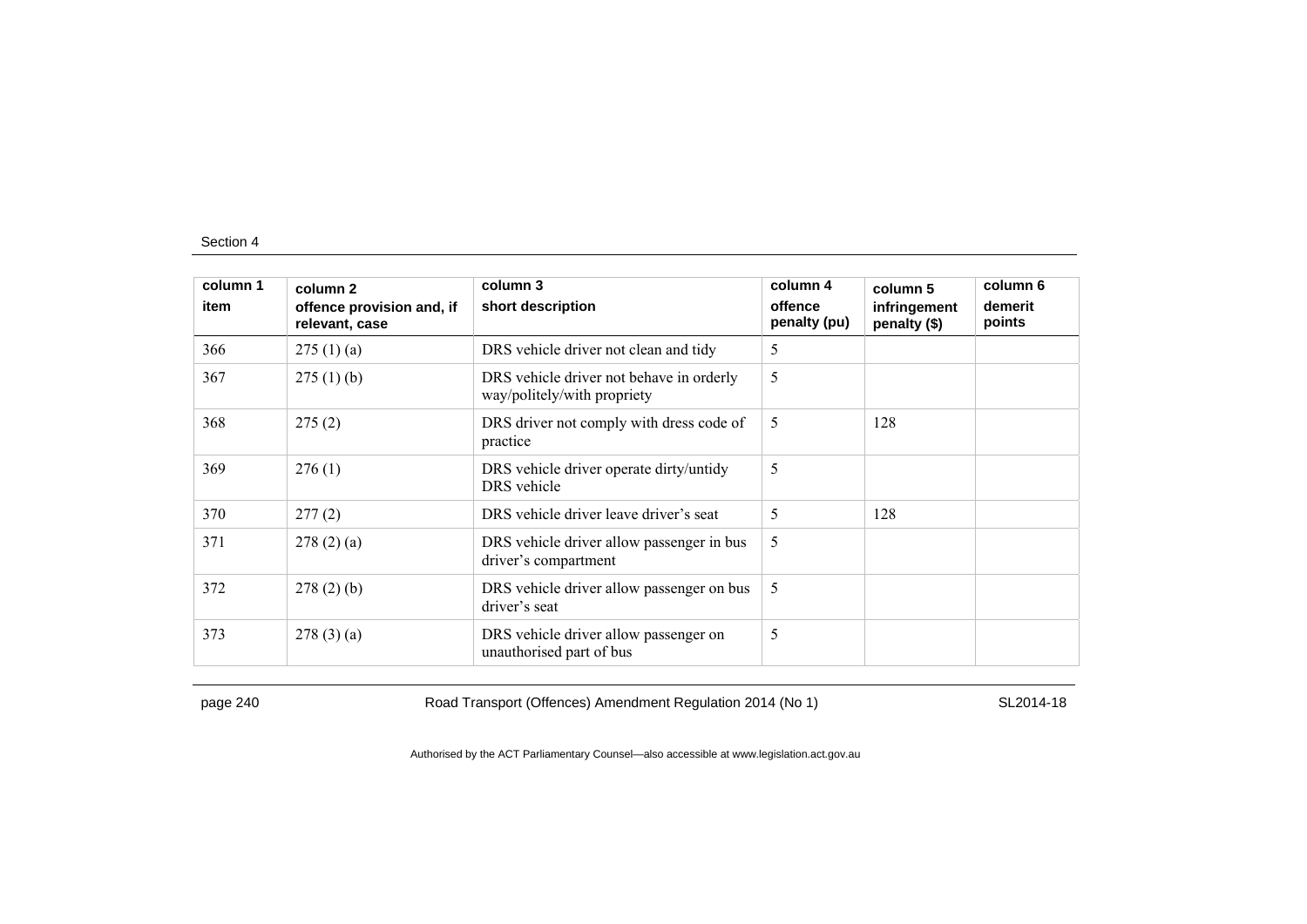| column 1<br>item | column 2<br>offence provision and, if relevant, case | column 3<br>short description | column 4<br>offence penalty (pu) | column 5<br>infringement penalty ($) | column 6<br>demerit points |
|---|---|---|---|---|---|
| 366 | 275 (1) (a) | DRS vehicle driver not clean and tidy | 5 | | |
| 367 | 275 (1) (b) | DRS vehicle driver not behave in orderly way/politely/with propriety | 5 | | |
| 368 | 275 (2) | DRS driver not comply with dress code of practice | 5 | 128 | |
| 369 | 276 (1) | DRS vehicle driver operate dirty/untidy DRS vehicle | 5 | | |
| 370 | 277 (2) | DRS vehicle driver leave driver's seat | 5 | 128 | |
| 371 | 278 (2) (a) | DRS vehicle driver allow passenger in bus driver's compartment | 5 | | |
| 372 | 278 (2) (b) | DRS vehicle driver allow passenger on bus driver's seat | 5 | | |
| 373 | 278 (3) (a) | DRS vehicle driver allow passenger on unauthorised part of bus | 5 | | |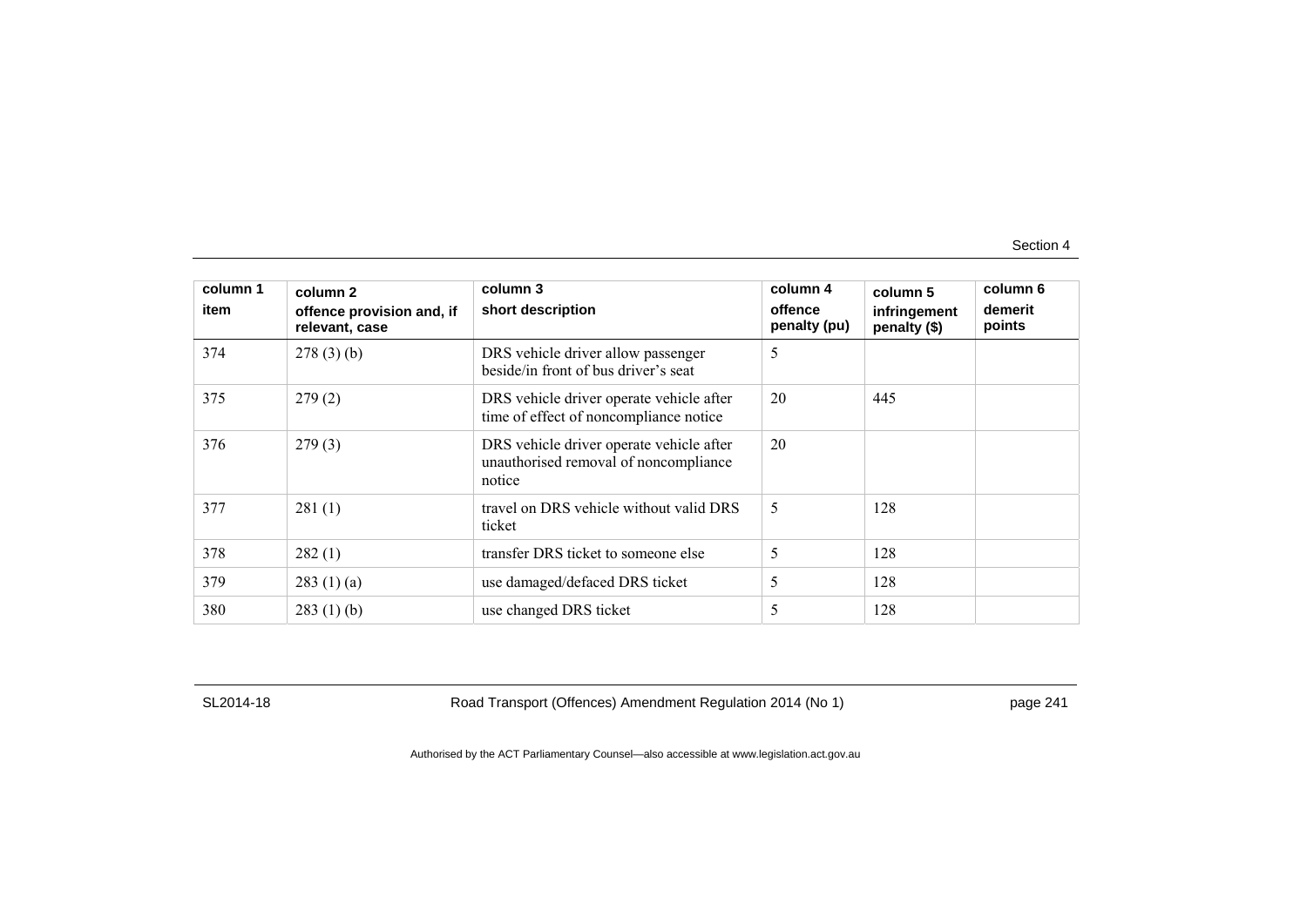| column 1 item | column 2 offence provision and, if relevant, case | column 3 short description | column 4 offence penalty (pu) | column 5 infringement penalty ($) | column 6 demerit points |
|---|---|---|---|---|---|
| 374 | 278 (3) (b) | DRS vehicle driver allow passenger beside/in front of bus driver's seat | 5 | | |
| 375 | 279 (2) | DRS vehicle driver operate vehicle after time of effect of noncompliance notice | 20 | 445 | |
| 376 | 279 (3) | DRS vehicle driver operate vehicle after unauthorised removal of noncompliance notice | 20 | | |
| 377 | 281 (1) | travel on DRS vehicle without valid DRS ticket | 5 | 128 | |
| 378 | 282 (1) | transfer DRS ticket to someone else | 5 | 128 | |
| 379 | 283 (1) (a) | use damaged/defaced DRS ticket | 5 | 128 | |
| 380 | 283 (1) (b) | use changed DRS ticket | 5 | 128 | |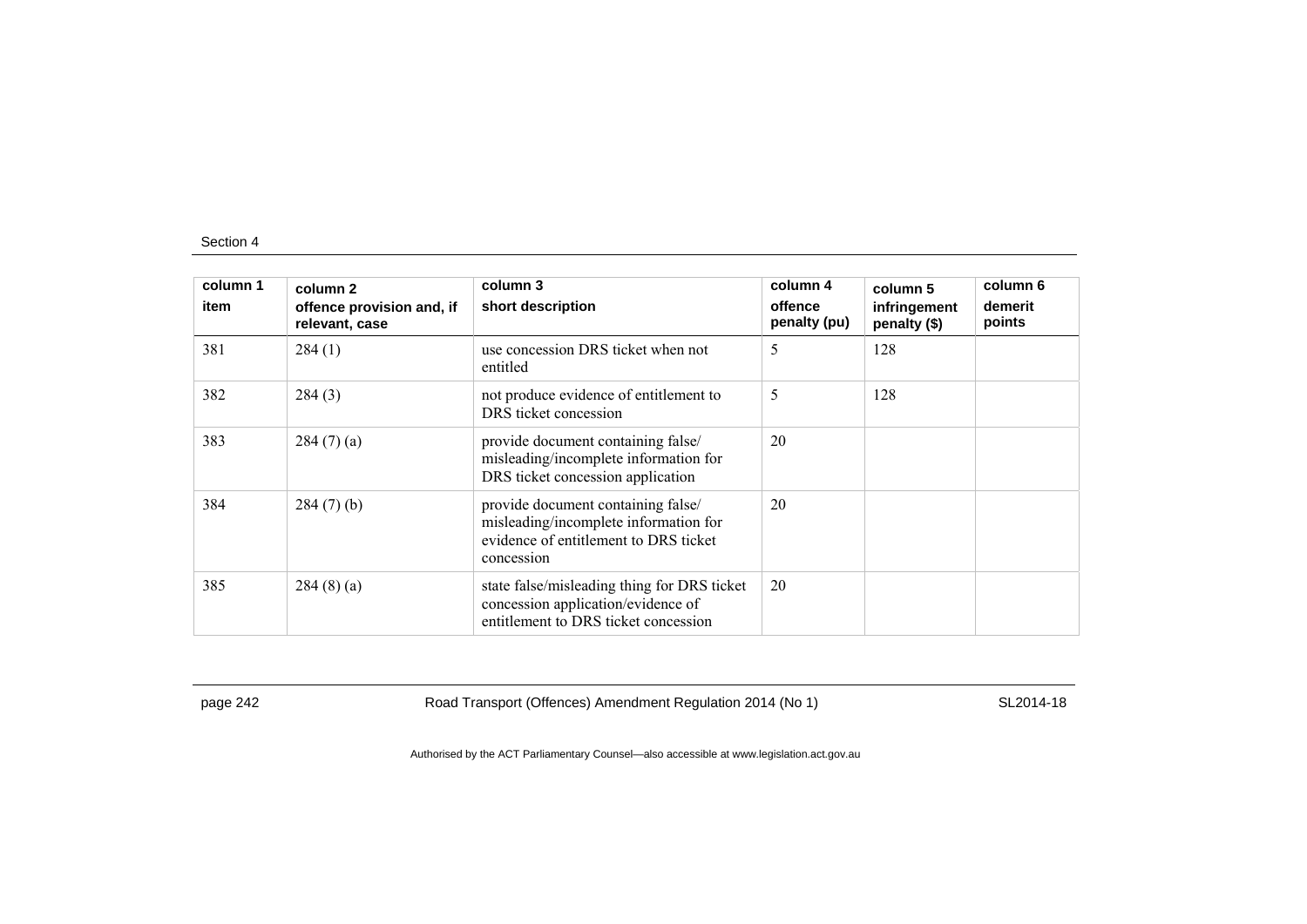| column 1 item | column 2 offence provision and, if relevant, case | column 3 short description | column 4 offence penalty (pu) | column 5 infringement penalty ($) | column 6 demerit points |
|---|---|---|---|---|---|
| 381 | 284 (1) | use concession DRS ticket when not entitled | 5 | 128 | |
| 382 | 284 (3) | not produce evidence of entitlement to DRS ticket concession | 5 | 128 | |
| 383 | 284 (7) (a) | provide document containing false/ misleading/incomplete information for DRS ticket concession application | 20 | | |
| 384 | 284 (7) (b) | provide document containing false/ misleading/incomplete information for evidence of entitlement to DRS ticket concession | 20 | | |
| 385 | 284 (8) (a) | state false/misleading thing for DRS ticket concession application/evidence of entitlement to DRS ticket concession | 20 | | |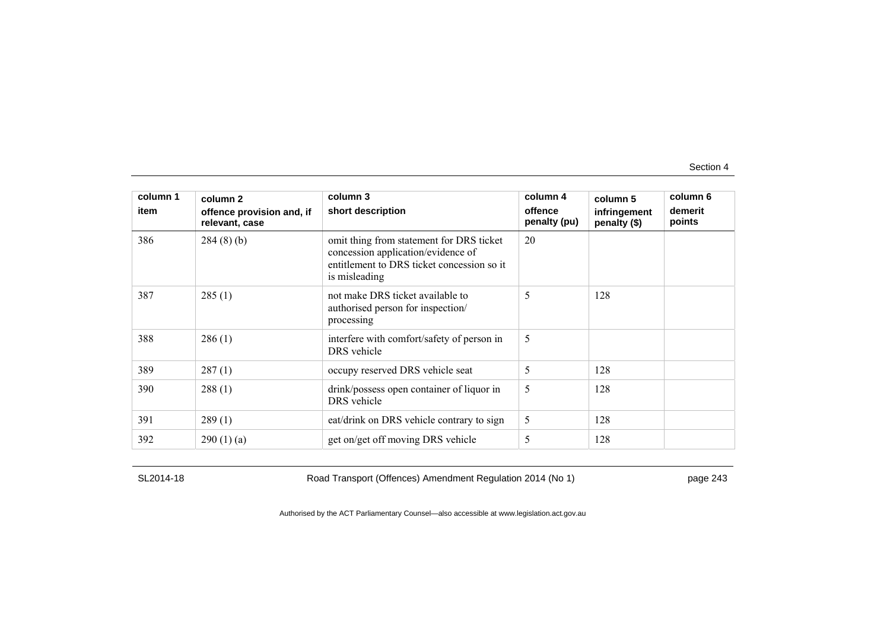| column 1 item | column 2 offence provision and, if relevant, case | column 3 short description | column 4 offence penalty (pu) | column 5 infringement penalty ($) | column 6 demerit points |
|---|---|---|---|---|---|
| 386 | 284 (8) (b) | omit thing from statement for DRS ticket concession application/evidence of entitlement to DRS ticket concession so it is misleading | 20 | | |
| 387 | 285 (1) | not make DRS ticket available to authorised person for inspection/ processing | 5 | 128 | |
| 388 | 286 (1) | interfere with comfort/safety of person in DRS vehicle | 5 | | |
| 389 | 287 (1) | occupy reserved DRS vehicle seat | 5 | 128 | |
| 390 | 288 (1) | drink/possess open container of liquor in DRS vehicle | 5 | 128 | |
| 391 | 289 (1) | eat/drink on DRS vehicle contrary to sign | 5 | 128 | |
| 392 | 290 (1) (a) | get on/get off moving DRS vehicle | 5 | 128 | |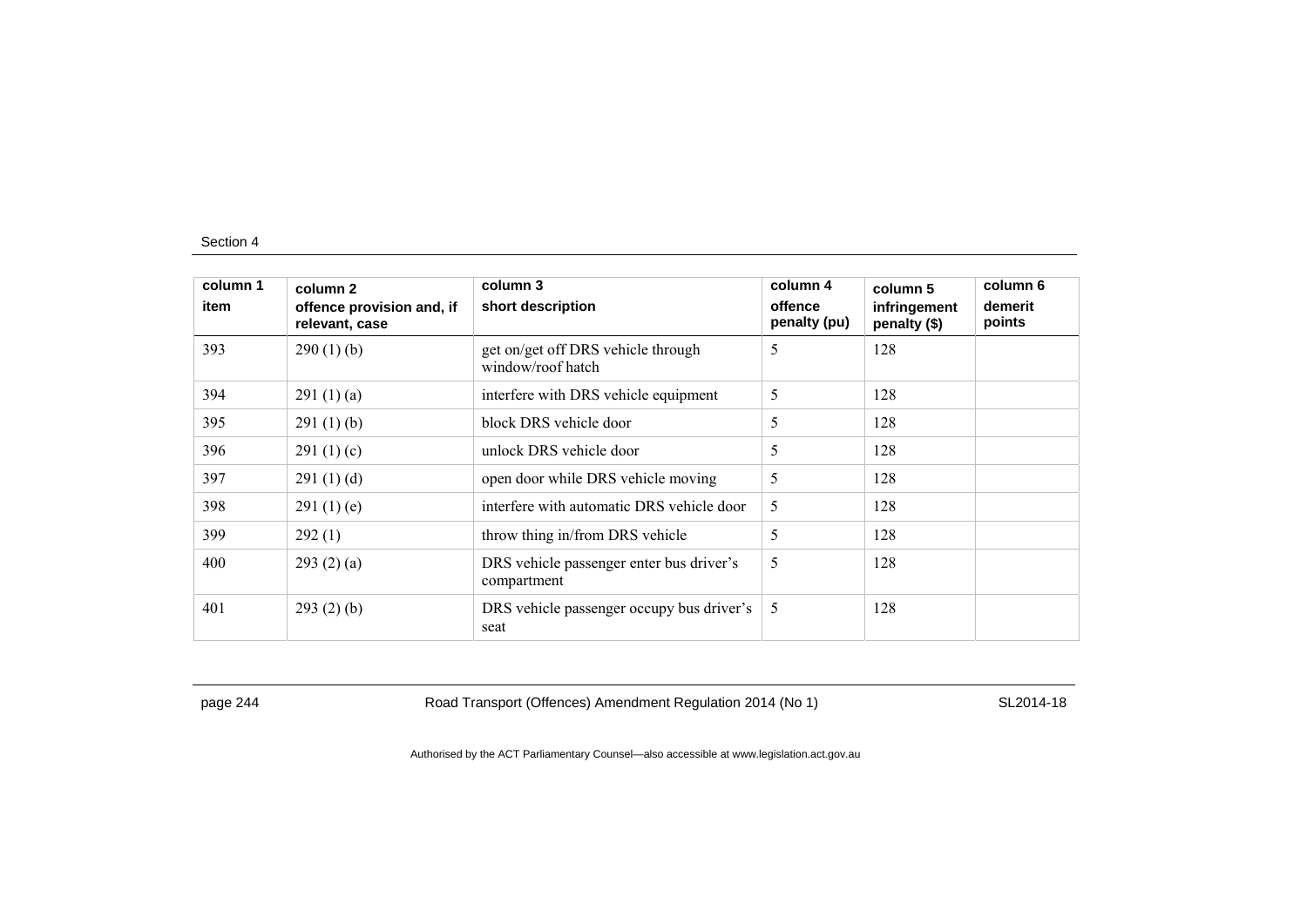| column 1 item | column 2 offence provision and, if relevant, case | column 3 short description | column 4 offence penalty (pu) | column 5 infringement penalty ($) | column 6 demerit points |
|---|---|---|---|---|---|
| 393 | 290 (1) (b) | get on/get off DRS vehicle through window/roof hatch | 5 | 128 | |
| 394 | 291 (1) (a) | interfere with DRS vehicle equipment | 5 | 128 | |
| 395 | 291 (1) (b) | block DRS vehicle door | 5 | 128 | |
| 396 | 291 (1) (c) | unlock DRS vehicle door | 5 | 128 | |
| 397 | 291 (1) (d) | open door while DRS vehicle moving | 5 | 128 | |
| 398 | 291 (1) (e) | interfere with automatic DRS vehicle door | 5 | 128 | |
| 399 | 292 (1) | throw thing in/from DRS vehicle | 5 | 128 | |
| 400 | 293 (2) (a) | DRS vehicle passenger enter bus driver's compartment | 5 | 128 | |
| 401 | 293 (2) (b) | DRS vehicle passenger occupy bus driver's seat | 5 | 128 | |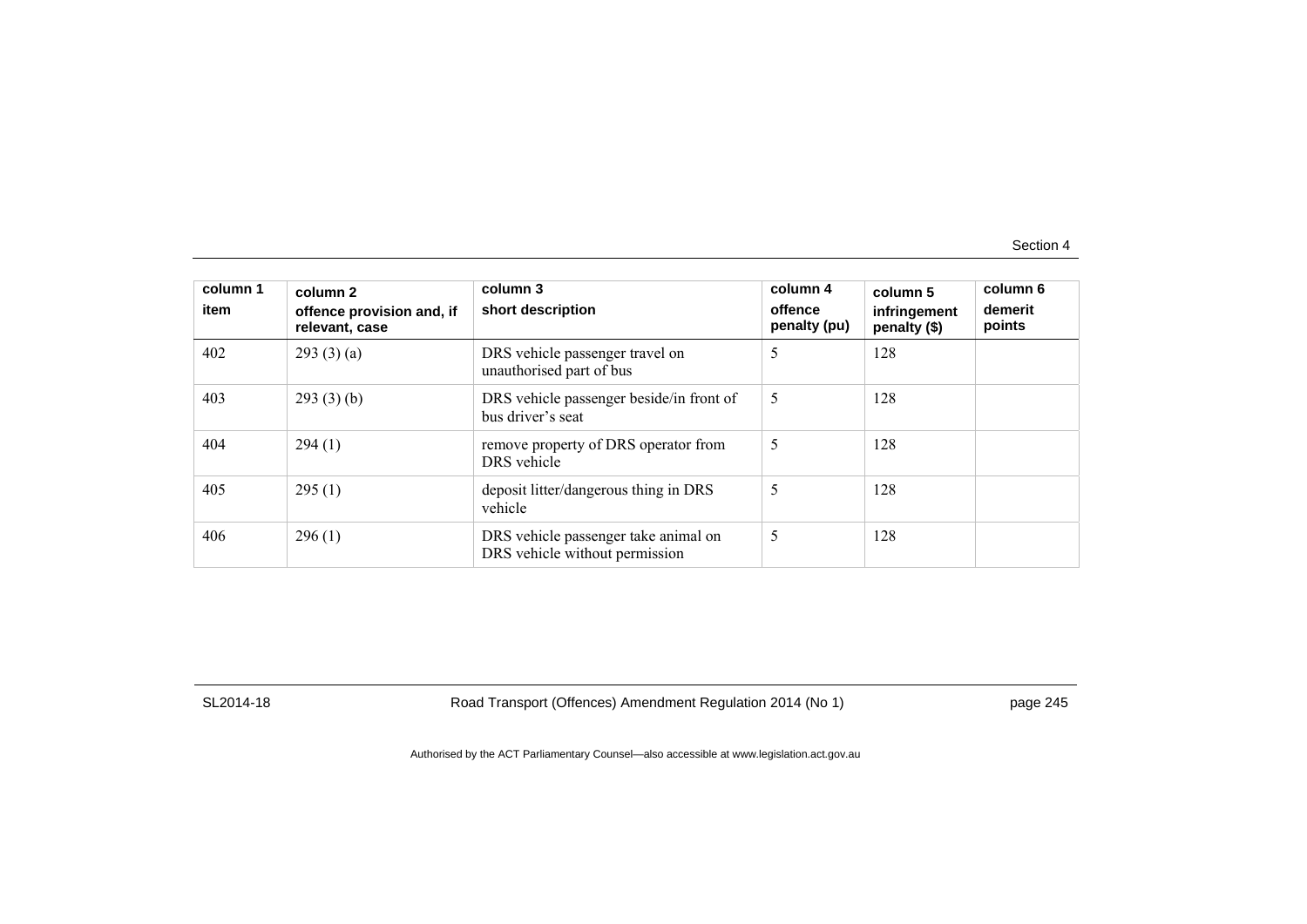| column 1<br>item | column 2<br>offence provision and, if relevant, case | column 3<br>short description | column 4<br>offence penalty (pu) | column 5<br>infringement penalty ($) | column 6<br>demerit points |
|---|---|---|---|---|---|
| 402 | 293 (3) (a) | DRS vehicle passenger travel on unauthorised part of bus | 5 | 128 | |
| 403 | 293 (3) (b) | DRS vehicle passenger beside/in front of bus driver's seat | 5 | 128 | |
| 404 | 294 (1) | remove property of DRS operator from DRS vehicle | 5 | 128 | |
| 405 | 295 (1) | deposit litter/dangerous thing in DRS vehicle | 5 | 128 | |
| 406 | 296 (1) | DRS vehicle passenger take animal on DRS vehicle without permission | 5 | 128 | |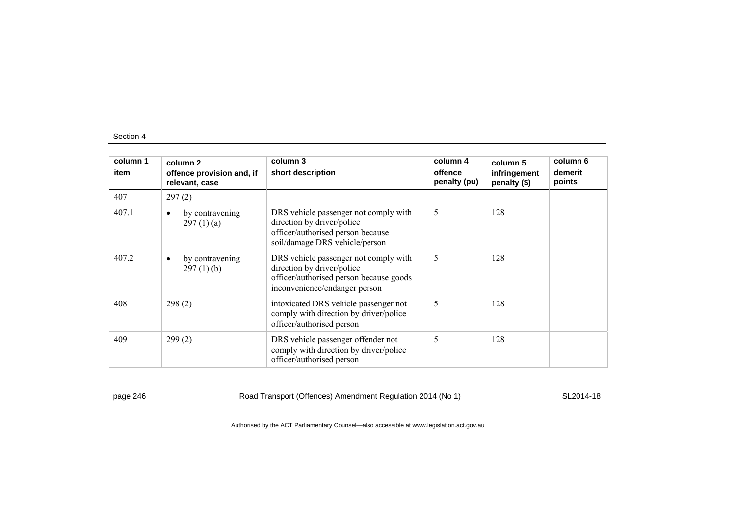| column 1<br>item | column 2<br>offence provision and, if relevant, case | column 3<br>short description | column 4<br>offence penalty (pu) | column 5<br>infringement penalty ($) | column 6<br>demerit points |
|---|---|---|---|---|---|
| 407 | 297 (2) | | | | |
| 407.1 | • by contravening 297 (1) (a) | DRS vehicle passenger not comply with direction by driver/police officer/authorised person because soil/damage DRS vehicle/person | 5 | 128 | |
| 407.2 | • by contravening 297 (1) (b) | DRS vehicle passenger not comply with direction by driver/police officer/authorised person because goods inconvenience/endanger person | 5 | 128 | |
| 408 | 298 (2) | intoxicated DRS vehicle passenger not comply with direction by driver/police officer/authorised person | 5 | 128 | |
| 409 | 299 (2) | DRS vehicle passenger offender not comply with direction by driver/police officer/authorised person | 5 | 128 | |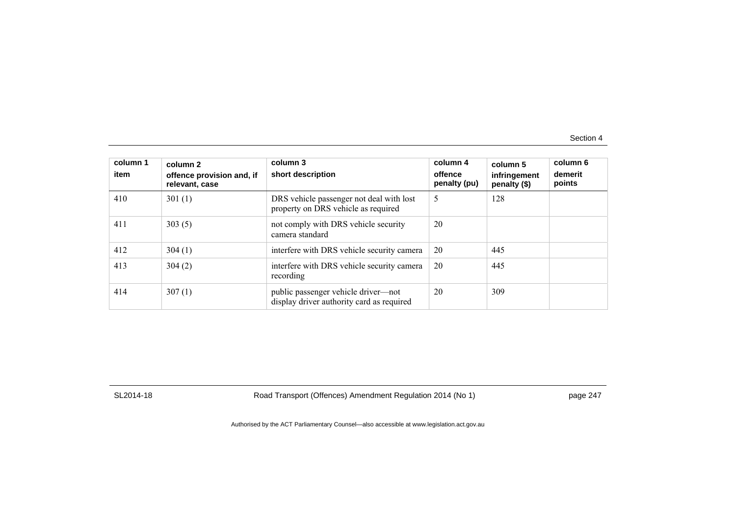| column 1 item | column 2 offence provision and, if relevant, case | column 3 short description | column 4 offence penalty (pu) | column 5 infringement penalty ($) | column 6 demerit points |
|---|---|---|---|---|---|
| 410 | 301 (1) | DRS vehicle passenger not deal with lost property on DRS vehicle as required | 5 | 128 | |
| 411 | 303 (5) | not comply with DRS vehicle security camera standard | 20 | | |
| 412 | 304 (1) | interfere with DRS vehicle security camera | 20 | 445 | |
| 413 | 304 (2) | interfere with DRS vehicle security camera recording | 20 | 445 | |
| 414 | 307 (1) | public passenger vehicle driver—not display driver authority card as required | 20 | 309 | |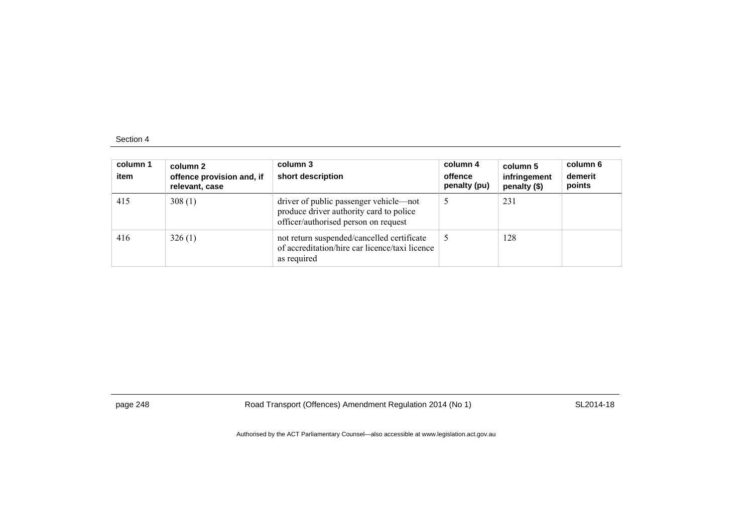| column 1<br>item | column 2<br>offence provision and, if relevant, case | column 3<br>short description | column 4<br>offence penalty (pu) | column 5<br>infringement penalty ($) | column 6<br>demerit points |
|---|---|---|---|---|---|
| 415 | 308 (1) | driver of public passenger vehicle—not produce driver authority card to police officer/authorised person on request | 5 | 231 | |
| 416 | 326 (1) | not return suspended/cancelled certificate of accreditation/hire car licence/taxi licence as required | 5 | 128 | |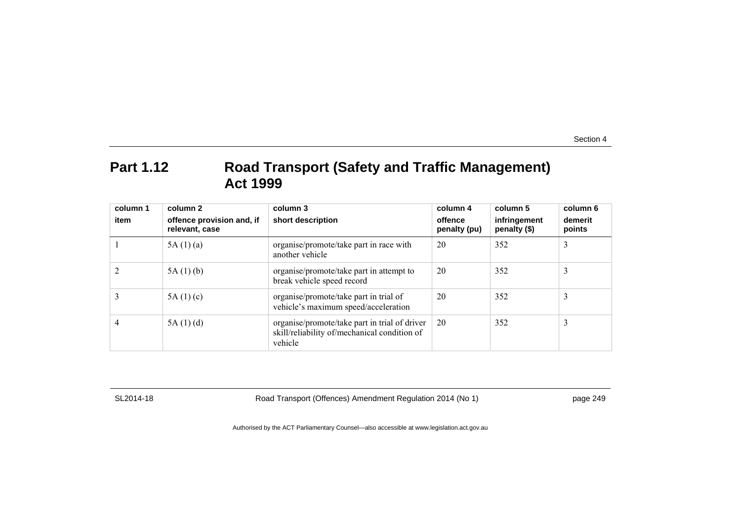## Part 1.12 Road Transport (Safety and Traffic Management) Act 1999

| column 1<br>item | column 2<br>offence provision and, if relevant, case | column 3<br>short description | column 4<br>offence penalty (pu) | column 5<br>infringement penalty ($) | column 6<br>demerit points |
|---|---|---|---|---|---|
| 1 | 5A (1) (a) | organise/promote/take part in race with another vehicle | 20 | 352 | 3 |
| 2 | 5A (1) (b) | organise/promote/take part in attempt to break vehicle speed record | 20 | 352 | 3 |
| 3 | 5A (1) (c) | organise/promote/take part in trial of vehicle's maximum speed/acceleration | 20 | 352 | 3 |
| 4 | 5A (1) (d) | organise/promote/take part in trial of driver skill/reliability of/mechanical condition of vehicle | 20 | 352 | 3 |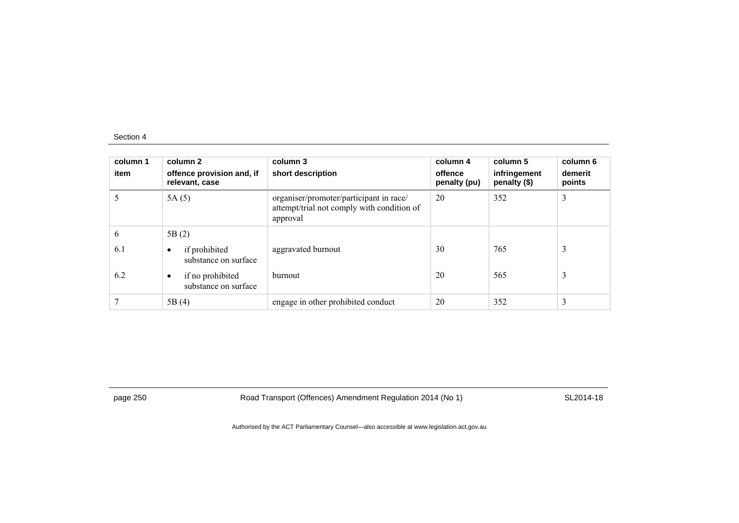| column 1<br>item | column 2<br>offence provision and, if relevant, case | column 3<br>short description | column 4<br>offence penalty (pu) | column 5<br>infringement penalty ($) | column 6<br>demerit points |
|---|---|---|---|---|---|
| 5 | 5A (5) | organiser/promoter/participant in race/ attempt/trial not comply with condition of approval | 20 | 352 | 3 |
| 6 | 5B (2) | | | | |
| 6.1 | • if prohibited substance on surface | aggravated burnout | 30 | 765 | 3 |
| 6.2 | • if no prohibited substance on surface | burnout | 20 | 565 | 3 |
| 7 | 5B (4) | engage in other prohibited conduct | 20 | 352 | 3 |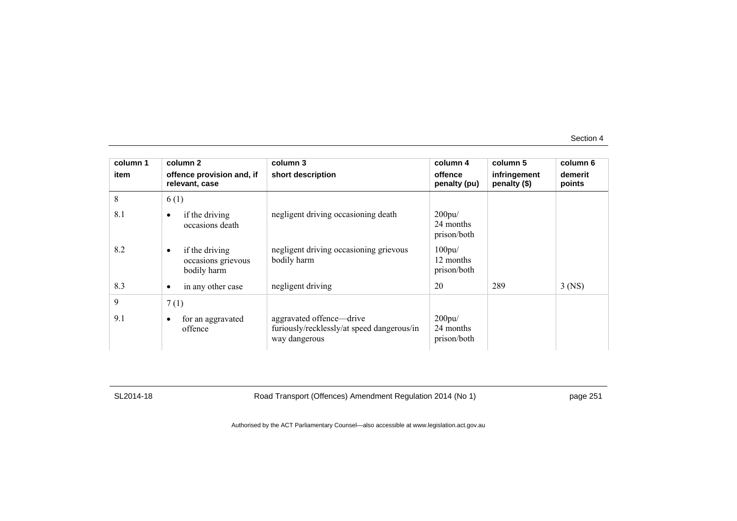| column 1 | column 2 | column 3 | column 4 | column 5 | column 6 |
|---|---|---|---|---|---|
| **item** | **offence provision and, if relevant, case** | **short description** | **offence penalty (pu)** | **infringement penalty ($)** | **demerit points** |
| 8 | 6 (1) | | | | |
| 8.1 | • if the driving occasions death | negligent driving occasioning death | 200pu/ 24 months prison/both | | |
| 8.2 | • if the driving occasions grievous bodily harm | negligent driving occasioning grievous bodily harm | 100pu/ 12 months prison/both | | |
| 8.3 | • in any other case | negligent driving | 20 | 289 | 3 (NS) |
| 9 | 7 (1) | | | | |
| 9.1 | • for an aggravated offence | aggravated offence—drive furiously/recklessly/at speed dangerous/in way dangerous | 200pu/ 24 months prison/both | | |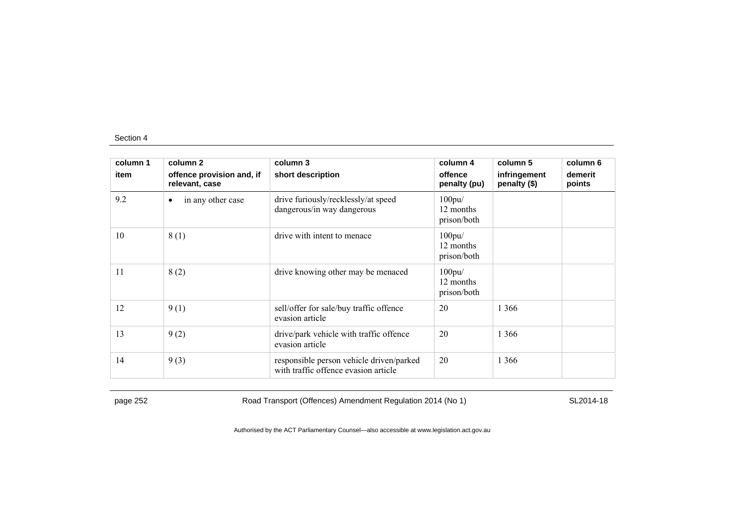| column 1<br>item | column 2<br>offence provision and, if relevant, case | column 3<br>short description | column 4<br>offence penalty (pu) | column 5<br>infringement penalty ($) | column 6<br>demerit points |
|---|---|---|---|---|---|
| 9.2 | • in any other case | drive furiously/recklessly/at speed dangerous/in way dangerous | 100pu/ 12 months prison/both | | |
| 10 | 8 (1) | drive with intent to menace | 100pu/ 12 months prison/both | | |
| 11 | 8 (2) | drive knowing other may be menaced | 100pu/ 12 months prison/both | | |
| 12 | 9 (1) | sell/offer for sale/buy traffic offence evasion article | 20 | 1 366 | |
| 13 | 9 (2) | drive/park vehicle with traffic offence evasion article | 20 | 1 366 | |
| 14 | 9 (3) | responsible person vehicle driven/parked with traffic offence evasion article | 20 | 1 366 | |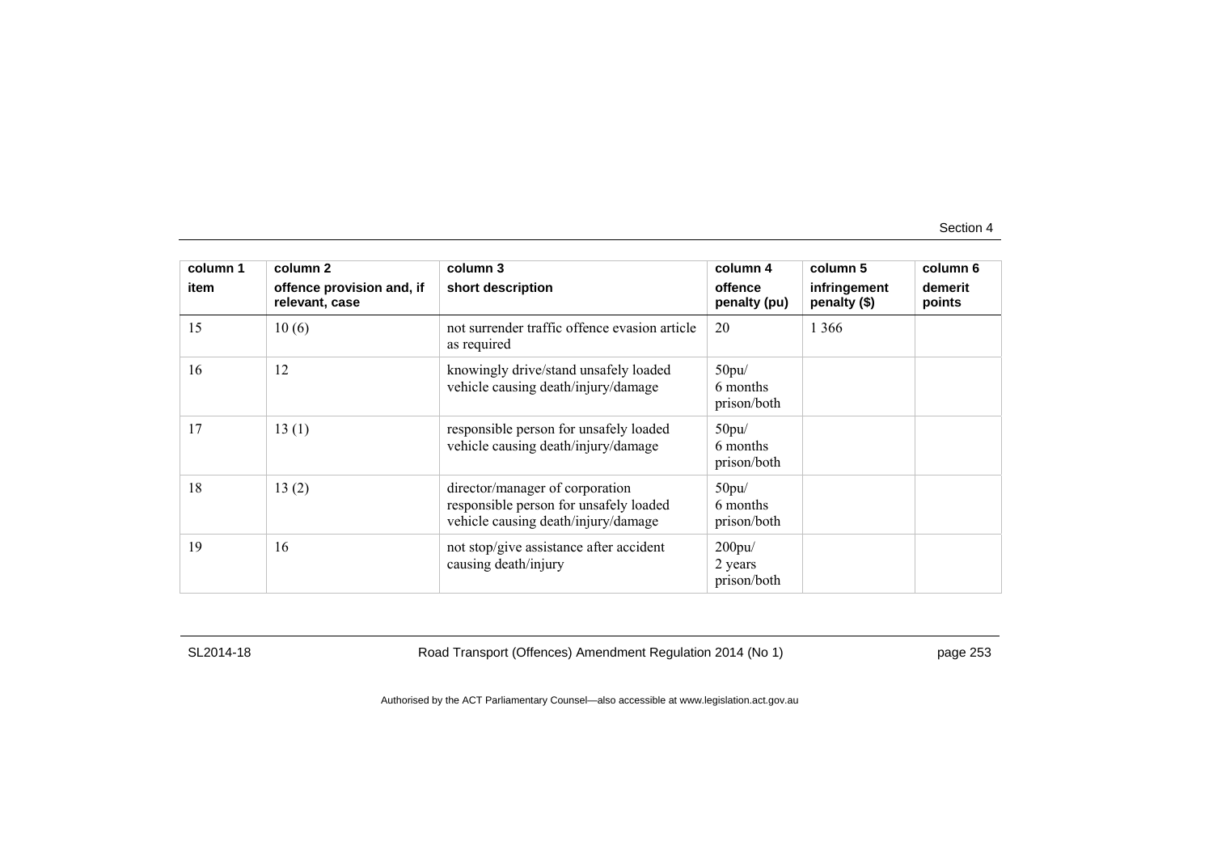| column 1<br>item | column 2<br>offence provision and, if relevant, case | column 3<br>short description | column 4<br>offence penalty (pu) | column 5<br>infringement penalty ($) | column 6<br>demerit points |
|---|---|---|---|---|---|
| 15 | 10 (6) | not surrender traffic offence evasion article as required | 20 | 1 366 | |
| 16 | 12 | knowingly drive/stand unsafely loaded vehicle causing death/injury/damage | 50pu/<br>6 months prison/both | | |
| 17 | 13 (1) | responsible person for unsafely loaded vehicle causing death/injury/damage | 50pu/<br>6 months prison/both | | |
| 18 | 13 (2) | director/manager of corporation responsible person for unsafely loaded vehicle causing death/injury/damage | 50pu/<br>6 months prison/both | | |
| 19 | 16 | not stop/give assistance after accident causing death/injury | 200pu/<br>2 years prison/both | | |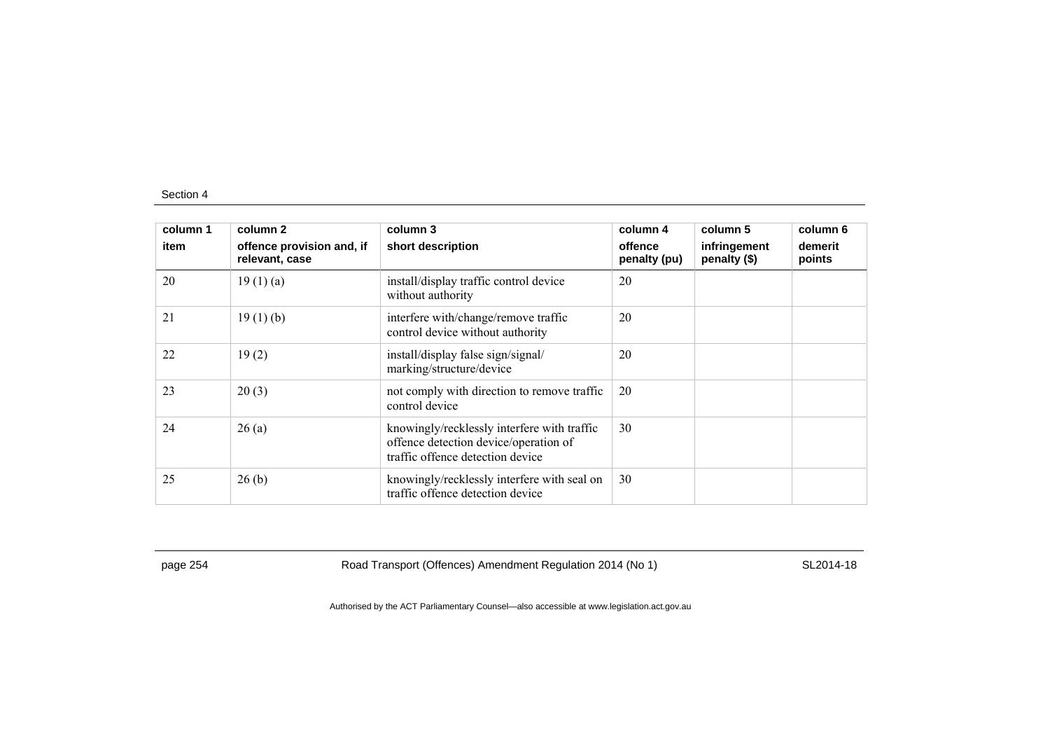| column 1<br>item | column 2<br>offence provision and, if relevant, case | column 3<br>short description | column 4<br>offence penalty (pu) | column 5<br>infringement penalty ($) | column 6<br>demerit points |
|---|---|---|---|---|---|
| 20 | 19 (1) (a) | install/display traffic control device without authority | 20 | | |
| 21 | 19 (1) (b) | interfere with/change/remove traffic control device without authority | 20 | | |
| 22 | 19 (2) | install/display false sign/signal/ marking/structure/device | 20 | | |
| 23 | 20 (3) | not comply with direction to remove traffic control device | 20 | | |
| 24 | 26 (a) | knowingly/recklessly interfere with traffic offence detection device/operation of traffic offence detection device | 30 | | |
| 25 | 26 (b) | knowingly/recklessly interfere with seal on traffic offence detection device | 30 | | |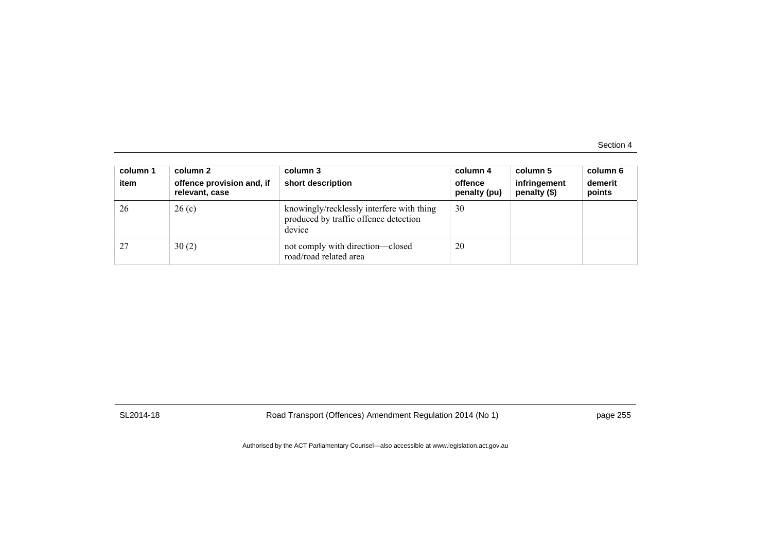| column 1<br>item | column 2<br>offence provision and, if relevant, case | column 3<br>short description | column 4<br>offence penalty (pu) | column 5<br>infringement penalty ($) | column 6<br>demerit points |
|---|---|---|---|---|---|
| 26 | 26 (c) | knowingly/recklessly interfere with thing produced by traffic offence detection device | 30 | | |
| 27 | 30 (2) | not comply with direction—closed road/road related area | 20 | | |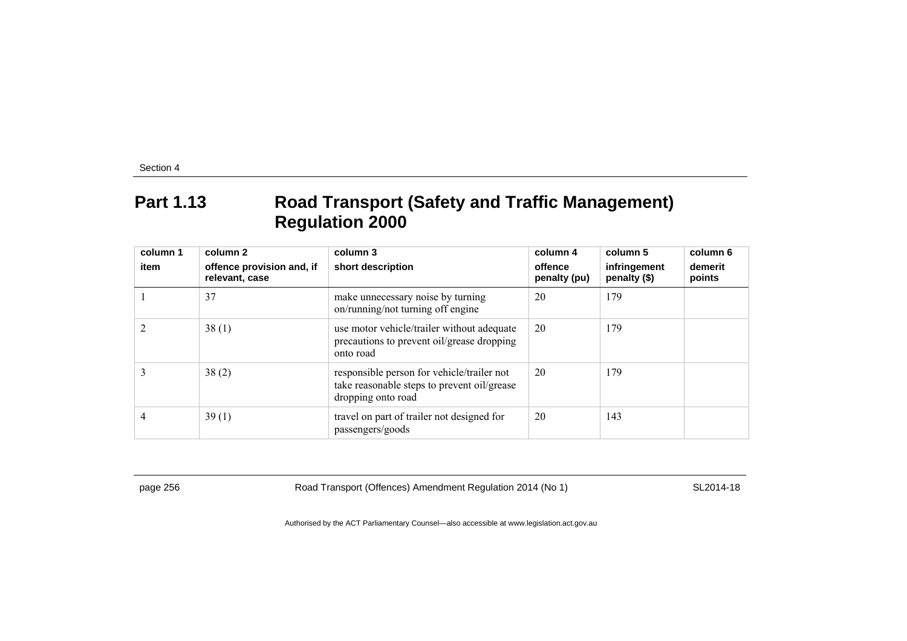## Part 1.13 Road Transport (Safety and Traffic Management) Regulation 2000

| column 1<br>item | column 2<br>offence provision and, if relevant, case | column 3<br>short description | column 4<br>offence penalty (pu) | column 5<br>infringement penalty ($) | column 6<br>demerit points |
|---|---|---|---|---|---|
| 1 | 37 | make unnecessary noise by turning on/running/not turning off engine | 20 | 179 | |
| 2 | 38 (1) | use motor vehicle/trailer without adequate precautions to prevent oil/grease dropping onto road | 20 | 179 | |
| 3 | 38 (2) | responsible person for vehicle/trailer not take reasonable steps to prevent oil/grease dropping onto road | 20 | 179 | |
| 4 | 39 (1) | travel on part of trailer not designed for passengers/goods | 20 | 143 | |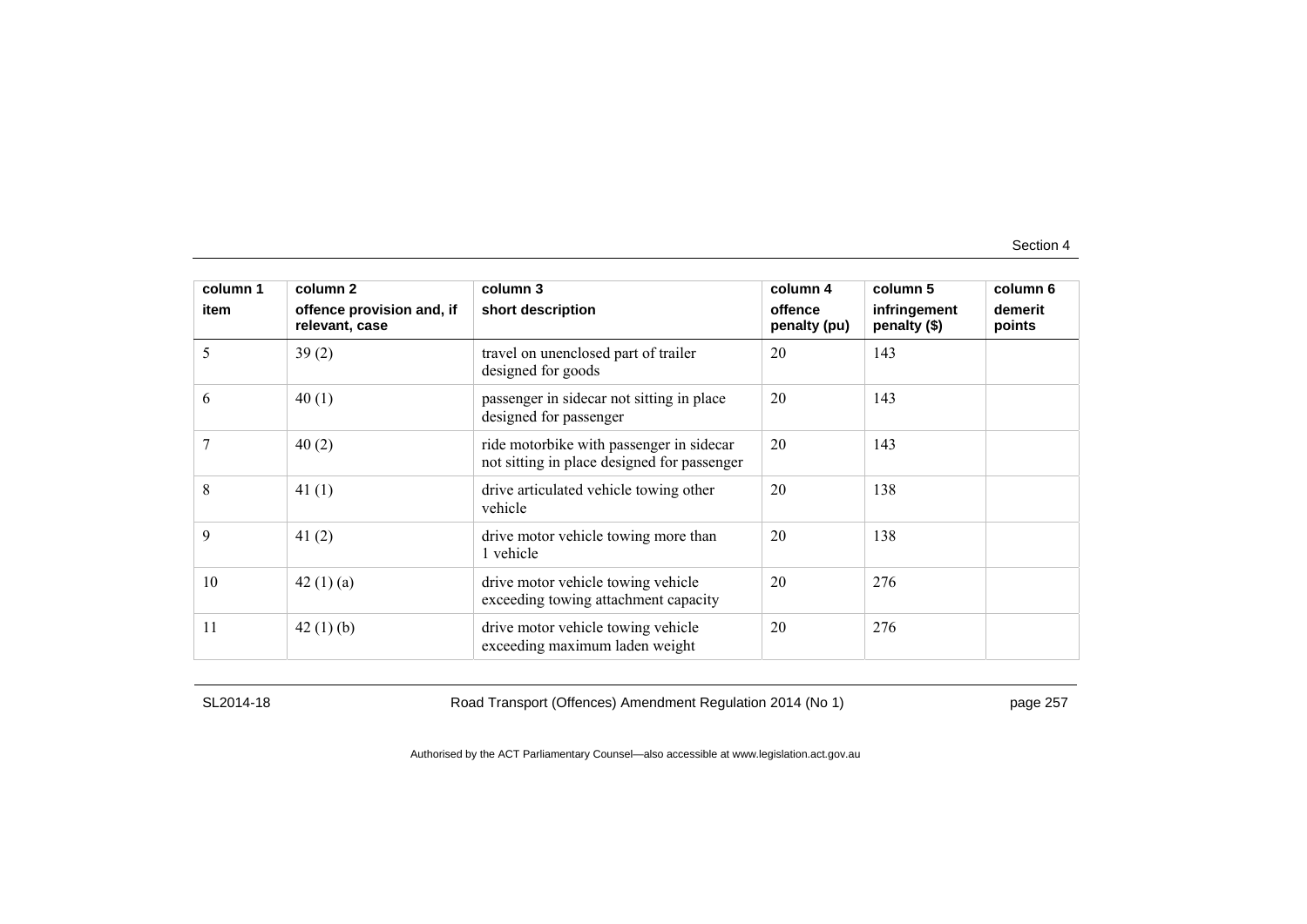| column 1<br>item | column 2<br>offence provision and, if relevant, case | column 3<br>short description | column 4<br>offence penalty (pu) | column 5<br>infringement penalty ($) | column 6<br>demerit points |
|---|---|---|---|---|---|
| 5 | 39 (2) | travel on unenclosed part of trailer designed for goods | 20 | 143 | |
| 6 | 40 (1) | passenger in sidecar not sitting in place designed for passenger | 20 | 143 | |
| 7 | 40 (2) | ride motorbike with passenger in sidecar not sitting in place designed for passenger | 20 | 143 | |
| 8 | 41 (1) | drive articulated vehicle towing other vehicle | 20 | 138 | |
| 9 | 41 (2) | drive motor vehicle towing more than 1 vehicle | 20 | 138 | |
| 10 | 42 (1) (a) | drive motor vehicle towing vehicle exceeding towing attachment capacity | 20 | 276 | |
| 11 | 42 (1) (b) | drive motor vehicle towing vehicle exceeding maximum laden weight | 20 | 276 | |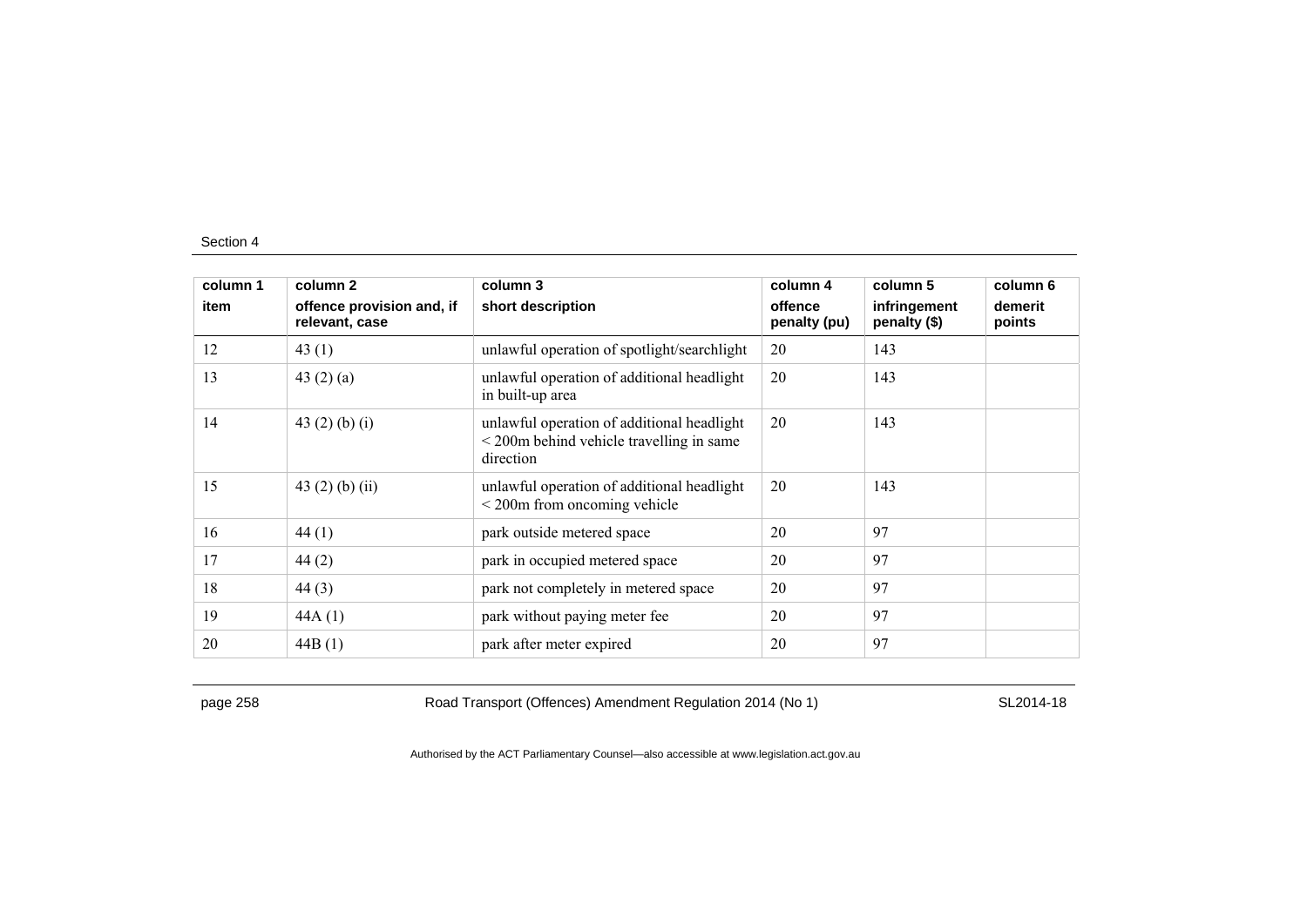| column 1 item | column 2 offence provision and, if relevant, case | column 3 short description | column 4 offence penalty (pu) | column 5 infringement penalty ($) | column 6 demerit points |
|---|---|---|---|---|---|
| 12 | 43 (1) | unlawful operation of spotlight/searchlight | 20 | 143 | |
| 13 | 43 (2) (a) | unlawful operation of additional headlight in built-up area | 20 | 143 | |
| 14 | 43 (2) (b) (i) | unlawful operation of additional headlight < 200m behind vehicle travelling in same direction | 20 | 143 | |
| 15 | 43 (2) (b) (ii) | unlawful operation of additional headlight < 200m from oncoming vehicle | 20 | 143 | |
| 16 | 44 (1) | park outside metered space | 20 | 97 | |
| 17 | 44 (2) | park in occupied metered space | 20 | 97 | |
| 18 | 44 (3) | park not completely in metered space | 20 | 97 | |
| 19 | 44A (1) | park without paying meter fee | 20 | 97 | |
| 20 | 44B (1) | park after meter expired | 20 | 97 | |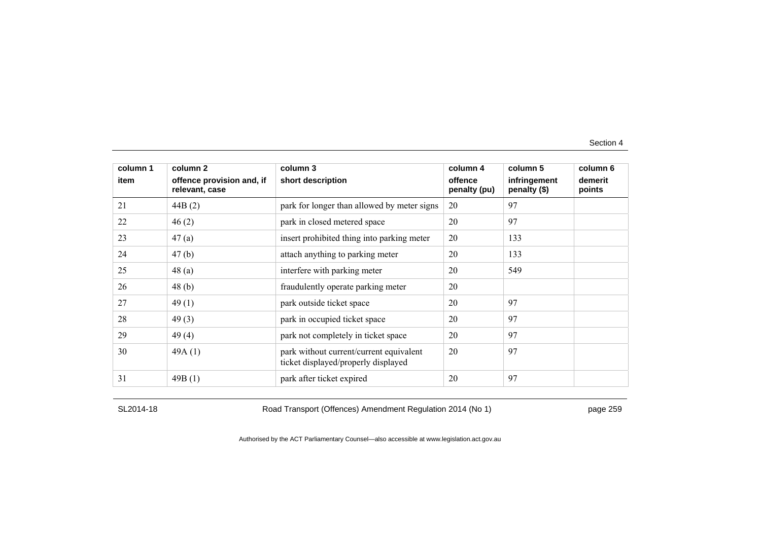| column 1 item | column 2 offence provision and, if relevant, case | column 3 short description | column 4 offence penalty (pu) | column 5 infringement penalty ($) | column 6 demerit points |
|---|---|---|---|---|---|
| 21 | 44B (2) | park for longer than allowed by meter signs | 20 | 97 | |
| 22 | 46 (2) | park in closed metered space | 20 | 97 | |
| 23 | 47 (a) | insert prohibited thing into parking meter | 20 | 133 | |
| 24 | 47 (b) | attach anything to parking meter | 20 | 133 | |
| 25 | 48 (a) | interfere with parking meter | 20 | 549 | |
| 26 | 48 (b) | fraudulently operate parking meter | 20 | | |
| 27 | 49 (1) | park outside ticket space | 20 | 97 | |
| 28 | 49 (3) | park in occupied ticket space | 20 | 97 | |
| 29 | 49 (4) | park not completely in ticket space | 20 | 97 | |
| 30 | 49A (1) | park without current/current equivalent ticket displayed/properly displayed | 20 | 97 | |
| 31 | 49B (1) | park after ticket expired | 20 | 97 | |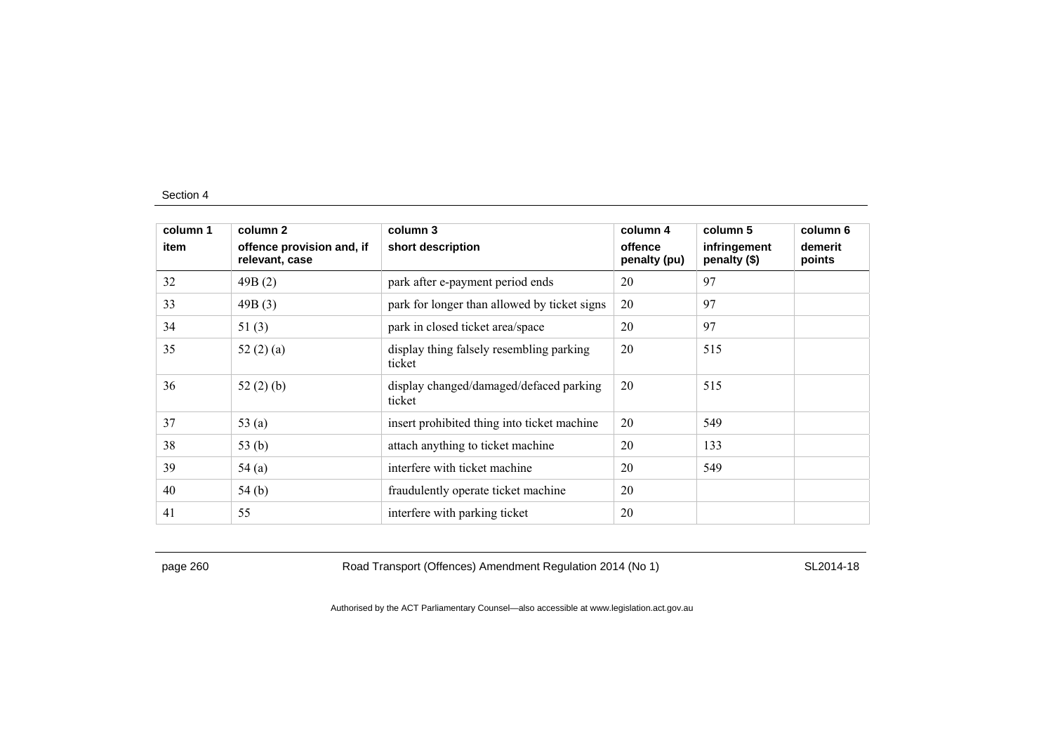Section 4

| column 1<br>item | column 2<br>offence provision and, if relevant, case | column 3<br>short description | column 4<br>offence penalty (pu) | column 5<br>infringement penalty ($) | column 6<br>demerit points |
|---|---|---|---|---|---|
| 32 | 49B (2) | park after e-payment period ends | 20 | 97 | |
| 33 | 49B (3) | park for longer than allowed by ticket signs | 20 | 97 | |
| 34 | 51 (3) | park in closed ticket area/space | 20 | 97 | |
| 35 | 52 (2) (a) | display thing falsely resembling parking ticket | 20 | 515 | |
| 36 | 52 (2) (b) | display changed/damaged/defaced parking ticket | 20 | 515 | |
| 37 | 53 (a) | insert prohibited thing into ticket machine | 20 | 549 | |
| 38 | 53 (b) | attach anything to ticket machine | 20 | 133 | |
| 39 | 54 (a) | interfere with ticket machine | 20 | 549 | |
| 40 | 54 (b) | fraudulently operate ticket machine | 20 | | |
| 41 | 55 | interfere with parking ticket | 20 | | |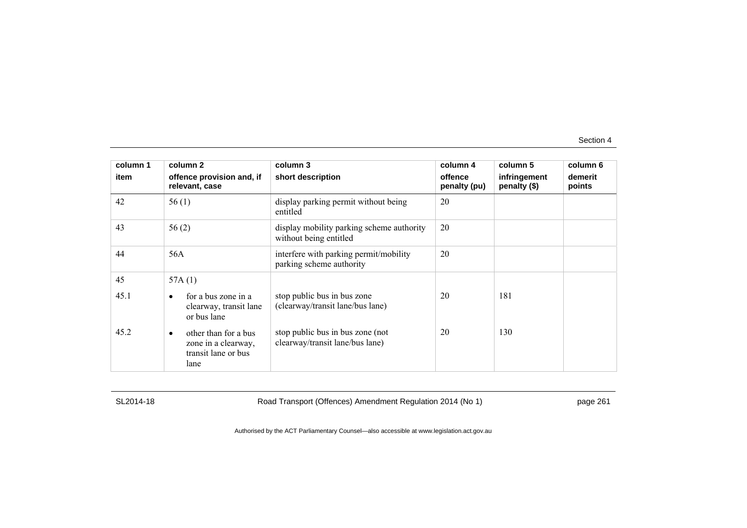| column 1 | column 2 | column 3 | column 4 | column 5 | column 6 |
|---|---|---|---|---|---|
| item | offence provision and, if relevant, case | short description | offence penalty (pu) | infringement penalty ($) | demerit points |
| 42 | 56 (1) | display parking permit without being entitled | 20 | | |
| 43 | 56 (2) | display mobility parking scheme authority without being entitled | 20 | | |
| 44 | 56A | interfere with parking permit/mobility parking scheme authority | 20 | | |
| 45 | 57A (1) | | | | |
| 45.1 | • for a bus zone in a clearway, transit lane or bus lane | stop public bus in bus zone (clearway/transit lane/bus lane) | 20 | 181 | |
| 45.2 | • other than for a bus zone in a clearway, transit lane or bus lane | stop public bus in bus zone (not clearway/transit lane/bus lane) | 20 | 130 | |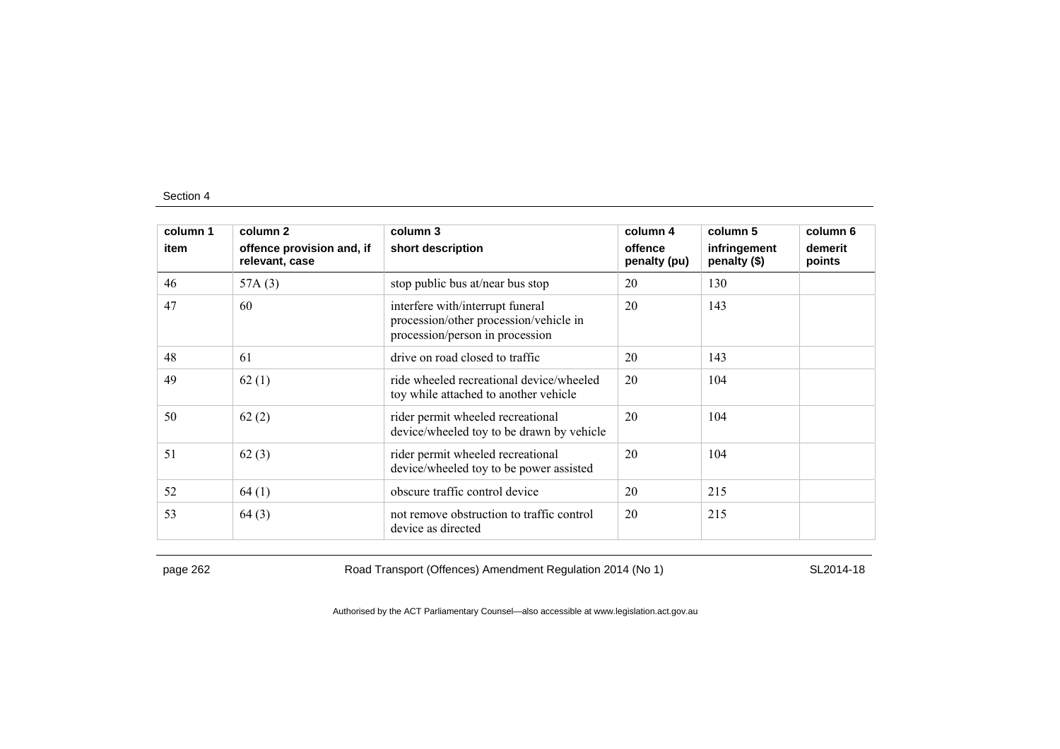| column 1 | column 2 | column 3 | column 4 | column 5 | column 6 |
|---|---|---|---|---|---|
| item | offence provision and, if relevant, case | short description | offence penalty (pu) | infringement penalty ($) | demerit points |
| 46 | 57A (3) | stop public bus at/near bus stop | 20 | 130 | |
| 47 | 60 | interfere with/interrupt funeral procession/other procession/vehicle in procession/person in procession | 20 | 143 | |
| 48 | 61 | drive on road closed to traffic | 20 | 143 | |
| 49 | 62 (1) | ride wheeled recreational device/wheeled toy while attached to another vehicle | 20 | 104 | |
| 50 | 62 (2) | rider permit wheeled recreational device/wheeled toy to be drawn by vehicle | 20 | 104 | |
| 51 | 62 (3) | rider permit wheeled recreational device/wheeled toy to be power assisted | 20 | 104 | |
| 52 | 64 (1) | obscure traffic control device | 20 | 215 | |
| 53 | 64 (3) | not remove obstruction to traffic control device as directed | 20 | 215 | |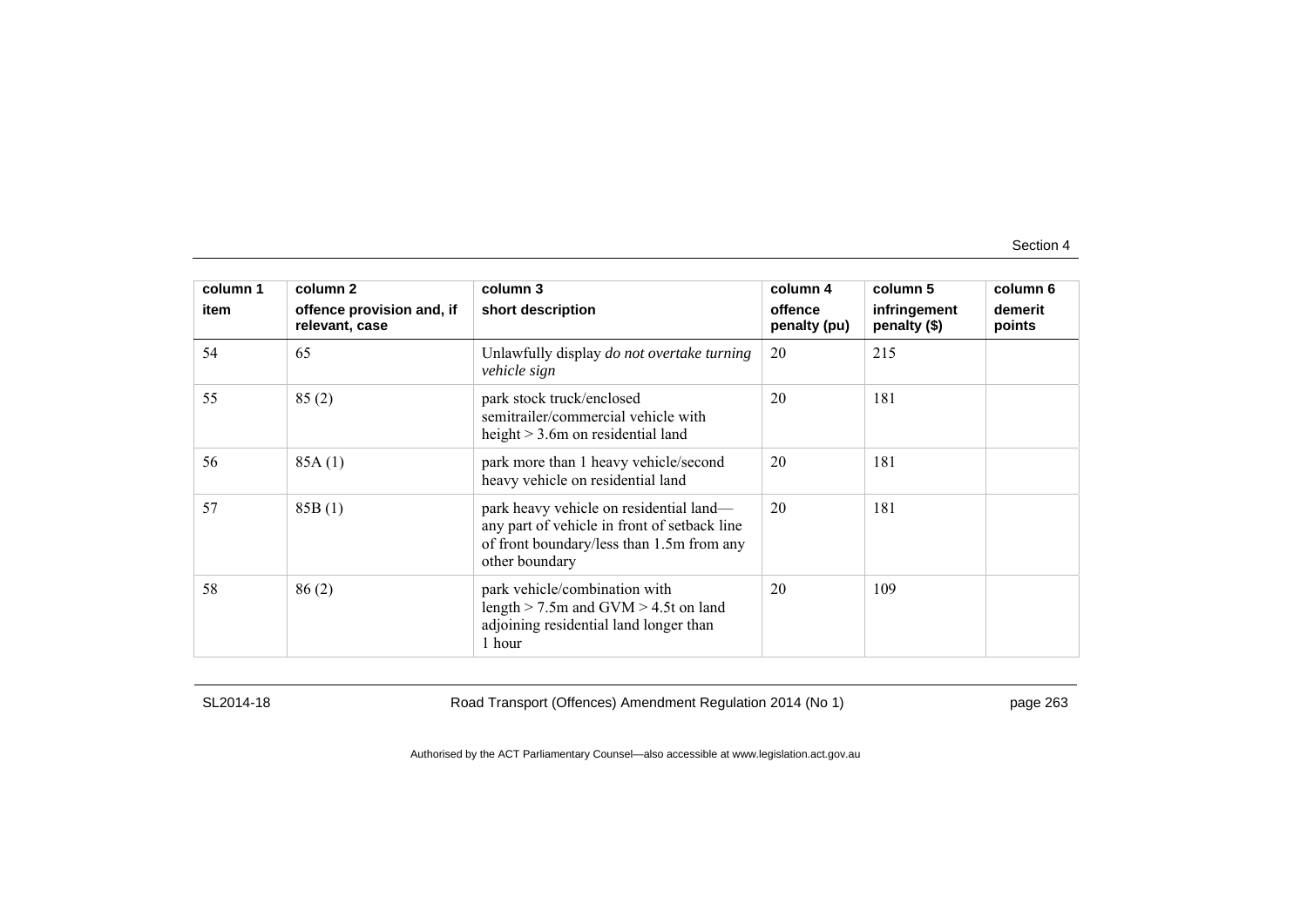| column 1<br>item | column 2<br>offence provision and, if relevant, case | column 3<br>short description | column 4<br>offence penalty (pu) | column 5<br>infringement penalty ($) | column 6<br>demerit points |
|---|---|---|---|---|---|
| 54 | 65 | Unlawfully display *do not overtake turning vehicle sign* | 20 | 215 | |
| 55 | 85 (2) | park stock truck/enclosed semitrailer/commercial vehicle with height > 3.6m on residential land | 20 | 181 | |
| 56 | 85A (1) | park more than 1 heavy vehicle/second heavy vehicle on residential land | 20 | 181 | |
| 57 | 85B (1) | park heavy vehicle on residential land—any part of vehicle in front of setback line of front boundary/less than 1.5m from any other boundary | 20 | 181 | |
| 58 | 86 (2) | park vehicle/combination with length > 7.5m and GVM > 4.5t on land adjoining residential land longer than 1 hour | 20 | 109 | |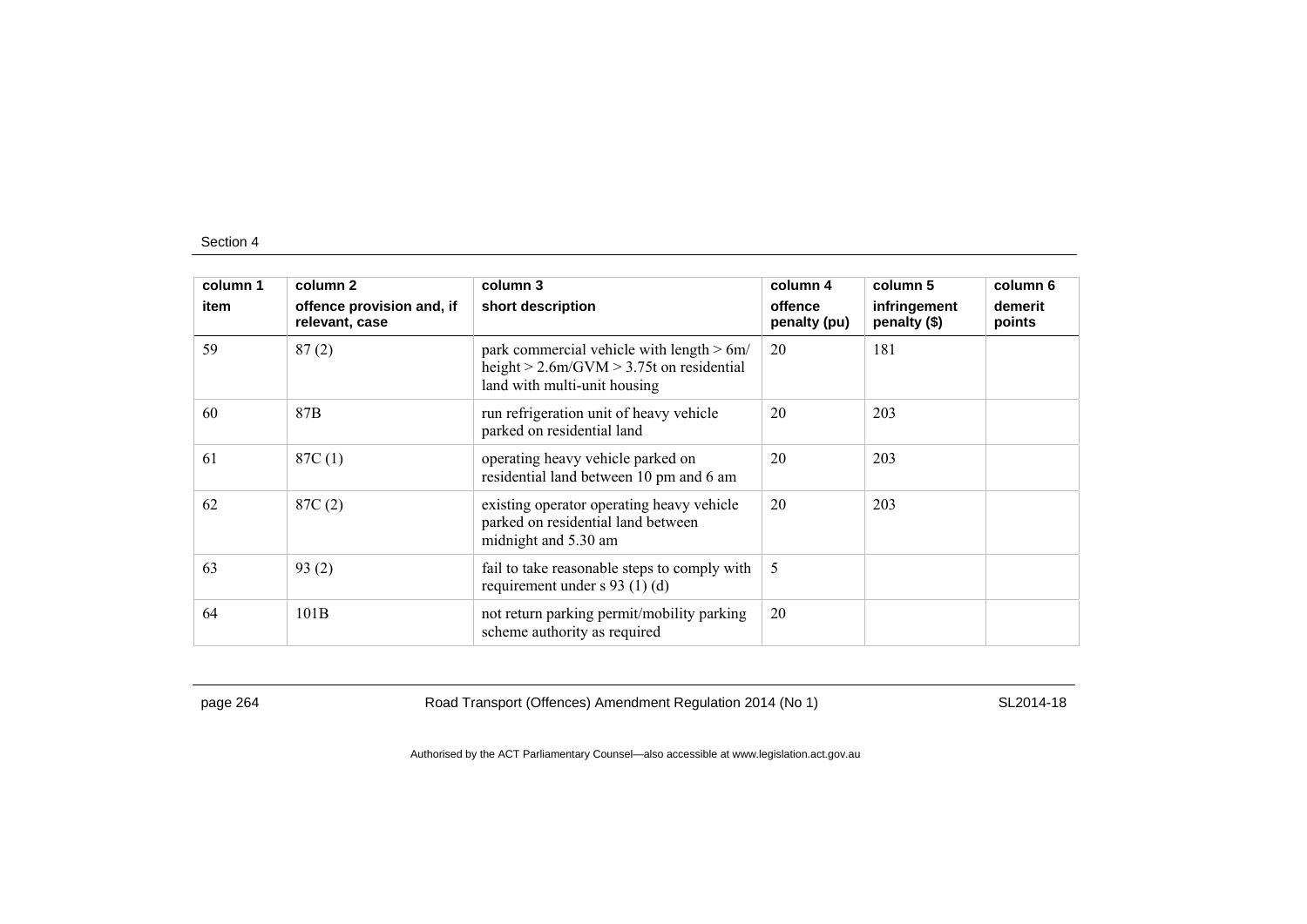| column 1<br>item | column 2<br>offence provision and, if relevant, case | column 3<br>short description | column 4<br>offence penalty (pu) | column 5<br>infringement penalty ($) | column 6<br>demerit points |
|---|---|---|---|---|---|
| 59 | 87 (2) | park commercial vehicle with length > 6m/ height > 2.6m/GVM > 3.75t on residential land with multi-unit housing | 20 | 181 | |
| 60 | 87B | run refrigeration unit of heavy vehicle parked on residential land | 20 | 203 | |
| 61 | 87C (1) | operating heavy vehicle parked on residential land between 10 pm and 6 am | 20 | 203 | |
| 62 | 87C (2) | existing operator operating heavy vehicle parked on residential land between midnight and 5.30 am | 20 | 203 | |
| 63 | 93 (2) | fail to take reasonable steps to comply with requirement under s 93 (1) (d) | 5 | | |
| 64 | 101B | not return parking permit/mobility parking scheme authority as required | 20 | | |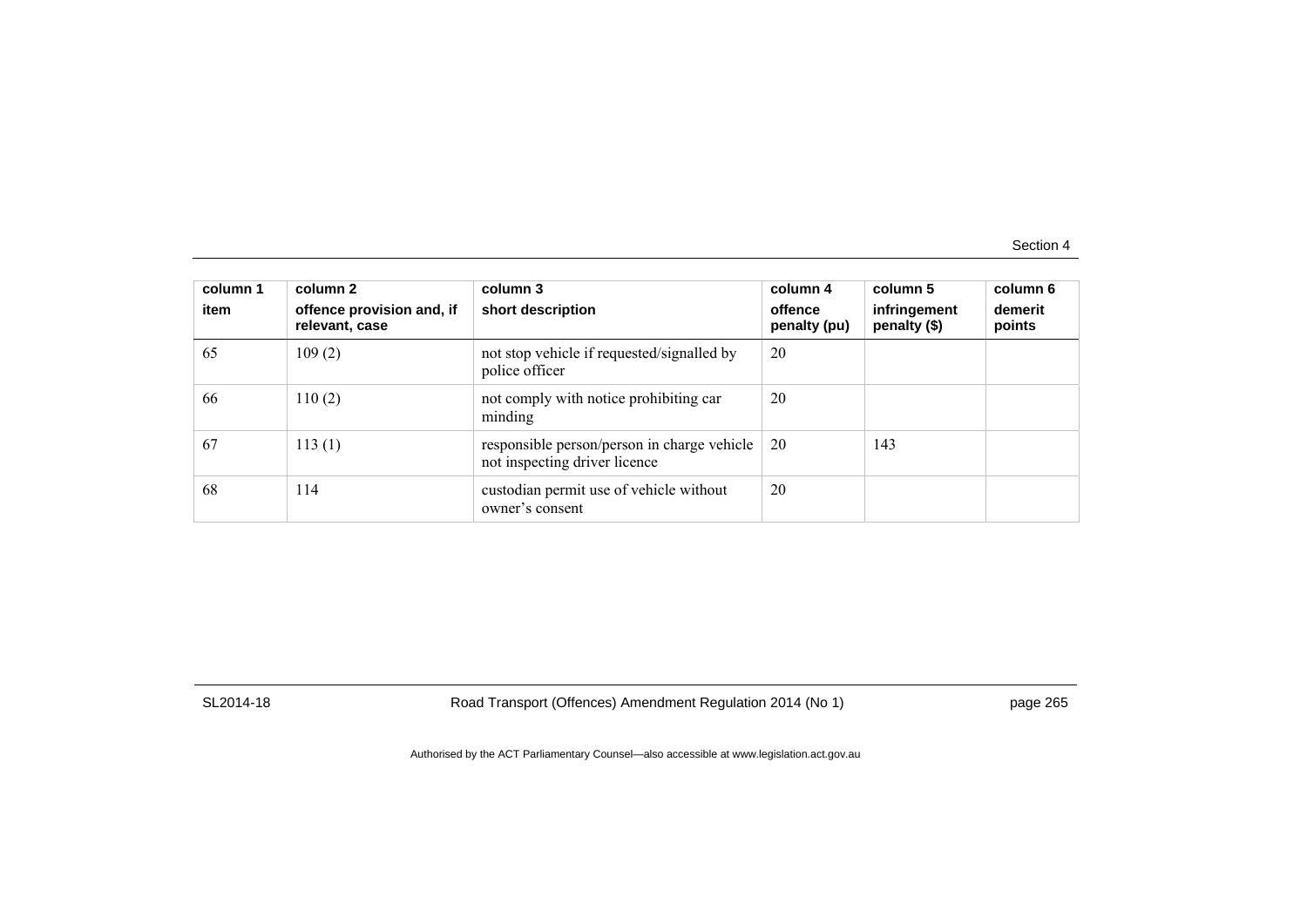| column 1<br>item | column 2<br>offence provision and, if relevant, case | column 3<br>short description | column 4<br>offence penalty (pu) | column 5<br>infringement penalty ($) | column 6<br>demerit points |
|---|---|---|---|---|---|
| 65 | 109 (2) | not stop vehicle if requested/signalled by police officer | 20 | | |
| 66 | 110 (2) | not comply with notice prohibiting car minding | 20 | | |
| 67 | 113 (1) | responsible person/person in charge vehicle not inspecting driver licence | 20 | 143 | |
| 68 | 114 | custodian permit use of vehicle without owner's consent | 20 | | |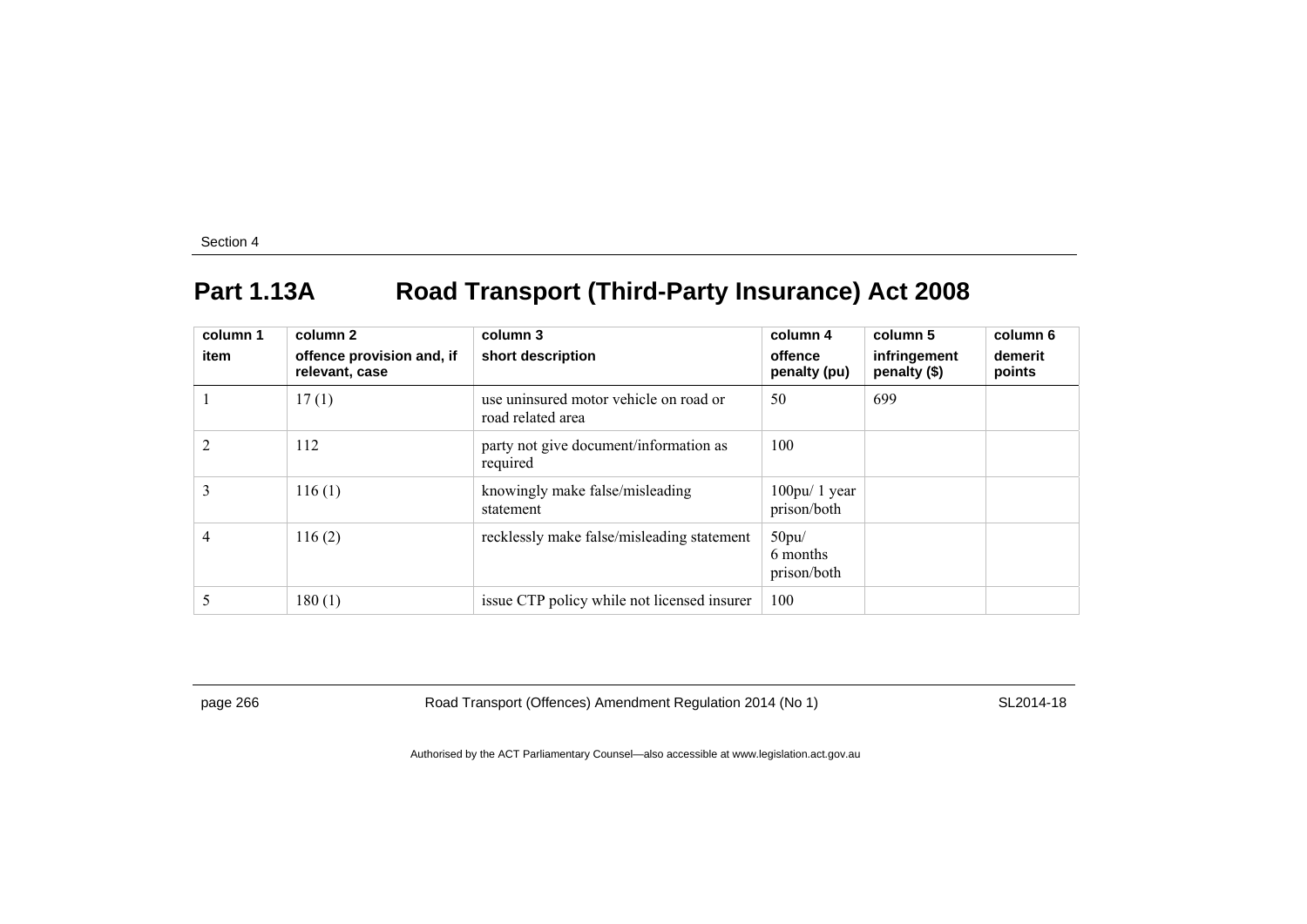## Part 1.13A Road Transport (Third-Party Insurance) Act 2008

| column 1<br>item | column 2<br>offence provision and, if relevant, case | column 3<br>short description | column 4<br>offence penalty (pu) | column 5<br>infringement penalty ($) | column 6<br>demerit points |
|---|---|---|---|---|---|
| 1 | 17 (1) | use uninsured motor vehicle on road or road related area | 50 | 699 | |
| 2 | 112 | party not give document/information as required | 100 | | |
| 3 | 116 (1) | knowingly make false/misleading statement | 100pu/ 1 year prison/both | | |
| 4 | 116 (2) | recklessly make false/misleading statement | 50pu/ 6 months prison/both | | |
| 5 | 180 (1) | issue CTP policy while not licensed insurer | 100 | | |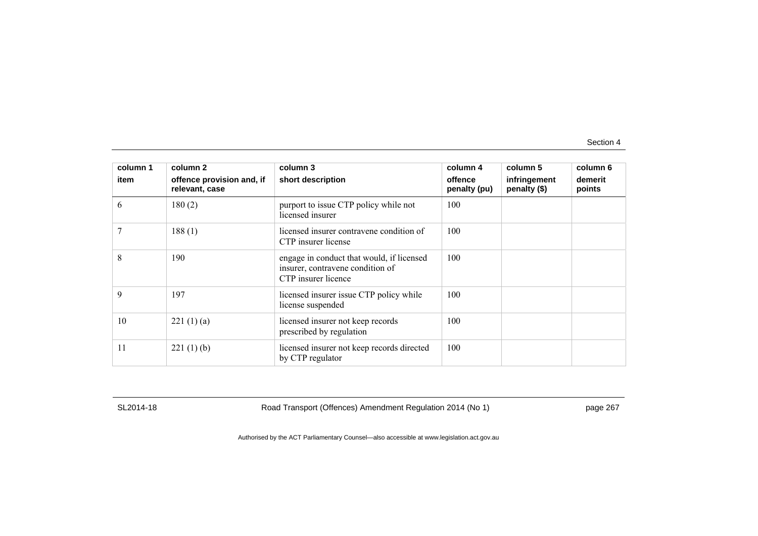| column 1<br>item | column 2<br>offence provision and, if relevant, case | column 3<br>short description | column 4<br>offence penalty (pu) | column 5<br>infringement penalty ($) | column 6<br>demerit points |
|---|---|---|---|---|---|
| 6 | 180 (2) | purport to issue CTP policy while not licensed insurer | 100 | | |
| 7 | 188 (1) | licensed insurer contravene condition of CTP insurer license | 100 | | |
| 8 | 190 | engage in conduct that would, if licensed insurer, contravene condition of CTP insurer licence | 100 | | |
| 9 | 197 | licensed insurer issue CTP policy while license suspended | 100 | | |
| 10 | 221 (1) (a) | licensed insurer not keep records prescribed by regulation | 100 | | |
| 11 | 221 (1) (b) | licensed insurer not keep records directed by CTP regulator | 100 | | |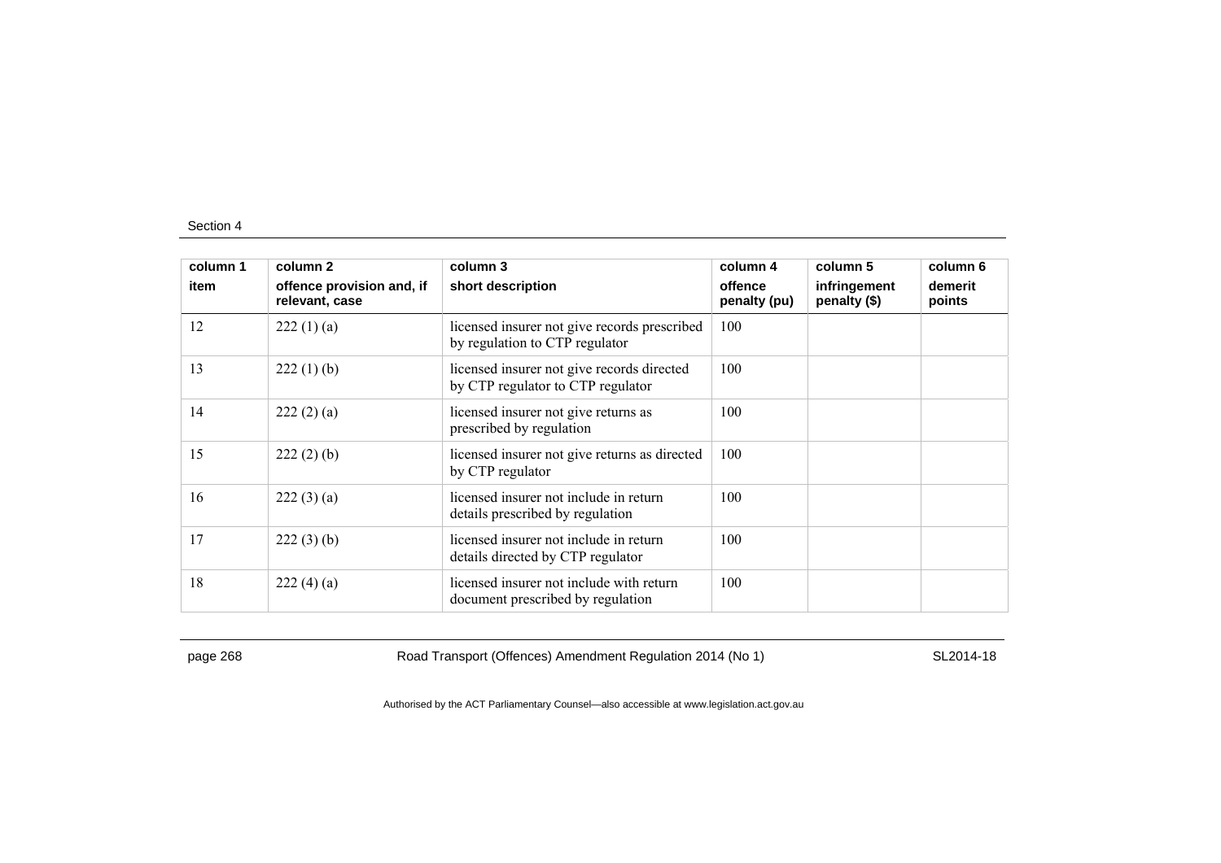| column 1 item | column 2 offence provision and, if relevant, case | column 3 short description | column 4 offence penalty (pu) | column 5 infringement penalty ($) | column 6 demerit points |
|---|---|---|---|---|---|
| 12 | 222 (1) (a) | licensed insurer not give records prescribed by regulation to CTP regulator | 100 | | |
| 13 | 222 (1) (b) | licensed insurer not give records directed by CTP regulator to CTP regulator | 100 | | |
| 14 | 222 (2) (a) | licensed insurer not give returns as prescribed by regulation | 100 | | |
| 15 | 222 (2) (b) | licensed insurer not give returns as directed by CTP regulator | 100 | | |
| 16 | 222 (3) (a) | licensed insurer not include in return details prescribed by regulation | 100 | | |
| 17 | 222 (3) (b) | licensed insurer not include in return details directed by CTP regulator | 100 | | |
| 18 | 222 (4) (a) | licensed insurer not include with return document prescribed by regulation | 100 | | |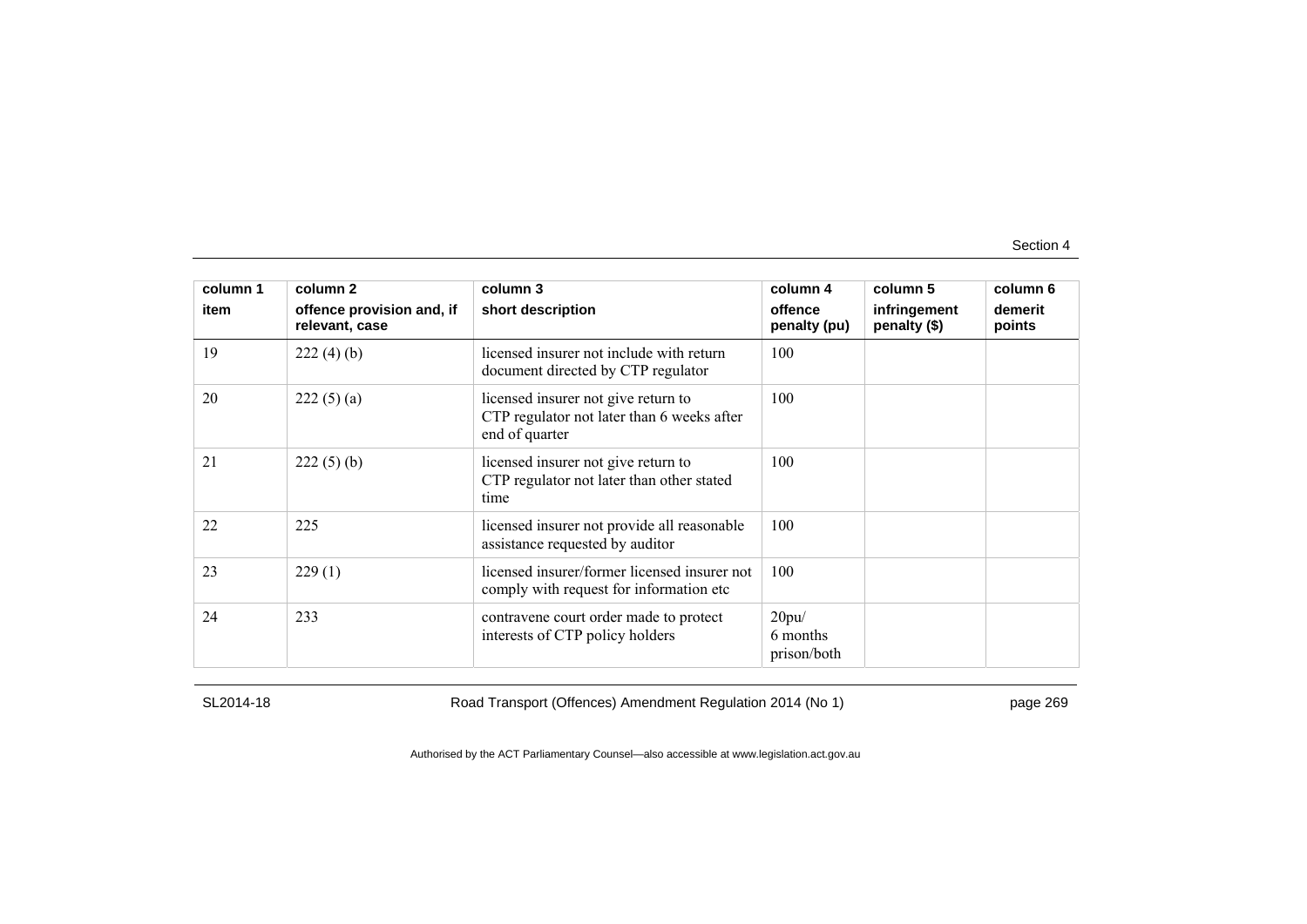| column 1 | column 2 | column 3 | column 4 | column 5 | column 6 |
|---|---|---|---|---|---|
| item | offence provision and, if relevant, case | short description | offence penalty (pu) | infringement penalty ($) | demerit points |
| 19 | 222 (4) (b) | licensed insurer not include with return document directed by CTP regulator | 100 | | |
| 20 | 222 (5) (a) | licensed insurer not give return to CTP regulator not later than 6 weeks after end of quarter | 100 | | |
| 21 | 222 (5) (b) | licensed insurer not give return to CTP regulator not later than other stated time | 100 | | |
| 22 | 225 | licensed insurer not provide all reasonable assistance requested by auditor | 100 | | |
| 23 | 229 (1) | licensed insurer/former licensed insurer not comply with request for information etc | 100 | | |
| 24 | 233 | contravene court order made to protect interests of CTP policy holders | 20pu/ 6 months prison/both | | |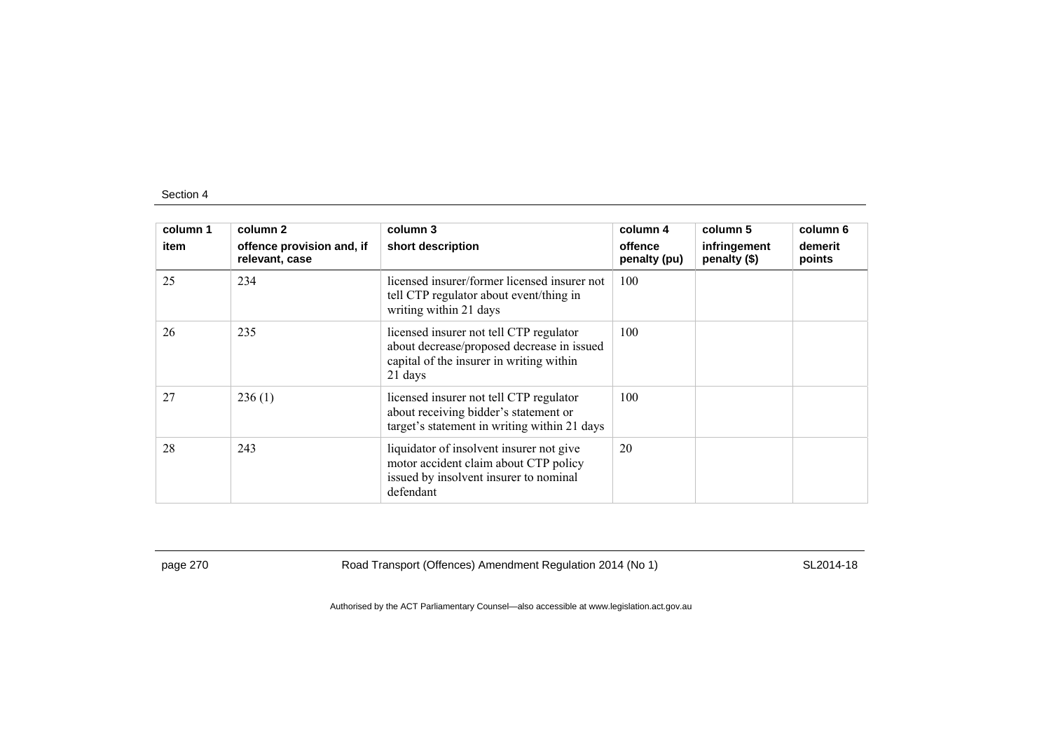| column 1<br>item | column 2<br>offence provision and, if relevant, case | column 3<br>short description | column 4<br>offence penalty (pu) | column 5<br>infringement penalty ($) | column 6<br>demerit points |
|---|---|---|---|---|---|
| 25 | 234 | licensed insurer/former licensed insurer not tell CTP regulator about event/thing in writing within 21 days | 100 | | |
| 26 | 235 | licensed insurer not tell CTP regulator about decrease/proposed decrease in issued capital of the insurer in writing within 21 days | 100 | | |
| 27 | 236 (1) | licensed insurer not tell CTP regulator about receiving bidder's statement or target's statement in writing within 21 days | 100 | | |
| 28 | 243 | liquidator of insolvent insurer not give motor accident claim about CTP policy issued by insolvent insurer to nominal defendant | 20 | | |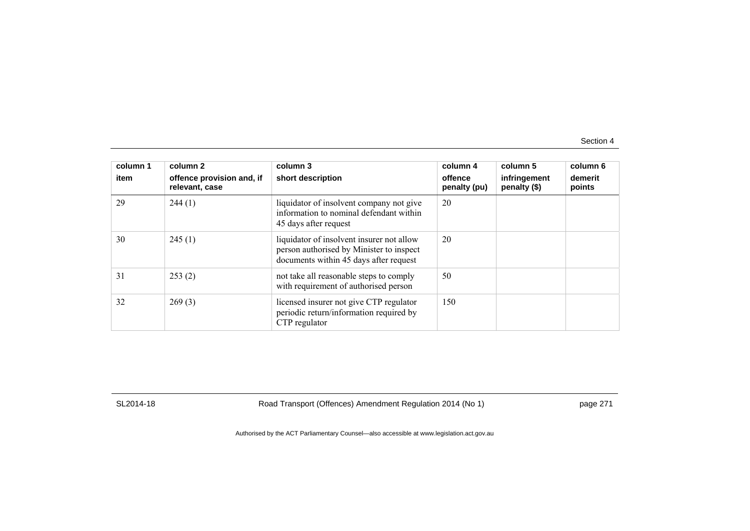| column 1<br>item | column 2<br>offence provision and, if relevant, case | column 3<br>short description | column 4<br>offence penalty (pu) | column 5<br>infringement penalty ($) | column 6<br>demerit points |
|---|---|---|---|---|---|
| 29 | 244 (1) | liquidator of insolvent company not give information to nominal defendant within 45 days after request | 20 | | |
| 30 | 245 (1) | liquidator of insolvent insurer not allow person authorised by Minister to inspect documents within 45 days after request | 20 | | |
| 31 | 253 (2) | not take all reasonable steps to comply with requirement of authorised person | 50 | | |
| 32 | 269 (3) | licensed insurer not give CTP regulator periodic return/information required by CTP regulator | 150 | | |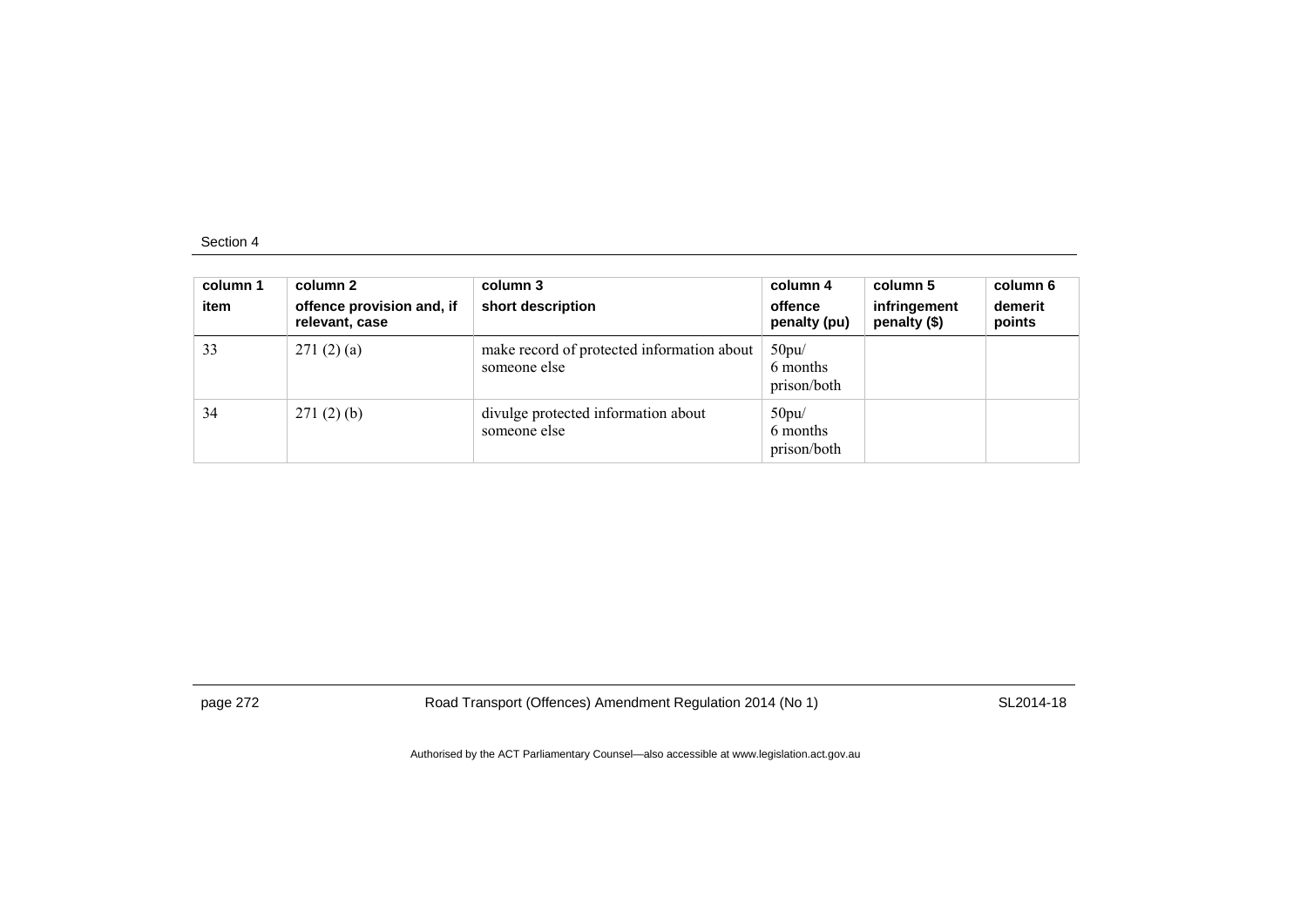| column 1<br>item | column 2<br>offence provision and, if relevant, case | column 3<br>short description | column 4<br>offence penalty (pu) | column 5<br>infringement penalty ($) | column 6<br>demerit points |
|---|---|---|---|---|---|
| 33 | 271 (2) (a) | make record of protected information about someone else | 50pu/<br>6 months prison/both | | |
| 34 | 271 (2) (b) | divulge protected information about someone else | 50pu/<br>6 months prison/both | | |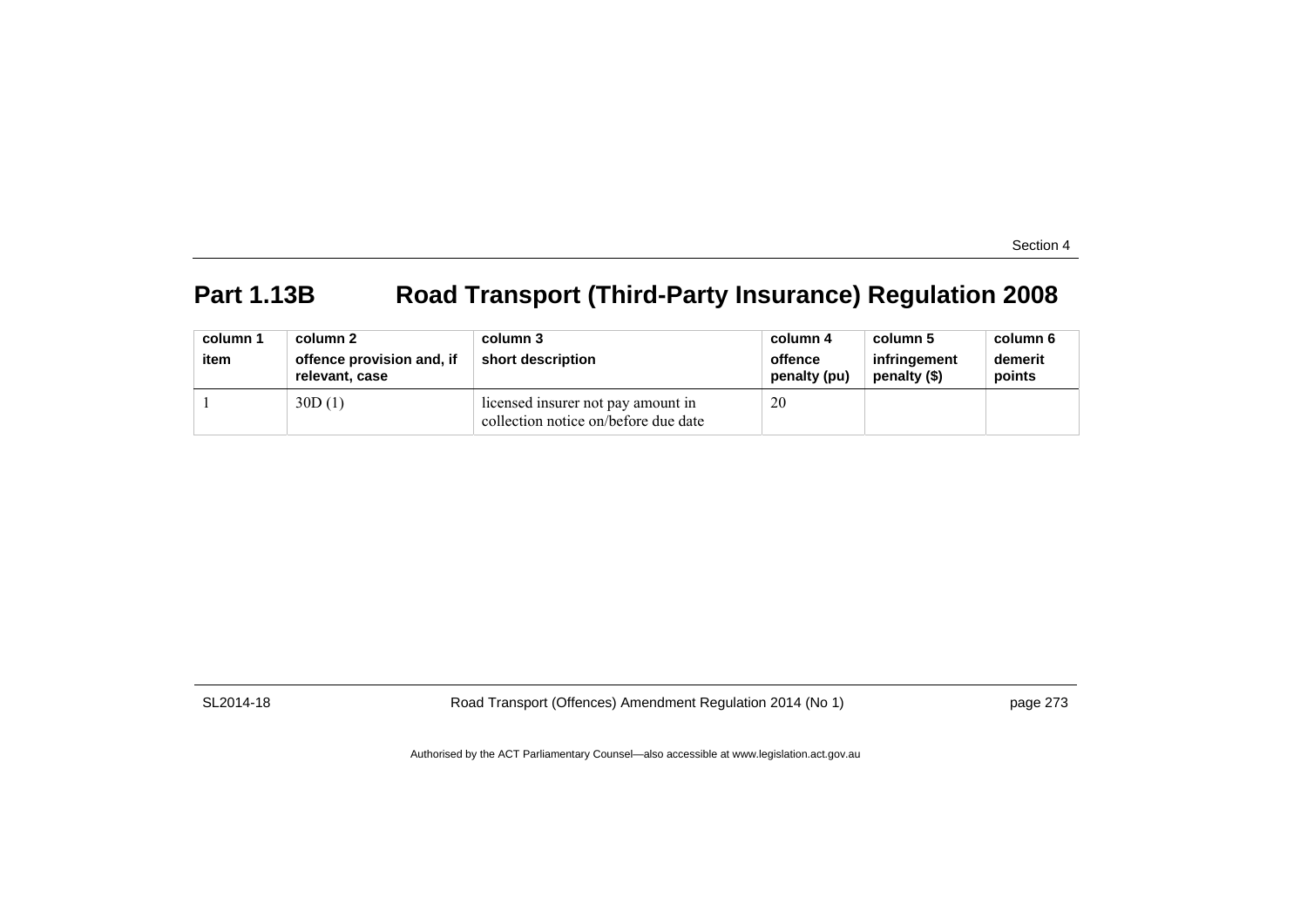## Part 1.13B Road Transport (Third-Party Insurance) Regulation 2008

| column 1<br>item | column 2<br>offence provision and, if relevant, case | column 3<br>short description | column 4<br>offence penalty (pu) | column 5<br>infringement penalty ($) | column 6<br>demerit points |
|---|---|---|---|---|---|
| 1 | 30D (1) | licensed insurer not pay amount in collection notice on/before due date | 20 | | |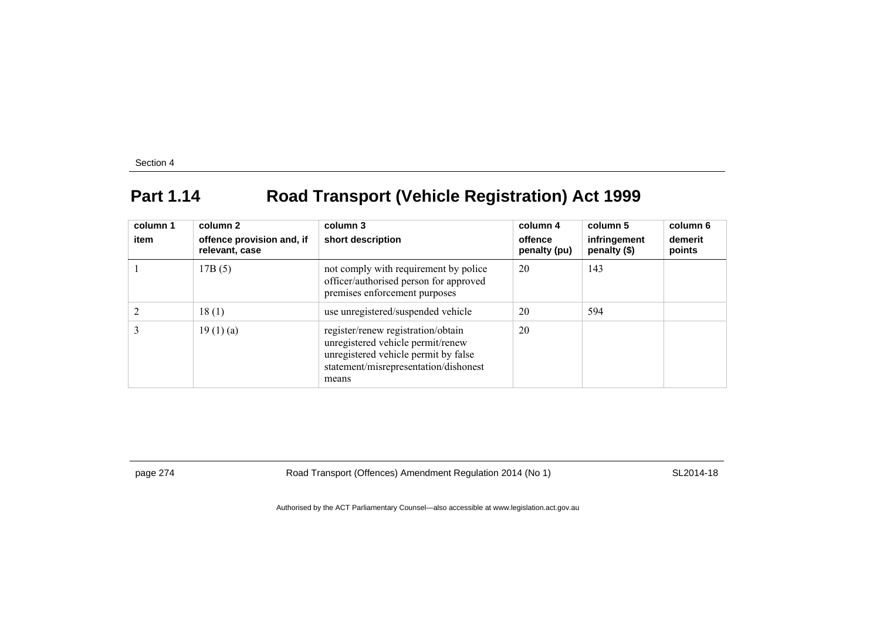## Part 1.14 Road Transport (Vehicle Registration) Act 1999

| column 1<br>item | column 2<br>offence provision and, if relevant, case | column 3<br>short description | column 4<br>offence penalty (pu) | column 5<br>infringement penalty ($) | column 6<br>demerit points |
|---|---|---|---|---|---|
| 1 | 17B (5) | not comply with requirement by police officer/authorised person for approved premises enforcement purposes | 20 | 143 | |
| 2 | 18 (1) | use unregistered/suspended vehicle | 20 | 594 | |
| 3 | 19 (1) (a) | register/renew registration/obtain unregistered vehicle permit/renew unregistered vehicle permit by false statement/misrepresentation/dishonest means | 20 | | |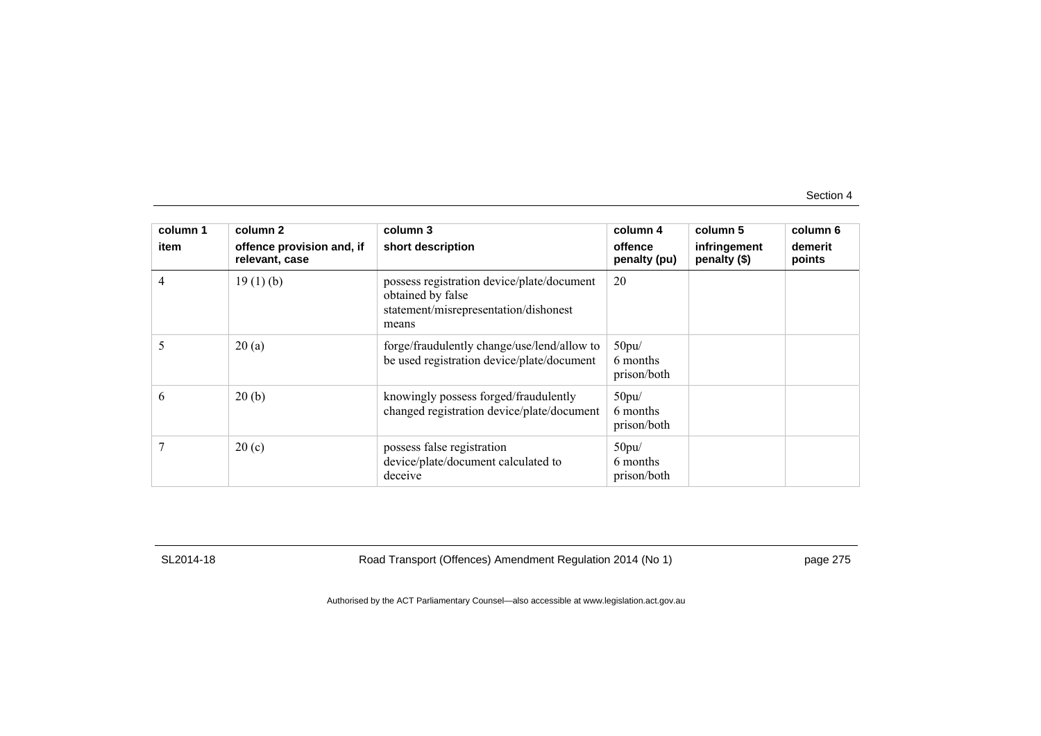| column 1<br>item | column 2<br>offence provision and, if relevant, case | column 3<br>short description | column 4<br>offence penalty (pu) | column 5<br>infringement penalty ($) | column 6<br>demerit points |
|---|---|---|---|---|---|
| 4 | 19 (1) (b) | possess registration device/plate/document obtained by false statement/misrepresentation/dishonest means | 20 | | |
| 5 | 20 (a) | forge/fraudulently change/use/lend/allow to be used registration device/plate/document | 50pu/<br>6 months prison/both | | |
| 6 | 20 (b) | knowingly possess forged/fraudulently changed registration device/plate/document | 50pu/<br>6 months prison/both | | |
| 7 | 20 (c) | possess false registration device/plate/document calculated to deceive | 50pu/<br>6 months prison/both | | |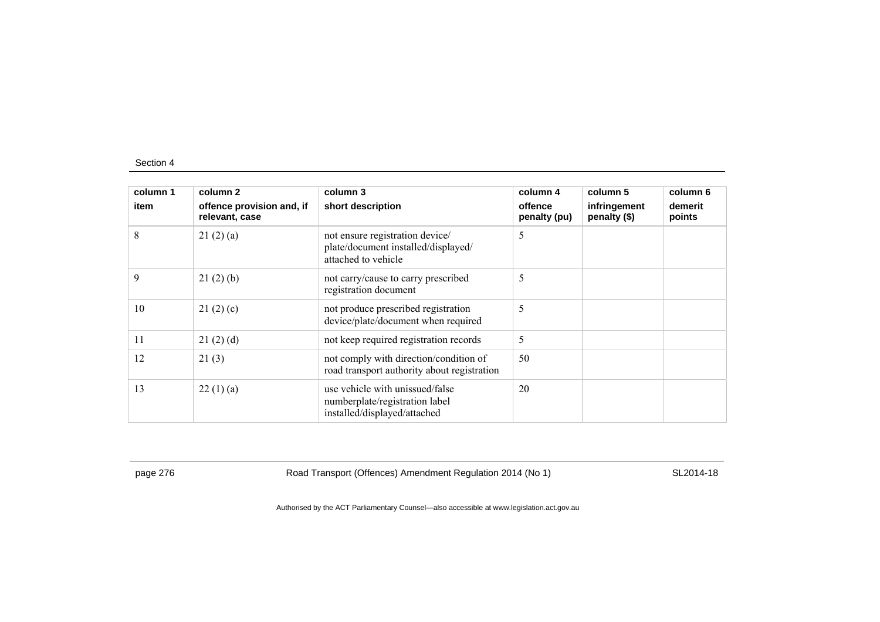| column 1<br>item | column 2<br>offence provision and, if relevant, case | column 3<br>short description | column 4<br>offence penalty (pu) | column 5<br>infringement penalty ($) | column 6<br>demerit points |
|---|---|---|---|---|---|
| 8 | 21 (2) (a) | not ensure registration device/ plate/document installed/displayed/ attached to vehicle | 5 | | |
| 9 | 21 (2) (b) | not carry/cause to carry prescribed registration document | 5 | | |
| 10 | 21 (2) (c) | not produce prescribed registration device/plate/document when required | 5 | | |
| 11 | 21 (2) (d) | not keep required registration records | 5 | | |
| 12 | 21 (3) | not comply with direction/condition of road transport authority about registration | 50 | | |
| 13 | 22 (1) (a) | use vehicle with unissued/false numberplate/registration label installed/displayed/attached | 20 | | |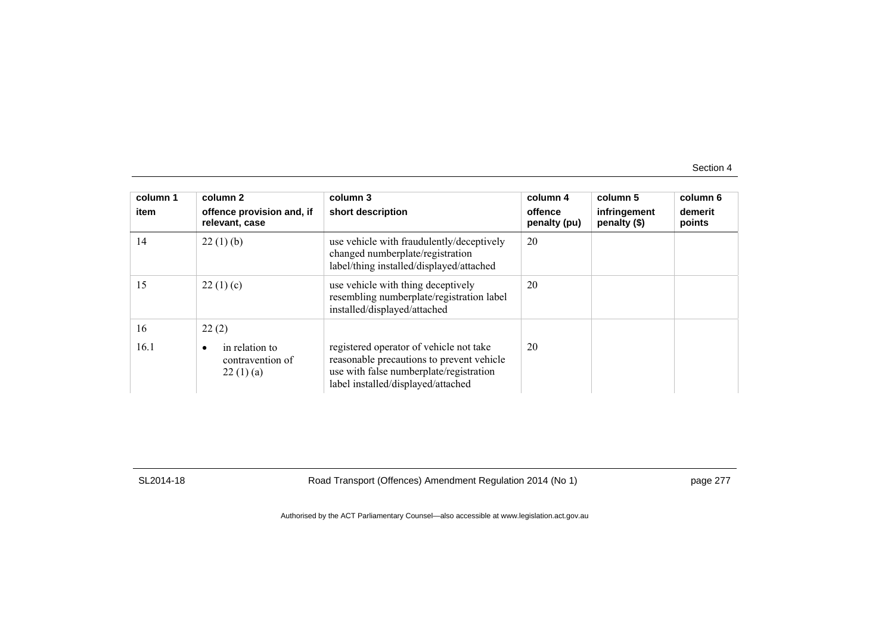| column 1<br>item | column 2<br>offence provision and, if relevant, case | column 3<br>short description | column 4<br>offence penalty (pu) | column 5<br>infringement penalty ($) | column 6<br>demerit points |
|---|---|---|---|---|---|
| 14 | 22 (1) (b) | use vehicle with fraudulently/deceptively changed numberplate/registration label/thing installed/displayed/attached | 20 | | |
| 15 | 22 (1) (c) | use vehicle with thing deceptively resembling numberplate/registration label installed/displayed/attached | 20 | | |
| 16 | 22 (2) | | | | |
| 16.1 | • in relation to contravention of 22 (1) (a) | registered operator of vehicle not take reasonable precautions to prevent vehicle use with false numberplate/registration label installed/displayed/attached | 20 | | |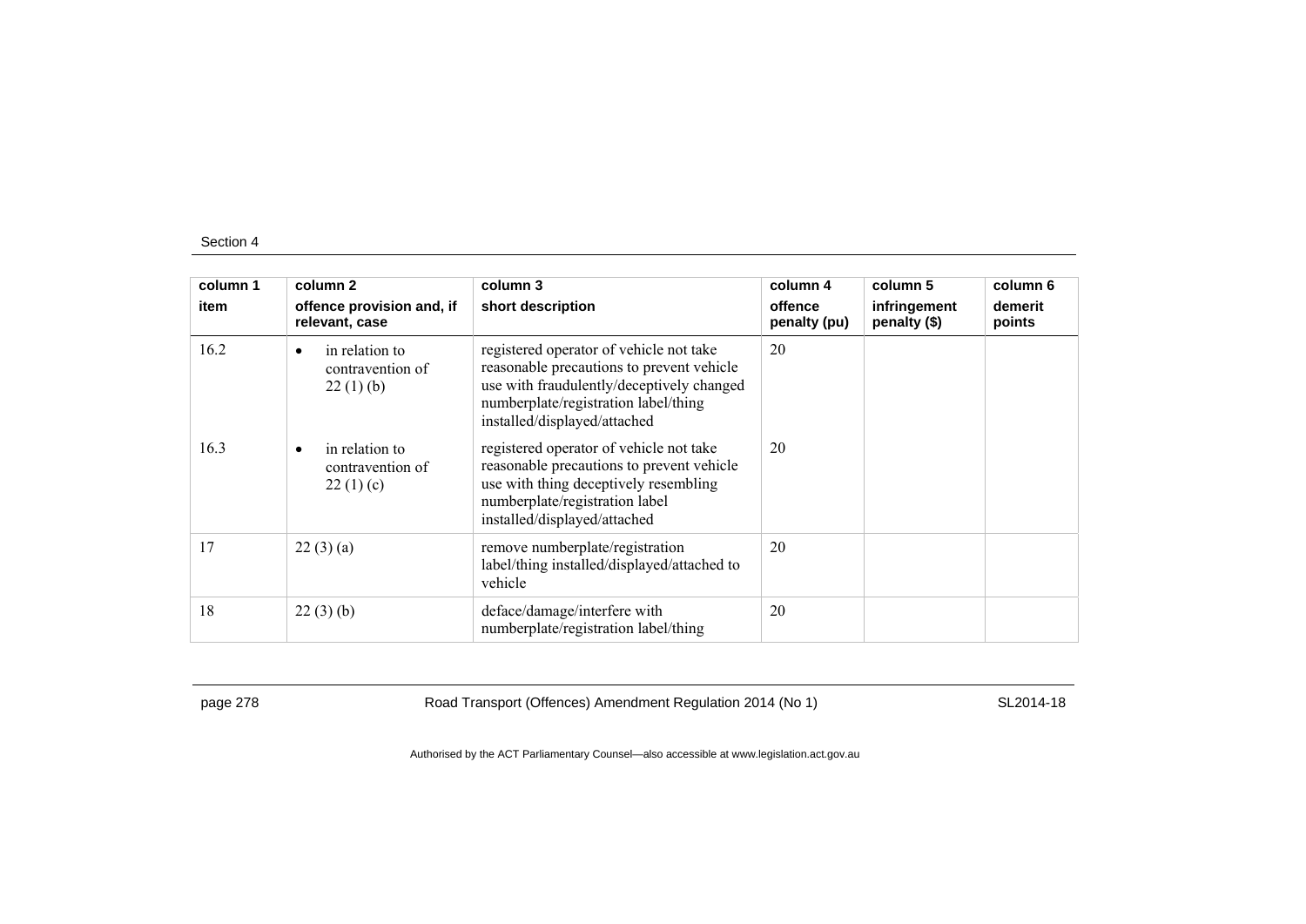| column 1<br>item | column 2<br>offence provision and, if relevant, case | column 3<br>short description | column 4<br>offence penalty (pu) | column 5<br>infringement penalty ($) | column 6<br>demerit points |
|---|---|---|---|---|---|
| 16.2 | • in relation to contravention of 22 (1) (b) | registered operator of vehicle not take reasonable precautions to prevent vehicle use with fraudulently/deceptively changed numberplate/registration label/thing installed/displayed/attached | 20 | | |
| 16.3 | • in relation to contravention of 22 (1) (c) | registered operator of vehicle not take reasonable precautions to prevent vehicle use with thing deceptively resembling numberplate/registration label installed/displayed/attached | 20 | | |
| 17 | 22 (3) (a) | remove numberplate/registration label/thing installed/displayed/attached to vehicle | 20 | | |
| 18 | 22 (3) (b) | deface/damage/interfere with numberplate/registration label/thing | 20 | | |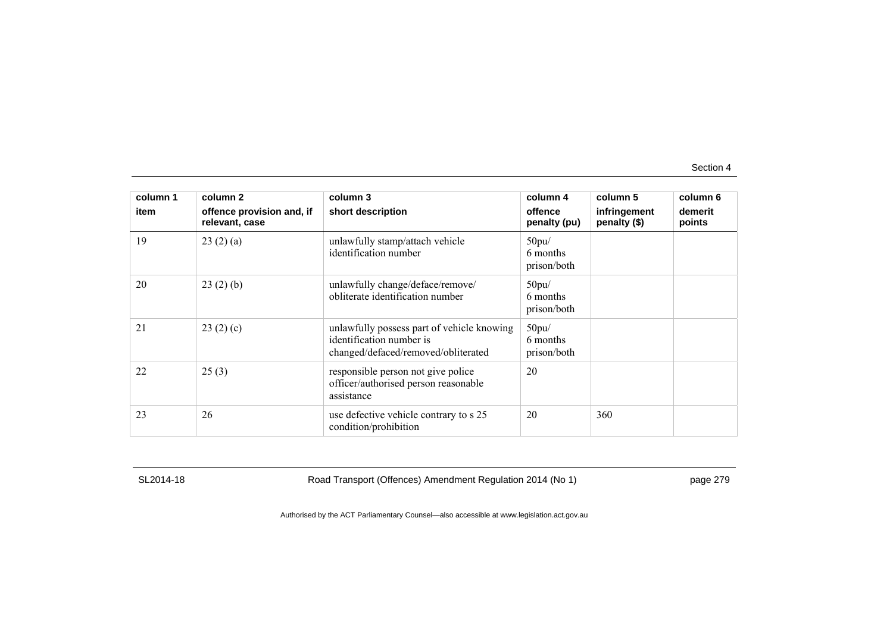| column 1<br>item | column 2<br>offence provision and, if relevant, case | column 3<br>short description | column 4<br>offence penalty (pu) | column 5<br>infringement penalty ($) | column 6<br>demerit points |
|---|---|---|---|---|---|
| 19 | 23 (2) (a) | unlawfully stamp/attach vehicle identification number | 50pu/<br>6 months prison/both | | |
| 20 | 23 (2) (b) | unlawfully change/deface/remove/ obliterate identification number | 50pu/<br>6 months prison/both | | |
| 21 | 23 (2) (c) | unlawfully possess part of vehicle knowing identification number is changed/defaced/removed/obliterated | 50pu/<br>6 months prison/both | | |
| 22 | 25 (3) | responsible person not give police officer/authorised person reasonable assistance | 20 | | |
| 23 | 26 | use defective vehicle contrary to s 25 condition/prohibition | 20 | 360 | |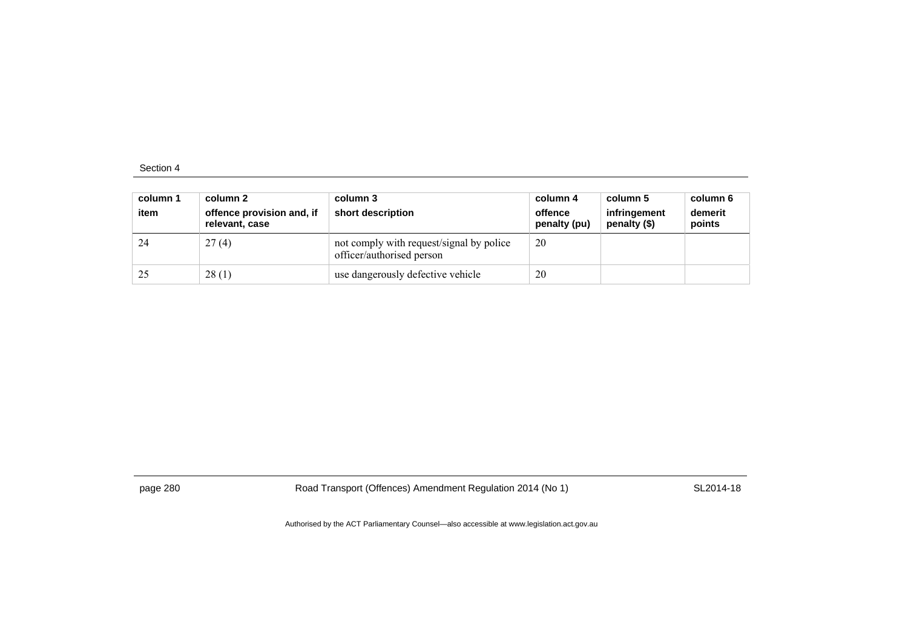| column 1<br>item | column 2<br>offence provision and, if relevant, case | column 3<br>short description | column 4<br>offence penalty (pu) | column 5<br>infringement penalty ($) | column 6<br>demerit points |
|---|---|---|---|---|---|
| 24 | 27 (4) | not comply with request/signal by police officer/authorised person | 20 | | |
| 25 | 28 (1) | use dangerously defective vehicle | 20 | | |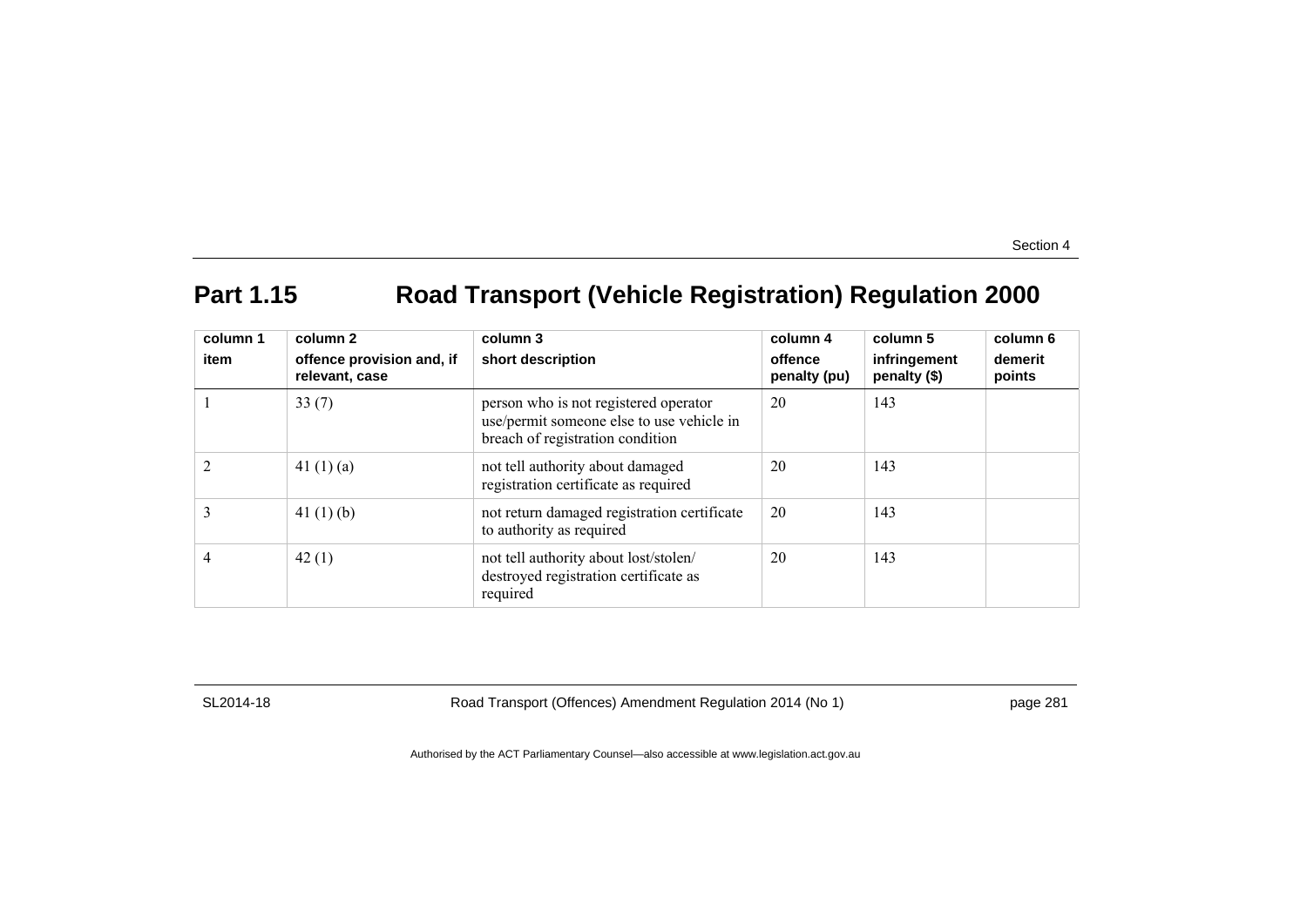## Part 1.15 Road Transport (Vehicle Registration) Regulation 2000

| column 1<br>item | column 2<br>offence provision and, if relevant, case | column 3<br>short description | column 4<br>offence penalty (pu) | column 5<br>infringement penalty ($) | column 6<br>demerit points |
|---|---|---|---|---|---|
| 1 | 33 (7) | person who is not registered operator use/permit someone else to use vehicle in breach of registration condition | 20 | 143 | |
| 2 | 41 (1) (a) | not tell authority about damaged registration certificate as required | 20 | 143 | |
| 3 | 41 (1) (b) | not return damaged registration certificate to authority as required | 20 | 143 | |
| 4 | 42 (1) | not tell authority about lost/stolen/ destroyed registration certificate as required | 20 | 143 | |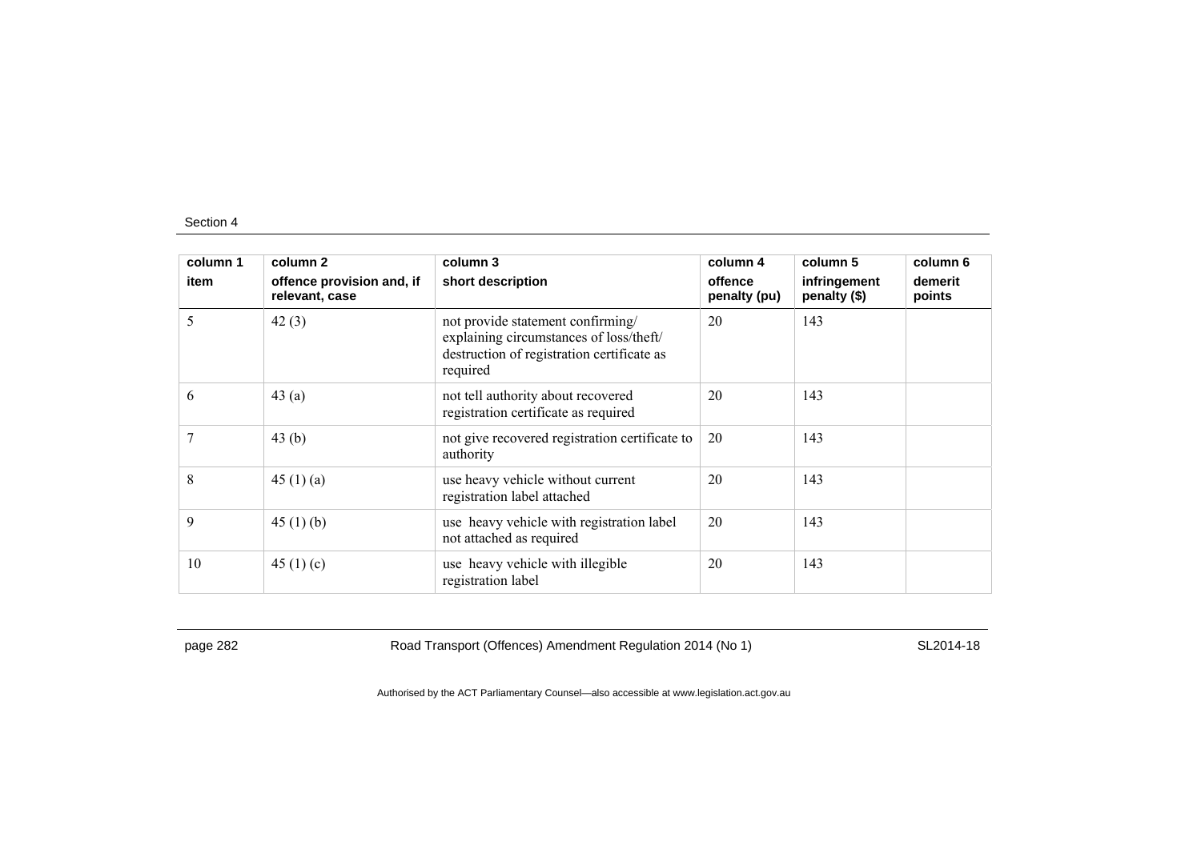| column 1<br>item | column 2<br>offence provision and, if relevant, case | column 3<br>short description | column 4<br>offence penalty (pu) | column 5<br>infringement penalty ($) | column 6<br>demerit points |
|---|---|---|---|---|---|
| 5 | 42 (3) | not provide statement confirming/ explaining circumstances of loss/theft/ destruction of registration certificate as required | 20 | 143 | |
| 6 | 43 (a) | not tell authority about recovered registration certificate as required | 20 | 143 | |
| 7 | 43 (b) | not give recovered registration certificate to authority | 20 | 143 | |
| 8 | 45 (1) (a) | use heavy vehicle without current registration label attached | 20 | 143 | |
| 9 | 45 (1) (b) | use heavy vehicle with registration label not attached as required | 20 | 143 | |
| 10 | 45 (1) (c) | use heavy vehicle with illegible registration label | 20 | 143 | |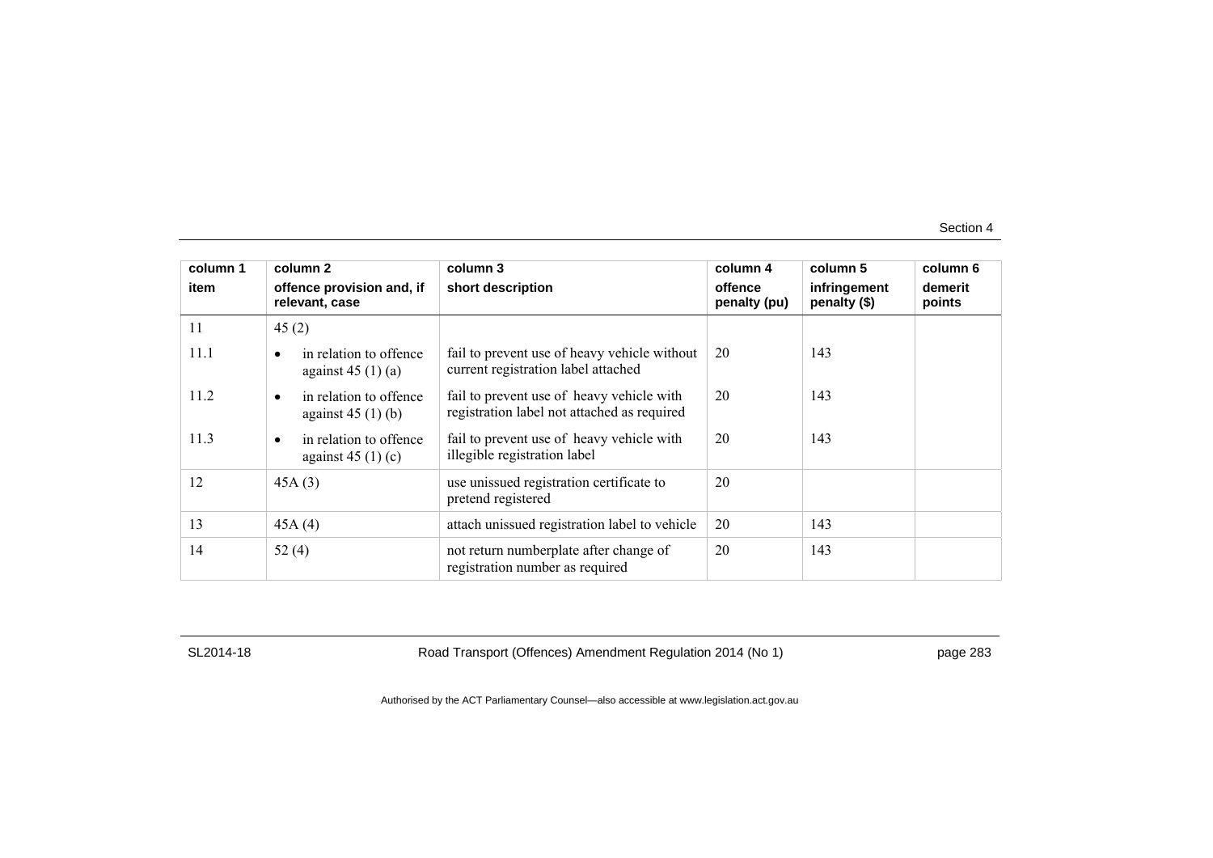| column 1 | column 2 | column 3 | column 4 | column 5 | column 6 |
|---|---|---|---|---|---|
| item | offence provision and, if relevant, case | short description | offence penalty (pu) | infringement penalty ($) | demerit points |
| 11 | 45 (2) | | | | |
| 11.1 | • in relation to offence against 45 (1) (a) | fail to prevent use of heavy vehicle without current registration label attached | 20 | 143 | |
| 11.2 | • in relation to offence against 45 (1) (b) | fail to prevent use of heavy vehicle with registration label not attached as required | 20 | 143 | |
| 11.3 | • in relation to offence against 45 (1) (c) | fail to prevent use of heavy vehicle with illegible registration label | 20 | 143 | |
| 12 | 45A (3) | use unissued registration certificate to pretend registered | 20 | | |
| 13 | 45A (4) | attach unissued registration label to vehicle | 20 | 143 | |
| 14 | 52 (4) | not return numberplate after change of registration number as required | 20 | 143 | |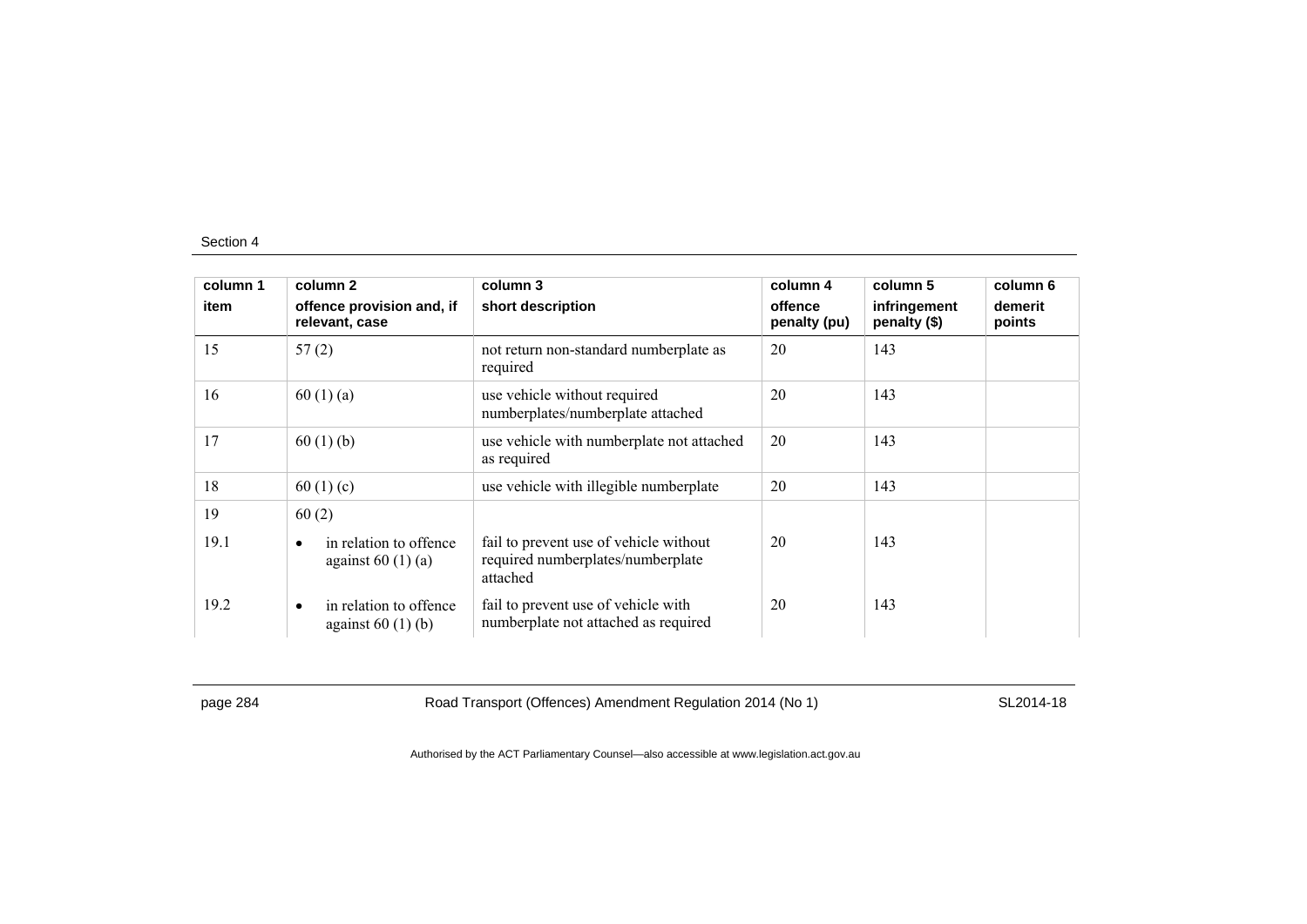| column 1<br>item | column 2<br>offence provision and, if relevant, case | column 3<br>short description | column 4<br>offence penalty (pu) | column 5<br>infringement penalty ($) | column 6<br>demerit points |
|---|---|---|---|---|---|
| 15 | 57 (2) | not return non-standard numberplate as required | 20 | 143 | |
| 16 | 60 (1) (a) | use vehicle without required numberplates/numberplate attached | 20 | 143 | |
| 17 | 60 (1) (b) | use vehicle with numberplate not attached as required | 20 | 143 | |
| 18 | 60 (1) (c) | use vehicle with illegible numberplate | 20 | 143 | |
| 19 | 60 (2) | | | | |
| 19.1 | • in relation to offence against 60 (1) (a) | fail to prevent use of vehicle without required numberplates/numberplate attached | 20 | 143 | |
| 19.2 | • in relation to offence against 60 (1) (b) | fail to prevent use of vehicle with numberplate not attached as required | 20 | 143 | |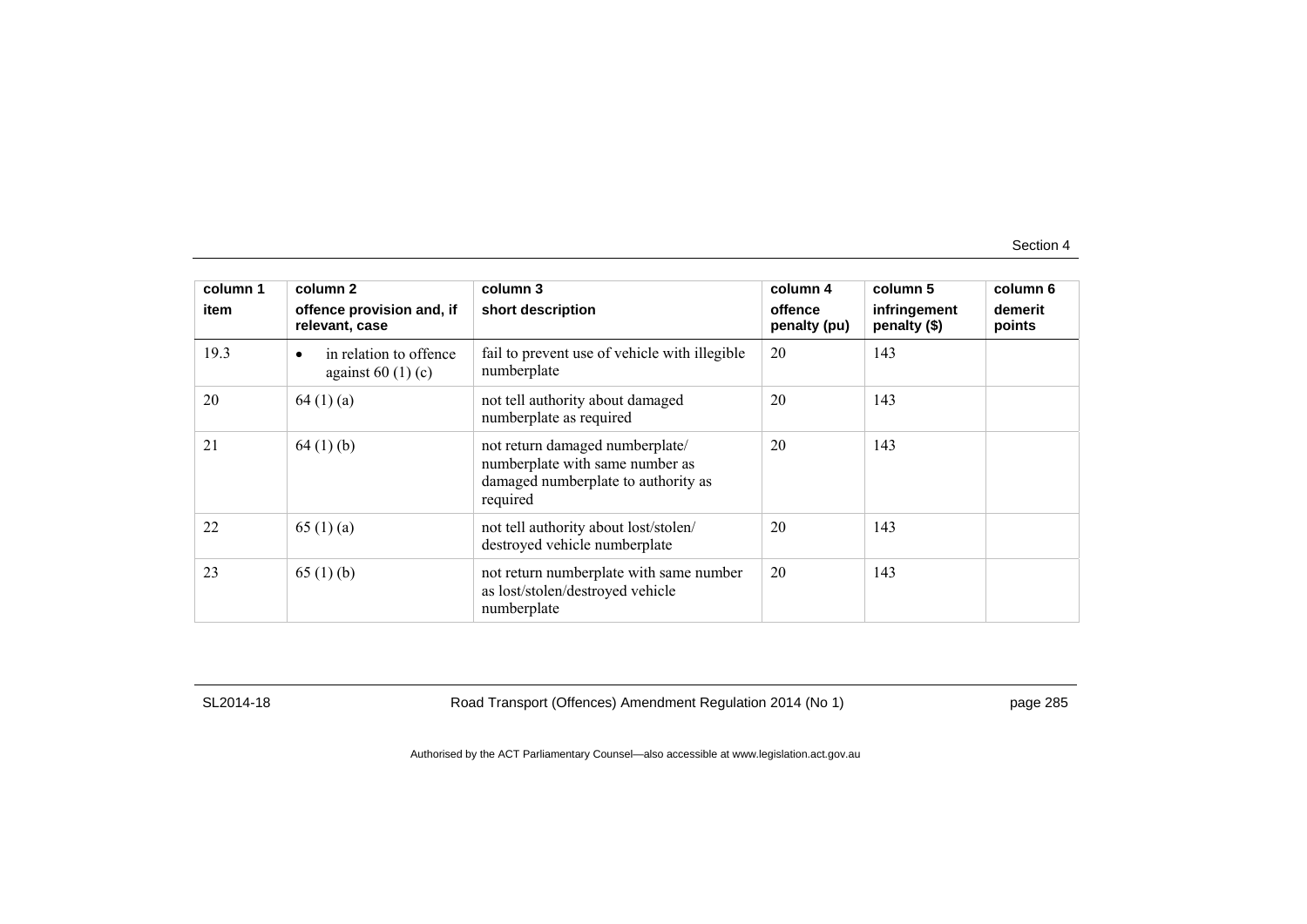| column 1<br>item | column 2<br>offence provision and, if relevant, case | column 3<br>short description | column 4<br>offence penalty (pu) | column 5<br>infringement penalty ($) | column 6<br>demerit points |
|---|---|---|---|---|---|
| 19.3 | • in relation to offence against 60 (1) (c) | fail to prevent use of vehicle with illegible numberplate | 20 | 143 | |
| 20 | 64 (1) (a) | not tell authority about damaged numberplate as required | 20 | 143 | |
| 21 | 64 (1) (b) | not return damaged numberplate/ numberplate with same number as damaged numberplate to authority as required | 20 | 143 | |
| 22 | 65 (1) (a) | not tell authority about lost/stolen/ destroyed vehicle numberplate | 20 | 143 | |
| 23 | 65 (1) (b) | not return numberplate with same number as lost/stolen/destroyed vehicle numberplate | 20 | 143 | |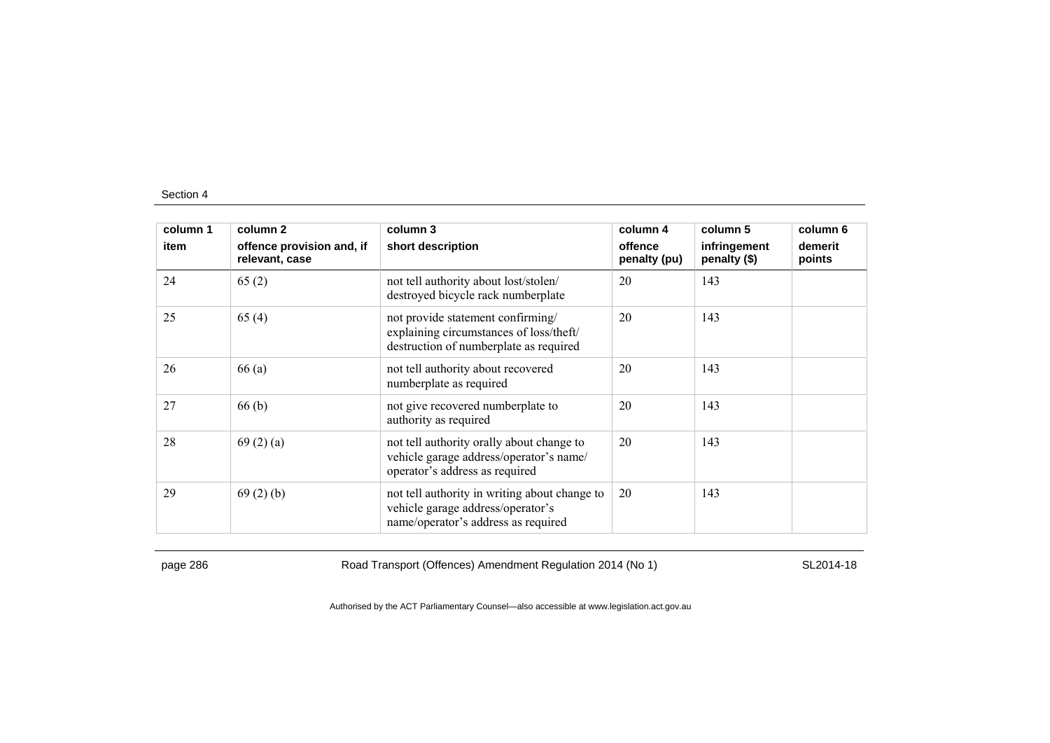| column 1 | column 2 | column 3 | column 4 | column 5 | column 6 |
|---|---|---|---|---|---|
| item | offence provision and, if relevant, case | short description | offence penalty (pu) | infringement penalty ($) | demerit points |
| 24 | 65 (2) | not tell authority about lost/stolen/ destroyed bicycle rack numberplate | 20 | 143 | |
| 25 | 65 (4) | not provide statement confirming/ explaining circumstances of loss/theft/ destruction of numberplate as required | 20 | 143 | |
| 26 | 66 (a) | not tell authority about recovered numberplate as required | 20 | 143 | |
| 27 | 66 (b) | not give recovered numberplate to authority as required | 20 | 143 | |
| 28 | 69 (2) (a) | not tell authority orally about change to vehicle garage address/operator's name/ operator's address as required | 20 | 143 | |
| 29 | 69 (2) (b) | not tell authority in writing about change to vehicle garage address/operator's name/operator's address as required | 20 | 143 | |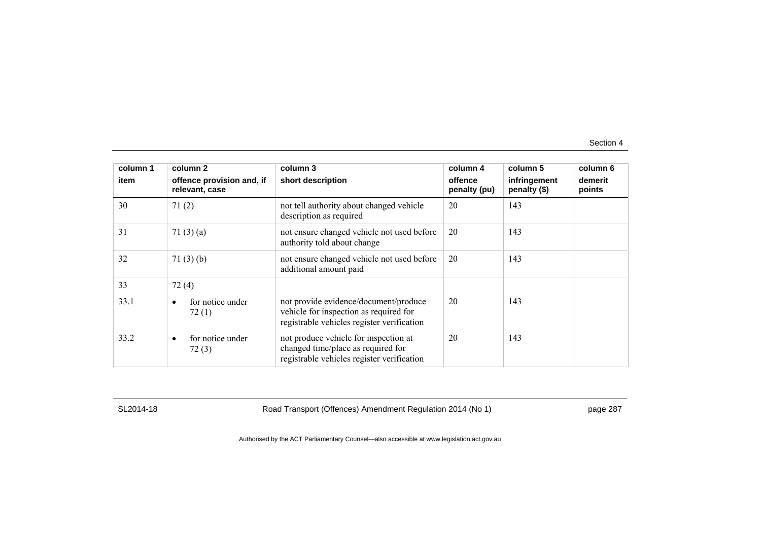| column 1 item | column 2 offence provision and, if relevant, case | column 3 short description | column 4 offence penalty (pu) | column 5 infringement penalty ($) | column 6 demerit points |
|---|---|---|---|---|---|
| 30 | 71 (2) | not tell authority about changed vehicle description as required | 20 | 143 | |
| 31 | 71 (3) (a) | not ensure changed vehicle not used before authority told about change | 20 | 143 | |
| 32 | 71 (3) (b) | not ensure changed vehicle not used before additional amount paid | 20 | 143 | |
| 33 | 72 (4) | | | | |
| 33.1 | • for notice under 72 (1) | not provide evidence/document/produce vehicle for inspection as required for registrable vehicles register verification | 20 | 143 | |
| 33.2 | • for notice under 72 (3) | not produce vehicle for inspection at changed time/place as required for registrable vehicles register verification | 20 | 143 | |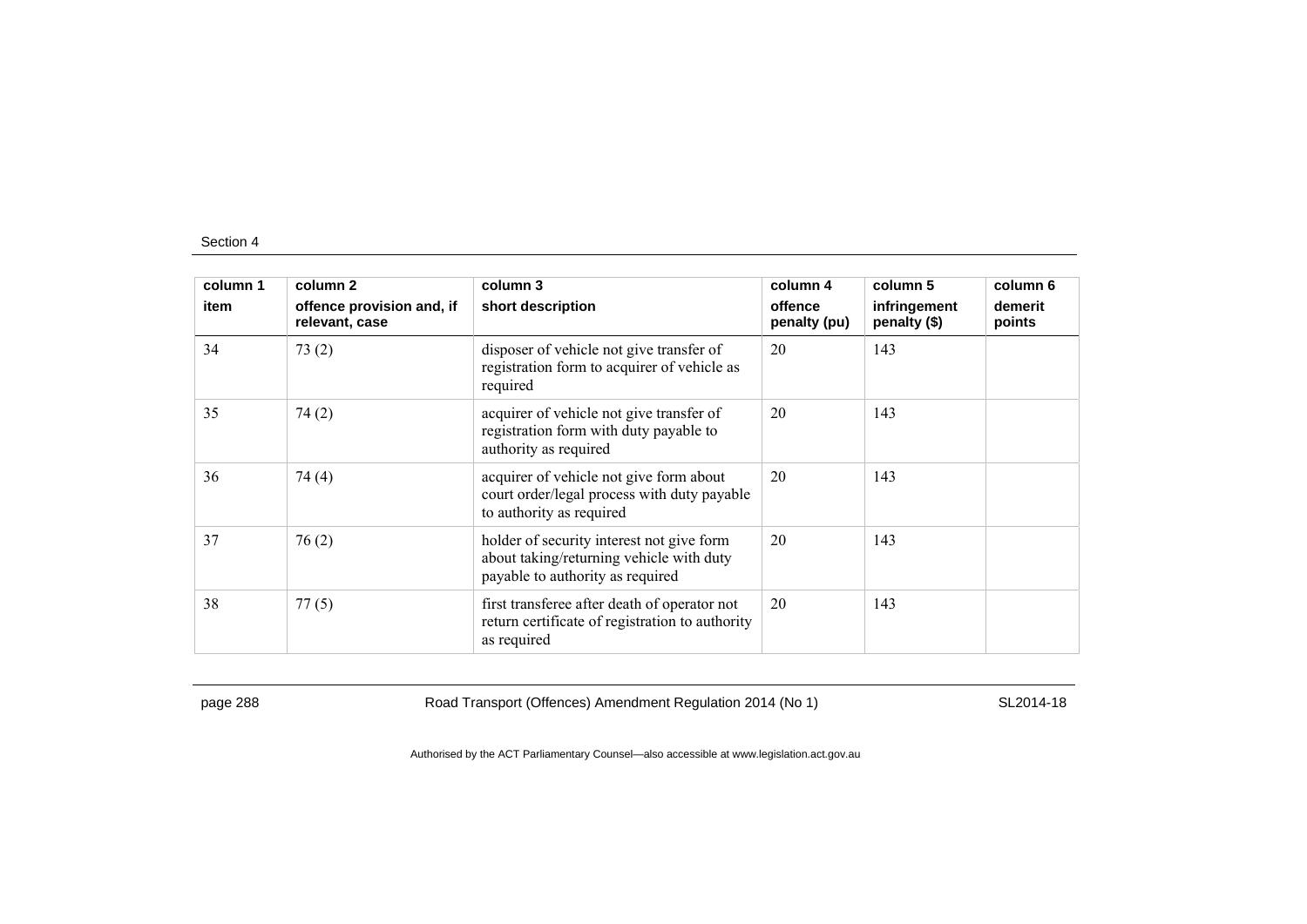| column 1 item | column 2 offence provision and, if relevant, case | column 3 short description | column 4 offence penalty (pu) | column 5 infringement penalty ($) | column 6 demerit points |
|---|---|---|---|---|---|
| 34 | 73 (2) | disposer of vehicle not give transfer of registration form to acquirer of vehicle as required | 20 | 143 | |
| 35 | 74 (2) | acquirer of vehicle not give transfer of registration form with duty payable to authority as required | 20 | 143 | |
| 36 | 74 (4) | acquirer of vehicle not give form about court order/legal process with duty payable to authority as required | 20 | 143 | |
| 37 | 76 (2) | holder of security interest not give form about taking/returning vehicle with duty payable to authority as required | 20 | 143 | |
| 38 | 77 (5) | first transferee after death of operator not return certificate of registration to authority as required | 20 | 143 | |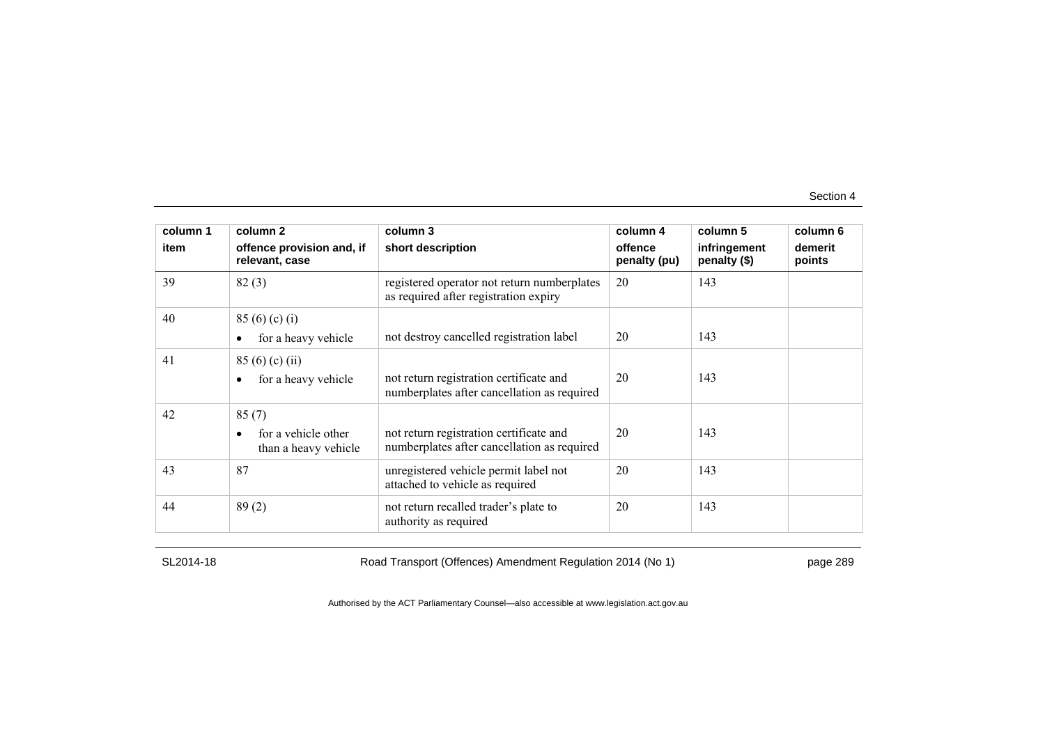| column 1 item | column 2 offence provision and, if relevant, case | column 3 short description | column 4 offence penalty (pu) | column 5 infringement penalty ($) | column 6 demerit points |
|---|---|---|---|---|---|
| 39 | 82 (3) | registered operator not return numberplates as required after registration expiry | 20 | 143 | |
| 40 | 85 (6) (c) (i)<br>• for a heavy vehicle | not destroy cancelled registration label | 20 | 143 | |
| 41 | 85 (6) (c) (ii)<br>• for a heavy vehicle | not return registration certificate and numberplates after cancellation as required | 20 | 143 | |
| 42 | 85 (7)<br>• for a vehicle other than a heavy vehicle | not return registration certificate and numberplates after cancellation as required | 20 | 143 | |
| 43 | 87 | unregistered vehicle permit label not attached to vehicle as required | 20 | 143 | |
| 44 | 89 (2) | not return recalled trader's plate to authority as required | 20 | 143 | |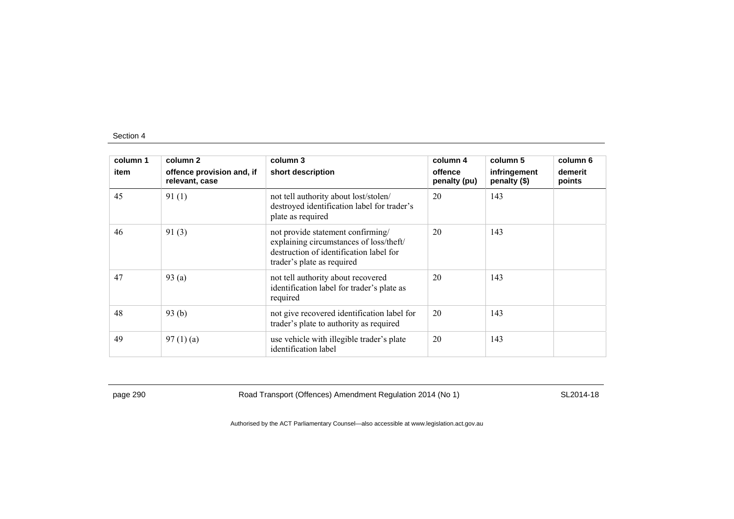| column 1 | column 2 | column 3 | column 4 | column 5 | column 6 |
|---|---|---|---|---|---|
| item | offence provision and, if relevant, case | short description | offence penalty (pu) | infringement penalty ($) | demerit points |
| 45 | 91 (1) | not tell authority about lost/stolen/ destroyed identification label for trader's plate as required | 20 | 143 | |
| 46 | 91 (3) | not provide statement confirming/ explaining circumstances of loss/theft/ destruction of identification label for trader's plate as required | 20 | 143 | |
| 47 | 93 (a) | not tell authority about recovered identification label for trader's plate as required | 20 | 143 | |
| 48 | 93 (b) | not give recovered identification label for trader's plate to authority as required | 20 | 143 | |
| 49 | 97 (1) (a) | use vehicle with illegible trader's plate identification label | 20 | 143 | |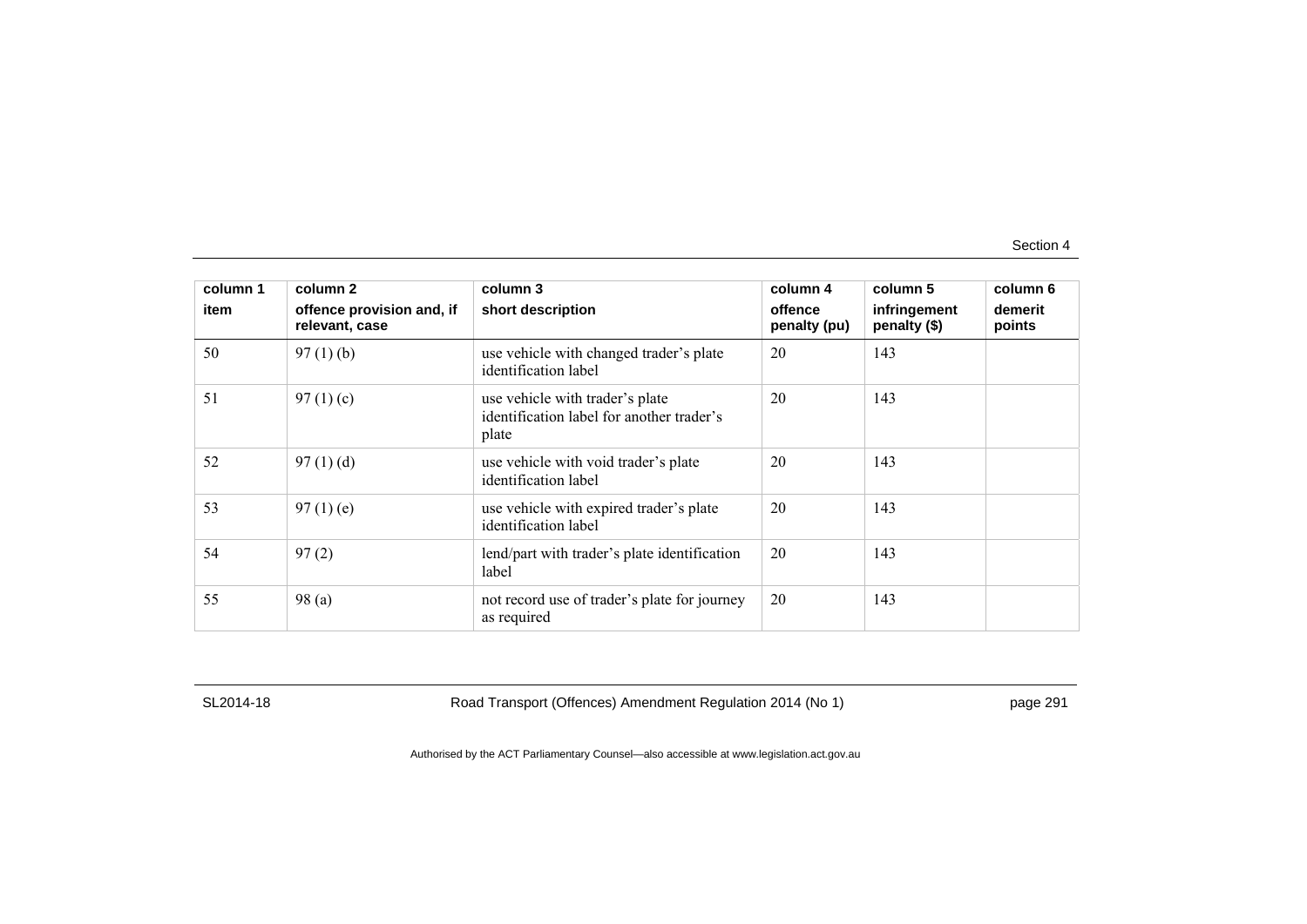| column 1<br>item | column 2<br>offence provision and, if relevant, case | column 3<br>short description | column 4<br>offence penalty (pu) | column 5<br>infringement penalty ($) | column 6<br>demerit points |
|---|---|---|---|---|---|
| 50 | 97 (1) (b) | use vehicle with changed trader's plate identification label | 20 | 143 | |
| 51 | 97 (1) (c) | use vehicle with trader's plate identification label for another trader's plate | 20 | 143 | |
| 52 | 97 (1) (d) | use vehicle with void trader's plate identification label | 20 | 143 | |
| 53 | 97 (1) (e) | use vehicle with expired trader's plate identification label | 20 | 143 | |
| 54 | 97 (2) | lend/part with trader's plate identification label | 20 | 143 | |
| 55 | 98 (a) | not record use of trader's plate for journey as required | 20 | 143 | |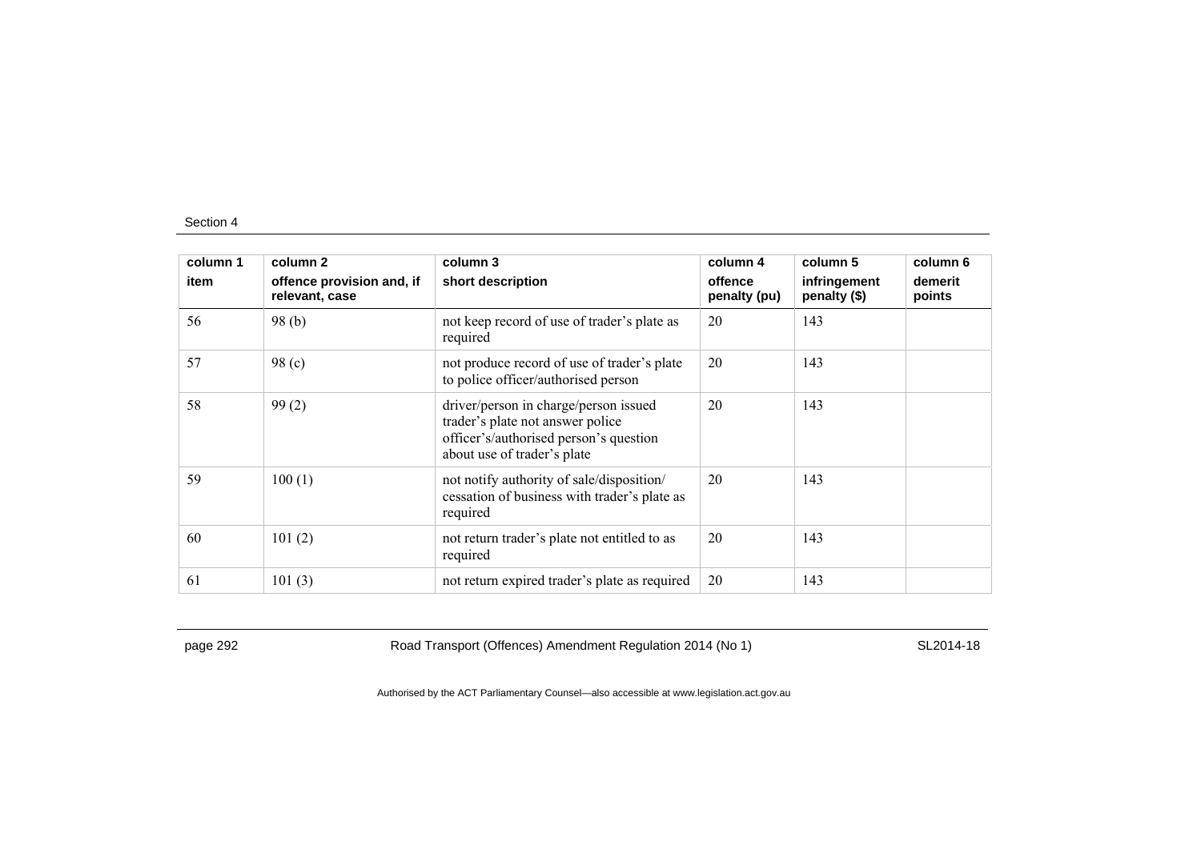| column 1<br>item | column 2<br>offence provision and, if relevant, case | column 3<br>short description | column 4<br>offence penalty (pu) | column 5<br>infringement penalty ($) | column 6<br>demerit points |
|---|---|---|---|---|---|
| 56 | 98 (b) | not keep record of use of trader's plate as required | 20 | 143 | |
| 57 | 98 (c) | not produce record of use of trader's plate to police officer/authorised person | 20 | 143 | |
| 58 | 99 (2) | driver/person in charge/person issued trader's plate not answer police officer's/authorised person's question about use of trader's plate | 20 | 143 | |
| 59 | 100 (1) | not notify authority of sale/disposition/ cessation of business with trader's plate as required | 20 | 143 | |
| 60 | 101 (2) | not return trader's plate not entitled to as required | 20 | 143 | |
| 61 | 101 (3) | not return expired trader's plate as required | 20 | 143 | |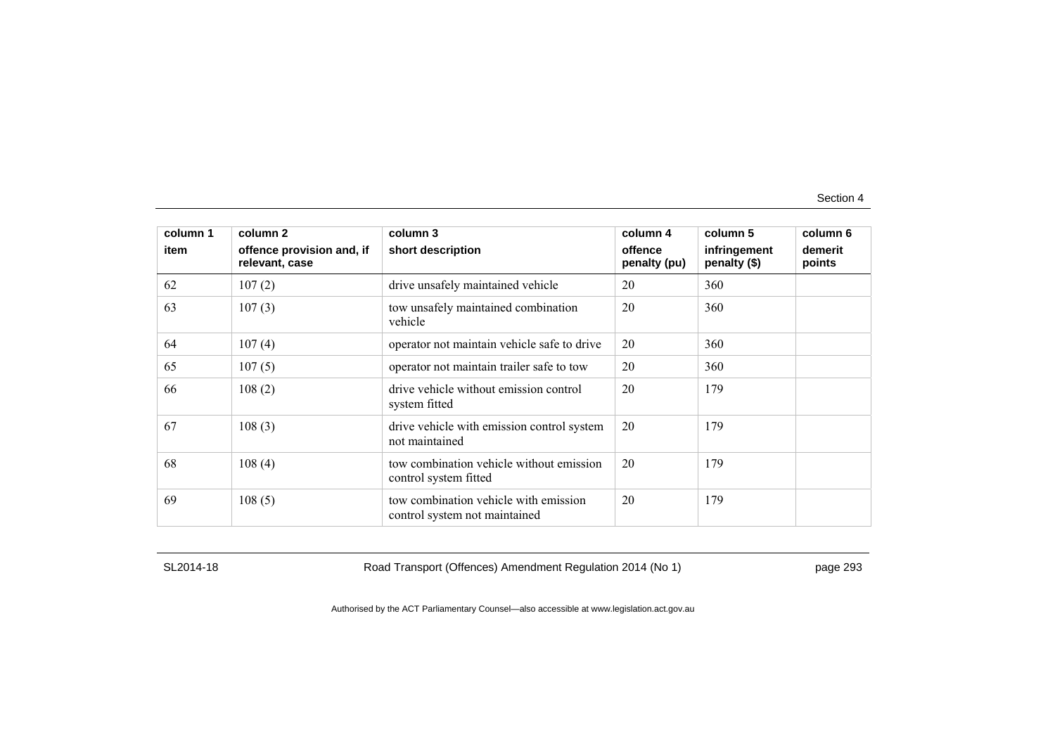| column 1<br>item | column 2<br>offence provision and, if relevant, case | column 3<br>short description | column 4<br>offence penalty (pu) | column 5<br>infringement penalty ($) | column 6<br>demerit points |
|---|---|---|---|---|---|
| 62 | 107 (2) | drive unsafely maintained vehicle | 20 | 360 | |
| 63 | 107 (3) | tow unsafely maintained combination vehicle | 20 | 360 | |
| 64 | 107 (4) | operator not maintain vehicle safe to drive | 20 | 360 | |
| 65 | 107 (5) | operator not maintain trailer safe to tow | 20 | 360 | |
| 66 | 108 (2) | drive vehicle without emission control system fitted | 20 | 179 | |
| 67 | 108 (3) | drive vehicle with emission control system not maintained | 20 | 179 | |
| 68 | 108 (4) | tow combination vehicle without emission control system fitted | 20 | 179 | |
| 69 | 108 (5) | tow combination vehicle with emission control system not maintained | 20 | 179 | |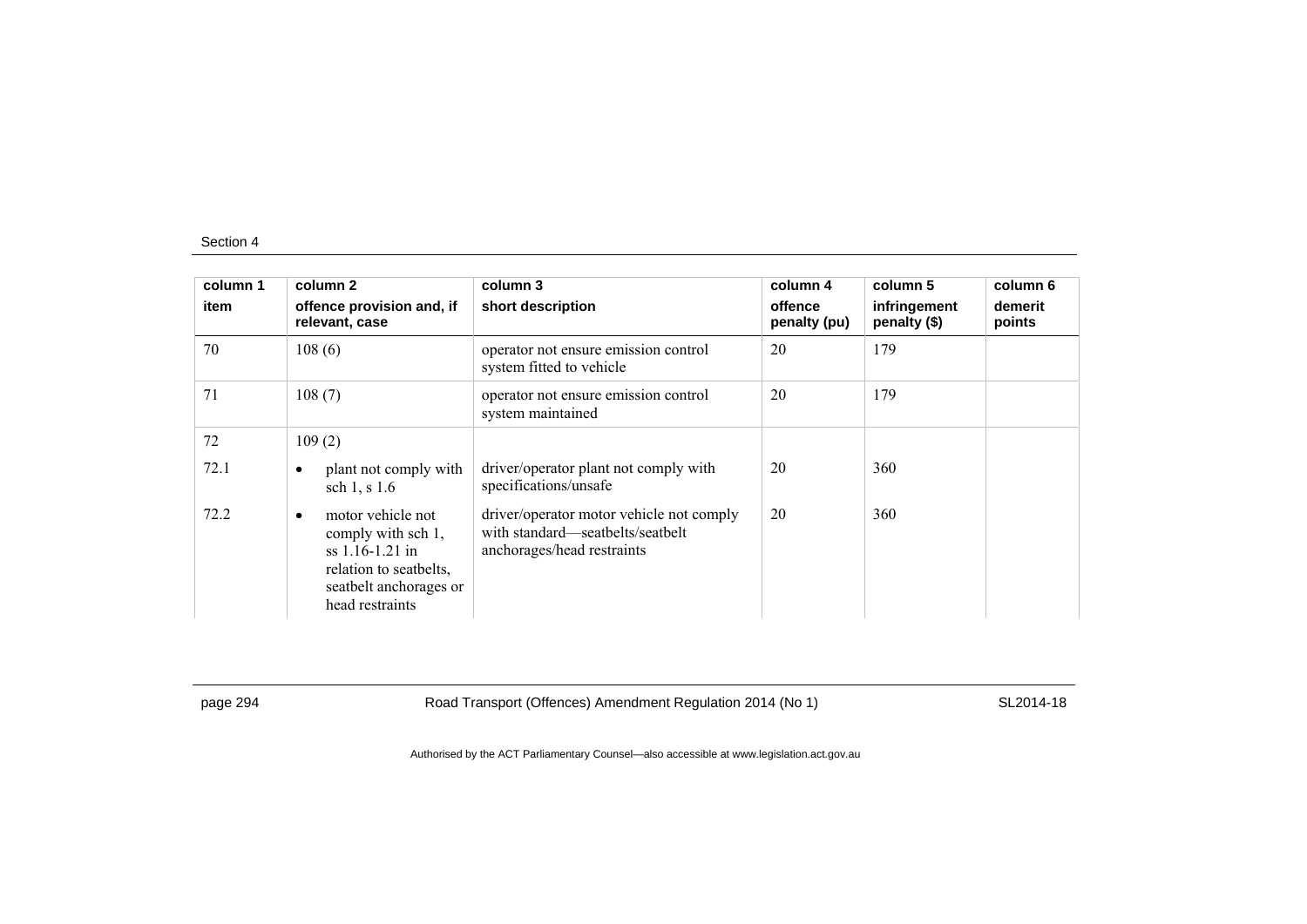| column 1<br>item | column 2<br>offence provision and, if relevant, case | column 3<br>short description | column 4<br>offence penalty (pu) | column 5<br>infringement penalty ($) | column 6<br>demerit points |
|---|---|---|---|---|---|
| 70 | 108 (6) | operator not ensure emission control system fitted to vehicle | 20 | 179 | |
| 71 | 108 (7) | operator not ensure emission control system maintained | 20 | 179 | |
| 72 | 109 (2) | | | | |
| 72.1 | • plant not comply with sch 1, s 1.6 | driver/operator plant not comply with specifications/unsafe | 20 | 360 | |
| 72.2 | • motor vehicle not comply with sch 1, ss 1.16-1.21 in relation to seatbelts, seatbelt anchorages or head restraints | driver/operator motor vehicle not comply with standard—seatbelts/seatbelt anchorages/head restraints | 20 | 360 | |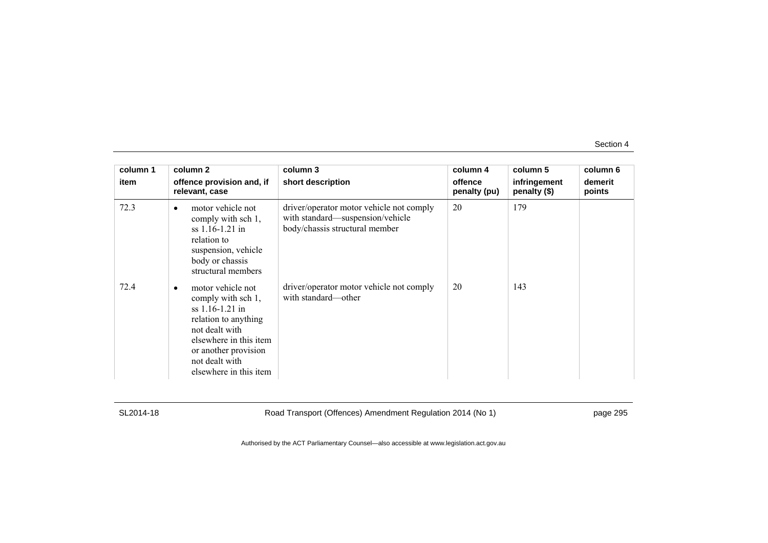| column 1 item | column 2 offence provision and, if relevant, case | column 3 short description | column 4 offence penalty (pu) | column 5 infringement penalty ($) | column 6 demerit points |
|---|---|---|---|---|---|
| 72.3 | • motor vehicle not comply with sch 1, ss 1.16-1.21 in relation to suspension, vehicle body or chassis structural members | driver/operator motor vehicle not comply with standard—suspension/vehicle body/chassis structural member | 20 | 179 | |
| 72.4 | • motor vehicle not comply with sch 1, ss 1.16-1.21 in relation to anything not dealt with elsewhere in this item or another provision not dealt with elsewhere in this item | driver/operator motor vehicle not comply with standard—other | 20 | 143 | |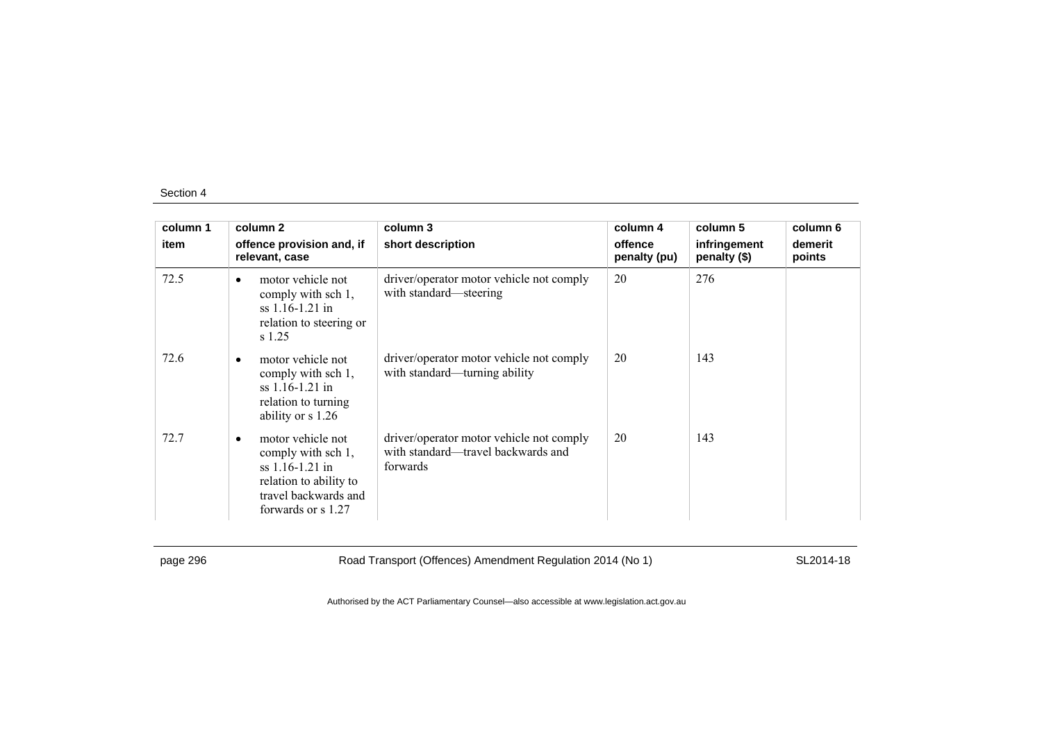| column 1 | column 2 | column 3 | column 4 | column 5 | column 6 |
|---|---|---|---|---|---|
| item | offence provision and, if relevant, case | short description | offence penalty (pu) | infringement penalty ($) | demerit points |
| 72.5 | • motor vehicle not comply with sch 1, ss 1.16-1.21 in relation to steering or s 1.25 | driver/operator motor vehicle not comply with standard—steering | 20 | 276 | |
| 72.6 | • motor vehicle not comply with sch 1, ss 1.16-1.21 in relation to turning ability or s 1.26 | driver/operator motor vehicle not comply with standard—turning ability | 20 | 143 | |
| 72.7 | • motor vehicle not comply with sch 1, ss 1.16-1.21 in relation to ability to travel backwards and forwards or s 1.27 | driver/operator motor vehicle not comply with standard—travel backwards and forwards | 20 | 143 | |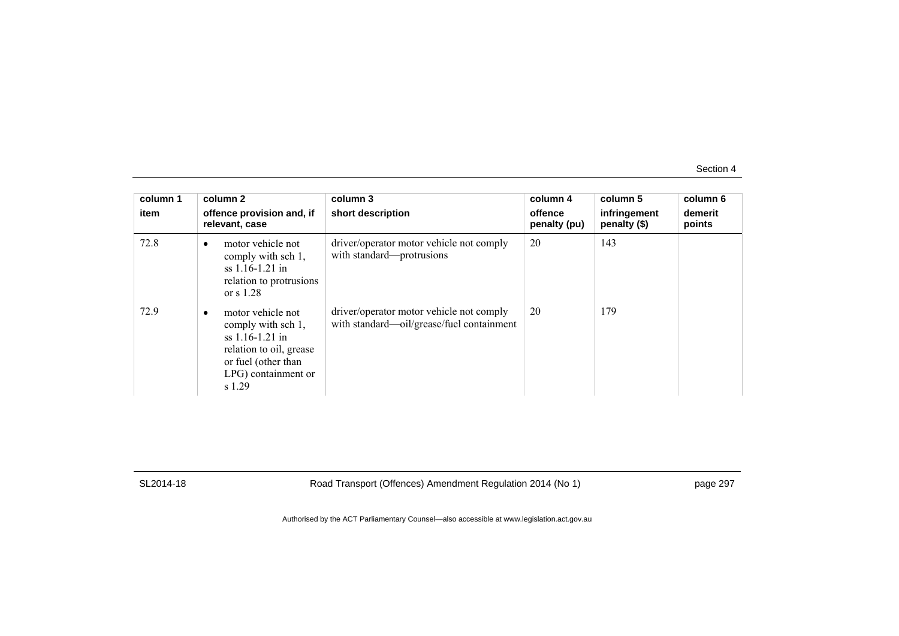| column 1 item | column 2 offence provision and, if relevant, case | column 3 short description | column 4 offence penalty (pu) | column 5 infringement penalty ($) | column 6 demerit points |
|---|---|---|---|---|---|
| 72.8 | • motor vehicle not comply with sch 1, ss 1.16-1.21 in relation to protrusions or s 1.28 | driver/operator motor vehicle not comply with standard—protrusions | 20 | 143 | |
| 72.9 | • motor vehicle not comply with sch 1, ss 1.16-1.21 in relation to oil, grease or fuel (other than LPG) containment or s 1.29 | driver/operator motor vehicle not comply with standard—oil/grease/fuel containment | 20 | 179 | |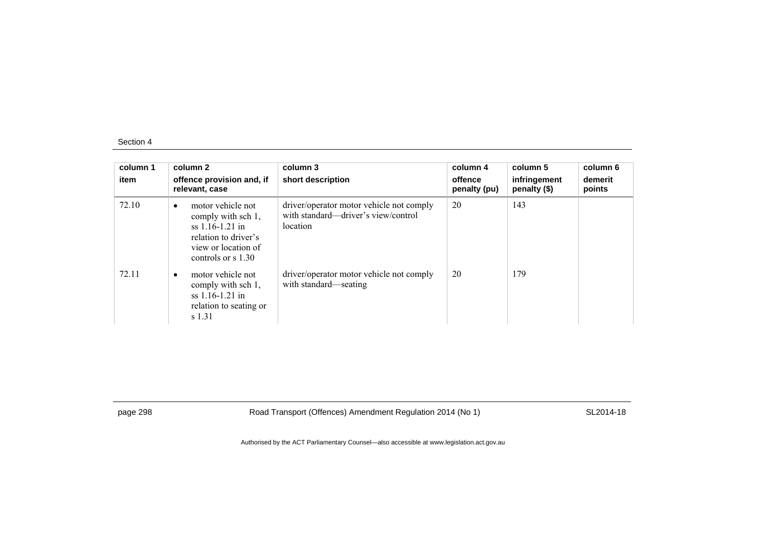Section 4

| column 1 | column 2 | column 3 | column 4 | column 5 | column 6 |
|---|---|---|---|---|---|
| item | offence provision and, if relevant, case | short description | offence penalty (pu) | infringement penalty ($) | demerit points |
| 72.10 | • motor vehicle not comply with sch 1, ss 1.16-1.21 in relation to driver's view or location of controls or s 1.30 | driver/operator motor vehicle not comply with standard—driver's view/control location | 20 | 143 | |
| 72.11 | • motor vehicle not comply with sch 1, ss 1.16-1.21 in relation to seating or s 1.31 | driver/operator motor vehicle not comply with standard—seating | 20 | 179 | |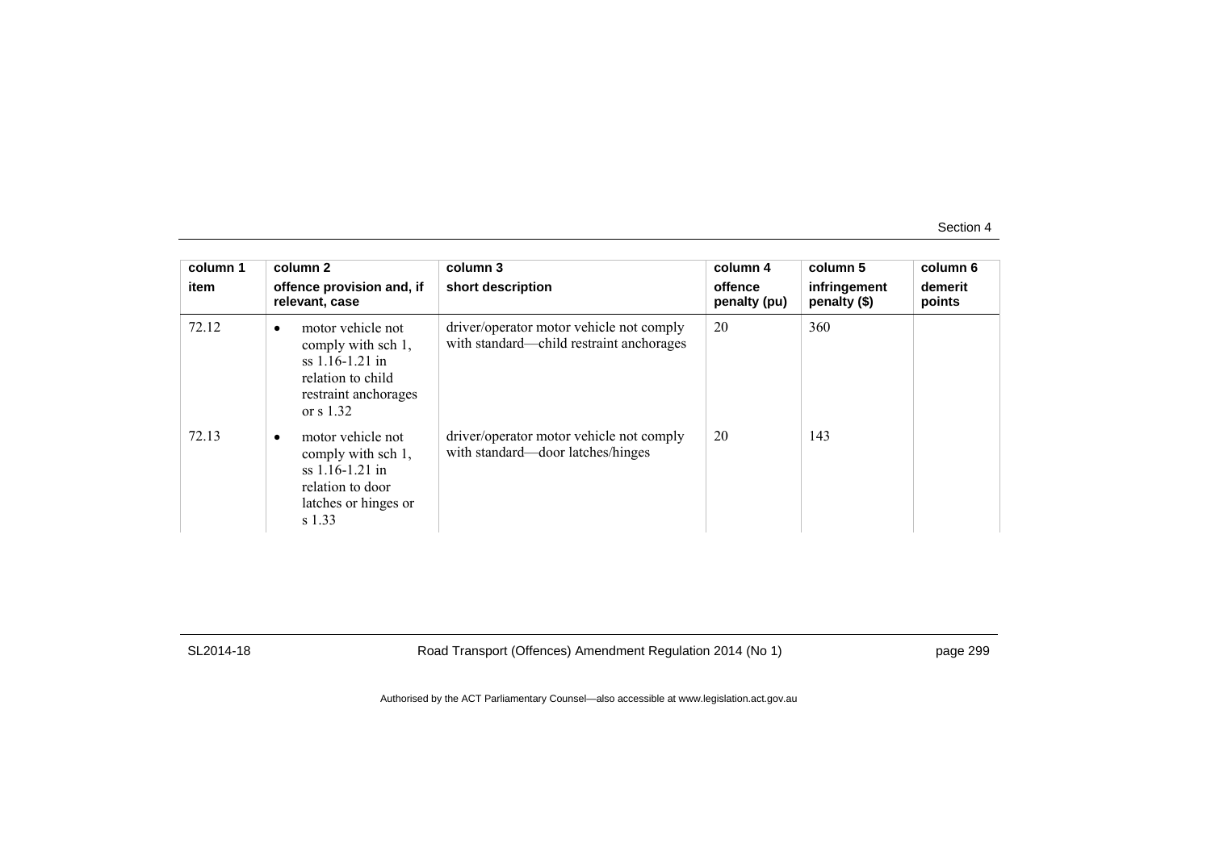| column 1<br>item | column 2<br>offence provision and, if relevant, case | column 3<br>short description | column 4<br>offence penalty (pu) | column 5<br>infringement penalty ($) | column 6<br>demerit points |
|---|---|---|---|---|---|
| 72.12 | • motor vehicle not comply with sch 1, ss 1.16-1.21 in relation to child restraint anchorages or s 1.32 | driver/operator motor vehicle not comply with standard—child restraint anchorages | 20 | 360 | |
| 72.13 | • motor vehicle not comply with sch 1, ss 1.16-1.21 in relation to door latches or hinges or s 1.33 | driver/operator motor vehicle not comply with standard—door latches/hinges | 20 | 143 | |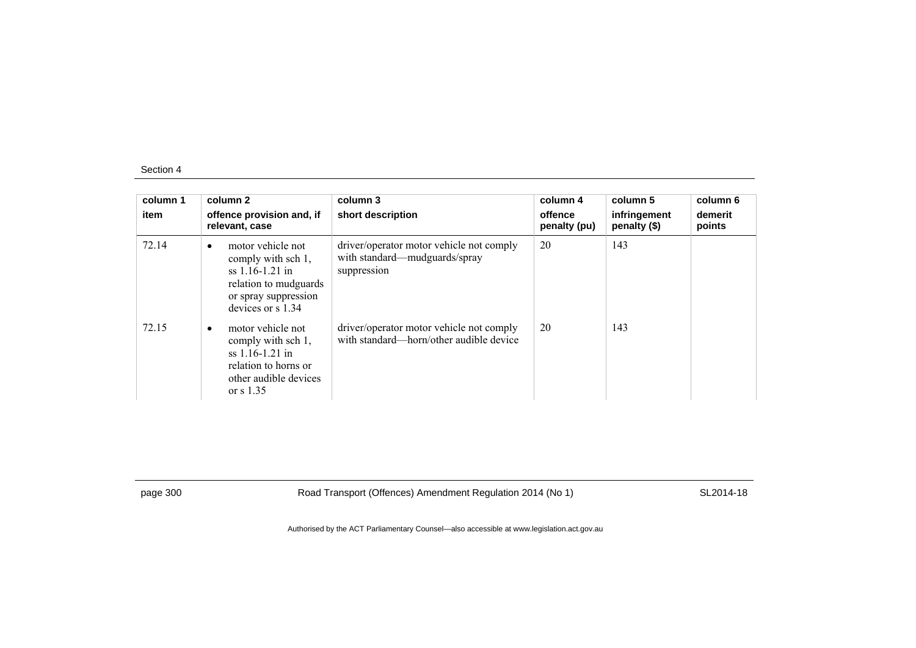| column 1 | column 2 | column 3 | column 4 | column 5 | column 6 |
|---|---|---|---|---|---|
| item | offence provision and, if relevant, case | short description | offence penalty (pu) | infringement penalty ($) | demerit points |
| 72.14 | • motor vehicle not comply with sch 1, ss 1.16-1.21 in relation to mudguards or spray suppression devices or s 1.34 | driver/operator motor vehicle not comply with standard—mudguards/spray suppression | 20 | 143 | |
| 72.15 | • motor vehicle not comply with sch 1, ss 1.16-1.21 in relation to horns or other audible devices or s 1.35 | driver/operator motor vehicle not comply with standard—horn/other audible device | 20 | 143 | |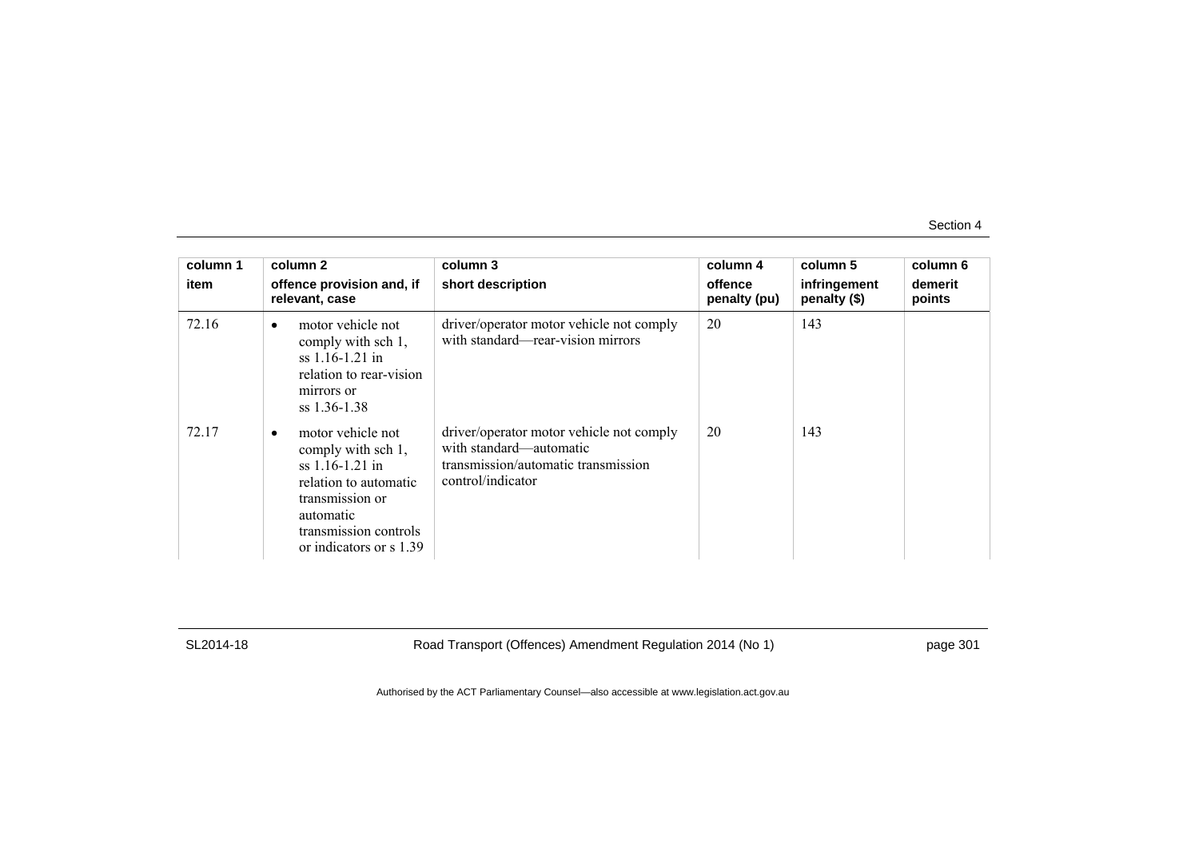| column 1 item | column 2 offence provision and, if relevant, case | column 3 short description | column 4 offence penalty (pu) | column 5 infringement penalty ($) | column 6 demerit points |
|---|---|---|---|---|---|
| 72.16 | • motor vehicle not comply with sch 1, ss 1.16-1.21 in relation to rear-vision mirrors or ss 1.36-1.38 | driver/operator motor vehicle not comply with standard—rear-vision mirrors | 20 | 143 | |
| 72.17 | • motor vehicle not comply with sch 1, ss 1.16-1.21 in relation to automatic transmission or automatic transmission controls or indicators or s 1.39 | driver/operator motor vehicle not comply with standard—automatic transmission/automatic transmission control/indicator | 20 | 143 | |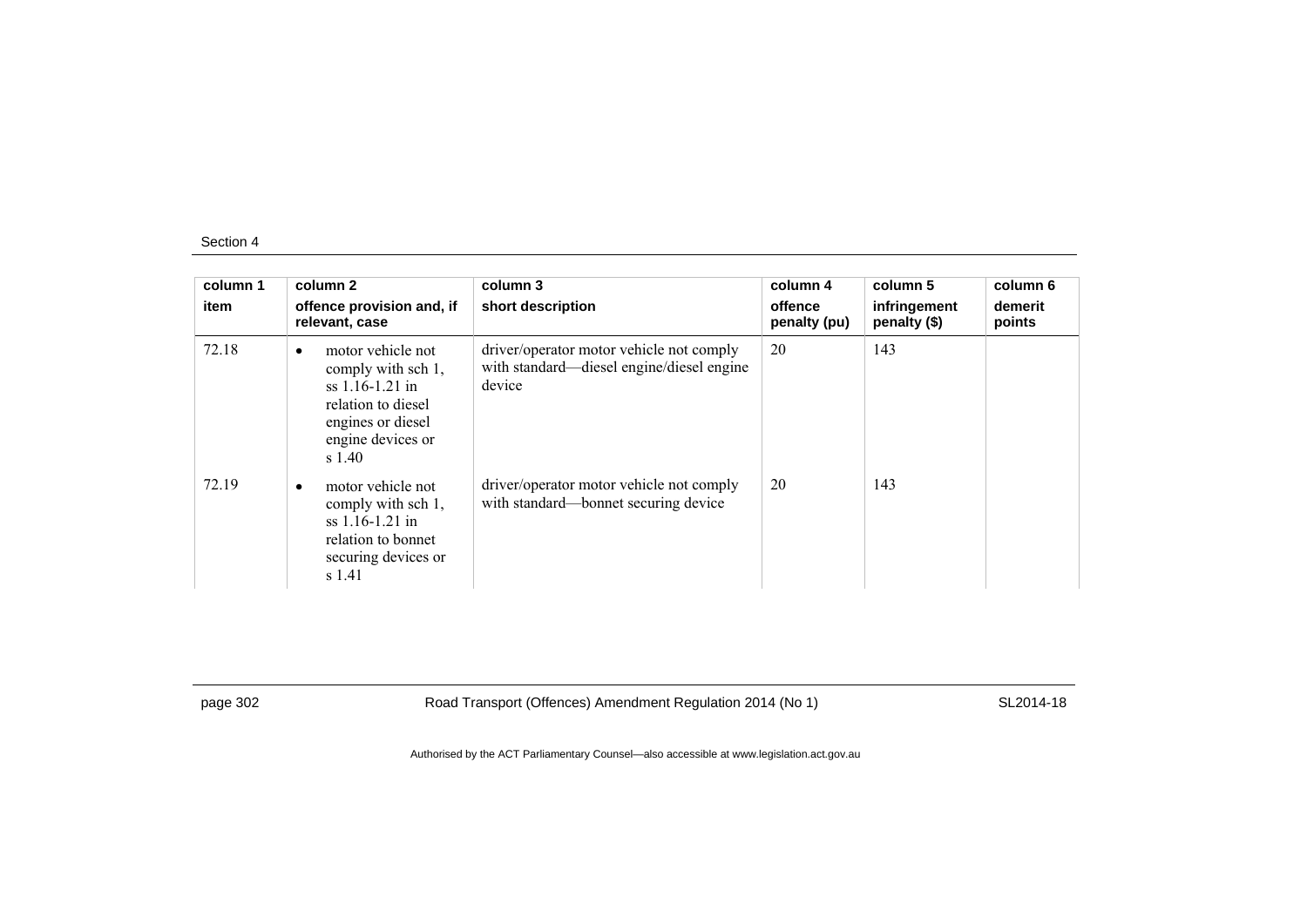| column 1<br>item | column 2<br>offence provision and, if relevant, case | column 3<br>short description | column 4<br>offence penalty (pu) | column 5<br>infringement penalty ($) | column 6<br>demerit points |
|---|---|---|---|---|---|
| 72.18 | • motor vehicle not comply with sch 1, ss 1.16-1.21 in relation to diesel engines or diesel engine devices or s 1.40 | driver/operator motor vehicle not comply with standard—diesel engine/diesel engine device | 20 | 143 | |
| 72.19 | • motor vehicle not comply with sch 1, ss 1.16-1.21 in relation to bonnet securing devices or s 1.41 | driver/operator motor vehicle not comply with standard—bonnet securing device | 20 | 143 | |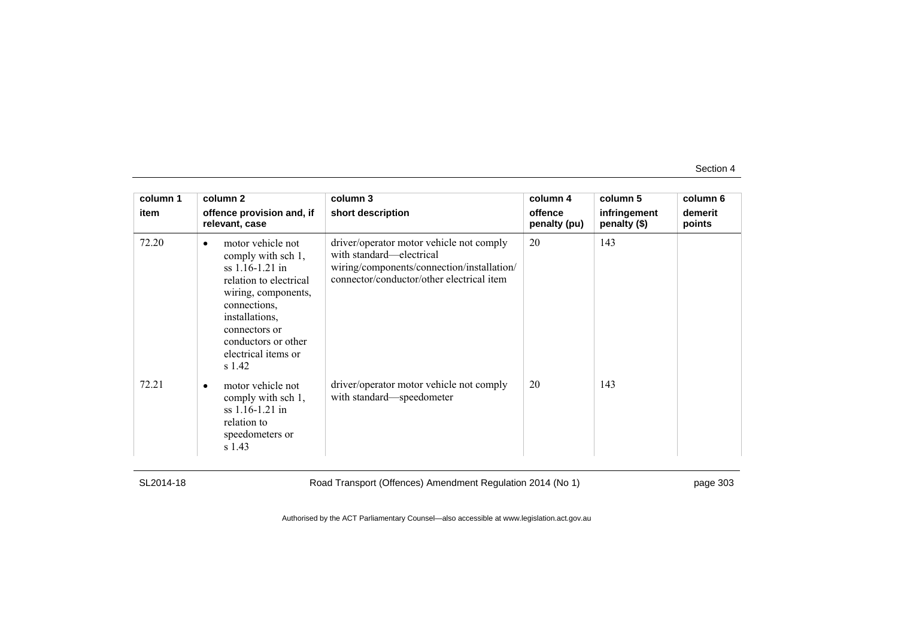| column 1 item | column 2 offence provision and, if relevant, case | column 3 short description | column 4 offence penalty (pu) | column 5 infringement penalty ($) | column 6 demerit points |
|---|---|---|---|---|---|
| 72.20 | • motor vehicle not comply with sch 1, ss 1.16-1.21 in relation to electrical wiring, components, connections, installations, connectors or conductors or other electrical items or s 1.42 | driver/operator motor vehicle not comply with standard—electrical wiring/components/connection/installation/ connector/conductor/other electrical item | 20 | 143 | |
| 72.21 | • motor vehicle not comply with sch 1, ss 1.16-1.21 in relation to speedometers or s 1.43 | driver/operator motor vehicle not comply with standard—speedometer | 20 | 143 | |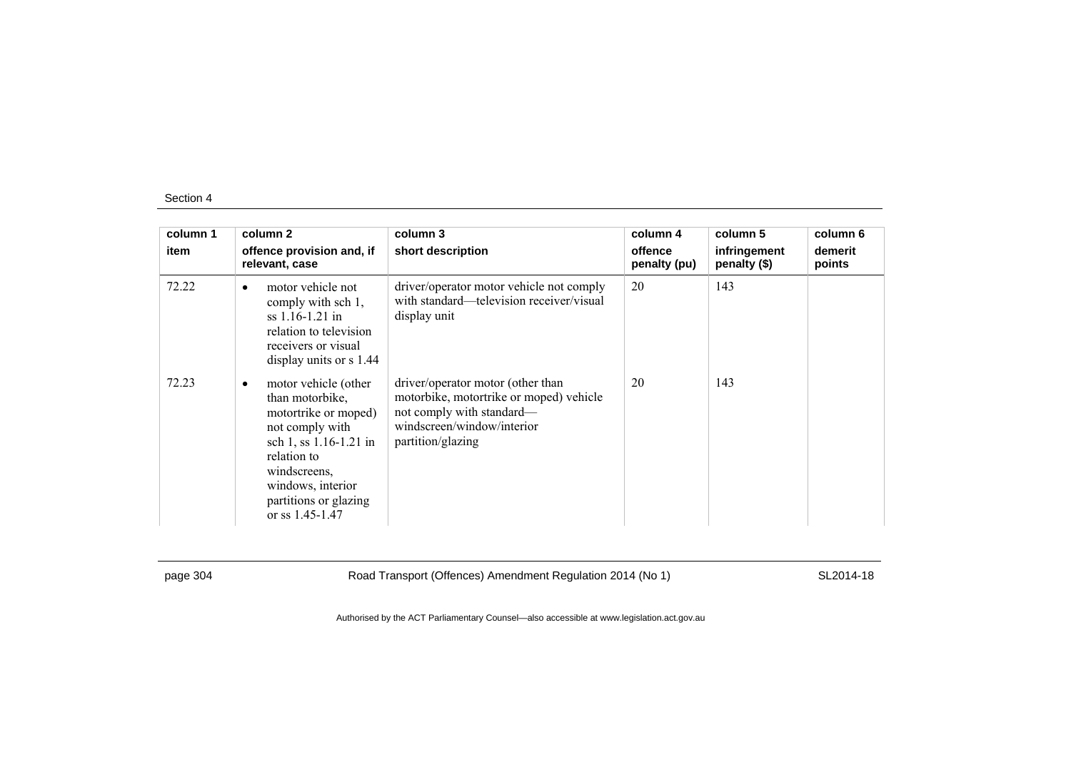| column 1 item | column 2 offence provision and, if relevant, case | column 3 short description | column 4 offence penalty (pu) | column 5 infringement penalty ($) | column 6 demerit points |
|---|---|---|---|---|---|
| 72.22 | • motor vehicle not comply with sch 1, ss 1.16-1.21 in relation to television receivers or visual display units or s 1.44 | driver/operator motor vehicle not comply with standard—television receiver/visual display unit | 20 | 143 | |
| 72.23 | • motor vehicle (other than motorbike, motortrike or moped) not comply with sch 1, ss 1.16-1.21 in relation to windscreens, windows, interior partitions or glazing or ss 1.45-1.47 | driver/operator motor (other than motorbike, motortrike or moped) vehicle not comply with standard—windscreen/window/interior partition/glazing | 20 | 143 | |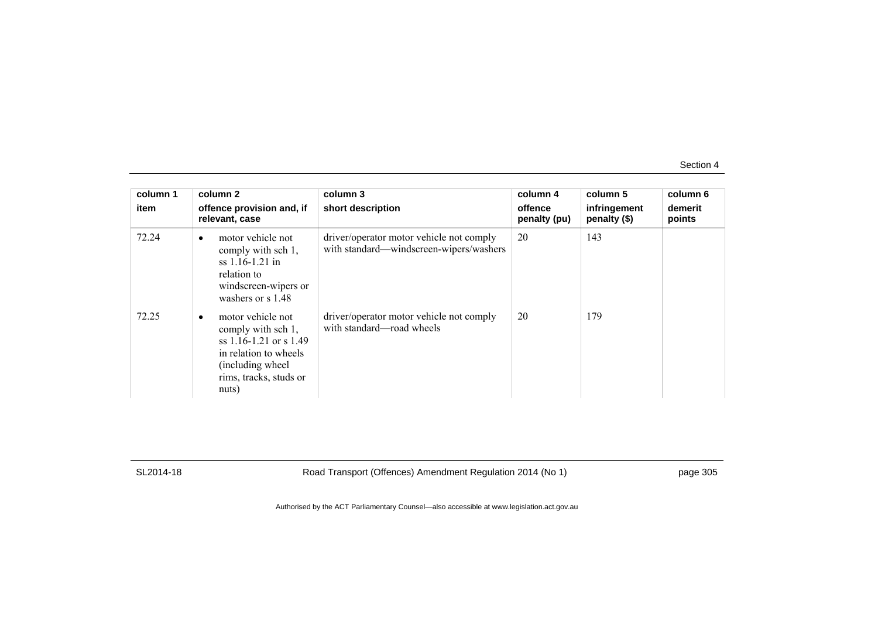| column 1 item | column 2 offence provision and, if relevant, case | column 3 short description | column 4 offence penalty (pu) | column 5 infringement penalty ($) | column 6 demerit points |
|---|---|---|---|---|---|
| 72.24 | • motor vehicle not comply with sch 1, ss 1.16-1.21 in relation to windscreen-wipers or washers or s 1.48 | driver/operator motor vehicle not comply with standard—windscreen-wipers/washers | 20 | 143 | |
| 72.25 | • motor vehicle not comply with sch 1, ss 1.16-1.21 or s 1.49 in relation to wheels (including wheel rims, tracks, studs or nuts) | driver/operator motor vehicle not comply with standard—road wheels | 20 | 179 | |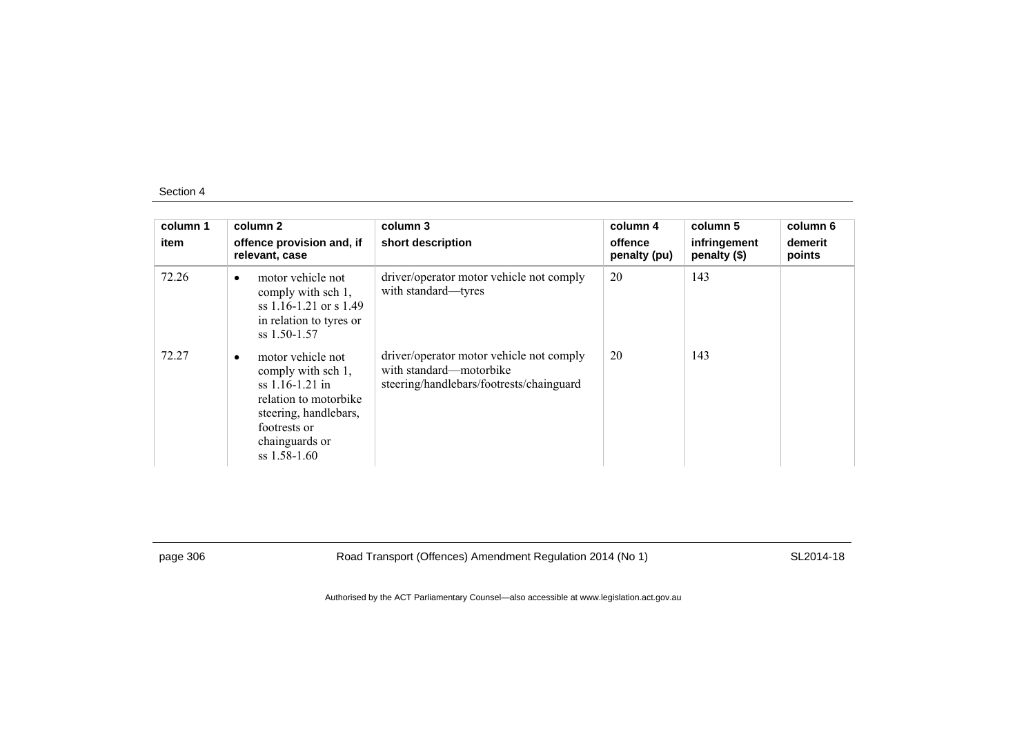| column 1<br>item | column 2<br>offence provision and, if relevant, case | column 3<br>short description | column 4<br>offence penalty (pu) | column 5<br>infringement penalty ($) | column 6<br>demerit points |
|---|---|---|---|---|---|
| 72.26 | • motor vehicle not comply with sch 1, ss 1.16-1.21 or s 1.49 in relation to tyres or ss 1.50-1.57 | driver/operator motor vehicle not comply with standard—tyres | 20 | 143 | |
| 72.27 | • motor vehicle not comply with sch 1, ss 1.16-1.21 in relation to motorbike steering, handlebars, footrests or chainguards or ss 1.58-1.60 | driver/operator motor vehicle not comply with standard—motorbike steering/handlebars/footrests/chainguard | 20 | 143 | |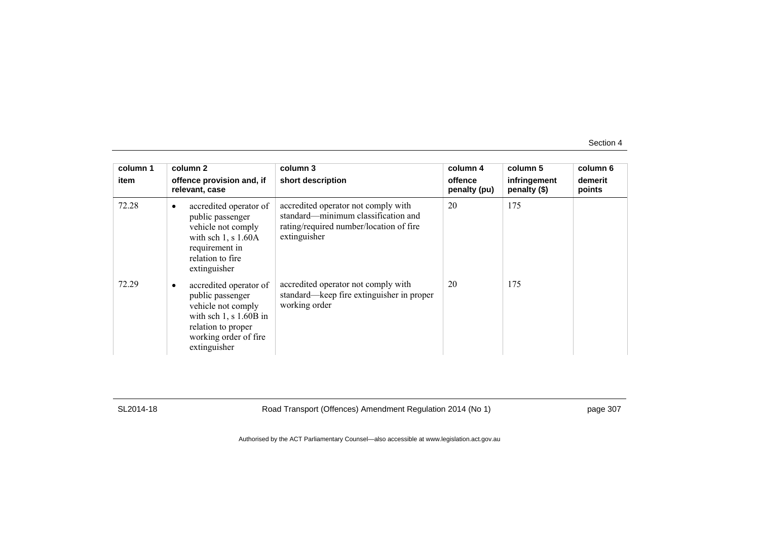| column 1 item | column 2 offence provision and, if relevant, case | column 3 short description | column 4 offence penalty (pu) | column 5 infringement penalty ($) | column 6 demerit points |
|---|---|---|---|---|---|
| 72.28 | • accredited operator of public passenger vehicle not comply with sch 1, s 1.60A requirement in relation to fire extinguisher | accredited operator not comply with standard—minimum classification and rating/required number/location of fire extinguisher | 20 | 175 | |
| 72.29 | • accredited operator of public passenger vehicle not comply with sch 1, s 1.60B in relation to proper working order of fire extinguisher | accredited operator not comply with standard—keep fire extinguisher in proper working order | 20 | 175 | |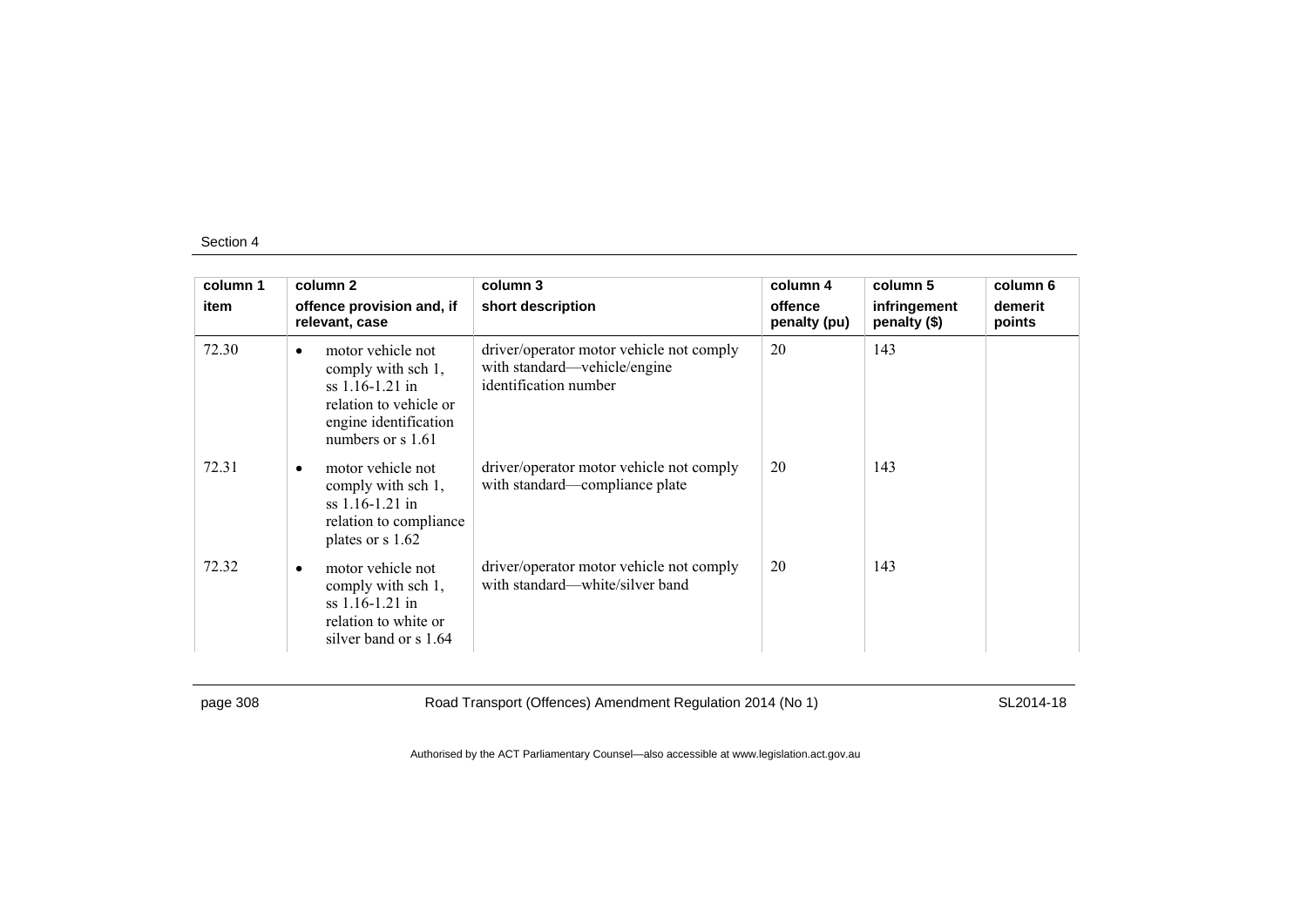| column 1<br>item | column 2<br>offence provision and, if relevant, case | column 3<br>short description | column 4<br>offence penalty (pu) | column 5<br>infringement penalty ($) | column 6<br>demerit points |
|---|---|---|---|---|---|
| 72.30 | • motor vehicle not comply with sch 1, ss 1.16-1.21 in relation to vehicle or engine identification numbers or s 1.61 | driver/operator motor vehicle not comply with standard—vehicle/engine identification number | 20 | 143 | |
| 72.31 | • motor vehicle not comply with sch 1, ss 1.16-1.21 in relation to compliance plates or s 1.62 | driver/operator motor vehicle not comply with standard—compliance plate | 20 | 143 | |
| 72.32 | • motor vehicle not comply with sch 1, ss 1.16-1.21 in relation to white or silver band or s 1.64 | driver/operator motor vehicle not comply with standard—white/silver band | 20 | 143 | |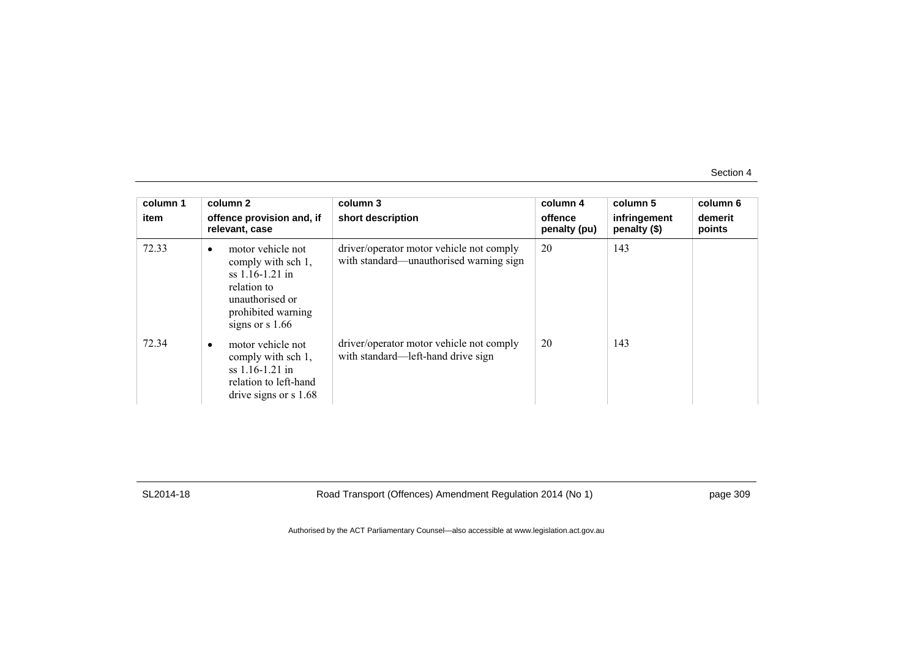| column 1<br>item | column 2<br>offence provision and, if relevant, case | column 3<br>short description | column 4<br>offence penalty (pu) | column 5<br>infringement penalty ($) | column 6<br>demerit points |
|---|---|---|---|---|---|
| 72.33 | • motor vehicle not comply with sch 1, ss 1.16-1.21 in relation to unauthorised or prohibited warning signs or s 1.66 | driver/operator motor vehicle not comply with standard—unauthorised warning sign | 20 | 143 | |
| 72.34 | • motor vehicle not comply with sch 1, ss 1.16-1.21 in relation to left-hand drive signs or s 1.68 | driver/operator motor vehicle not comply with standard—left-hand drive sign | 20 | 143 | |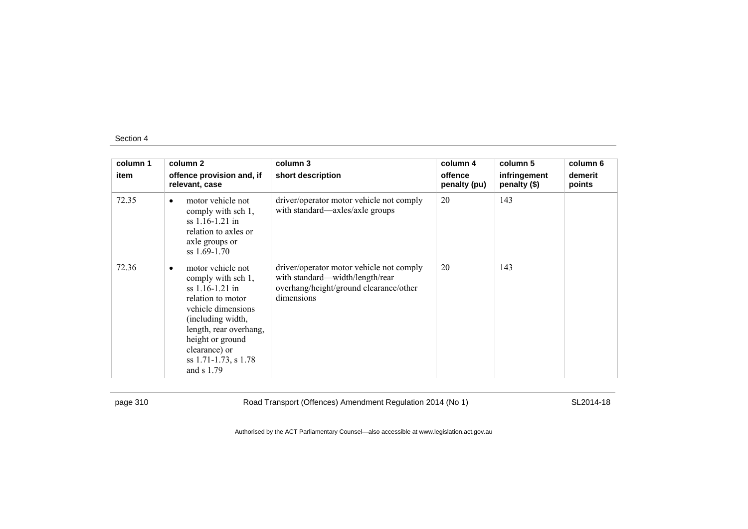| column 1 item | column 2 offence provision and, if relevant, case | column 3 short description | column 4 offence penalty (pu) | column 5 infringement penalty ($) | column 6 demerit points |
|---|---|---|---|---|---|
| 72.35 | • motor vehicle not comply with sch 1, ss 1.16-1.21 in relation to axles or axle groups or ss 1.69-1.70 | driver/operator motor vehicle not comply with standard—axles/axle groups | 20 | 143 | |
| 72.36 | • motor vehicle not comply with sch 1, ss 1.16-1.21 in relation to motor vehicle dimensions (including width, length, rear overhang, height or ground clearance) or ss 1.71-1.73, s 1.78 and s 1.79 | driver/operator motor vehicle not comply with standard—width/length/rear overhang/height/ground clearance/other dimensions | 20 | 143 | |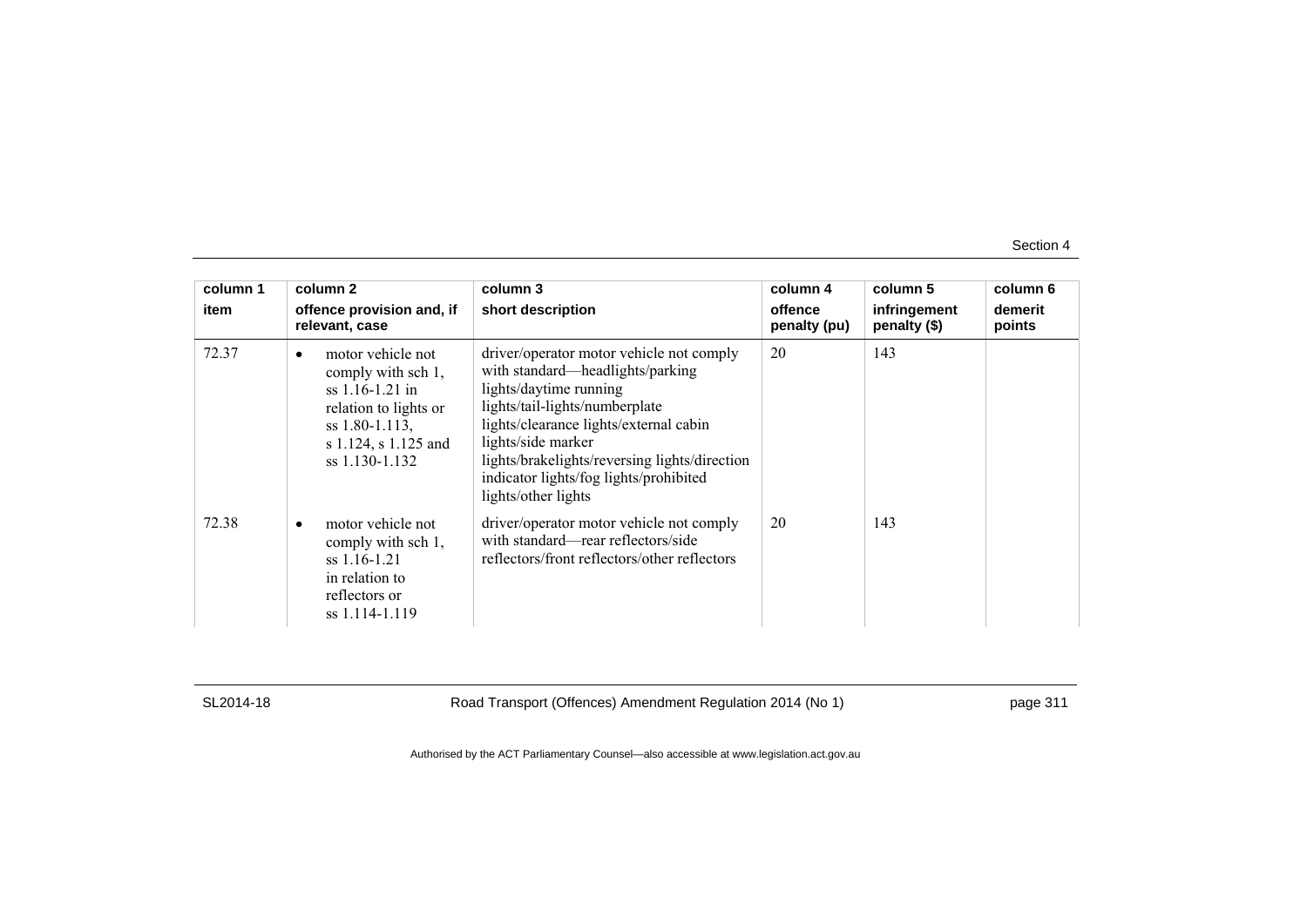| column 1 | column 2 | column 3 | column 4 | column 5 | column 6 |
|---|---|---|---|---|---|
| item | offence provision and, if relevant, case | short description | offence penalty (pu) | infringement penalty ($) | demerit points |
| 72.37 | • motor vehicle not comply with sch 1, ss 1.16-1.21 in relation to lights or ss 1.80-1.113, s 1.124, s 1.125 and ss 1.130-1.132 | driver/operator motor vehicle not comply with standard—headlights/parking lights/daytime running lights/tail-lights/numberplate lights/clearance lights/external cabin lights/side marker lights/brakelights/reversing lights/direction indicator lights/fog lights/prohibited lights/other lights | 20 | 143 | |
| 72.38 | • motor vehicle not comply with sch 1, ss 1.16-1.21 in relation to reflectors or ss 1.114-1.119 | driver/operator motor vehicle not comply with standard—rear reflectors/side reflectors/front reflectors/other reflectors | 20 | 143 | |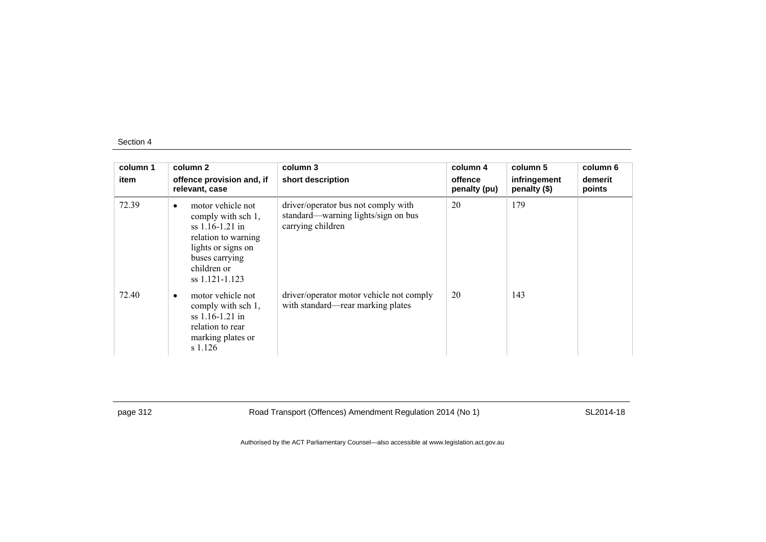| column 1<br>item | column 2<br>offence provision and, if relevant, case | column 3<br>short description | column 4<br>offence penalty (pu) | column 5<br>infringement penalty ($) | column 6<br>demerit points |
|---|---|---|---|---|---|
| 72.39 | • motor vehicle not comply with sch 1, ss 1.16-1.21 in relation to warning lights or signs on buses carrying children or ss 1.121-1.123 | driver/operator bus not comply with standard—warning lights/sign on bus carrying children | 20 | 179 | |
| 72.40 | • motor vehicle not comply with sch 1, ss 1.16-1.21 in relation to rear marking plates or s 1.126 | driver/operator motor vehicle not comply with standard—rear marking plates | 20 | 143 | |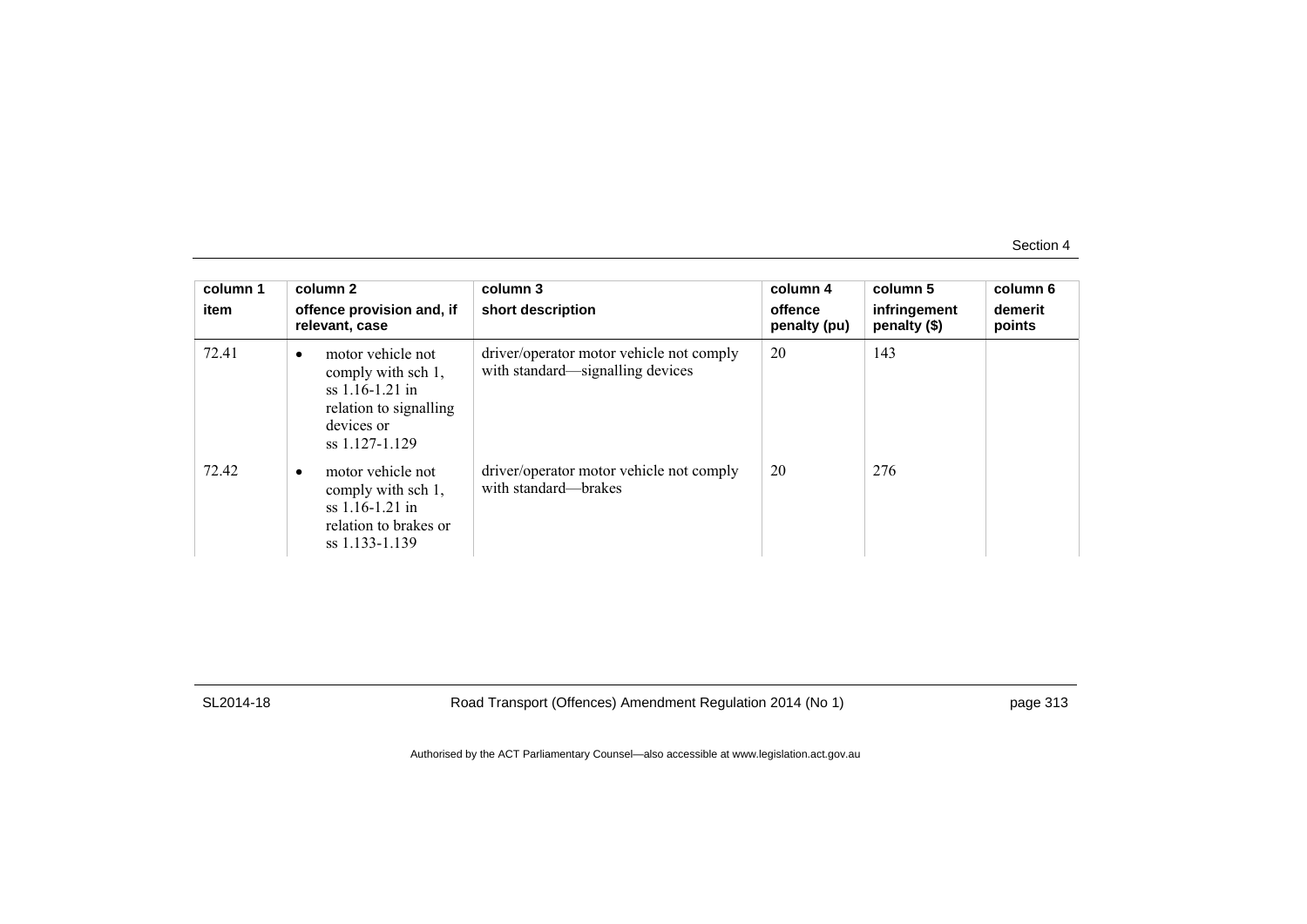| column 1<br>item | column 2<br>offence provision and, if relevant, case | column 3<br>short description | column 4<br>offence penalty (pu) | column 5<br>infringement penalty ($) | column 6<br>demerit points |
|---|---|---|---|---|---|
| 72.41 | • motor vehicle not comply with sch 1, ss 1.16-1.21 in relation to signalling devices or ss 1.127-1.129 | driver/operator motor vehicle not comply with standard—signalling devices | 20 | 143 | |
| 72.42 | • motor vehicle not comply with sch 1, ss 1.16-1.21 in relation to brakes or ss 1.133-1.139 | driver/operator motor vehicle not comply with standard—brakes | 20 | 276 | |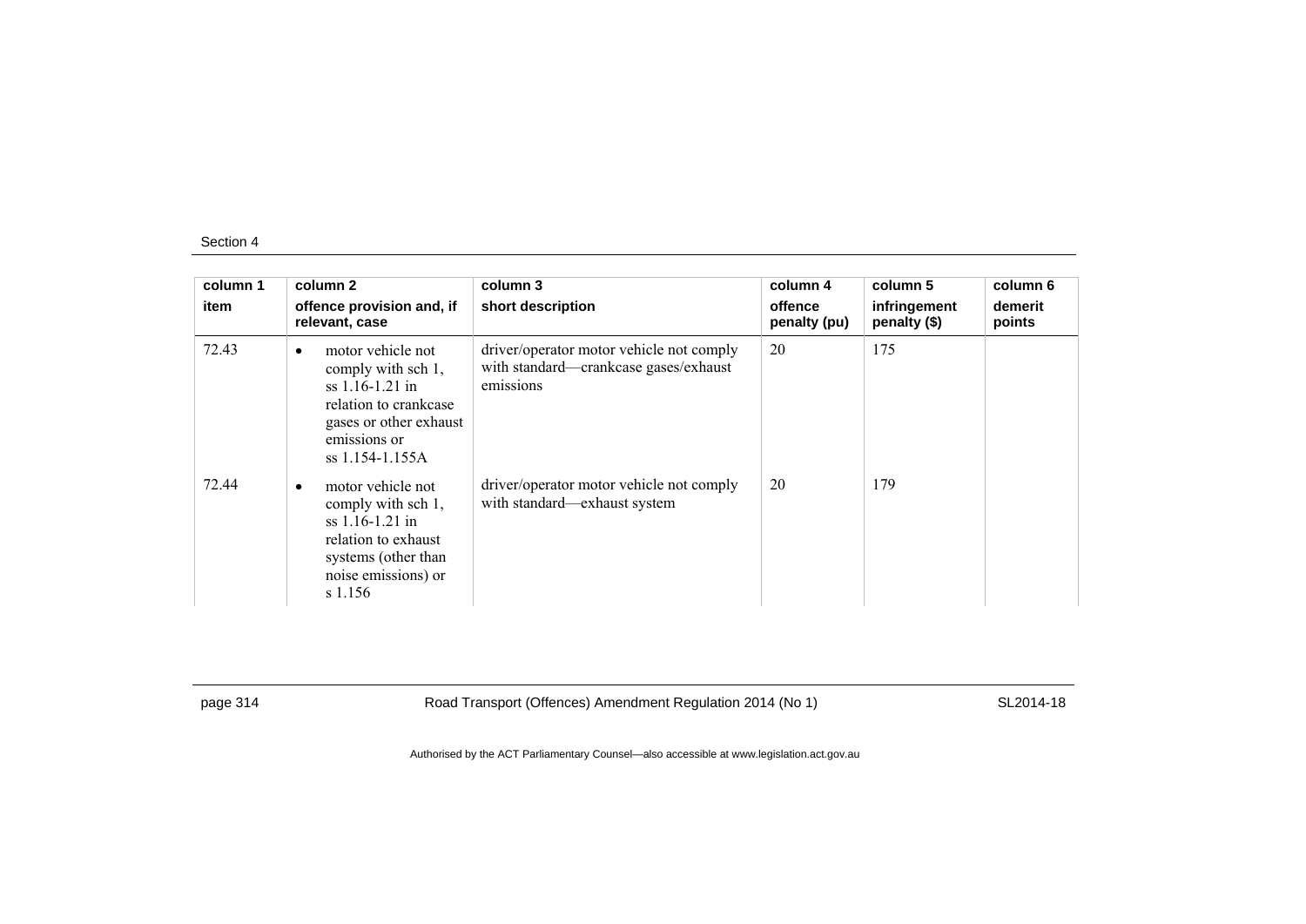| column 1<br>item | column 2<br>offence provision and, if relevant, case | column 3<br>short description | column 4<br>offence penalty (pu) | column 5<br>infringement penalty ($) | column 6<br>demerit points |
|---|---|---|---|---|---|
| 72.43 | • motor vehicle not comply with sch 1, ss 1.16-1.21 in relation to crankcase gases or other exhaust emissions or ss 1.154-1.155A | driver/operator motor vehicle not comply with standard—crankcase gases/exhaust emissions | 20 | 175 | |
| 72.44 | • motor vehicle not comply with sch 1, ss 1.16-1.21 in relation to exhaust systems (other than noise emissions) or s 1.156 | driver/operator motor vehicle not comply with standard—exhaust system | 20 | 179 | |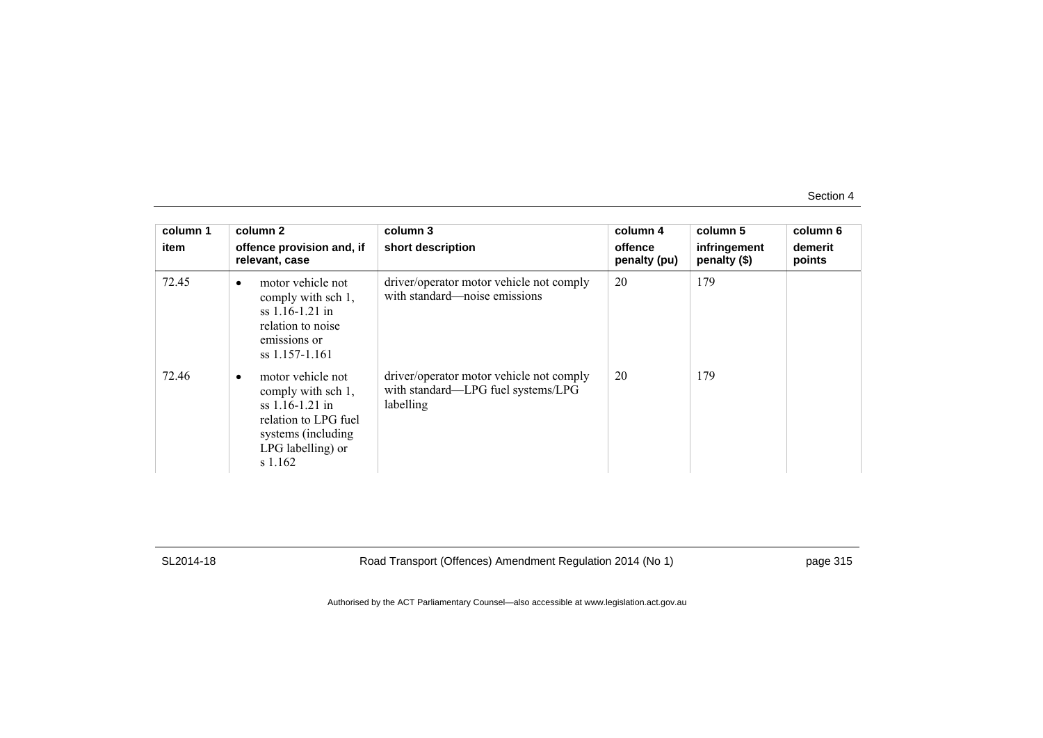| column 1 | column 2 | column 3 | column 4 | column 5 | column 6 |
|---|---|---|---|---|---|
| item | offence provision and, if relevant, case | short description | offence penalty (pu) | infringement penalty ($) | demerit points |
| 72.45 | • motor vehicle not comply with sch 1, ss 1.16-1.21 in relation to noise emissions or ss 1.157-1.161 | driver/operator motor vehicle not comply with standard—noise emissions | 20 | 179 | |
| 72.46 | • motor vehicle not comply with sch 1, ss 1.16-1.21 in relation to LPG fuel systems (including LPG labelling) or s 1.162 | driver/operator motor vehicle not comply with standard—LPG fuel systems/LPG labelling | 20 | 179 | |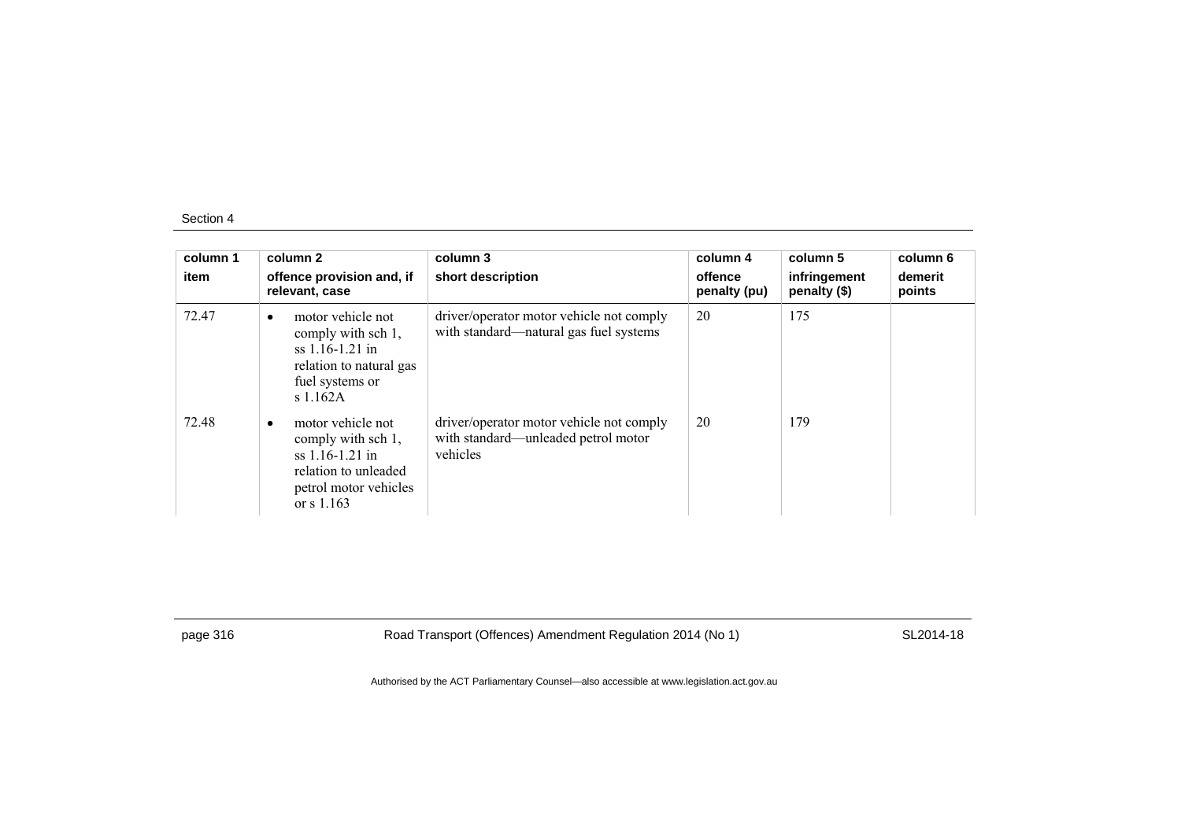| column 1 | column 2 | column 3 | column 4 | column 5 | column 6 |
|---|---|---|---|---|---|
| item | offence provision and, if relevant, case | short description | offence penalty (pu) | infringement penalty ($) | demerit points |
| 72.47 | • motor vehicle not comply with sch 1, ss 1.16-1.21 in relation to natural gas fuel systems or s 1.162A | driver/operator motor vehicle not comply with standard—natural gas fuel systems | 20 | 175 | |
| 72.48 | • motor vehicle not comply with sch 1, ss 1.16-1.21 in relation to unleaded petrol motor vehicles or s 1.163 | driver/operator motor vehicle not comply with standard—unleaded petrol motor vehicles | 20 | 179 | |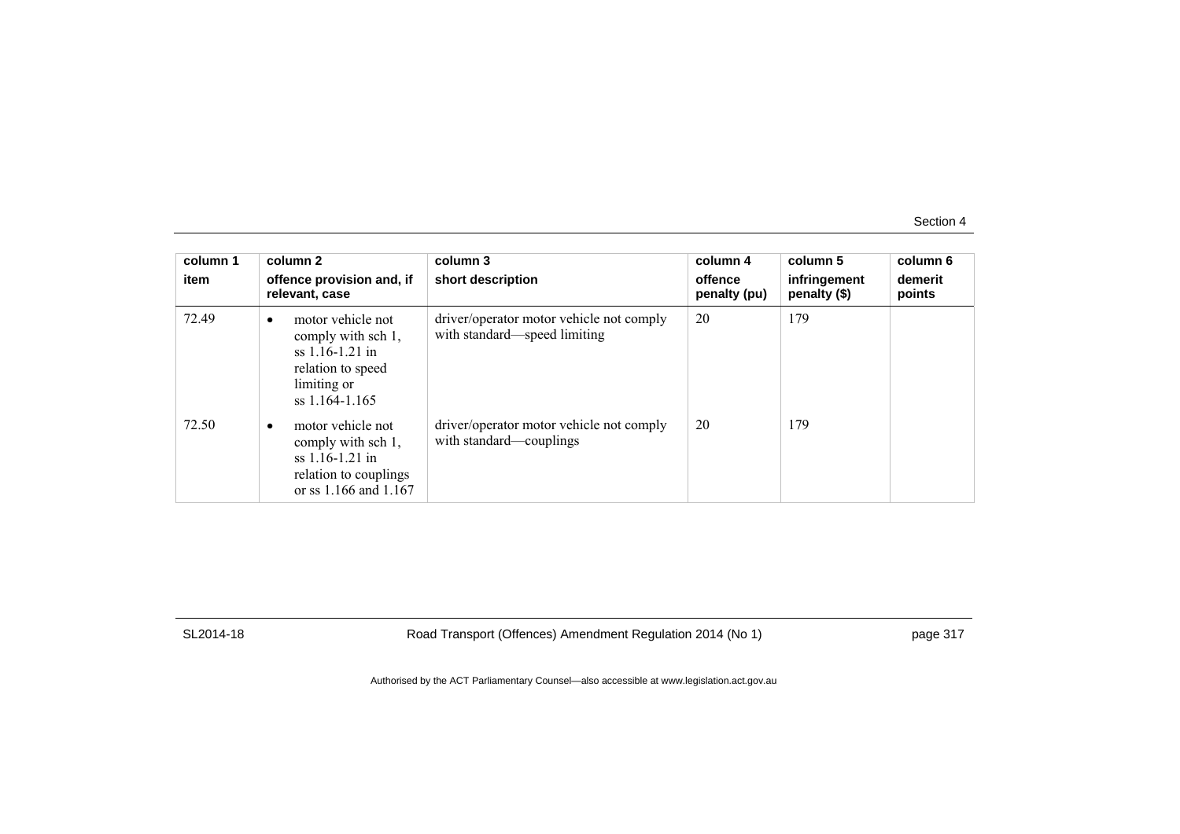| column 1<br>item | column 2<br>offence provision and, if relevant, case | column 3<br>short description | column 4<br>offence penalty (pu) | column 5<br>infringement penalty ($) | column 6<br>demerit points |
|---|---|---|---|---|---|
| 72.49 | • motor vehicle not comply with sch 1, ss 1.16-1.21 in relation to speed limiting or ss 1.164-1.165 | driver/operator motor vehicle not comply with standard—speed limiting | 20 | 179 | |
| 72.50 | • motor vehicle not comply with sch 1, ss 1.16-1.21 in relation to couplings or ss 1.166 and 1.167 | driver/operator motor vehicle not comply with standard—couplings | 20 | 179 | |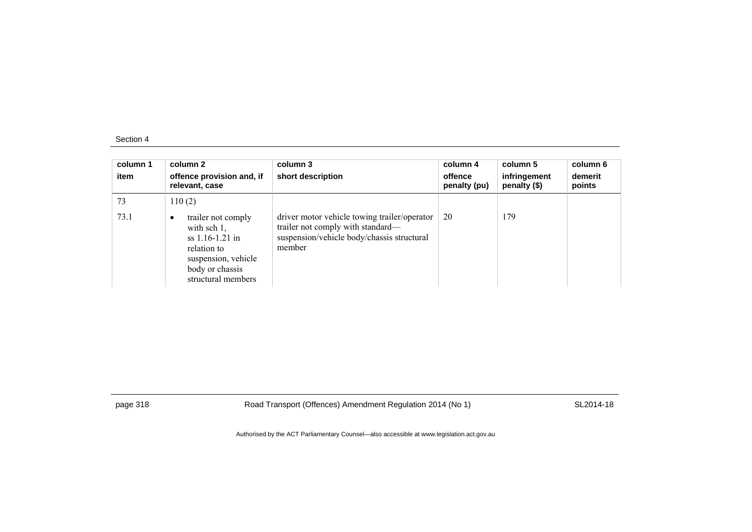| column 1<br>item | column 2<br>offence provision and, if relevant, case | column 3<br>short description | column 4<br>offence penalty (pu) | column 5<br>infringement penalty ($) | column 6<br>demerit points |
|---|---|---|---|---|---|
| 73 | 110 (2) | | | | |
| 73.1 | • trailer not comply with sch 1, ss 1.16-1.21 in relation to suspension, vehicle body or chassis structural members | driver motor vehicle towing trailer/operator trailer not comply with standard—suspension/vehicle body/chassis structural member | 20 | 179 | |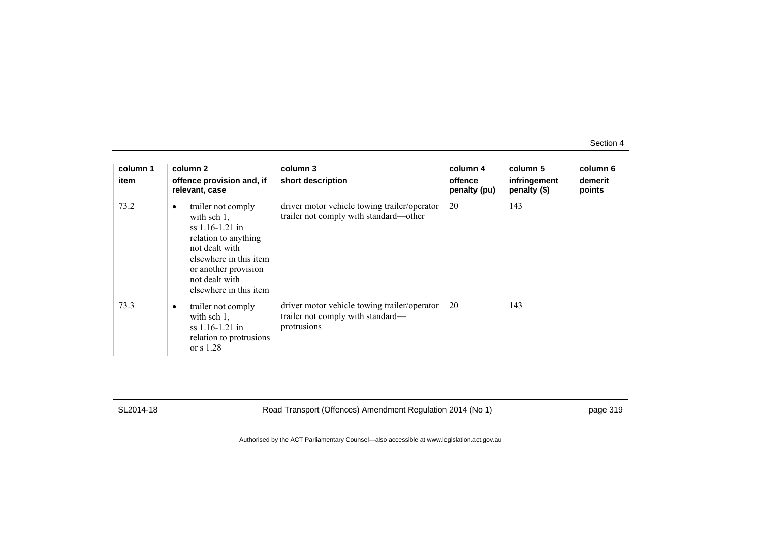| column 1 item | column 2 offence provision and, if relevant, case | column 3 short description | column 4 offence penalty (pu) | column 5 infringement penalty ($) | column 6 demerit points |
|---|---|---|---|---|---|
| 73.2 | • trailer not comply with sch 1, ss 1.16-1.21 in relation to anything not dealt with elsewhere in this item or another provision not dealt with elsewhere in this item | driver motor vehicle towing trailer/operator trailer not comply with standard—other | 20 | 143 | |
| 73.3 | • trailer not comply with sch 1, ss 1.16-1.21 in relation to protrusions or s 1.28 | driver motor vehicle towing trailer/operator trailer not comply with standard—protrusions | 20 | 143 | |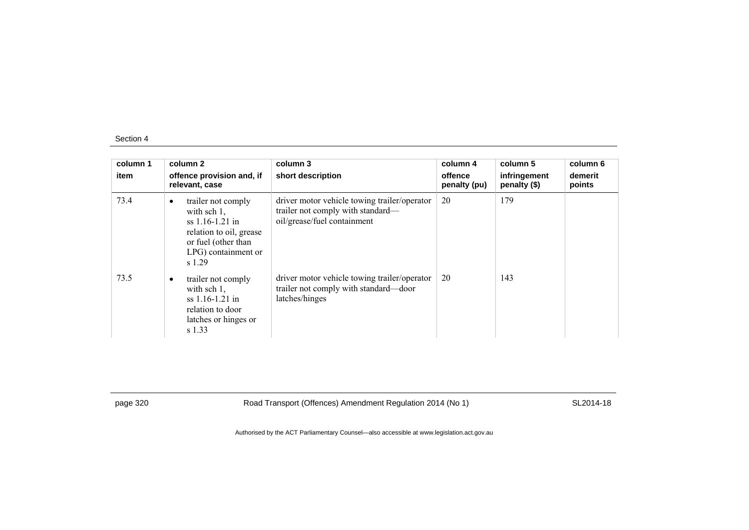| column 1 | column 2 | column 3 | column 4 | column 5 | column 6 |
|---|---|---|---|---|---|
| item | offence provision and, if relevant, case | short description | offence penalty (pu) | infringement penalty ($) | demerit points |
| 73.4 | • trailer not comply with sch 1, ss 1.16-1.21 in relation to oil, grease or fuel (other than LPG) containment or s 1.29 | driver motor vehicle towing trailer/operator trailer not comply with standard—oil/grease/fuel containment | 20 | 179 | |
| 73.5 | • trailer not comply with sch 1, ss 1.16-1.21 in relation to door latches or hinges or s 1.33 | driver motor vehicle towing trailer/operator trailer not comply with standard—door latches/hinges | 20 | 143 | |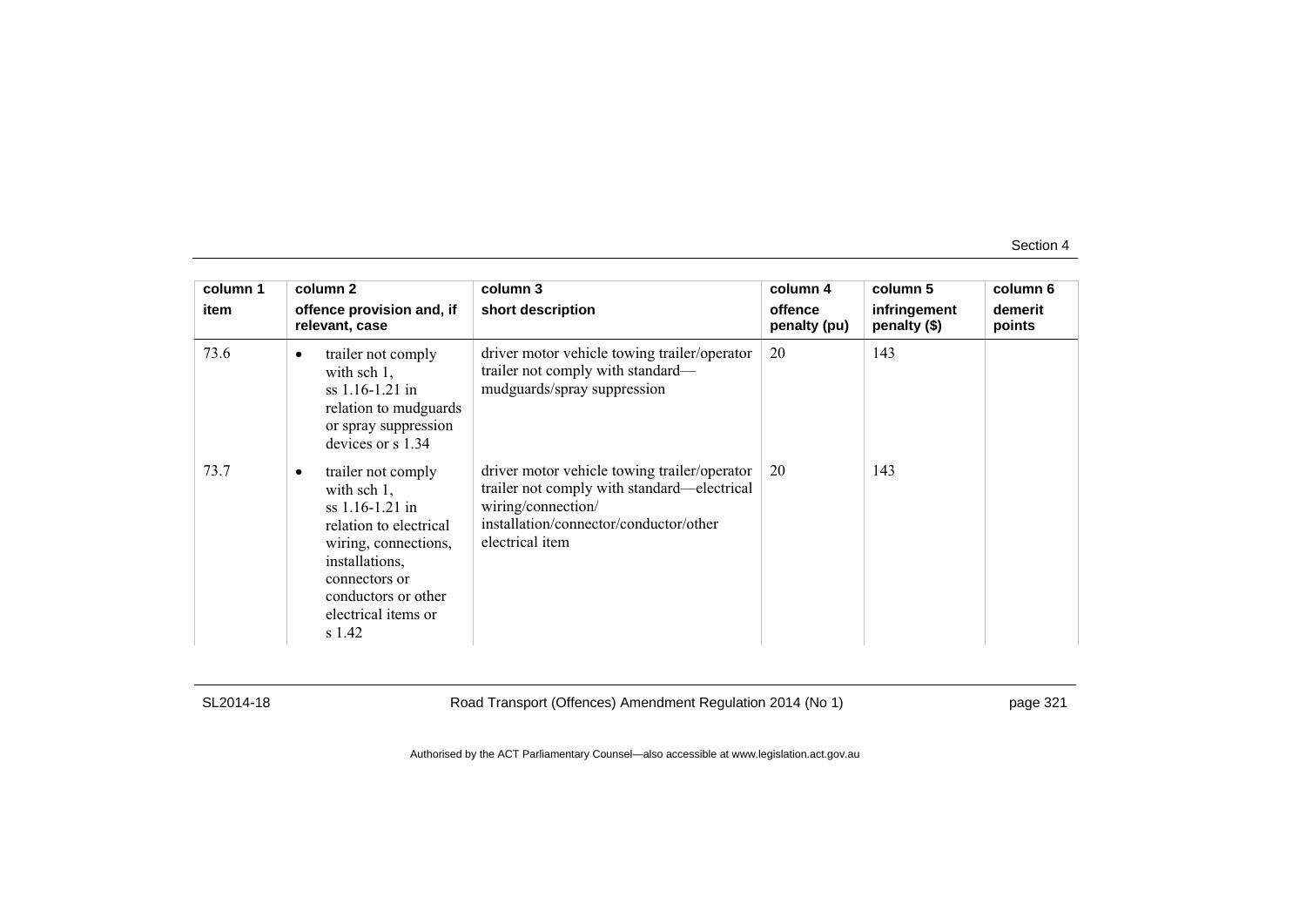| column 1 | column 2 | column 3 | column 4 | column 5 | column 6 |
|---|---|---|---|---|---|
| item | offence provision and, if relevant, case | short description | offence penalty (pu) | infringement penalty ($) | demerit points |
| 73.6 | • trailer not comply with sch 1, ss 1.16-1.21 in relation to mudguards or spray suppression devices or s 1.34 | driver motor vehicle towing trailer/operator trailer not comply with standard—mudguards/spray suppression | 20 | 143 | |
| 73.7 | • trailer not comply with sch 1, ss 1.16-1.21 in relation to electrical wiring, connections, installations, connectors or conductors or other electrical items or s 1.42 | driver motor vehicle towing trailer/operator trailer not comply with standard—electrical wiring/connection/ installation/connector/conductor/other electrical item | 20 | 143 | |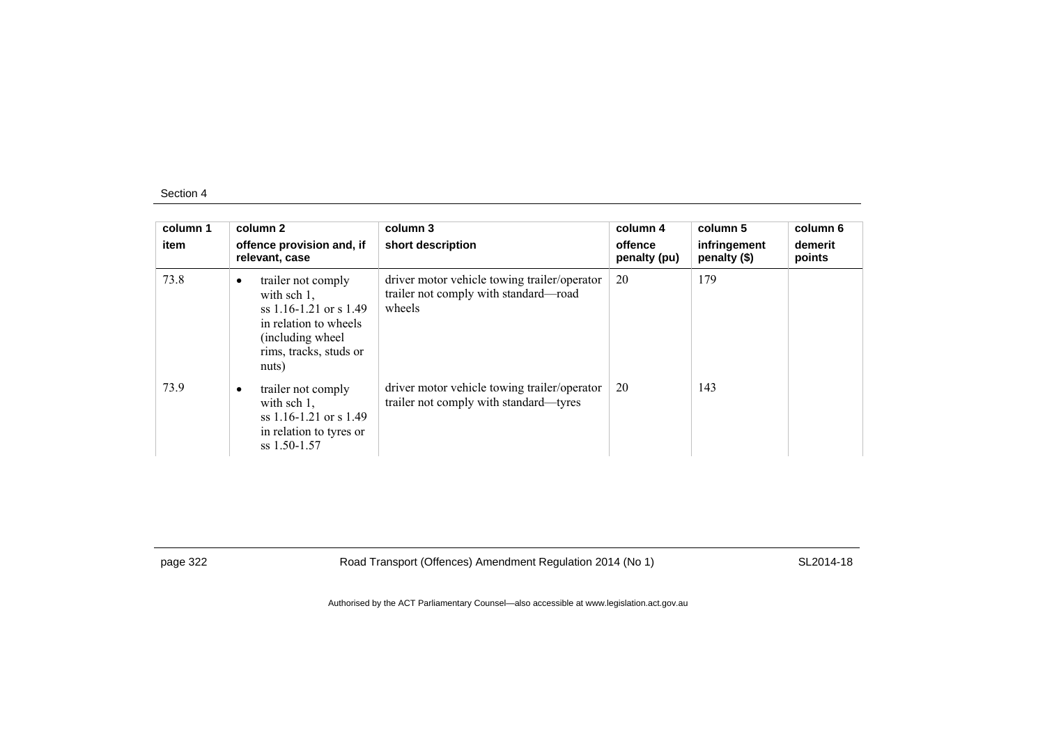| column 1<br>item | column 2<br>offence provision and, if relevant, case | column 3<br>short description | column 4<br>offence penalty (pu) | column 5<br>infringement penalty ($) | column 6<br>demerit points |
|---|---|---|---|---|---|
| 73.8 | • trailer not comply with sch 1, ss 1.16-1.21 or s 1.49 in relation to wheels (including wheel rims, tracks, studs or nuts) | driver motor vehicle towing trailer/operator trailer not comply with standard—road wheels | 20 | 179 | |
| 73.9 | • trailer not comply with sch 1, ss 1.16-1.21 or s 1.49 in relation to tyres or ss 1.50-1.57 | driver motor vehicle towing trailer/operator trailer not comply with standard—tyres | 20 | 143 | |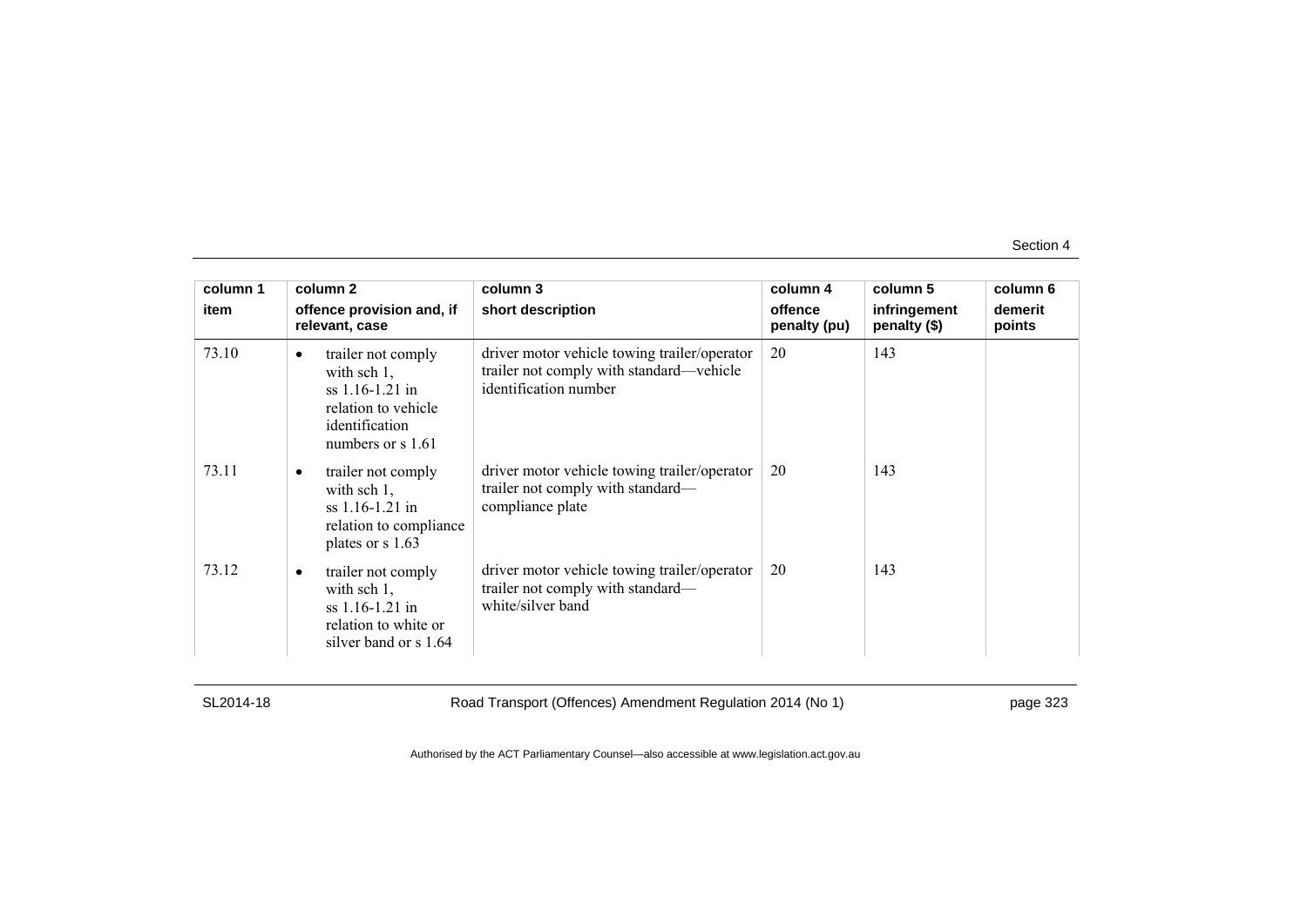| column 1<br>item | column 2<br>offence provision and, if relevant, case | column 3<br>short description | column 4<br>offence penalty (pu) | column 5<br>infringement penalty ($) | column 6<br>demerit points |
|---|---|---|---|---|---|
| 73.10 | • trailer not comply with sch 1, ss 1.16-1.21 in relation to vehicle identification numbers or s 1.61 | driver motor vehicle towing trailer/operator trailer not comply with standard—vehicle identification number | 20 | 143 | |
| 73.11 | • trailer not comply with sch 1, ss 1.16-1.21 in relation to compliance plates or s 1.63 | driver motor vehicle towing trailer/operator trailer not comply with standard—compliance plate | 20 | 143 | |
| 73.12 | • trailer not comply with sch 1, ss 1.16-1.21 in relation to white or silver band or s 1.64 | driver motor vehicle towing trailer/operator trailer not comply with standard—white/silver band | 20 | 143 | |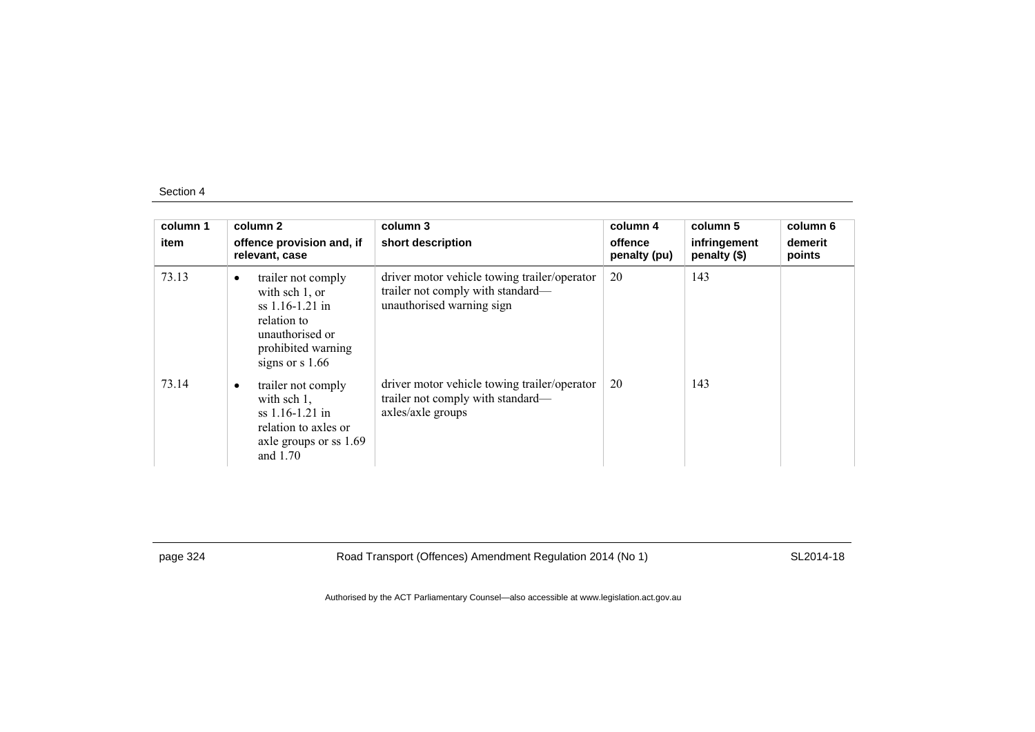| column 1 | column 2 | column 3 | column 4 | column 5 | column 6 |
|---|---|---|---|---|---|
| item | offence provision and, if relevant, case | short description | offence penalty (pu) | infringement penalty ($) | demerit points |
| 73.13 | • trailer not comply with sch 1, or ss 1.16-1.21 in relation to unauthorised or prohibited warning signs or s 1.66 | driver motor vehicle towing trailer/operator trailer not comply with standard—unauthorised warning sign | 20 | 143 | |
| 73.14 | • trailer not comply with sch 1, ss 1.16-1.21 in relation to axles or axle groups or ss 1.69 and 1.70 | driver motor vehicle towing trailer/operator trailer not comply with standard—axles/axle groups | 20 | 143 | |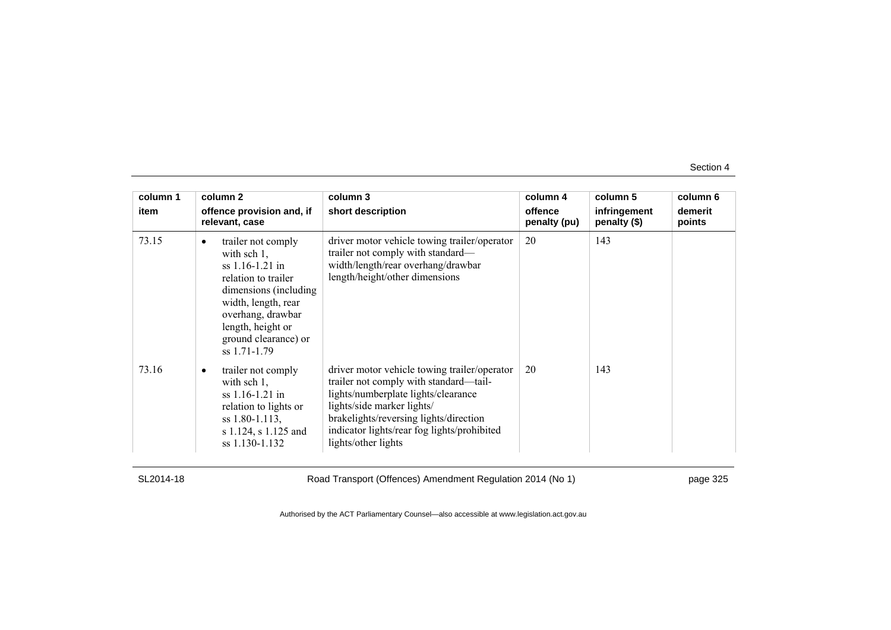| column 1 item | column 2 offence provision and, if relevant, case | column 3 short description | column 4 offence penalty (pu) | column 5 infringement penalty ($) | column 6 demerit points |
|---|---|---|---|---|---|
| 73.15 | • trailer not comply with sch 1, ss 1.16-1.21 in relation to trailer dimensions (including width, length, rear overhang, drawbar length, height or ground clearance) or ss 1.71-1.79 | driver motor vehicle towing trailer/operator trailer not comply with standard—width/length/rear overhang/drawbar length/height/other dimensions | 20 | 143 | |
| 73.16 | • trailer not comply with sch 1, ss 1.16-1.21 in relation to lights or ss 1.80-1.113, s 1.124, s 1.125 and ss 1.130-1.132 | driver motor vehicle towing trailer/operator trailer not comply with standard—tail-lights/numberplate lights/clearance lights/side marker lights/ brakelights/reversing lights/direction indicator lights/rear fog lights/prohibited lights/other lights | 20 | 143 | |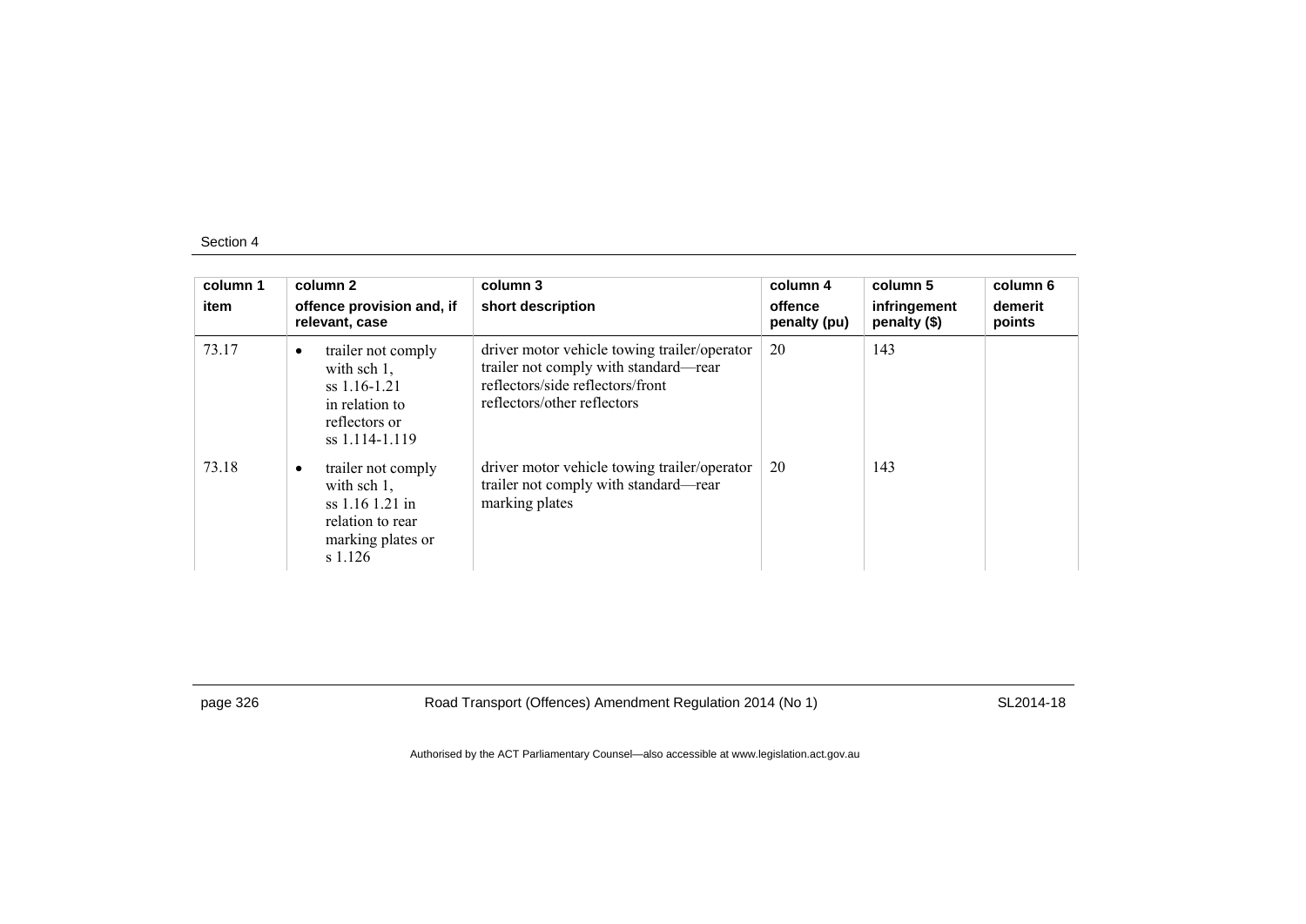| column 1 | column 2 | column 3 | column 4 | column 5 | column 6 |
|---|---|---|---|---|---|
| item | offence provision and, if relevant, case | short description | offence penalty (pu) | infringement penalty ($) | demerit points |
| 73.17 | • trailer not comply with sch 1, ss 1.16-1.21 in relation to reflectors or ss 1.114-1.119 | driver motor vehicle towing trailer/operator trailer not comply with standard—rear reflectors/side reflectors/front reflectors/other reflectors | 20 | 143 | |
| 73.18 | • trailer not comply with sch 1, ss 1.16 1.21 in relation to rear marking plates or s 1.126 | driver motor vehicle towing trailer/operator trailer not comply with standard—rear marking plates | 20 | 143 | |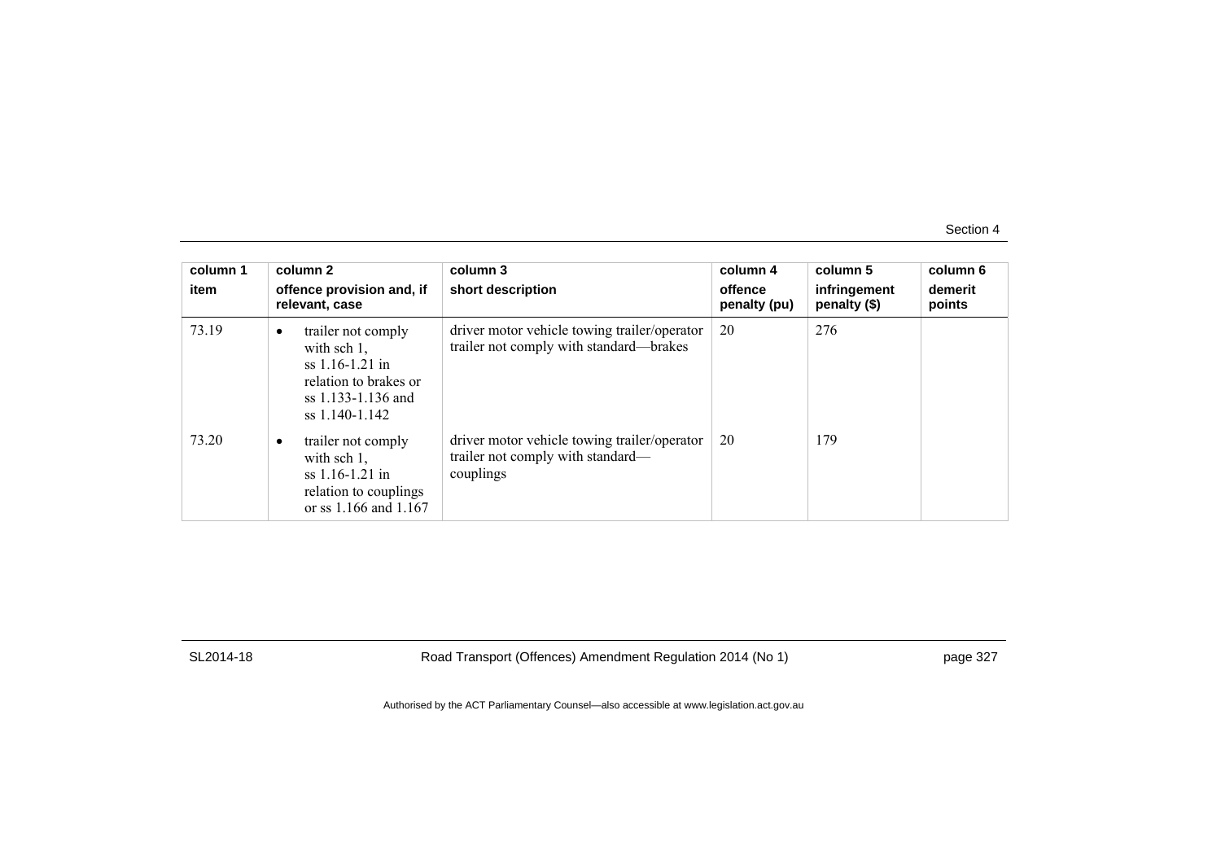| column 1<br>item | column 2<br>offence provision and, if relevant, case | column 3<br>short description | column 4<br>offence penalty (pu) | column 5<br>infringement penalty ($) | column 6<br>demerit points |
|---|---|---|---|---|---|
| 73.19 | • trailer not comply with sch 1, ss 1.16-1.21 in relation to brakes or ss 1.133-1.136 and ss 1.140-1.142 | driver motor vehicle towing trailer/operator trailer not comply with standard—brakes | 20 | 276 | |
| 73.20 | • trailer not comply with sch 1, ss 1.16-1.21 in relation to couplings or ss 1.166 and 1.167 | driver motor vehicle towing trailer/operator trailer not comply with standard—couplings | 20 | 179 | |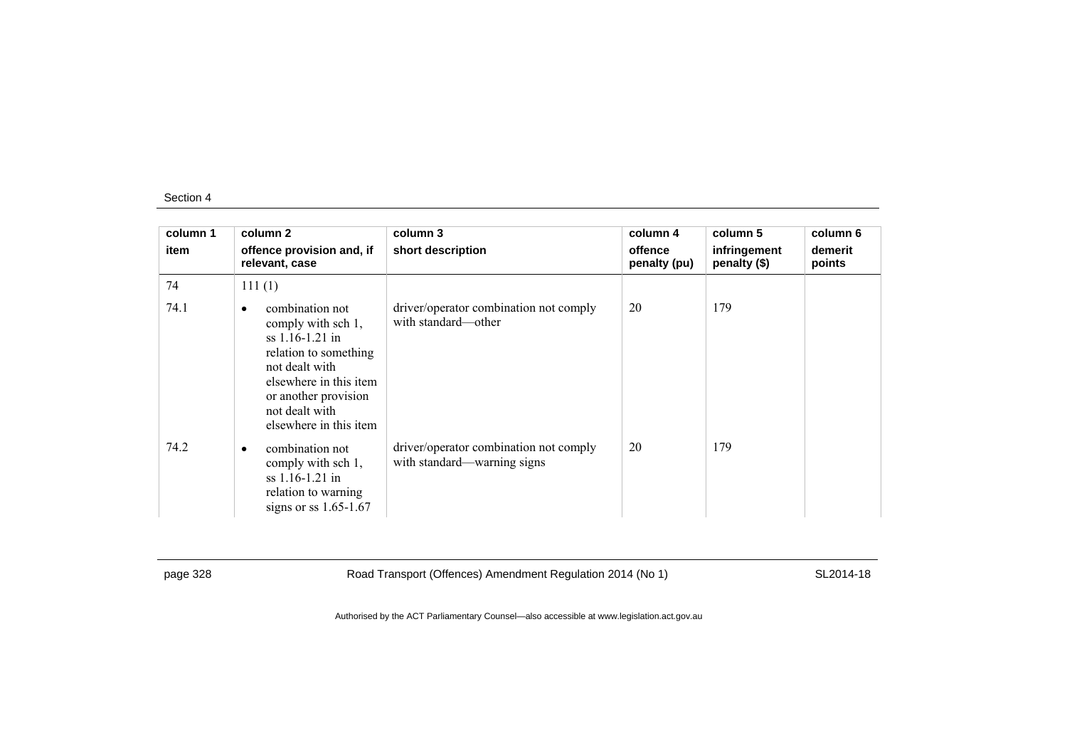| column 1<br>item | column 2<br>offence provision and, if relevant, case | column 3<br>short description | column 4<br>offence penalty (pu) | column 5<br>infringement penalty ($) | column 6<br>demerit points |
|---|---|---|---|---|---|
| 74 | 111 (1) | | | | |
| 74.1 | • combination not comply with sch 1, ss 1.16-1.21 in relation to something not dealt with elsewhere in this item or another provision not dealt with elsewhere in this item | driver/operator combination not comply with standard—other | 20 | 179 | |
| 74.2 | • combination not comply with sch 1, ss 1.16-1.21 in relation to warning signs or ss 1.65-1.67 | driver/operator combination not comply with standard—warning signs | 20 | 179 | |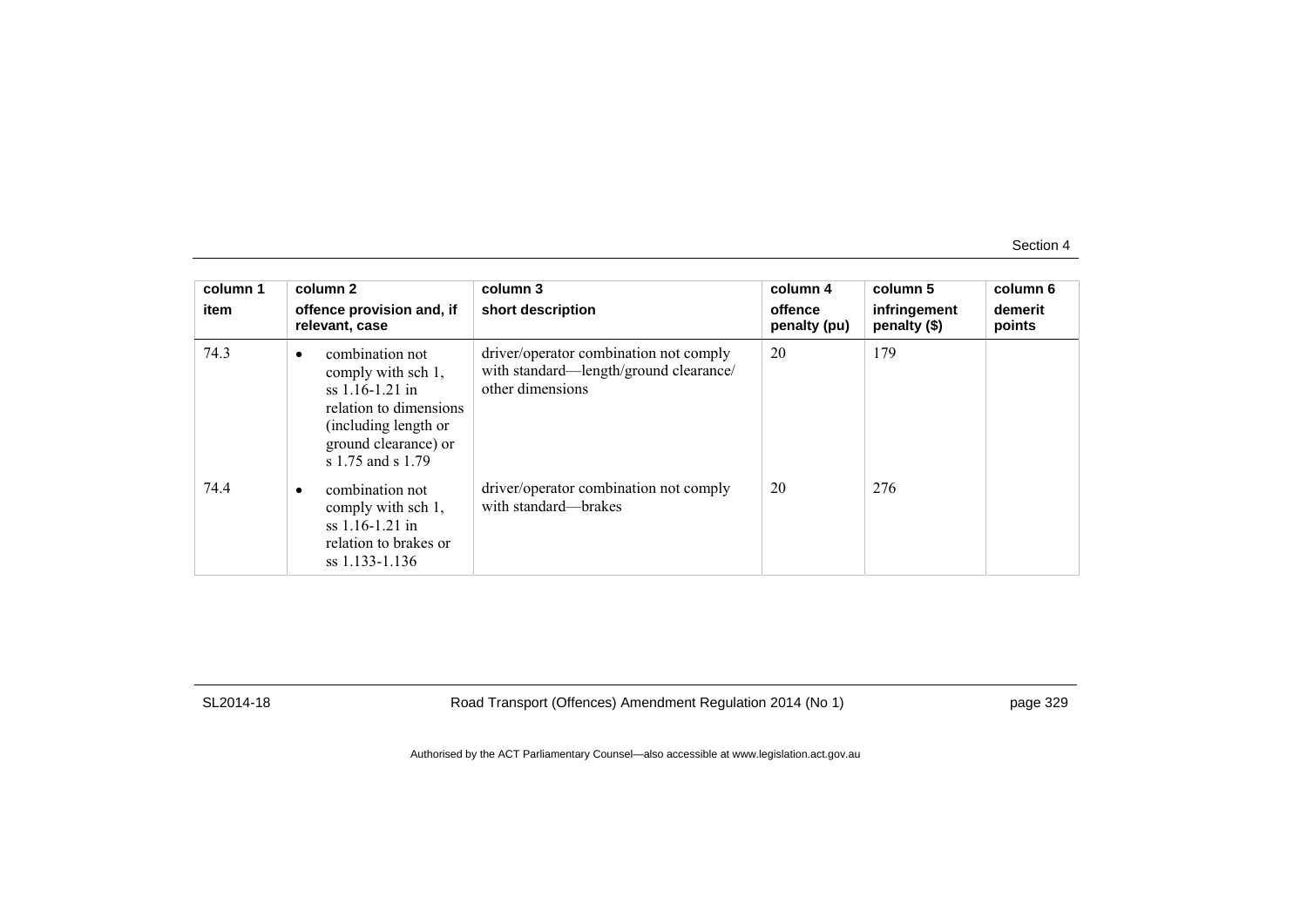| column 1<br>item | column 2<br>offence provision and, if relevant, case | column 3<br>short description | column 4<br>offence penalty (pu) | column 5<br>infringement penalty ($) | column 6<br>demerit points |
|---|---|---|---|---|---|
| 74.3 | • combination not comply with sch 1, ss 1.16-1.21 in relation to dimensions (including length or ground clearance) or s 1.75 and s 1.79 | driver/operator combination not comply with standard—length/ground clearance/ other dimensions | 20 | 179 | |
| 74.4 | • combination not comply with sch 1, ss 1.16-1.21 in relation to brakes or ss 1.133-1.136 | driver/operator combination not comply with standard—brakes | 20 | 276 | |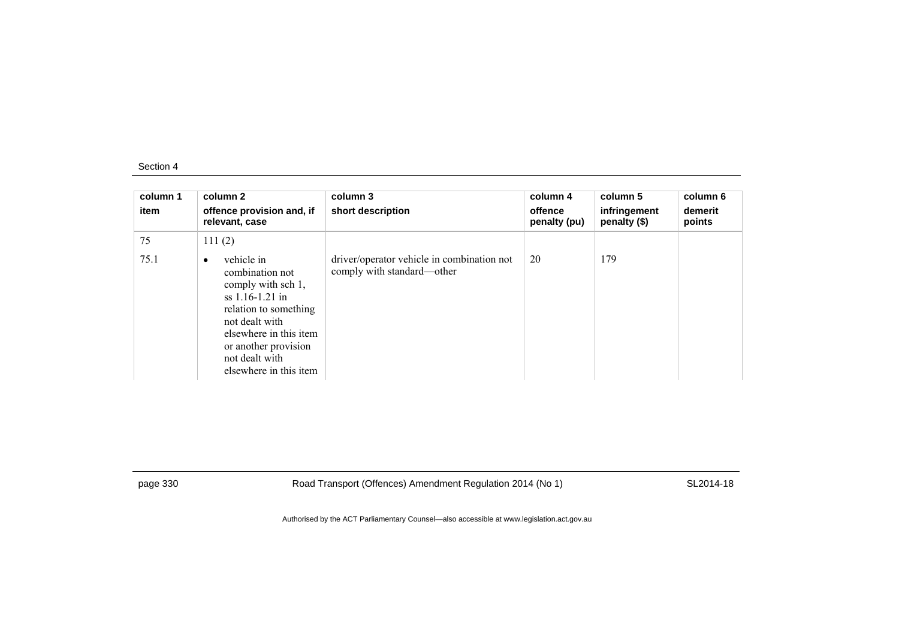| column 1<br>item | column 2<br>offence provision and, if relevant, case | column 3<br>short description | column 4<br>offence penalty (pu) | column 5<br>infringement penalty ($) | column 6<br>demerit points |
|---|---|---|---|---|---|
| 75 | 111 (2) | | | | |
| 75.1 | • vehicle in combination not comply with sch 1, ss 1.16-1.21 in relation to something not dealt with elsewhere in this item or another provision not dealt with elsewhere in this item | driver/operator vehicle in combination not comply with standard—other | 20 | 179 | |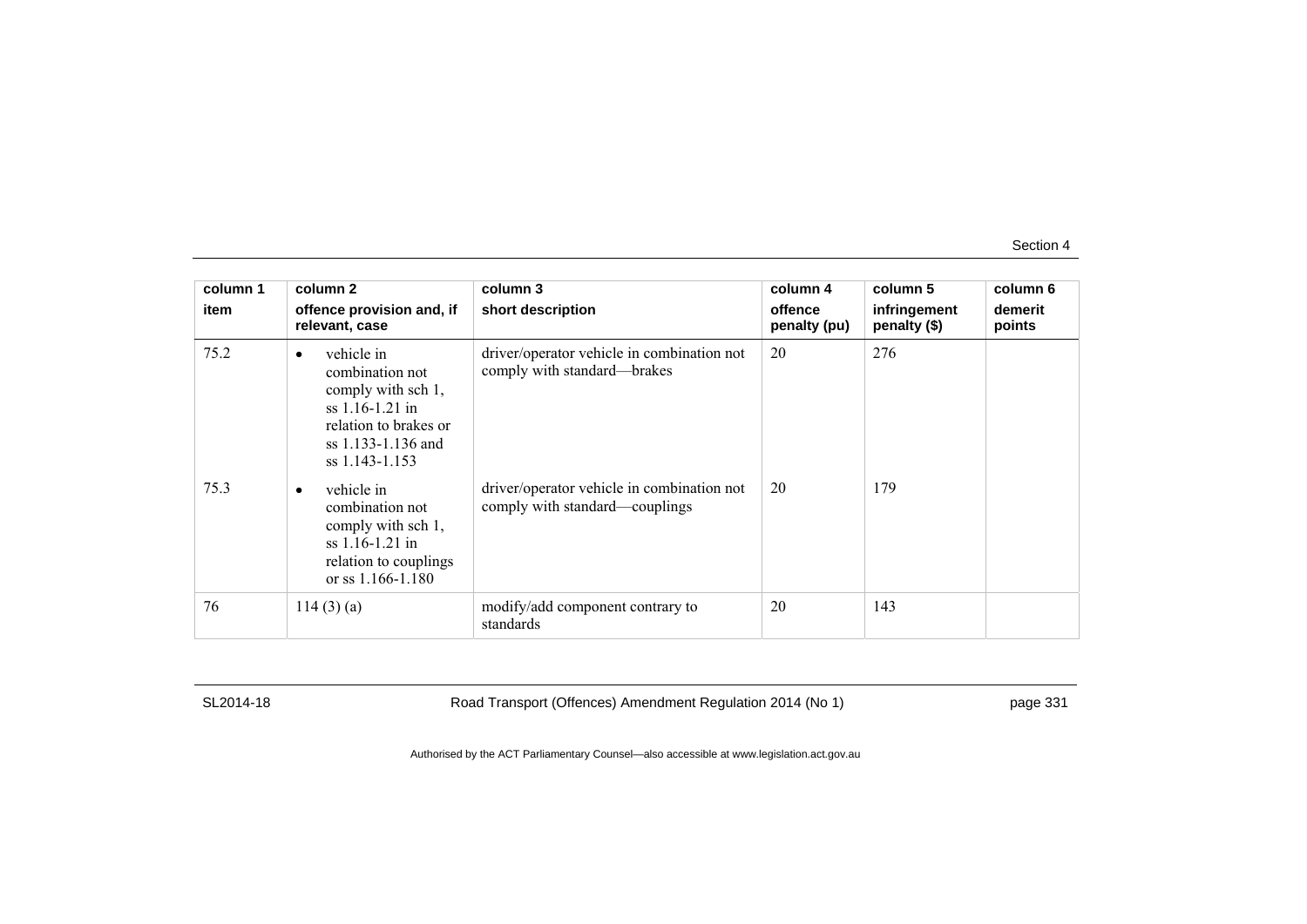| column 1<br>item | column 2<br>offence provision and, if relevant, case | column 3<br>short description | column 4<br>offence penalty (pu) | column 5<br>infringement penalty ($) | column 6<br>demerit points |
|---|---|---|---|---|---|
| 75.2 | • vehicle in combination not comply with sch 1, ss 1.16-1.21 in relation to brakes or ss 1.133-1.136 and ss 1.143-1.153 | driver/operator vehicle in combination not comply with standard—brakes | 20 | 276 | |
| 75.3 | • vehicle in combination not comply with sch 1, ss 1.16-1.21 in relation to couplings or ss 1.166-1.180 | driver/operator vehicle in combination not comply with standard—couplings | 20 | 179 | |
| 76 | 114 (3) (a) | modify/add component contrary to standards | 20 | 143 | |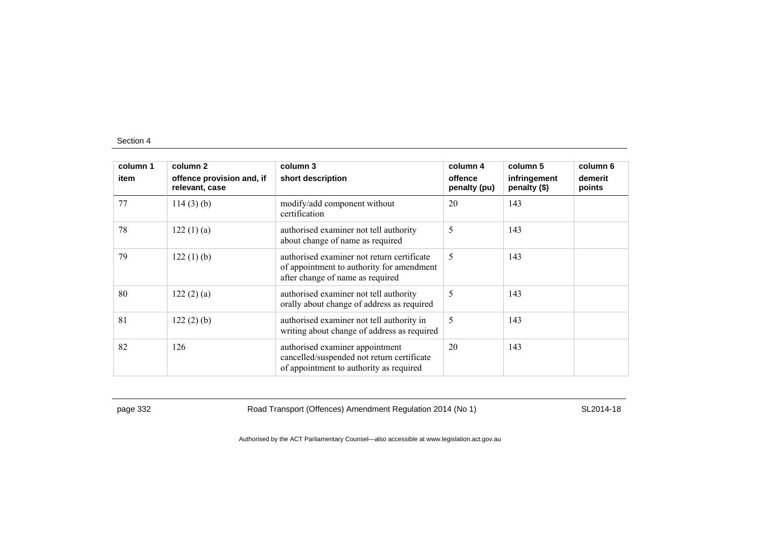| column 1<br>item | column 2<br>offence provision and, if relevant, case | column 3<br>short description | column 4<br>offence penalty (pu) | column 5<br>infringement penalty ($) | column 6<br>demerit points |
|---|---|---|---|---|---|
| 77 | 114 (3) (b) | modify/add component without certification | 20 | 143 | |
| 78 | 122 (1) (a) | authorised examiner not tell authority about change of name as required | 5 | 143 | |
| 79 | 122 (1) (b) | authorised examiner not return certificate of appointment to authority for amendment after change of name as required | 5 | 143 | |
| 80 | 122 (2) (a) | authorised examiner not tell authority orally about change of address as required | 5 | 143 | |
| 81 | 122 (2) (b) | authorised examiner not tell authority in writing about change of address as required | 5 | 143 | |
| 82 | 126 | authorised examiner appointment cancelled/suspended not return certificate of appointment to authority as required | 20 | 143 | |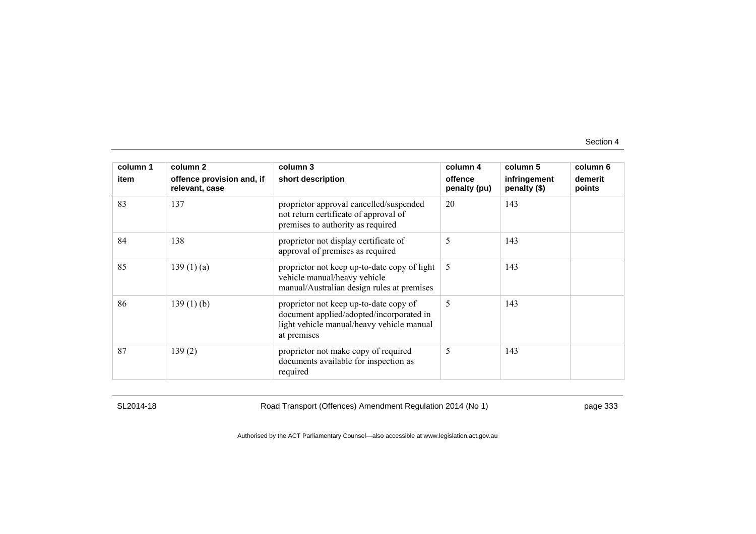| column 1 item | column 2 offence provision and, if relevant, case | column 3 short description | column 4 offence penalty (pu) | column 5 infringement penalty ($) | column 6 demerit points |
|---|---|---|---|---|---|
| 83 | 137 | proprietor approval cancelled/suspended not return certificate of approval of premises to authority as required | 20 | 143 | |
| 84 | 138 | proprietor not display certificate of approval of premises as required | 5 | 143 | |
| 85 | 139 (1) (a) | proprietor not keep up-to-date copy of light vehicle manual/heavy vehicle manual/Australian design rules at premises | 5 | 143 | |
| 86 | 139 (1) (b) | proprietor not keep up-to-date copy of document applied/adopted/incorporated in light vehicle manual/heavy vehicle manual at premises | 5 | 143 | |
| 87 | 139 (2) | proprietor not make copy of required documents available for inspection as required | 5 | 143 | |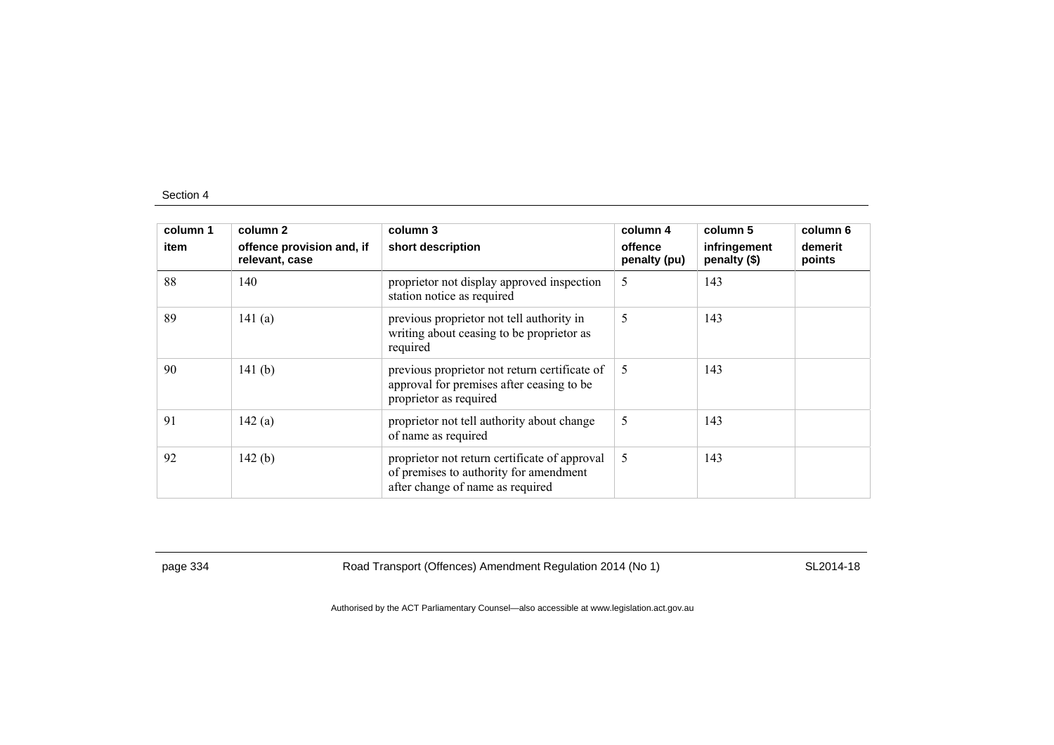| column 1<br>item | column 2<br>offence provision and, if relevant, case | column 3<br>short description | column 4<br>offence penalty (pu) | column 5<br>infringement penalty ($) | column 6<br>demerit points |
|---|---|---|---|---|---|
| 88 | 140 | proprietor not display approved inspection station notice as required | 5 | 143 | |
| 89 | 141 (a) | previous proprietor not tell authority in writing about ceasing to be proprietor as required | 5 | 143 | |
| 90 | 141 (b) | previous proprietor not return certificate of approval for premises after ceasing to be proprietor as required | 5 | 143 | |
| 91 | 142 (a) | proprietor not tell authority about change of name as required | 5 | 143 | |
| 92 | 142 (b) | proprietor not return certificate of approval of premises to authority for amendment after change of name as required | 5 | 143 | |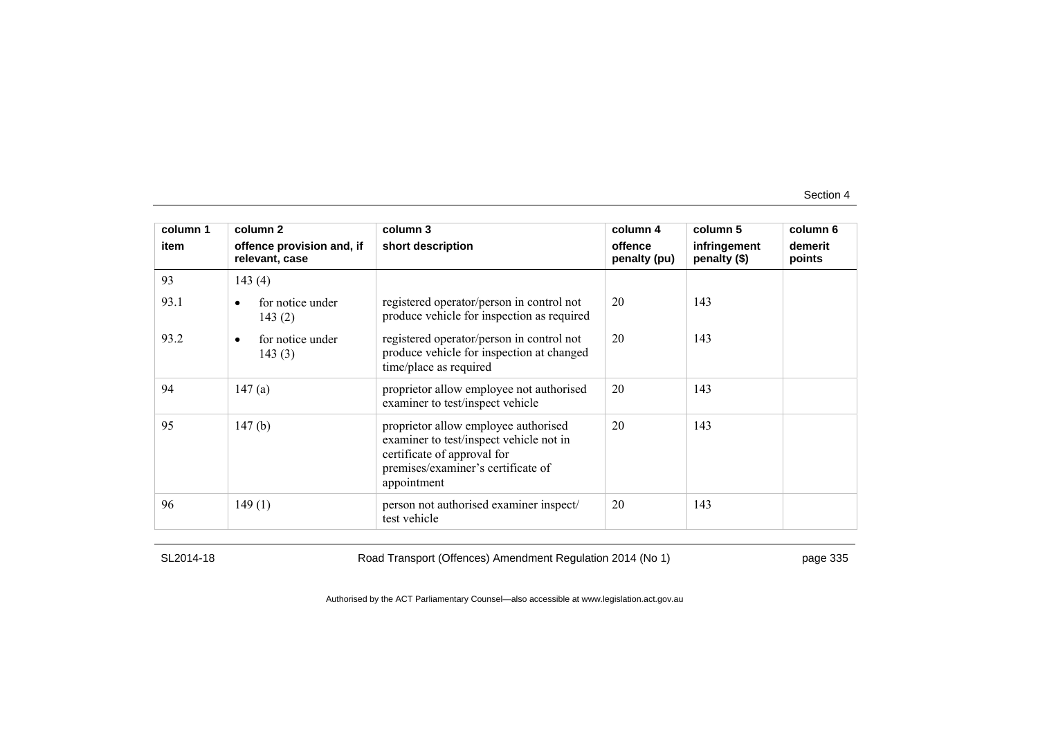| column 1 item | column 2 offence provision and, if relevant, case | column 3 short description | column 4 offence penalty (pu) | column 5 infringement penalty ($) | column 6 demerit points |
|---|---|---|---|---|---|
| 93 | 143 (4) | | | | |
| 93.1 | • for notice under 143 (2) | registered operator/person in control not produce vehicle for inspection as required | 20 | 143 | |
| 93.2 | • for notice under 143 (3) | registered operator/person in control not produce vehicle for inspection at changed time/place as required | 20 | 143 | |
| 94 | 147 (a) | proprietor allow employee not authorised examiner to test/inspect vehicle | 20 | 143 | |
| 95 | 147 (b) | proprietor allow employee authorised examiner to test/inspect vehicle not in certificate of approval for premises/examiner's certificate of appointment | 20 | 143 | |
| 96 | 149 (1) | person not authorised examiner inspect/ test vehicle | 20 | 143 | |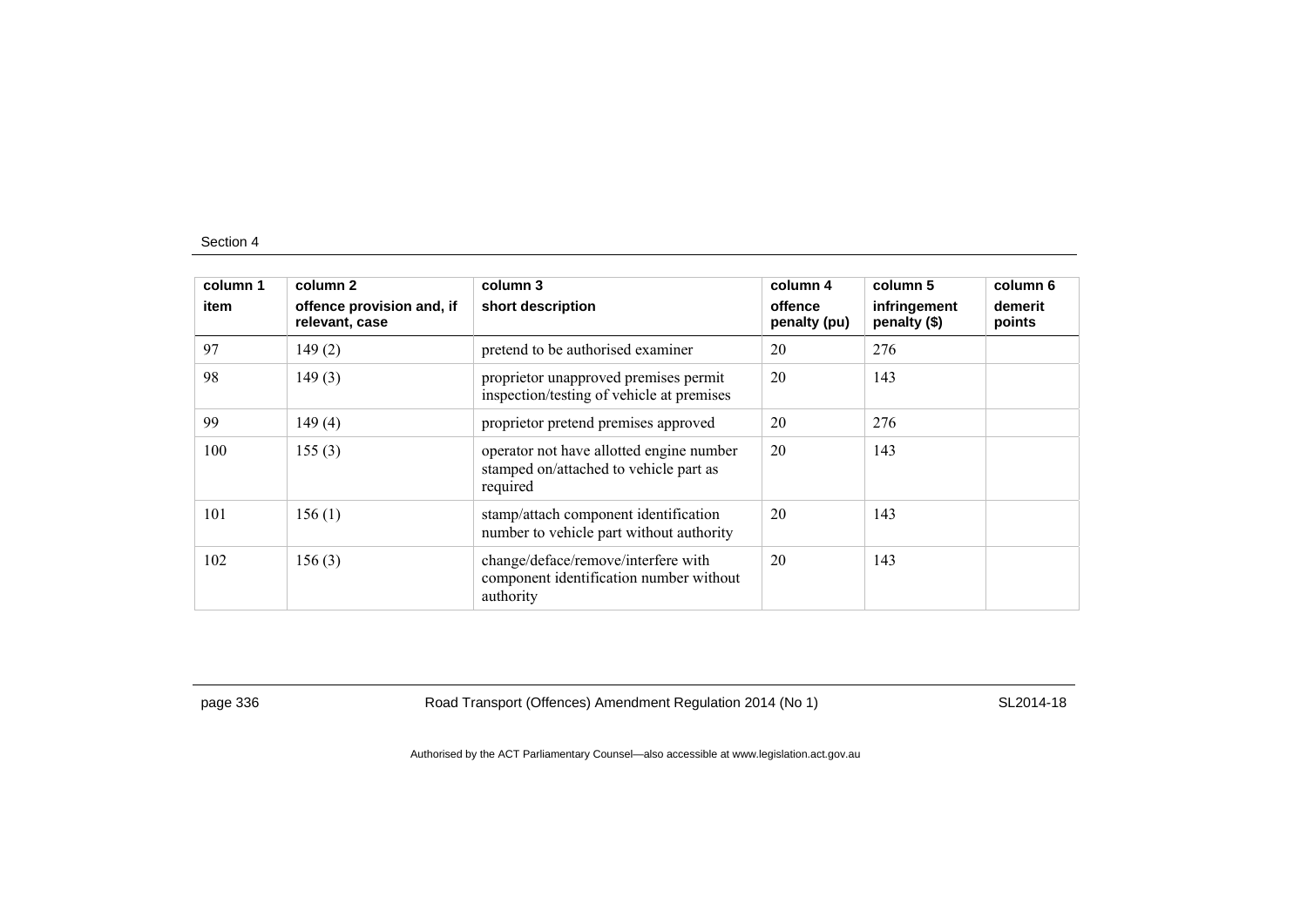| column 1<br>item | column 2<br>offence provision and, if relevant, case | column 3<br>short description | column 4<br>offence penalty (pu) | column 5<br>infringement penalty ($) | column 6<br>demerit points |
|---|---|---|---|---|---|
| 97 | 149 (2) | pretend to be authorised examiner | 20 | 276 | |
| 98 | 149 (3) | proprietor unapproved premises permit inspection/testing of vehicle at premises | 20 | 143 | |
| 99 | 149 (4) | proprietor pretend premises approved | 20 | 276 | |
| 100 | 155 (3) | operator not have allotted engine number stamped on/attached to vehicle part as required | 20 | 143 | |
| 101 | 156 (1) | stamp/attach component identification number to vehicle part without authority | 20 | 143 | |
| 102 | 156 (3) | change/deface/remove/interfere with component identification number without authority | 20 | 143 | |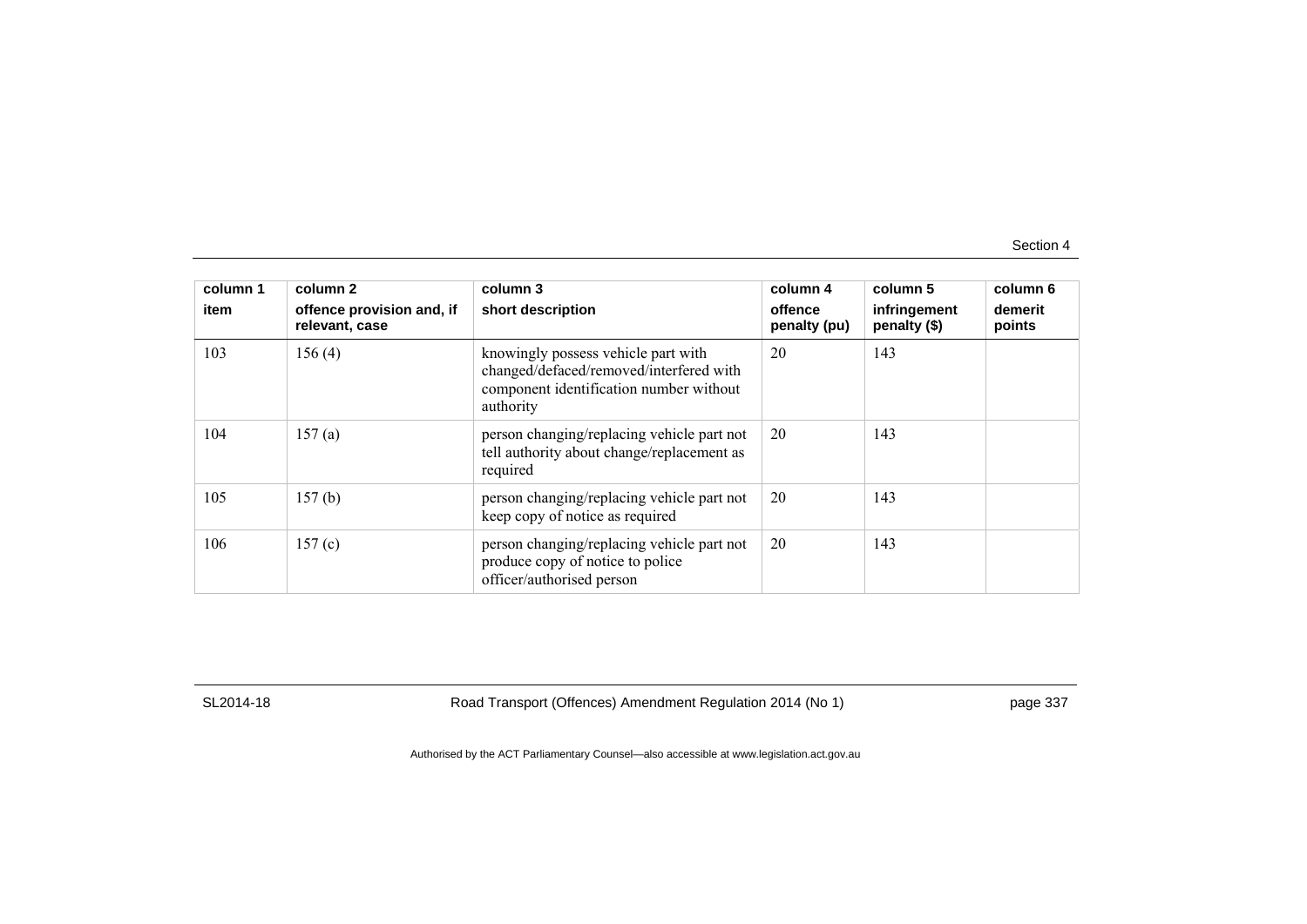| column 1<br>item | column 2<br>offence provision and, if relevant, case | column 3<br>short description | column 4<br>offence penalty (pu) | column 5<br>infringement penalty ($) | column 6<br>demerit points |
|---|---|---|---|---|---|
| 103 | 156 (4) | knowingly possess vehicle part with changed/defaced/removed/interfered with component identification number without authority | 20 | 143 | |
| 104 | 157 (a) | person changing/replacing vehicle part not tell authority about change/replacement as required | 20 | 143 | |
| 105 | 157 (b) | person changing/replacing vehicle part not keep copy of notice as required | 20 | 143 | |
| 106 | 157 (c) | person changing/replacing vehicle part not produce copy of notice to police officer/authorised person | 20 | 143 | |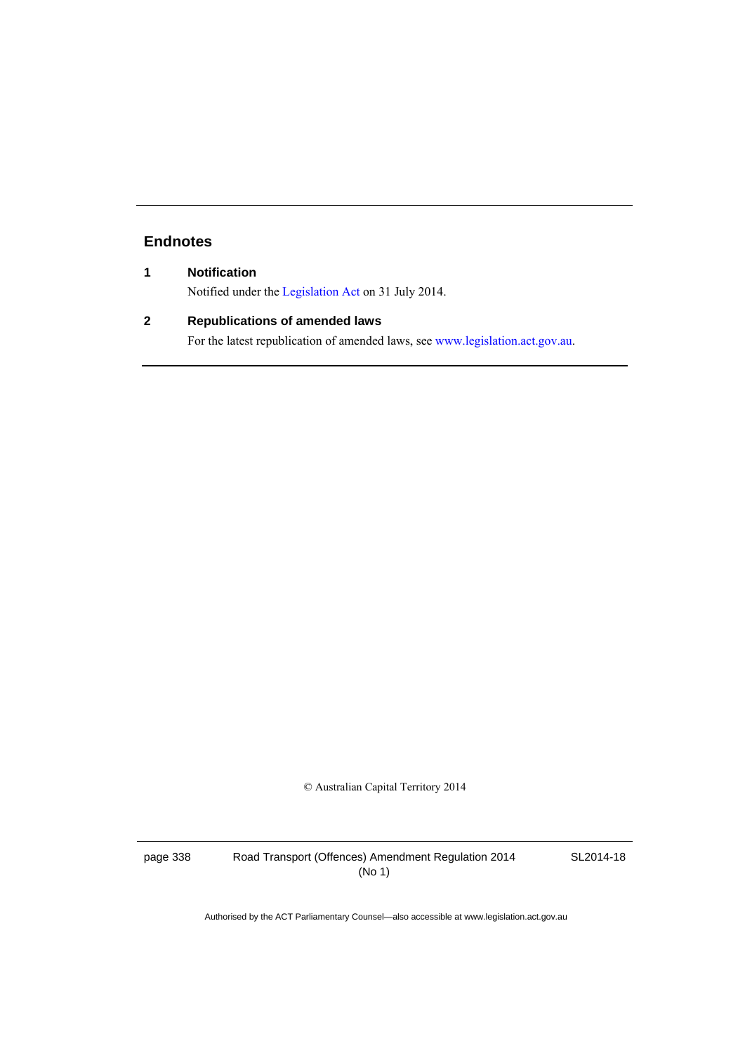## Endnotes

### 1 Notification

Notified under the Legislation Act on 31 July 2014.

### 2 Republications of amended laws

For the latest republication of amended laws, see www.legislation.act.gov.au.

© Australian Capital Territory 2014